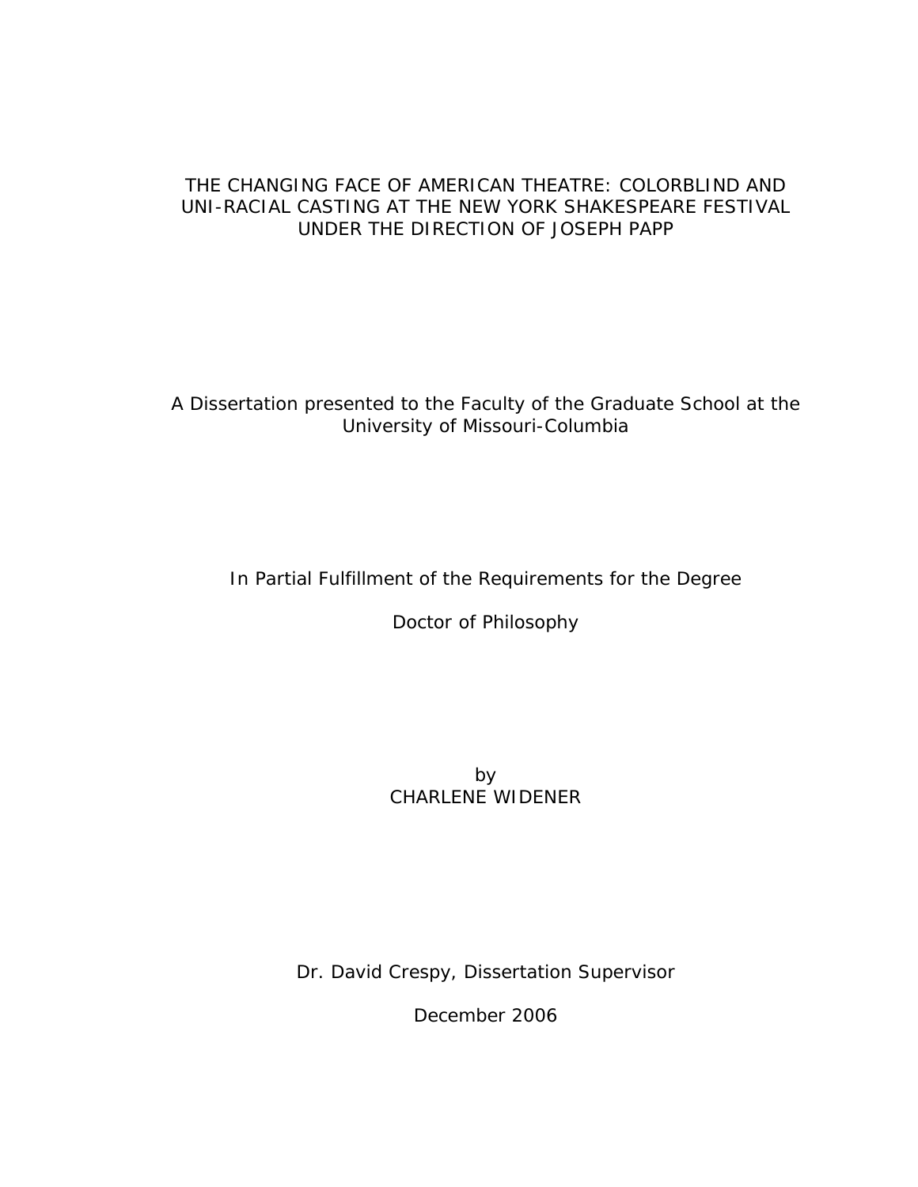# THE CHANGING FACE OF AMERICAN THEATRE: COLORBLIND AND UNI-RACIAL CASTING AT THE NEW YORK SHAKESPEARE FESTIVAL UNDER THE DIRECTION OF JOSEPH PAPP

A Dissertation presented to the Faculty of the Graduate School at the University of Missouri-Columbia

In Partial Fulfillment of the Requirements for the Degree

Doctor of Philosophy

by
CHARLENE WIDENER

Dr. David Crespy, Dissertation Supervisor

December 2006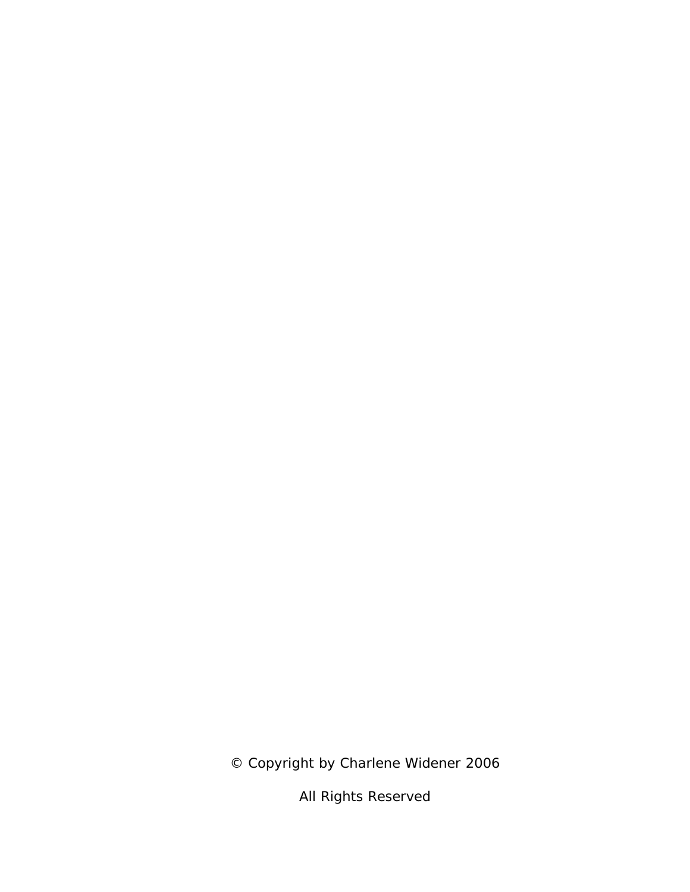© Copyright by Charlene Widener 2006

All Rights Reserved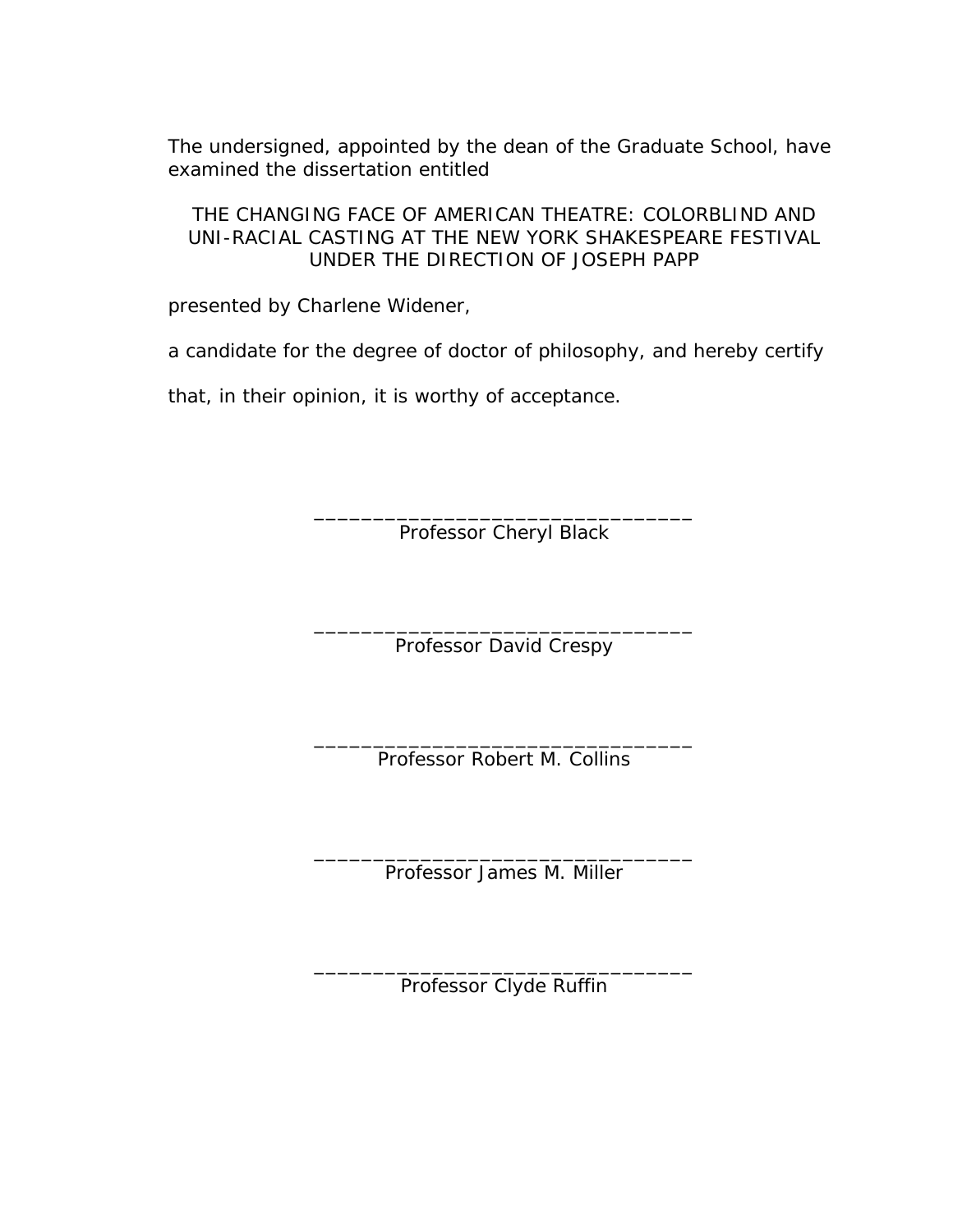The undersigned, appointed by the dean of the Graduate School, have examined the dissertation entitled

THE CHANGING FACE OF AMERICAN THEATRE: COLORBLIND AND UNI-RACIAL CASTING AT THE NEW YORK SHAKESPEARE FESTIVAL UNDER THE DIRECTION OF JOSEPH PAPP

presented by Charlene Widener,

a candidate for the degree of doctor of philosophy, and hereby certify

that, in their opinion, it is worthy of acceptance.

_________________________________
Professor Cheryl Black

_________________________________
Professor David Crespy

_________________________________
Professor Robert M. Collins

_________________________________
Professor James M. Miller

_________________________________
Professor Clyde Ruffin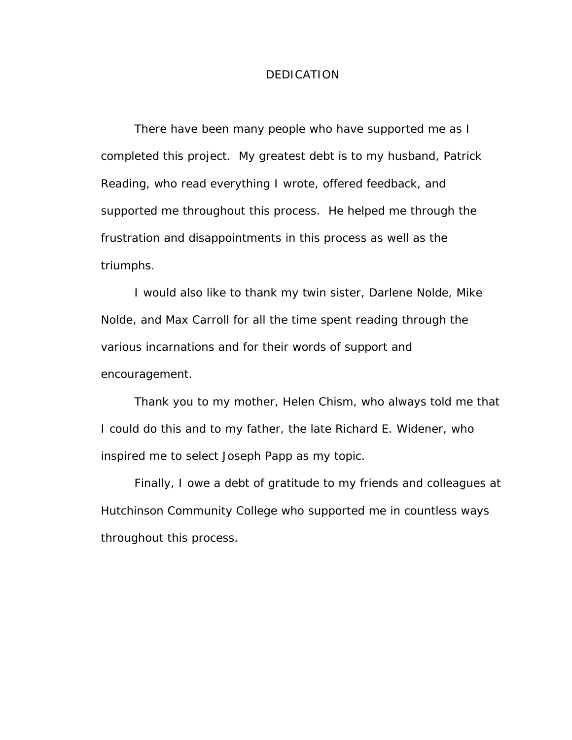# DEDICATION

There have been many people who have supported me as I completed this project. My greatest debt is to my husband, Patrick Reading, who read everything I wrote, offered feedback, and supported me throughout this process. He helped me through the frustration and disappointments in this process as well as the triumphs.

I would also like to thank my twin sister, Darlene Nolde, Mike Nolde, and Max Carroll for all the time spent reading through the various incarnations and for their words of support and encouragement.

Thank you to my mother, Helen Chism, who always told me that I could do this and to my father, the late Richard E. Widener, who inspired me to select Joseph Papp as my topic.

Finally, I owe a debt of gratitude to my friends and colleagues at Hutchinson Community College who supported me in countless ways throughout this process.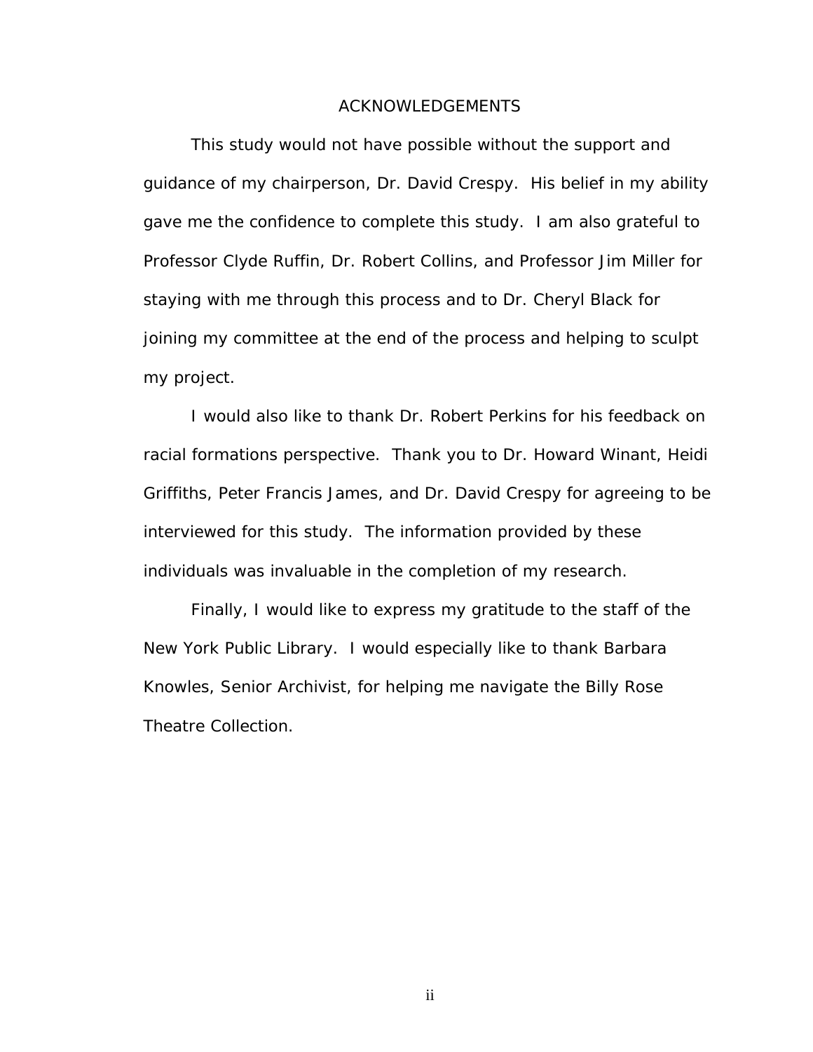# ACKNOWLEDGEMENTS

This study would not have possible without the support and guidance of my chairperson, Dr. David Crespy. His belief in my ability gave me the confidence to complete this study. I am also grateful to Professor Clyde Ruffin, Dr. Robert Collins, and Professor Jim Miller for staying with me through this process and to Dr. Cheryl Black for joining my committee at the end of the process and helping to sculpt my project.

I would also like to thank Dr. Robert Perkins for his feedback on racial formations perspective. Thank you to Dr. Howard Winant, Heidi Griffiths, Peter Francis James, and Dr. David Crespy for agreeing to be interviewed for this study. The information provided by these individuals was invaluable in the completion of my research.

Finally, I would like to express my gratitude to the staff of the New York Public Library. I would especially like to thank Barbara Knowles, Senior Archivist, for helping me navigate the Billy Rose Theatre Collection.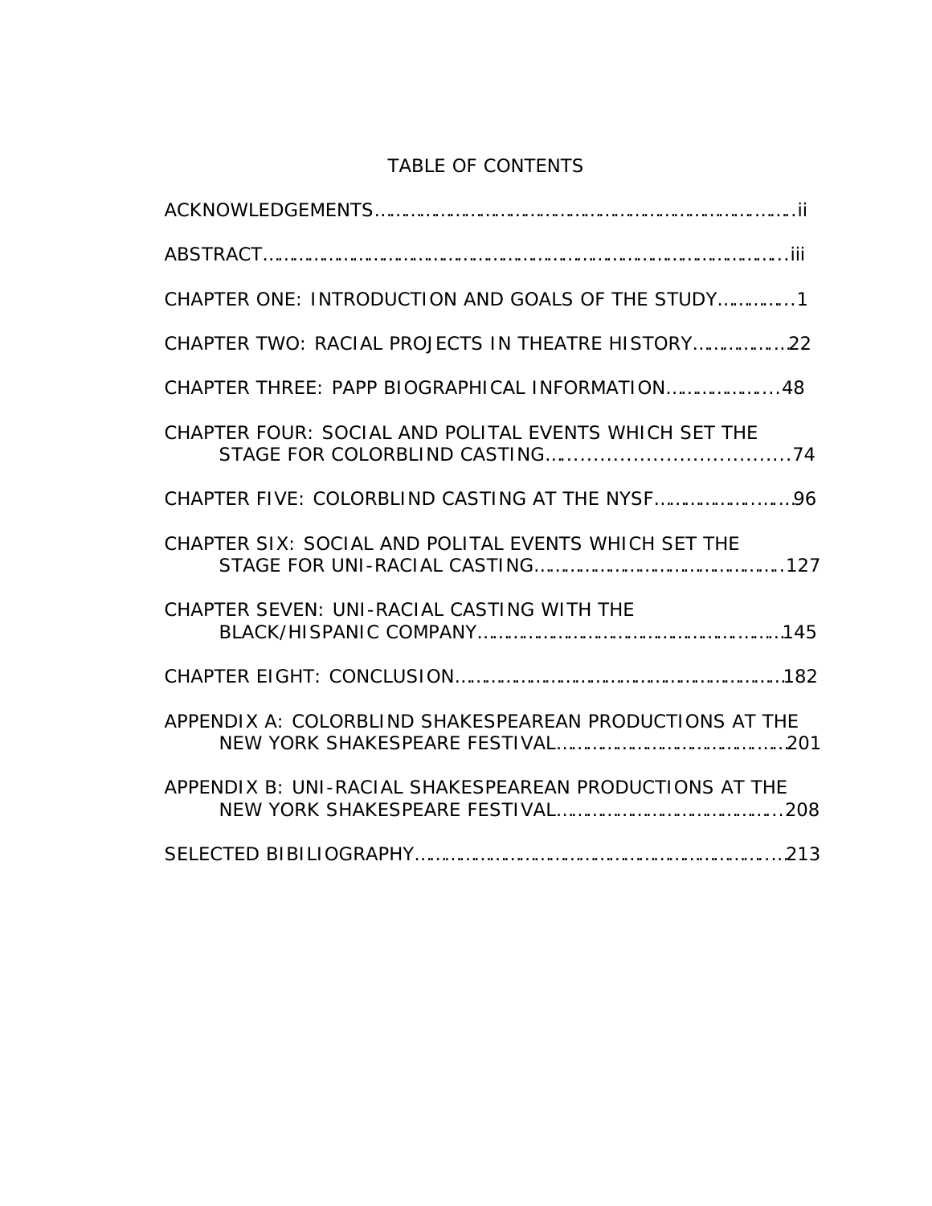# TABLE OF CONTENTS

ACKNOWLEDGEMENTS……………………………………………………………………ii

ABSTRACT………………………………………………………………………………iii

CHAPTER ONE: INTRODUCTION AND GOALS OF THE STUDY……………1

CHAPTER TWO: RACIAL PROJECTS IN THEATRE HISTORY………………22

CHAPTER THREE: PAPP BIOGRAPHICAL INFORMATION…………………48

CHAPTER FOUR: SOCIAL AND POLITAL EVENTS WHICH SET THE STAGE FOR COLORBLIND CASTING………………………………………74

CHAPTER FIVE: COLORBLIND CASTING AT THE NYSF………………………96

CHAPTER SIX: SOCIAL AND POLITAL EVENTS WHICH SET THE STAGE FOR UNI-RACIAL CASTING…………………………………………127

CHAPTER SEVEN: UNI-RACIAL CASTING WITH THE BLACK/HISPANIC COMPANY……………………………………………………145

CHAPTER EIGHT: CONCLUSION…………………………………………………182

APPENDIX A: COLORBLIND SHAKESPEAREAN PRODUCTIONS AT THE NEW YORK SHAKESPEARE FESTIVAL……………………………………201

APPENDIX B: UNI-RACIAL SHAKESPEAREAN PRODUCTIONS AT THE NEW YORK SHAKESPEARE FESTIVAL……………………………………208

SELECTED BIBILIOGRAPHY………………………………………………………213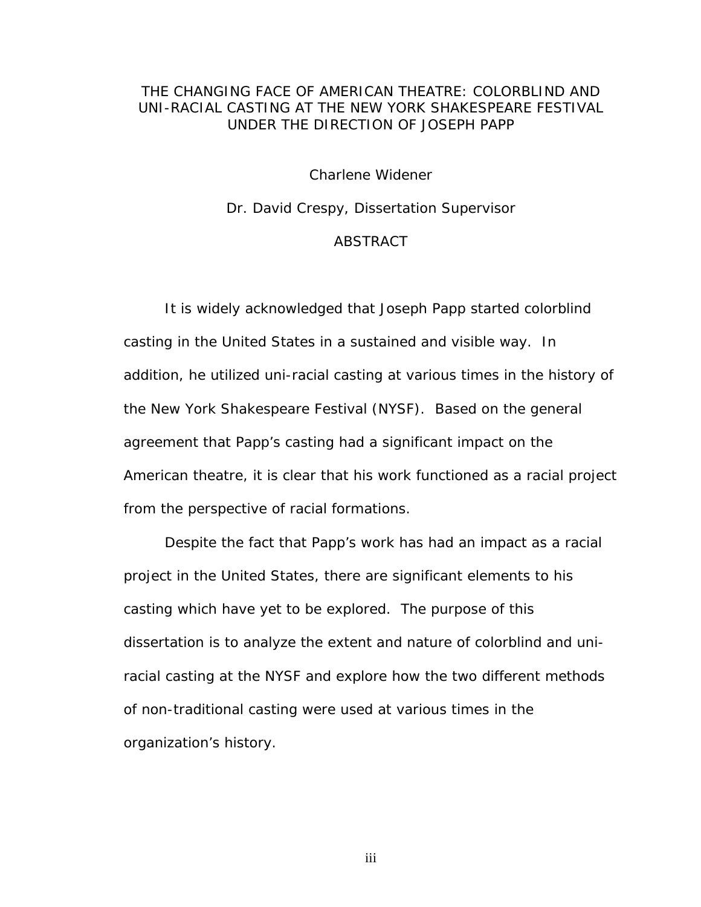THE CHANGING FACE OF AMERICAN THEATRE: COLORBLIND AND UNI-RACIAL CASTING AT THE NEW YORK SHAKESPEARE FESTIVAL UNDER THE DIRECTION OF JOSEPH PAPP

Charlene Widener

Dr. David Crespy, Dissertation Supervisor

ABSTRACT

It is widely acknowledged that Joseph Papp started colorblind casting in the United States in a sustained and visible way. In addition, he utilized uni-racial casting at various times in the history of the New York Shakespeare Festival (NYSF). Based on the general agreement that Papp's casting had a significant impact on the American theatre, it is clear that his work functioned as a racial project from the perspective of racial formations.

Despite the fact that Papp's work has had an impact as a racial project in the United States, there are significant elements to his casting which have yet to be explored. The purpose of this dissertation is to analyze the extent and nature of colorblind and uni-racial casting at the NYSF and explore how the two different methods of non-traditional casting were used at various times in the organization's history.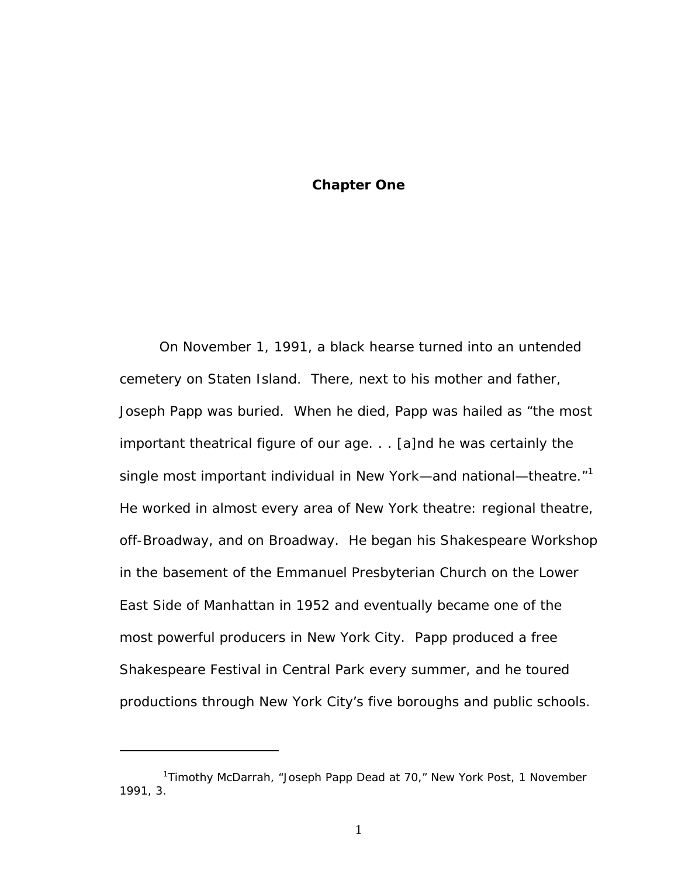# Chapter One

On November 1, 1991, a black hearse turned into an untended cemetery on Staten Island. There, next to his mother and father, Joseph Papp was buried. When he died, Papp was hailed as "the most important theatrical figure of our age. . . [a]nd he was certainly the single most important individual in New York—and national—theatre."[1] He worked in almost every area of New York theatre: regional theatre, off-Broadway, and on Broadway. He began his Shakespeare Workshop in the basement of the Emmanuel Presbyterian Church on the Lower East Side of Manhattan in 1952 and eventually became one of the most powerful producers in New York City. Papp produced a free Shakespeare Festival in Central Park every summer, and he toured productions through New York City's five boroughs and public schools.

---

[1]Timothy McDarrah, "Joseph Papp Dead at 70," New York Post, 1 November 1991, 3.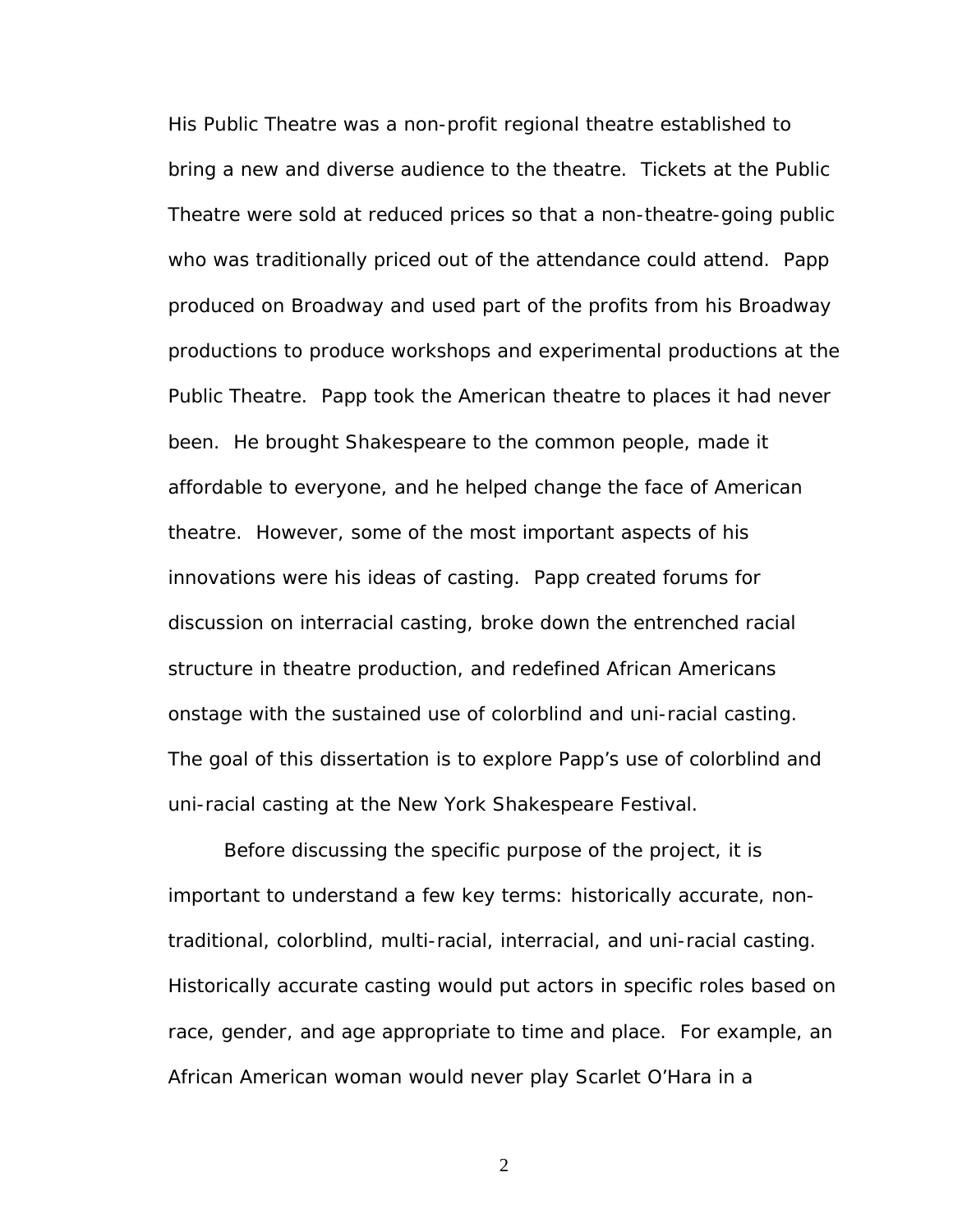His Public Theatre was a non-profit regional theatre established to bring a new and diverse audience to the theatre. Tickets at the Public Theatre were sold at reduced prices so that a non-theatre-going public who was traditionally priced out of the attendance could attend. Papp produced on Broadway and used part of the profits from his Broadway productions to produce workshops and experimental productions at the Public Theatre. Papp took the American theatre to places it had never been. He brought Shakespeare to the common people, made it affordable to everyone, and he helped change the face of American theatre. However, some of the most important aspects of his innovations were his ideas of casting. Papp created forums for discussion on interracial casting, broke down the entrenched racial structure in theatre production, and redefined African Americans onstage with the sustained use of colorblind and uni-racial casting. The goal of this dissertation is to explore Papp's use of colorblind and uni-racial casting at the New York Shakespeare Festival.

Before discussing the specific purpose of the project, it is important to understand a few key terms: historically accurate, non-traditional, colorblind, multi-racial, interracial, and uni-racial casting. Historically accurate casting would put actors in specific roles based on race, gender, and age appropriate to time and place. For example, an African American woman would never play Scarlet O'Hara in a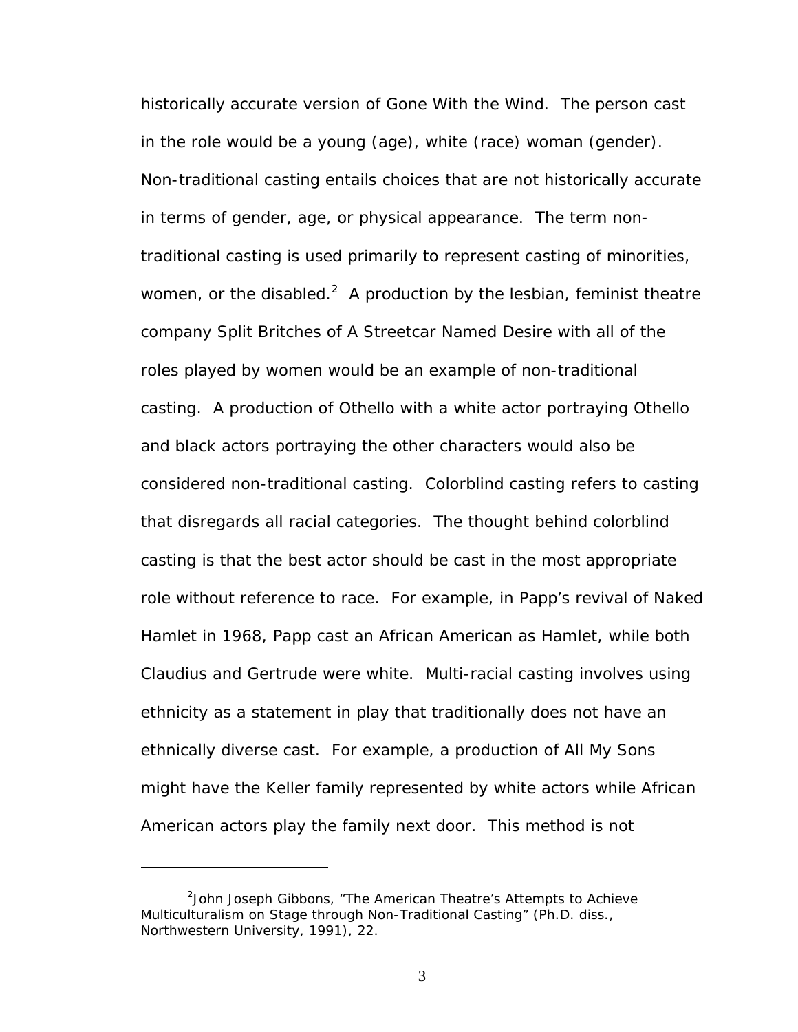historically accurate version of Gone With the Wind. The person cast in the role would be a young (age), white (race) woman (gender). Non-traditional casting entails choices that are not historically accurate in terms of gender, age, or physical appearance. The term non-traditional casting is used primarily to represent casting of minorities, women, or the disabled.[2] A production by the lesbian, feminist theatre company Split Britches of A Streetcar Named Desire with all of the roles played by women would be an example of non-traditional casting. A production of Othello with a white actor portraying Othello and black actors portraying the other characters would also be considered non-traditional casting. Colorblind casting refers to casting that disregards all racial categories. The thought behind colorblind casting is that the best actor should be cast in the most appropriate role without reference to race. For example, in Papp's revival of Naked Hamlet in 1968, Papp cast an African American as Hamlet, while both Claudius and Gertrude were white. Multi-racial casting involves using ethnicity as a statement in play that traditionally does not have an ethnically diverse cast. For example, a production of All My Sons might have the Keller family represented by white actors while African American actors play the family next door. This method is not

---

[2] John Joseph Gibbons, "The American Theatre's Attempts to Achieve Multiculturalism on Stage through Non-Traditional Casting" (Ph.D. diss., Northwestern University, 1991), 22.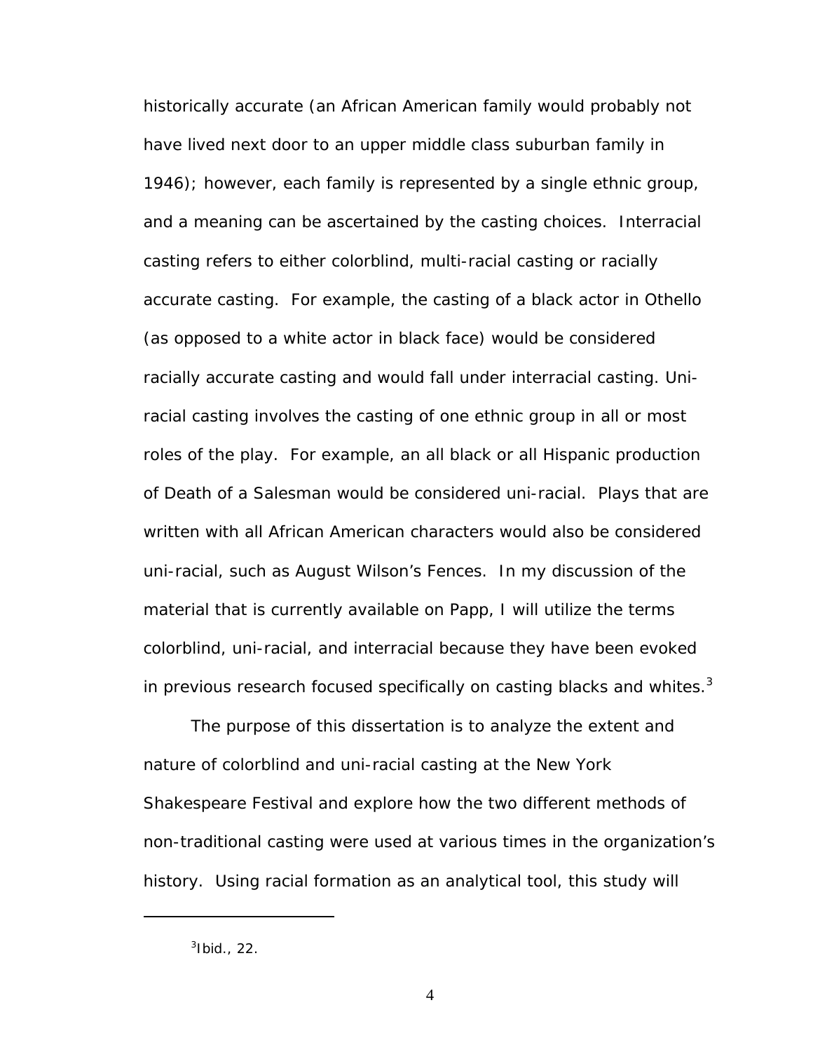historically accurate (an African American family would probably not have lived next door to an upper middle class suburban family in 1946); however, each family is represented by a single ethnic group, and a meaning can be ascertained by the casting choices. Interracial casting refers to either colorblind, multi-racial casting or racially accurate casting. For example, the casting of a black actor in Othello (as opposed to a white actor in black face) would be considered racially accurate casting and would fall under interracial casting. Uni-racial casting involves the casting of one ethnic group in all or most roles of the play. For example, an all black or all Hispanic production of Death of a Salesman would be considered uni-racial. Plays that are written with all African American characters would also be considered uni-racial, such as August Wilson's Fences. In my discussion of the material that is currently available on Papp, I will utilize the terms colorblind, uni-racial, and interracial because they have been evoked in previous research focused specifically on casting blacks and whites.[3]

The purpose of this dissertation is to analyze the extent and nature of colorblind and uni-racial casting at the New York Shakespeare Festival and explore how the two different methods of non-traditional casting were used at various times in the organization's history. Using racial formation as an analytical tool, this study will

---

[3]Ibid., 22.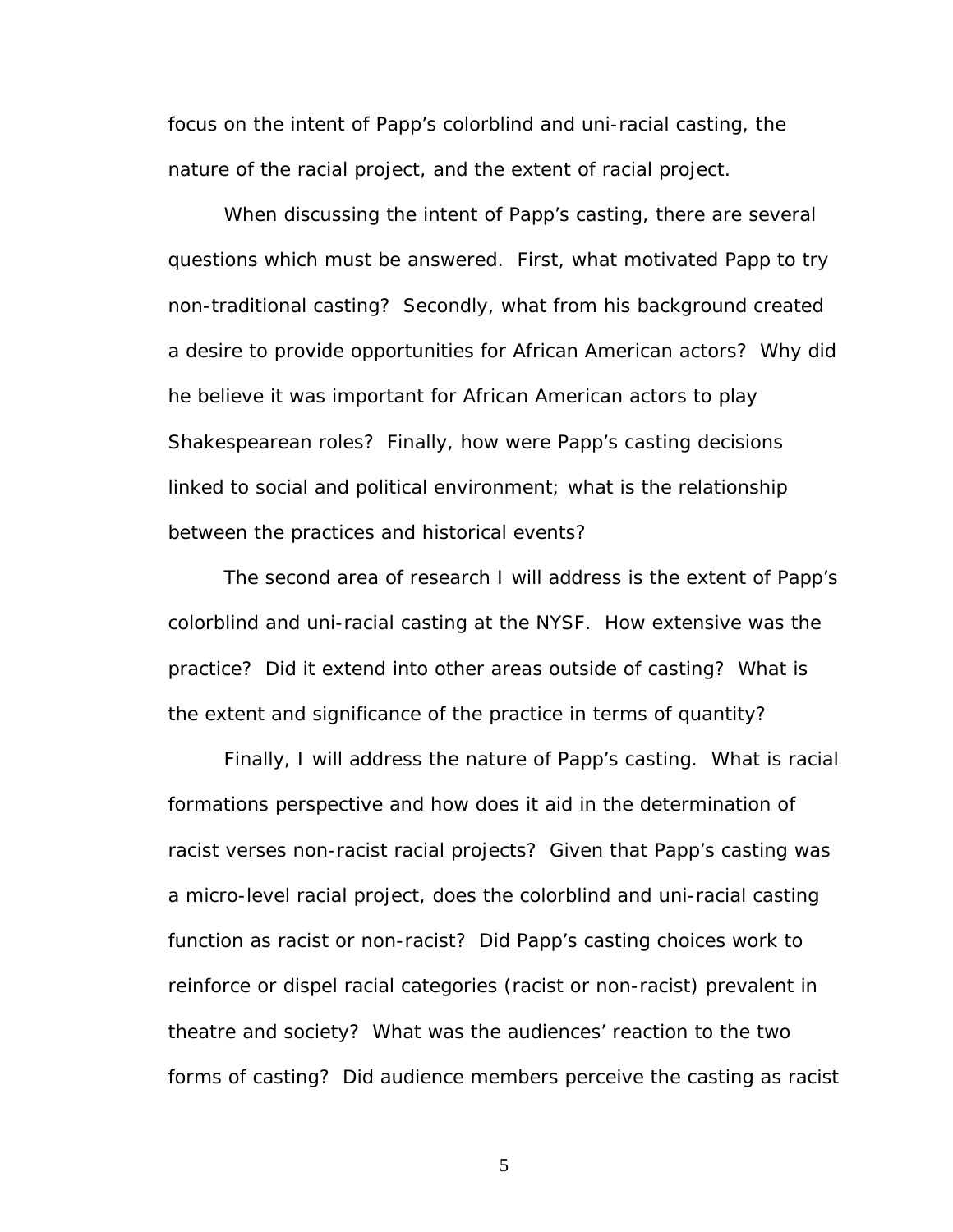focus on the intent of Papp's colorblind and uni-racial casting, the nature of the racial project, and the extent of racial project.

When discussing the intent of Papp's casting, there are several questions which must be answered. First, what motivated Papp to try non-traditional casting? Secondly, what from his background created a desire to provide opportunities for African American actors? Why did he believe it was important for African American actors to play Shakespearean roles? Finally, how were Papp's casting decisions linked to social and political environment; what is the relationship between the practices and historical events?

The second area of research I will address is the extent of Papp's colorblind and uni-racial casting at the NYSF. How extensive was the practice? Did it extend into other areas outside of casting? What is the extent and significance of the practice in terms of quantity?

Finally, I will address the nature of Papp's casting. What is racial formations perspective and how does it aid in the determination of racist verses non-racist racial projects? Given that Papp's casting was a micro-level racial project, does the colorblind and uni-racial casting function as racist or non-racist? Did Papp's casting choices work to reinforce or dispel racial categories (racist or non-racist) prevalent in theatre and society? What was the audiences' reaction to the two forms of casting? Did audience members perceive the casting as racist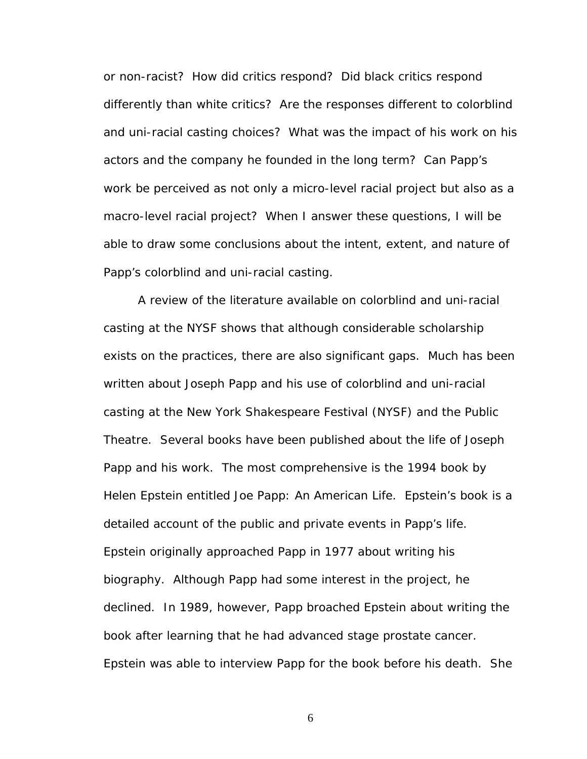or non-racist? How did critics respond? Did black critics respond differently than white critics? Are the responses different to colorblind and uni-racial casting choices? What was the impact of his work on his actors and the company he founded in the long term? Can Papp's work be perceived as not only a micro-level racial project but also as a macro-level racial project? When I answer these questions, I will be able to draw some conclusions about the intent, extent, and nature of Papp's colorblind and uni-racial casting.

A review of the literature available on colorblind and uni-racial casting at the NYSF shows that although considerable scholarship exists on the practices, there are also significant gaps. Much has been written about Joseph Papp and his use of colorblind and uni-racial casting at the New York Shakespeare Festival (NYSF) and the Public Theatre. Several books have been published about the life of Joseph Papp and his work. The most comprehensive is the 1994 book by Helen Epstein entitled Joe Papp: An American Life. Epstein's book is a detailed account of the public and private events in Papp's life. Epstein originally approached Papp in 1977 about writing his biography. Although Papp had some interest in the project, he declined. In 1989, however, Papp broached Epstein about writing the book after learning that he had advanced stage prostate cancer. Epstein was able to interview Papp for the book before his death. She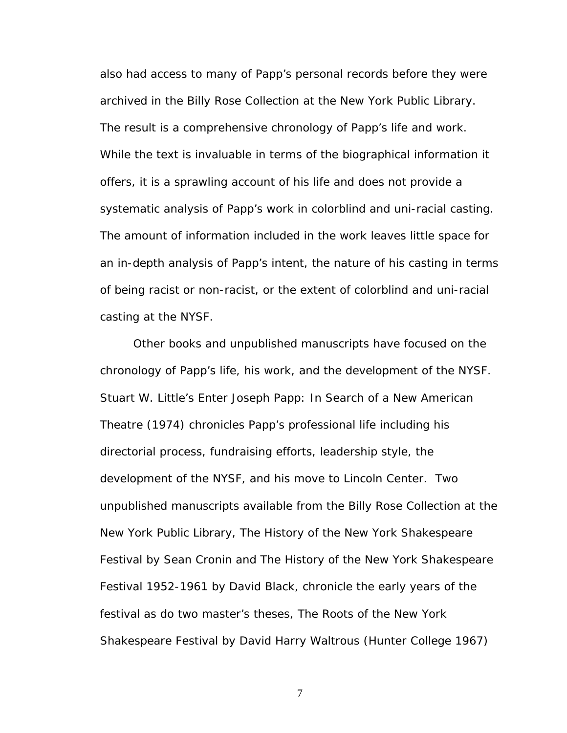also had access to many of Papp's personal records before they were archived in the Billy Rose Collection at the New York Public Library. The result is a comprehensive chronology of Papp's life and work. While the text is invaluable in terms of the biographical information it offers, it is a sprawling account of his life and does not provide a systematic analysis of Papp's work in colorblind and uni-racial casting. The amount of information included in the work leaves little space for an in-depth analysis of Papp's intent, the nature of his casting in terms of being racist or non-racist, or the extent of colorblind and uni-racial casting at the NYSF.

Other books and unpublished manuscripts have focused on the chronology of Papp's life, his work, and the development of the NYSF. Stuart W. Little's Enter Joseph Papp: In Search of a New American Theatre (1974) chronicles Papp's professional life including his directorial process, fundraising efforts, leadership style, the development of the NYSF, and his move to Lincoln Center. Two unpublished manuscripts available from the Billy Rose Collection at the New York Public Library, The History of the New York Shakespeare Festival by Sean Cronin and The History of the New York Shakespeare Festival 1952-1961 by David Black, chronicle the early years of the festival as do two master's theses, The Roots of the New York Shakespeare Festival by David Harry Waltrous (Hunter College 1967)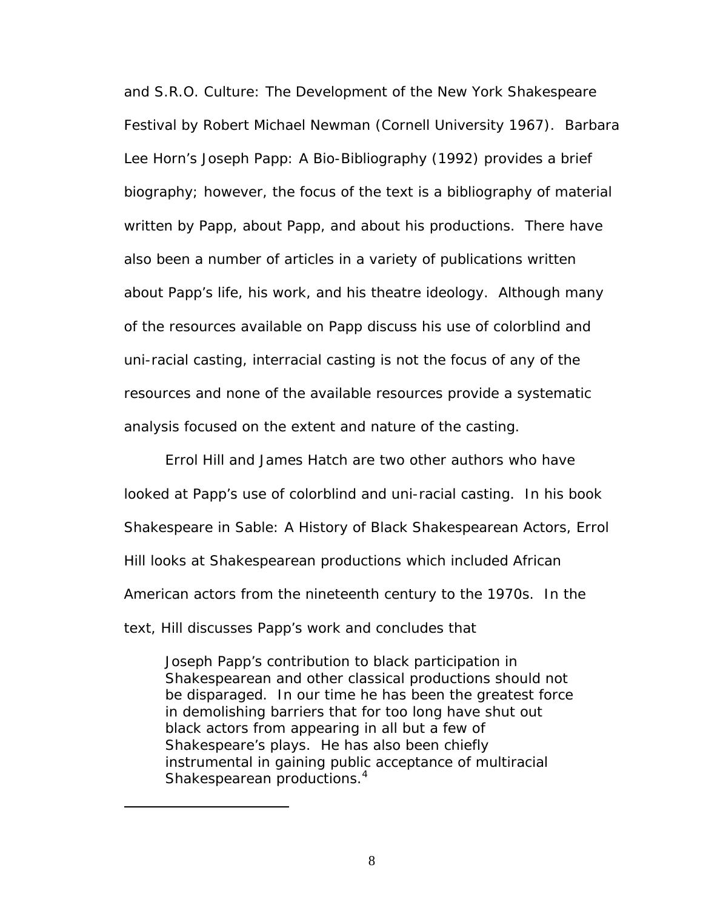and S.R.O. Culture: The Development of the New York Shakespeare Festival by Robert Michael Newman (Cornell University 1967). Barbara Lee Horn's Joseph Papp: A Bio-Bibliography (1992) provides a brief biography; however, the focus of the text is a bibliography of material written by Papp, about Papp, and about his productions. There have also been a number of articles in a variety of publications written about Papp's life, his work, and his theatre ideology. Although many of the resources available on Papp discuss his use of colorblind and uni-racial casting, interracial casting is not the focus of any of the resources and none of the available resources provide a systematic analysis focused on the extent and nature of the casting.

Errol Hill and James Hatch are two other authors who have looked at Papp's use of colorblind and uni-racial casting. In his book Shakespeare in Sable: A History of Black Shakespearean Actors, Errol Hill looks at Shakespearean productions which included African American actors from the nineteenth century to the 1970s. In the text, Hill discusses Papp's work and concludes that

> Joseph Papp's contribution to black participation in Shakespearean and other classical productions should not be disparaged. In our time he has been the greatest force in demolishing barriers that for too long have shut out black actors from appearing in all but a few of Shakespeare's plays. He has also been chiefly instrumental in gaining public acceptance of multiracial Shakespearean productions.[4]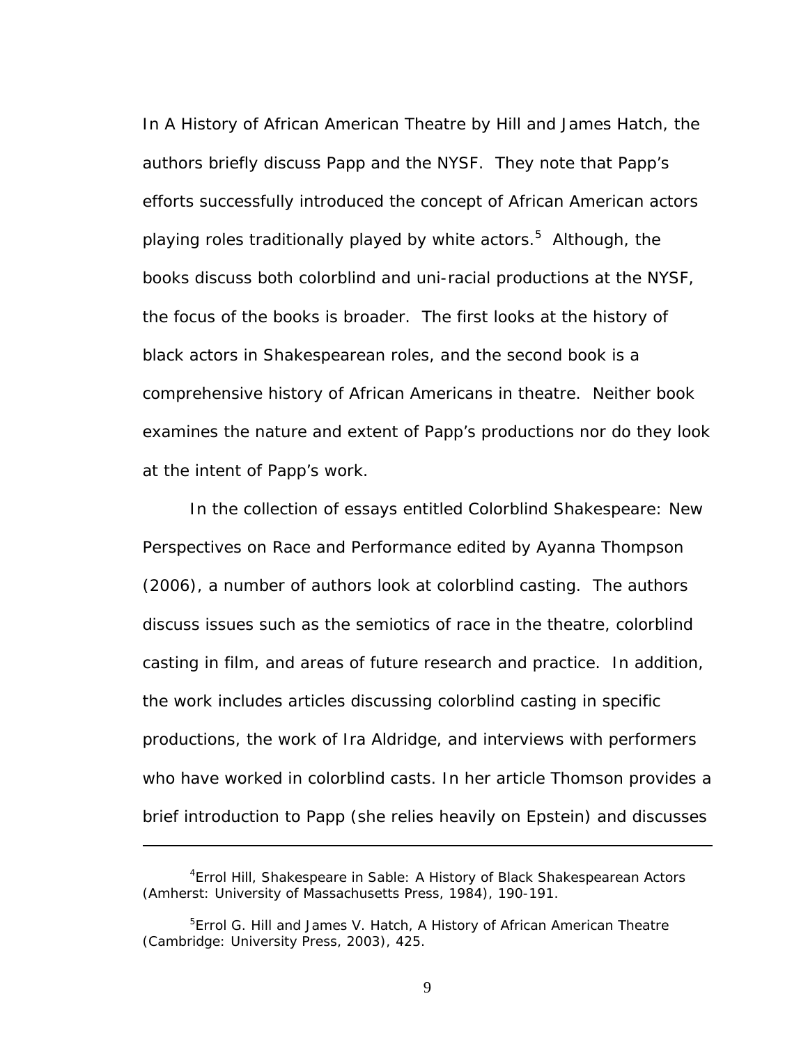In A History of African American Theatre by Hill and James Hatch, the authors briefly discuss Papp and the NYSF. They note that Papp's efforts successfully introduced the concept of African American actors playing roles traditionally played by white actors.[5] Although, the books discuss both colorblind and uni-racial productions at the NYSF, the focus of the books is broader. The first looks at the history of black actors in Shakespearean roles, and the second book is a comprehensive history of African Americans in theatre. Neither book examines the nature and extent of Papp's productions nor do they look at the intent of Papp's work.

In the collection of essays entitled Colorblind Shakespeare: New Perspectives on Race and Performance edited by Ayanna Thompson (2006), a number of authors look at colorblind casting. The authors discuss issues such as the semiotics of race in the theatre, colorblind casting in film, and areas of future research and practice. In addition, the work includes articles discussing colorblind casting in specific productions, the work of Ira Aldridge, and interviews with performers who have worked in colorblind casts. In her article Thomson provides a brief introduction to Papp (she relies heavily on Epstein) and discusses

---

[4]Errol Hill, Shakespeare in Sable: A History of Black Shakespearean Actors (Amherst: University of Massachusetts Press, 1984), 190-191.

[5]Errol G. Hill and James V. Hatch, A History of African American Theatre (Cambridge: University Press, 2003), 425.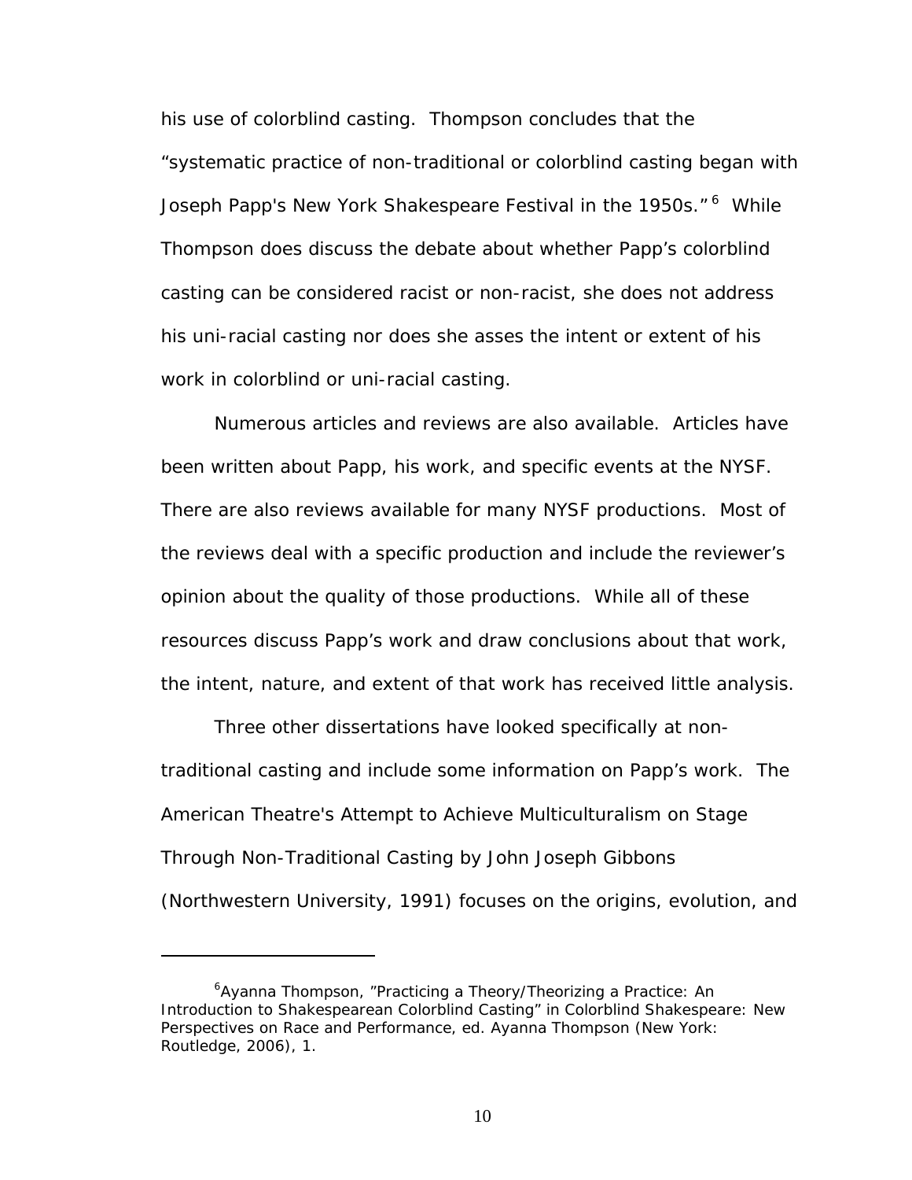his use of colorblind casting. Thompson concludes that the "systematic practice of non-traditional or colorblind casting began with Joseph Papp's New York Shakespeare Festival in the 1950s."[6] While Thompson does discuss the debate about whether Papp's colorblind casting can be considered racist or non-racist, she does not address his uni-racial casting nor does she asses the intent or extent of his work in colorblind or uni-racial casting.

Numerous articles and reviews are also available. Articles have been written about Papp, his work, and specific events at the NYSF. There are also reviews available for many NYSF productions. Most of the reviews deal with a specific production and include the reviewer's opinion about the quality of those productions. While all of these resources discuss Papp's work and draw conclusions about that work, the intent, nature, and extent of that work has received little analysis.

Three other dissertations have looked specifically at non-traditional casting and include some information on Papp's work. The American Theatre's Attempt to Achieve Multiculturalism on Stage Through Non-Traditional Casting by John Joseph Gibbons (Northwestern University, 1991) focuses on the origins, evolution, and

---

[6] Ayanna Thompson, "Practicing a Theory/Theorizing a Practice: An Introduction to Shakespearean Colorblind Casting" in Colorblind Shakespeare: New Perspectives on Race and Performance, ed. Ayanna Thompson (New York: Routledge, 2006), 1.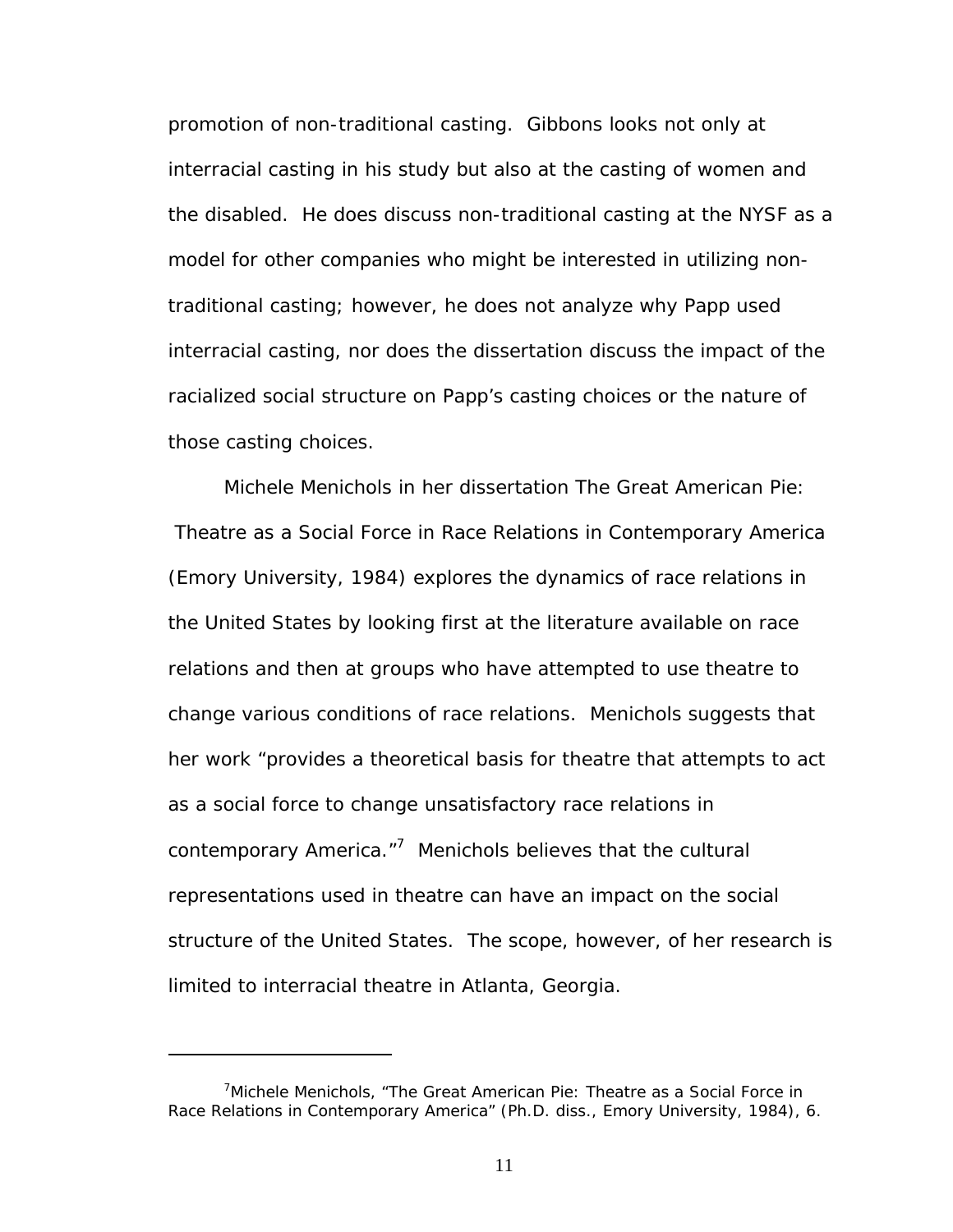promotion of non-traditional casting. Gibbons looks not only at interracial casting in his study but also at the casting of women and the disabled. He does discuss non-traditional casting at the NYSF as a model for other companies who might be interested in utilizing non-traditional casting; however, he does not analyze why Papp used interracial casting, nor does the dissertation discuss the impact of the racialized social structure on Papp's casting choices or the nature of those casting choices.

Michele Menichols in her dissertation The Great American Pie: Theatre as a Social Force in Race Relations in Contemporary America (Emory University, 1984) explores the dynamics of race relations in the United States by looking first at the literature available on race relations and then at groups who have attempted to use theatre to change various conditions of race relations. Menichols suggests that her work "provides a theoretical basis for theatre that attempts to act as a social force to change unsatisfactory race relations in contemporary America."[7] Menichols believes that the cultural representations used in theatre can have an impact on the social structure of the United States. The scope, however, of her research is limited to interracial theatre in Atlanta, Georgia.

---

[7] Michele Menichols, "The Great American Pie: Theatre as a Social Force in Race Relations in Contemporary America" (Ph.D. diss., Emory University, 1984), 6.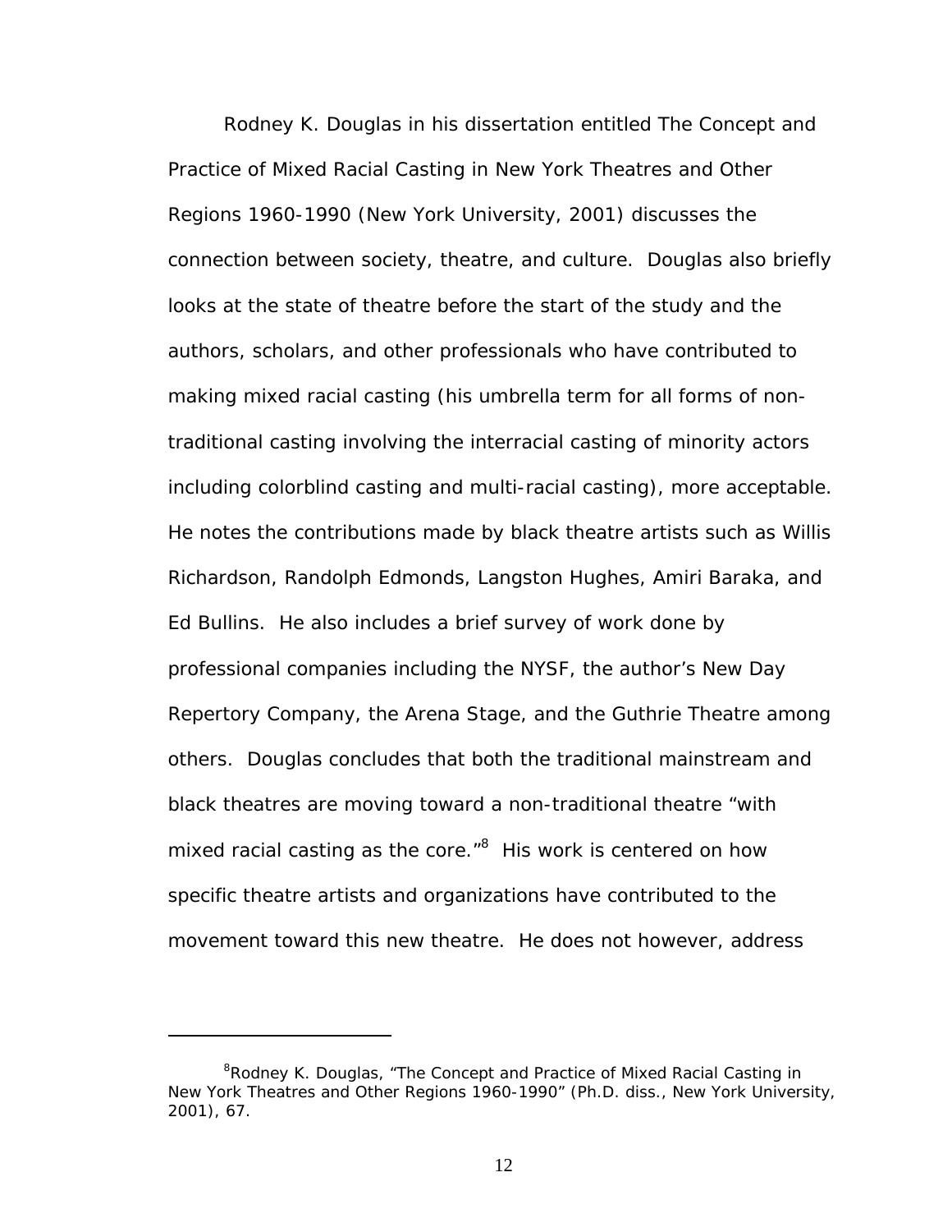Rodney K. Douglas in his dissertation entitled The Concept and Practice of Mixed Racial Casting in New York Theatres and Other Regions 1960-1990 (New York University, 2001) discusses the connection between society, theatre, and culture. Douglas also briefly looks at the state of theatre before the start of the study and the authors, scholars, and other professionals who have contributed to making mixed racial casting (his umbrella term for all forms of non-traditional casting involving the interracial casting of minority actors including colorblind casting and multi-racial casting), more acceptable. He notes the contributions made by black theatre artists such as Willis Richardson, Randolph Edmonds, Langston Hughes, Amiri Baraka, and Ed Bullins. He also includes a brief survey of work done by professional companies including the NYSF, the author's New Day Repertory Company, the Arena Stage, and the Guthrie Theatre among others. Douglas concludes that both the traditional mainstream and black theatres are moving toward a non-traditional theatre "with mixed racial casting as the core."[8] His work is centered on how specific theatre artists and organizations have contributed to the movement toward this new theatre. He does not however, address

---

[8]Rodney K. Douglas, "The Concept and Practice of Mixed Racial Casting in New York Theatres and Other Regions 1960-1990" (Ph.D. diss., New York University, 2001), 67.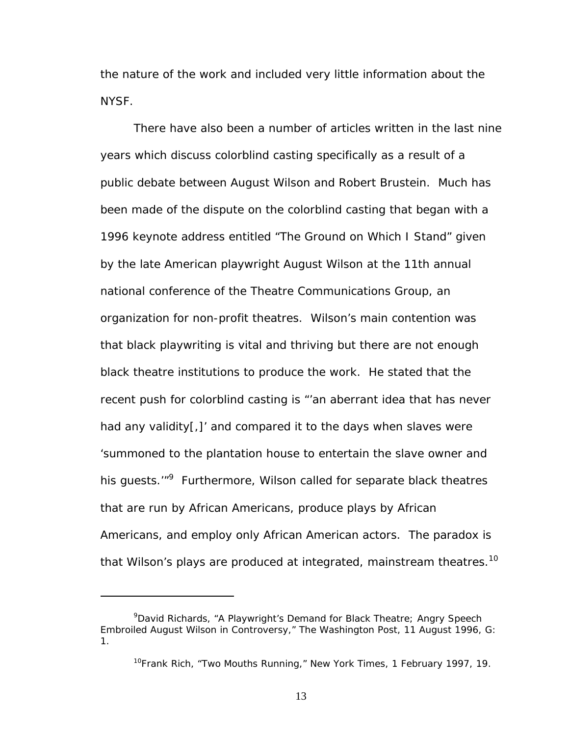the nature of the work and included very little information about the NYSF.

There have also been a number of articles written in the last nine years which discuss colorblind casting specifically as a result of a public debate between August Wilson and Robert Brustein. Much has been made of the dispute on the colorblind casting that began with a 1996 keynote address entitled "The Ground on Which I Stand" given by the late American playwright August Wilson at the 11th annual national conference of the Theatre Communications Group, an organization for non-profit theatres. Wilson's main contention was that black playwriting is vital and thriving but there are not enough black theatre institutions to produce the work. He stated that the recent push for colorblind casting is "'an aberrant idea that has never had any validity[,]' and compared it to the days when slaves were 'summoned to the plantation house to entertain the slave owner and his guests.'"[9] Furthermore, Wilson called for separate black theatres that are run by African Americans, produce plays by African Americans, and employ only African American actors. The paradox is that Wilson's plays are produced at integrated, mainstream theatres.[10]

---

[9]David Richards, "A Playwright's Demand for Black Theatre; Angry Speech Embroiled August Wilson in Controversy," The Washington Post, 11 August 1996, G: 1.

[10]Frank Rich, "Two Mouths Running," New York Times, 1 February 1997, 19.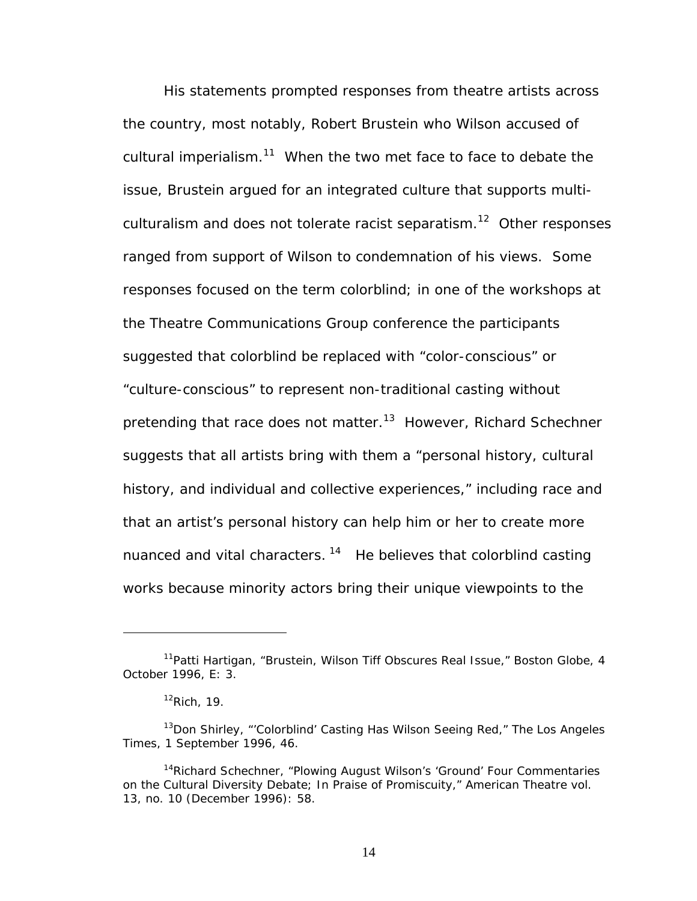His statements prompted responses from theatre artists across the country, most notably, Robert Brustein who Wilson accused of cultural imperialism.[11] When the two met face to face to debate the issue, Brustein argued for an integrated culture that supports multi-culturalism and does not tolerate racist separatism.[12] Other responses ranged from support of Wilson to condemnation of his views. Some responses focused on the term colorblind; in one of the workshops at the Theatre Communications Group conference the participants suggested that colorblind be replaced with "color-conscious" or "culture-conscious" to represent non-traditional casting without pretending that race does not matter.[13] However, Richard Schechner suggests that all artists bring with them a "personal history, cultural history, and individual and collective experiences," including race and that an artist's personal history can help him or her to create more nuanced and vital characters.[14] He believes that colorblind casting works because minority actors bring their unique viewpoints to the

---

[11] Patti Hartigan, "Brustein, Wilson Tiff Obscures Real Issue," Boston Globe, 4 October 1996, E: 3.

[12] Rich, 19.

[13] Don Shirley, "'Colorblind' Casting Has Wilson Seeing Red," The Los Angeles Times, 1 September 1996, 46.

[14] Richard Schechner, "Plowing August Wilson's 'Ground' Four Commentaries on the Cultural Diversity Debate; In Praise of Promiscuity," American Theatre vol. 13, no. 10 (December 1996): 58.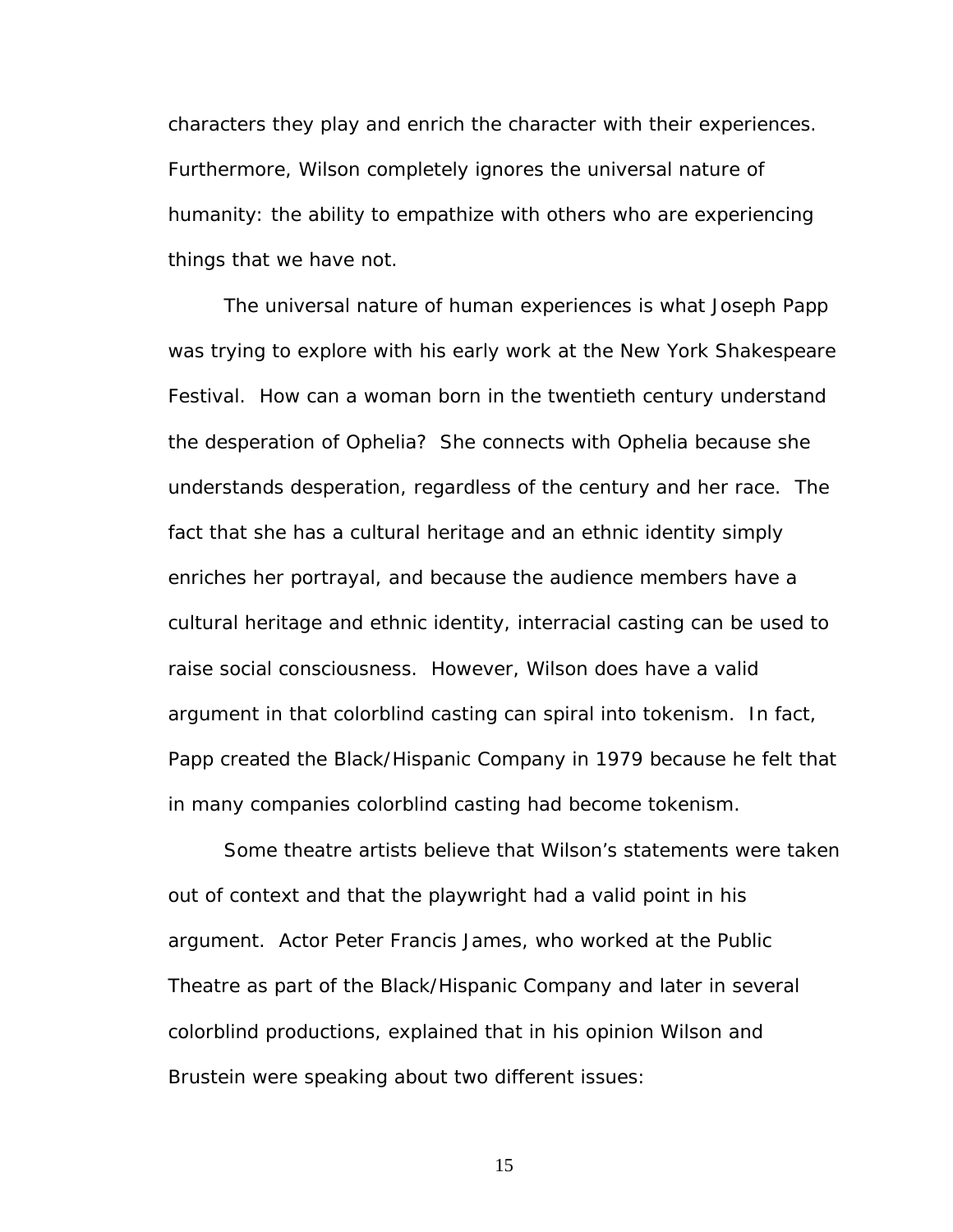characters they play and enrich the character with their experiences. Furthermore, Wilson completely ignores the universal nature of humanity: the ability to empathize with others who are experiencing things that we have not.

The universal nature of human experiences is what Joseph Papp was trying to explore with his early work at the New York Shakespeare Festival. How can a woman born in the twentieth century understand the desperation of Ophelia? She connects with Ophelia because she understands desperation, regardless of the century and her race. The fact that she has a cultural heritage and an ethnic identity simply enriches her portrayal, and because the audience members have a cultural heritage and ethnic identity, interracial casting can be used to raise social consciousness. However, Wilson does have a valid argument in that colorblind casting can spiral into tokenism. In fact, Papp created the Black/Hispanic Company in 1979 because he felt that in many companies colorblind casting had become tokenism.

Some theatre artists believe that Wilson's statements were taken out of context and that the playwright had a valid point in his argument. Actor Peter Francis James, who worked at the Public Theatre as part of the Black/Hispanic Company and later in several colorblind productions, explained that in his opinion Wilson and Brustein were speaking about two different issues: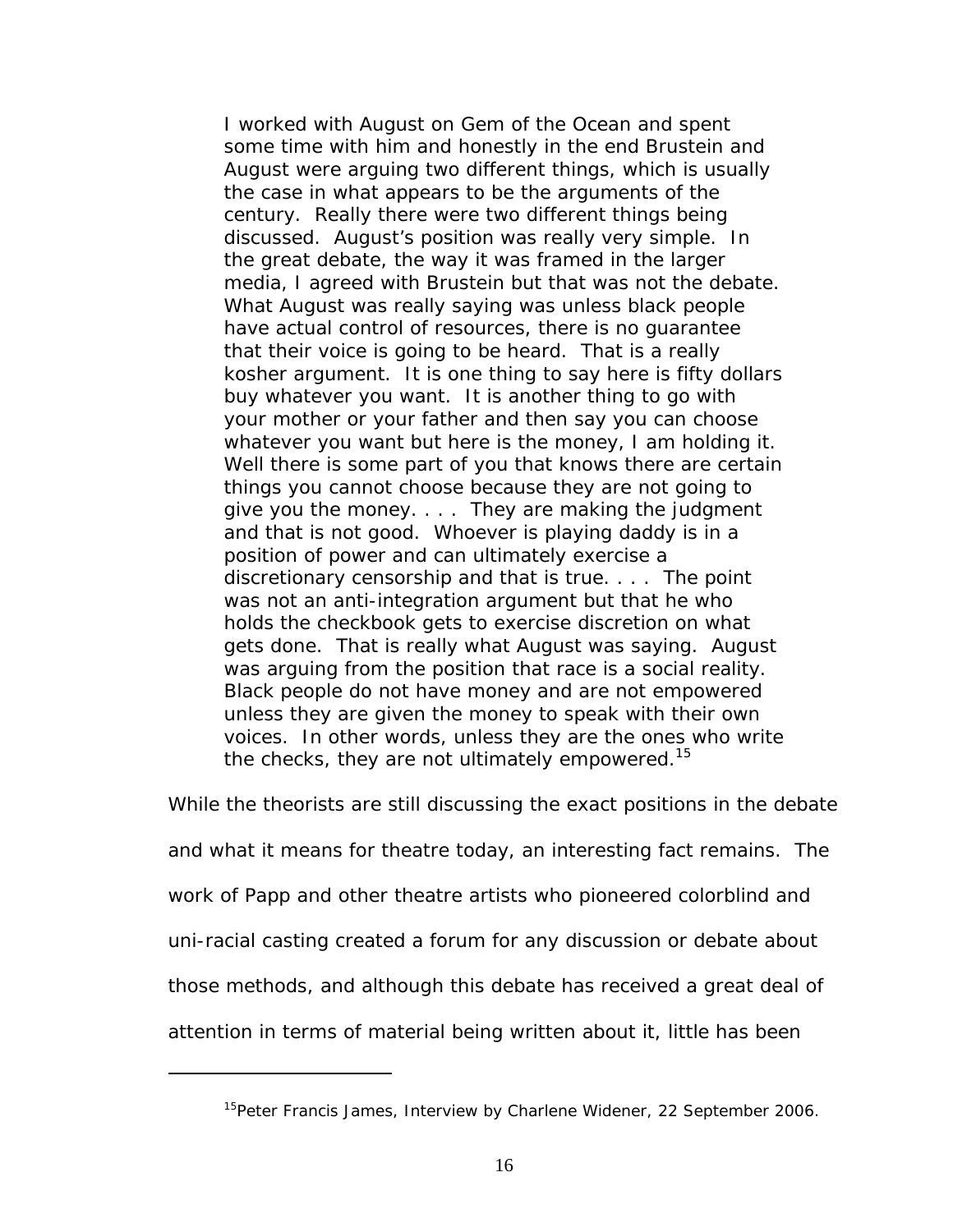> I worked with August on Gem of the Ocean and spent some time with him and honestly in the end Brustein and August were arguing two different things, which is usually the case in what appears to be the arguments of the century. Really there were two different things being discussed. August's position was really very simple. In the great debate, the way it was framed in the larger media, I agreed with Brustein but that was not the debate. What August was really saying was unless black people have actual control of resources, there is no guarantee that their voice is going to be heard. That is a really kosher argument. It is one thing to say here is fifty dollars buy whatever you want. It is another thing to go with your mother or your father and then say you can choose whatever you want but here is the money, I am holding it. Well there is some part of you that knows there are certain things you cannot choose because they are not going to give you the money. . . . They are making the judgment and that is not good. Whoever is playing daddy is in a position of power and can ultimately exercise a discretionary censorship and that is true. . . . The point was not an anti-integration argument but that he who holds the checkbook gets to exercise discretion on what gets done. That is really what August was saying. August was arguing from the position that race is a social reality. Black people do not have money and are not empowered unless they are given the money to speak with their own voices. In other words, unless they are the ones who write the checks, they are not ultimately empowered.[15]

While the theorists are still discussing the exact positions in the debate and what it means for theatre today, an interesting fact remains. The work of Papp and other theatre artists who pioneered colorblind and uni-racial casting created a forum for any discussion or debate about those methods, and although this debate has received a great deal of attention in terms of material being written about it, little has been

---

[15] Peter Francis James, Interview by Charlene Widener, 22 September 2006.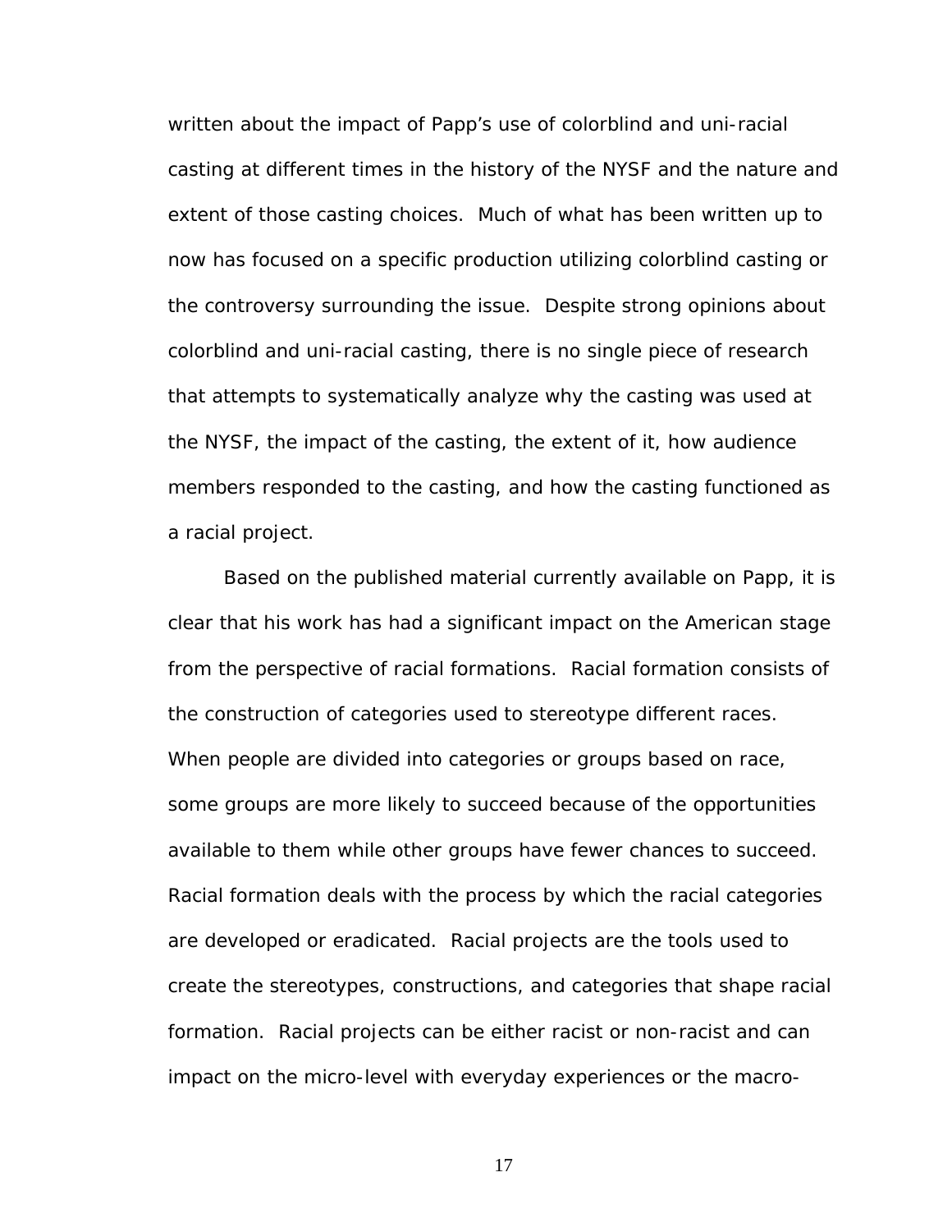written about the impact of Papp's use of colorblind and uni-racial casting at different times in the history of the NYSF and the nature and extent of those casting choices. Much of what has been written up to now has focused on a specific production utilizing colorblind casting or the controversy surrounding the issue. Despite strong opinions about colorblind and uni-racial casting, there is no single piece of research that attempts to systematically analyze why the casting was used at the NYSF, the impact of the casting, the extent of it, how audience members responded to the casting, and how the casting functioned as a racial project.

Based on the published material currently available on Papp, it is clear that his work has had a significant impact on the American stage from the perspective of racial formations. Racial formation consists of the construction of categories used to stereotype different races. When people are divided into categories or groups based on race, some groups are more likely to succeed because of the opportunities available to them while other groups have fewer chances to succeed. Racial formation deals with the process by which the racial categories are developed or eradicated. Racial projects are the tools used to create the stereotypes, constructions, and categories that shape racial formation. Racial projects can be either racist or non-racist and can impact on the micro-level with everyday experiences or the macro-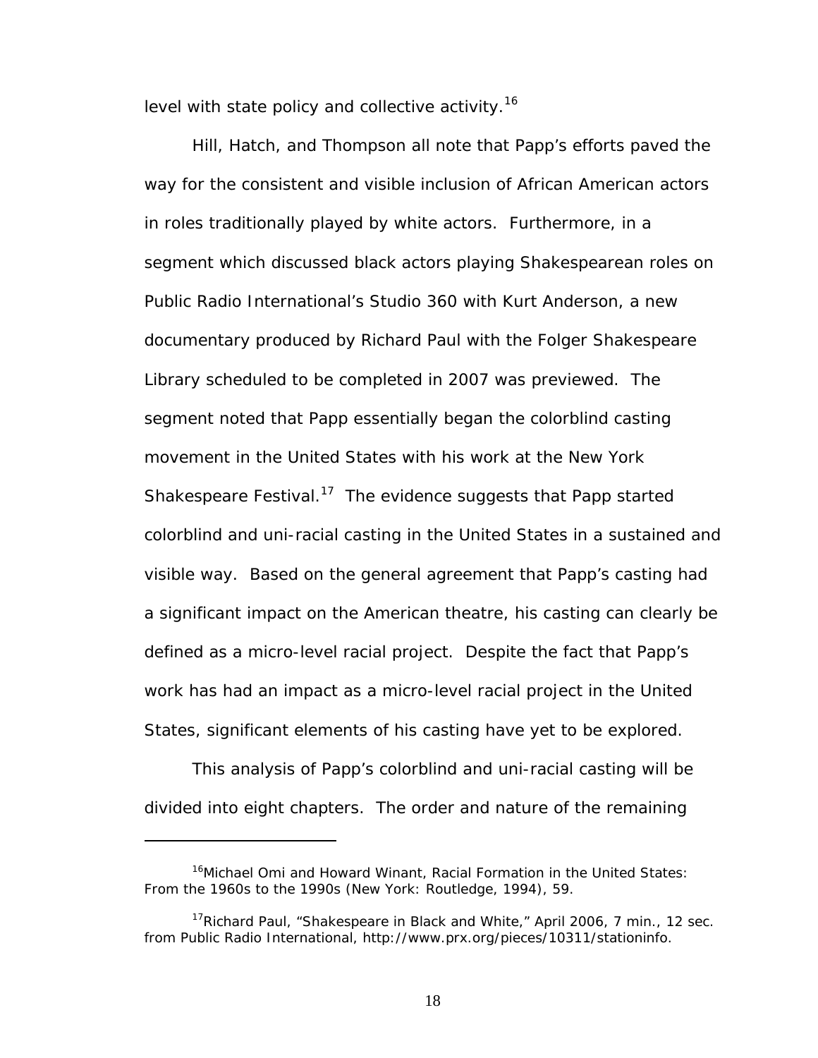level with state policy and collective activity.[16]

Hill, Hatch, and Thompson all note that Papp's efforts paved the way for the consistent and visible inclusion of African American actors in roles traditionally played by white actors. Furthermore, in a segment which discussed black actors playing Shakespearean roles on Public Radio International's Studio 360 with Kurt Anderson, a new documentary produced by Richard Paul with the Folger Shakespeare Library scheduled to be completed in 2007 was previewed. The segment noted that Papp essentially began the colorblind casting movement in the United States with his work at the New York Shakespeare Festival.[17] The evidence suggests that Papp started colorblind and uni-racial casting in the United States in a sustained and visible way. Based on the general agreement that Papp's casting had a significant impact on the American theatre, his casting can clearly be defined as a micro-level racial project. Despite the fact that Papp's work has had an impact as a micro-level racial project in the United States, significant elements of his casting have yet to be explored.

This analysis of Papp's colorblind and uni-racial casting will be divided into eight chapters. The order and nature of the remaining

---

[16]Michael Omi and Howard Winant, Racial Formation in the United States: From the 1960s to the 1990s (New York: Routledge, 1994), 59.

[17]Richard Paul, "Shakespeare in Black and White," April 2006, 7 min., 12 sec. from Public Radio International, http://www.prx.org/pieces/10311/stationinfo.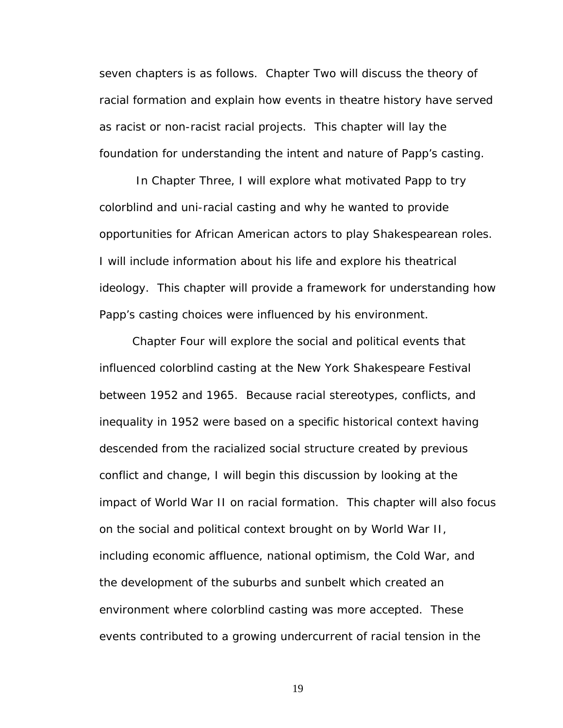seven chapters is as follows. Chapter Two will discuss the theory of racial formation and explain how events in theatre history have served as racist or non-racist racial projects. This chapter will lay the foundation for understanding the intent and nature of Papp's casting.

In Chapter Three, I will explore what motivated Papp to try colorblind and uni-racial casting and why he wanted to provide opportunities for African American actors to play Shakespearean roles. I will include information about his life and explore his theatrical ideology. This chapter will provide a framework for understanding how Papp's casting choices were influenced by his environment.

Chapter Four will explore the social and political events that influenced colorblind casting at the New York Shakespeare Festival between 1952 and 1965. Because racial stereotypes, conflicts, and inequality in 1952 were based on a specific historical context having descended from the racialized social structure created by previous conflict and change, I will begin this discussion by looking at the impact of World War II on racial formation. This chapter will also focus on the social and political context brought on by World War II, including economic affluence, national optimism, the Cold War, and the development of the suburbs and sunbelt which created an environment where colorblind casting was more accepted. These events contributed to a growing undercurrent of racial tension in the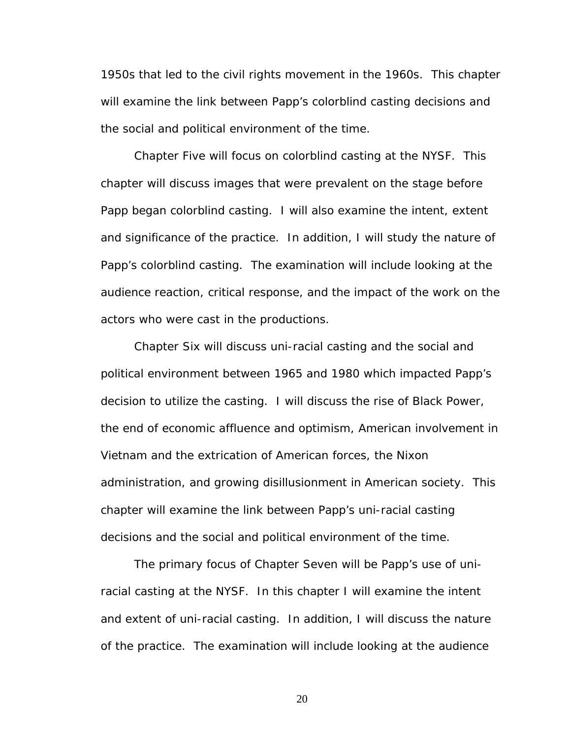1950s that led to the civil rights movement in the 1960s. This chapter will examine the link between Papp's colorblind casting decisions and the social and political environment of the time.

Chapter Five will focus on colorblind casting at the NYSF. This chapter will discuss images that were prevalent on the stage before Papp began colorblind casting. I will also examine the intent, extent and significance of the practice. In addition, I will study the nature of Papp's colorblind casting. The examination will include looking at the audience reaction, critical response, and the impact of the work on the actors who were cast in the productions.

Chapter Six will discuss uni-racial casting and the social and political environment between 1965 and 1980 which impacted Papp's decision to utilize the casting. I will discuss the rise of Black Power, the end of economic affluence and optimism, American involvement in Vietnam and the extrication of American forces, the Nixon administration, and growing disillusionment in American society. This chapter will examine the link between Papp's uni-racial casting decisions and the social and political environment of the time.

The primary focus of Chapter Seven will be Papp's use of uni-racial casting at the NYSF. In this chapter I will examine the intent and extent of uni-racial casting. In addition, I will discuss the nature of the practice. The examination will include looking at the audience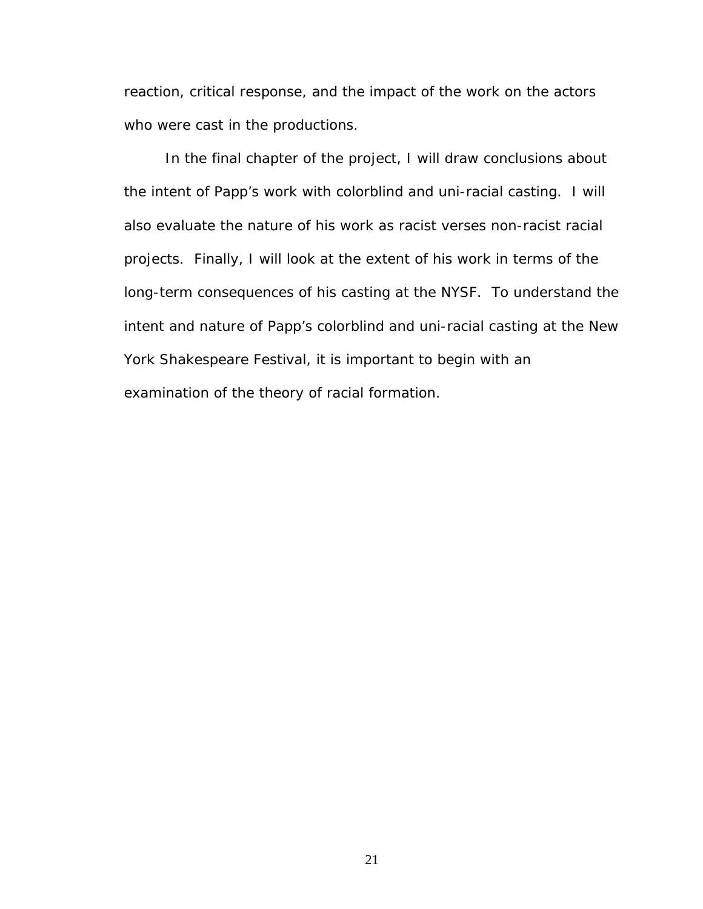reaction, critical response, and the impact of the work on the actors who were cast in the productions.

In the final chapter of the project, I will draw conclusions about the intent of Papp's work with colorblind and uni-racial casting. I will also evaluate the nature of his work as racist verses non-racist racial projects. Finally, I will look at the extent of his work in terms of the long-term consequences of his casting at the NYSF. To understand the intent and nature of Papp's colorblind and uni-racial casting at the New York Shakespeare Festival, it is important to begin with an examination of the theory of racial formation.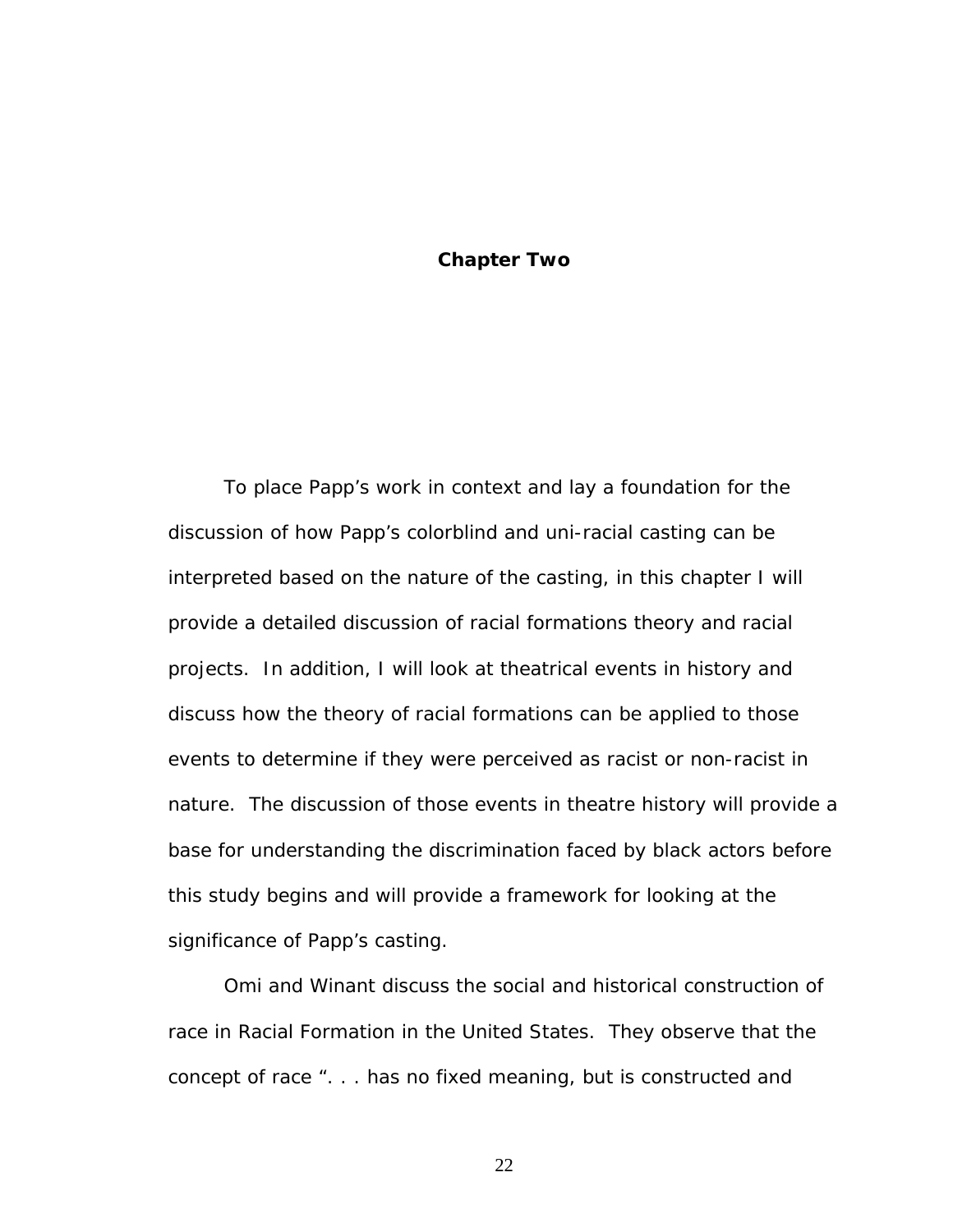# Chapter Two

To place Papp's work in context and lay a foundation for the discussion of how Papp's colorblind and uni-racial casting can be interpreted based on the nature of the casting, in this chapter I will provide a detailed discussion of racial formations theory and racial projects. In addition, I will look at theatrical events in history and discuss how the theory of racial formations can be applied to those events to determine if they were perceived as racist or non-racist in nature. The discussion of those events in theatre history will provide a base for understanding the discrimination faced by black actors before this study begins and will provide a framework for looking at the significance of Papp's casting.

Omi and Winant discuss the social and historical construction of race in Racial Formation in the United States. They observe that the concept of race ". . . has no fixed meaning, but is constructed and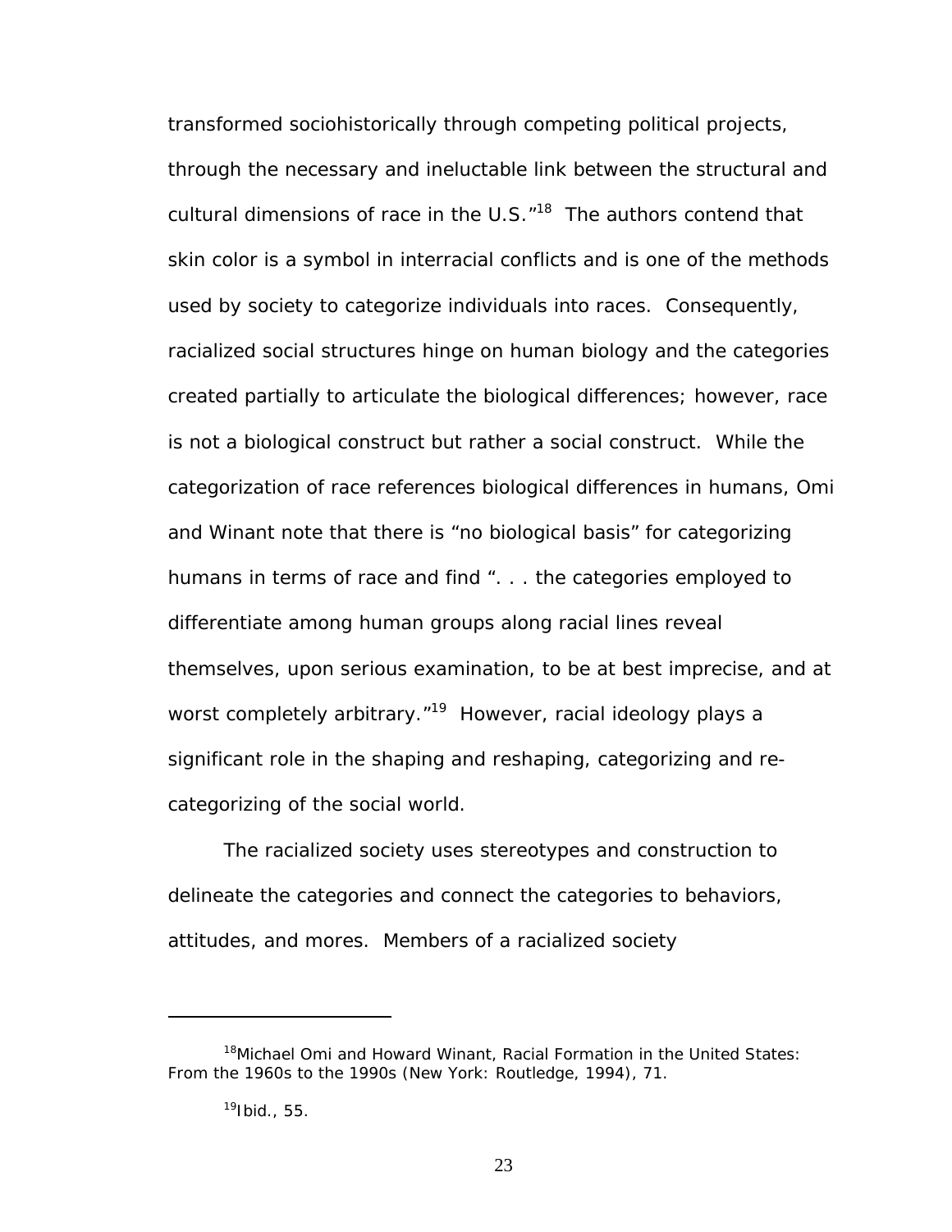transformed sociohistorically through competing political projects, through the necessary and ineluctable link between the structural and cultural dimensions of race in the U.S."[18] The authors contend that skin color is a symbol in interracial conflicts and is one of the methods used by society to categorize individuals into races. Consequently, racialized social structures hinge on human biology and the categories created partially to articulate the biological differences; however, race is not a biological construct but rather a social construct. While the categorization of race references biological differences in humans, Omi and Winant note that there is "no biological basis" for categorizing humans in terms of race and find ". . . the categories employed to differentiate among human groups along racial lines reveal themselves, upon serious examination, to be at best imprecise, and at worst completely arbitrary."[19] However, racial ideology plays a significant role in the shaping and reshaping, categorizing and re-categorizing of the social world.

The racialized society uses stereotypes and construction to delineate the categories and connect the categories to behaviors, attitudes, and mores. Members of a racialized society

---

[18]Michael Omi and Howard Winant, *Racial Formation in the United States: From the 1960s to the 1990s* (New York: Routledge, 1994), 71.

[19]Ibid., 55.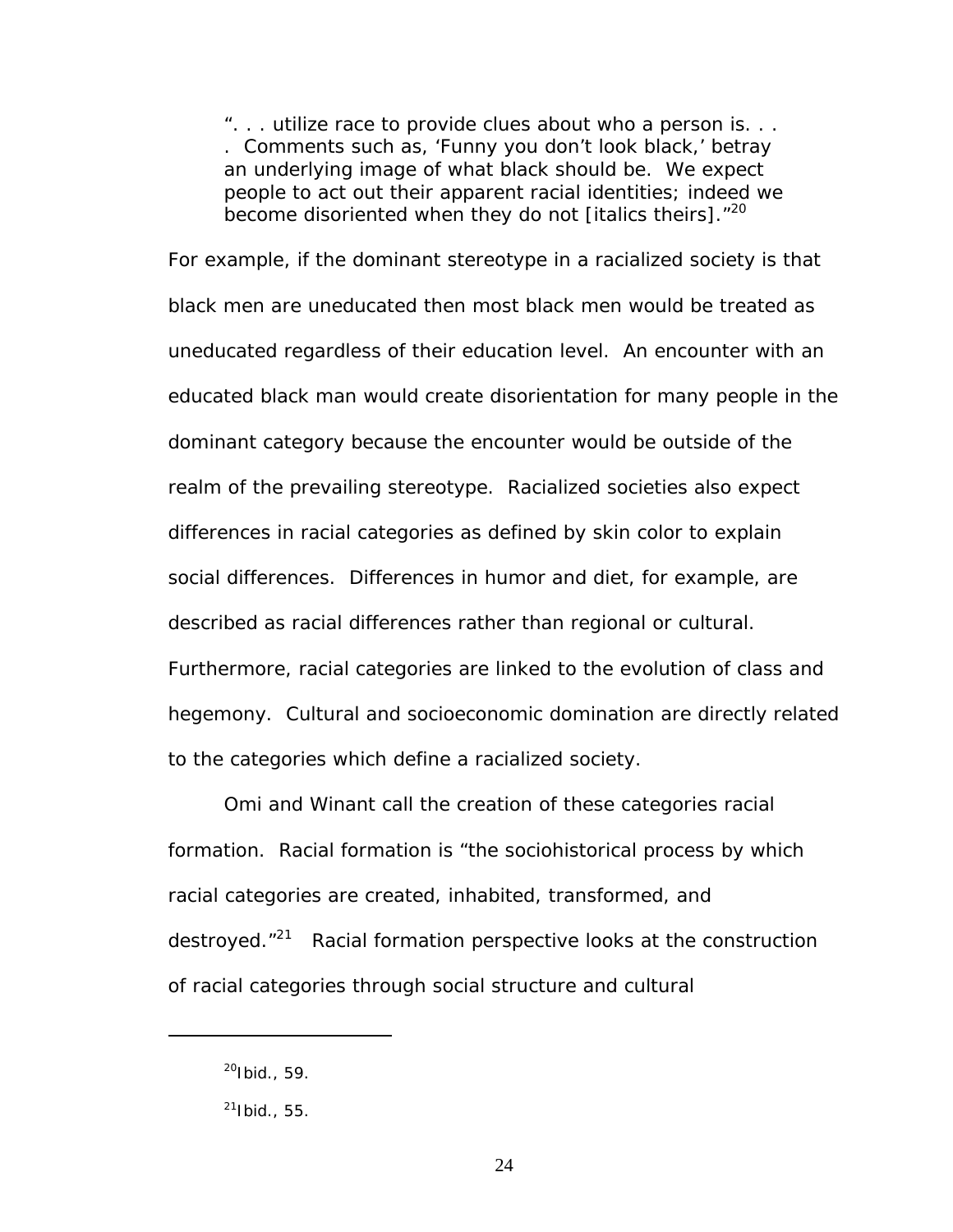> ". . . utilize race to provide clues about who a person is. . . . Comments such as, 'Funny you don't look black,' betray an underlying image of what black should be. We expect people to act out their apparent racial identities; indeed we become disoriented when they do not [italics theirs]."[20]

For example, if the dominant stereotype in a racialized society is that black men are uneducated then most black men would be treated as uneducated regardless of their education level. An encounter with an educated black man would create disorientation for many people in the dominant category because the encounter would be outside of the realm of the prevailing stereotype. Racialized societies also expect differences in racial categories as defined by skin color to explain social differences. Differences in humor and diet, for example, are described as racial differences rather than regional or cultural. Furthermore, racial categories are linked to the evolution of class and hegemony. Cultural and socioeconomic domination are directly related to the categories which define a racialized society.

Omi and Winant call the creation of these categories racial formation. Racial formation is "the sociohistorical process by which racial categories are created, inhabited, transformed, and destroyed."[21] Racial formation perspective looks at the construction of racial categories through social structure and cultural

---

[20]Ibid., 59.

[21]Ibid., 55.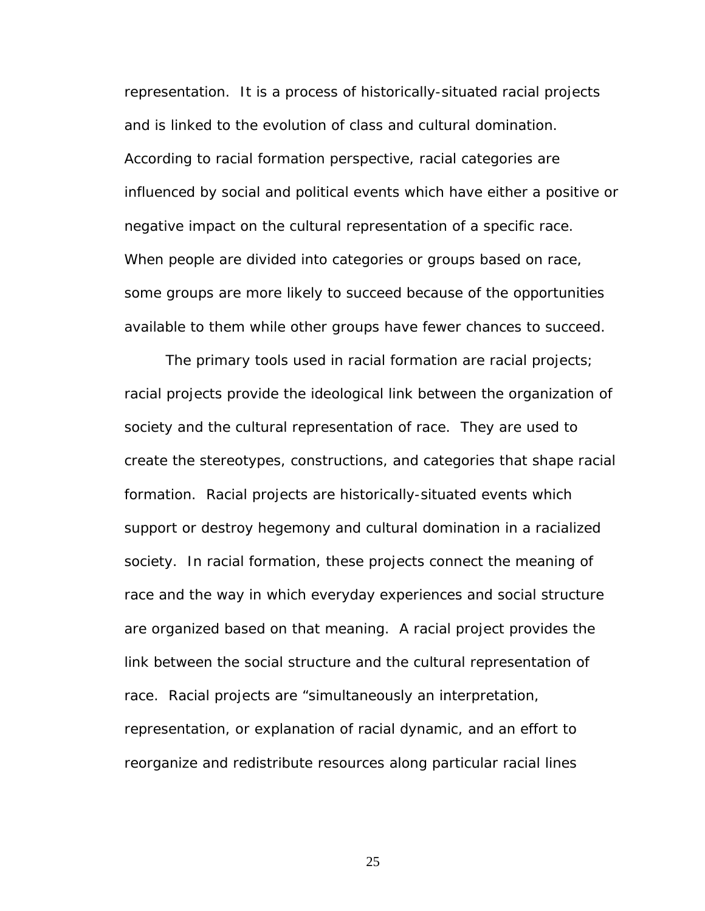representation. It is a process of historically-situated racial projects and is linked to the evolution of class and cultural domination. According to racial formation perspective, racial categories are influenced by social and political events which have either a positive or negative impact on the cultural representation of a specific race. When people are divided into categories or groups based on race, some groups are more likely to succeed because of the opportunities available to them while other groups have fewer chances to succeed.

The primary tools used in racial formation are racial projects; racial projects provide the ideological link between the organization of society and the cultural representation of race. They are used to create the stereotypes, constructions, and categories that shape racial formation. Racial projects are historically-situated events which support or destroy hegemony and cultural domination in a racialized society. In racial formation, these projects connect the meaning of race and the way in which everyday experiences and social structure are organized based on that meaning. A racial project provides the link between the social structure and the cultural representation of race. Racial projects are "simultaneously an interpretation, representation, or explanation of racial dynamic, and an effort to reorganize and redistribute resources along particular racial lines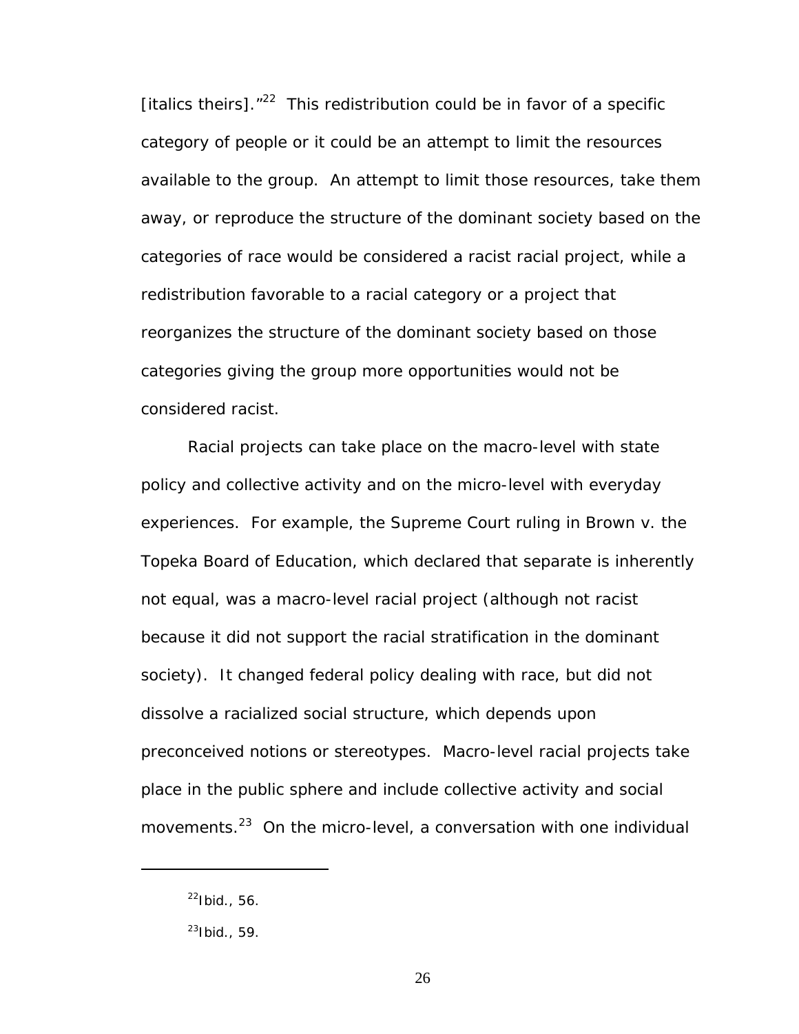[italics theirs]."[22] This redistribution could be in favor of a specific category of people or it could be an attempt to limit the resources available to the group. An attempt to limit those resources, take them away, or reproduce the structure of the dominant society based on the categories of race would be considered a racist racial project, while a redistribution favorable to a racial category or a project that reorganizes the structure of the dominant society based on those categories giving the group more opportunities would not be considered racist.

Racial projects can take place on the macro-level with state policy and collective activity and on the micro-level with everyday experiences. For example, the Supreme Court ruling in Brown v. the Topeka Board of Education, which declared that separate is inherently not equal, was a macro-level racial project (although not racist because it did not support the racial stratification in the dominant society). It changed federal policy dealing with race, but did not dissolve a racialized social structure, which depends upon preconceived notions or stereotypes. Macro-level racial projects take place in the public sphere and include collective activity and social movements.[23] On the micro-level, a conversation with one individual

---

[22] Ibid., 56.

[23] Ibid., 59.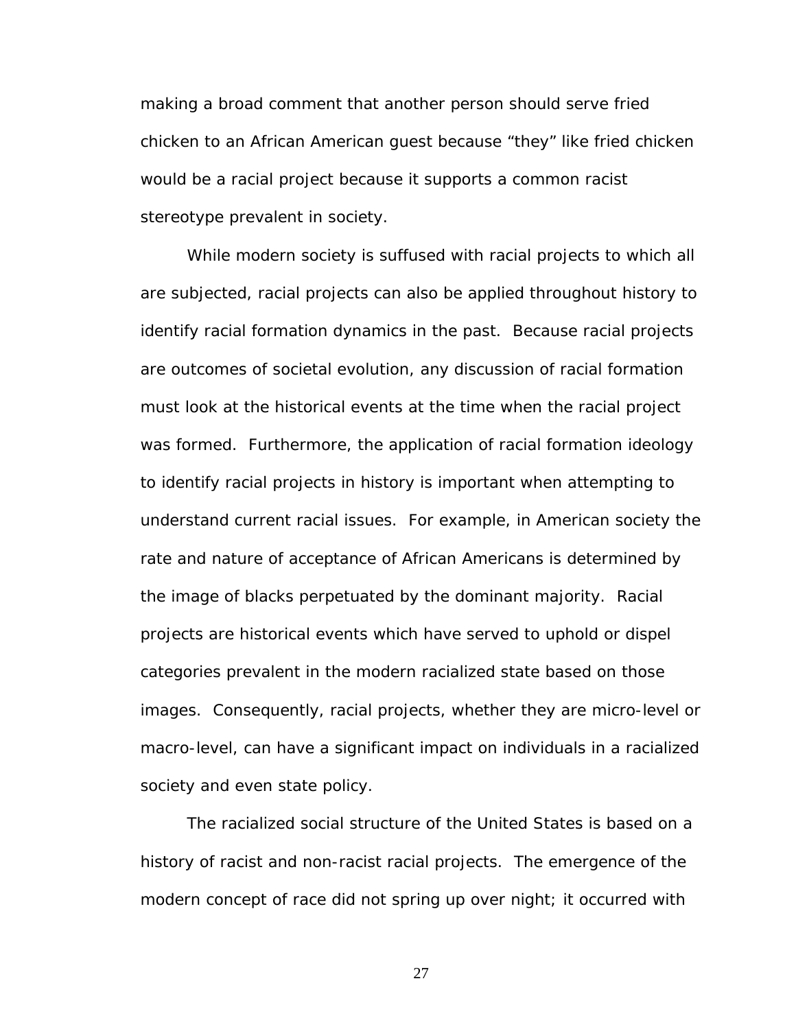making a broad comment that another person should serve fried chicken to an African American guest because "they" like fried chicken would be a racial project because it supports a common racist stereotype prevalent in society.

While modern society is suffused with racial projects to which all are subjected, racial projects can also be applied throughout history to identify racial formation dynamics in the past. Because racial projects are outcomes of societal evolution, any discussion of racial formation must look at the historical events at the time when the racial project was formed. Furthermore, the application of racial formation ideology to identify racial projects in history is important when attempting to understand current racial issues. For example, in American society the rate and nature of acceptance of African Americans is determined by the image of blacks perpetuated by the dominant majority. Racial projects are historical events which have served to uphold or dispel categories prevalent in the modern racialized state based on those images. Consequently, racial projects, whether they are micro-level or macro-level, can have a significant impact on individuals in a racialized society and even state policy.

The racialized social structure of the United States is based on a history of racist and non-racist racial projects. The emergence of the modern concept of race did not spring up over night; it occurred with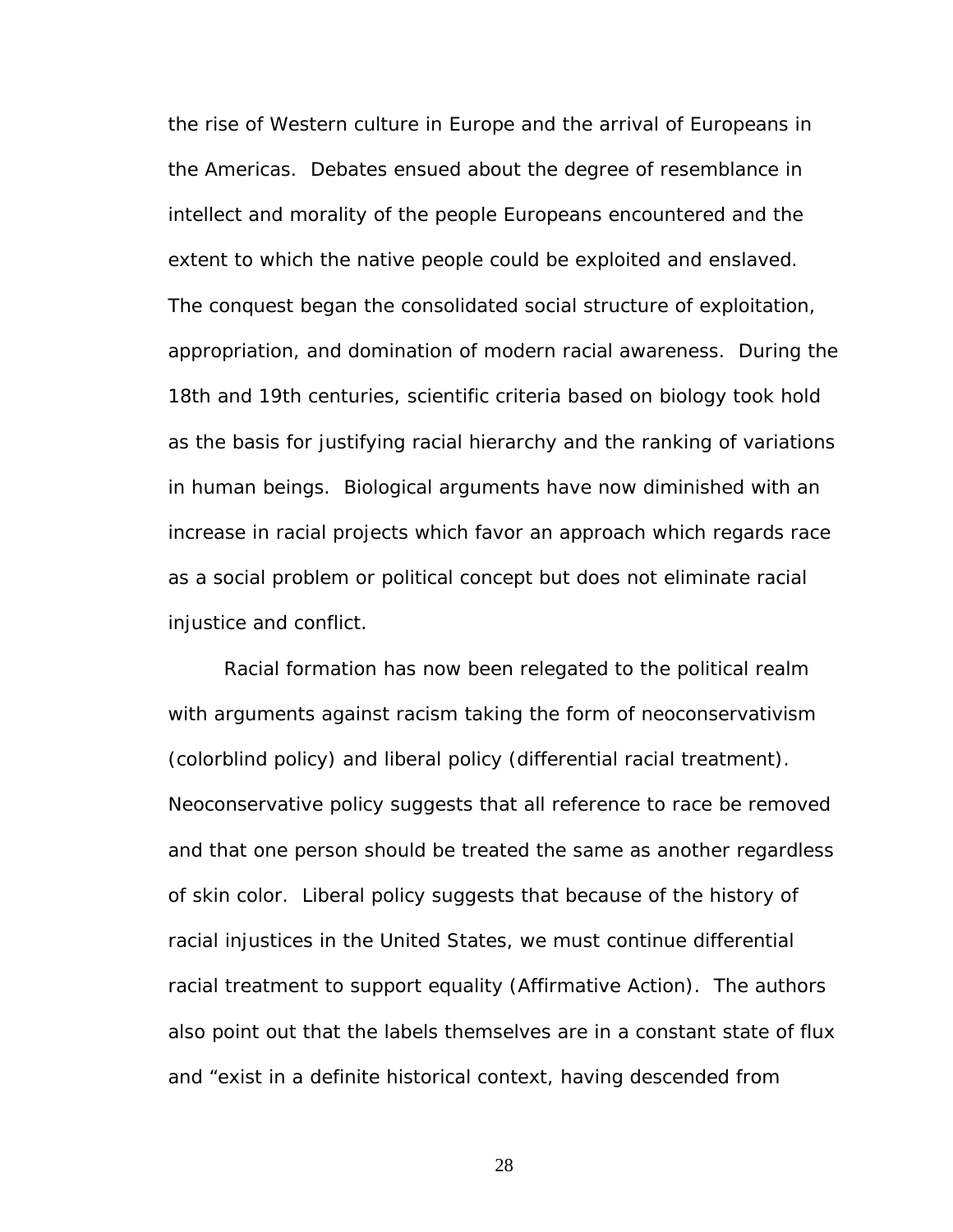the rise of Western culture in Europe and the arrival of Europeans in the Americas. Debates ensued about the degree of resemblance in intellect and morality of the people Europeans encountered and the extent to which the native people could be exploited and enslaved. The conquest began the consolidated social structure of exploitation, appropriation, and domination of modern racial awareness. During the 18th and 19th centuries, scientific criteria based on biology took hold as the basis for justifying racial hierarchy and the ranking of variations in human beings. Biological arguments have now diminished with an increase in racial projects which favor an approach which regards race as a social problem or political concept but does not eliminate racial injustice and conflict.

Racial formation has now been relegated to the political realm with arguments against racism taking the form of neoconservativivism (colorblind policy) and liberal policy (differential racial treatment). Neoconservative policy suggests that all reference to race be removed and that one person should be treated the same as another regardless of skin color. Liberal policy suggests that because of the history of racial injustices in the United States, we must continue differential racial treatment to support equality (Affirmative Action). The authors also point out that the labels themselves are in a constant state of flux and "exist in a definite historical context, having descended from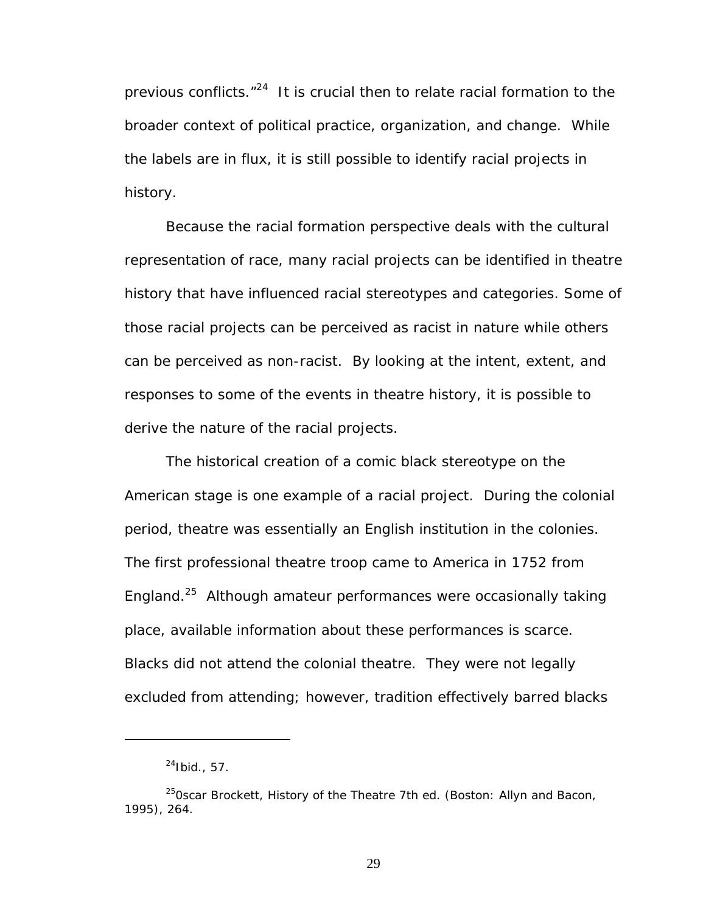previous conflicts."[24] It is crucial then to relate racial formation to the broader context of political practice, organization, and change. While the labels are in flux, it is still possible to identify racial projects in history.

Because the racial formation perspective deals with the cultural representation of race, many racial projects can be identified in theatre history that have influenced racial stereotypes and categories. Some of those racial projects can be perceived as racist in nature while others can be perceived as non-racist. By looking at the intent, extent, and responses to some of the events in theatre history, it is possible to derive the nature of the racial projects.

The historical creation of a comic black stereotype on the American stage is one example of a racial project. During the colonial period, theatre was essentially an English institution in the colonies. The first professional theatre troop came to America in 1752 from England.[25] Although amateur performances were occasionally taking place, available information about these performances is scarce. Blacks did not attend the colonial theatre. They were not legally excluded from attending; however, tradition effectively barred blacks

---

[24] Ibid., 57.

[25] 0scar Brockett, History of the Theatre 7th ed. (Boston: Allyn and Bacon, 1995), 264.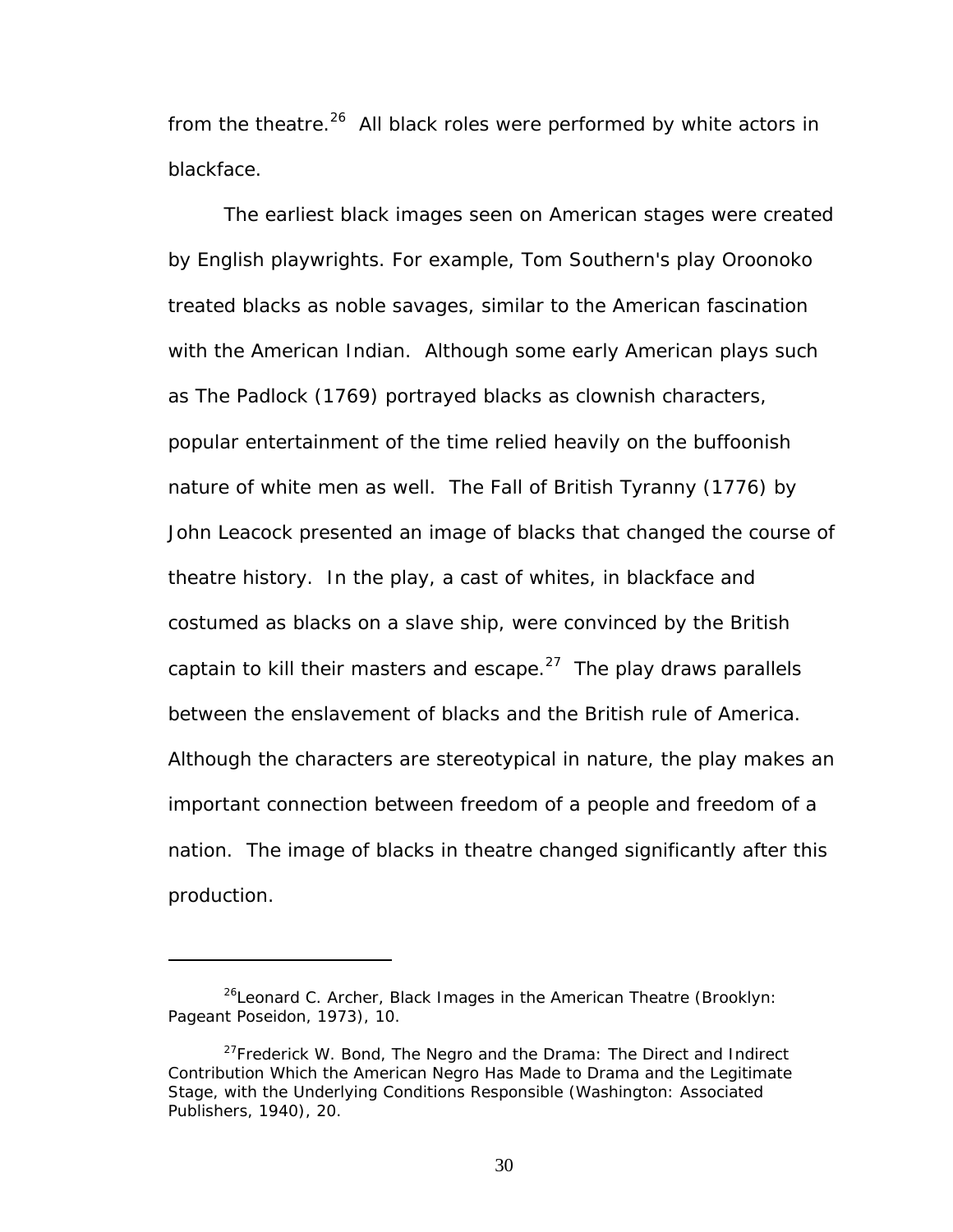from the theatre.[26] All black roles were performed by white actors in blackface.

The earliest black images seen on American stages were created by English playwrights. For example, Tom Southern's play Oroonoko treated blacks as noble savages, similar to the American fascination with the American Indian. Although some early American plays such as The Padlock (1769) portrayed blacks as clownish characters, popular entertainment of the time relied heavily on the buffoonish nature of white men as well. The Fall of British Tyranny (1776) by John Leacock presented an image of blacks that changed the course of theatre history. In the play, a cast of whites, in blackface and costumed as blacks on a slave ship, were convinced by the British captain to kill their masters and escape.[27] The play draws parallels between the enslavement of blacks and the British rule of America. Although the characters are stereotypical in nature, the play makes an important connection between freedom of a people and freedom of a nation. The image of blacks in theatre changed significantly after this production.

---

[26]Leonard C. Archer, Black Images in the American Theatre (Brooklyn: Pageant Poseidon, 1973), 10.

[27]Frederick W. Bond, The Negro and the Drama: The Direct and Indirect Contribution Which the American Negro Has Made to Drama and the Legitimate Stage, with the Underlying Conditions Responsible (Washington: Associated Publishers, 1940), 20.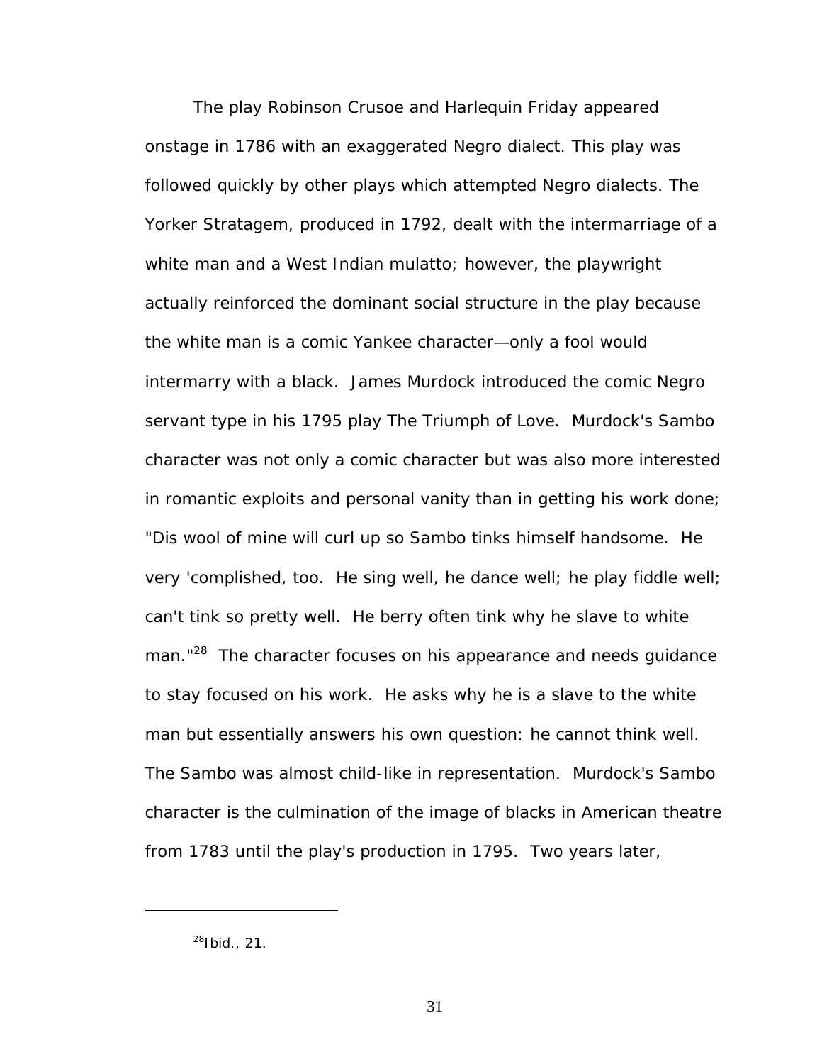The play Robinson Crusoe and Harlequin Friday appeared onstage in 1786 with an exaggerated Negro dialect. This play was followed quickly by other plays which attempted Negro dialects. The Yorker Stratagem, produced in 1792, dealt with the intermarriage of a white man and a West Indian mulatto; however, the playwright actually reinforced the dominant social structure in the play because the white man is a comic Yankee character—only a fool would intermarry with a black. James Murdock introduced the comic Negro servant type in his 1795 play The Triumph of Love. Murdock's Sambo character was not only a comic character but was also more interested in romantic exploits and personal vanity than in getting his work done; "Dis wool of mine will curl up so Sambo tinks himself handsome. He very 'complished, too. He sing well, he dance well; he play fiddle well; can't tink so pretty well. He berry often tink why he slave to white man."[28] The character focuses on his appearance and needs guidance to stay focused on his work. He asks why he is a slave to the white man but essentially answers his own question: he cannot think well. The Sambo was almost child-like in representation. Murdock's Sambo character is the culmination of the image of blacks in American theatre from 1783 until the play's production in 1795. Two years later,

[28]Ibid., 21.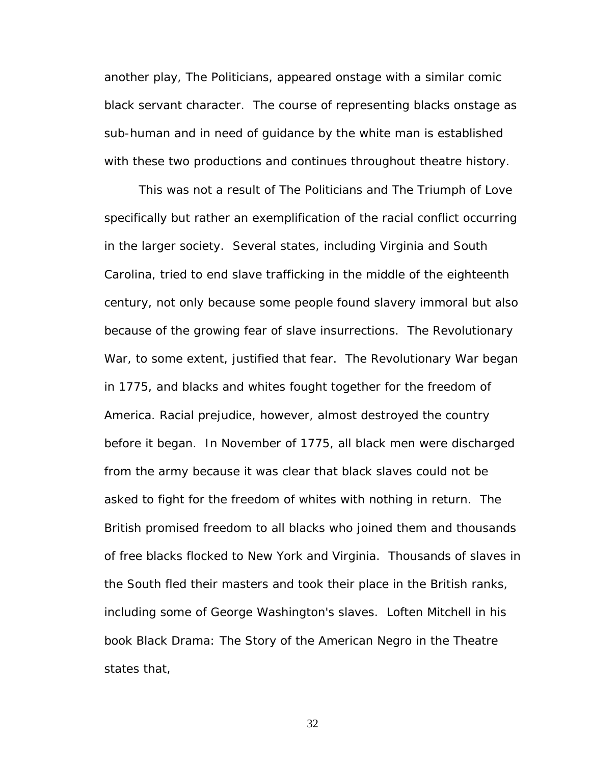another play, The Politicians, appeared onstage with a similar comic black servant character. The course of representing blacks onstage as sub-human and in need of guidance by the white man is established with these two productions and continues throughout theatre history.

This was not a result of The Politicians and The Triumph of Love specifically but rather an exemplification of the racial conflict occurring in the larger society. Several states, including Virginia and South Carolina, tried to end slave trafficking in the middle of the eighteenth century, not only because some people found slavery immoral but also because of the growing fear of slave insurrections. The Revolutionary War, to some extent, justified that fear. The Revolutionary War began in 1775, and blacks and whites fought together for the freedom of America. Racial prejudice, however, almost destroyed the country before it began. In November of 1775, all black men were discharged from the army because it was clear that black slaves could not be asked to fight for the freedom of whites with nothing in return. The British promised freedom to all blacks who joined them and thousands of free blacks flocked to New York and Virginia. Thousands of slaves in the South fled their masters and took their place in the British ranks, including some of George Washington's slaves. Loften Mitchell in his book Black Drama: The Story of the American Negro in the Theatre states that,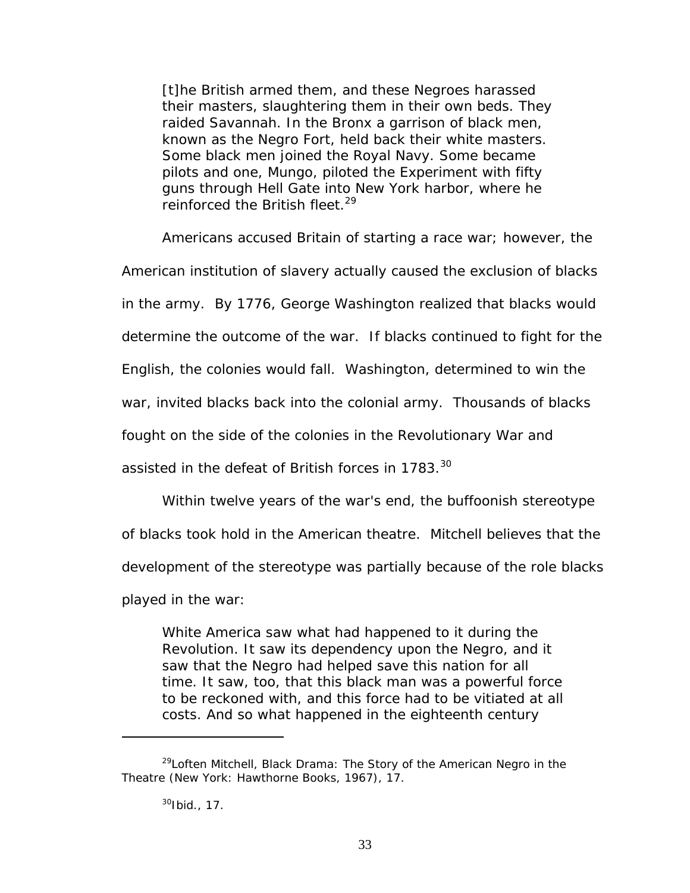> [t]he British armed them, and these Negroes harassed their masters, slaughtering them in their own beds. They raided Savannah. In the Bronx a garrison of black men, known as the Negro Fort, held back their white masters. Some black men joined the Royal Navy. Some became pilots and one, Mungo, piloted the Experiment with fifty guns through Hell Gate into New York harbor, where he reinforced the British fleet.[29]

Americans accused Britain of starting a race war; however, the American institution of slavery actually caused the exclusion of blacks in the army. By 1776, George Washington realized that blacks would determine the outcome of the war. If blacks continued to fight for the English, the colonies would fall. Washington, determined to win the war, invited blacks back into the colonial army. Thousands of blacks fought on the side of the colonies in the Revolutionary War and assisted in the defeat of British forces in 1783.[30]

Within twelve years of the war's end, the buffoonish stereotype of blacks took hold in the American theatre. Mitchell believes that the development of the stereotype was partially because of the role blacks played in the war:

> White America saw what had happened to it during the Revolution. It saw its dependency upon the Negro, and it saw that the Negro had helped save this nation for all time. It saw, too, that this black man was a powerful force to be reckoned with, and this force had to be vitiated at all costs. And so what happened in the eighteenth century

---

[29]Loften Mitchell, *Black Drama: The Story of the American Negro in the Theatre* (New York: Hawthorne Books, 1967), 17.

[30]Ibid., 17.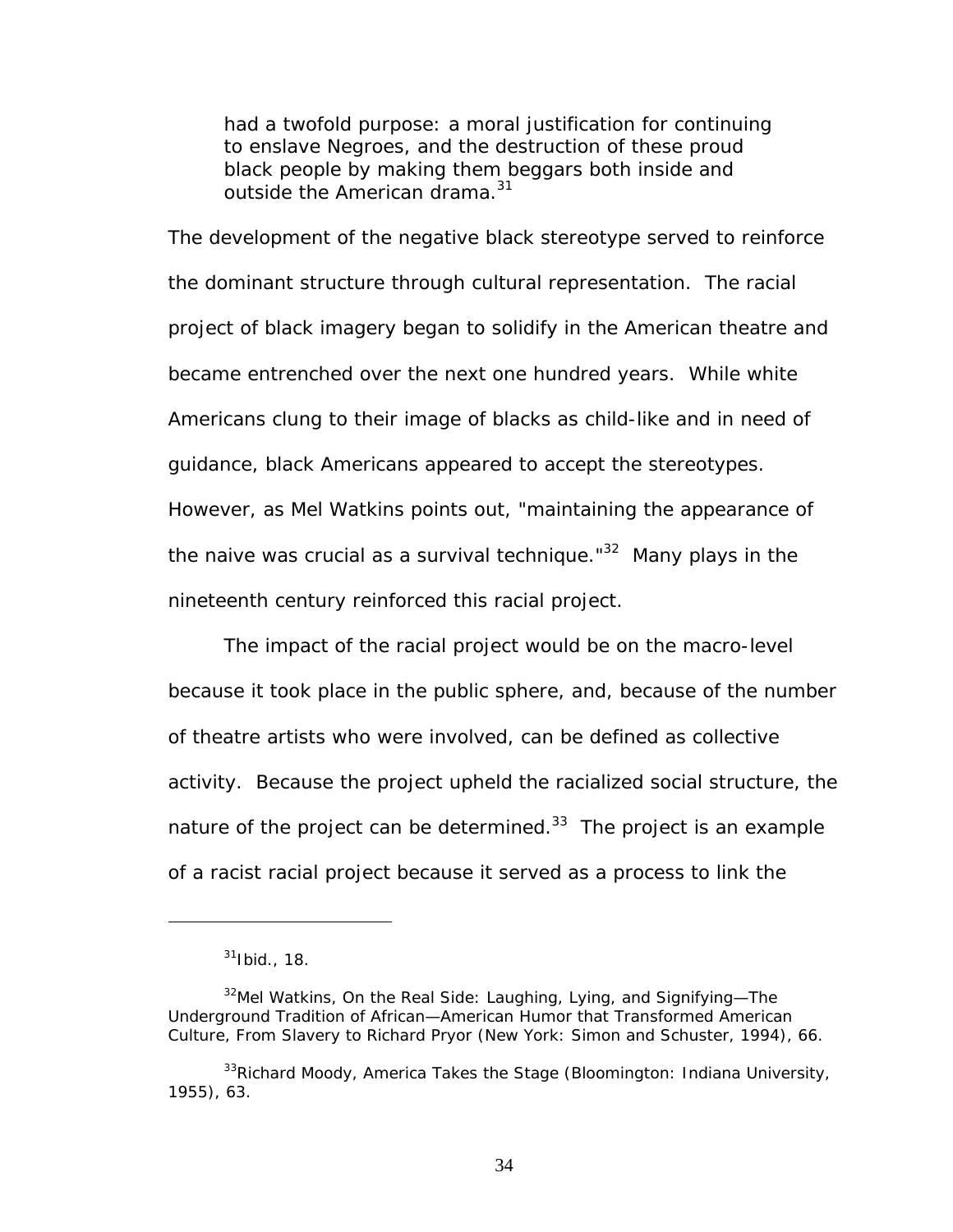> had a twofold purpose: a moral justification for continuing to enslave Negroes, and the destruction of these proud black people by making them beggars both inside and outside the American drama.[31]

The development of the negative black stereotype served to reinforce the dominant structure through cultural representation. The racial project of black imagery began to solidify in the American theatre and became entrenched over the next one hundred years. While white Americans clung to their image of blacks as child-like and in need of guidance, black Americans appeared to accept the stereotypes. However, as Mel Watkins points out, "maintaining the appearance of the naive was crucial as a survival technique."[32] Many plays in the nineteenth century reinforced this racial project.

The impact of the racial project would be on the macro-level because it took place in the public sphere, and, because of the number of theatre artists who were involved, can be defined as collective activity. Because the project upheld the racialized social structure, the nature of the project can be determined.[33] The project is an example of a racist racial project because it served as a process to link the

---

[31] Ibid., 18.

[32] Mel Watkins, On the Real Side: Laughing, Lying, and Signifying—The Underground Tradition of African—American Humor that Transformed American Culture, From Slavery to Richard Pryor (New York: Simon and Schuster, 1994), 66.

[33] Richard Moody, America Takes the Stage (Bloomington: Indiana University, 1955), 63.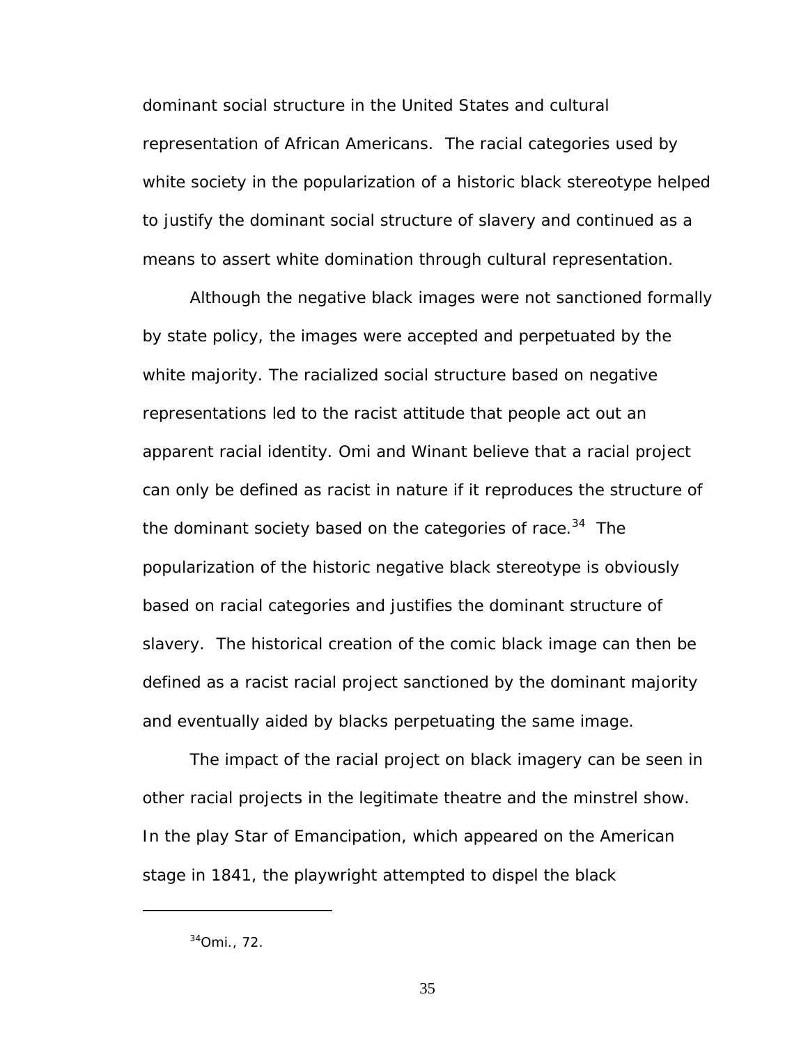dominant social structure in the United States and cultural representation of African Americans. The racial categories used by white society in the popularization of a historic black stereotype helped to justify the dominant social structure of slavery and continued as a means to assert white domination through cultural representation.

Although the negative black images were not sanctioned formally by state policy, the images were accepted and perpetuated by the white majority. The racialized social structure based on negative representations led to the racist attitude that people act out an apparent racial identity. Omi and Winant believe that a racial project can only be defined as racist in nature if it reproduces the structure of the dominant society based on the categories of race.[34] The popularization of the historic negative black stereotype is obviously based on racial categories and justifies the dominant structure of slavery. The historical creation of the comic black image can then be defined as a racist racial project sanctioned by the dominant majority and eventually aided by blacks perpetuating the same image.

The impact of the racial project on black imagery can be seen in other racial projects in the legitimate theatre and the minstrel show. In the play Star of Emancipation, which appeared on the American stage in 1841, the playwright attempted to dispel the black

---

[34]Omi., 72.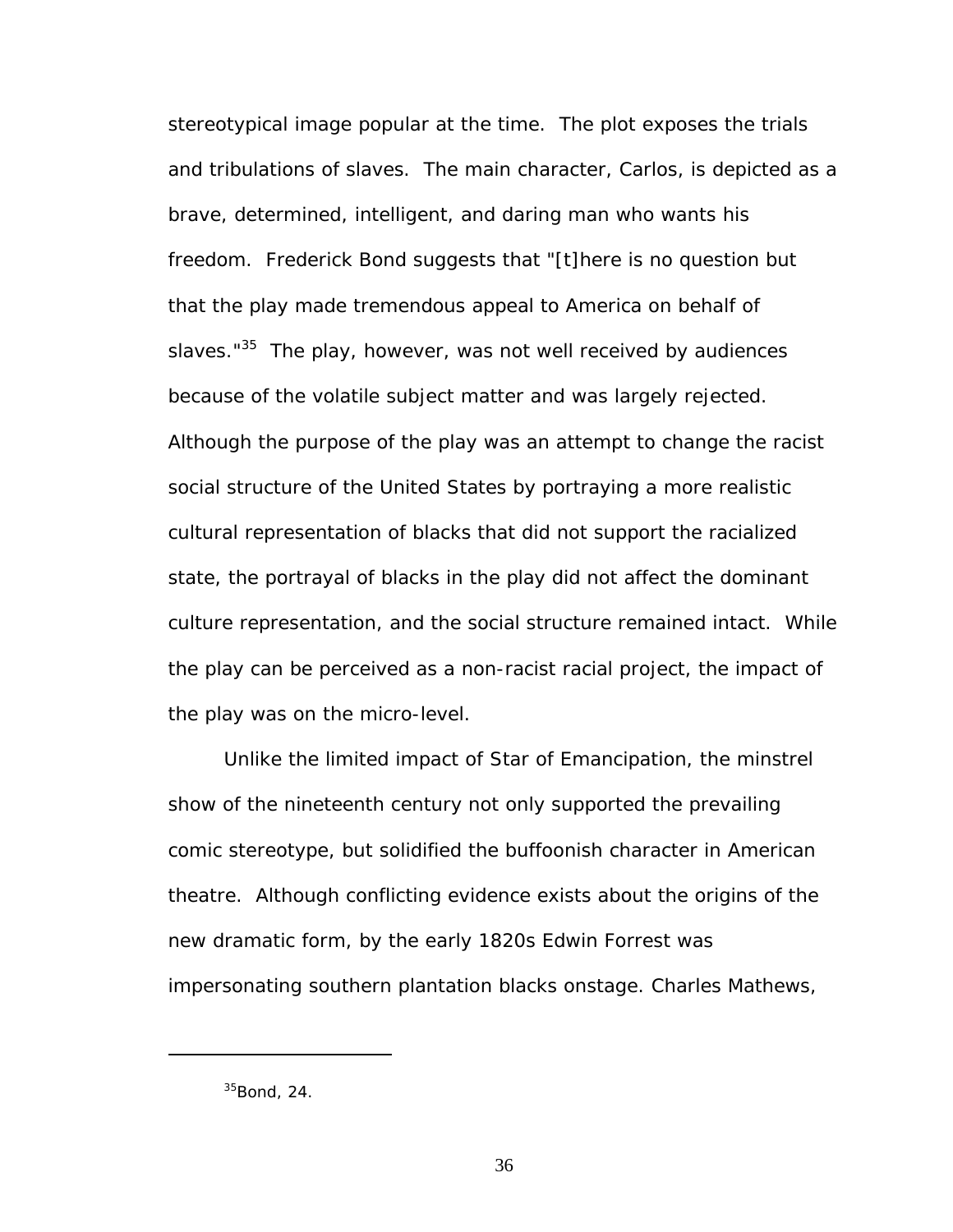stereotypical image popular at the time. The plot exposes the trials and tribulations of slaves. The main character, Carlos, is depicted as a brave, determined, intelligent, and daring man who wants his freedom. Frederick Bond suggests that "[t]here is no question but that the play made tremendous appeal to America on behalf of slaves."[35] The play, however, was not well received by audiences because of the volatile subject matter and was largely rejected. Although the purpose of the play was an attempt to change the racist social structure of the United States by portraying a more realistic cultural representation of blacks that did not support the racialized state, the portrayal of blacks in the play did not affect the dominant culture representation, and the social structure remained intact. While the play can be perceived as a non-racist racial project, the impact of the play was on the micro-level.

Unlike the limited impact of Star of Emancipation, the minstrel show of the nineteenth century not only supported the prevailing comic stereotype, but solidified the buffoonish character in American theatre. Although conflicting evidence exists about the origins of the new dramatic form, by the early 1820s Edwin Forrest was impersonating southern plantation blacks onstage. Charles Mathews,

---

[35]Bond, 24.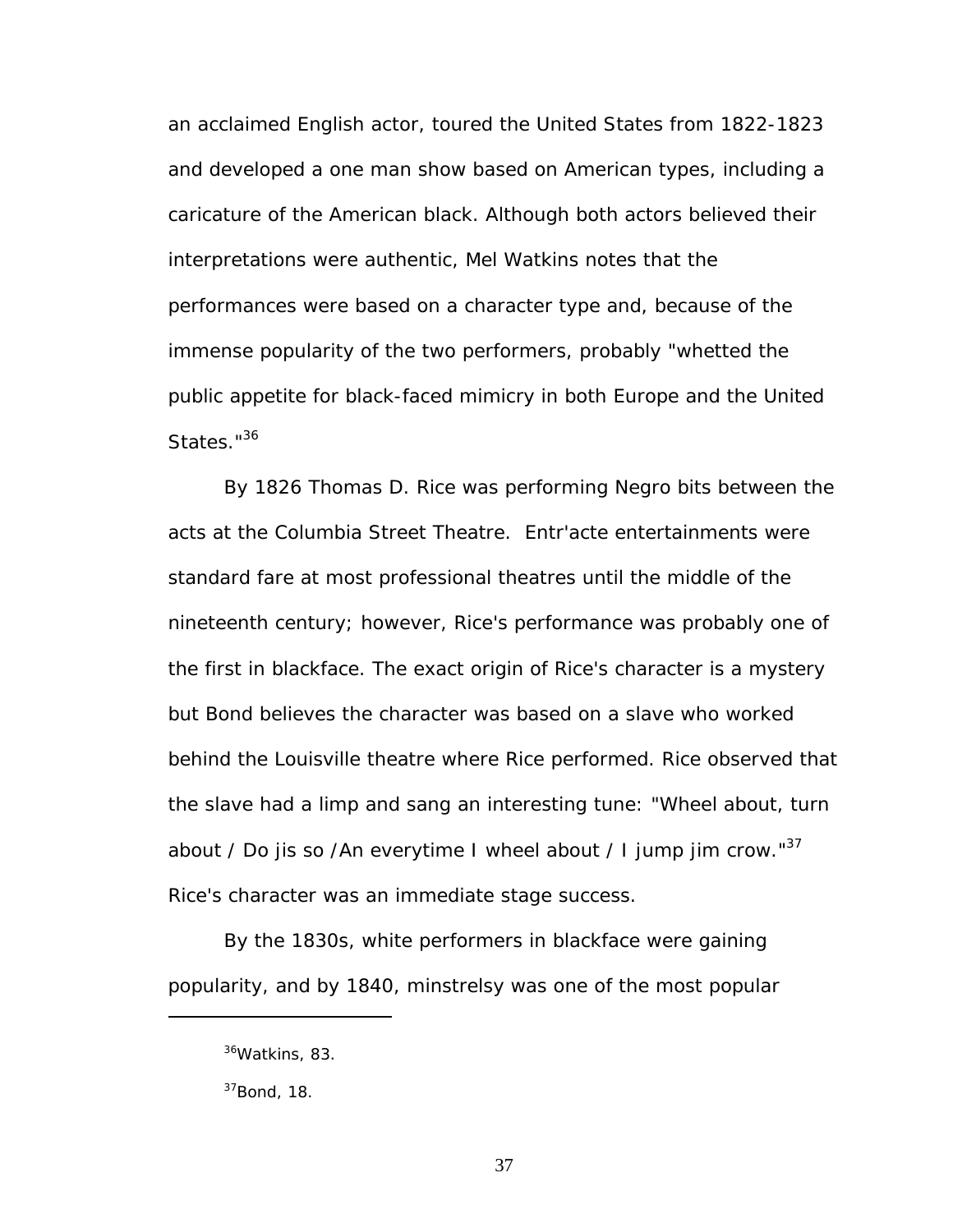an acclaimed English actor, toured the United States from 1822-1823 and developed a one man show based on American types, including a caricature of the American black. Although both actors believed their interpretations were authentic, Mel Watkins notes that the performances were based on a character type and, because of the immense popularity of the two performers, probably "whetted the public appetite for black-faced mimicry in both Europe and the United States."[36]

By 1826 Thomas D. Rice was performing Negro bits between the acts at the Columbia Street Theatre. Entr'acte entertainments were standard fare at most professional theatres until the middle of the nineteenth century; however, Rice's performance was probably one of the first in blackface. The exact origin of Rice's character is a mystery but Bond believes the character was based on a slave who worked behind the Louisville theatre where Rice performed. Rice observed that the slave had a limp and sang an interesting tune: "Wheel about, turn about / Do jis so /An everytime I wheel about / I jump jim crow."[37] Rice's character was an immediate stage success.

By the 1830s, white performers in blackface were gaining popularity, and by 1840, minstrelsy was one of the most popular

---

[36]Watkins, 83.

[37]Bond, 18.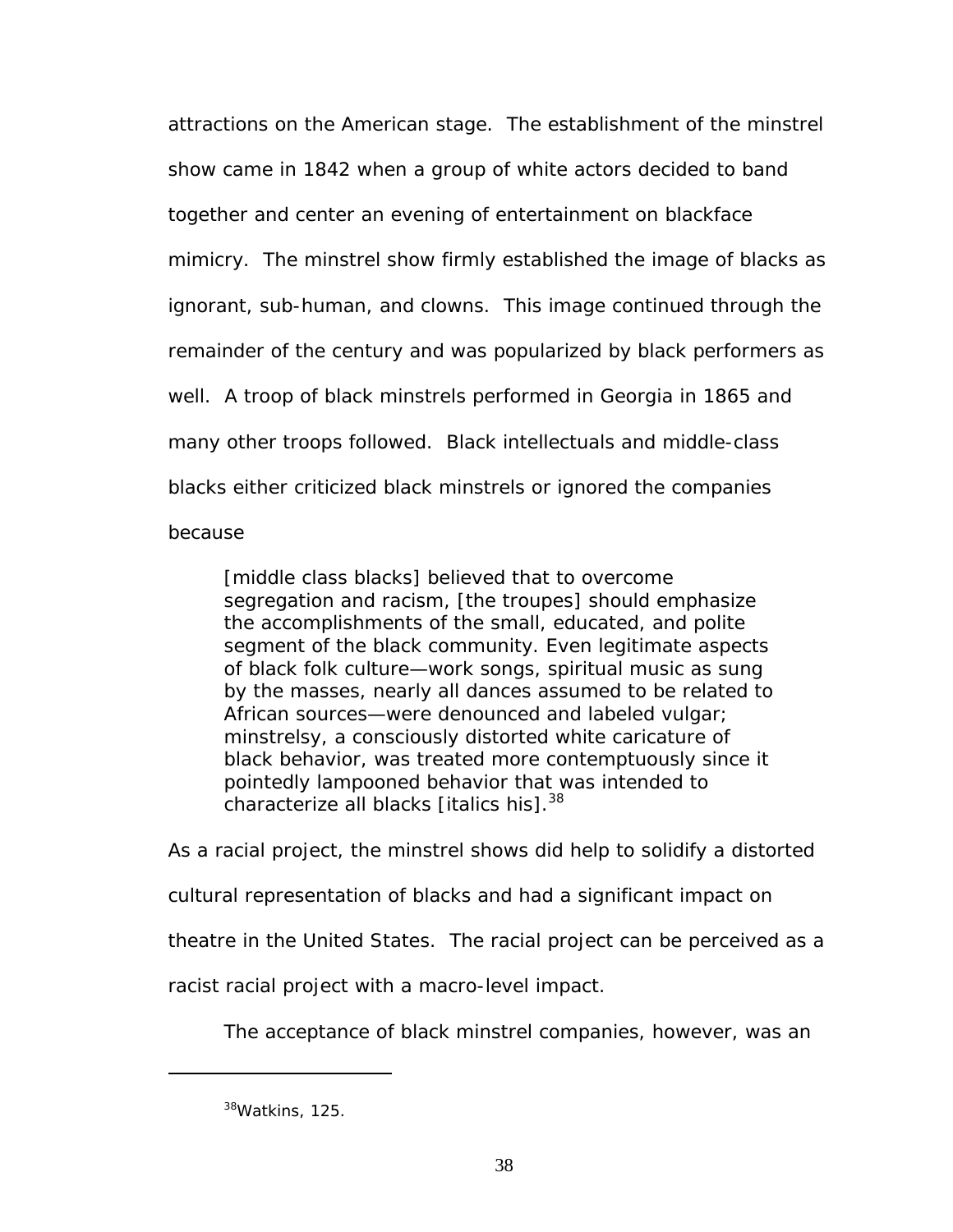attractions on the American stage. The establishment of the minstrel show came in 1842 when a group of white actors decided to band together and center an evening of entertainment on blackface mimicry. The minstrel show firmly established the image of blacks as ignorant, sub-human, and clowns. This image continued through the remainder of the century and was popularized by black performers as well. A troop of black minstrels performed in Georgia in 1865 and many other troops followed. Black intellectuals and middle-class blacks either criticized black minstrels or ignored the companies because

> [middle class blacks] believed that to overcome segregation and racism, [the troupes] should emphasize the accomplishments of the small, educated, and polite segment of the black community. Even legitimate aspects of black folk culture—work songs, spiritual music as sung by the masses, nearly all dances assumed to be related to African sources—were denounced and labeled vulgar; minstrelsy, a consciously distorted white caricature of black behavior, was treated more contemptuously since it pointedly lampooned behavior that was intended to characterize all blacks [italics his].[38]

As a racial project, the minstrel shows did help to solidify a distorted cultural representation of blacks and had a significant impact on theatre in the United States. The racial project can be perceived as a racist racial project with a macro-level impact.

The acceptance of black minstrel companies, however, was an

---

[38]Watkins, 125.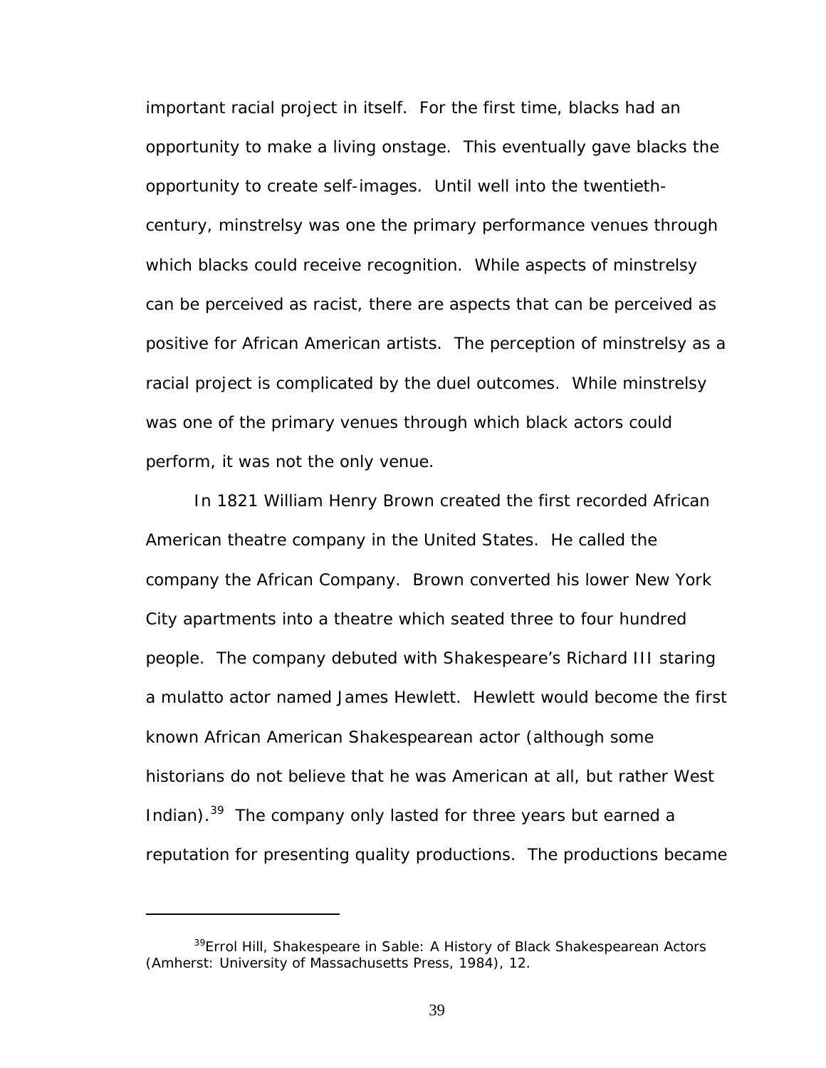important racial project in itself. For the first time, blacks had an opportunity to make a living onstage. This eventually gave blacks the opportunity to create self-images. Until well into the twentieth-century, minstrelsy was one the primary performance venues through which blacks could receive recognition. While aspects of minstrelsy can be perceived as racist, there are aspects that can be perceived as positive for African American artists. The perception of minstrelsy as a racial project is complicated by the duel outcomes. While minstrelsy was one of the primary venues through which black actors could perform, it was not the only venue.

In 1821 William Henry Brown created the first recorded African American theatre company in the United States. He called the company the African Company. Brown converted his lower New York City apartments into a theatre which seated three to four hundred people. The company debuted with Shakespeare's *Richard III* staring a mulatto actor named James Hewlett. Hewlett would become the first known African American Shakespearean actor (although some historians do not believe that he was American at all, but rather West Indian).[39] The company only lasted for three years but earned a reputation for presenting quality productions. The productions became

---

[39]Errol Hill, *Shakespeare in Sable: A History of Black Shakespearean Actors* (Amherst: University of Massachusetts Press, 1984), 12.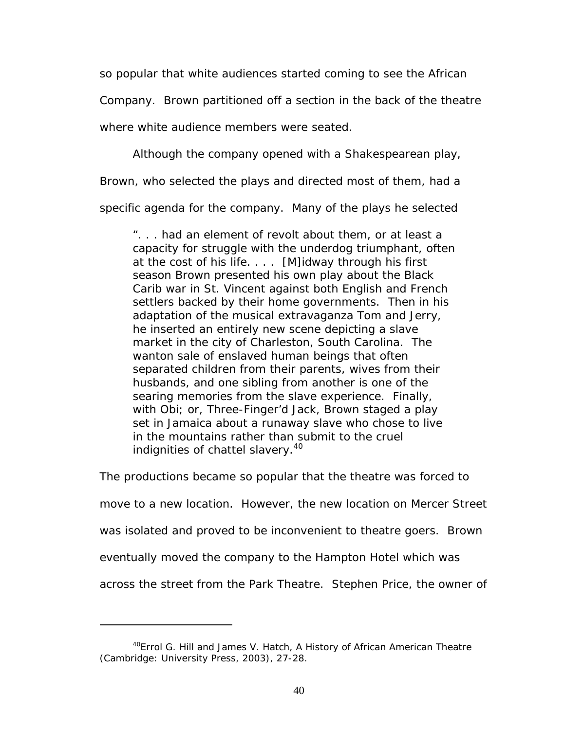so popular that white audiences started coming to see the African Company. Brown partitioned off a section in the back of the theatre where white audience members were seated.

Although the company opened with a Shakespearean play, Brown, who selected the plays and directed most of them, had a specific agenda for the company. Many of the plays he selected

> ". . . had an element of revolt about them, or at least a capacity for struggle with the underdog triumphant, often at the cost of his life. . . . [M]idway through his first season Brown presented his own play about the Black Carib war in St. Vincent against both English and French settlers backed by their home governments. Then in his adaptation of the musical extravaganza Tom and Jerry, he inserted an entirely new scene depicting a slave market in the city of Charleston, South Carolina. The wanton sale of enslaved human beings that often separated children from their parents, wives from their husbands, and one sibling from another is one of the searing memories from the slave experience. Finally, with Obi; or, Three-Finger'd Jack, Brown staged a play set in Jamaica about a runaway slave who chose to live in the mountains rather than submit to the cruel indignities of chattel slavery.[40]

The productions became so popular that the theatre was forced to move to a new location. However, the new location on Mercer Street was isolated and proved to be inconvenient to theatre goers. Brown eventually moved the company to the Hampton Hotel which was across the street from the Park Theatre. Stephen Price, the owner of

---

[40]Errol G. Hill and James V. Hatch, A History of African American Theatre (Cambridge: University Press, 2003), 27-28.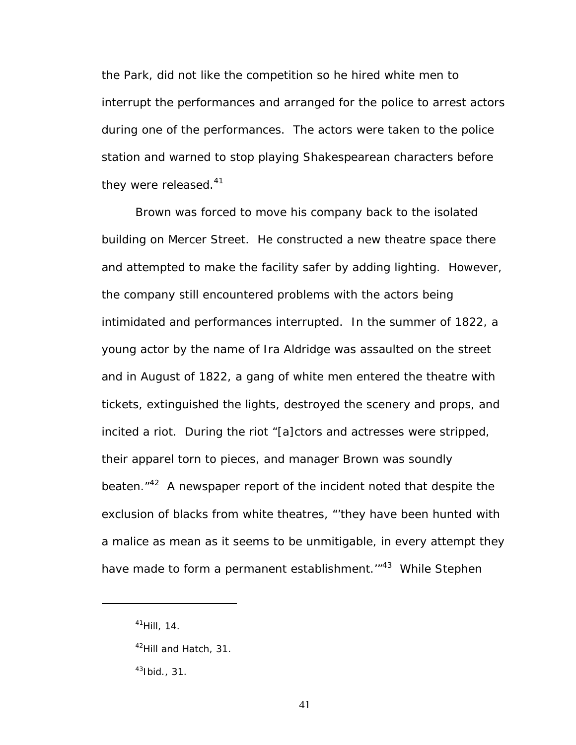the Park, did not like the competition so he hired white men to interrupt the performances and arranged for the police to arrest actors during one of the performances. The actors were taken to the police station and warned to stop playing Shakespearean characters before they were released.[41]

Brown was forced to move his company back to the isolated building on Mercer Street. He constructed a new theatre space there and attempted to make the facility safer by adding lighting. However, the company still encountered problems with the actors being intimidated and performances interrupted. In the summer of 1822, a young actor by the name of Ira Aldridge was assaulted on the street and in August of 1822, a gang of white men entered the theatre with tickets, extinguished the lights, destroyed the scenery and props, and incited a riot. During the riot "[a]ctors and actresses were stripped, their apparel torn to pieces, and manager Brown was soundly beaten."[42] A newspaper report of the incident noted that despite the exclusion of blacks from white theatres, "'they have been hunted with a malice as mean as it seems to be unmitigable, in every attempt they have made to form a permanent establishment.'"[43] While Stephen

---

[41]Hill, 14.

[42]Hill and Hatch, 31.

[43]Ibid., 31.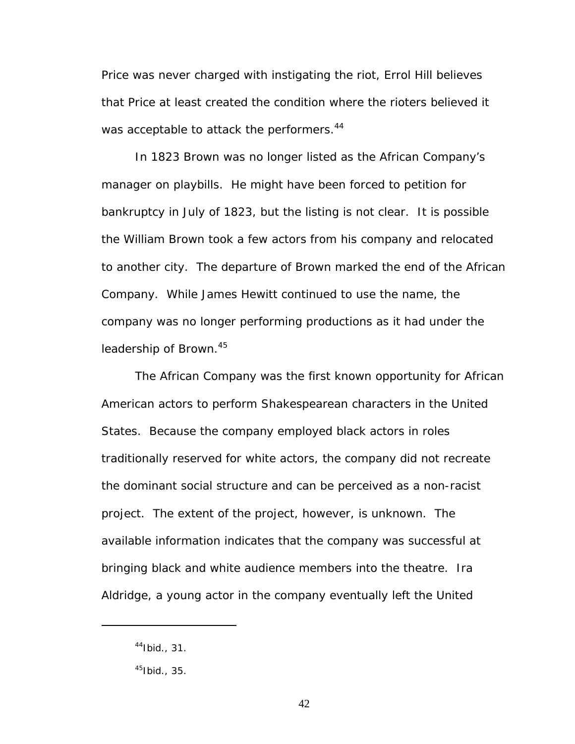Price was never charged with instigating the riot, Errol Hill believes that Price at least created the condition where the rioters believed it was acceptable to attack the performers.[44]

In 1823 Brown was no longer listed as the African Company's manager on playbills. He might have been forced to petition for bankruptcy in July of 1823, but the listing is not clear. It is possible the William Brown took a few actors from his company and relocated to another city. The departure of Brown marked the end of the African Company. While James Hewitt continued to use the name, the company was no longer performing productions as it had under the leadership of Brown.[45]

The African Company was the first known opportunity for African American actors to perform Shakespearean characters in the United States. Because the company employed black actors in roles traditionally reserved for white actors, the company did not recreate the dominant social structure and can be perceived as a non-racist project. The extent of the project, however, is unknown. The available information indicates that the company was successful at bringing black and white audience members into the theatre. Ira Aldridge, a young actor in the company eventually left the United

---

[44] Ibid., 31.

[45] Ibid., 35.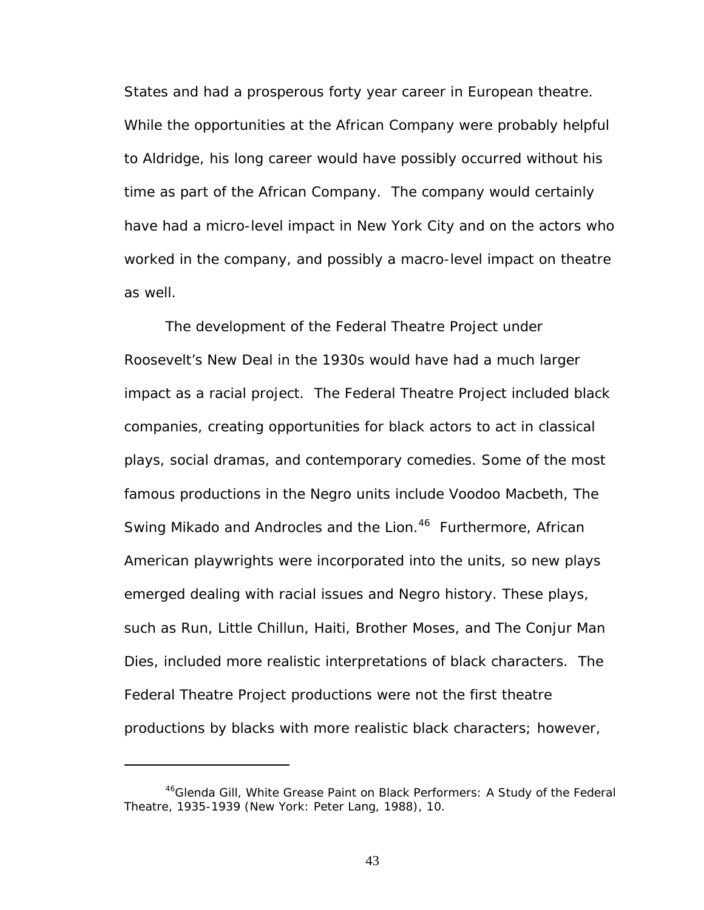States and had a prosperous forty year career in European theatre. While the opportunities at the African Company were probably helpful to Aldridge, his long career would have possibly occurred without his time as part of the African Company. The company would certainly have had a micro-level impact in New York City and on the actors who worked in the company, and possibly a macro-level impact on theatre as well.

The development of the Federal Theatre Project under Roosevelt's New Deal in the 1930s would have had a much larger impact as a racial project. The Federal Theatre Project included black companies, creating opportunities for black actors to act in classical plays, social dramas, and contemporary comedies. Some of the most famous productions in the Negro units include Voodoo Macbeth, The Swing Mikado and Androcles and the Lion.[46] Furthermore, African American playwrights were incorporated into the units, so new plays emerged dealing with racial issues and Negro history. These plays, such as Run, Little Chillun, Haiti, Brother Moses, and The Conjur Man Dies, included more realistic interpretations of black characters. The Federal Theatre Project productions were not the first theatre productions by blacks with more realistic black characters; however,

---

[46]Glenda Gill, White Grease Paint on Black Performers: A Study of the Federal Theatre, 1935-1939 (New York: Peter Lang, 1988), 10.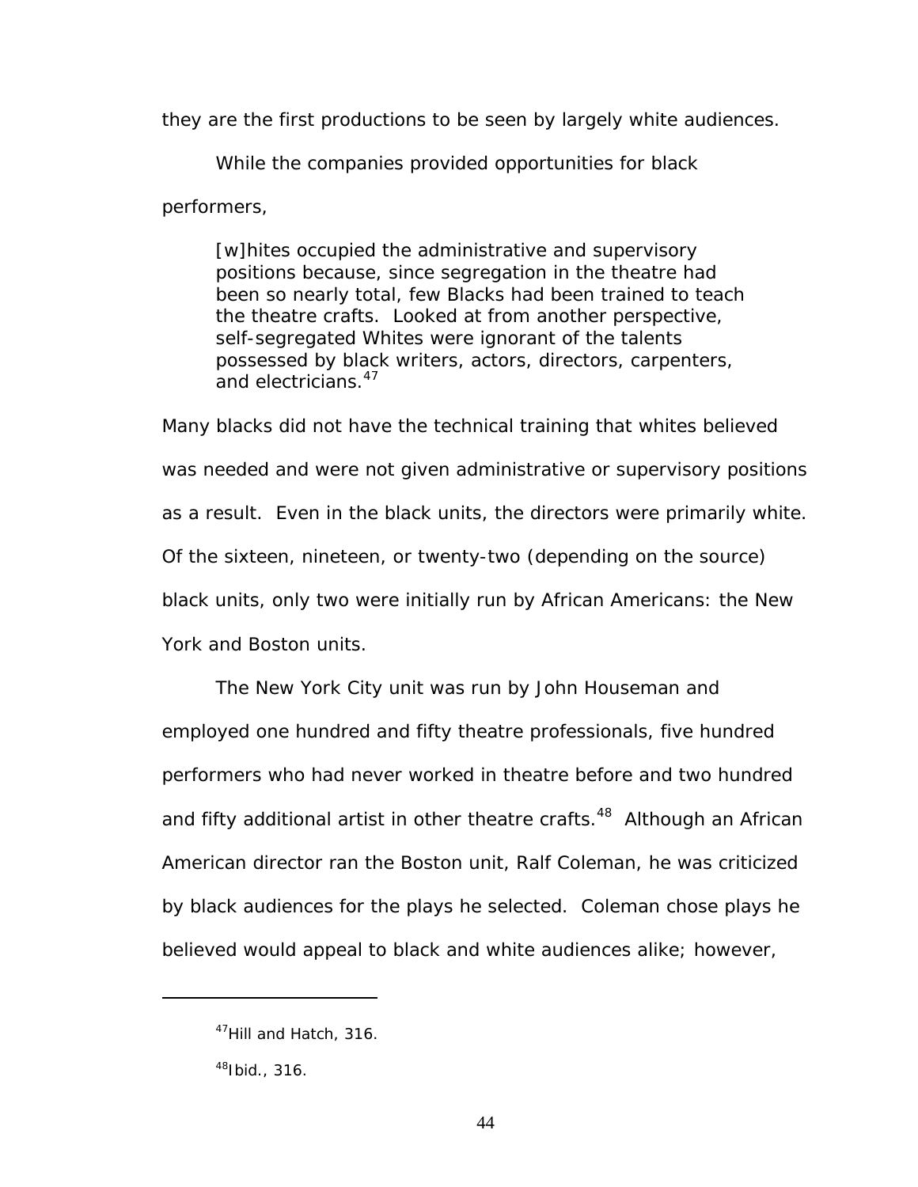they are the first productions to be seen by largely white audiences.

While the companies provided opportunities for black performers,

> [w]hites occupied the administrative and supervisory positions because, since segregation in the theatre had been so nearly total, few Blacks had been trained to teach the theatre crafts. Looked at from another perspective, self-segregated Whites were ignorant of the talents possessed by black writers, actors, directors, carpenters, and electricians.[47]

Many blacks did not have the technical training that whites believed was needed and were not given administrative or supervisory positions as a result. Even in the black units, the directors were primarily white. Of the sixteen, nineteen, or twenty-two (depending on the source) black units, only two were initially run by African Americans: the New York and Boston units.

The New York City unit was run by John Houseman and employed one hundred and fifty theatre professionals, five hundred performers who had never worked in theatre before and two hundred and fifty additional artist in other theatre crafts.[48] Although an African American director ran the Boston unit, Ralf Coleman, he was criticized by black audiences for the plays he selected. Coleman chose plays he believed would appeal to black and white audiences alike; however,

---

[47]Hill and Hatch, 316.

[48]Ibid., 316.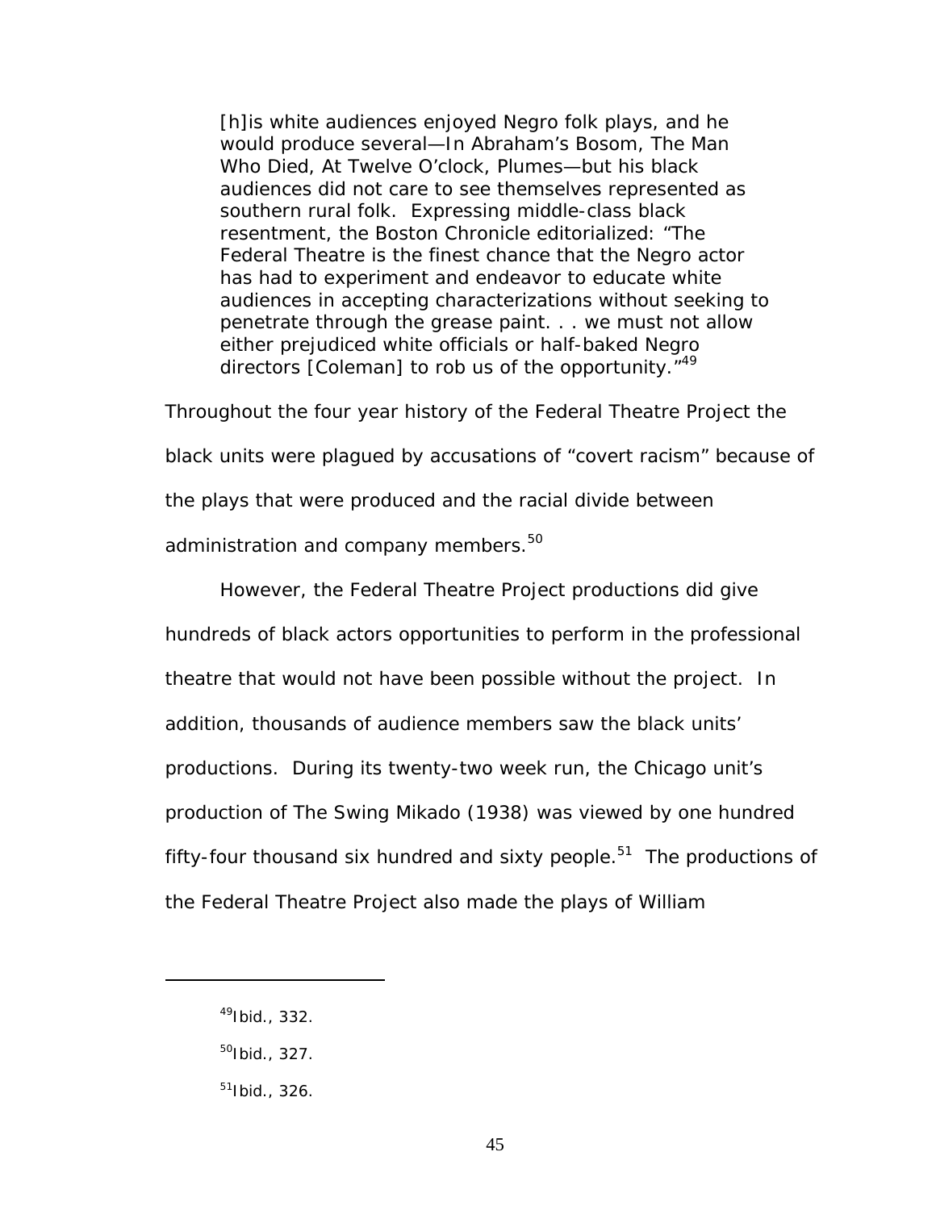> [h]is white audiences enjoyed Negro folk plays, and he would produce several—In Abraham's Bosom, The Man Who Died, At Twelve O'clock, Plumes—but his black audiences did not care to see themselves represented as southern rural folk. Expressing middle-class black resentment, the Boston Chronicle editorialized: "The Federal Theatre is the finest chance that the Negro actor has had to experiment and endeavor to educate white audiences in accepting characterizations without seeking to penetrate through the grease paint. . . we must not allow either prejudiced white officials or half-baked Negro directors [Coleman] to rob us of the opportunity."[49]

Throughout the four year history of the Federal Theatre Project the black units were plagued by accusations of "covert racism" because of the plays that were produced and the racial divide between administration and company members.[50]

However, the Federal Theatre Project productions did give hundreds of black actors opportunities to perform in the professional theatre that would not have been possible without the project. In addition, thousands of audience members saw the black units' productions. During its twenty-two week run, the Chicago unit's production of The Swing Mikado (1938) was viewed by one hundred fifty-four thousand six hundred and sixty people.[51] The productions of the Federal Theatre Project also made the plays of William

---

[49]Ibid., 332.

[50]Ibid., 327.

[51]Ibid., 326.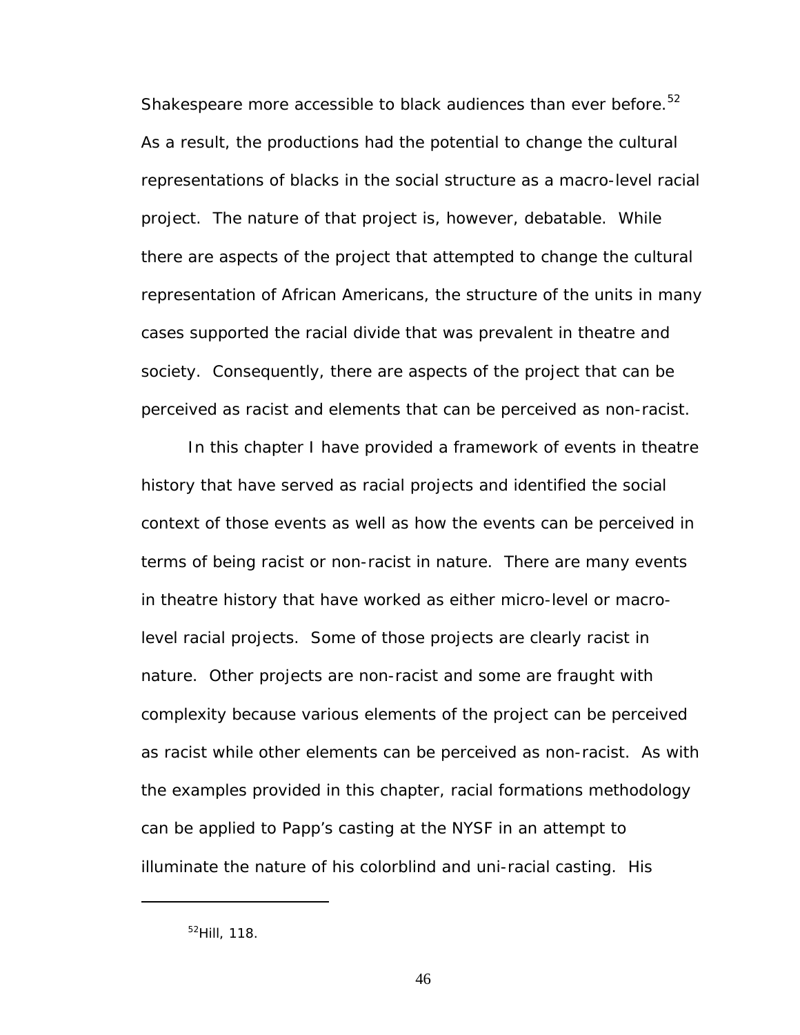Shakespeare more accessible to black audiences than ever before.[52] As a result, the productions had the potential to change the cultural representations of blacks in the social structure as a macro-level racial project. The nature of that project is, however, debatable. While there are aspects of the project that attempted to change the cultural representation of African Americans, the structure of the units in many cases supported the racial divide that was prevalent in theatre and society. Consequently, there are aspects of the project that can be perceived as racist and elements that can be perceived as non-racist.

In this chapter I have provided a framework of events in theatre history that have served as racial projects and identified the social context of those events as well as how the events can be perceived in terms of being racist or non-racist in nature. There are many events in theatre history that have worked as either micro-level or macro-level racial projects. Some of those projects are clearly racist in nature. Other projects are non-racist and some are fraught with complexity because various elements of the project can be perceived as racist while other elements can be perceived as non-racist. As with the examples provided in this chapter, racial formations methodology can be applied to Papp's casting at the NYSF in an attempt to illuminate the nature of his colorblind and uni-racial casting. His

[52]Hill, 118.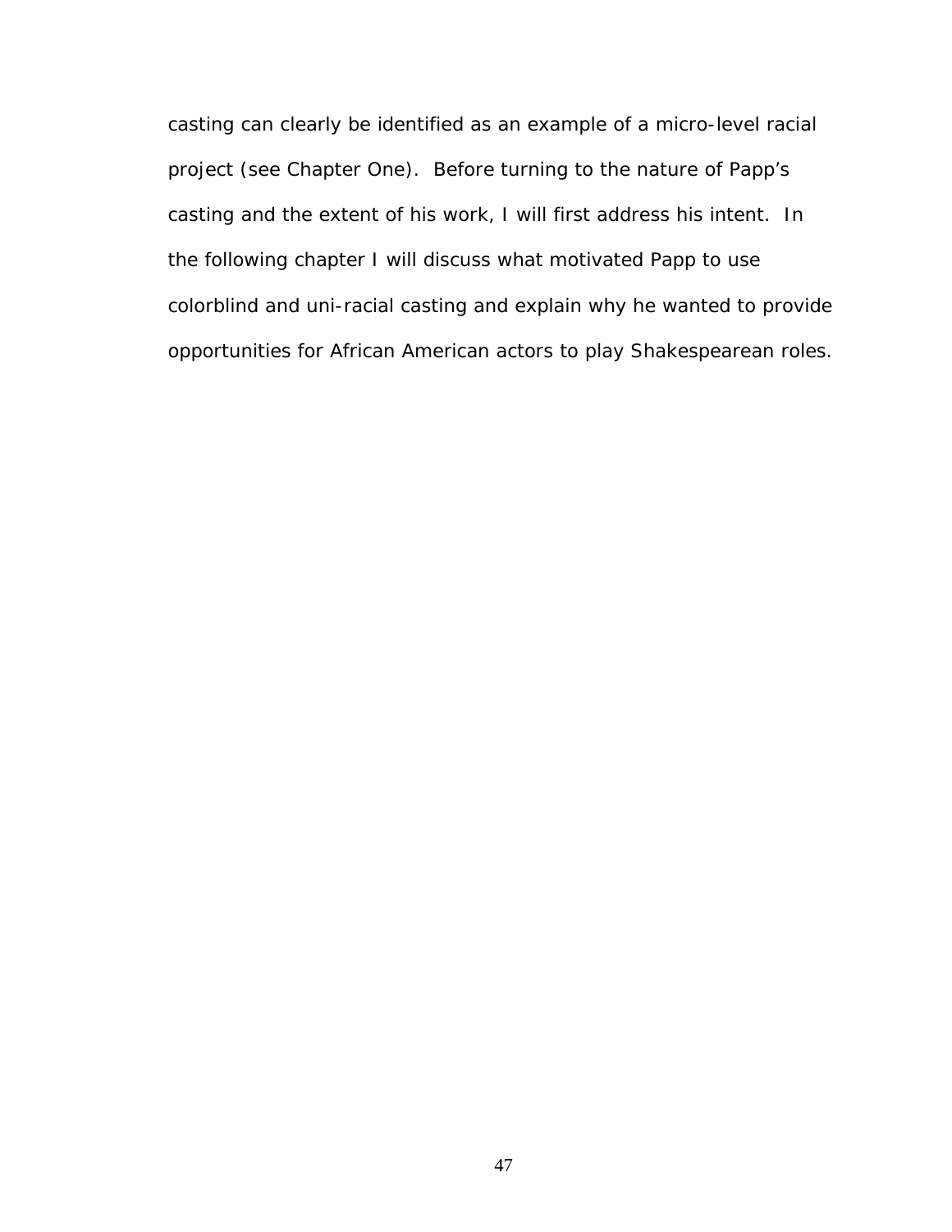casting can clearly be identified as an example of a micro-level racial project (see Chapter One). Before turning to the nature of Papp's casting and the extent of his work, I will first address his intent. In the following chapter I will discuss what motivated Papp to use colorblind and uni-racial casting and explain why he wanted to provide opportunities for African American actors to play Shakespearean roles.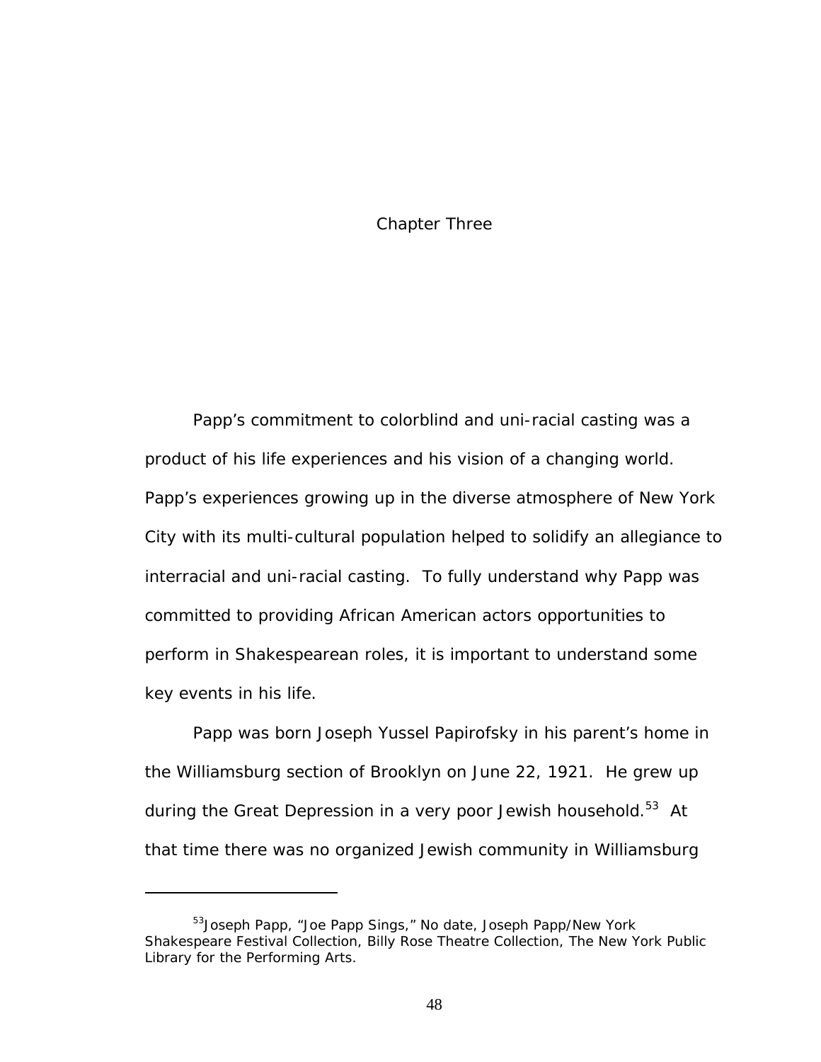# Chapter Three

Papp's commitment to colorblind and uni-racial casting was a product of his life experiences and his vision of a changing world. Papp's experiences growing up in the diverse atmosphere of New York City with its multi-cultural population helped to solidify an allegiance to interracial and uni-racial casting. To fully understand why Papp was committed to providing African American actors opportunities to perform in Shakespearean roles, it is important to understand some key events in his life.

Papp was born Joseph Yussel Papirofsky in his parent's home in the Williamsburg section of Brooklyn on June 22, 1921. He grew up during the Great Depression in a very poor Jewish household.[53] At that time there was no organized Jewish community in Williamsburg

---

[53] Joseph Papp, "Joe Papp Sings," No date, Joseph Papp/New York Shakespeare Festival Collection, Billy Rose Theatre Collection, The New York Public Library for the Performing Arts.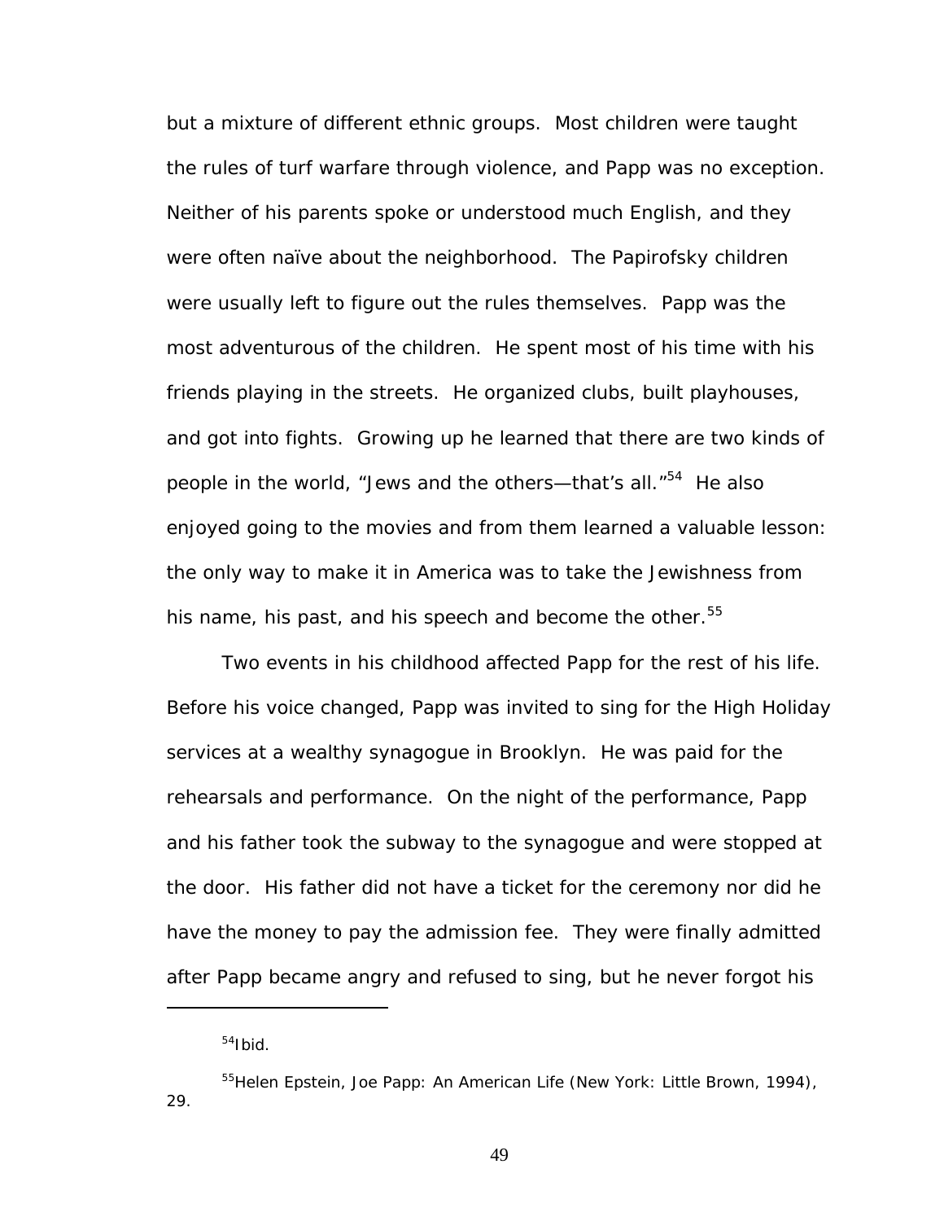but a mixture of different ethnic groups. Most children were taught the rules of turf warfare through violence, and Papp was no exception. Neither of his parents spoke or understood much English, and they were often naïve about the neighborhood. The Papirofsky children were usually left to figure out the rules themselves. Papp was the most adventurous of the children. He spent most of his time with his friends playing in the streets. He organized clubs, built playhouses, and got into fights. Growing up he learned that there are two kinds of people in the world, "Jews and the others—that's all."[54] He also enjoyed going to the movies and from them learned a valuable lesson: the only way to make it in America was to take the Jewishness from his name, his past, and his speech and become the other.[55]

Two events in his childhood affected Papp for the rest of his life. Before his voice changed, Papp was invited to sing for the High Holiday services at a wealthy synagogue in Brooklyn. He was paid for the rehearsals and performance. On the night of the performance, Papp and his father took the subway to the synagogue and were stopped at the door. His father did not have a ticket for the ceremony nor did he have the money to pay the admission fee. They were finally admitted after Papp became angry and refused to sing, but he never forgot his

---

[54]Ibid.

[55]Helen Epstein, *Joe Papp: An American Life* (New York: Little Brown, 1994), 29.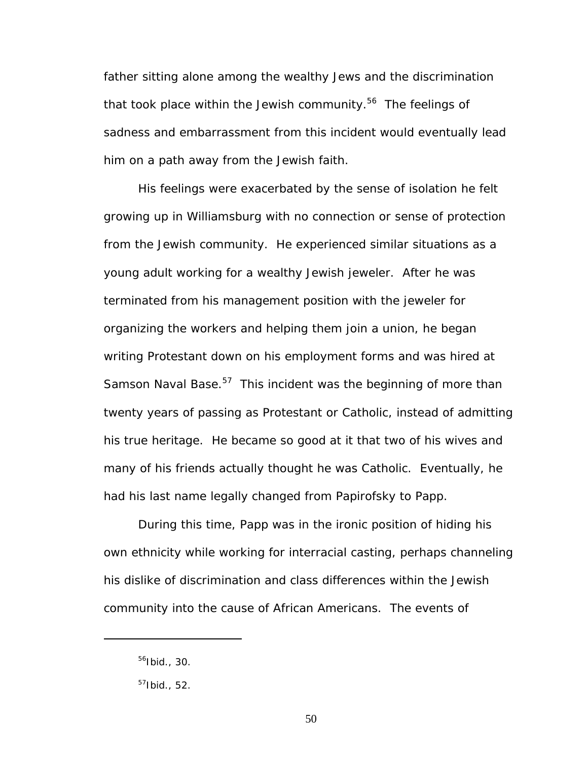father sitting alone among the wealthy Jews and the discrimination that took place within the Jewish community.[56] The feelings of sadness and embarrassment from this incident would eventually lead him on a path away from the Jewish faith.

His feelings were exacerbated by the sense of isolation he felt growing up in Williamsburg with no connection or sense of protection from the Jewish community. He experienced similar situations as a young adult working for a wealthy Jewish jeweler. After he was terminated from his management position with the jeweler for organizing the workers and helping them join a union, he began writing Protestant down on his employment forms and was hired at Samson Naval Base.[57] This incident was the beginning of more than twenty years of passing as Protestant or Catholic, instead of admitting his true heritage. He became so good at it that two of his wives and many of his friends actually thought he was Catholic. Eventually, he had his last name legally changed from Papirofsky to Papp.

During this time, Papp was in the ironic position of hiding his own ethnicity while working for interracial casting, perhaps channeling his dislike of discrimination and class differences within the Jewish community into the cause of African Americans. The events of

---

[56] Ibid., 30.

[57] Ibid., 52.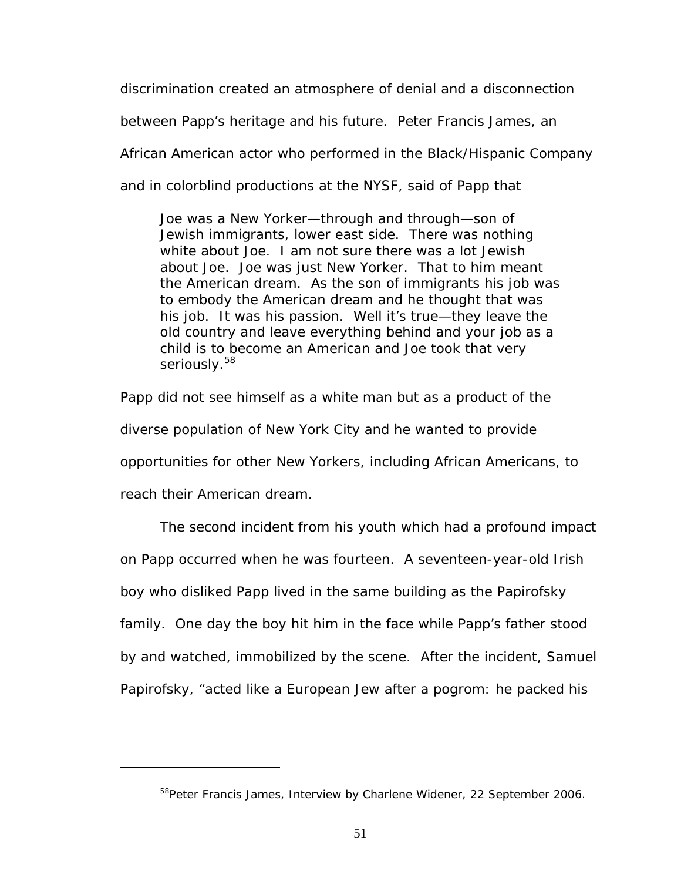discrimination created an atmosphere of denial and a disconnection between Papp's heritage and his future. Peter Francis James, an African American actor who performed in the Black/Hispanic Company and in colorblind productions at the NYSF, said of Papp that

> Joe was a New Yorker—through and through—son of Jewish immigrants, lower east side. There was nothing white about Joe. I am not sure there was a lot Jewish about Joe. Joe was just New Yorker. That to him meant the American dream. As the son of immigrants his job was to embody the American dream and he thought that was his job. It was his passion. Well it's true—they leave the old country and leave everything behind and your job as a child is to become an American and Joe took that very seriously.[58]

Papp did not see himself as a white man but as a product of the diverse population of New York City and he wanted to provide opportunities for other New Yorkers, including African Americans, to reach their American dream.

The second incident from his youth which had a profound impact on Papp occurred when he was fourteen. A seventeen-year-old Irish boy who disliked Papp lived in the same building as the Papirofsky family. One day the boy hit him in the face while Papp's father stood by and watched, immobilized by the scene. After the incident, Samuel Papirofsky, "acted like a European Jew after a pogrom: he packed his

---

[58] Peter Francis James, Interview by Charlene Widener, 22 September 2006.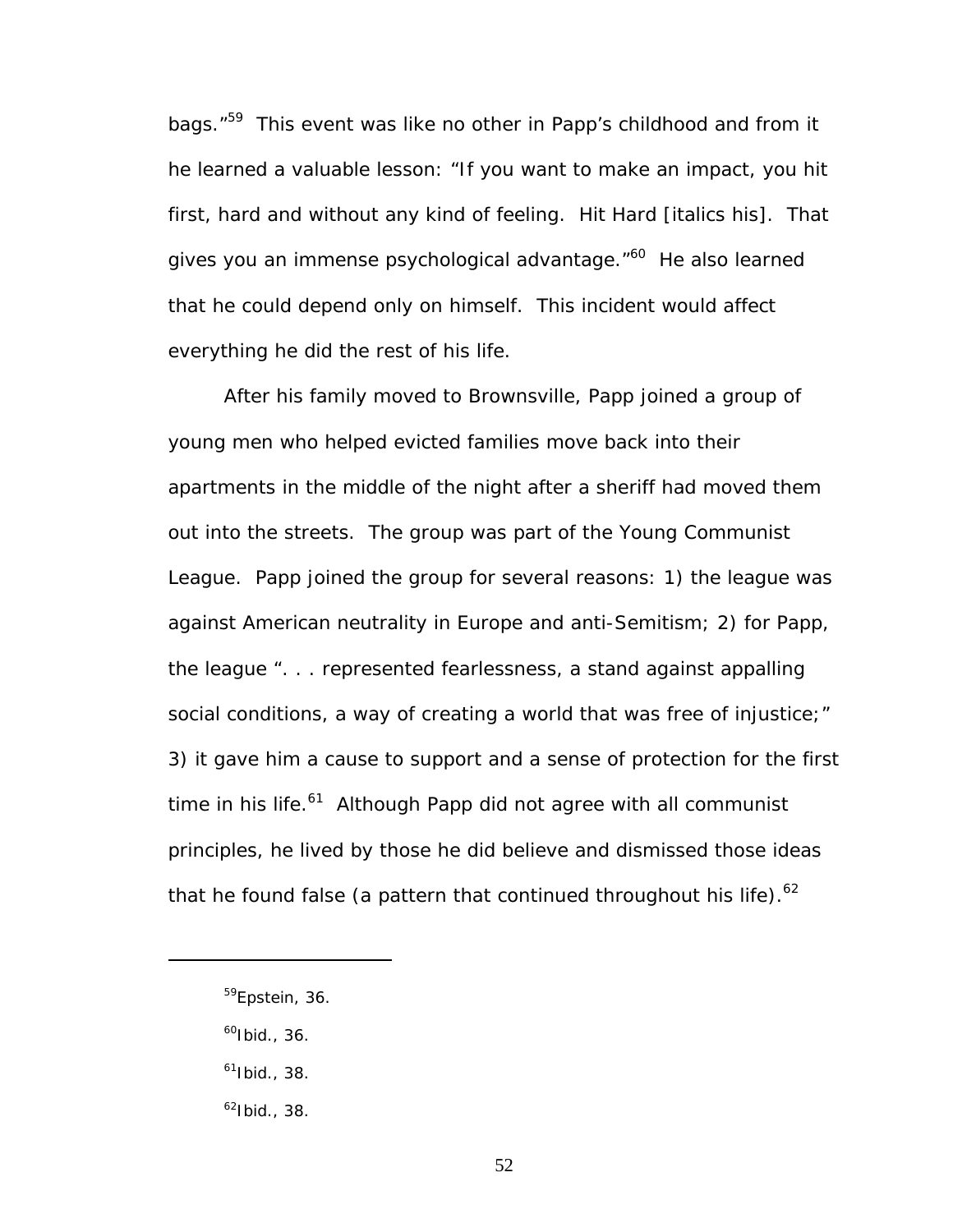bags."[59] This event was like no other in Papp's childhood and from it he learned a valuable lesson: "If you want to make an impact, you hit first, hard and without any kind of feeling. Hit Hard [italics his]. That gives you an immense psychological advantage."[60] He also learned that he could depend only on himself. This incident would affect everything he did the rest of his life.

After his family moved to Brownsville, Papp joined a group of young men who helped evicted families move back into their apartments in the middle of the night after a sheriff had moved them out into the streets. The group was part of the Young Communist League. Papp joined the group for several reasons: 1) the league was against American neutrality in Europe and anti-Semitism; 2) for Papp, the league ". . . represented fearlessness, a stand against appalling social conditions, a way of creating a world that was free of injustice;" 3) it gave him a cause to support and a sense of protection for the first time in his life.[61] Although Papp did not agree with all communist principles, he lived by those he did believe and dismissed those ideas that he found false (a pattern that continued throughout his life).[62]

---

[59]Epstein, 36.

[60]Ibid., 36.

[61]Ibid., 38.

[62]Ibid., 38.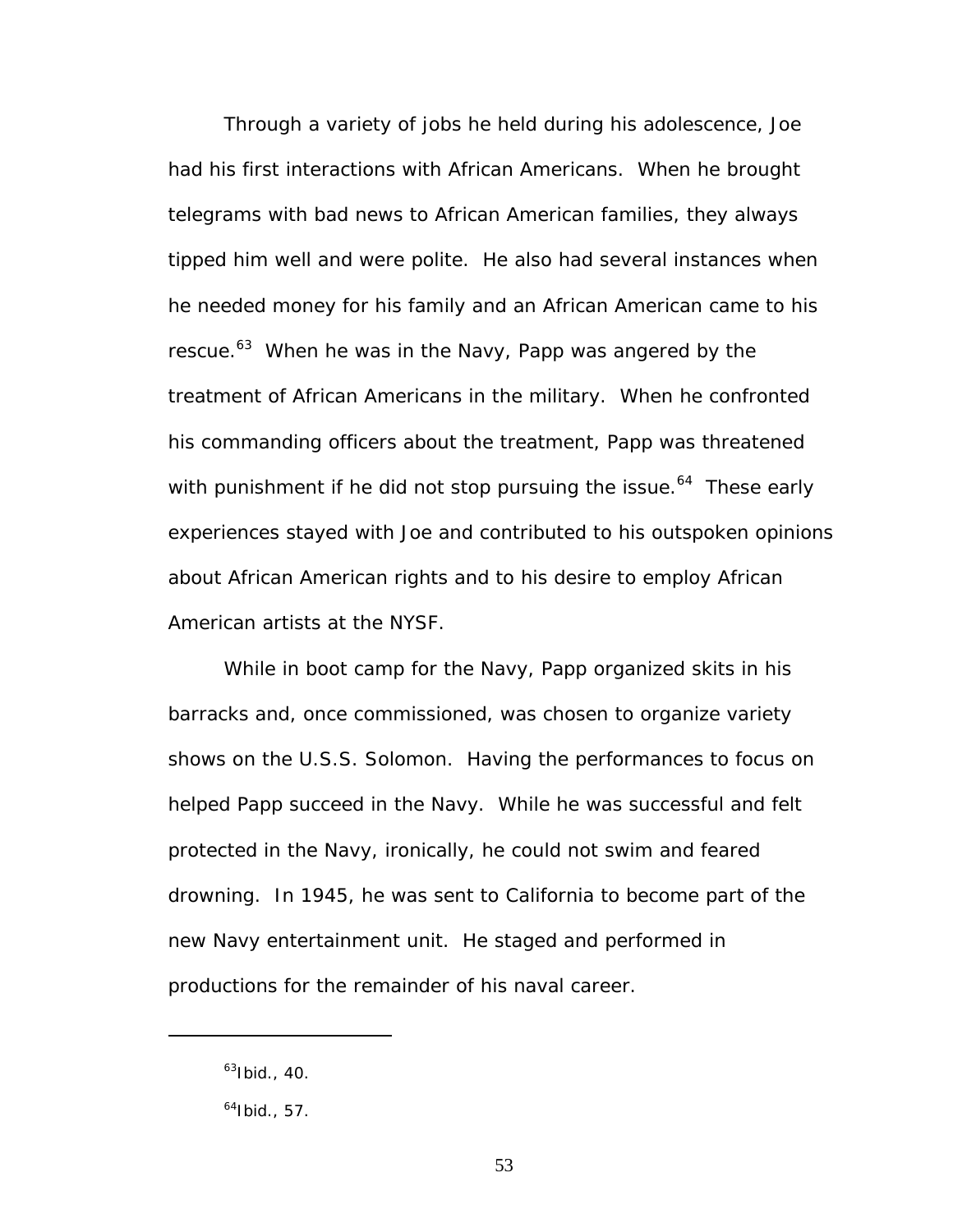Through a variety of jobs he held during his adolescence, Joe had his first interactions with African Americans. When he brought telegrams with bad news to African American families, they always tipped him well and were polite. He also had several instances when he needed money for his family and an African American came to his rescue.[63] When he was in the Navy, Papp was angered by the treatment of African Americans in the military. When he confronted his commanding officers about the treatment, Papp was threatened with punishment if he did not stop pursuing the issue.[64] These early experiences stayed with Joe and contributed to his outspoken opinions about African American rights and to his desire to employ African American artists at the NYSF.

While in boot camp for the Navy, Papp organized skits in his barracks and, once commissioned, was chosen to organize variety shows on the U.S.S. Solomon. Having the performances to focus on helped Papp succeed in the Navy. While he was successful and felt protected in the Navy, ironically, he could not swim and feared drowning. In 1945, he was sent to California to become part of the new Navy entertainment unit. He staged and performed in productions for the remainder of his naval career.

---

[63]Ibid., 40.

[64]Ibid., 57.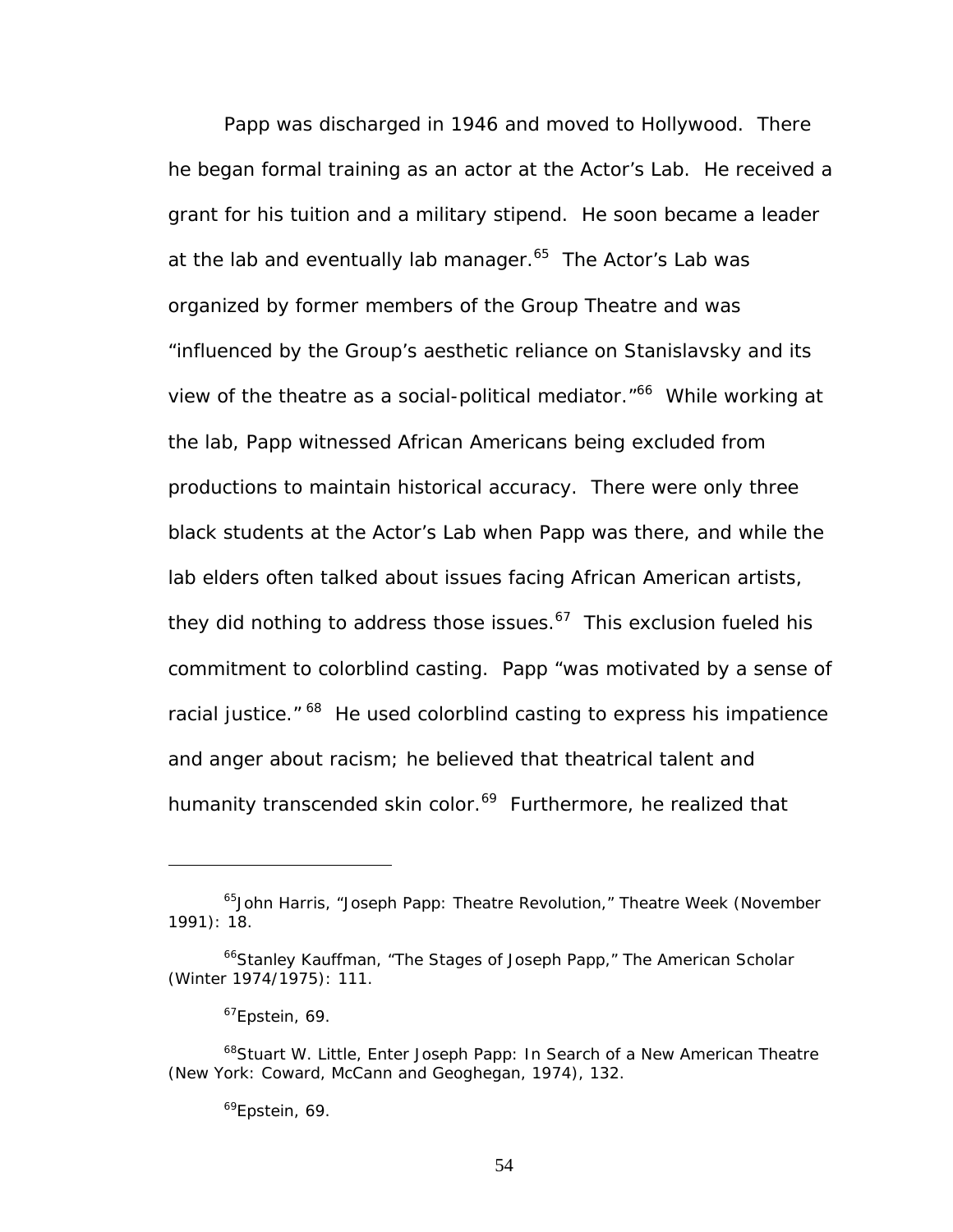Papp was discharged in 1946 and moved to Hollywood. There he began formal training as an actor at the Actor's Lab. He received a grant for his tuition and a military stipend. He soon became a leader at the lab and eventually lab manager.[65] The Actor's Lab was organized by former members of the Group Theatre and was "influenced by the Group's aesthetic reliance on Stanislavsky and its view of the theatre as a social-political mediator."[66] While working at the lab, Papp witnessed African Americans being excluded from productions to maintain historical accuracy. There were only three black students at the Actor's Lab when Papp was there, and while the lab elders often talked about issues facing African American artists, they did nothing to address those issues.[67] This exclusion fueled his commitment to colorblind casting. Papp "was motivated by a sense of racial justice."[68] He used colorblind casting to express his impatience and anger about racism; he believed that theatrical talent and humanity transcended skin color.[69] Furthermore, he realized that

---

[65]John Harris, "Joseph Papp: Theatre Revolution," Theatre Week (November 1991): 18.

[66]Stanley Kauffman, "The Stages of Joseph Papp," The American Scholar (Winter 1974/1975): 111.

[67]Epstein, 69.

[68]Stuart W. Little, Enter Joseph Papp: In Search of a New American Theatre (New York: Coward, McCann and Geoghegan, 1974), 132.

[69]Epstein, 69.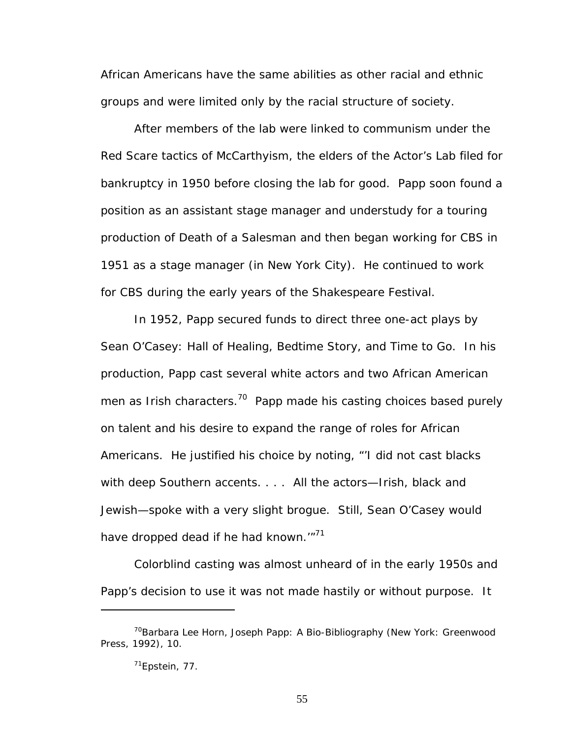African Americans have the same abilities as other racial and ethnic groups and were limited only by the racial structure of society.

After members of the lab were linked to communism under the Red Scare tactics of McCarthyism, the elders of the Actor's Lab filed for bankruptcy in 1950 before closing the lab for good. Papp soon found a position as an assistant stage manager and understudy for a touring production of Death of a Salesman and then began working for CBS in 1951 as a stage manager (in New York City). He continued to work for CBS during the early years of the Shakespeare Festival.

In 1952, Papp secured funds to direct three one-act plays by Sean O'Casey: Hall of Healing, Bedtime Story, and Time to Go. In his production, Papp cast several white actors and two African American men as Irish characters.[70] Papp made his casting choices based purely on talent and his desire to expand the range of roles for African Americans. He justified his choice by noting, "'I did not cast blacks with deep Southern accents. . . . All the actors—Irish, black and Jewish—spoke with a very slight brogue. Still, Sean O'Casey would have dropped dead if he had known.'"[71]

Colorblind casting was almost unheard of in the early 1950s and Papp's decision to use it was not made hastily or without purpose. It

---

[70] Barbara Lee Horn, Joseph Papp: A Bio-Bibliography (New York: Greenwood Press, 1992), 10.

[71] Epstein, 77.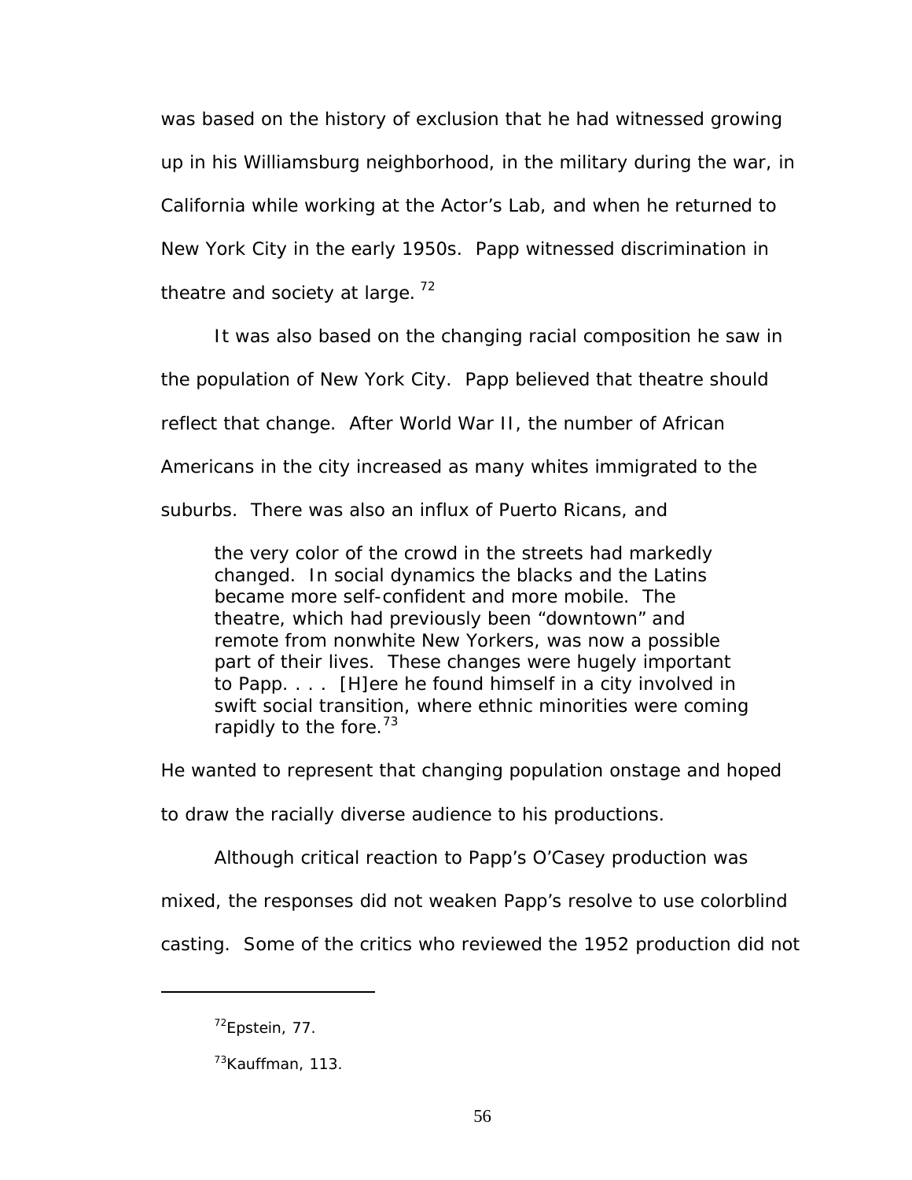was based on the history of exclusion that he had witnessed growing up in his Williamsburg neighborhood, in the military during the war, in California while working at the Actor's Lab, and when he returned to New York City in the early 1950s. Papp witnessed discrimination in theatre and society at large.[72]

It was also based on the changing racial composition he saw in the population of New York City. Papp believed that theatre should reflect that change. After World War II, the number of African Americans in the city increased as many whites immigrated to the suburbs. There was also an influx of Puerto Ricans, and

> the very color of the crowd in the streets had markedly changed. In social dynamics the blacks and the Latins became more self-confident and more mobile. The theatre, which had previously been "downtown" and remote from nonwhite New Yorkers, was now a possible part of their lives. These changes were hugely important to Papp. . . . [H]ere he found himself in a city involved in swift social transition, where ethnic minorities were coming rapidly to the fore.[73]

He wanted to represent that changing population onstage and hoped to draw the racially diverse audience to his productions.

Although critical reaction to Papp's O'Casey production was mixed, the responses did not weaken Papp's resolve to use colorblind casting. Some of the critics who reviewed the 1952 production did not

---

[72]Epstein, 77.

[73]Kauffman, 113.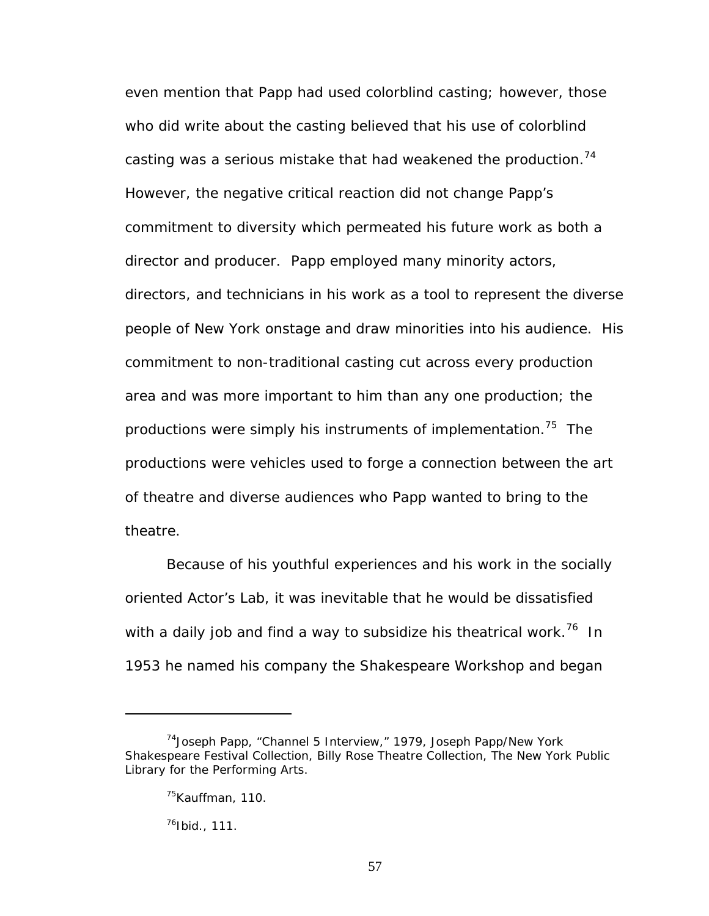even mention that Papp had used colorblind casting; however, those who did write about the casting believed that his use of colorblind casting was a serious mistake that had weakened the production.[74] However, the negative critical reaction did not change Papp's commitment to diversity which permeated his future work as both a director and producer. Papp employed many minority actors, directors, and technicians in his work as a tool to represent the diverse people of New York onstage and draw minorities into his audience. His commitment to non-traditional casting cut across every production area and was more important to him than any one production; the productions were simply his instruments of implementation.[75] The productions were vehicles used to forge a connection between the art of theatre and diverse audiences who Papp wanted to bring to the theatre.

Because of his youthful experiences and his work in the socially oriented Actor's Lab, it was inevitable that he would be dissatisfied with a daily job and find a way to subsidize his theatrical work.[76] In 1953 he named his company the Shakespeare Workshop and began

---

[74]Joseph Papp, "Channel 5 Interview," 1979, Joseph Papp/New York Shakespeare Festival Collection, Billy Rose Theatre Collection, The New York Public Library for the Performing Arts.

[75]Kauffman, 110.

[76]Ibid., 111.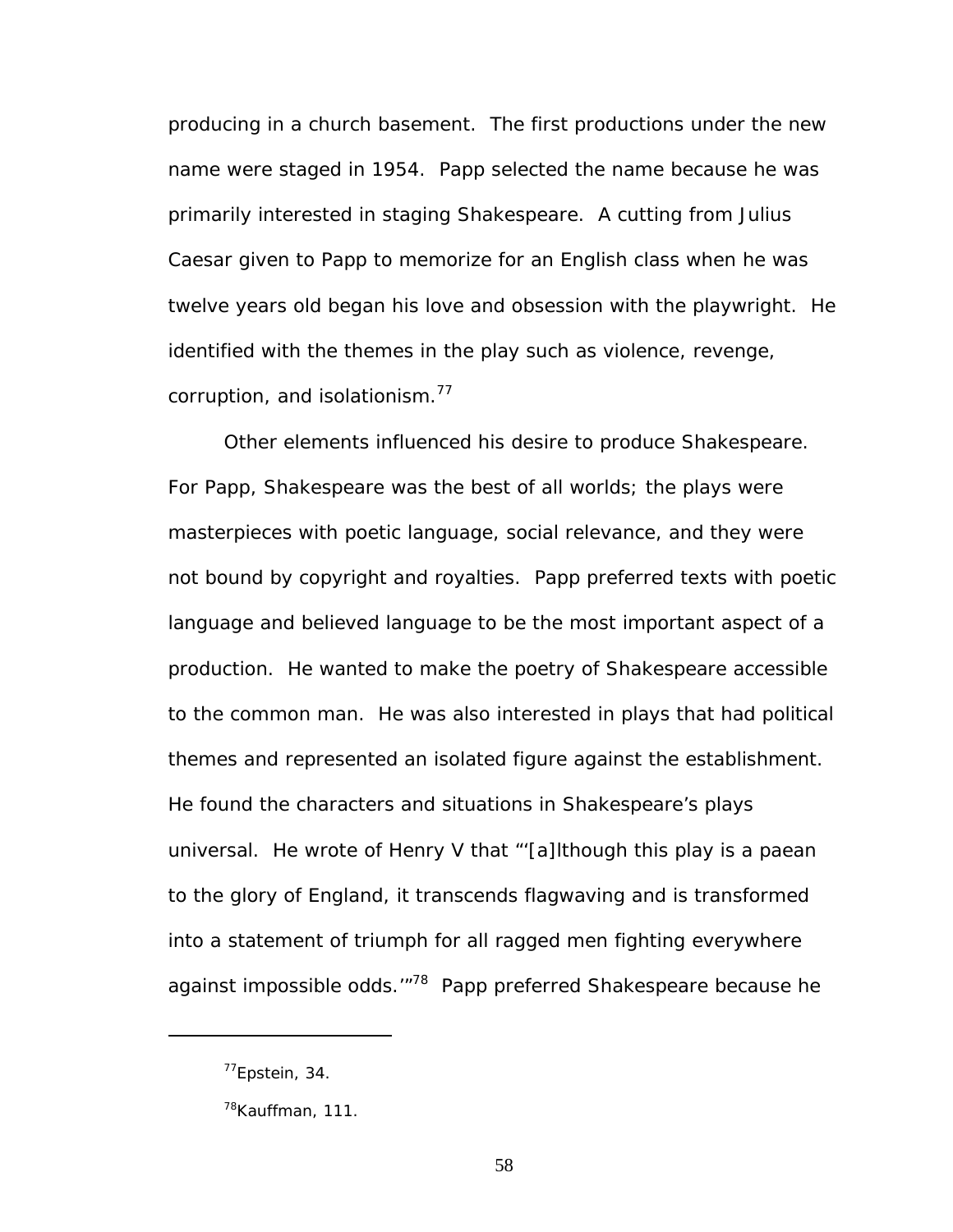producing in a church basement. The first productions under the new name were staged in 1954. Papp selected the name because he was primarily interested in staging Shakespeare. A cutting from Julius Caesar given to Papp to memorize for an English class when he was twelve years old began his love and obsession with the playwright. He identified with the themes in the play such as violence, revenge, corruption, and isolationism.[77]

Other elements influenced his desire to produce Shakespeare. For Papp, Shakespeare was the best of all worlds; the plays were masterpieces with poetic language, social relevance, and they were not bound by copyright and royalties. Papp preferred texts with poetic language and believed language to be the most important aspect of a production. He wanted to make the poetry of Shakespeare accessible to the common man. He was also interested in plays that had political themes and represented an isolated figure against the establishment. He found the characters and situations in Shakespeare's plays universal. He wrote of Henry V that "'[a]lthough this play is a paean to the glory of England, it transcends flagwaving and is transformed into a statement of triumph for all ragged men fighting everywhere against impossible odds.'"[78] Papp preferred Shakespeare because he

---

[77]Epstein, 34.

[78]Kauffman, 111.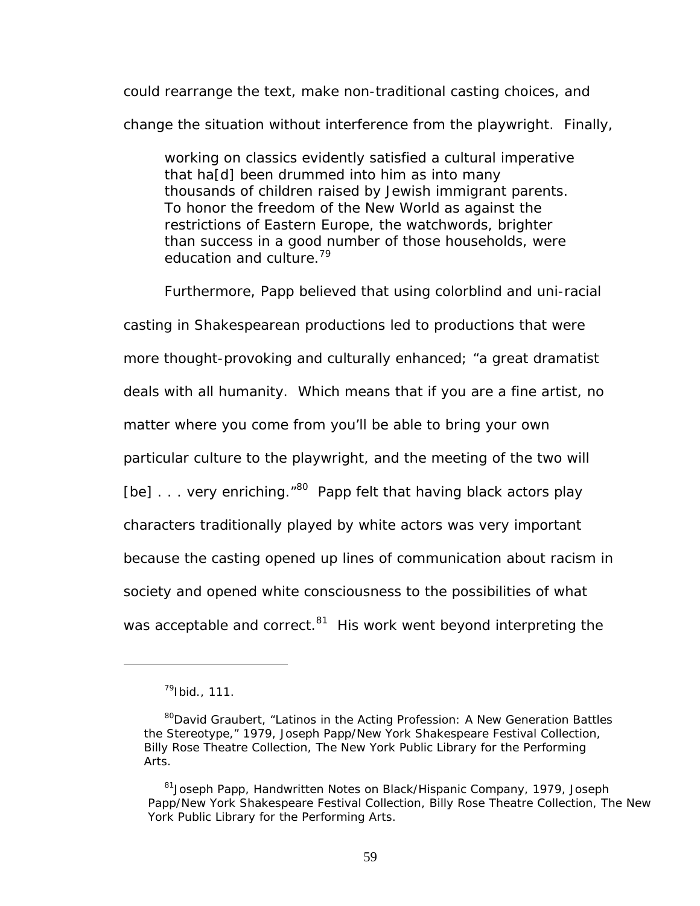could rearrange the text, make non-traditional casting choices, and change the situation without interference from the playwright. Finally,

> working on classics evidently satisfied a cultural imperative that ha[d] been drummed into him as into many thousands of children raised by Jewish immigrant parents. To honor the freedom of the New World as against the restrictions of Eastern Europe, the watchwords, brighter than success in a good number of those households, were education and culture.[79]

Furthermore, Papp believed that using colorblind and uni-racial casting in Shakespearean productions led to productions that were more thought-provoking and culturally enhanced; "a great dramatist deals with all humanity. Which means that if you are a fine artist, no matter where you come from you'll be able to bring your own particular culture to the playwright, and the meeting of the two will [be] . . . very enriching."[80] Papp felt that having black actors play characters traditionally played by white actors was very important because the casting opened up lines of communication about racism in society and opened white consciousness to the possibilities of what was acceptable and correct.[81] His work went beyond interpreting the

---

[79] Ibid., 111.

[80] David Graubert, "Latinos in the Acting Profession: A New Generation Battles the Stereotype," 1979, Joseph Papp/New York Shakespeare Festival Collection, Billy Rose Theatre Collection, The New York Public Library for the Performing Arts.

[81] Joseph Papp, Handwritten Notes on Black/Hispanic Company, 1979, Joseph Papp/New York Shakespeare Festival Collection, Billy Rose Theatre Collection, The New York Public Library for the Performing Arts.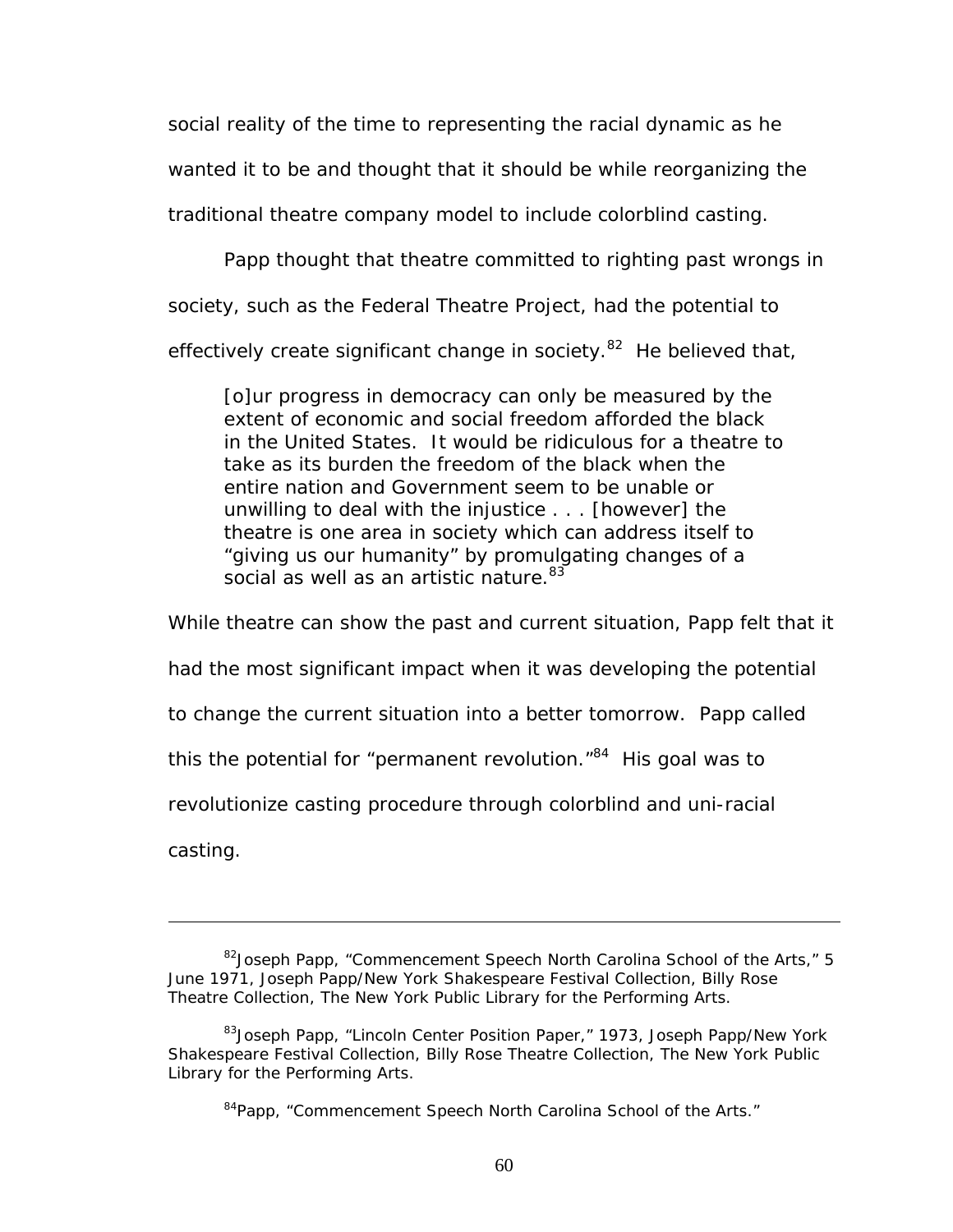social reality of the time to representing the racial dynamic as he wanted it to be and thought that it should be while reorganizing the traditional theatre company model to include colorblind casting.

Papp thought that theatre committed to righting past wrongs in society, such as the Federal Theatre Project, had the potential to effectively create significant change in society.[82] He believed that,

> [o]ur progress in democracy can only be measured by the extent of economic and social freedom afforded the black in the United States. It would be ridiculous for a theatre to take as its burden the freedom of the black when the entire nation and Government seem to be unable or unwilling to deal with the injustice . . . [however] the theatre is one area in society which can address itself to "giving us our humanity" by promulgating changes of a social as well as an artistic nature.[83]

While theatre can show the past and current situation, Papp felt that it had the most significant impact when it was developing the potential to change the current situation into a better tomorrow. Papp called this the potential for "permanent revolution."[84] His goal was to revolutionize casting procedure through colorblind and uni-racial casting.

---

[82]Joseph Papp, "Commencement Speech North Carolina School of the Arts," 5 June 1971, Joseph Papp/New York Shakespeare Festival Collection, Billy Rose Theatre Collection, The New York Public Library for the Performing Arts.

[83]Joseph Papp, "Lincoln Center Position Paper," 1973, Joseph Papp/New York Shakespeare Festival Collection, Billy Rose Theatre Collection, The New York Public Library for the Performing Arts.

[84]Papp, "Commencement Speech North Carolina School of the Arts."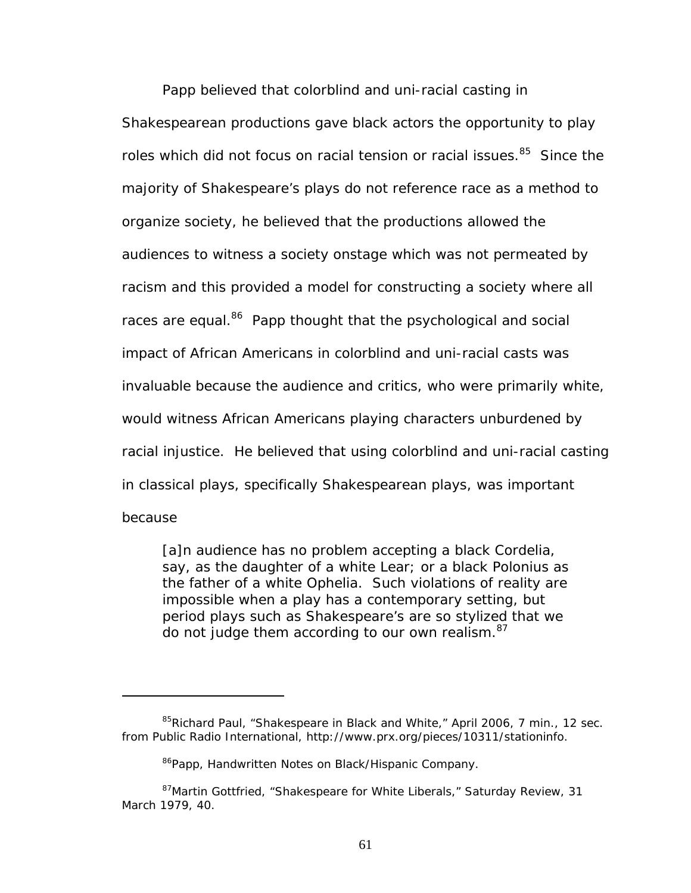Papp believed that colorblind and uni-racial casting in Shakespearean productions gave black actors the opportunity to play roles which did not focus on racial tension or racial issues.[85] Since the majority of Shakespeare's plays do not reference race as a method to organize society, he believed that the productions allowed the audiences to witness a society onstage which was not permeated by racism and this provided a model for constructing a society where all races are equal.[86] Papp thought that the psychological and social impact of African Americans in colorblind and uni-racial casts was invaluable because the audience and critics, who were primarily white, would witness African Americans playing characters unburdened by racial injustice. He believed that using colorblind and uni-racial casting in classical plays, specifically Shakespearean plays, was important because

> [a]n audience has no problem accepting a black Cordelia, say, as the daughter of a white Lear; or a black Polonius as the father of a white Ophelia. Such violations of reality are impossible when a play has a contemporary setting, but period plays such as Shakespeare's are so stylized that we do not judge them according to our own realism.[87]

---

[85] Richard Paul, "Shakespeare in Black and White," April 2006, 7 min., 12 sec. from Public Radio International, http://www.prx.org/pieces/10311/stationinfo.

[86] Papp, Handwritten Notes on Black/Hispanic Company.

[87] Martin Gottfried, "Shakespeare for White Liberals," Saturday Review, 31 March 1979, 40.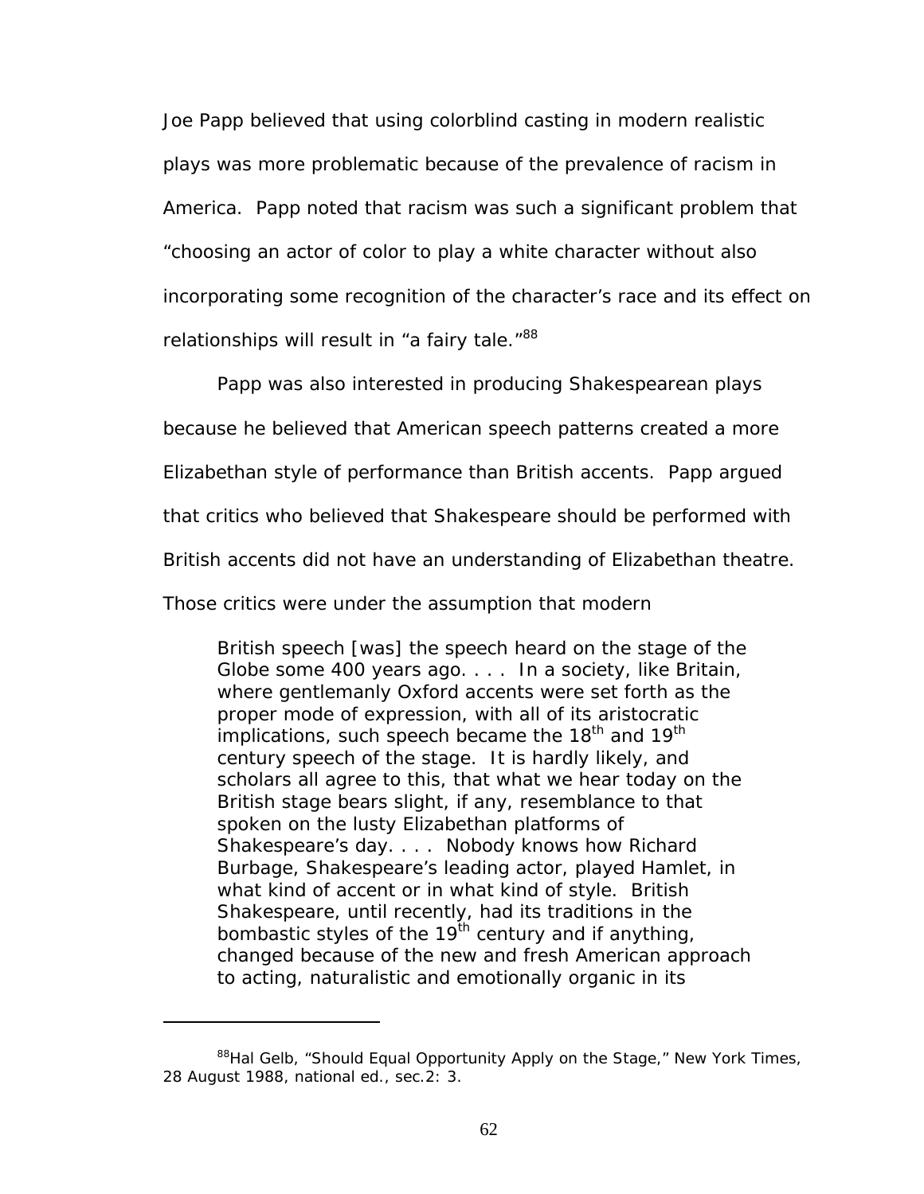Joe Papp believed that using colorblind casting in modern realistic plays was more problematic because of the prevalence of racism in America. Papp noted that racism was such a significant problem that "choosing an actor of color to play a white character without also incorporating some recognition of the character's race and its effect on relationships will result in "a fairy tale."[88]

Papp was also interested in producing Shakespearean plays because he believed that American speech patterns created a more Elizabethan style of performance than British accents. Papp argued that critics who believed that Shakespeare should be performed with British accents did not have an understanding of Elizabethan theatre. Those critics were under the assumption that modern

> British speech [was] the speech heard on the stage of the Globe some 400 years ago. . . . In a society, like Britain, where gentlemanly Oxford accents were set forth as the proper mode of expression, with all of its aristocratic implications, such speech became the 18th and 19th century speech of the stage. It is hardly likely, and scholars all agree to this, that what we hear today on the British stage bears slight, if any, resemblance to that spoken on the lusty Elizabethan platforms of Shakespeare's day. . . . Nobody knows how Richard Burbage, Shakespeare's leading actor, played Hamlet, in what kind of accent or in what kind of style. British Shakespeare, until recently, had its traditions in the bombastic styles of the 19th century and if anything, changed because of the new and fresh American approach to acting, naturalistic and emotionally organic in its

---

[88]Hal Gelb, "Should Equal Opportunity Apply on the Stage," New York Times, 28 August 1988, national ed., sec.2: 3.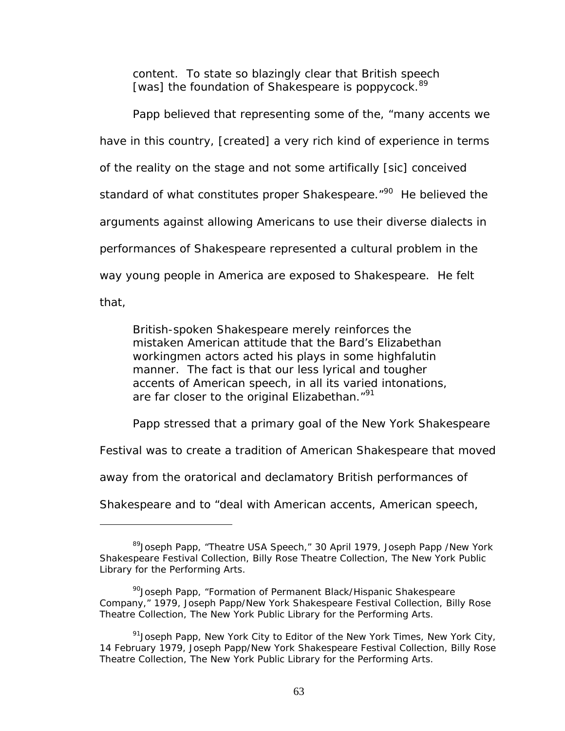> content. To state so blazingly clear that British speech [was] the foundation of Shakespeare is poppycock.[89]

Papp believed that representing some of the, "many accents we have in this country, [created] a very rich kind of experience in terms of the reality on the stage and not some artifically [sic] conceived standard of what constitutes proper Shakespeare."[90] He believed the arguments against allowing Americans to use their diverse dialects in performances of Shakespeare represented a cultural problem in the way young people in America are exposed to Shakespeare. He felt that,

> British-spoken Shakespeare merely reinforces the mistaken American attitude that the Bard's Elizabethan workingmen actors acted his plays in some highfalutin manner. The fact is that our less lyrical and tougher accents of American speech, in all its varied intonations, are far closer to the original Elizabethan."[91]

Papp stressed that a primary goal of the New York Shakespeare Festival was to create a tradition of American Shakespeare that moved away from the oratorical and declamatory British performances of Shakespeare and to "deal with American accents, American speech,

---

[89] Joseph Papp, "Theatre USA Speech," 30 April 1979, Joseph Papp /New York Shakespeare Festival Collection, Billy Rose Theatre Collection, The New York Public Library for the Performing Arts.

[90] Joseph Papp, "Formation of Permanent Black/Hispanic Shakespeare Company," 1979, Joseph Papp/New York Shakespeare Festival Collection, Billy Rose Theatre Collection, The New York Public Library for the Performing Arts.

[91] Joseph Papp, New York City to Editor of the New York Times, New York City, 14 February 1979, Joseph Papp/New York Shakespeare Festival Collection, Billy Rose Theatre Collection, The New York Public Library for the Performing Arts.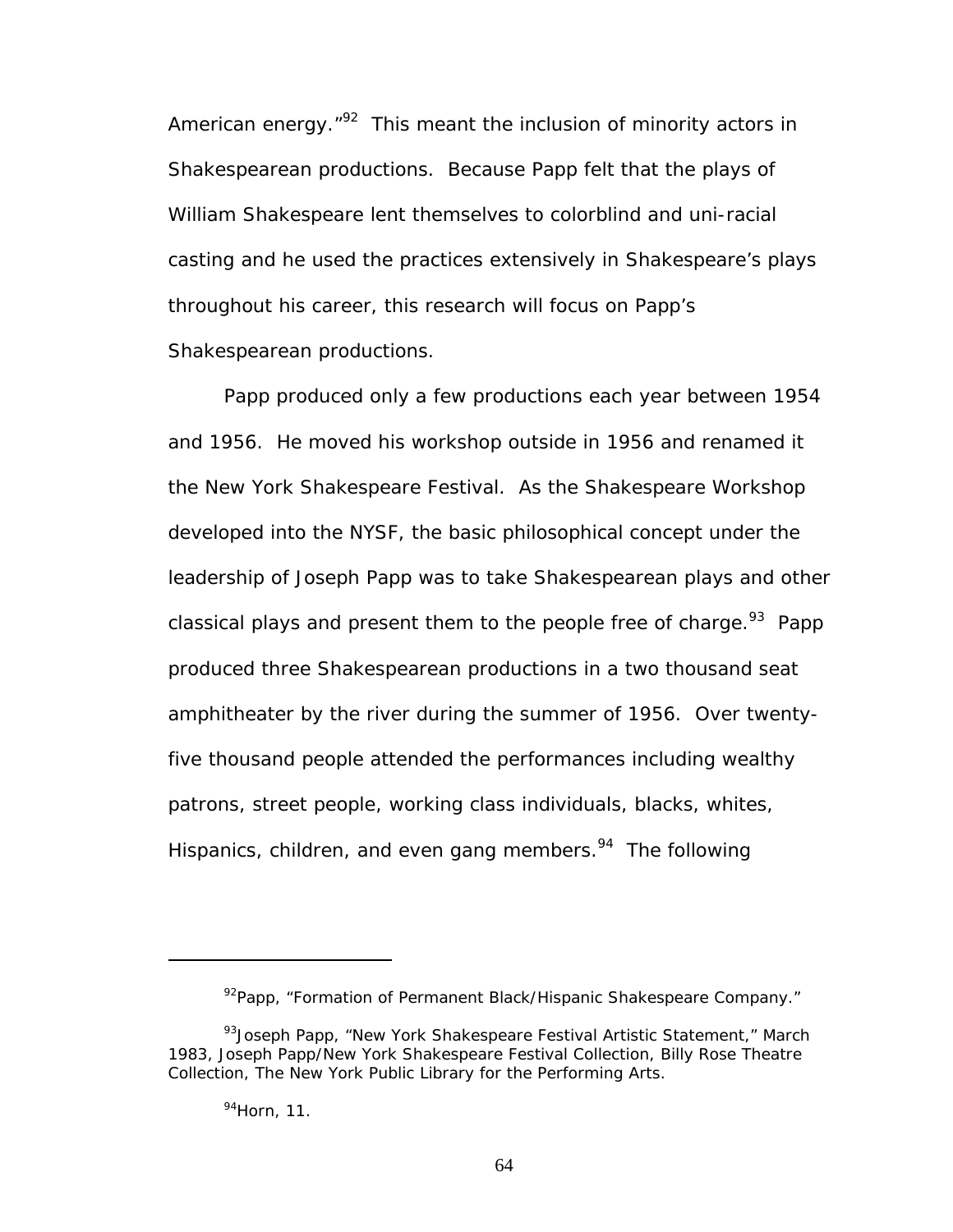American energy."[92] This meant the inclusion of minority actors in Shakespearean productions. Because Papp felt that the plays of William Shakespeare lent themselves to colorblind and uni-racial casting and he used the practices extensively in Shakespeare's plays throughout his career, this research will focus on Papp's Shakespearean productions.

Papp produced only a few productions each year between 1954 and 1956. He moved his workshop outside in 1956 and renamed it the New York Shakespeare Festival. As the Shakespeare Workshop developed into the NYSF, the basic philosophical concept under the leadership of Joseph Papp was to take Shakespearean plays and other classical plays and present them to the people free of charge.[93] Papp produced three Shakespearean productions in a two thousand seat amphitheater by the river during the summer of 1956. Over twenty-five thousand people attended the performances including wealthy patrons, street people, working class individuals, blacks, whites, Hispanics, children, and even gang members.[94] The following

---

[92]Papp, "Formation of Permanent Black/Hispanic Shakespeare Company."

[93]Joseph Papp, "New York Shakespeare Festival Artistic Statement," March 1983, Joseph Papp/New York Shakespeare Festival Collection, Billy Rose Theatre Collection, The New York Public Library for the Performing Arts.

[94]Horn, 11.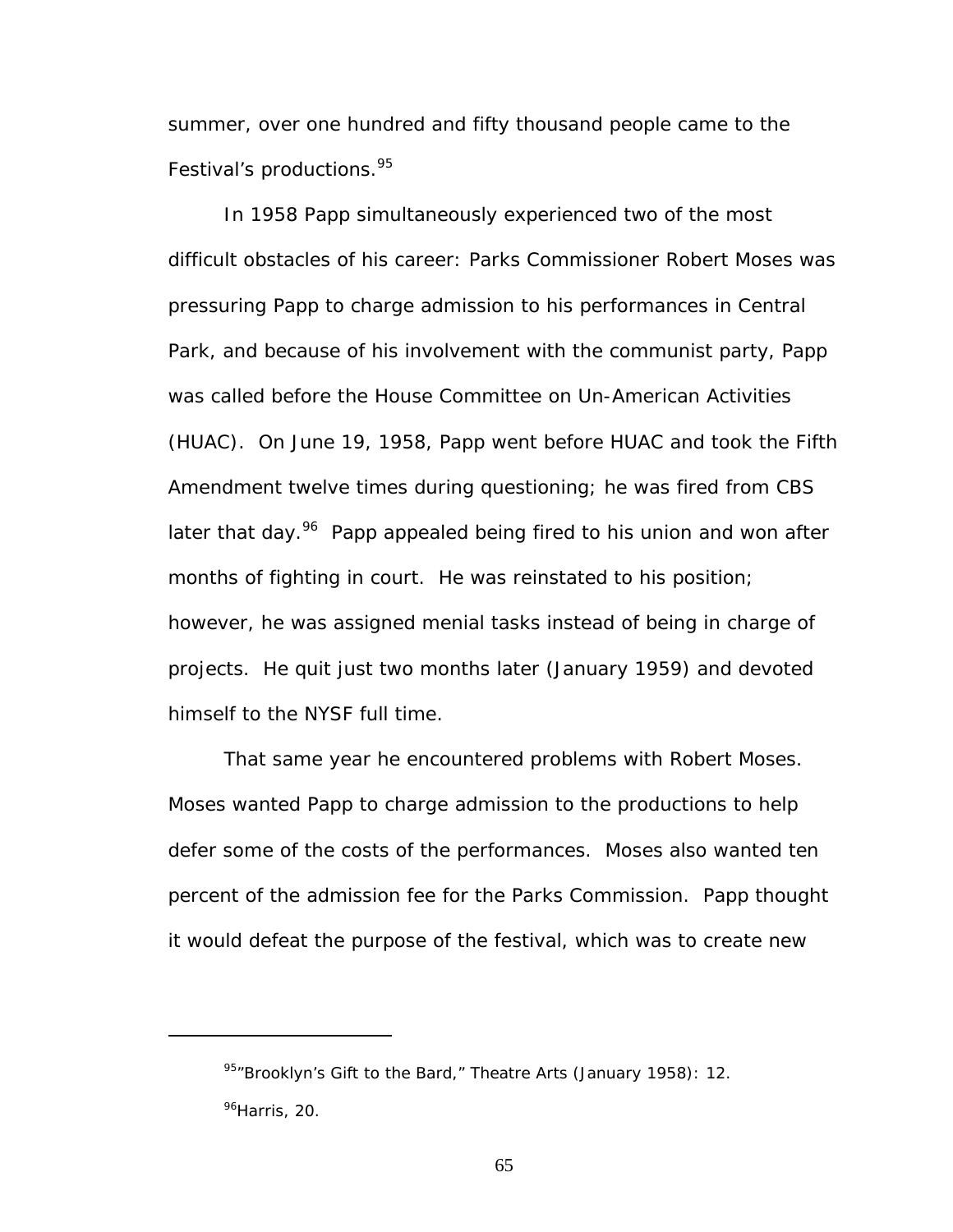summer, over one hundred and fifty thousand people came to the Festival's productions.[95]

In 1958 Papp simultaneously experienced two of the most difficult obstacles of his career: Parks Commissioner Robert Moses was pressuring Papp to charge admission to his performances in Central Park, and because of his involvement with the communist party, Papp was called before the House Committee on Un-American Activities (HUAC). On June 19, 1958, Papp went before HUAC and took the Fifth Amendment twelve times during questioning; he was fired from CBS later that day.[96] Papp appealed being fired to his union and won after months of fighting in court. He was reinstated to his position; however, he was assigned menial tasks instead of being in charge of projects. He quit just two months later (January 1959) and devoted himself to the NYSF full time.

That same year he encountered problems with Robert Moses. Moses wanted Papp to charge admission to the productions to help defer some of the costs of the performances. Moses also wanted ten percent of the admission fee for the Parks Commission. Papp thought it would defeat the purpose of the festival, which was to create new

---

[95] "Brooklyn's Gift to the Bard," Theatre Arts (January 1958): 12.

[96] Harris, 20.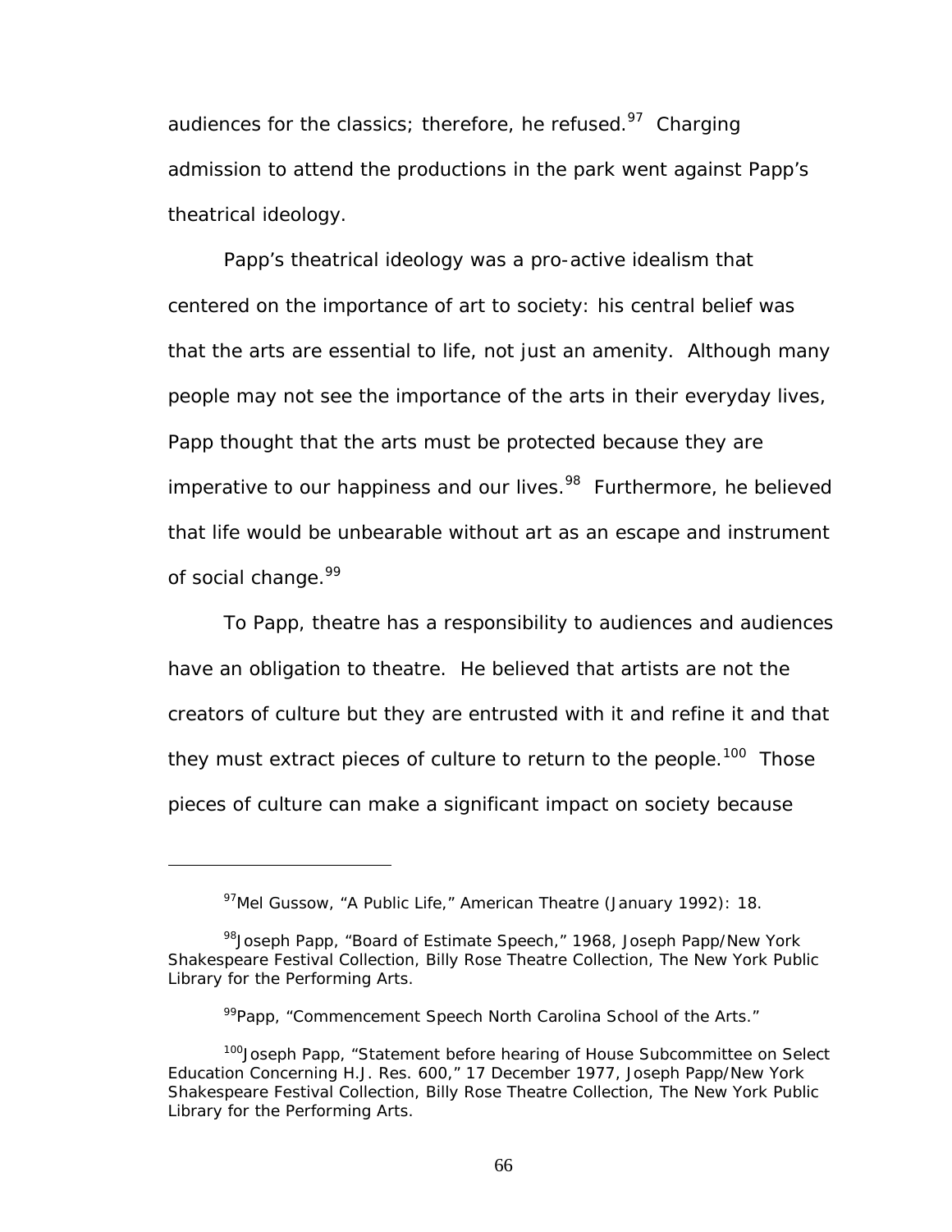audiences for the classics; therefore, he refused.[97] Charging admission to attend the productions in the park went against Papp's theatrical ideology.

Papp's theatrical ideology was a pro-active idealism that centered on the importance of art to society: his central belief was that the arts are essential to life, not just an amenity. Although many people may not see the importance of the arts in their everyday lives, Papp thought that the arts must be protected because they are imperative to our happiness and our lives.[98] Furthermore, he believed that life would be unbearable without art as an escape and instrument of social change.[99]

To Papp, theatre has a responsibility to audiences and audiences have an obligation to theatre. He believed that artists are not the creators of culture but they are entrusted with it and refine it and that they must extract pieces of culture to return to the people.[100] Those pieces of culture can make a significant impact on society because

---

[97] Mel Gussow, "A Public Life," American Theatre (January 1992): 18.

[98] Joseph Papp, "Board of Estimate Speech," 1968, Joseph Papp/New York Shakespeare Festival Collection, Billy Rose Theatre Collection, The New York Public Library for the Performing Arts.

[99] Papp, "Commencement Speech North Carolina School of the Arts."

[100] Joseph Papp, "Statement before hearing of House Subcommittee on Select Education Concerning H.J. Res. 600," 17 December 1977, Joseph Papp/New York Shakespeare Festival Collection, Billy Rose Theatre Collection, The New York Public Library for the Performing Arts.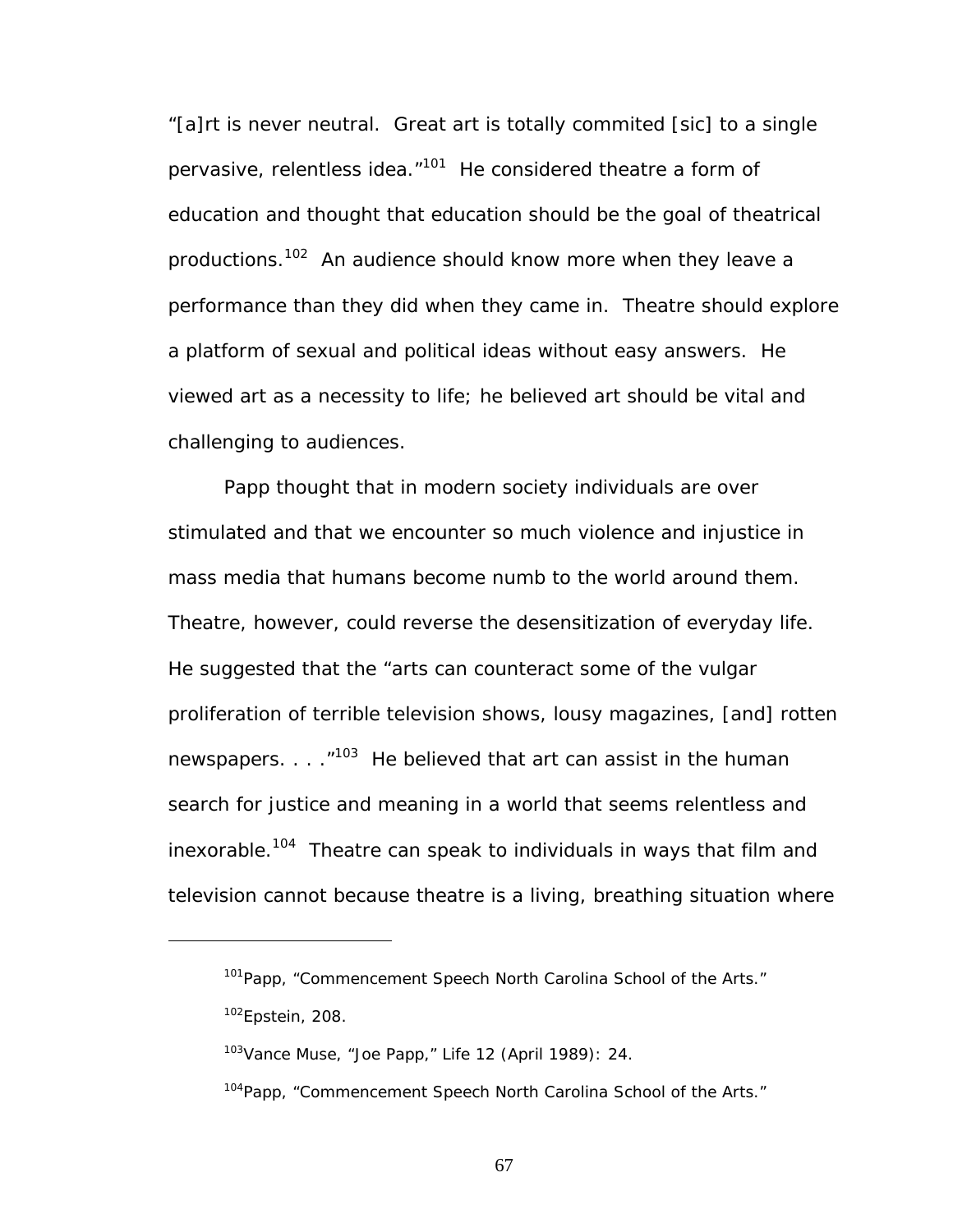"[a]rt is never neutral. Great art is totally commited [sic] to a single pervasive, relentless idea."[101] He considered theatre a form of education and thought that education should be the goal of theatrical productions.[102] An audience should know more when they leave a performance than they did when they came in. Theatre should explore a platform of sexual and political ideas without easy answers. He viewed art as a necessity to life; he believed art should be vital and challenging to audiences.

Papp thought that in modern society individuals are over stimulated and that we encounter so much violence and injustice in mass media that humans become numb to the world around them. Theatre, however, could reverse the desensitization of everyday life. He suggested that the "arts can counteract some of the vulgar proliferation of terrible television shows, lousy magazines, [and] rotten newspapers. . . ."[103] He believed that art can assist in the human search for justice and meaning in a world that seems relentless and inexorable.[104] Theatre can speak to individuals in ways that film and television cannot because theatre is a living, breathing situation where

---

[101]Papp, "Commencement Speech North Carolina School of the Arts."

[102]Epstein, 208.

[103]Vance Muse, "Joe Papp," Life 12 (April 1989): 24.

[104]Papp, "Commencement Speech North Carolina School of the Arts."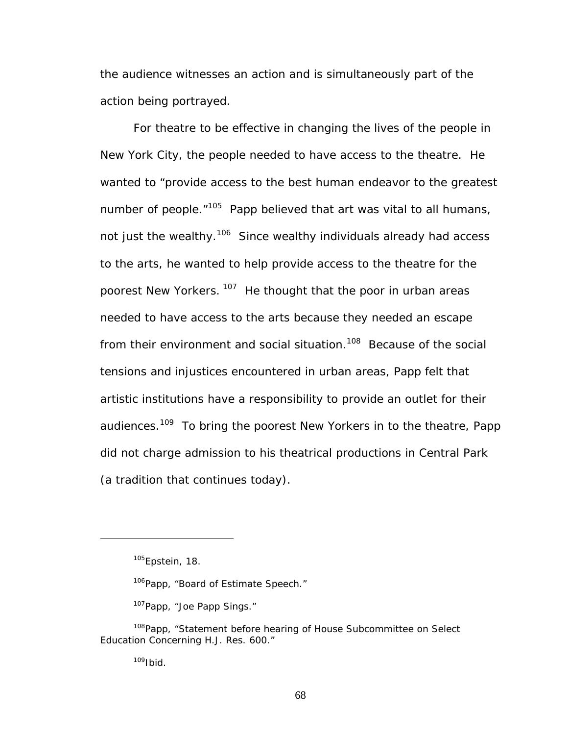the audience witnesses an action and is simultaneously part of the action being portrayed.

For theatre to be effective in changing the lives of the people in New York City, the people needed to have access to the theatre. He wanted to "provide access to the best human endeavor to the greatest number of people."[105] Papp believed that art was vital to all humans, not just the wealthy.[106] Since wealthy individuals already had access to the arts, he wanted to help provide access to the theatre for the poorest New Yorkers.[107] He thought that the poor in urban areas needed to have access to the arts because they needed an escape from their environment and social situation.[108] Because of the social tensions and injustices encountered in urban areas, Papp felt that artistic institutions have a responsibility to provide an outlet for their audiences.[109] To bring the poorest New Yorkers in to the theatre, Papp did not charge admission to his theatrical productions in Central Park (a tradition that continues today).

---

[105] Epstein, 18.

[106] Papp, "Board of Estimate Speech."

[107] Papp, "Joe Papp Sings."

[108] Papp, "Statement before hearing of House Subcommittee on Select Education Concerning H.J. Res. 600."

[109] Ibid.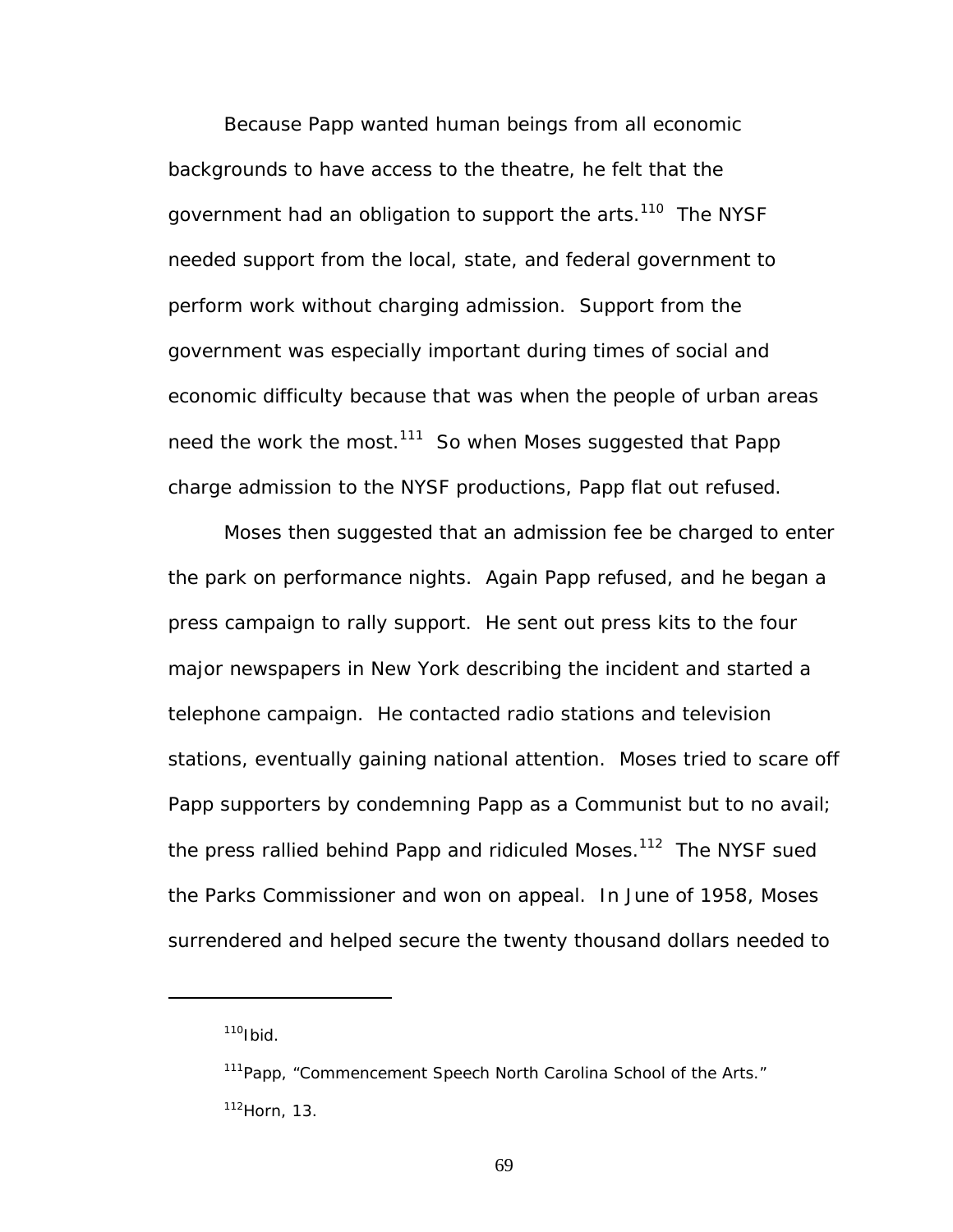Because Papp wanted human beings from all economic backgrounds to have access to the theatre, he felt that the government had an obligation to support the arts.[110] The NYSF needed support from the local, state, and federal government to perform work without charging admission. Support from the government was especially important during times of social and economic difficulty because that was when the people of urban areas need the work the most.[111] So when Moses suggested that Papp charge admission to the NYSF productions, Papp flat out refused.

Moses then suggested that an admission fee be charged to enter the park on performance nights. Again Papp refused, and he began a press campaign to rally support. He sent out press kits to the four major newspapers in New York describing the incident and started a telephone campaign. He contacted radio stations and television stations, eventually gaining national attention. Moses tried to scare off Papp supporters by condemning Papp as a Communist but to no avail; the press rallied behind Papp and ridiculed Moses.[112] The NYSF sued the Parks Commissioner and won on appeal. In June of 1958, Moses surrendered and helped secure the twenty thousand dollars needed to

---

[110] Ibid.

[111] Papp, "Commencement Speech North Carolina School of the Arts."

[112] Horn, 13.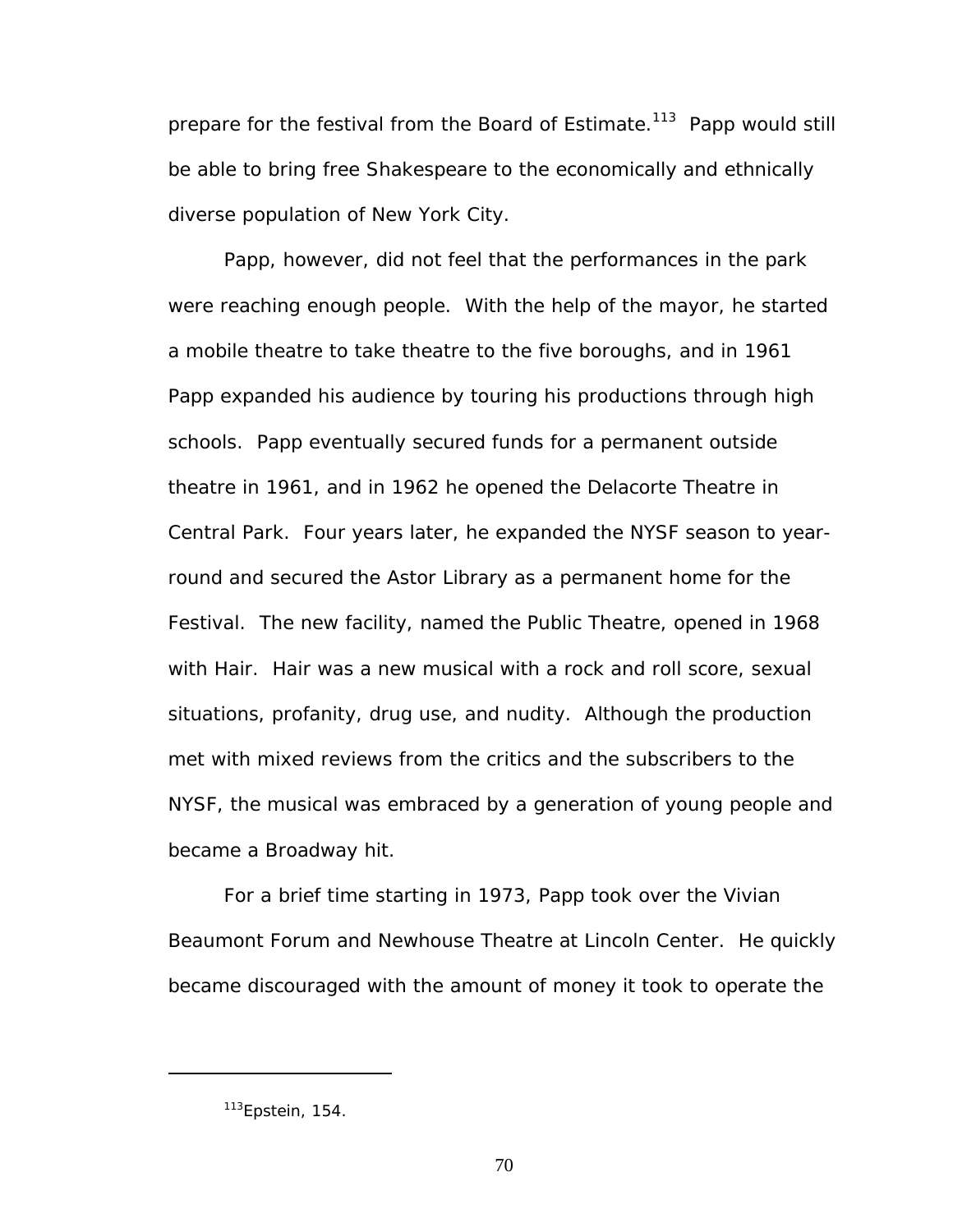prepare for the festival from the Board of Estimate.[113] Papp would still be able to bring free Shakespeare to the economically and ethnically diverse population of New York City.

Papp, however, did not feel that the performances in the park were reaching enough people. With the help of the mayor, he started a mobile theatre to take theatre to the five boroughs, and in 1961 Papp expanded his audience by touring his productions through high schools. Papp eventually secured funds for a permanent outside theatre in 1961, and in 1962 he opened the Delacorte Theatre in Central Park. Four years later, he expanded the NYSF season to year-round and secured the Astor Library as a permanent home for the Festival. The new facility, named the Public Theatre, opened in 1968 with Hair. Hair was a new musical with a rock and roll score, sexual situations, profanity, drug use, and nudity. Although the production met with mixed reviews from the critics and the subscribers to the NYSF, the musical was embraced by a generation of young people and became a Broadway hit.

For a brief time starting in 1973, Papp took over the Vivian Beaumont Forum and Newhouse Theatre at Lincoln Center. He quickly became discouraged with the amount of money it took to operate the

---

[113] Epstein, 154.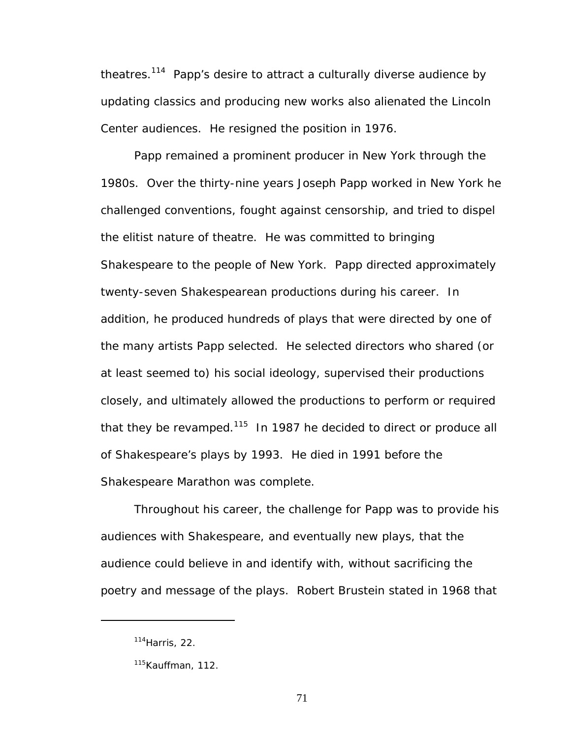theatres.[114] Papp's desire to attract a culturally diverse audience by updating classics and producing new works also alienated the Lincoln Center audiences. He resigned the position in 1976.

Papp remained a prominent producer in New York through the 1980s. Over the thirty-nine years Joseph Papp worked in New York he challenged conventions, fought against censorship, and tried to dispel the elitist nature of theatre. He was committed to bringing Shakespeare to the people of New York. Papp directed approximately twenty-seven Shakespearean productions during his career. In addition, he produced hundreds of plays that were directed by one of the many artists Papp selected. He selected directors who shared (or at least seemed to) his social ideology, supervised their productions closely, and ultimately allowed the productions to perform or required that they be revamped.[115] In 1987 he decided to direct or produce all of Shakespeare's plays by 1993. He died in 1991 before the Shakespeare Marathon was complete.

Throughout his career, the challenge for Papp was to provide his audiences with Shakespeare, and eventually new plays, that the audience could believe in and identify with, without sacrificing the poetry and message of the plays. Robert Brustein stated in 1968 that

---

[114]Harris, 22.

[115]Kauffman, 112.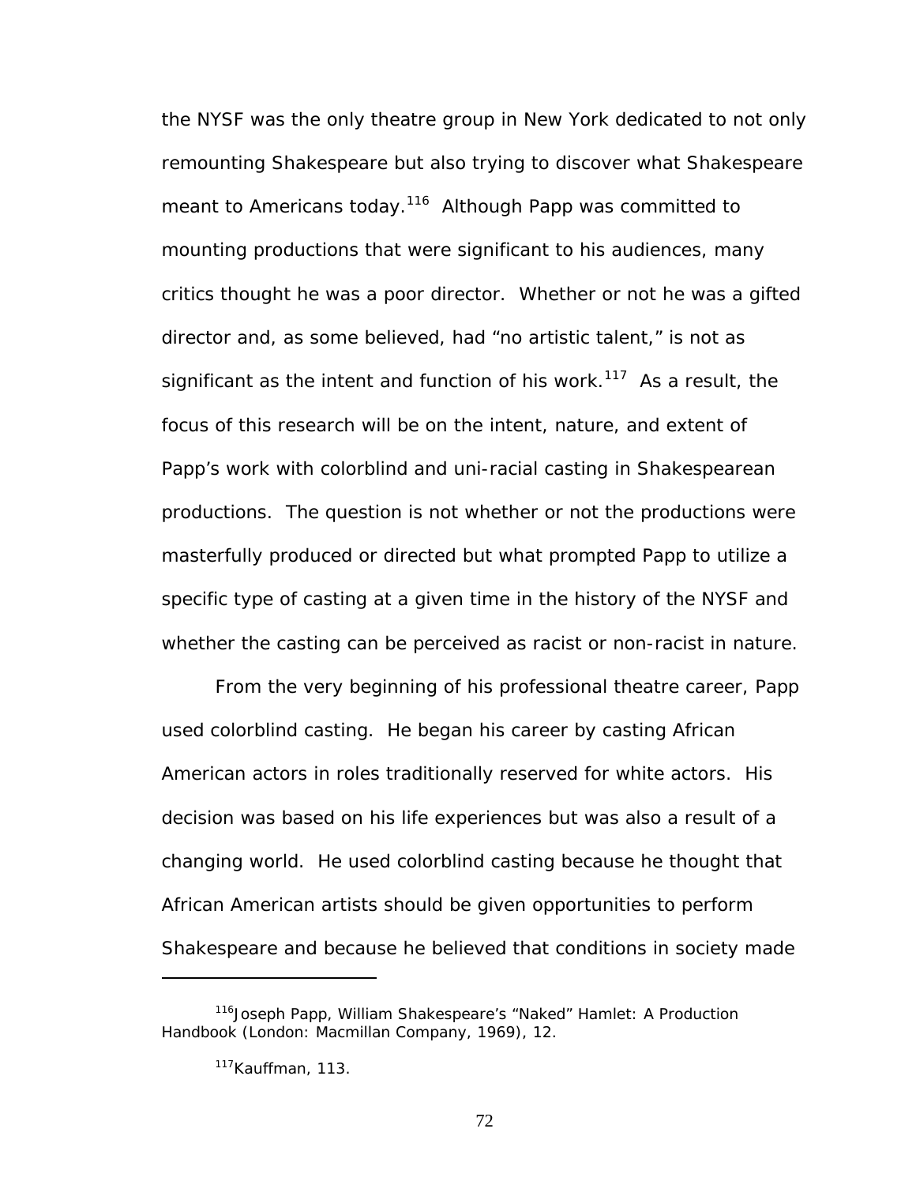the NYSF was the only theatre group in New York dedicated to not only remounting Shakespeare but also trying to discover what Shakespeare meant to Americans today.[116] Although Papp was committed to mounting productions that were significant to his audiences, many critics thought he was a poor director. Whether or not he was a gifted director and, as some believed, had "no artistic talent," is not as significant as the intent and function of his work.[117] As a result, the focus of this research will be on the intent, nature, and extent of Papp's work with colorblind and uni-racial casting in Shakespearean productions. The question is not whether or not the productions were masterfully produced or directed but what prompted Papp to utilize a specific type of casting at a given time in the history of the NYSF and whether the casting can be perceived as racist or non-racist in nature.

From the very beginning of his professional theatre career, Papp used colorblind casting. He began his career by casting African American actors in roles traditionally reserved for white actors. His decision was based on his life experiences but was also a result of a changing world. He used colorblind casting because he thought that African American artists should be given opportunities to perform Shakespeare and because he believed that conditions in society made

---

[116] Joseph Papp, William Shakespeare's "Naked" Hamlet: A Production Handbook (London: Macmillan Company, 1969), 12.

[117] Kauffman, 113.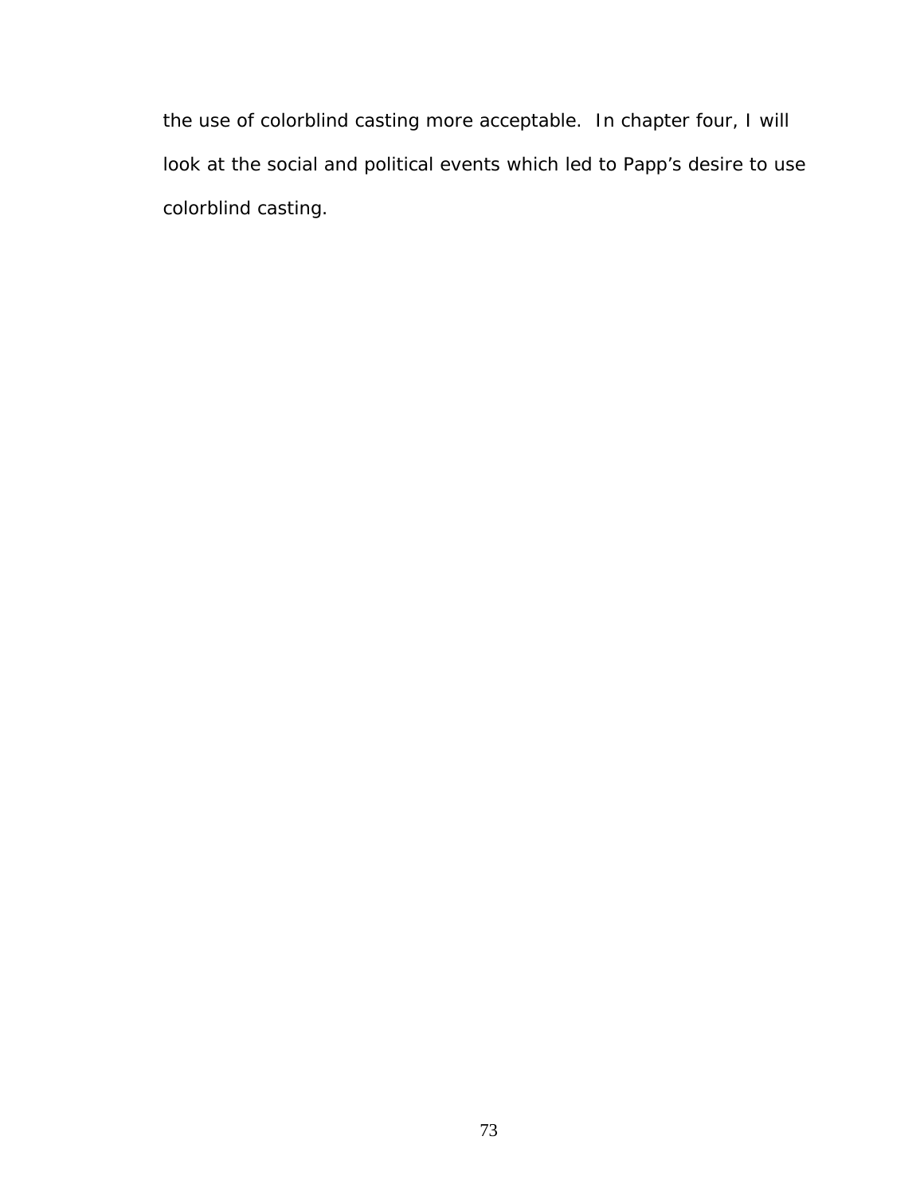the use of colorblind casting more acceptable.  In chapter four, I will look at the social and political events which led to Papp's desire to use colorblind casting.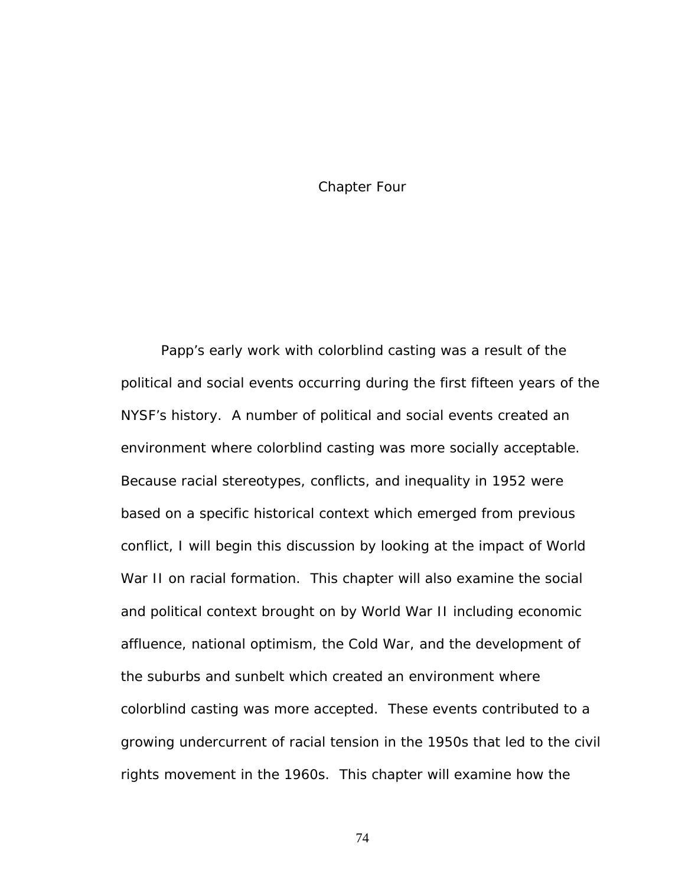# Chapter Four

Papp's early work with colorblind casting was a result of the political and social events occurring during the first fifteen years of the NYSF's history. A number of political and social events created an environment where colorblind casting was more socially acceptable. Because racial stereotypes, conflicts, and inequality in 1952 were based on a specific historical context which emerged from previous conflict, I will begin this discussion by looking at the impact of World War II on racial formation. This chapter will also examine the social and political context brought on by World War II including economic affluence, national optimism, the Cold War, and the development of the suburbs and sunbelt which created an environment where colorblind casting was more accepted. These events contributed to a growing undercurrent of racial tension in the 1950s that led to the civil rights movement in the 1960s. This chapter will examine how the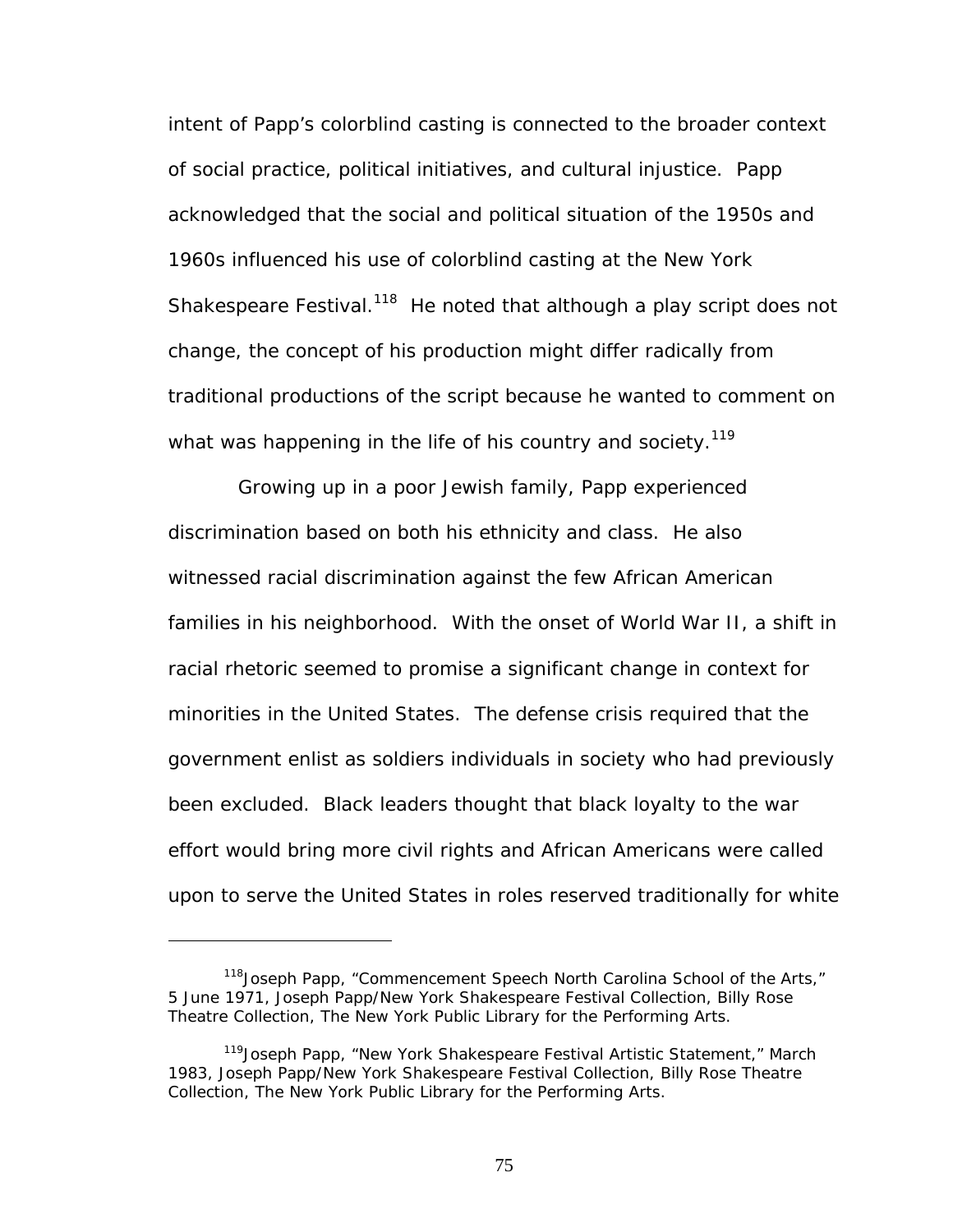intent of Papp's colorblind casting is connected to the broader context of social practice, political initiatives, and cultural injustice. Papp acknowledged that the social and political situation of the 1950s and 1960s influenced his use of colorblind casting at the New York Shakespeare Festival.[118] He noted that although a play script does not change, the concept of his production might differ radically from traditional productions of the script because he wanted to comment on what was happening in the life of his country and society.[119]

Growing up in a poor Jewish family, Papp experienced discrimination based on both his ethnicity and class. He also witnessed racial discrimination against the few African American families in his neighborhood. With the onset of World War II, a shift in racial rhetoric seemed to promise a significant change in context for minorities in the United States. The defense crisis required that the government enlist as soldiers individuals in society who had previously been excluded. Black leaders thought that black loyalty to the war effort would bring more civil rights and African Americans were called upon to serve the United States in roles reserved traditionally for white

---

[118] Joseph Papp, "Commencement Speech North Carolina School of the Arts," 5 June 1971, Joseph Papp/New York Shakespeare Festival Collection, Billy Rose Theatre Collection, The New York Public Library for the Performing Arts.

[119] Joseph Papp, "New York Shakespeare Festival Artistic Statement," March 1983, Joseph Papp/New York Shakespeare Festival Collection, Billy Rose Theatre Collection, The New York Public Library for the Performing Arts.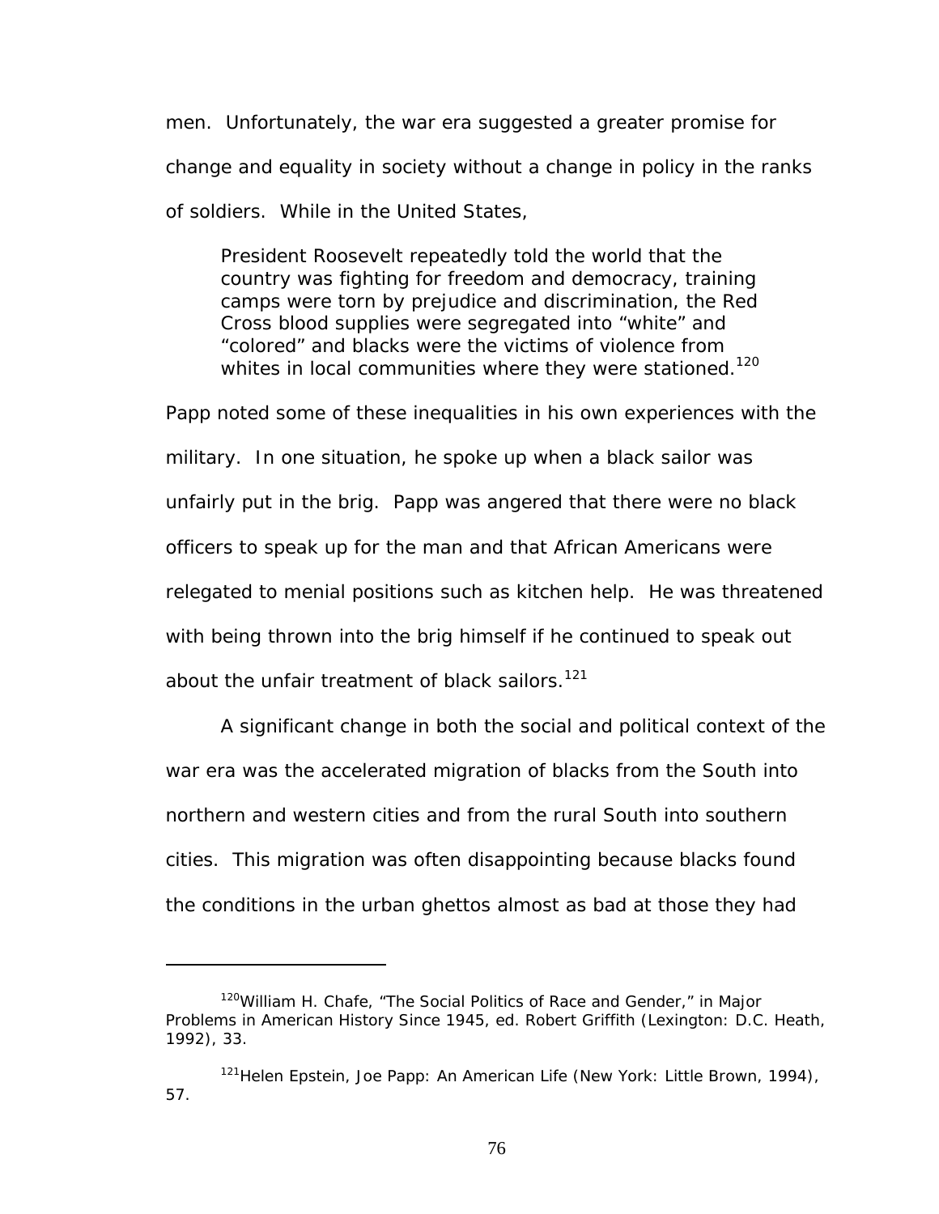men. Unfortunately, the war era suggested a greater promise for change and equality in society without a change in policy in the ranks of soldiers. While in the United States,

> President Roosevelt repeatedly told the world that the country was fighting for freedom and democracy, training camps were torn by prejudice and discrimination, the Red Cross blood supplies were segregated into "white" and "colored" and blacks were the victims of violence from whites in local communities where they were stationed.[120]

Papp noted some of these inequalities in his own experiences with the military. In one situation, he spoke up when a black sailor was unfairly put in the brig. Papp was angered that there were no black officers to speak up for the man and that African Americans were relegated to menial positions such as kitchen help. He was threatened with being thrown into the brig himself if he continued to speak out about the unfair treatment of black sailors.[121]

A significant change in both the social and political context of the war era was the accelerated migration of blacks from the South into northern and western cities and from the rural South into southern cities. This migration was often disappointing because blacks found the conditions in the urban ghettos almost as bad at those they had

---

[120] William H. Chafe, "The Social Politics of Race and Gender," in Major Problems in American History Since 1945, ed. Robert Griffith (Lexington: D.C. Heath, 1992), 33.

[121] Helen Epstein, Joe Papp: An American Life (New York: Little Brown, 1994), 57.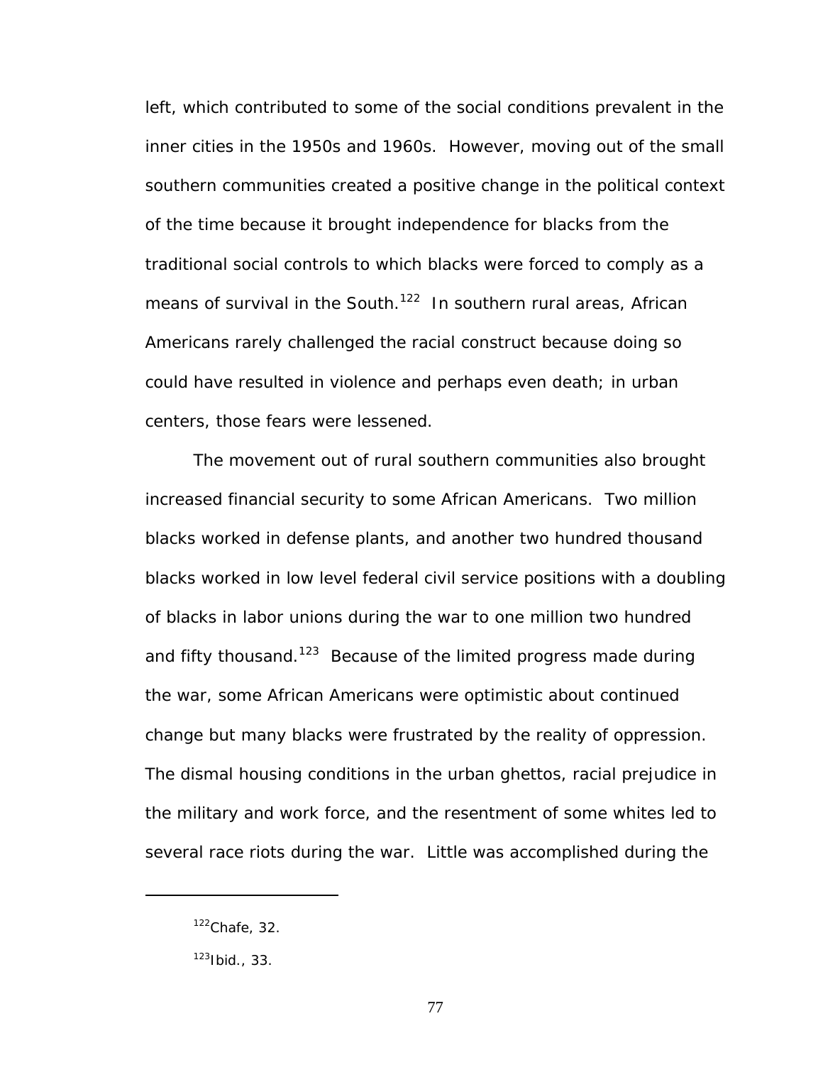left, which contributed to some of the social conditions prevalent in the inner cities in the 1950s and 1960s. However, moving out of the small southern communities created a positive change in the political context of the time because it brought independence for blacks from the traditional social controls to which blacks were forced to comply as a means of survival in the South.[122] In southern rural areas, African Americans rarely challenged the racial construct because doing so could have resulted in violence and perhaps even death; in urban centers, those fears were lessened.

The movement out of rural southern communities also brought increased financial security to some African Americans. Two million blacks worked in defense plants, and another two hundred thousand blacks worked in low level federal civil service positions with a doubling of blacks in labor unions during the war to one million two hundred and fifty thousand.[123] Because of the limited progress made during the war, some African Americans were optimistic about continued change but many blacks were frustrated by the reality of oppression. The dismal housing conditions in the urban ghettos, racial prejudice in the military and work force, and the resentment of some whites led to several race riots during the war. Little was accomplished during the

---

[122]Chafe, 32.

[123]Ibid., 33.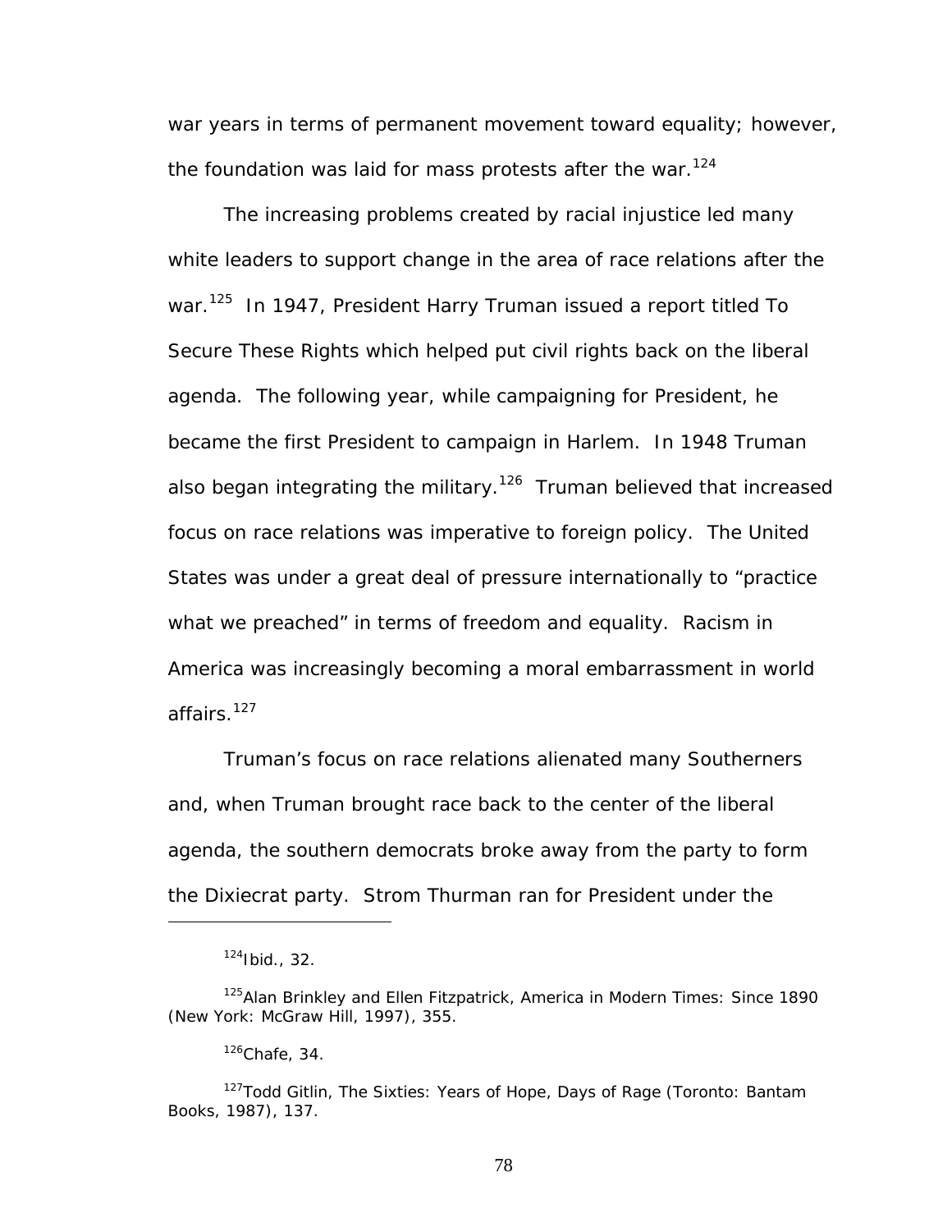war years in terms of permanent movement toward equality; however, the foundation was laid for mass protests after the war.[124]

The increasing problems created by racial injustice led many white leaders to support change in the area of race relations after the war.[125] In 1947, President Harry Truman issued a report titled To Secure These Rights which helped put civil rights back on the liberal agenda. The following year, while campaigning for President, he became the first President to campaign in Harlem. In 1948 Truman also began integrating the military.[126] Truman believed that increased focus on race relations was imperative to foreign policy. The United States was under a great deal of pressure internationally to "practice what we preached" in terms of freedom and equality. Racism in America was increasingly becoming a moral embarrassment in world affairs.[127]

Truman's focus on race relations alienated many Southerners and, when Truman brought race back to the center of the liberal agenda, the southern democrats broke away from the party to form the Dixiecrat party. Strom Thurman ran for President under the

---

[124]Ibid., 32.

[125]Alan Brinkley and Ellen Fitzpatrick, America in Modern Times: Since 1890 (New York: McGraw Hill, 1997), 355.

[126]Chafe, 34.

[127]Todd Gitlin, The Sixties: Years of Hope, Days of Rage (Toronto: Bantam Books, 1987), 137.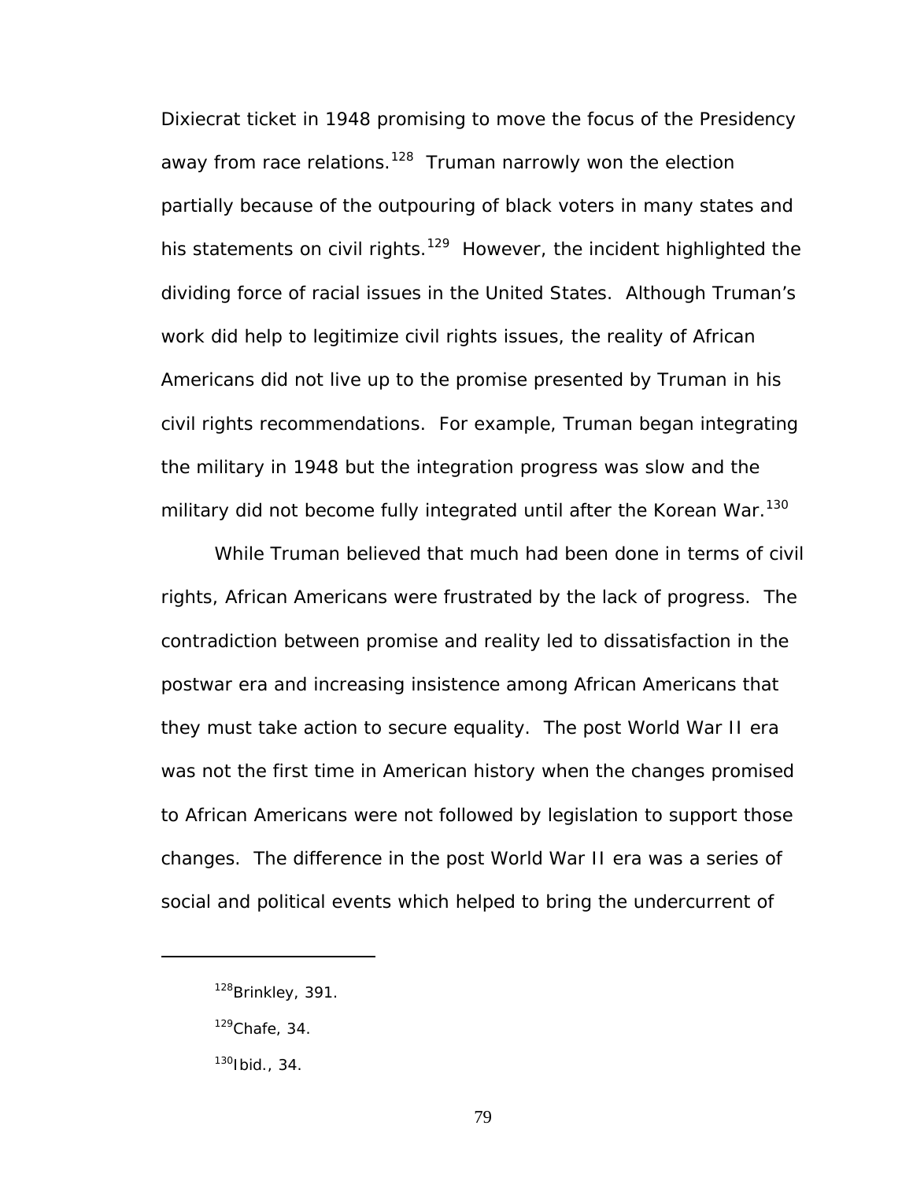Dixiecrat ticket in 1948 promising to move the focus of the Presidency away from race relations.[128] Truman narrowly won the election partially because of the outpouring of black voters in many states and his statements on civil rights.[129] However, the incident highlighted the dividing force of racial issues in the United States. Although Truman's work did help to legitimize civil rights issues, the reality of African Americans did not live up to the promise presented by Truman in his civil rights recommendations. For example, Truman began integrating the military in 1948 but the integration progress was slow and the military did not become fully integrated until after the Korean War.[130]

While Truman believed that much had been done in terms of civil rights, African Americans were frustrated by the lack of progress. The contradiction between promise and reality led to dissatisfaction in the postwar era and increasing insistence among African Americans that they must take action to secure equality. The post World War II era was not the first time in American history when the changes promised to African Americans were not followed by legislation to support those changes. The difference in the post World War II era was a series of social and political events which helped to bring the undercurrent of

---

[128] Brinkley, 391.

[129] Chafe, 34.

[130] Ibid., 34.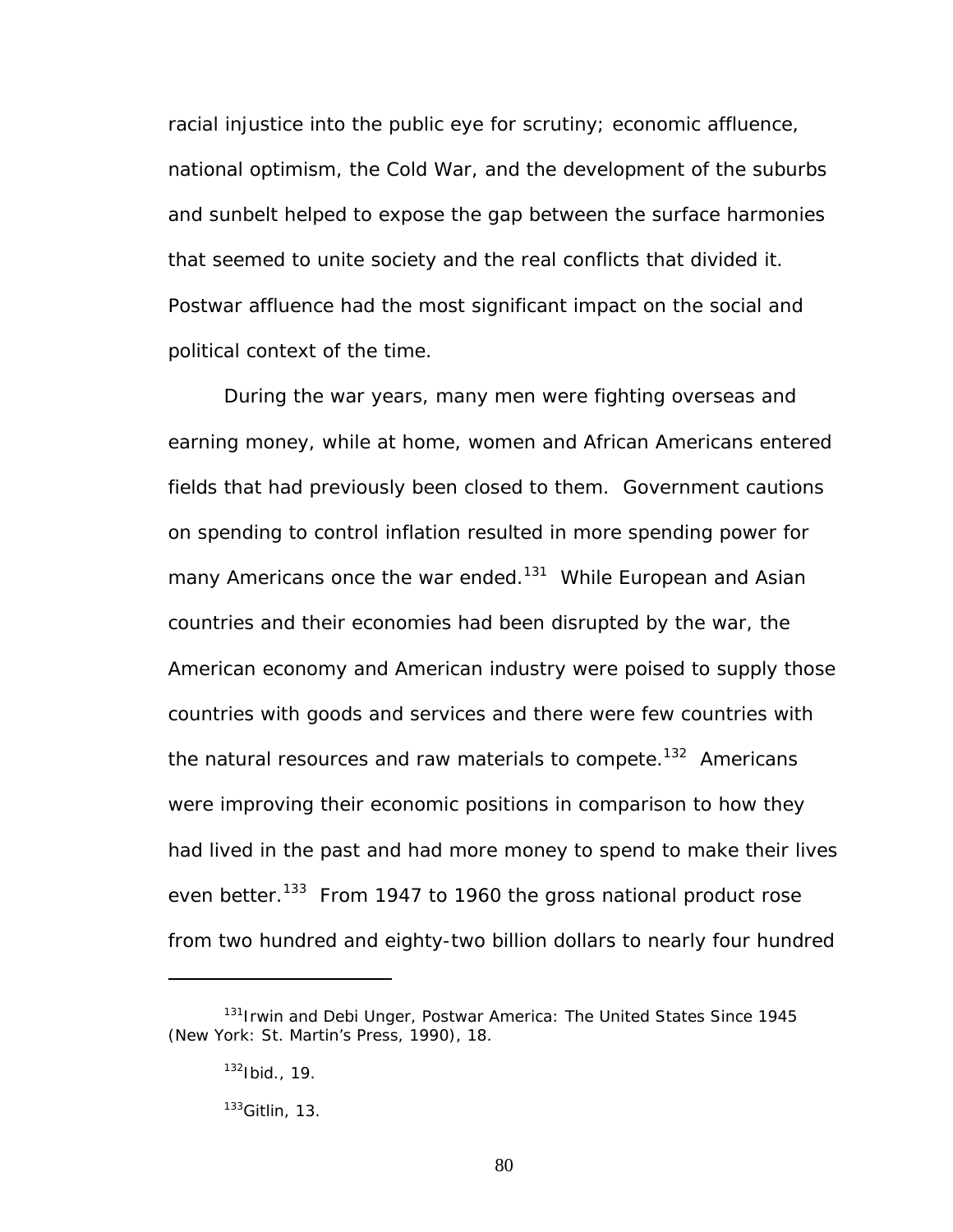racial injustice into the public eye for scrutiny; economic affluence, national optimism, the Cold War, and the development of the suburbs and sunbelt helped to expose the gap between the surface harmonies that seemed to unite society and the real conflicts that divided it. Postwar affluence had the most significant impact on the social and political context of the time.

During the war years, many men were fighting overseas and earning money, while at home, women and African Americans entered fields that had previously been closed to them. Government cautions on spending to control inflation resulted in more spending power for many Americans once the war ended.[131] While European and Asian countries and their economies had been disrupted by the war, the American economy and American industry were poised to supply those countries with goods and services and there were few countries with the natural resources and raw materials to compete.[132] Americans were improving their economic positions in comparison to how they had lived in the past and had more money to spend to make their lives even better.[133] From 1947 to 1960 the gross national product rose from two hundred and eighty-two billion dollars to nearly four hundred

---

[131]Irwin and Debi Unger, *Postwar America: The United States Since 1945* (New York: St. Martin's Press, 1990), 18.

[132]Ibid., 19.

[133]Gitlin, 13.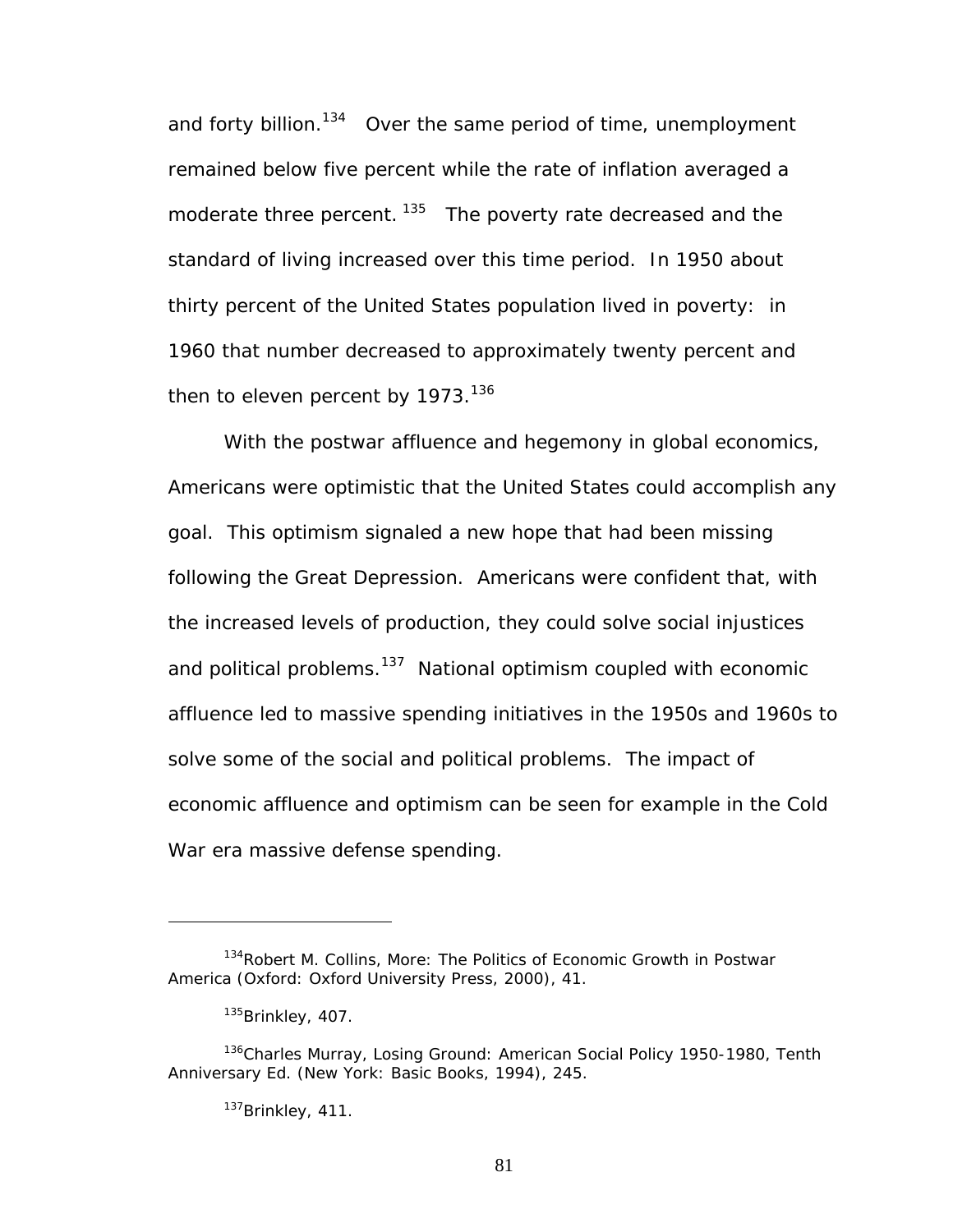and forty billion.[134] Over the same period of time, unemployment remained below five percent while the rate of inflation averaged a moderate three percent.[135] The poverty rate decreased and the standard of living increased over this time period. In 1950 about thirty percent of the United States population lived in poverty: in 1960 that number decreased to approximately twenty percent and then to eleven percent by 1973.[136]

With the postwar affluence and hegemony in global economics, Americans were optimistic that the United States could accomplish any goal. This optimism signaled a new hope that had been missing following the Great Depression. Americans were confident that, with the increased levels of production, they could solve social injustices and political problems.[137] National optimism coupled with economic affluence led to massive spending initiatives in the 1950s and 1960s to solve some of the social and political problems. The impact of economic affluence and optimism can be seen for example in the Cold War era massive defense spending.

---

[134] Robert M. Collins, More: The Politics of Economic Growth in Postwar America (Oxford: Oxford University Press, 2000), 41.

[135] Brinkley, 407.

[136] Charles Murray, Losing Ground: American Social Policy 1950-1980, Tenth Anniversary Ed. (New York: Basic Books, 1994), 245.

[137] Brinkley, 411.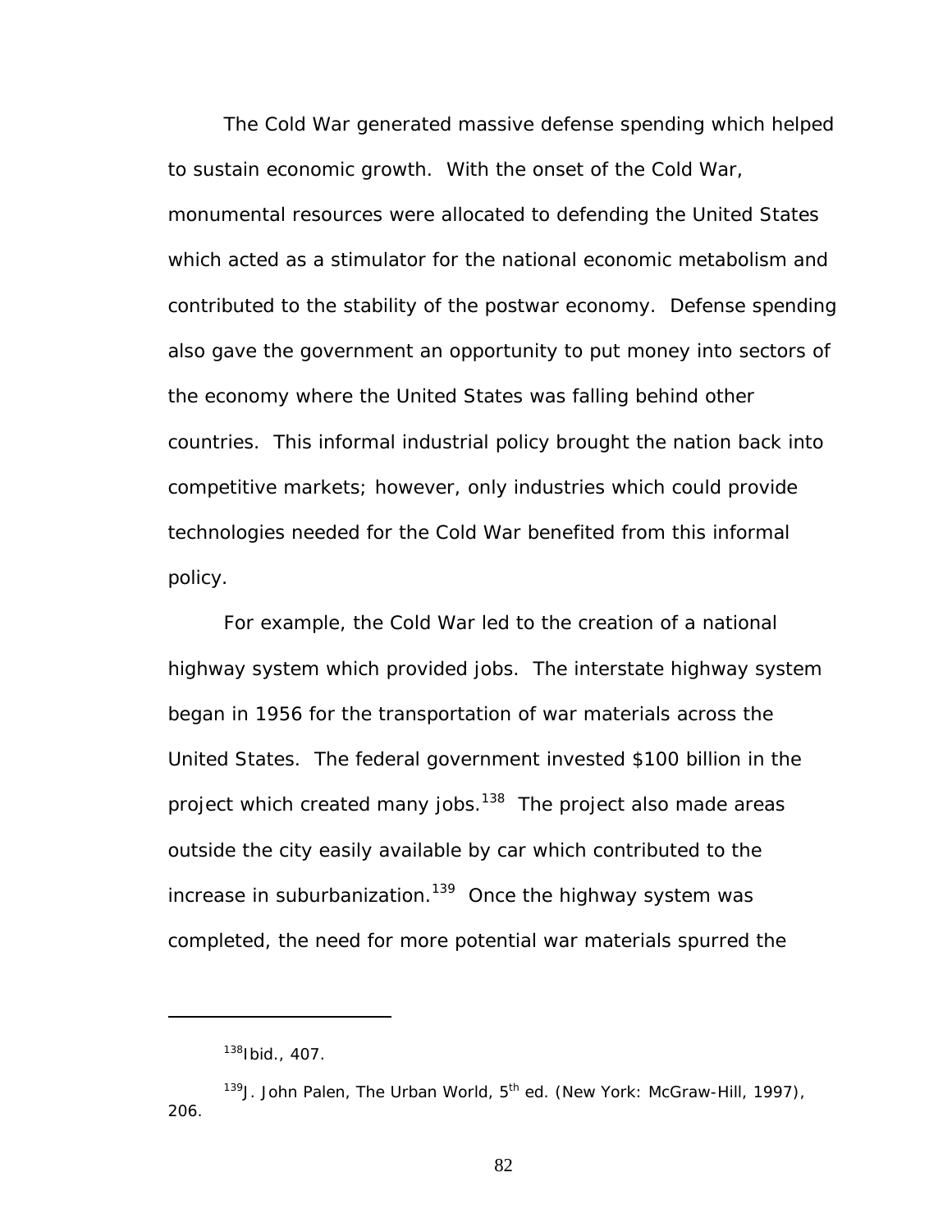The Cold War generated massive defense spending which helped to sustain economic growth. With the onset of the Cold War, monumental resources were allocated to defending the United States which acted as a stimulator for the national economic metabolism and contributed to the stability of the postwar economy. Defense spending also gave the government an opportunity to put money into sectors of the economy where the United States was falling behind other countries. This informal industrial policy brought the nation back into competitive markets; however, only industries which could provide technologies needed for the Cold War benefited from this informal policy.

For example, the Cold War led to the creation of a national highway system which provided jobs. The interstate highway system began in 1956 for the transportation of war materials across the United States. The federal government invested $100 billion in the project which created many jobs.[138] The project also made areas outside the city easily available by car which contributed to the increase in suburbanization.[139] Once the highway system was completed, the need for more potential war materials spurred the

---

[138] Ibid., 407.

[139] J. John Palen, The Urban World, 5th ed. (New York: McGraw-Hill, 1997), 206.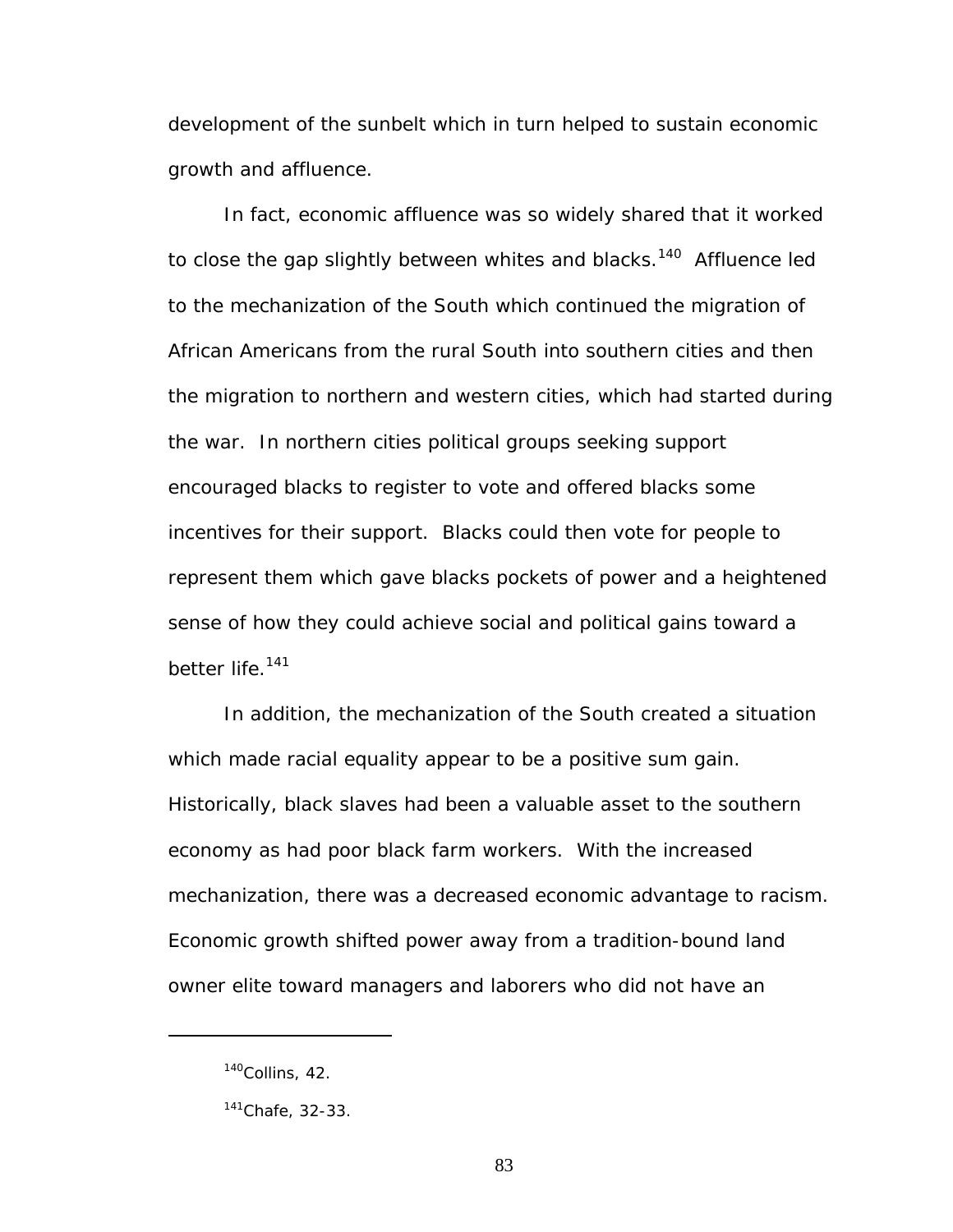development of the sunbelt which in turn helped to sustain economic growth and affluence.

In fact, economic affluence was so widely shared that it worked to close the gap slightly between whites and blacks.[140] Affluence led to the mechanization of the South which continued the migration of African Americans from the rural South into southern cities and then the migration to northern and western cities, which had started during the war. In northern cities political groups seeking support encouraged blacks to register to vote and offered blacks some incentives for their support. Blacks could then vote for people to represent them which gave blacks pockets of power and a heightened sense of how they could achieve social and political gains toward a better life.[141]

In addition, the mechanization of the South created a situation which made racial equality appear to be a positive sum gain. Historically, black slaves had been a valuable asset to the southern economy as had poor black farm workers. With the increased mechanization, there was a decreased economic advantage to racism. Economic growth shifted power away from a tradition-bound land owner elite toward managers and laborers who did not have an

---

[140] Collins, 42.

[141] Chafe, 32-33.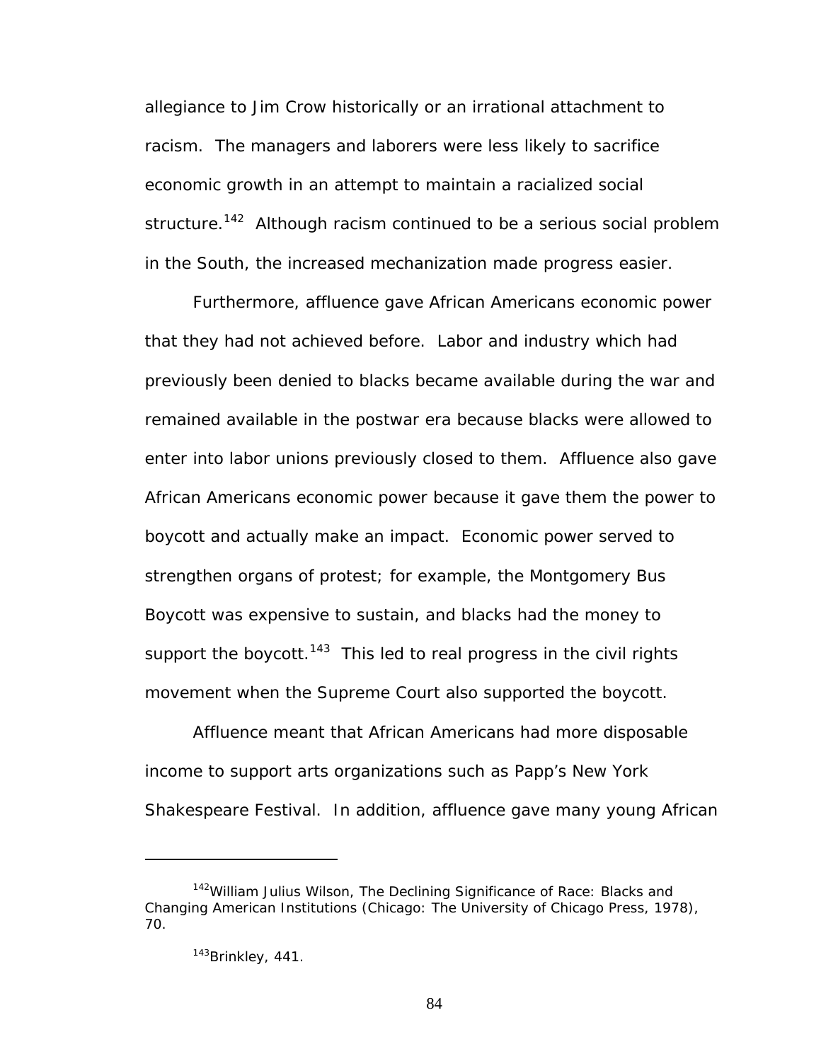allegiance to Jim Crow historically or an irrational attachment to racism. The managers and laborers were less likely to sacrifice economic growth in an attempt to maintain a racialized social structure.[142] Although racism continued to be a serious social problem in the South, the increased mechanization made progress easier.

Furthermore, affluence gave African Americans economic power that they had not achieved before. Labor and industry which had previously been denied to blacks became available during the war and remained available in the postwar era because blacks were allowed to enter into labor unions previously closed to them. Affluence also gave African Americans economic power because it gave them the power to boycott and actually make an impact. Economic power served to strengthen organs of protest; for example, the Montgomery Bus Boycott was expensive to sustain, and blacks had the money to support the boycott.[143] This led to real progress in the civil rights movement when the Supreme Court also supported the boycott.

Affluence meant that African Americans had more disposable income to support arts organizations such as Papp's New York Shakespeare Festival. In addition, affluence gave many young African

---

[142] William Julius Wilson, The Declining Significance of Race: Blacks and Changing American Institutions (Chicago: The University of Chicago Press, 1978), 70.

[143] Brinkley, 441.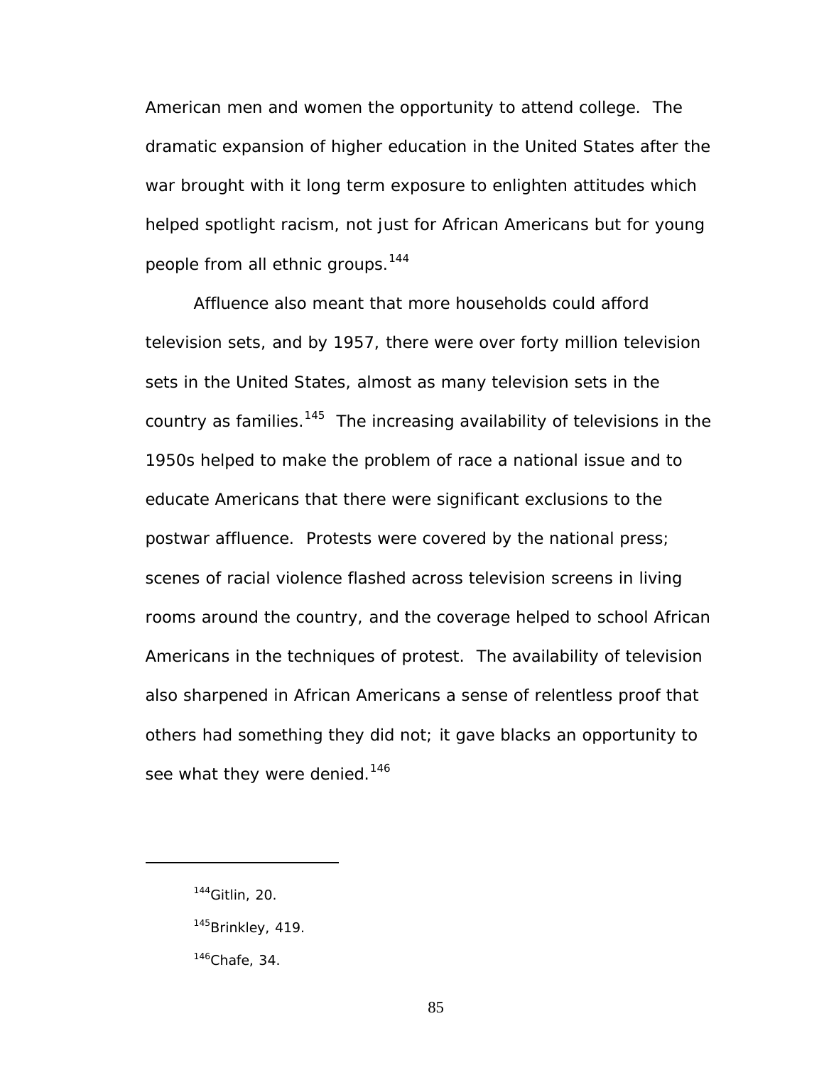American men and women the opportunity to attend college. The dramatic expansion of higher education in the United States after the war brought with it long term exposure to enlighten attitudes which helped spotlight racism, not just for African Americans but for young people from all ethnic groups.[144]

Affluence also meant that more households could afford television sets, and by 1957, there were over forty million television sets in the United States, almost as many television sets in the country as families.[145] The increasing availability of televisions in the 1950s helped to make the problem of race a national issue and to educate Americans that there were significant exclusions to the postwar affluence. Protests were covered by the national press; scenes of racial violence flashed across television screens in living rooms around the country, and the coverage helped to school African Americans in the techniques of protest. The availability of television also sharpened in African Americans a sense of relentless proof that others had something they did not; it gave blacks an opportunity to see what they were denied.[146]

---

[144]Gitlin, 20.

[145]Brinkley, 419.

[146]Chafe, 34.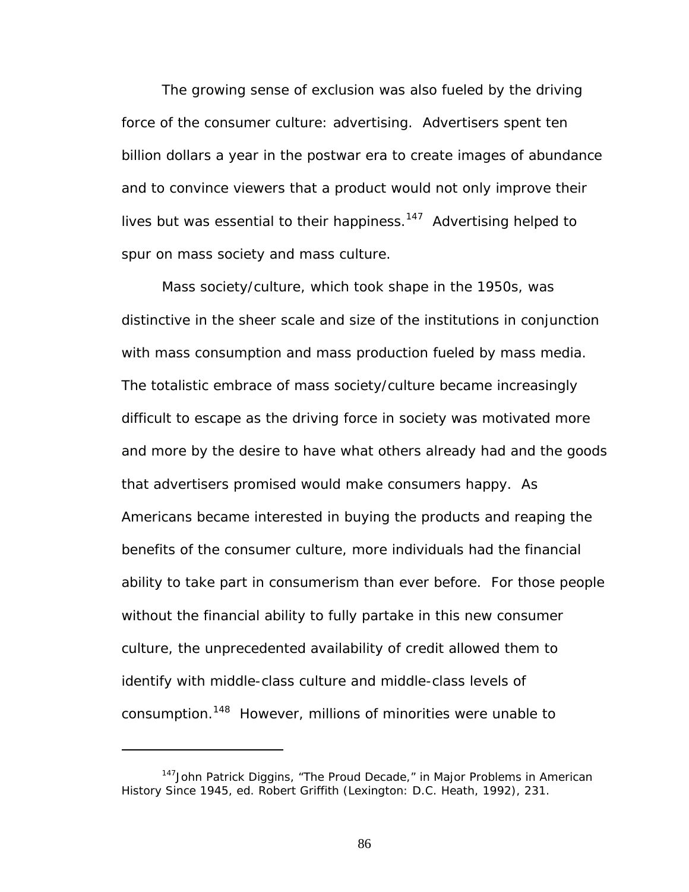The growing sense of exclusion was also fueled by the driving force of the consumer culture: advertising. Advertisers spent ten billion dollars a year in the postwar era to create images of abundance and to convince viewers that a product would not only improve their lives but was essential to their happiness.[147] Advertising helped to spur on mass society and mass culture.

Mass society/culture, which took shape in the 1950s, was distinctive in the sheer scale and size of the institutions in conjunction with mass consumption and mass production fueled by mass media. The totalistic embrace of mass society/culture became increasingly difficult to escape as the driving force in society was motivated more and more by the desire to have what others already had and the goods that advertisers promised would make consumers happy. As Americans became interested in buying the products and reaping the benefits of the consumer culture, more individuals had the financial ability to take part in consumerism than ever before. For those people without the financial ability to fully partake in this new consumer culture, the unprecedented availability of credit allowed them to identify with middle-class culture and middle-class levels of consumption.[148] However, millions of minorities were unable to

---

[147] John Patrick Diggins, "The Proud Decade," in Major Problems in American History Since 1945, ed. Robert Griffith (Lexington: D.C. Heath, 1992), 231.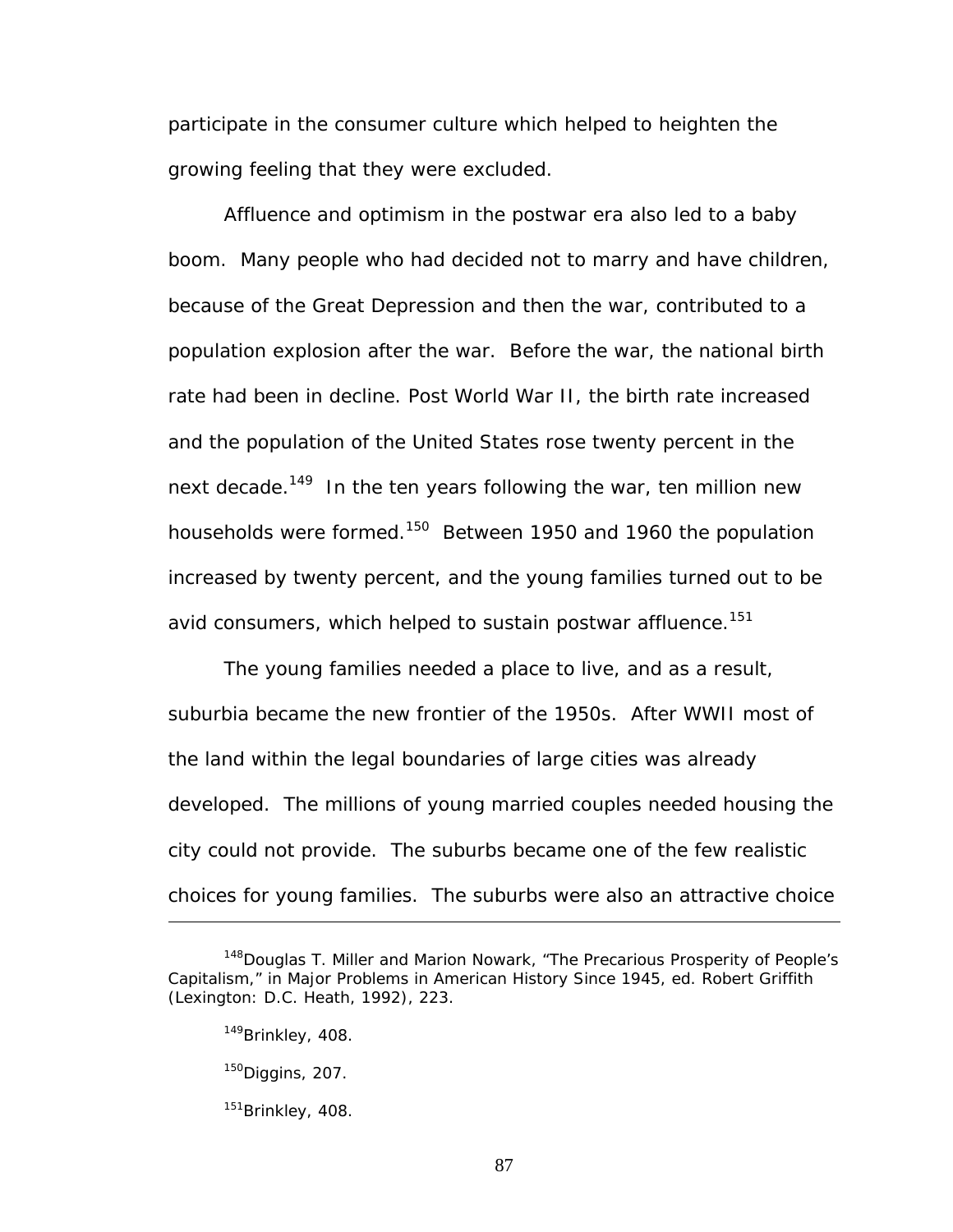participate in the consumer culture which helped to heighten the growing feeling that they were excluded.

Affluence and optimism in the postwar era also led to a baby boom. Many people who had decided not to marry and have children, because of the Great Depression and then the war, contributed to a population explosion after the war. Before the war, the national birth rate had been in decline. Post World War II, the birth rate increased and the population of the United States rose twenty percent in the next decade.[149] In the ten years following the war, ten million new households were formed.[150] Between 1950 and 1960 the population increased by twenty percent, and the young families turned out to be avid consumers, which helped to sustain postwar affluence.[151]

The young families needed a place to live, and as a result, suburbia became the new frontier of the 1950s. After WWII most of the land within the legal boundaries of large cities was already developed. The millions of young married couples needed housing the city could not provide. The suburbs became one of the few realistic choices for young families. The suburbs were also an attractive choice

---

[148] Douglas T. Miller and Marion Nowark, "The Precarious Prosperity of People's Capitalism," in Major Problems in American History Since 1945, ed. Robert Griffith (Lexington: D.C. Heath, 1992), 223.

[149] Brinkley, 408.

[150] Diggins, 207.

[151] Brinkley, 408.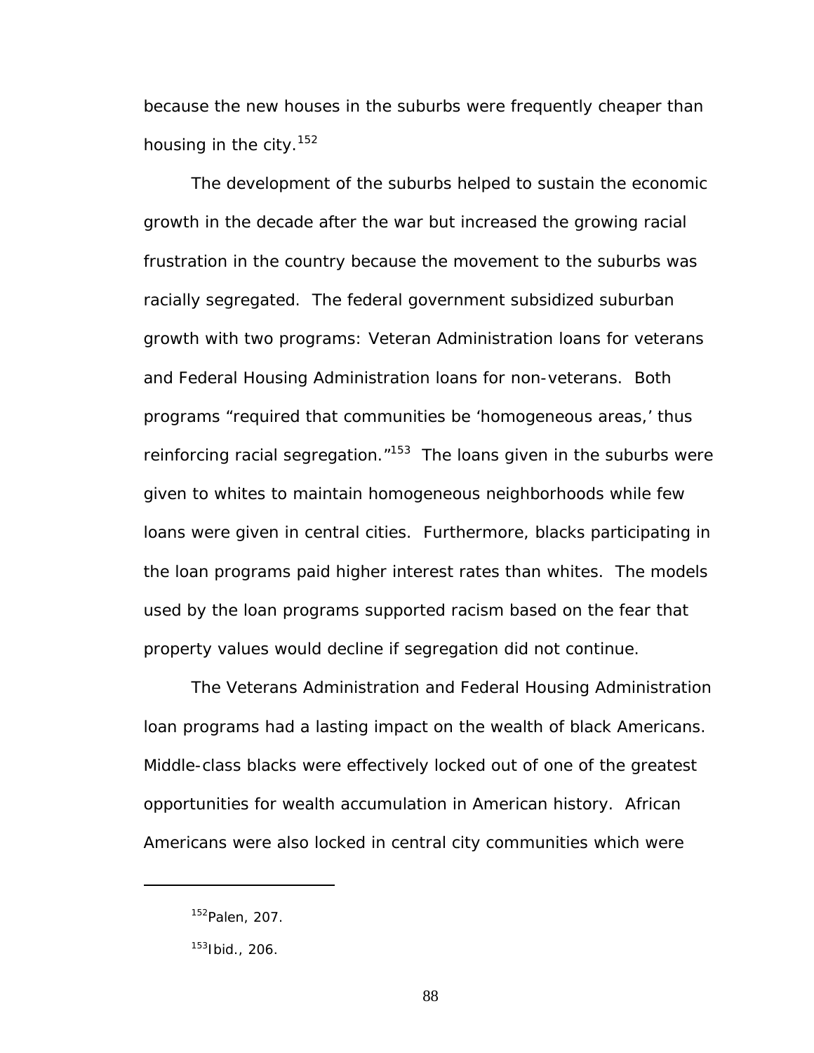because the new houses in the suburbs were frequently cheaper than housing in the city.[152]

The development of the suburbs helped to sustain the economic growth in the decade after the war but increased the growing racial frustration in the country because the movement to the suburbs was racially segregated. The federal government subsidized suburban growth with two programs: Veteran Administration loans for veterans and Federal Housing Administration loans for non-veterans. Both programs "required that communities be 'homogeneous areas,' thus reinforcing racial segregation."[153] The loans given in the suburbs were given to whites to maintain homogeneous neighborhoods while few loans were given in central cities. Furthermore, blacks participating in the loan programs paid higher interest rates than whites. The models used by the loan programs supported racism based on the fear that property values would decline if segregation did not continue.

The Veterans Administration and Federal Housing Administration loan programs had a lasting impact on the wealth of black Americans. Middle-class blacks were effectively locked out of one of the greatest opportunities for wealth accumulation in American history. African Americans were also locked in central city communities which were

---

[152]Palen, 207.

[153]Ibid., 206.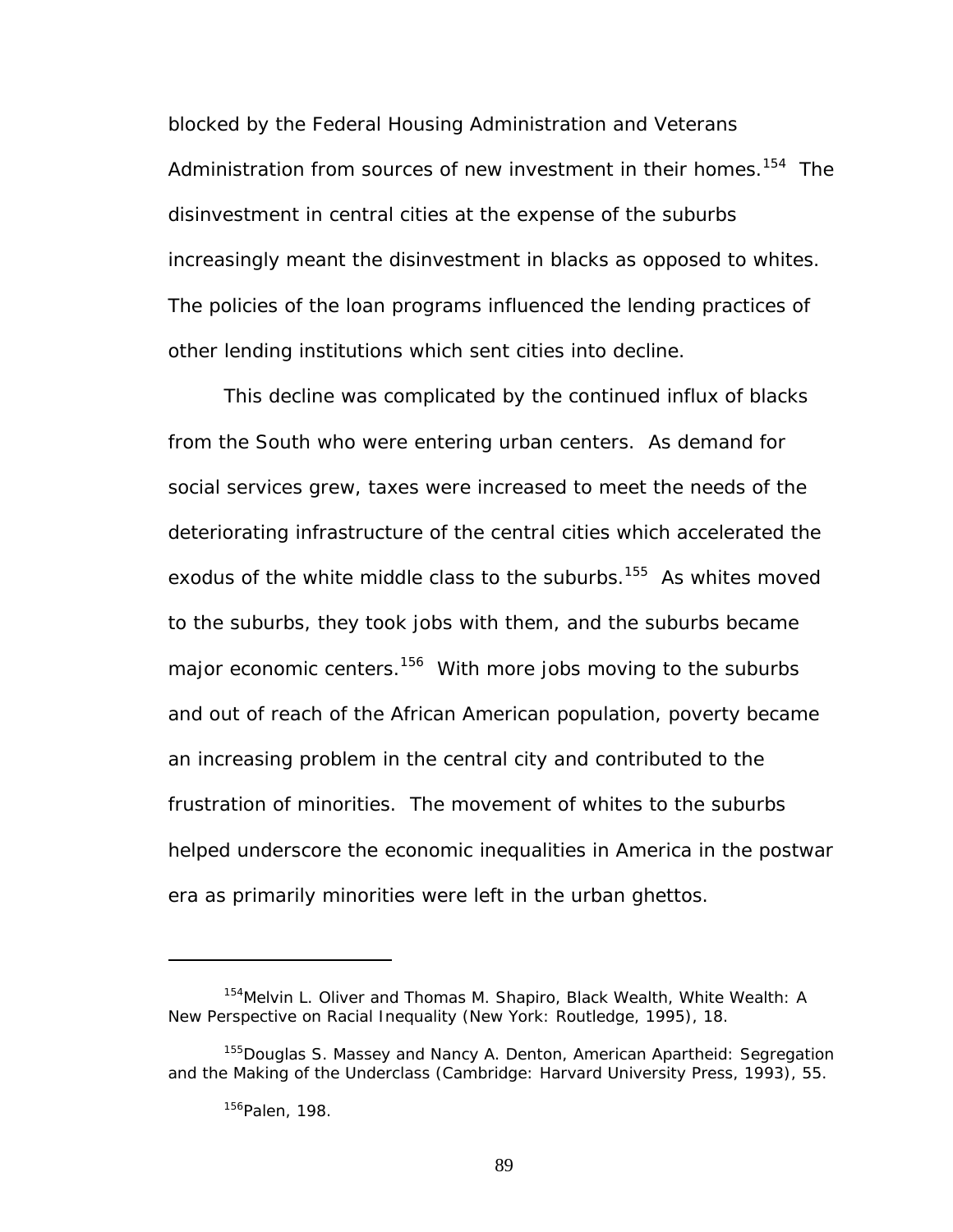blocked by the Federal Housing Administration and Veterans Administration from sources of new investment in their homes.[154] The disinvestment in central cities at the expense of the suburbs increasingly meant the disinvestment in blacks as opposed to whites. The policies of the loan programs influenced the lending practices of other lending institutions which sent cities into decline.

This decline was complicated by the continued influx of blacks from the South who were entering urban centers. As demand for social services grew, taxes were increased to meet the needs of the deteriorating infrastructure of the central cities which accelerated the exodus of the white middle class to the suburbs.[155] As whites moved to the suburbs, they took jobs with them, and the suburbs became major economic centers.[156] With more jobs moving to the suburbs and out of reach of the African American population, poverty became an increasing problem in the central city and contributed to the frustration of minorities. The movement of whites to the suburbs helped underscore the economic inequalities in America in the postwar era as primarily minorities were left in the urban ghettos.

---

[154]Melvin L. Oliver and Thomas M. Shapiro, *Black Wealth, White Wealth: A New Perspective on Racial Inequality* (New York: Routledge, 1995), 18.

[155]Douglas S. Massey and Nancy A. Denton, *American Apartheid: Segregation and the Making of the Underclass* (Cambridge: Harvard University Press, 1993), 55.

[156]Palen, 198.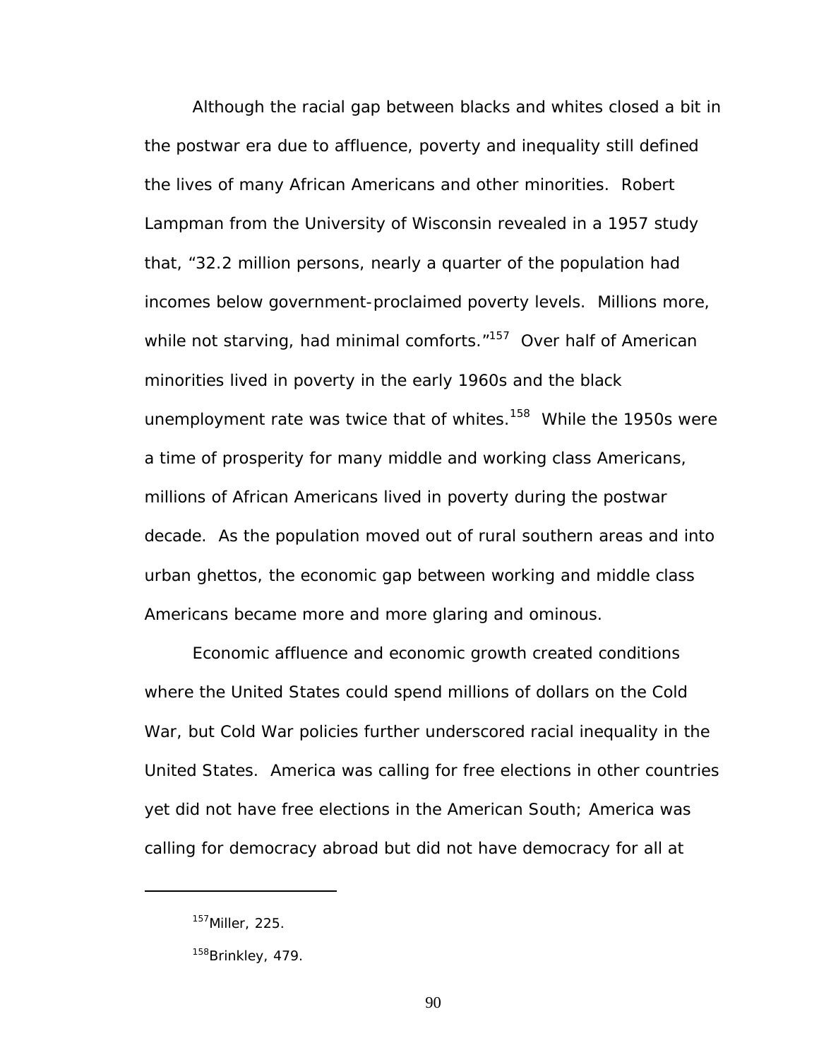Although the racial gap between blacks and whites closed a bit in the postwar era due to affluence, poverty and inequality still defined the lives of many African Americans and other minorities. Robert Lampman from the University of Wisconsin revealed in a 1957 study that, "32.2 million persons, nearly a quarter of the population had incomes below government-proclaimed poverty levels. Millions more, while not starving, had minimal comforts."[157] Over half of American minorities lived in poverty in the early 1960s and the black unemployment rate was twice that of whites.[158] While the 1950s were a time of prosperity for many middle and working class Americans, millions of African Americans lived in poverty during the postwar decade. As the population moved out of rural southern areas and into urban ghettos, the economic gap between working and middle class Americans became more and more glaring and ominous.

Economic affluence and economic growth created conditions where the United States could spend millions of dollars on the Cold War, but Cold War policies further underscored racial inequality in the United States. America was calling for free elections in other countries yet did not have free elections in the American South; America was calling for democracy abroad but did not have democracy for all at

---

[157]Miller, 225.

[158]Brinkley, 479.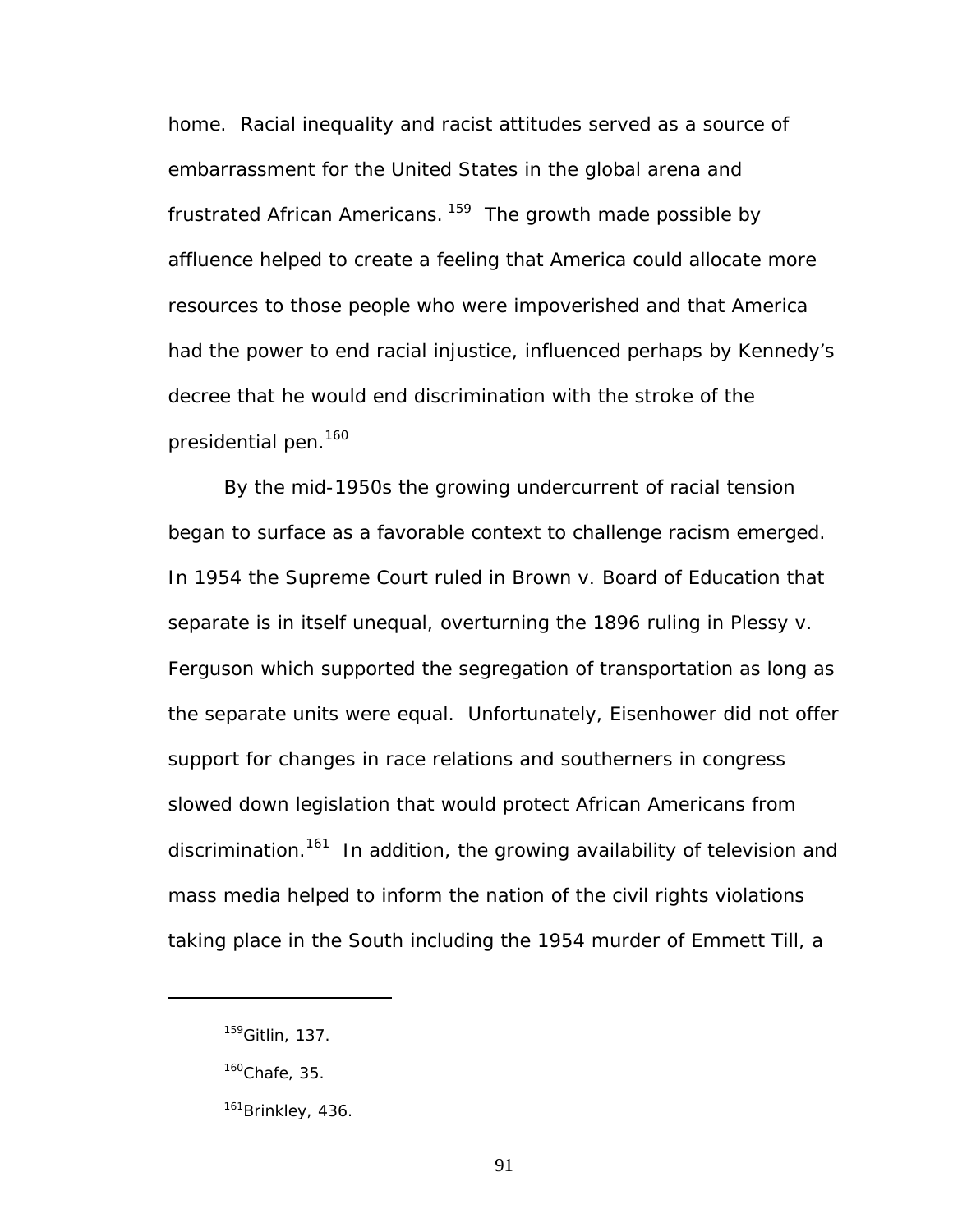home. Racial inequality and racist attitudes served as a source of embarrassment for the United States in the global arena and frustrated African Americans.[159] The growth made possible by affluence helped to create a feeling that America could allocate more resources to those people who were impoverished and that America had the power to end racial injustice, influenced perhaps by Kennedy's decree that he would end discrimination with the stroke of the presidential pen.[160]

By the mid-1950s the growing undercurrent of racial tension began to surface as a favorable context to challenge racism emerged. In 1954 the Supreme Court ruled in Brown v. Board of Education that separate is in itself unequal, overturning the 1896 ruling in Plessy v. Ferguson which supported the segregation of transportation as long as the separate units were equal. Unfortunately, Eisenhower did not offer support for changes in race relations and southerners in congress slowed down legislation that would protect African Americans from discrimination.[161] In addition, the growing availability of television and mass media helped to inform the nation of the civil rights violations taking place in the South including the 1954 murder of Emmett Till, a

---

[159]Gitlin, 137.

[160]Chafe, 35.

[161]Brinkley, 436.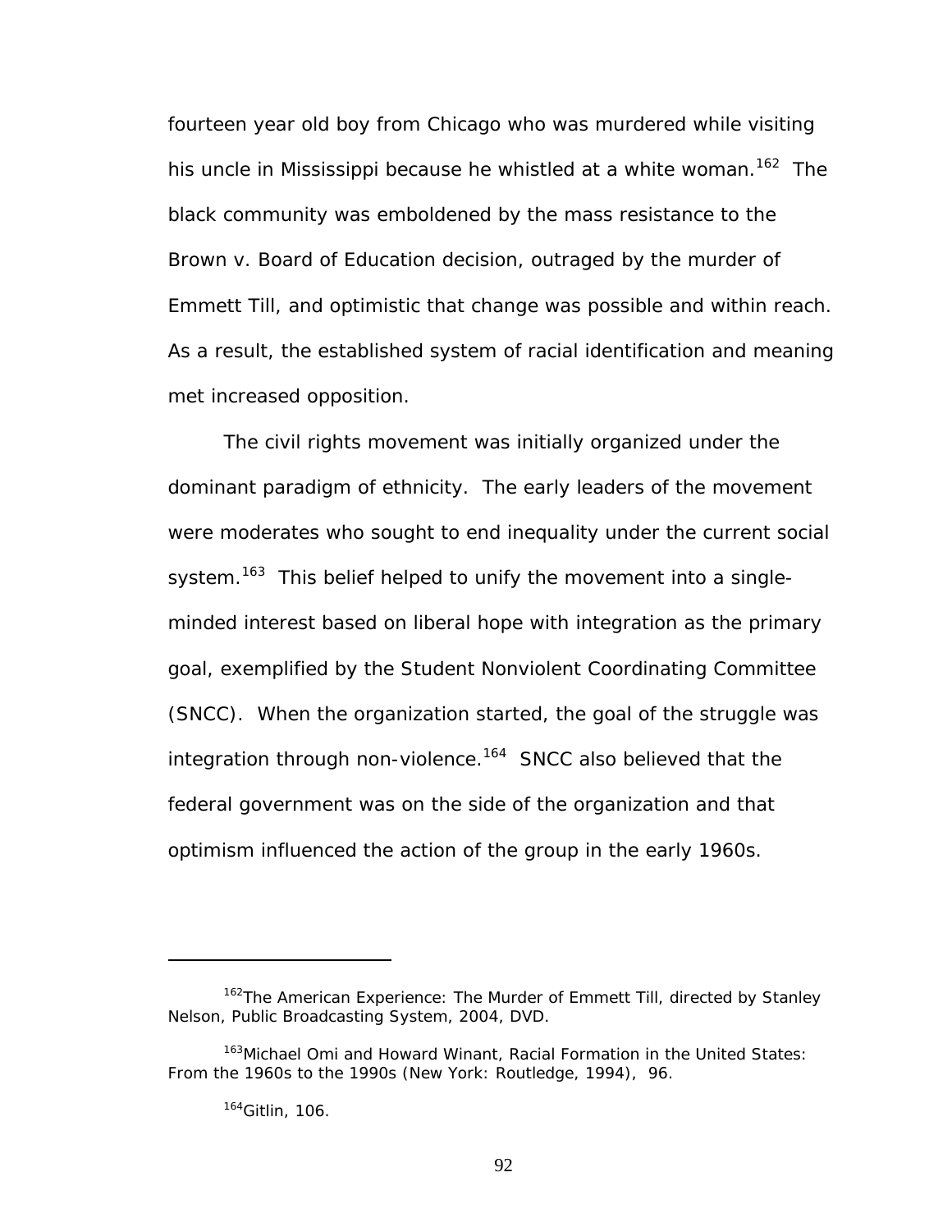fourteen year old boy from Chicago who was murdered while visiting his uncle in Mississippi because he whistled at a white woman.[162] The black community was emboldened by the mass resistance to the Brown v. Board of Education decision, outraged by the murder of Emmett Till, and optimistic that change was possible and within reach. As a result, the established system of racial identification and meaning met increased opposition.

The civil rights movement was initially organized under the dominant paradigm of ethnicity. The early leaders of the movement were moderates who sought to end inequality under the current social system.[163] This belief helped to unify the movement into a single-minded interest based on liberal hope with integration as the primary goal, exemplified by the Student Nonviolent Coordinating Committee (SNCC). When the organization started, the goal of the struggle was integration through non-violence.[164] SNCC also believed that the federal government was on the side of the organization and that optimism influenced the action of the group in the early 1960s.

---

[162]The American Experience: The Murder of Emmett Till, directed by Stanley Nelson, Public Broadcasting System, 2004, DVD.

[163]Michael Omi and Howard Winant, Racial Formation in the United States: From the 1960s to the 1990s (New York: Routledge, 1994), 96.

[164]Gitlin, 106.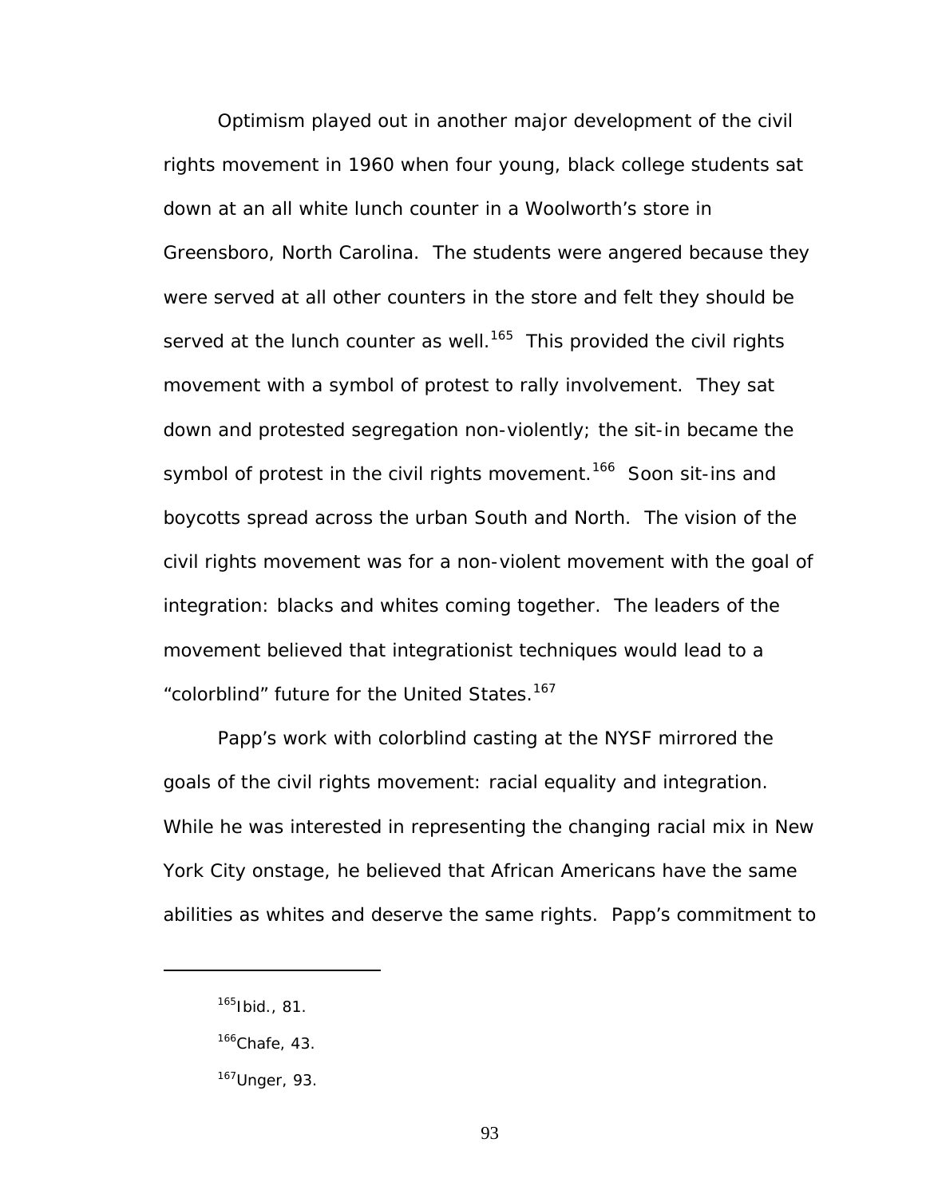Optimism played out in another major development of the civil rights movement in 1960 when four young, black college students sat down at an all white lunch counter in a Woolworth's store in Greensboro, North Carolina. The students were angered because they were served at all other counters in the store and felt they should be served at the lunch counter as well.[165] This provided the civil rights movement with a symbol of protest to rally involvement. They sat down and protested segregation non-violently; the sit-in became the symbol of protest in the civil rights movement.[166] Soon sit-ins and boycotts spread across the urban South and North. The vision of the civil rights movement was for a non-violent movement with the goal of integration: blacks and whites coming together. The leaders of the movement believed that integrationist techniques would lead to a "colorblind" future for the United States.[167]

Papp's work with colorblind casting at the NYSF mirrored the goals of the civil rights movement: racial equality and integration. While he was interested in representing the changing racial mix in New York City onstage, he believed that African Americans have the same abilities as whites and deserve the same rights. Papp's commitment to

---

[165] Ibid., 81.

[166] Chafe, 43.

[167] Unger, 93.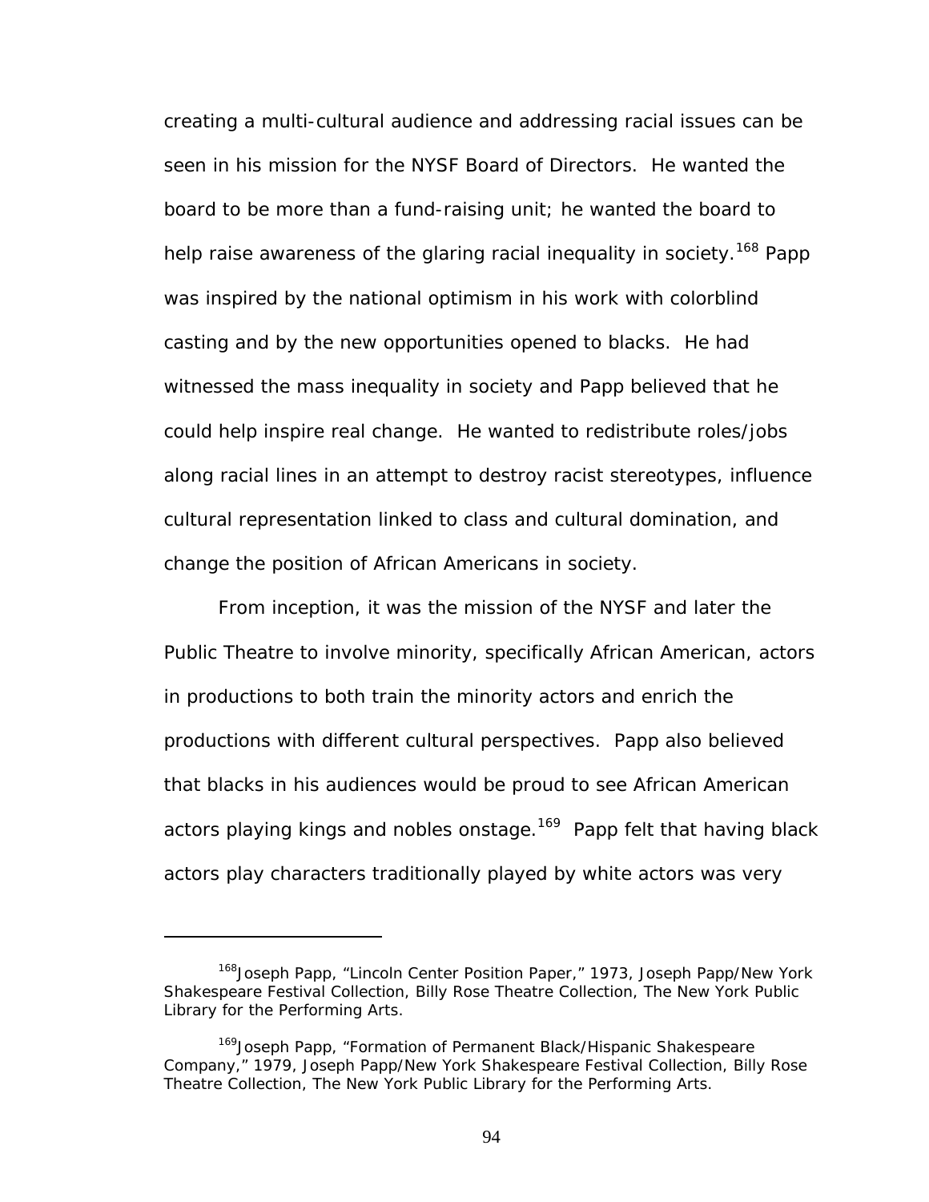creating a multi-cultural audience and addressing racial issues can be seen in his mission for the NYSF Board of Directors. He wanted the board to be more than a fund-raising unit; he wanted the board to help raise awareness of the glaring racial inequality in society.[168] Papp was inspired by the national optimism in his work with colorblind casting and by the new opportunities opened to blacks. He had witnessed the mass inequality in society and Papp believed that he could help inspire real change. He wanted to redistribute roles/jobs along racial lines in an attempt to destroy racist stereotypes, influence cultural representation linked to class and cultural domination, and change the position of African Americans in society.

From inception, it was the mission of the NYSF and later the Public Theatre to involve minority, specifically African American, actors in productions to both train the minority actors and enrich the productions with different cultural perspectives. Papp also believed that blacks in his audiences would be proud to see African American actors playing kings and nobles onstage.[169] Papp felt that having black actors play characters traditionally played by white actors was very

---

[168] Joseph Papp, "Lincoln Center Position Paper," 1973, Joseph Papp/New York Shakespeare Festival Collection, Billy Rose Theatre Collection, The New York Public Library for the Performing Arts.

[169] Joseph Papp, "Formation of Permanent Black/Hispanic Shakespeare Company," 1979, Joseph Papp/New York Shakespeare Festival Collection, Billy Rose Theatre Collection, The New York Public Library for the Performing Arts.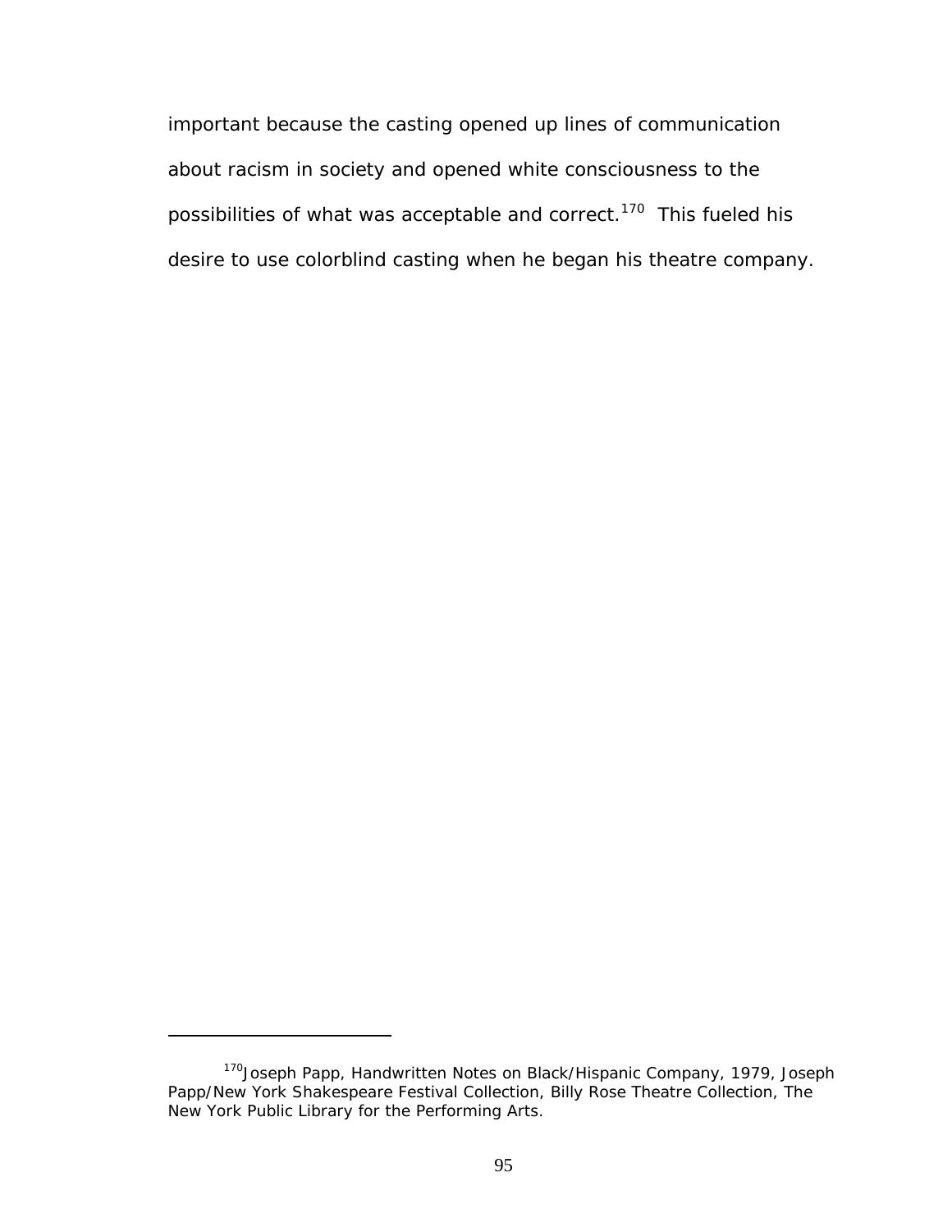important because the casting opened up lines of communication about racism in society and opened white consciousness to the possibilities of what was acceptable and correct.[170] This fueled his desire to use colorblind casting when he began his theatre company.

---

[170]Joseph Papp, Handwritten Notes on Black/Hispanic Company, 1979, Joseph Papp/New York Shakespeare Festival Collection, Billy Rose Theatre Collection, The New York Public Library for the Performing Arts.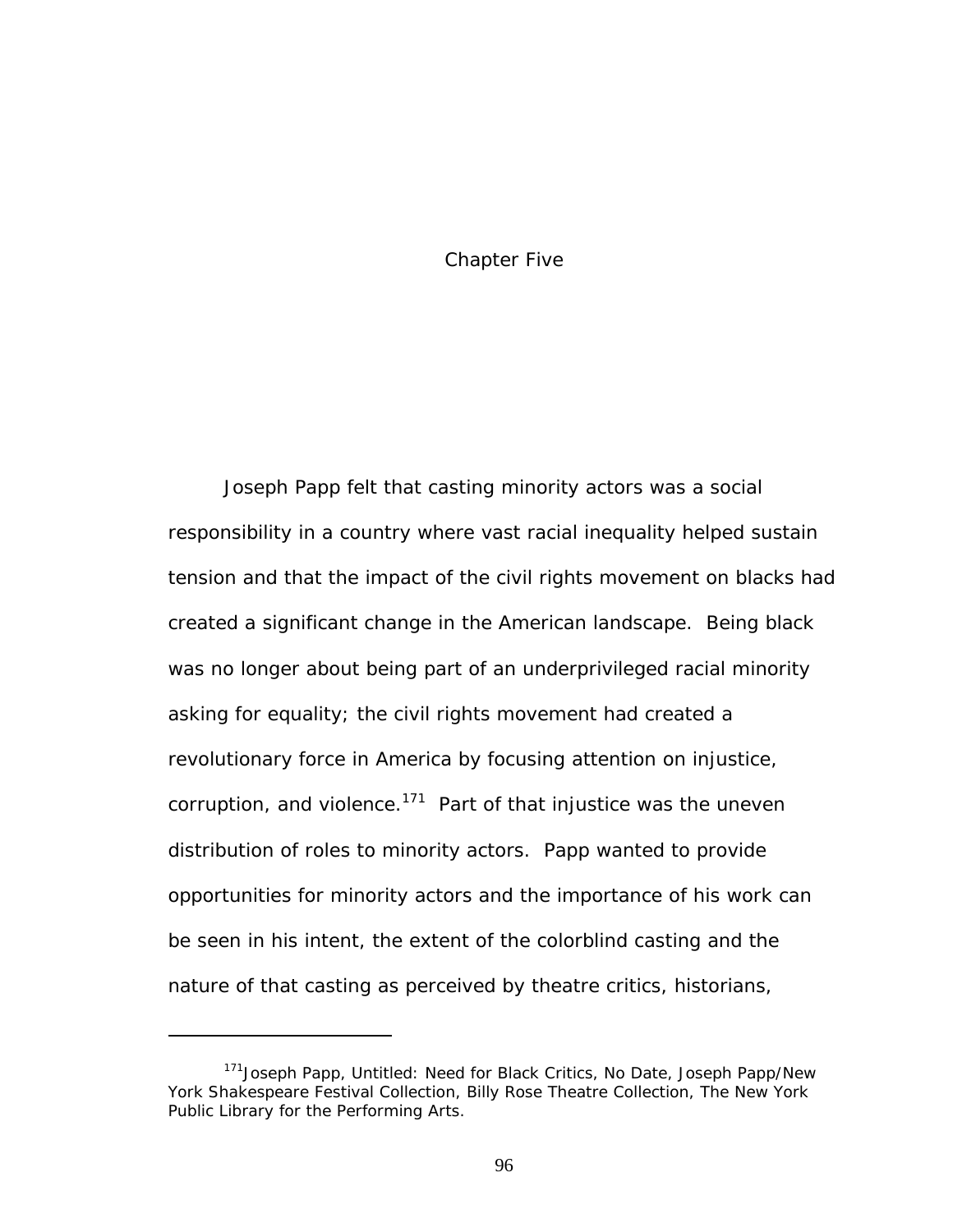# Chapter Five

Joseph Papp felt that casting minority actors was a social responsibility in a country where vast racial inequality helped sustain tension and that the impact of the civil rights movement on blacks had created a significant change in the American landscape. Being black was no longer about being part of an underprivileged racial minority asking for equality; the civil rights movement had created a revolutionary force in America by focusing attention on injustice, corruption, and violence.[171] Part of that injustice was the uneven distribution of roles to minority actors. Papp wanted to provide opportunities for minority actors and the importance of his work can be seen in his intent, the extent of the colorblind casting and the nature of that casting as perceived by theatre critics, historians,

---

[171] Joseph Papp, Untitled: Need for Black Critics, No Date, Joseph Papp/New York Shakespeare Festival Collection, Billy Rose Theatre Collection, The New York Public Library for the Performing Arts.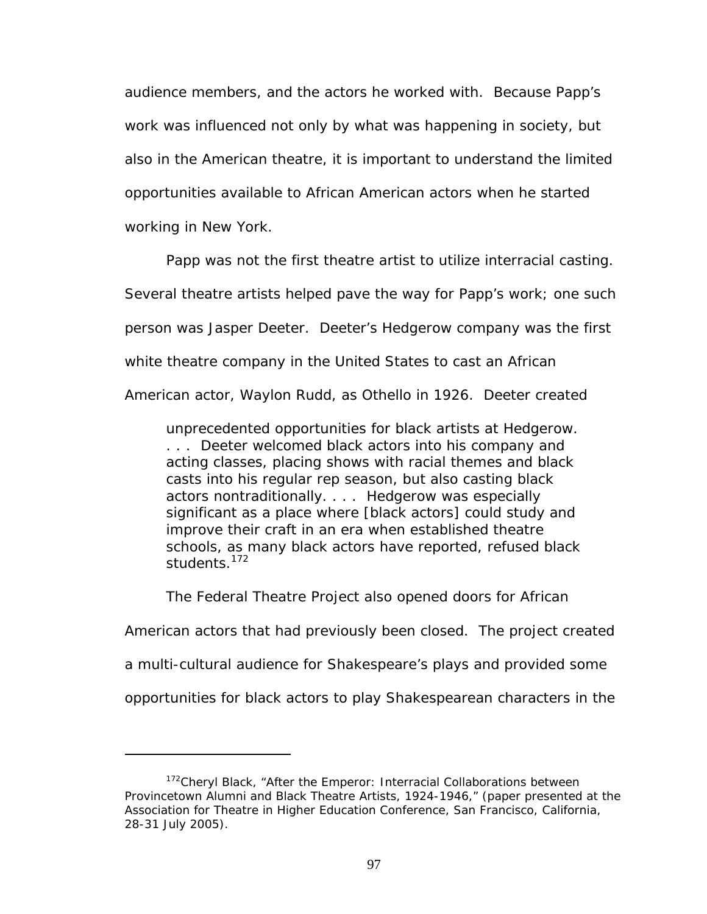audience members, and the actors he worked with. Because Papp's work was influenced not only by what was happening in society, but also in the American theatre, it is important to understand the limited opportunities available to African American actors when he started working in New York.

Papp was not the first theatre artist to utilize interracial casting. Several theatre artists helped pave the way for Papp's work; one such person was Jasper Deeter. Deeter's Hedgerow company was the first white theatre company in the United States to cast an African American actor, Waylon Rudd, as Othello in 1926. Deeter created

> unprecedented opportunities for black artists at Hedgerow. . . . Deeter welcomed black actors into his company and acting classes, placing shows with racial themes and black casts into his regular rep season, but also casting black actors nontraditionally. . . . Hedgerow was especially significant as a place where [black actors] could study and improve their craft in an era when established theatre schools, as many black actors have reported, refused black students.[172]

The Federal Theatre Project also opened doors for African American actors that had previously been closed. The project created a multi-cultural audience for Shakespeare's plays and provided some opportunities for black actors to play Shakespearean characters in the

---

[172] Cheryl Black, "After the Emperor: Interracial Collaborations between Provincetown Alumni and Black Theatre Artists, 1924-1946," (paper presented at the Association for Theatre in Higher Education Conference, San Francisco, California, 28-31 July 2005).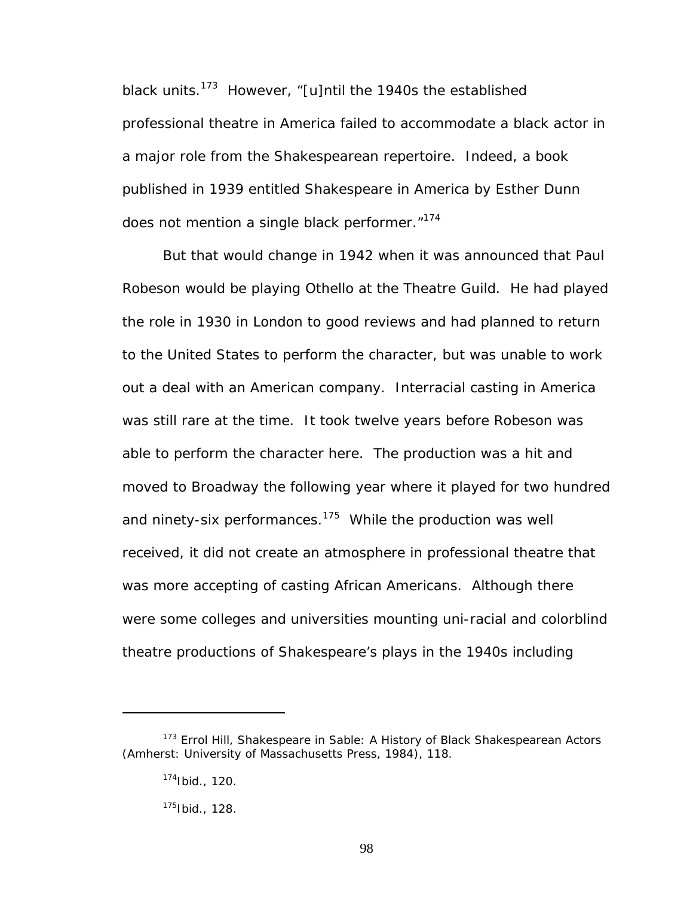black units.[173] However, "[u]ntil the 1940s the established professional theatre in America failed to accommodate a black actor in a major role from the Shakespearean repertoire. Indeed, a book published in 1939 entitled Shakespeare in America by Esther Dunn does not mention a single black performer."[174]

But that would change in 1942 when it was announced that Paul Robeson would be playing Othello at the Theatre Guild. He had played the role in 1930 in London to good reviews and had planned to return to the United States to perform the character, but was unable to work out a deal with an American company. Interracial casting in America was still rare at the time. It took twelve years before Robeson was able to perform the character here. The production was a hit and moved to Broadway the following year where it played for two hundred and ninety-six performances.[175] While the production was well received, it did not create an atmosphere in professional theatre that was more accepting of casting African Americans. Although there were some colleges and universities mounting uni-racial and colorblind theatre productions of Shakespeare's plays in the 1940s including

---

[173] Errol Hill, Shakespeare in Sable: A History of Black Shakespearean Actors (Amherst: University of Massachusetts Press, 1984), 118.

[174] Ibid., 120.

[175] Ibid., 128.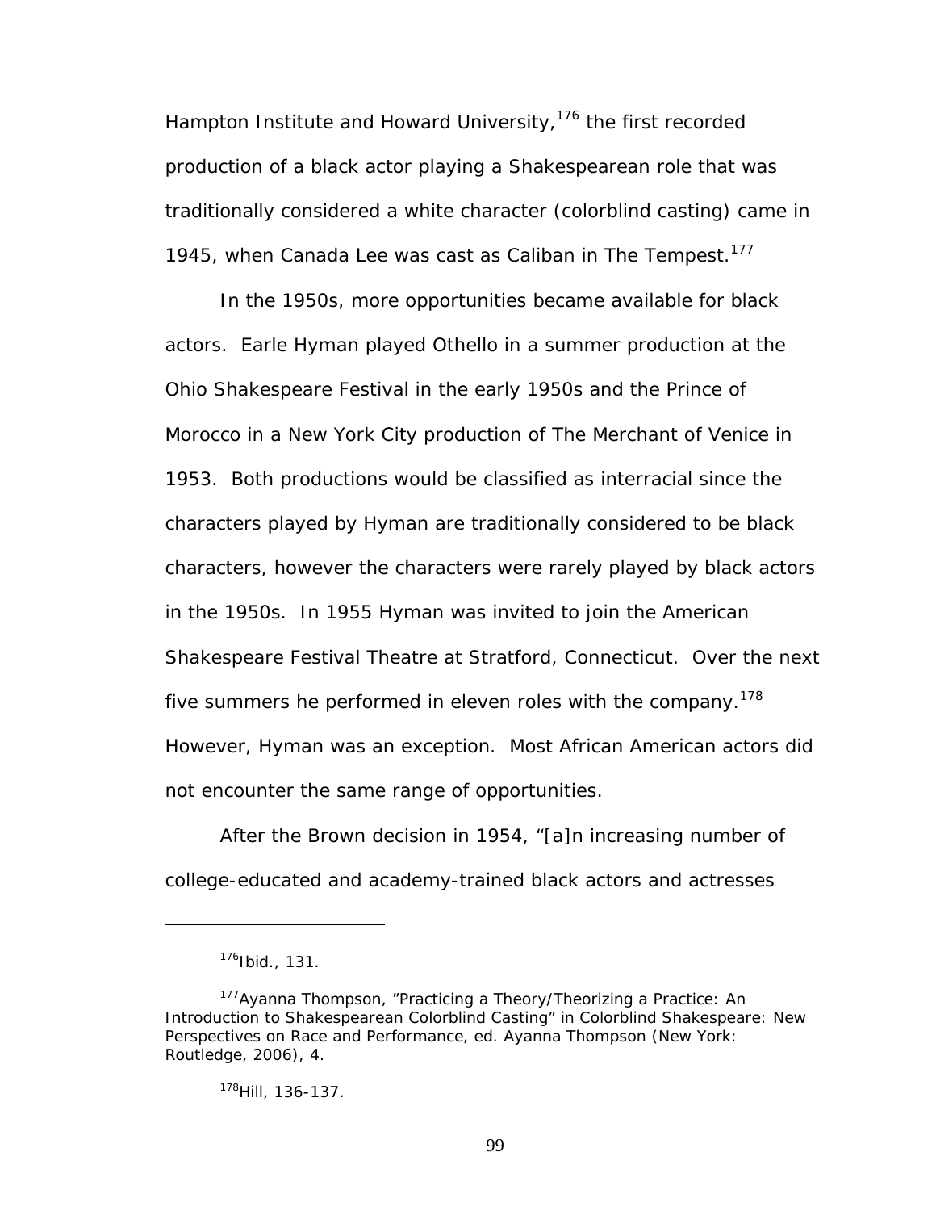Hampton Institute and Howard University,[176] the first recorded production of a black actor playing a Shakespearean role that was traditionally considered a white character (colorblind casting) came in 1945, when Canada Lee was cast as Caliban in The Tempest.[177]

In the 1950s, more opportunities became available for black actors. Earle Hyman played Othello in a summer production at the Ohio Shakespeare Festival in the early 1950s and the Prince of Morocco in a New York City production of The Merchant of Venice in 1953. Both productions would be classified as interracial since the characters played by Hyman are traditionally considered to be black characters, however the characters were rarely played by black actors in the 1950s. In 1955 Hyman was invited to join the American Shakespeare Festival Theatre at Stratford, Connecticut. Over the next five summers he performed in eleven roles with the company.[178] However, Hyman was an exception. Most African American actors did not encounter the same range of opportunities.

After the Brown decision in 1954, "[a]n increasing number of college-educated and academy-trained black actors and actresses

---

[176]Ibid., 131.

[177]Ayanna Thompson, "Practicing a Theory/Theorizing a Practice: An Introduction to Shakespearean Colorblind Casting" in Colorblind Shakespeare: New Perspectives on Race and Performance, ed. Ayanna Thompson (New York: Routledge, 2006), 4.

[178]Hill, 136-137.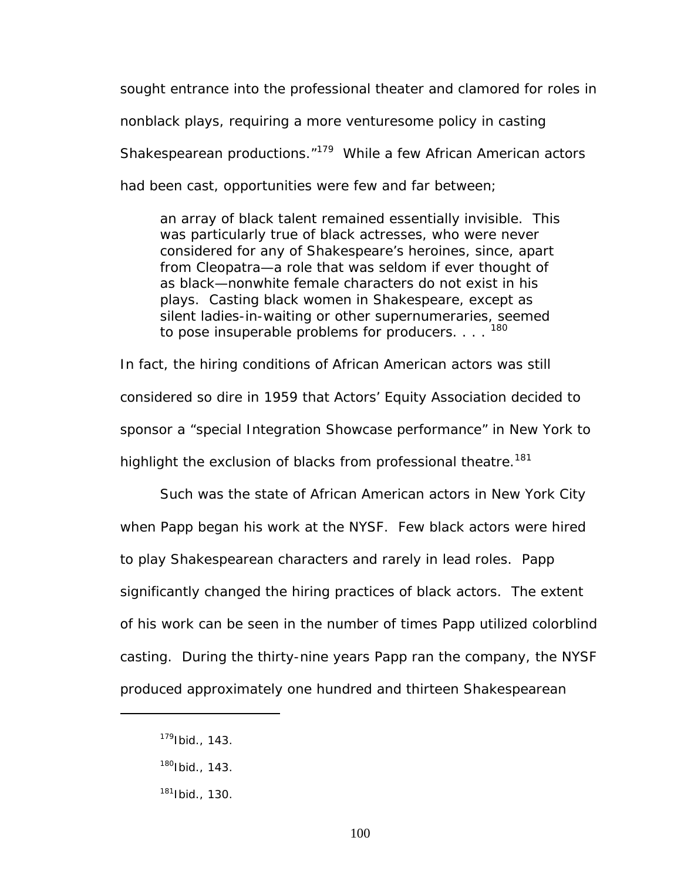sought entrance into the professional theater and clamored for roles in nonblack plays, requiring a more venturesome policy in casting Shakespearean productions."[179] While a few African American actors had been cast, opportunities were few and far between;

> an array of black talent remained essentially invisible. This was particularly true of black actresses, who were never considered for any of Shakespeare's heroines, since, apart from Cleopatra—a role that was seldom if ever thought of as black—nonwhite female characters do not exist in his plays. Casting black women in Shakespeare, except as silent ladies-in-waiting or other supernumeraries, seemed to pose insuperable problems for producers. . . . [180]

In fact, the hiring conditions of African American actors was still considered so dire in 1959 that Actors' Equity Association decided to sponsor a "special Integration Showcase performance" in New York to highlight the exclusion of blacks from professional theatre.[181]

Such was the state of African American actors in New York City when Papp began his work at the NYSF. Few black actors were hired to play Shakespearean characters and rarely in lead roles. Papp significantly changed the hiring practices of black actors. The extent of his work can be seen in the number of times Papp utilized colorblind casting. During the thirty-nine years Papp ran the company, the NYSF produced approximately one hundred and thirteen Shakespearean

---

[179]Ibid., 143.

[180]Ibid., 143.

[181]Ibid., 130.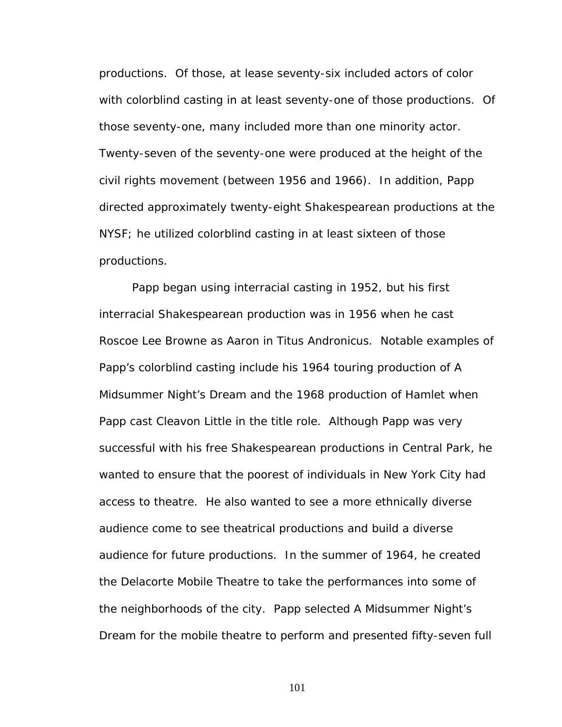productions. Of those, at lease seventy-six included actors of color with colorblind casting in at least seventy-one of those productions. Of those seventy-one, many included more than one minority actor. Twenty-seven of the seventy-one were produced at the height of the civil rights movement (between 1956 and 1966). In addition, Papp directed approximately twenty-eight Shakespearean productions at the NYSF; he utilized colorblind casting in at least sixteen of those productions.

Papp began using interracial casting in 1952, but his first interracial Shakespearean production was in 1956 when he cast Roscoe Lee Browne as Aaron in Titus Andronicus. Notable examples of Papp's colorblind casting include his 1964 touring production of A Midsummer Night's Dream and the 1968 production of Hamlet when Papp cast Cleavon Little in the title role. Although Papp was very successful with his free Shakespearean productions in Central Park, he wanted to ensure that the poorest of individuals in New York City had access to theatre. He also wanted to see a more ethnically diverse audience come to see theatrical productions and build a diverse audience for future productions. In the summer of 1964, he created the Delacorte Mobile Theatre to take the performances into some of the neighborhoods of the city. Papp selected A Midsummer Night's Dream for the mobile theatre to perform and presented fifty-seven full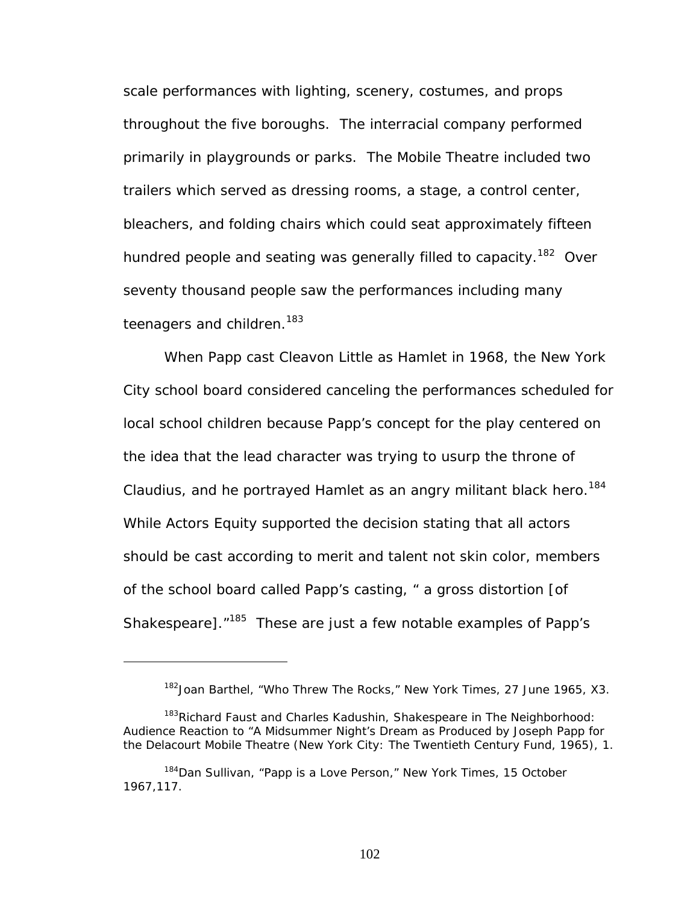scale performances with lighting, scenery, costumes, and props throughout the five boroughs. The interracial company performed primarily in playgrounds or parks. The Mobile Theatre included two trailers which served as dressing rooms, a stage, a control center, bleachers, and folding chairs which could seat approximately fifteen hundred people and seating was generally filled to capacity.[182] Over seventy thousand people saw the performances including many teenagers and children.[183]

When Papp cast Cleavon Little as Hamlet in 1968, the New York City school board considered canceling the performances scheduled for local school children because Papp's concept for the play centered on the idea that the lead character was trying to usurp the throne of Claudius, and he portrayed Hamlet as an angry militant black hero.[184] While Actors Equity supported the decision stating that all actors should be cast according to merit and talent not skin color, members of the school board called Papp's casting, " a gross distortion [of Shakespeare]."[185] These are just a few notable examples of Papp's

---

[182]Joan Barthel, "Who Threw The Rocks," New York Times, 27 June 1965, X3.

[183]Richard Faust and Charles Kadushin, Shakespeare in The Neighborhood: Audience Reaction to "A Midsummer Night's Dream as Produced by Joseph Papp for the Delacourt Mobile Theatre (New York City: The Twentieth Century Fund, 1965), 1.

[184]Dan Sullivan, "Papp is a Love Person," New York Times, 15 October 1967,117.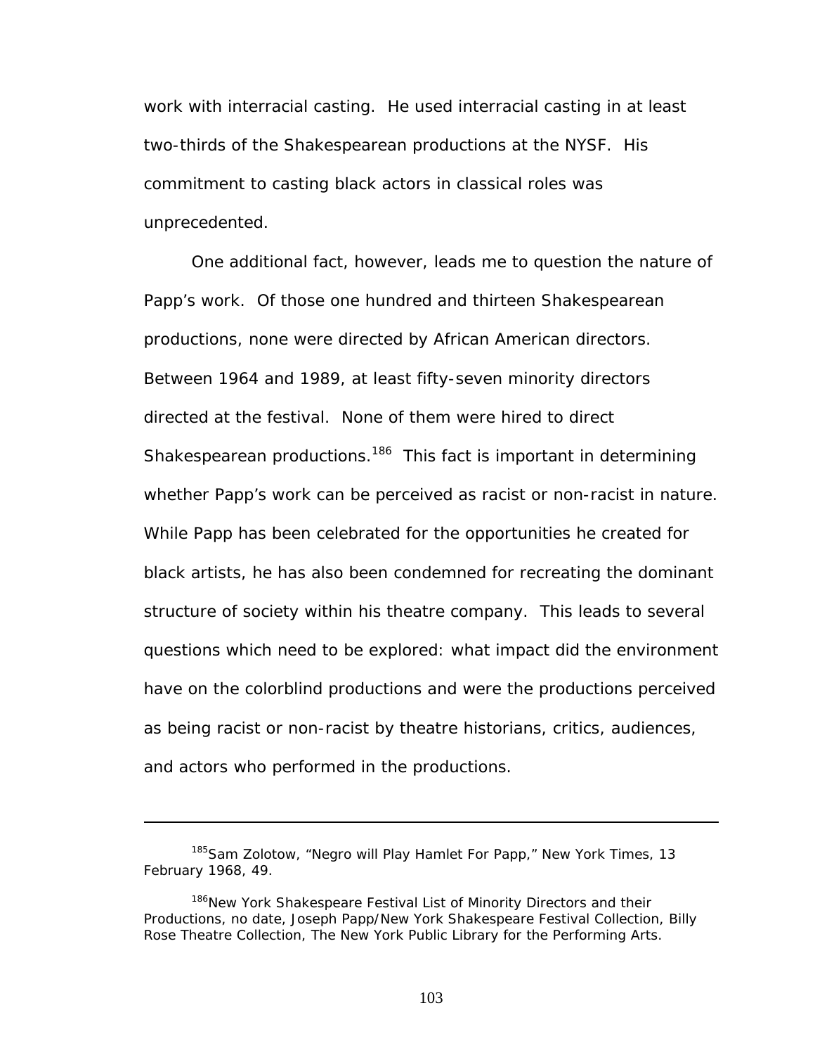work with interracial casting. He used interracial casting in at least two-thirds of the Shakespearean productions at the NYSF. His commitment to casting black actors in classical roles was unprecedented.

One additional fact, however, leads me to question the nature of Papp's work. Of those one hundred and thirteen Shakespearean productions, none were directed by African American directors. Between 1964 and 1989, at least fifty-seven minority directors directed at the festival. None of them were hired to direct Shakespearean productions.[186] This fact is important in determining whether Papp's work can be perceived as racist or non-racist in nature. While Papp has been celebrated for the opportunities he created for black artists, he has also been condemned for recreating the dominant structure of society within his theatre company. This leads to several questions which need to be explored: what impact did the environment have on the colorblind productions and were the productions perceived as being racist or non-racist by theatre historians, critics, audiences, and actors who performed in the productions.

---

[185] Sam Zolotow, "Negro will Play Hamlet For Papp," New York Times, 13 February 1968, 49.

[186] New York Shakespeare Festival List of Minority Directors and their Productions, no date, Joseph Papp/New York Shakespeare Festival Collection, Billy Rose Theatre Collection, The New York Public Library for the Performing Arts.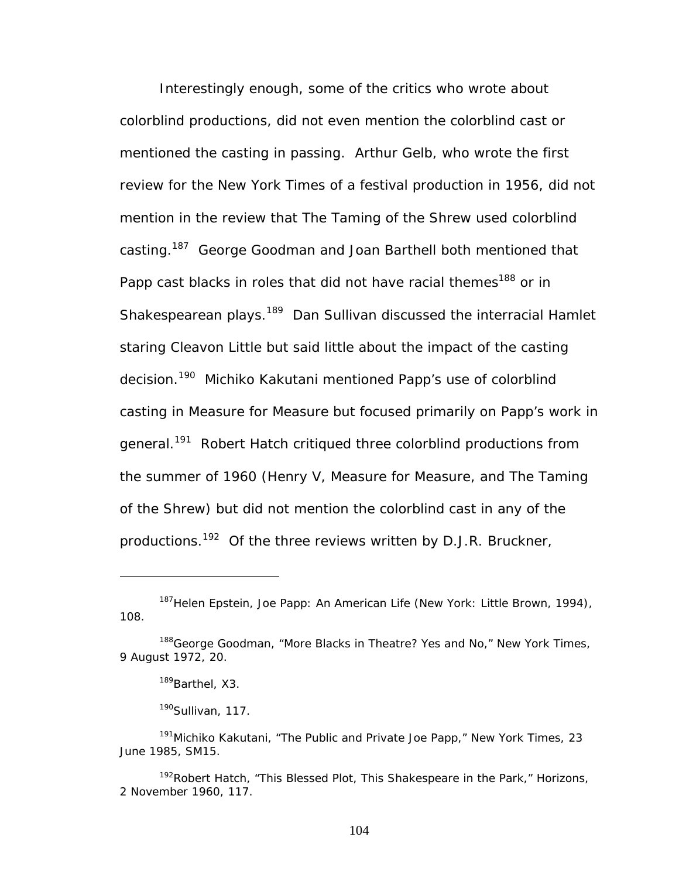Interestingly enough, some of the critics who wrote about colorblind productions, did not even mention the colorblind cast or mentioned the casting in passing. Arthur Gelb, who wrote the first review for the New York Times of a festival production in 1956, did not mention in the review that The Taming of the Shrew used colorblind casting.[187] George Goodman and Joan Barthell both mentioned that Papp cast blacks in roles that did not have racial themes[188] or in Shakespearean plays.[189] Dan Sullivan discussed the interracial Hamlet staring Cleavon Little but said little about the impact of the casting decision.[190] Michiko Kakutani mentioned Papp's use of colorblind casting in Measure for Measure but focused primarily on Papp's work in general.[191] Robert Hatch critiqued three colorblind productions from the summer of 1960 (Henry V, Measure for Measure, and The Taming of the Shrew) but did not mention the colorblind cast in any of the productions.[192] Of the three reviews written by D.J.R. Bruckner,

---

[187]Helen Epstein, Joe Papp: An American Life (New York: Little Brown, 1994), 108.

[188]George Goodman, "More Blacks in Theatre? Yes and No," New York Times, 9 August 1972, 20.

[189]Barthel, X3.

[190]Sullivan, 117.

[191]Michiko Kakutani, "The Public and Private Joe Papp," New York Times, 23 June 1985, SM15.

[192]Robert Hatch, "This Blessed Plot, This Shakespeare in the Park," Horizons, 2 November 1960, 117.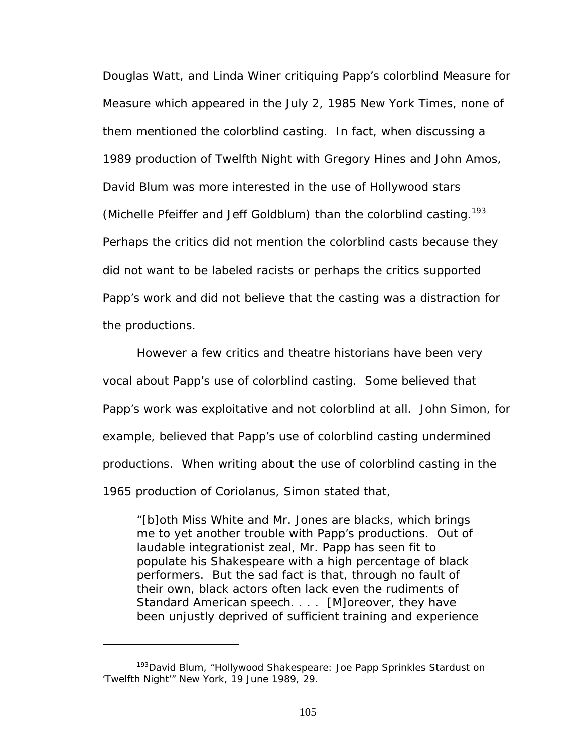Douglas Watt, and Linda Winer critiquing Papp's colorblind Measure for Measure which appeared in the July 2, 1985 New York Times, none of them mentioned the colorblind casting. In fact, when discussing a 1989 production of Twelfth Night with Gregory Hines and John Amos, David Blum was more interested in the use of Hollywood stars (Michelle Pfeiffer and Jeff Goldblum) than the colorblind casting.[193] Perhaps the critics did not mention the colorblind casts because they did not want to be labeled racists or perhaps the critics supported Papp's work and did not believe that the casting was a distraction for the productions.

However a few critics and theatre historians have been very vocal about Papp's use of colorblind casting. Some believed that Papp's work was exploitative and not colorblind at all. John Simon, for example, believed that Papp's use of colorblind casting undermined productions. When writing about the use of colorblind casting in the 1965 production of Coriolanus, Simon stated that,

> "[b]oth Miss White and Mr. Jones are blacks, which brings me to yet another trouble with Papp's productions. Out of laudable integrationist zeal, Mr. Papp has seen fit to populate his Shakespeare with a high percentage of black performers. But the sad fact is that, through no fault of their own, black actors often lack even the rudiments of Standard American speech. . . . [M]oreover, they have been unjustly deprived of sufficient training and experience

---

[193] David Blum, "Hollywood Shakespeare: Joe Papp Sprinkles Stardust on 'Twelfth Night'" New York, 19 June 1989, 29.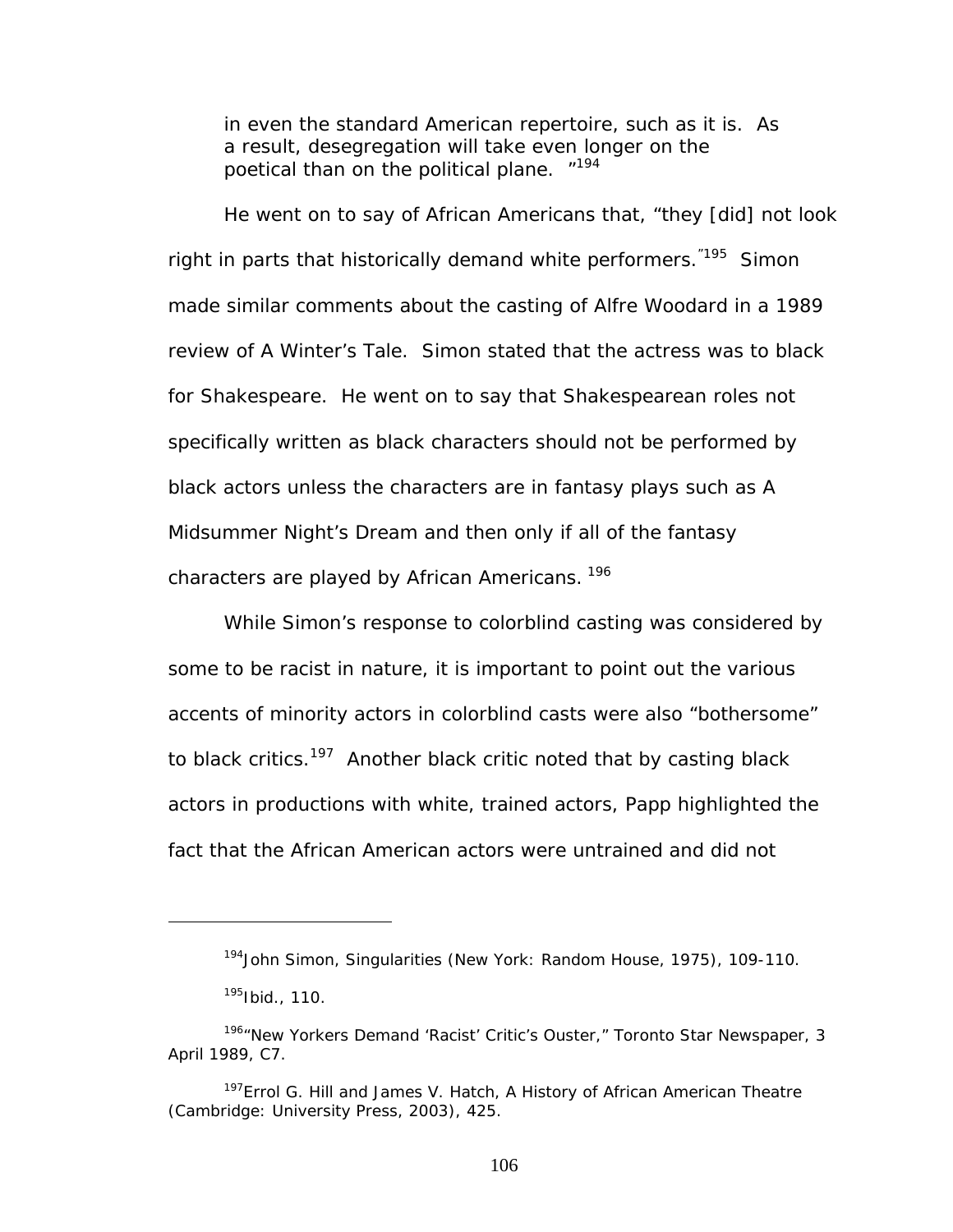> in even the standard American repertoire, such as it is. As a result, desegregation will take even longer on the poetical than on the political plane. "[194]

He went on to say of African Americans that, "they [did] not look right in parts that historically demand white performers."[195] Simon made similar comments about the casting of Alfre Woodard in a 1989 review of A Winter's Tale. Simon stated that the actress was to black for Shakespeare. He went on to say that Shakespearean roles not specifically written as black characters should not be performed by black actors unless the characters are in fantasy plays such as A Midsummer Night's Dream and then only if all of the fantasy characters are played by African Americans. [196]

While Simon's response to colorblind casting was considered by some to be racist in nature, it is important to point out the various accents of minority actors in colorblind casts were also "bothersome" to black critics.[197] Another black critic noted that by casting black actors in productions with white, trained actors, Papp highlighted the fact that the African American actors were untrained and did not

---

[194]John Simon, Singularities (New York: Random House, 1975), 109-110.

[195]Ibid., 110.

[196]"New Yorkers Demand 'Racist' Critic's Ouster," Toronto Star Newspaper, 3 April 1989, C7.

[197]Errol G. Hill and James V. Hatch, A History of African American Theatre (Cambridge: University Press, 2003), 425.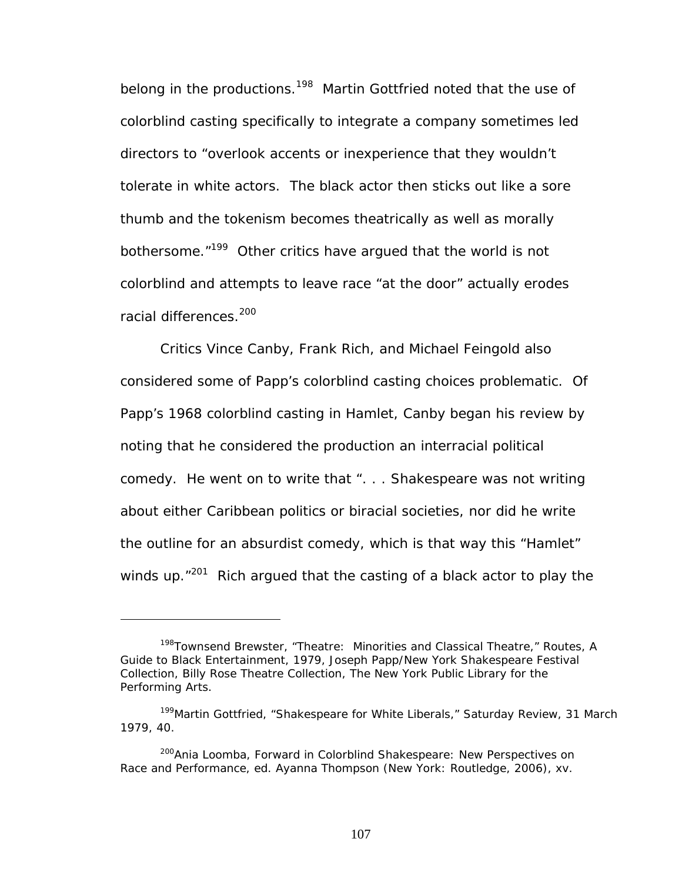belong in the productions.[198] Martin Gottfried noted that the use of colorblind casting specifically to integrate a company sometimes led directors to "overlook accents or inexperience that they wouldn't tolerate in white actors. The black actor then sticks out like a sore thumb and the tokenism becomes theatrically as well as morally bothersome."[199] Other critics have argued that the world is not colorblind and attempts to leave race "at the door" actually erodes racial differences.[200]

Critics Vince Canby, Frank Rich, and Michael Feingold also considered some of Papp's colorblind casting choices problematic. Of Papp's 1968 colorblind casting in Hamlet, Canby began his review by noting that he considered the production an interracial political comedy. He went on to write that ". . . Shakespeare was not writing about either Caribbean politics or biracial societies, nor did he write the outline for an absurdist comedy, which is that way this "Hamlet" winds up."[201] Rich argued that the casting of a black actor to play the

---

[198]Townsend Brewster, "Theatre: Minorities and Classical Theatre," Routes, A Guide to Black Entertainment, 1979, Joseph Papp/New York Shakespeare Festival Collection, Billy Rose Theatre Collection, The New York Public Library for the Performing Arts.

[199]Martin Gottfried, "Shakespeare for White Liberals," Saturday Review, 31 March 1979, 40.

[200]Ania Loomba, Forward in Colorblind Shakespeare: New Perspectives on Race and Performance, ed. Ayanna Thompson (New York: Routledge, 2006), xv.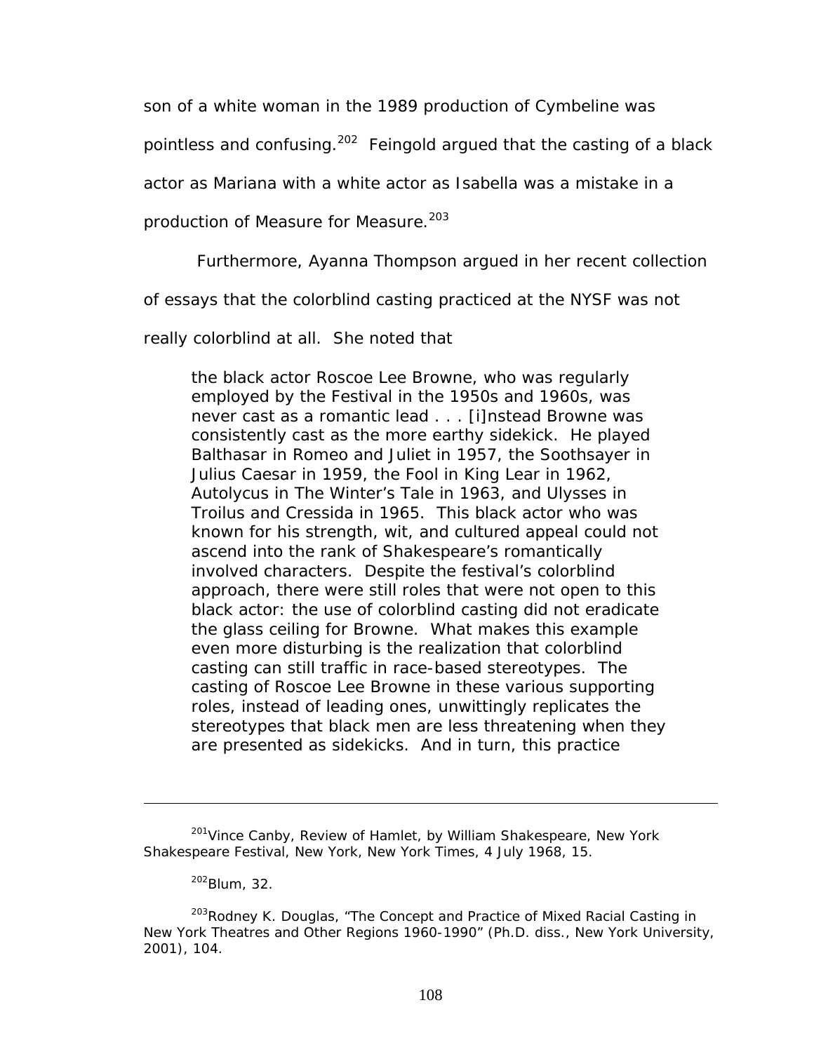son of a white woman in the 1989 production of Cymbeline was pointless and confusing.[202] Feingold argued that the casting of a black actor as Mariana with a white actor as Isabella was a mistake in a production of Measure for Measure.[203]

Furthermore, Ayanna Thompson argued in her recent collection of essays that the colorblind casting practiced at the NYSF was not really colorblind at all. She noted that

> the black actor Roscoe Lee Browne, who was regularly employed by the Festival in the 1950s and 1960s, was never cast as a romantic lead . . . [i]nstead Browne was consistently cast as the more earthy sidekick. He played Balthasar in Romeo and Juliet in 1957, the Soothsayer in Julius Caesar in 1959, the Fool in King Lear in 1962, Autolycus in The Winter's Tale in 1963, and Ulysses in Troilus and Cressida in 1965. This black actor who was known for his strength, wit, and cultured appeal could not ascend into the rank of Shakespeare's romantically involved characters. Despite the festival's colorblind approach, there were still roles that were not open to this black actor: the use of colorblind casting did not eradicate the glass ceiling for Browne. What makes this example even more disturbing is the realization that colorblind casting can still traffic in race-based stereotypes. The casting of Roscoe Lee Browne in these various supporting roles, instead of leading ones, unwittingly replicates the stereotypes that black men are less threatening when they are presented as sidekicks. And in turn, this practice

---

[201] Vince Canby, Review of Hamlet, by William Shakespeare, New York Shakespeare Festival, New York, New York Times, 4 July 1968, 15.

[202] Blum, 32.

[203] Rodney K. Douglas, "The Concept and Practice of Mixed Racial Casting in New York Theatres and Other Regions 1960-1990" (Ph.D. diss., New York University, 2001), 104.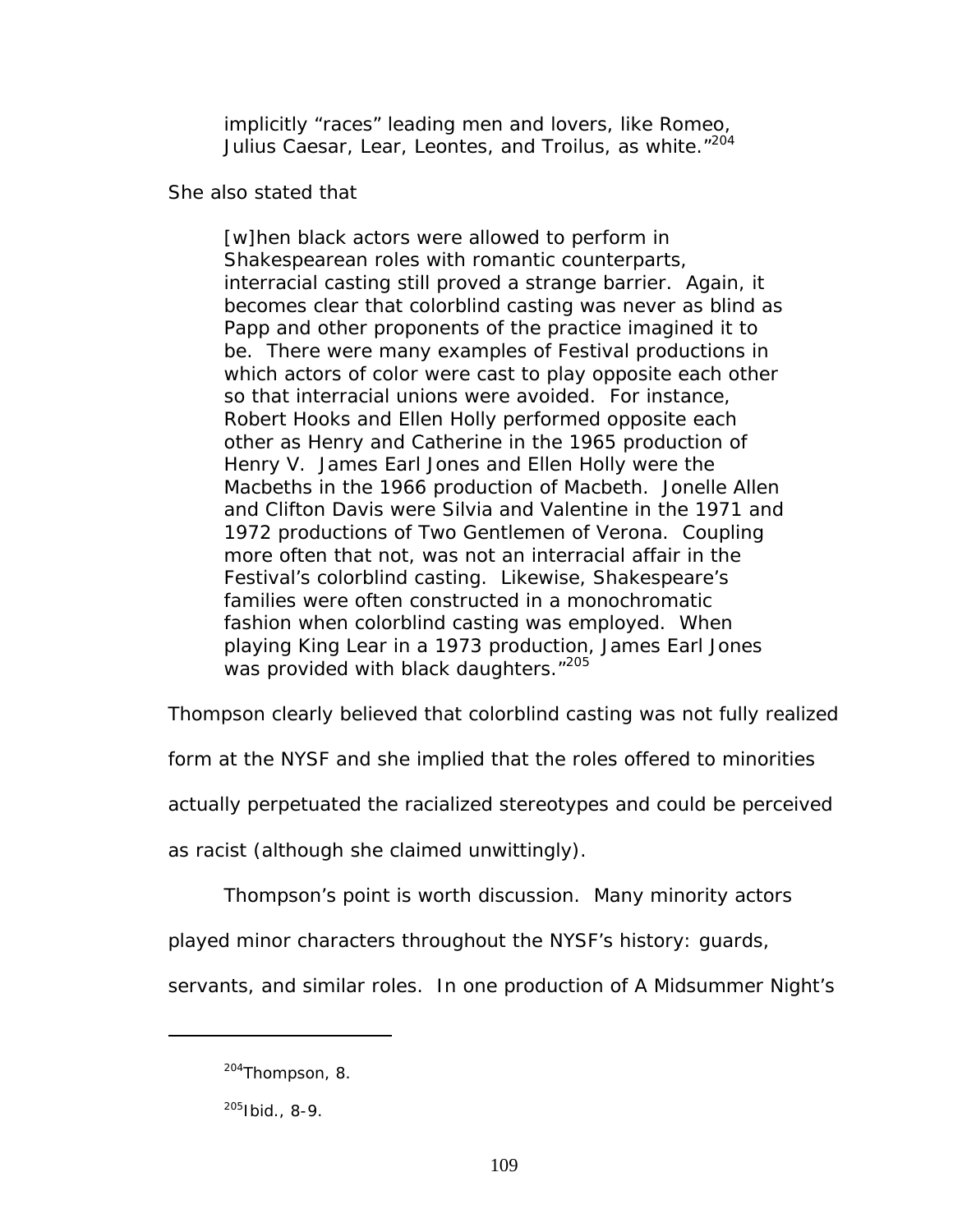> implicitly "races" leading men and lovers, like Romeo, Julius Caesar, Lear, Leontes, and Troilus, as white."[204]

She also stated that

> [w]hen black actors were allowed to perform in Shakespearean roles with romantic counterparts, interracial casting still proved a strange barrier. Again, it becomes clear that colorblind casting was never as blind as Papp and other proponents of the practice imagined it to be. There were many examples of Festival productions in which actors of color were cast to play opposite each other so that interracial unions were avoided. For instance, Robert Hooks and Ellen Holly performed opposite each other as Henry and Catherine in the 1965 production of Henry V. James Earl Jones and Ellen Holly were the Macbeths in the 1966 production of Macbeth. Jonelle Allen and Clifton Davis were Silvia and Valentine in the 1971 and 1972 productions of Two Gentlemen of Verona. Coupling more often that not, was not an interracial affair in the Festival's colorblind casting. Likewise, Shakespeare's families were often constructed in a monochromatic fashion when colorblind casting was employed. When playing King Lear in a 1973 production, James Earl Jones was provided with black daughters."[205]

Thompson clearly believed that colorblind casting was not fully realized form at the NYSF and she implied that the roles offered to minorities actually perpetuated the racialized stereotypes and could be perceived as racist (although she claimed unwittingly).

Thompson's point is worth discussion. Many minority actors played minor characters throughout the NYSF's history: guards, servants, and similar roles. In one production of A Midsummer Night's

---

[204] Thompson, 8.

[205] Ibid., 8-9.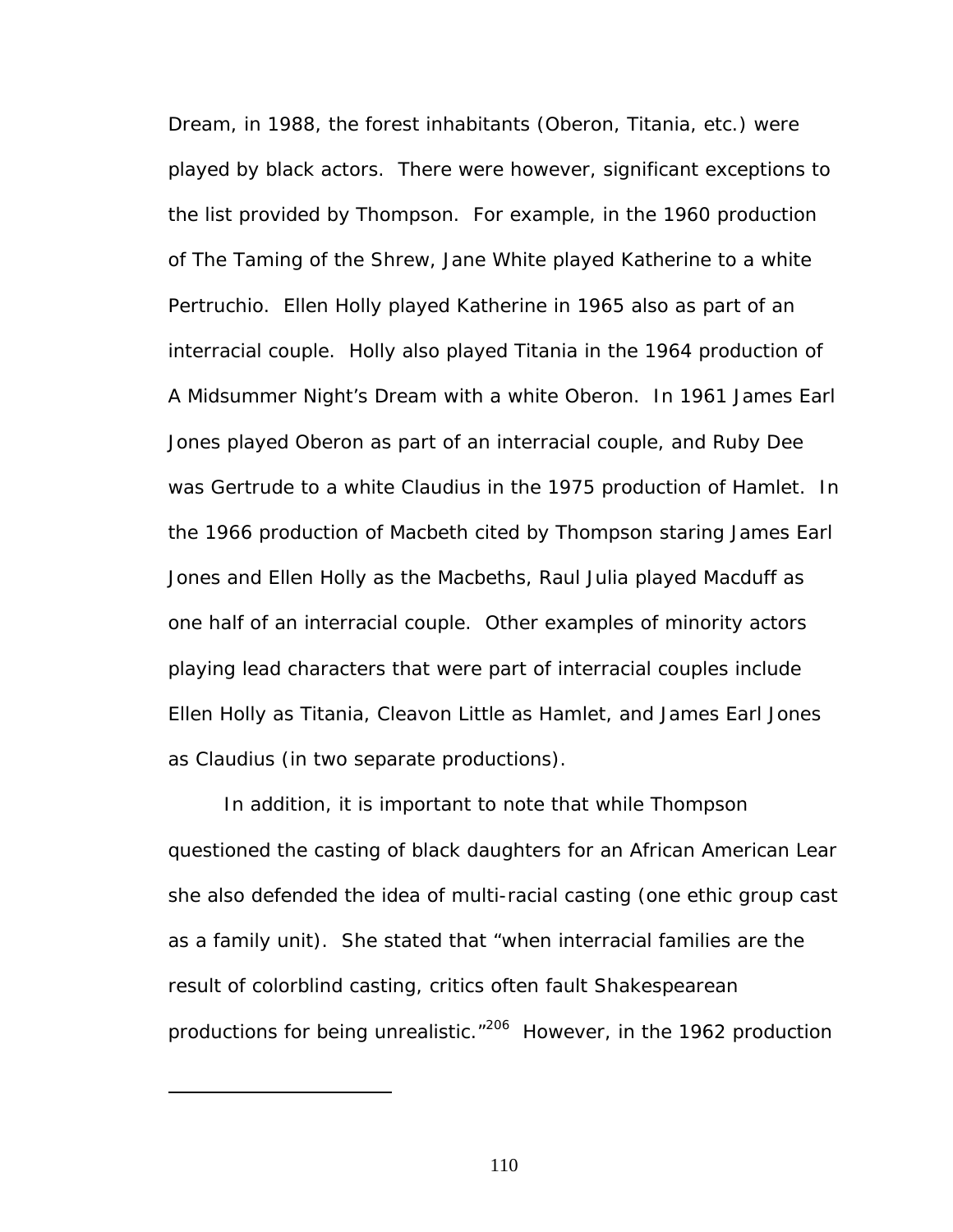Dream, in 1988, the forest inhabitants (Oberon, Titania, etc.) were played by black actors. There were however, significant exceptions to the list provided by Thompson. For example, in the 1960 production of The Taming of the Shrew, Jane White played Katherine to a white Pertruchio. Ellen Holly played Katherine in 1965 also as part of an interracial couple. Holly also played Titania in the 1964 production of A Midsummer Night's Dream with a white Oberon. In 1961 James Earl Jones played Oberon as part of an interracial couple, and Ruby Dee was Gertrude to a white Claudius in the 1975 production of Hamlet. In the 1966 production of Macbeth cited by Thompson staring James Earl Jones and Ellen Holly as the Macbeths, Raul Julia played Macduff as one half of an interracial couple. Other examples of minority actors playing lead characters that were part of interracial couples include Ellen Holly as Titania, Cleavon Little as Hamlet, and James Earl Jones as Claudius (in two separate productions).

In addition, it is important to note that while Thompson questioned the casting of black daughters for an African American Lear she also defended the idea of multi-racial casting (one ethic group cast as a family unit). She stated that "when interracial families are the result of colorblind casting, critics often fault Shakespearean productions for being unrealistic."[206] However, in the 1962 production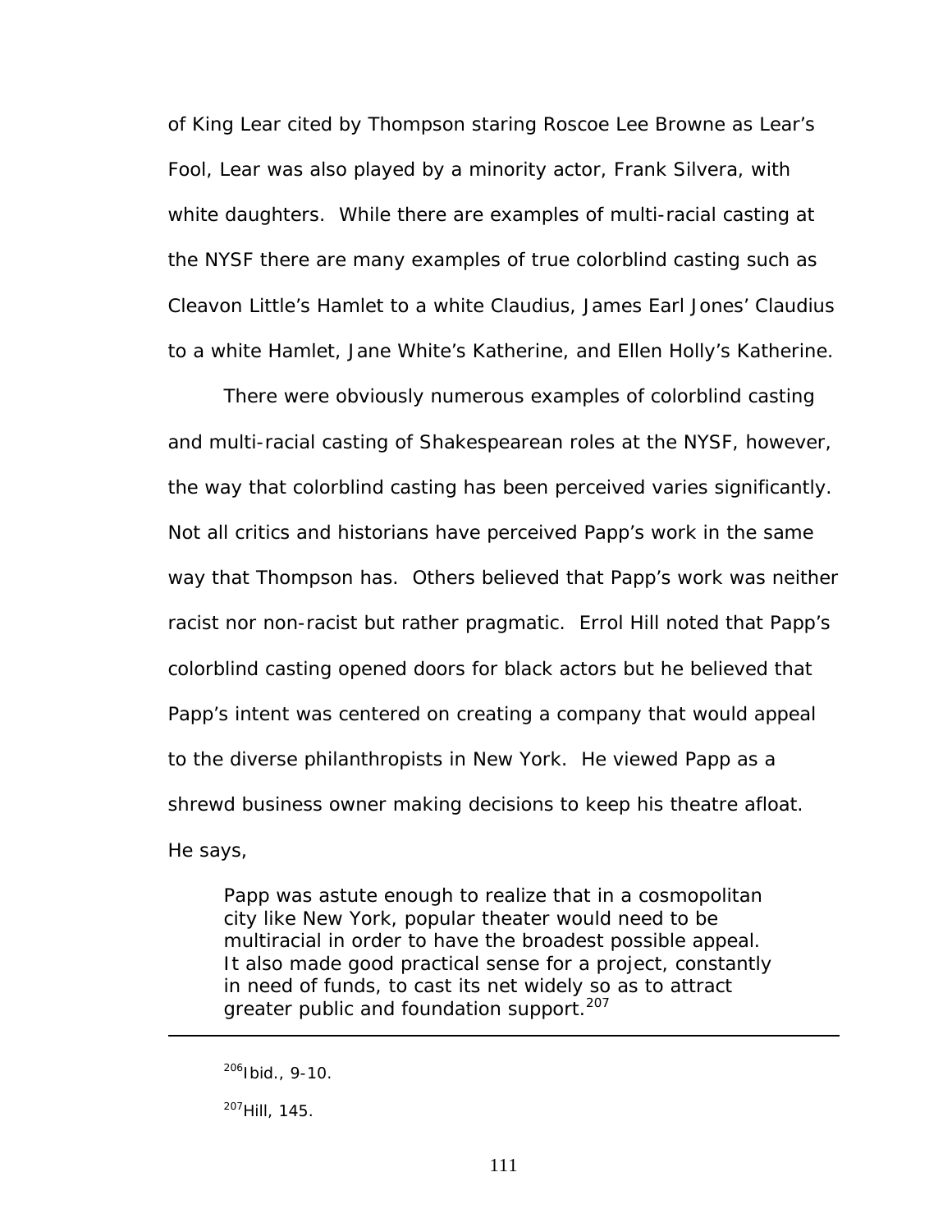of King Lear cited by Thompson staring Roscoe Lee Browne as Lear's Fool, Lear was also played by a minority actor, Frank Silvera, with white daughters. While there are examples of multi-racial casting at the NYSF there are many examples of true colorblind casting such as Cleavon Little's Hamlet to a white Claudius, James Earl Jones' Claudius to a white Hamlet, Jane White's Katherine, and Ellen Holly's Katherine.

There were obviously numerous examples of colorblind casting and multi-racial casting of Shakespearean roles at the NYSF, however, the way that colorblind casting has been perceived varies significantly. Not all critics and historians have perceived Papp's work in the same way that Thompson has. Others believed that Papp's work was neither racist nor non-racist but rather pragmatic. Errol Hill noted that Papp's colorblind casting opened doors for black actors but he believed that Papp's intent was centered on creating a company that would appeal to the diverse philanthropists in New York. He viewed Papp as a shrewd business owner making decisions to keep his theatre afloat. He says,

> Papp was astute enough to realize that in a cosmopolitan city like New York, popular theater would need to be multiracial in order to have the broadest possible appeal. It also made good practical sense for a project, constantly in need of funds, to cast its net widely so as to attract greater public and foundation support.[207]

---

[206]Ibid., 9-10.

[207]Hill, 145.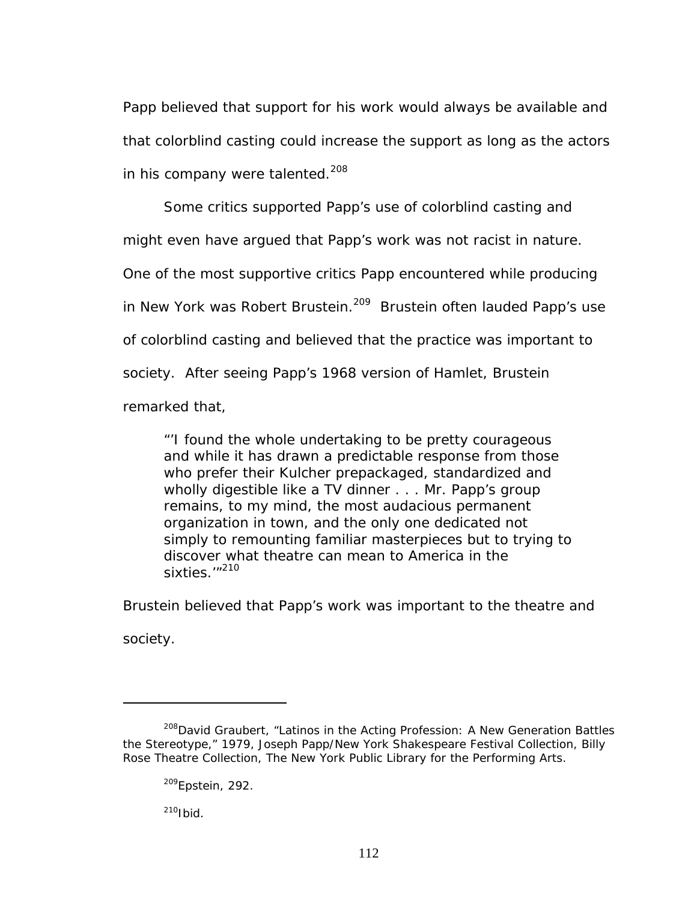Papp believed that support for his work would always be available and that colorblind casting could increase the support as long as the actors in his company were talented.[208]

Some critics supported Papp's use of colorblind casting and might even have argued that Papp's work was not racist in nature. One of the most supportive critics Papp encountered while producing in New York was Robert Brustein.[209] Brustein often lauded Papp's use of colorblind casting and believed that the practice was important to society. After seeing Papp's 1968 version of Hamlet, Brustein remarked that,

> "'I found the whole undertaking to be pretty courageous and while it has drawn a predictable response from those who prefer their Kulcher prepackaged, standardized and wholly digestible like a TV dinner . . . Mr. Papp's group remains, to my mind, the most audacious permanent organization in town, and the only one dedicated not simply to remounting familiar masterpieces but to trying to discover what theatre can mean to America in the sixties.'"[210]

Brustein believed that Papp's work was important to the theatre and society.

---

[208] David Graubert, "Latinos in the Acting Profession: A New Generation Battles the Stereotype," 1979, Joseph Papp/New York Shakespeare Festival Collection, Billy Rose Theatre Collection, The New York Public Library for the Performing Arts.

[209] Epstein, 292.

[210] Ibid.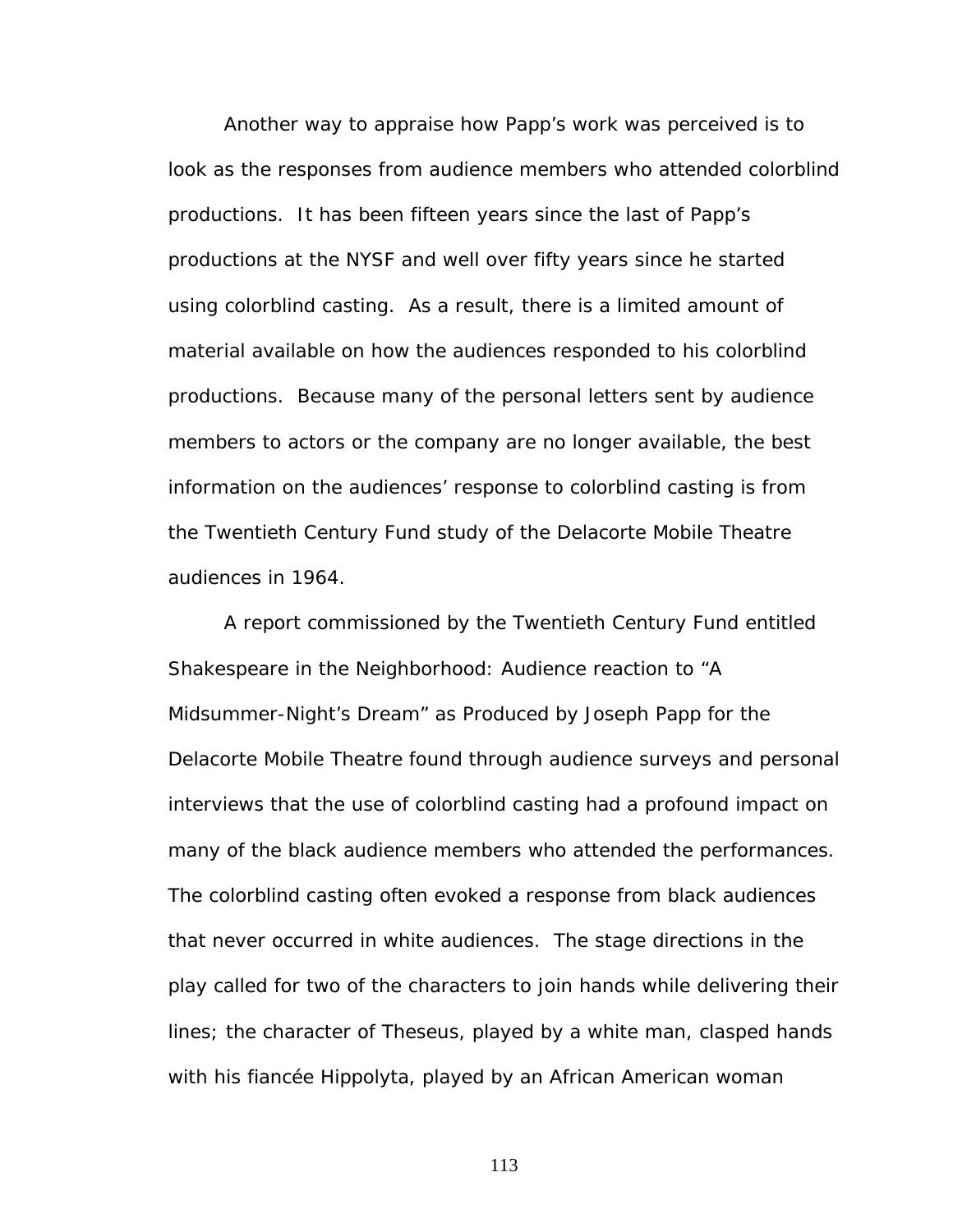Another way to appraise how Papp's work was perceived is to look as the responses from audience members who attended colorblind productions. It has been fifteen years since the last of Papp's productions at the NYSF and well over fifty years since he started using colorblind casting. As a result, there is a limited amount of material available on how the audiences responded to his colorblind productions. Because many of the personal letters sent by audience members to actors or the company are no longer available, the best information on the audiences' response to colorblind casting is from the Twentieth Century Fund study of the Delacorte Mobile Theatre audiences in 1964.

A report commissioned by the Twentieth Century Fund entitled Shakespeare in the Neighborhood: Audience reaction to "A Midsummer-Night's Dream" as Produced by Joseph Papp for the Delacorte Mobile Theatre found through audience surveys and personal interviews that the use of colorblind casting had a profound impact on many of the black audience members who attended the performances. The colorblind casting often evoked a response from black audiences that never occurred in white audiences. The stage directions in the play called for two of the characters to join hands while delivering their lines; the character of Theseus, played by a white man, clasped hands with his fiancée Hippolyta, played by an African American woman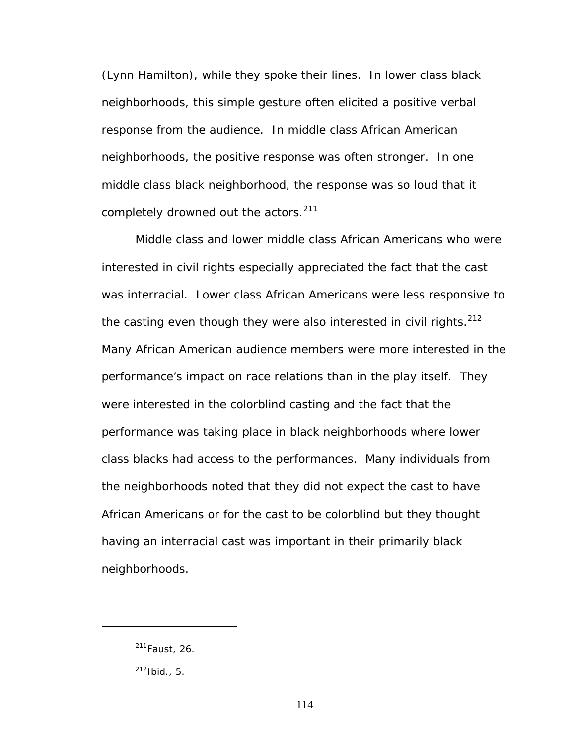(Lynn Hamilton), while they spoke their lines. In lower class black neighborhoods, this simple gesture often elicited a positive verbal response from the audience. In middle class African American neighborhoods, the positive response was often stronger. In one middle class black neighborhood, the response was so loud that it completely drowned out the actors.[211]

Middle class and lower middle class African Americans who were interested in civil rights especially appreciated the fact that the cast was interracial. Lower class African Americans were less responsive to the casting even though they were also interested in civil rights.[212] Many African American audience members were more interested in the performance's impact on race relations than in the play itself. They were interested in the colorblind casting and the fact that the performance was taking place in black neighborhoods where lower class blacks had access to the performances. Many individuals from the neighborhoods noted that they did not expect the cast to have African Americans or for the cast to be colorblind but they thought having an interracial cast was important in their primarily black neighborhoods.

---

[211] Faust, 26.

[212] Ibid., 5.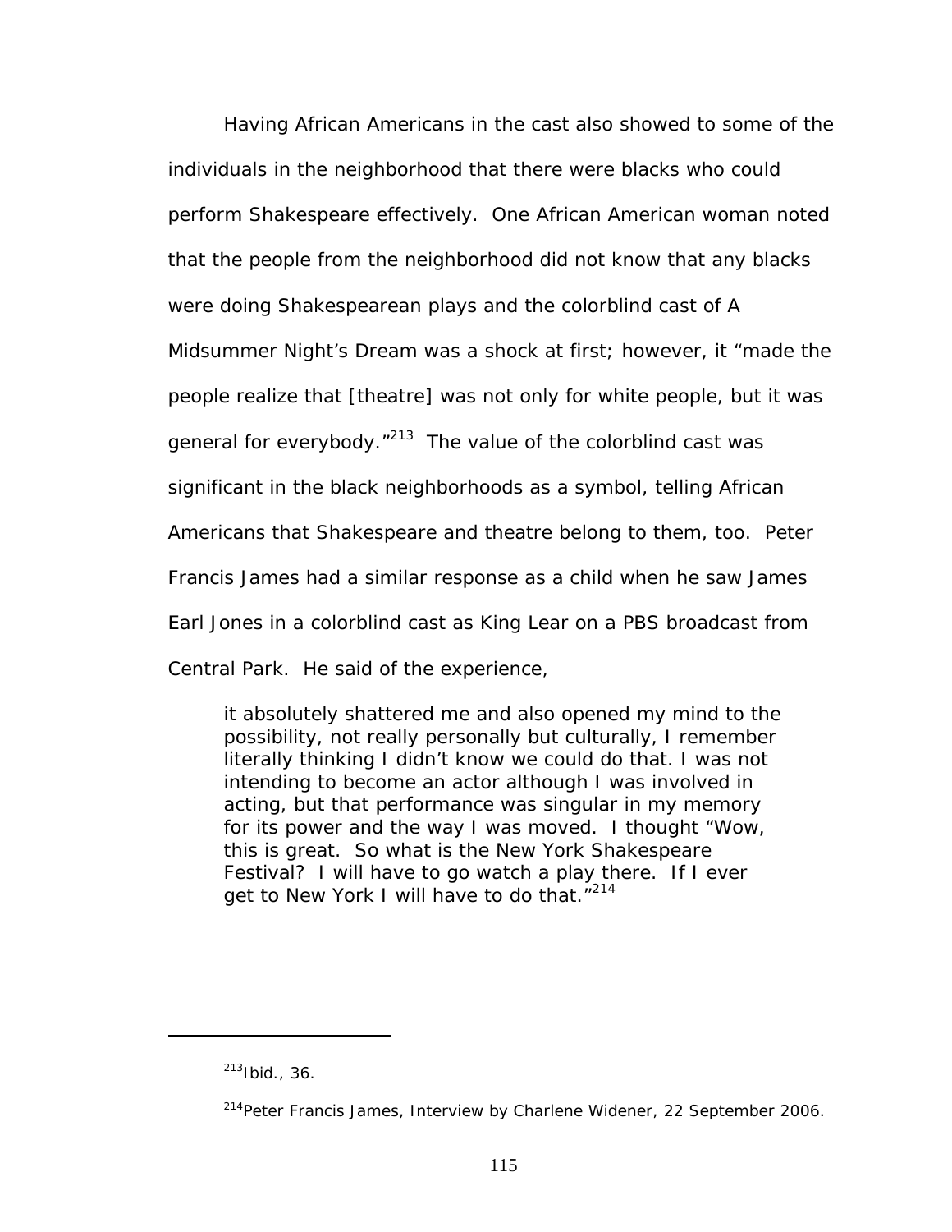Having African Americans in the cast also showed to some of the individuals in the neighborhood that there were blacks who could perform Shakespeare effectively. One African American woman noted that the people from the neighborhood did not know that any blacks were doing Shakespearean plays and the colorblind cast of A Midsummer Night's Dream was a shock at first; however, it "made the people realize that [theatre] was not only for white people, but it was general for everybody."[213] The value of the colorblind cast was significant in the black neighborhoods as a symbol, telling African Americans that Shakespeare and theatre belong to them, too. Peter Francis James had a similar response as a child when he saw James Earl Jones in a colorblind cast as King Lear on a PBS broadcast from Central Park. He said of the experience,

> it absolutely shattered me and also opened my mind to the possibility, not really personally but culturally, I remember literally thinking I didn't know we could do that. I was not intending to become an actor although I was involved in acting, but that performance was singular in my memory for its power and the way I was moved. I thought "Wow, this is great. So what is the New York Shakespeare Festival? I will have to go watch a play there. If I ever get to New York I will have to do that."[214]

---

[213] Ibid., 36.

[214] Peter Francis James, Interview by Charlene Widener, 22 September 2006.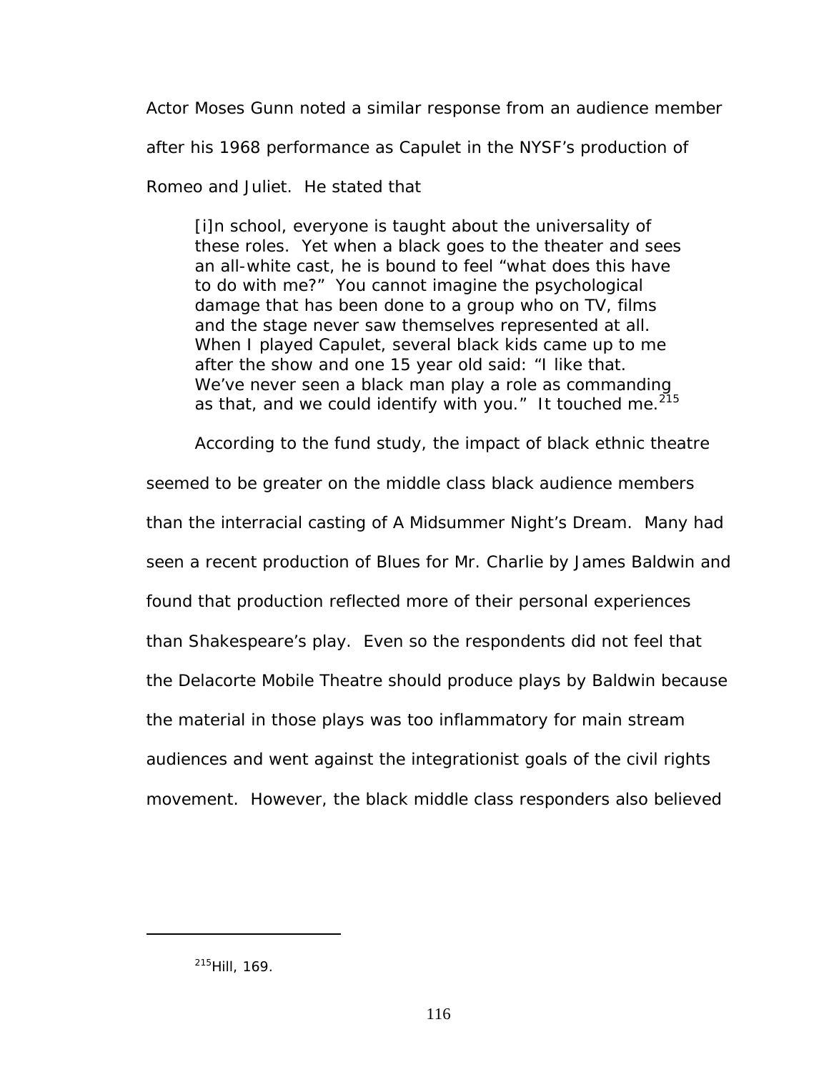Actor Moses Gunn noted a similar response from an audience member after his 1968 performance as Capulet in the NYSF's production of Romeo and Juliet. He stated that

> [i]n school, everyone is taught about the universality of these roles. Yet when a black goes to the theater and sees an all-white cast, he is bound to feel "what does this have to do with me?" You cannot imagine the psychological damage that has been done to a group who on TV, films and the stage never saw themselves represented at all. When I played Capulet, several black kids came up to me after the show and one 15 year old said: "I like that. We've never seen a black man play a role as commanding as that, and we could identify with you." It touched me.[215]

According to the fund study, the impact of black ethnic theatre seemed to be greater on the middle class black audience members than the interracial casting of A Midsummer Night's Dream. Many had seen a recent production of Blues for Mr. Charlie by James Baldwin and found that production reflected more of their personal experiences than Shakespeare's play. Even so the respondents did not feel that the Delacorte Mobile Theatre should produce plays by Baldwin because the material in those plays was too inflammatory for main stream audiences and went against the integrationist goals of the civil rights movement. However, the black middle class responders also believed

---

[215] Hill, 169.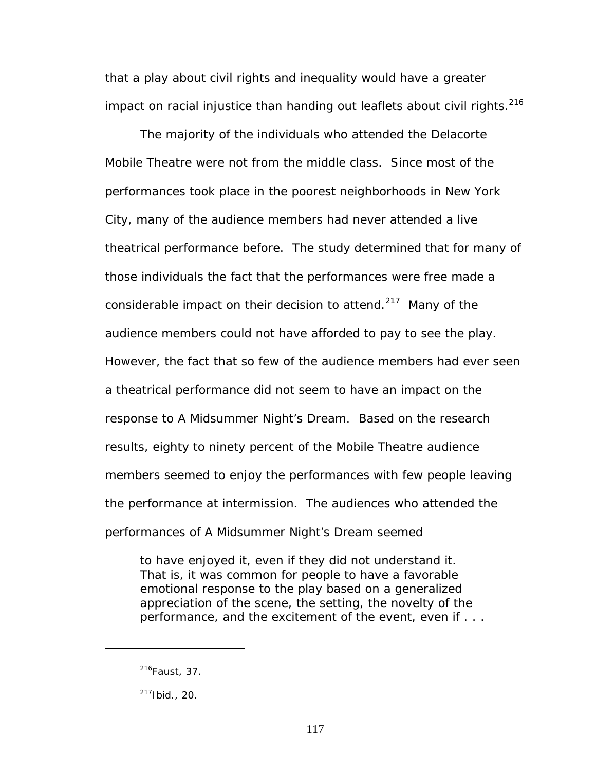that a play about civil rights and inequality would have a greater impact on racial injustice than handing out leaflets about civil rights.[216]

The majority of the individuals who attended the Delacorte Mobile Theatre were not from the middle class. Since most of the performances took place in the poorest neighborhoods in New York City, many of the audience members had never attended a live theatrical performance before. The study determined that for many of those individuals the fact that the performances were free made a considerable impact on their decision to attend.[217] Many of the audience members could not have afforded to pay to see the play. However, the fact that so few of the audience members had ever seen a theatrical performance did not seem to have an impact on the response to A Midsummer Night's Dream. Based on the research results, eighty to ninety percent of the Mobile Theatre audience members seemed to enjoy the performances with few people leaving the performance at intermission. The audiences who attended the performances of A Midsummer Night's Dream seemed

> to have enjoyed it, even if they did not understand it. That is, it was common for people to have a favorable emotional response to the play based on a generalized appreciation of the scene, the setting, the novelty of the performance, and the excitement of the event, even if . . .

---

[216]Faust, 37.

[217]Ibid., 20.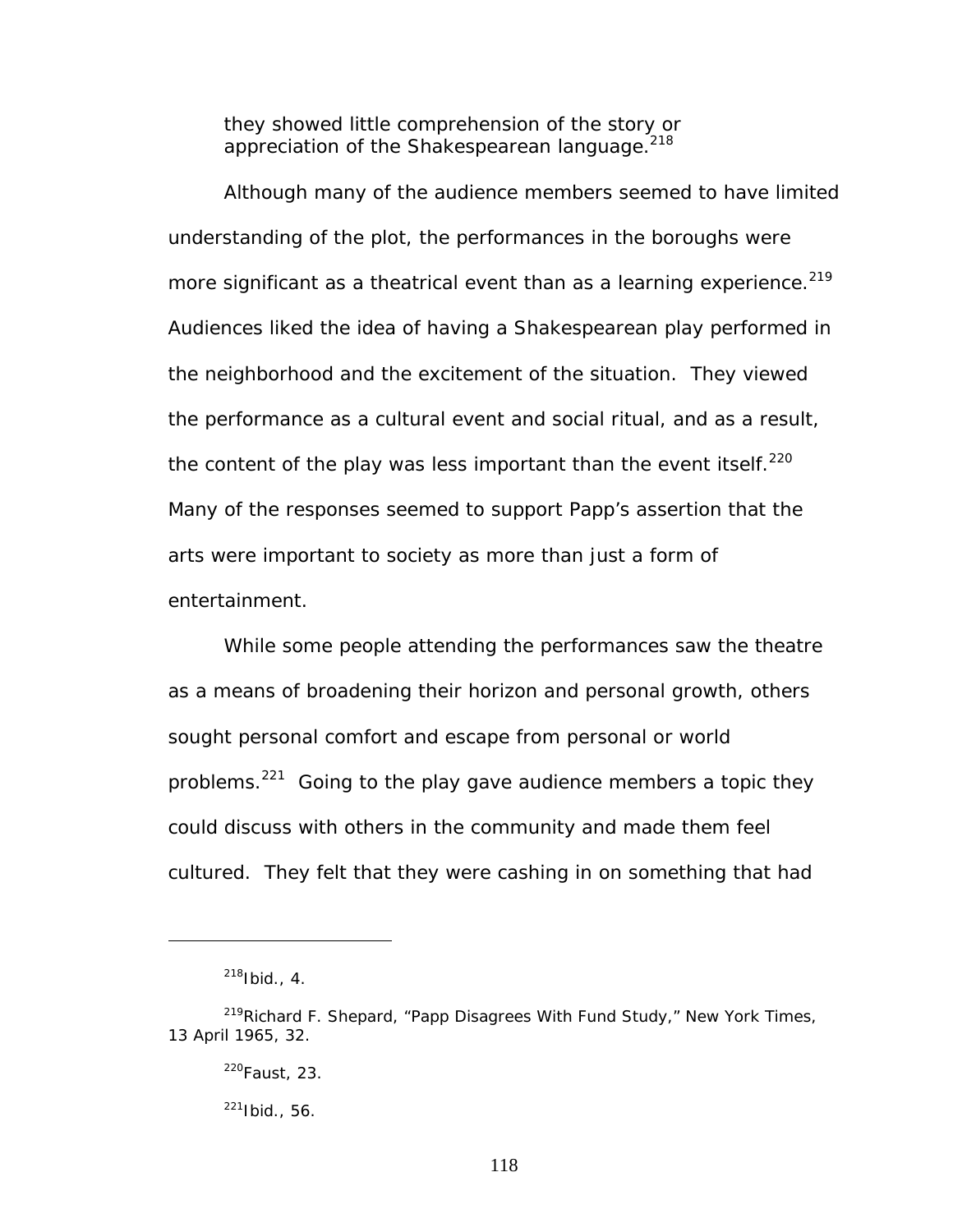> they showed little comprehension of the story or appreciation of the Shakespearean language.[218]

Although many of the audience members seemed to have limited understanding of the plot, the performances in the boroughs were more significant as a theatrical event than as a learning experience.[219] Audiences liked the idea of having a Shakespearean play performed in the neighborhood and the excitement of the situation. They viewed the performance as a cultural event and social ritual, and as a result, the content of the play was less important than the event itself.[220] Many of the responses seemed to support Papp's assertion that the arts were important to society as more than just a form of entertainment.

While some people attending the performances saw the theatre as a means of broadening their horizon and personal growth, others sought personal comfort and escape from personal or world problems.[221] Going to the play gave audience members a topic they could discuss with others in the community and made them feel cultured. They felt that they were cashing in on something that had

---

[218] Ibid., 4.

[219] Richard F. Shepard, "Papp Disagrees With Fund Study," New York Times, 13 April 1965, 32.

[220] Faust, 23.

[221] Ibid., 56.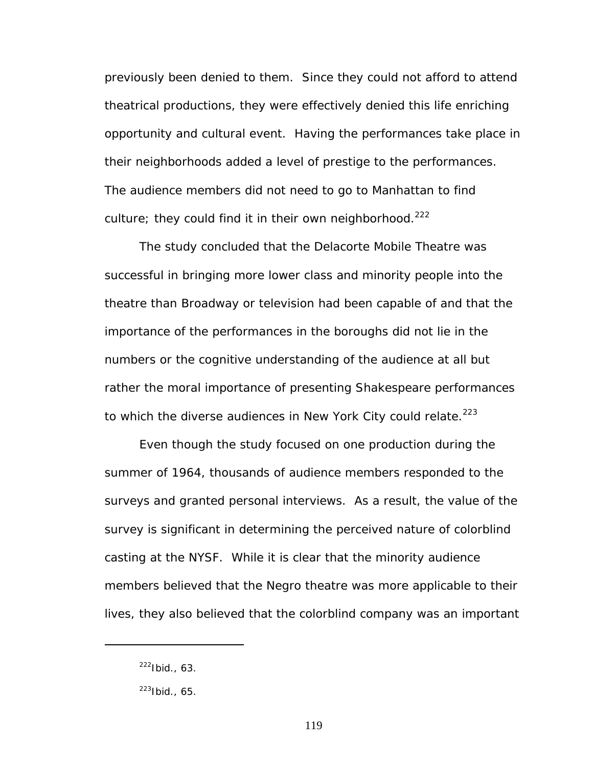previously been denied to them. Since they could not afford to attend theatrical productions, they were effectively denied this life enriching opportunity and cultural event. Having the performances take place in their neighborhoods added a level of prestige to the performances. The audience members did not need to go to Manhattan to find culture; they could find it in their own neighborhood.[222]

The study concluded that the Delacorte Mobile Theatre was successful in bringing more lower class and minority people into the theatre than Broadway or television had been capable of and that the importance of the performances in the boroughs did not lie in the numbers or the cognitive understanding of the audience at all but rather the moral importance of presenting Shakespeare performances to which the diverse audiences in New York City could relate.[223]

Even though the study focused on one production during the summer of 1964, thousands of audience members responded to the surveys and granted personal interviews. As a result, the value of the survey is significant in determining the perceived nature of colorblind casting at the NYSF. While it is clear that the minority audience members believed that the Negro theatre was more applicable to their lives, they also believed that the colorblind company was an important

---

[222]Ibid., 63.

[223]Ibid., 65.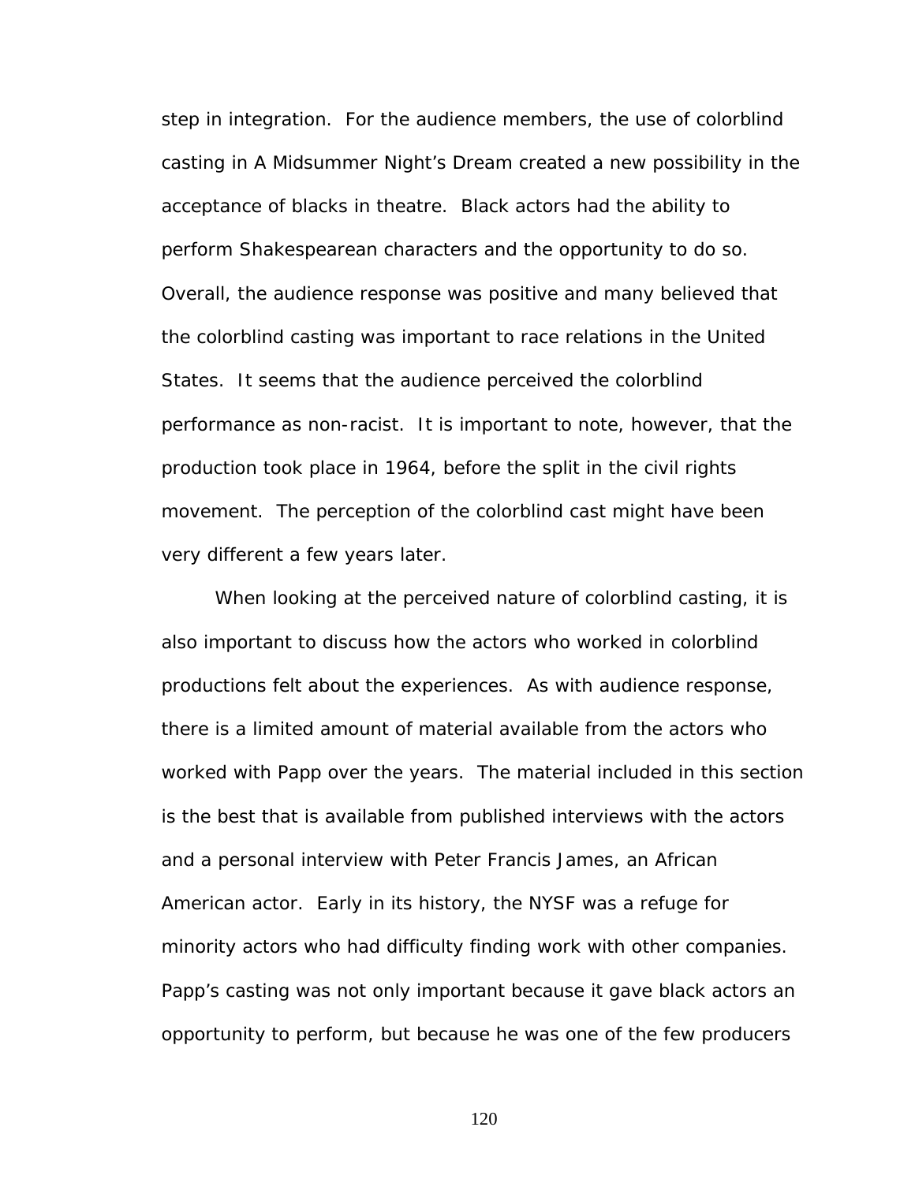step in integration. For the audience members, the use of colorblind casting in A Midsummer Night's Dream created a new possibility in the acceptance of blacks in theatre. Black actors had the ability to perform Shakespearean characters and the opportunity to do so. Overall, the audience response was positive and many believed that the colorblind casting was important to race relations in the United States. It seems that the audience perceived the colorblind performance as non-racist. It is important to note, however, that the production took place in 1964, before the split in the civil rights movement. The perception of the colorblind cast might have been very different a few years later.

When looking at the perceived nature of colorblind casting, it is also important to discuss how the actors who worked in colorblind productions felt about the experiences. As with audience response, there is a limited amount of material available from the actors who worked with Papp over the years. The material included in this section is the best that is available from published interviews with the actors and a personal interview with Peter Francis James, an African American actor. Early in its history, the NYSF was a refuge for minority actors who had difficulty finding work with other companies. Papp's casting was not only important because it gave black actors an opportunity to perform, but because he was one of the few producers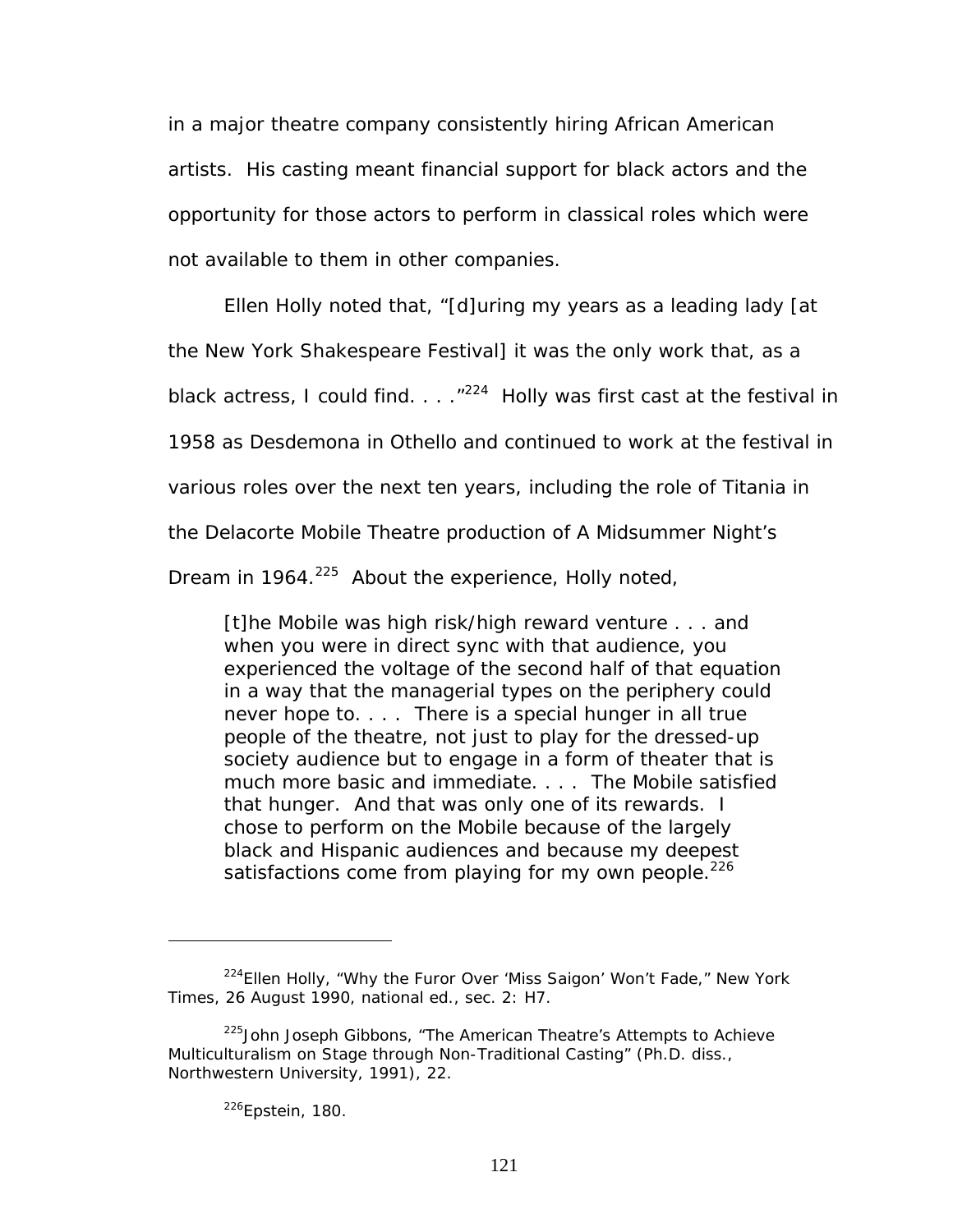in a major theatre company consistently hiring African American artists. His casting meant financial support for black actors and the opportunity for those actors to perform in classical roles which were not available to them in other companies.

Ellen Holly noted that, "[d]uring my years as a leading lady [at the New York Shakespeare Festival] it was the only work that, as a black actress, I could find. . . ."[224] Holly was first cast at the festival in 1958 as Desdemona in Othello and continued to work at the festival in various roles over the next ten years, including the role of Titania in the Delacorte Mobile Theatre production of A Midsummer Night's Dream in 1964.[225] About the experience, Holly noted,

> [t]he Mobile was high risk/high reward venture . . . and when you were in direct sync with that audience, you experienced the voltage of the second half of that equation in a way that the managerial types on the periphery could never hope to. . . . There is a special hunger in all true people of the theatre, not just to play for the dressed-up society audience but to engage in a form of theater that is much more basic and immediate. . . . The Mobile satisfied that hunger. And that was only one of its rewards. I chose to perform on the Mobile because of the largely black and Hispanic audiences and because my deepest satisfactions come from playing for my own people.[226]

---

[224]Ellen Holly, "Why the Furor Over 'Miss Saigon' Won't Fade," New York Times, 26 August 1990, national ed., sec. 2: H7.

[225]John Joseph Gibbons, "The American Theatre's Attempts to Achieve Multiculturalism on Stage through Non-Traditional Casting" (Ph.D. diss., Northwestern University, 1991), 22.

[226]Epstein, 180.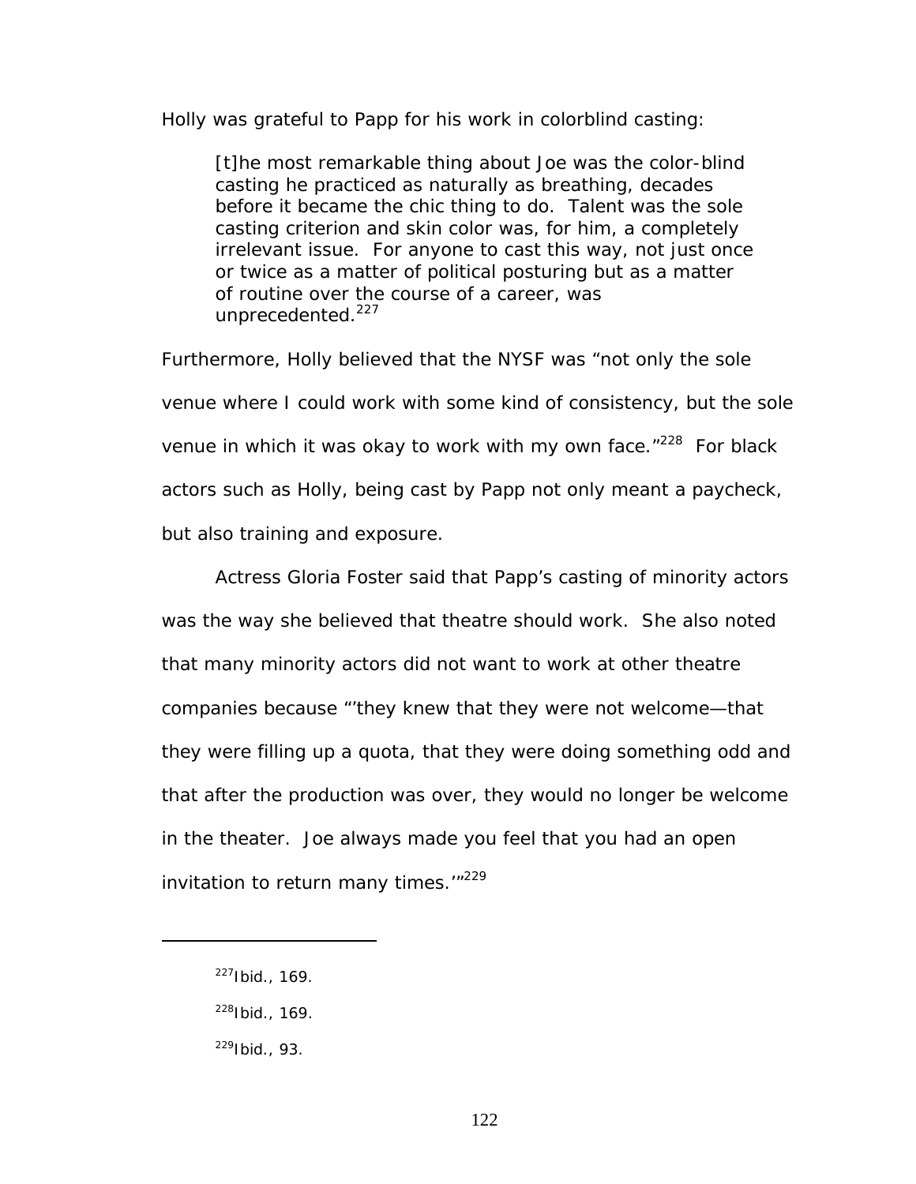Holly was grateful to Papp for his work in colorblind casting:

> [t]he most remarkable thing about Joe was the color-blind casting he practiced as naturally as breathing, decades before it became the chic thing to do. Talent was the sole casting criterion and skin color was, for him, a completely irrelevant issue. For anyone to cast this way, not just once or twice as a matter of political posturing but as a matter of routine over the course of a career, was unprecedented.[227]

Furthermore, Holly believed that the NYSF was "not only the sole venue where I could work with some kind of consistency, but the sole venue in which it was okay to work with my own face."[228] For black actors such as Holly, being cast by Papp not only meant a paycheck, but also training and exposure.

Actress Gloria Foster said that Papp's casting of minority actors was the way she believed that theatre should work. She also noted that many minority actors did not want to work at other theatre companies because "'they knew that they were not welcome—that they were filling up a quota, that they were doing something odd and that after the production was over, they would no longer be welcome in the theater. Joe always made you feel that you had an open invitation to return many times.'"[229]

---

[227]Ibid., 169.

[228]Ibid., 169.

[229]Ibid., 93.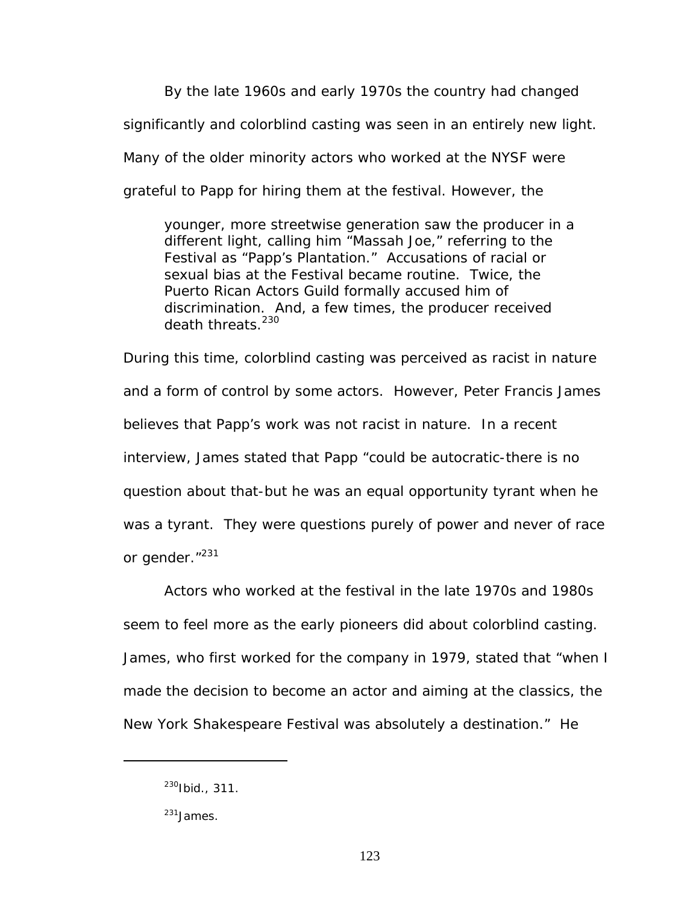By the late 1960s and early 1970s the country had changed significantly and colorblind casting was seen in an entirely new light. Many of the older minority actors who worked at the NYSF were grateful to Papp for hiring them at the festival. However, the

> younger, more streetwise generation saw the producer in a different light, calling him "Massah Joe," referring to the Festival as "Papp's Plantation." Accusations of racial or sexual bias at the Festival became routine. Twice, the Puerto Rican Actors Guild formally accused him of discrimination. And, a few times, the producer received death threats.[230]

During this time, colorblind casting was perceived as racist in nature and a form of control by some actors. However, Peter Francis James believes that Papp's work was not racist in nature. In a recent interview, James stated that Papp "could be autocratic-there is no question about that-but he was an equal opportunity tyrant when he was a tyrant. They were questions purely of power and never of race or gender."[231]

Actors who worked at the festival in the late 1970s and 1980s seem to feel more as the early pioneers did about colorblind casting. James, who first worked for the company in 1979, stated that "when I made the decision to become an actor and aiming at the classics, the New York Shakespeare Festival was absolutely a destination." He

---

[230] Ibid., 311.

[231] James.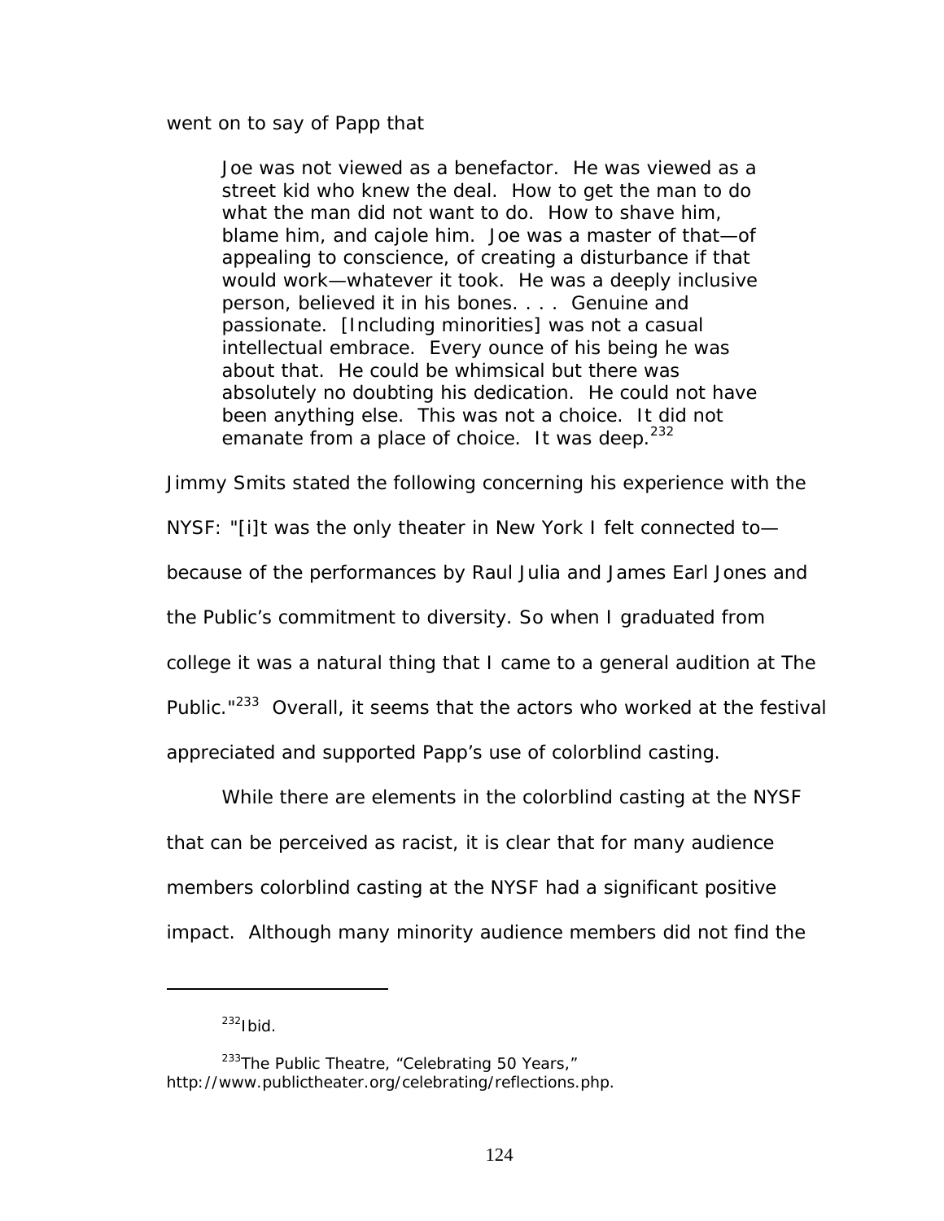went on to say of Papp that

> Joe was not viewed as a benefactor. He was viewed as a street kid who knew the deal. How to get the man to do what the man did not want to do. How to shave him, blame him, and cajole him. Joe was a master of that—of appealing to conscience, of creating a disturbance if that would work—whatever it took. He was a deeply inclusive person, believed it in his bones. . . . Genuine and passionate. [Including minorities] was not a casual intellectual embrace. Every ounce of his being he was about that. He could be whimsical but there was absolutely no doubting his dedication. He could not have been anything else. This was not a choice. It did not emanate from a place of choice. It was deep.[232]

Jimmy Smits stated the following concerning his experience with the NYSF: "[i]t was the only theater in New York I felt connected to—because of the performances by Raul Julia and James Earl Jones and the Public's commitment to diversity. So when I graduated from college it was a natural thing that I came to a general audition at The Public."[233] Overall, it seems that the actors who worked at the festival appreciated and supported Papp's use of colorblind casting.

While there are elements in the colorblind casting at the NYSF that can be perceived as racist, it is clear that for many audience members colorblind casting at the NYSF had a significant positive impact. Although many minority audience members did not find the

---

[232] Ibid.

[233] The Public Theatre, "Celebrating 50 Years," http://www.publictheater.org/celebrating/reflections.php.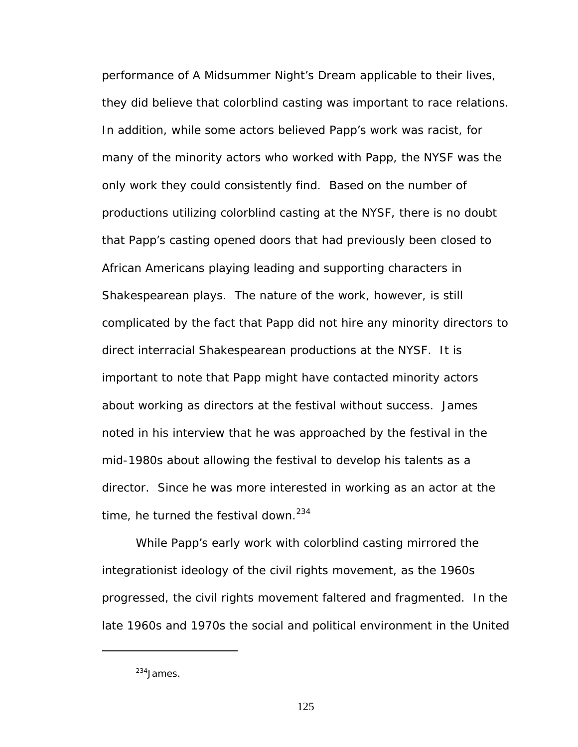performance of A Midsummer Night's Dream applicable to their lives, they did believe that colorblind casting was important to race relations. In addition, while some actors believed Papp's work was racist, for many of the minority actors who worked with Papp, the NYSF was the only work they could consistently find. Based on the number of productions utilizing colorblind casting at the NYSF, there is no doubt that Papp's casting opened doors that had previously been closed to African Americans playing leading and supporting characters in Shakespearean plays. The nature of the work, however, is still complicated by the fact that Papp did not hire any minority directors to direct interracial Shakespearean productions at the NYSF. It is important to note that Papp might have contacted minority actors about working as directors at the festival without success. James noted in his interview that he was approached by the festival in the mid-1980s about allowing the festival to develop his talents as a director. Since he was more interested in working as an actor at the time, he turned the festival down.[234]

While Papp's early work with colorblind casting mirrored the integrationist ideology of the civil rights movement, as the 1960s progressed, the civil rights movement faltered and fragmented. In the late 1960s and 1970s the social and political environment in the United

---

[234]James.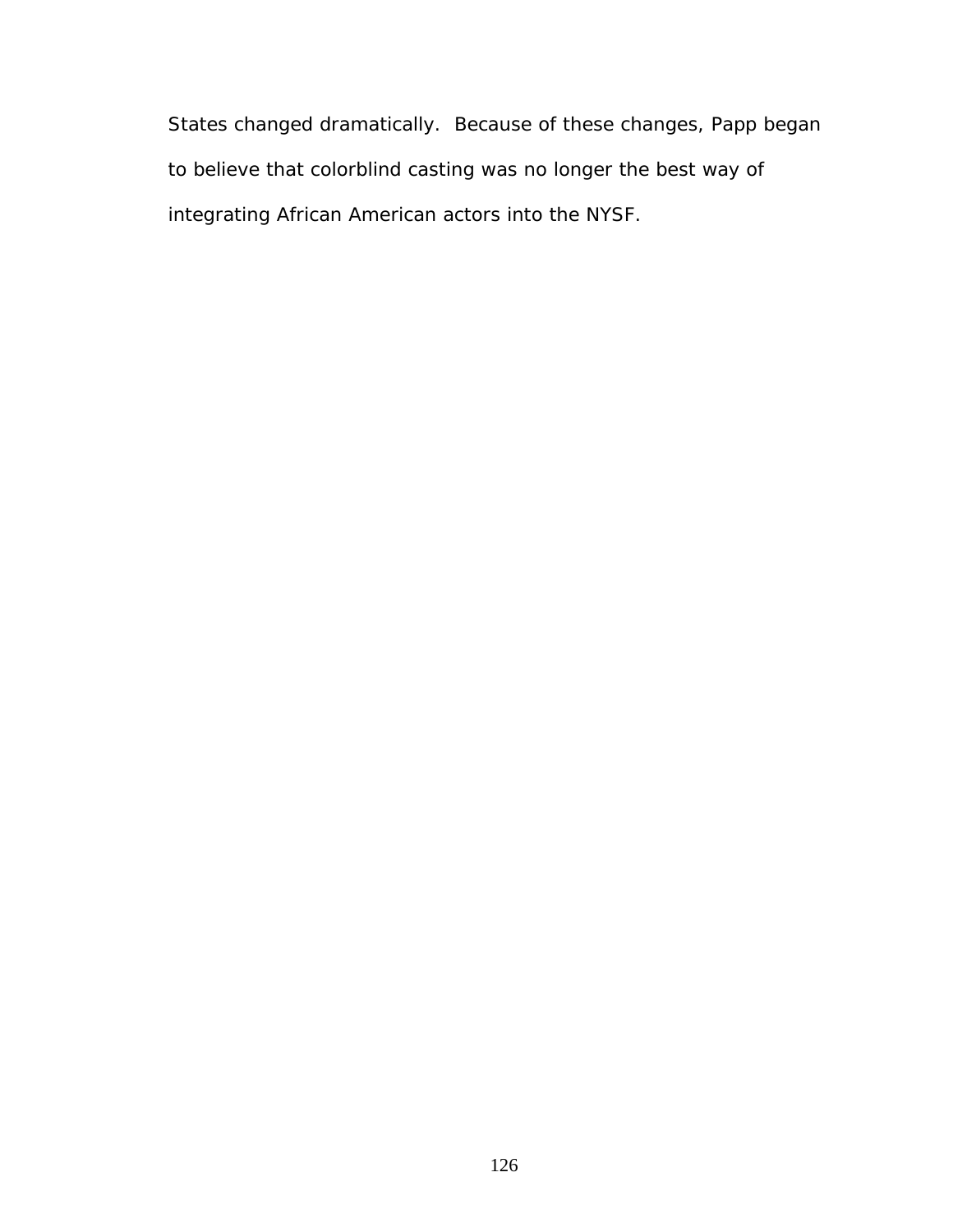States changed dramatically.  Because of these changes, Papp began to believe that colorblind casting was no longer the best way of integrating African American actors into the NYSF.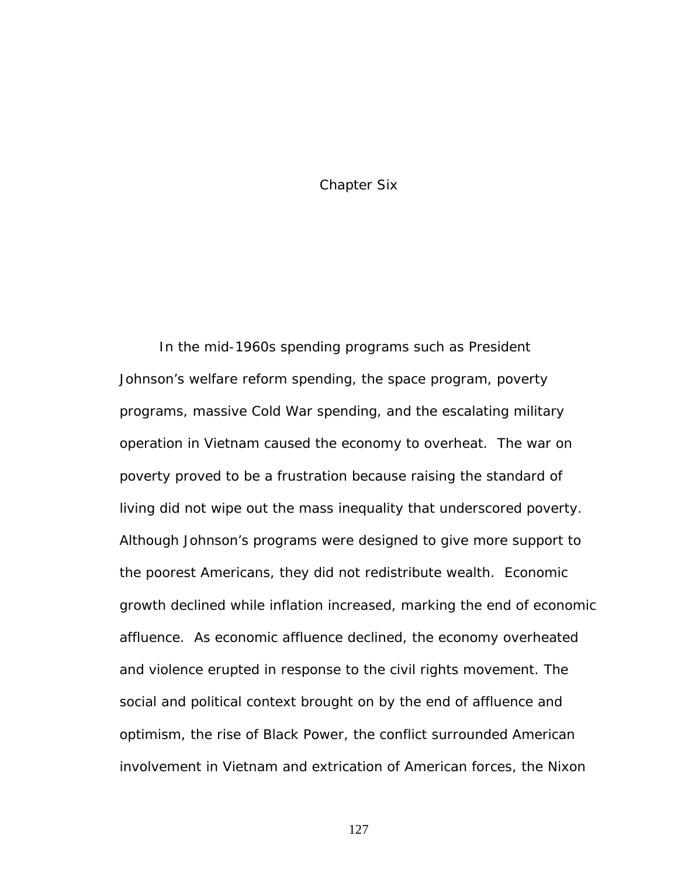# Chapter Six

In the mid-1960s spending programs such as President Johnson's welfare reform spending, the space program, poverty programs, massive Cold War spending, and the escalating military operation in Vietnam caused the economy to overheat. The war on poverty proved to be a frustration because raising the standard of living did not wipe out the mass inequality that underscored poverty. Although Johnson's programs were designed to give more support to the poorest Americans, they did not redistribute wealth. Economic growth declined while inflation increased, marking the end of economic affluence. As economic affluence declined, the economy overheated and violence erupted in response to the civil rights movement. The social and political context brought on by the end of affluence and optimism, the rise of Black Power, the conflict surrounded American involvement in Vietnam and extrication of American forces, the Nixon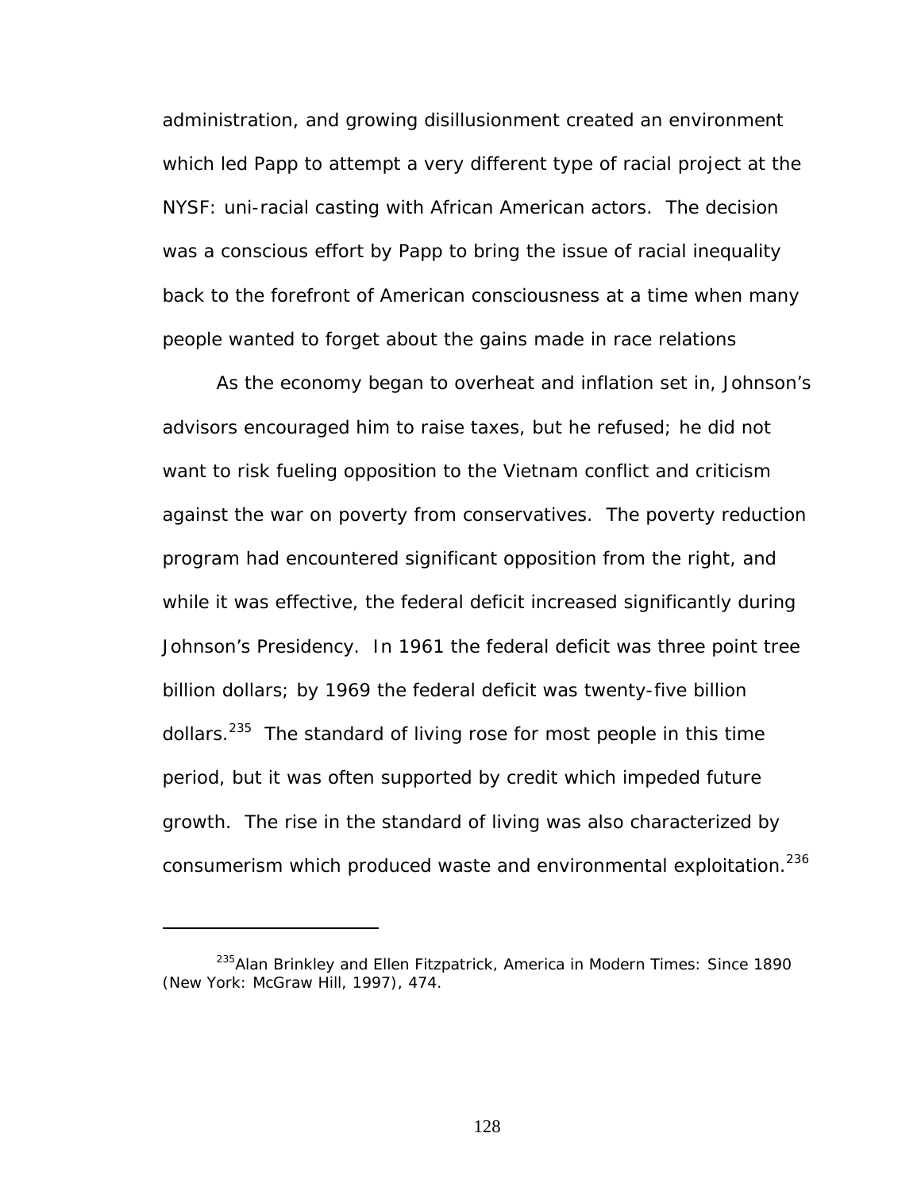administration, and growing disillusionment created an environment which led Papp to attempt a very different type of racial project at the NYSF: uni-racial casting with African American actors. The decision was a conscious effort by Papp to bring the issue of racial inequality back to the forefront of American consciousness at a time when many people wanted to forget about the gains made in race relations

As the economy began to overheat and inflation set in, Johnson's advisors encouraged him to raise taxes, but he refused; he did not want to risk fueling opposition to the Vietnam conflict and criticism against the war on poverty from conservatives. The poverty reduction program had encountered significant opposition from the right, and while it was effective, the federal deficit increased significantly during Johnson's Presidency. In 1961 the federal deficit was three point tree billion dollars; by 1969 the federal deficit was twenty-five billion dollars.[235] The standard of living rose for most people in this time period, but it was often supported by credit which impeded future growth. The rise in the standard of living was also characterized by consumerism which produced waste and environmental exploitation.[236]

---

[235] Alan Brinkley and Ellen Fitzpatrick, America in Modern Times: Since 1890 (New York: McGraw Hill, 1997), 474.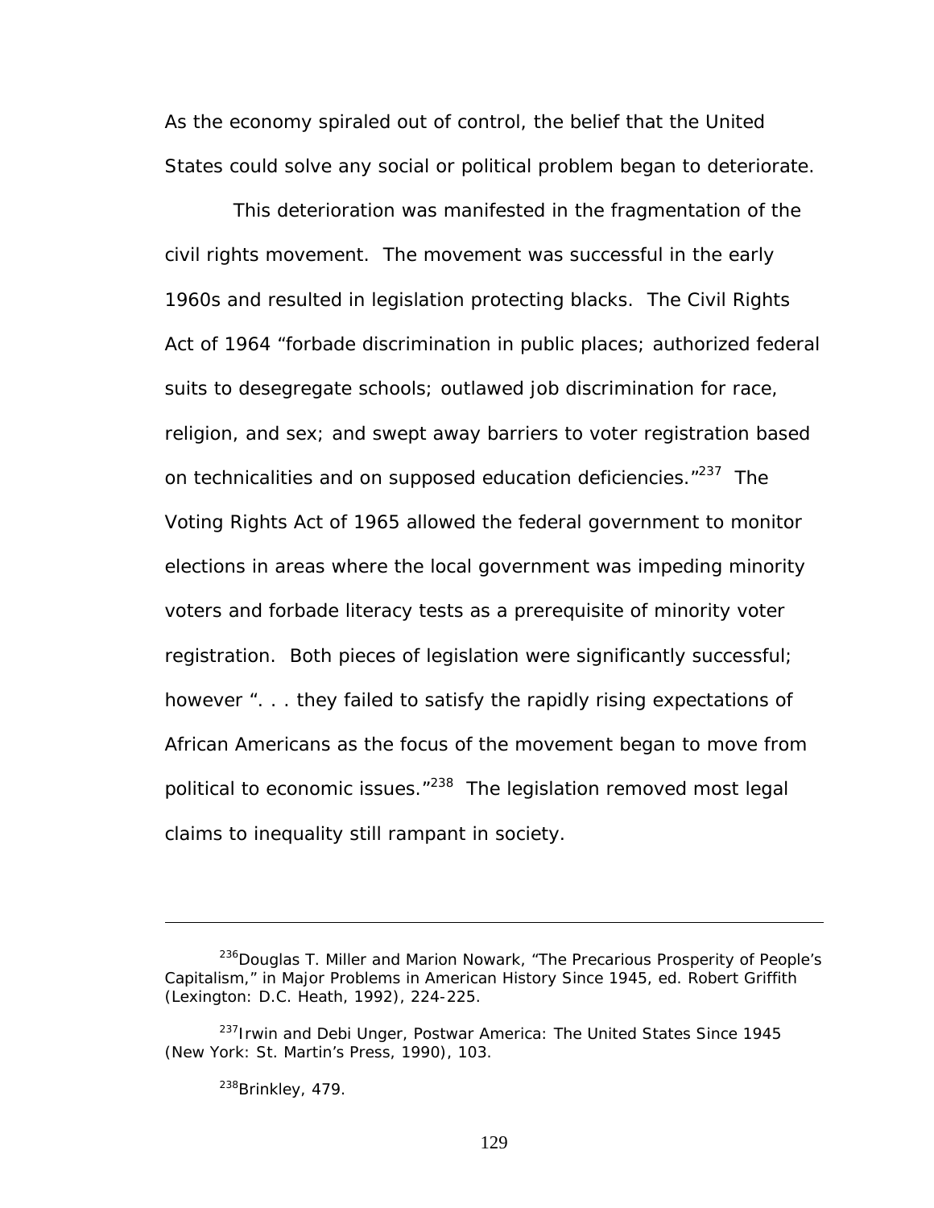As the economy spiraled out of control, the belief that the United States could solve any social or political problem began to deteriorate.

This deterioration was manifested in the fragmentation of the civil rights movement. The movement was successful in the early 1960s and resulted in legislation protecting blacks. The Civil Rights Act of 1964 "forbade discrimination in public places; authorized federal suits to desegregate schools; outlawed job discrimination for race, religion, and sex; and swept away barriers to voter registration based on technicalities and on supposed education deficiencies."[237] The Voting Rights Act of 1965 allowed the federal government to monitor elections in areas where the local government was impeding minority voters and forbade literacy tests as a prerequisite of minority voter registration. Both pieces of legislation were significantly successful; however ". . . they failed to satisfy the rapidly rising expectations of African Americans as the focus of the movement began to move from political to economic issues."[238] The legislation removed most legal claims to inequality still rampant in society.

---

[236]Douglas T. Miller and Marion Nowark, "The Precarious Prosperity of People's Capitalism," in Major Problems in American History Since 1945, ed. Robert Griffith (Lexington: D.C. Heath, 1992), 224-225.

[237]Irwin and Debi Unger, Postwar America: The United States Since 1945 (New York: St. Martin's Press, 1990), 103.

[238]Brinkley, 479.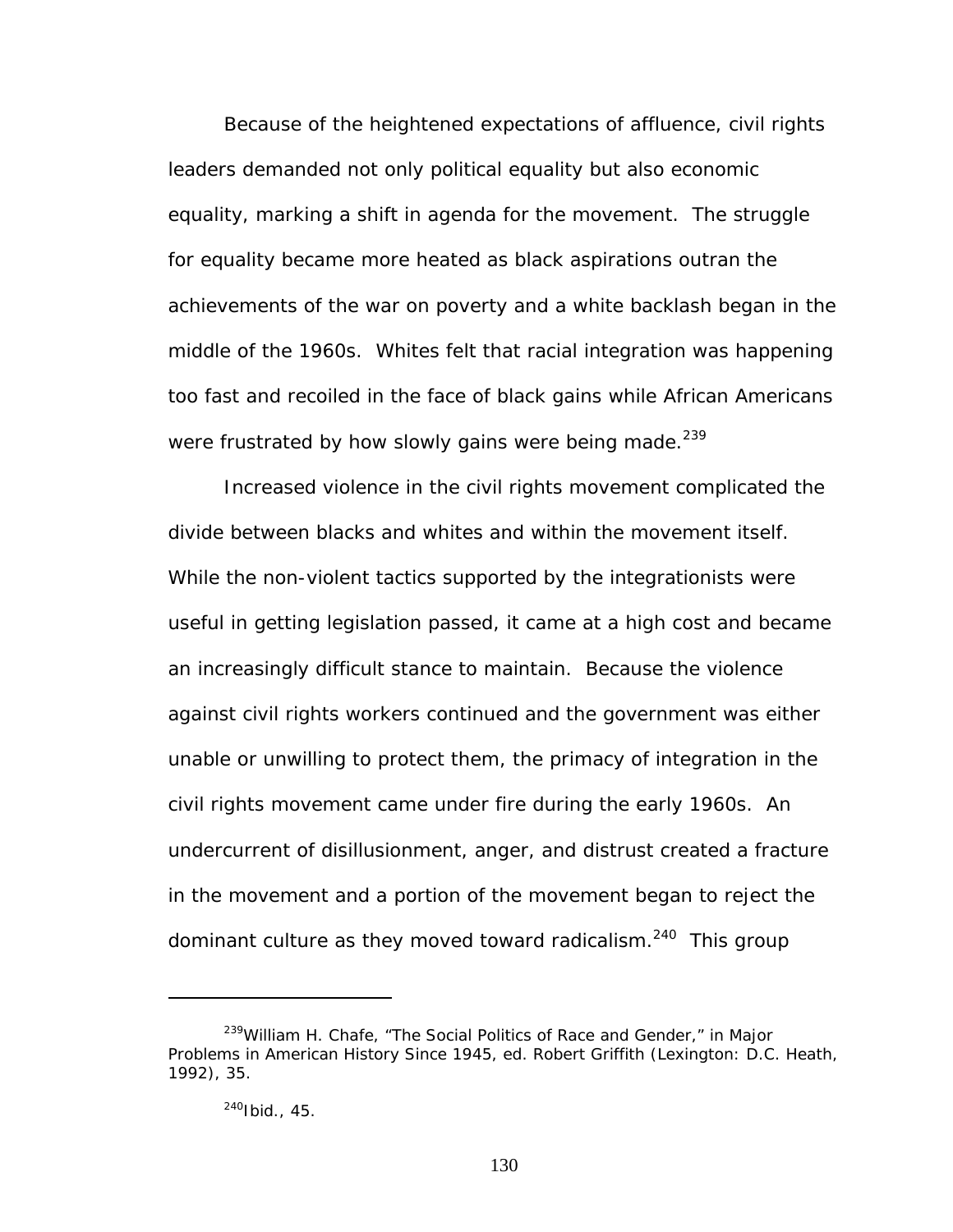Because of the heightened expectations of affluence, civil rights leaders demanded not only political equality but also economic equality, marking a shift in agenda for the movement. The struggle for equality became more heated as black aspirations outran the achievements of the war on poverty and a white backlash began in the middle of the 1960s. Whites felt that racial integration was happening too fast and recoiled in the face of black gains while African Americans were frustrated by how slowly gains were being made.[239]

Increased violence in the civil rights movement complicated the divide between blacks and whites and within the movement itself. While the non-violent tactics supported by the integrationists were useful in getting legislation passed, it came at a high cost and became an increasingly difficult stance to maintain. Because the violence against civil rights workers continued and the government was either unable or unwilling to protect them, the primacy of integration in the civil rights movement came under fire during the early 1960s. An undercurrent of disillusionment, anger, and distrust created a fracture in the movement and a portion of the movement began to reject the dominant culture as they moved toward radicalism.[240] This group

---

[239]William H. Chafe, "The Social Politics of Race and Gender," in Major Problems in American History Since 1945, ed. Robert Griffith (Lexington: D.C. Heath, 1992), 35.

[240]Ibid., 45.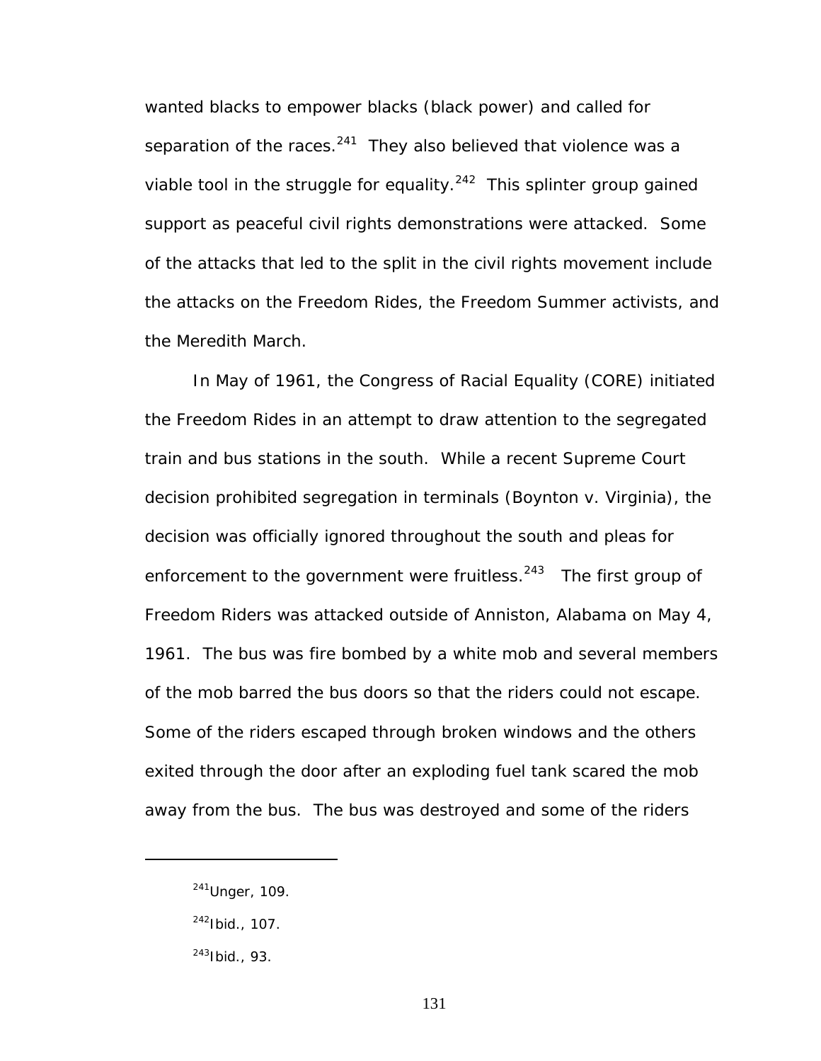wanted blacks to empower blacks (black power) and called for separation of the races.[241] They also believed that violence was a viable tool in the struggle for equality.[242] This splinter group gained support as peaceful civil rights demonstrations were attacked. Some of the attacks that led to the split in the civil rights movement include the attacks on the Freedom Rides, the Freedom Summer activists, and the Meredith March.

In May of 1961, the Congress of Racial Equality (CORE) initiated the Freedom Rides in an attempt to draw attention to the segregated train and bus stations in the south. While a recent Supreme Court decision prohibited segregation in terminals (Boynton v. Virginia), the decision was officially ignored throughout the south and pleas for enforcement to the government were fruitless.[243] The first group of Freedom Riders was attacked outside of Anniston, Alabama on May 4, 1961. The bus was fire bombed by a white mob and several members of the mob barred the bus doors so that the riders could not escape. Some of the riders escaped through broken windows and the others exited through the door after an exploding fuel tank scared the mob away from the bus. The bus was destroyed and some of the riders

---

[241]Unger, 109.

[242]Ibid., 107.

[243]Ibid., 93.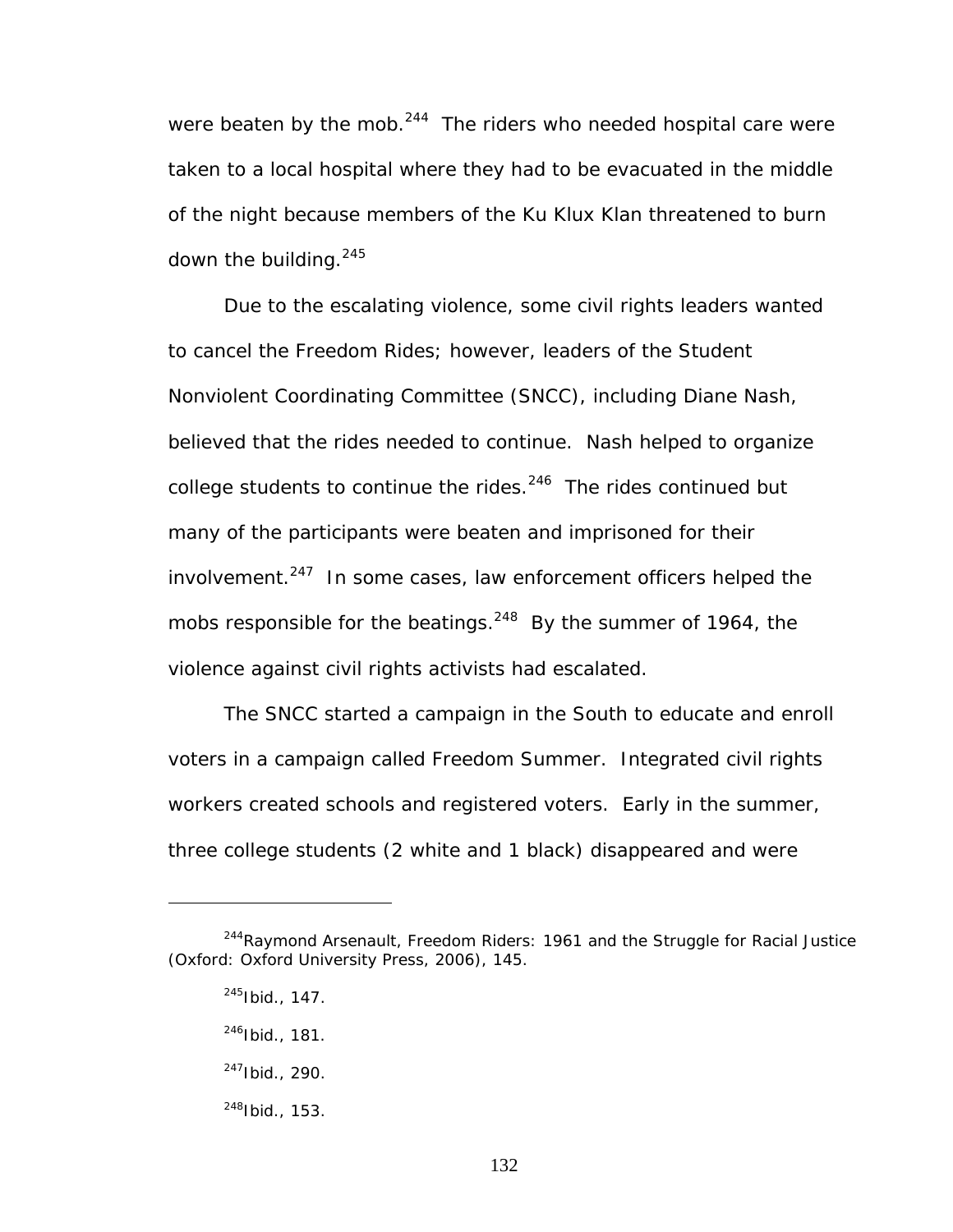were beaten by the mob.[244] The riders who needed hospital care were taken to a local hospital where they had to be evacuated in the middle of the night because members of the Ku Klux Klan threatened to burn down the building.[245]

Due to the escalating violence, some civil rights leaders wanted to cancel the Freedom Rides; however, leaders of the Student Nonviolent Coordinating Committee (SNCC), including Diane Nash, believed that the rides needed to continue. Nash helped to organize college students to continue the rides.[246] The rides continued but many of the participants were beaten and imprisoned for their involvement.[247] In some cases, law enforcement officers helped the mobs responsible for the beatings.[248] By the summer of 1964, the violence against civil rights activists had escalated.

The SNCC started a campaign in the South to educate and enroll voters in a campaign called Freedom Summer. Integrated civil rights workers created schools and registered voters. Early in the summer, three college students (2 white and 1 black) disappeared and were

---

[244]Raymond Arsenault, Freedom Riders: 1961 and the Struggle for Racial Justice (Oxford: Oxford University Press, 2006), 145.

[245]Ibid., 147.

[246]Ibid., 181.

[247]Ibid., 290.

[248]Ibid., 153.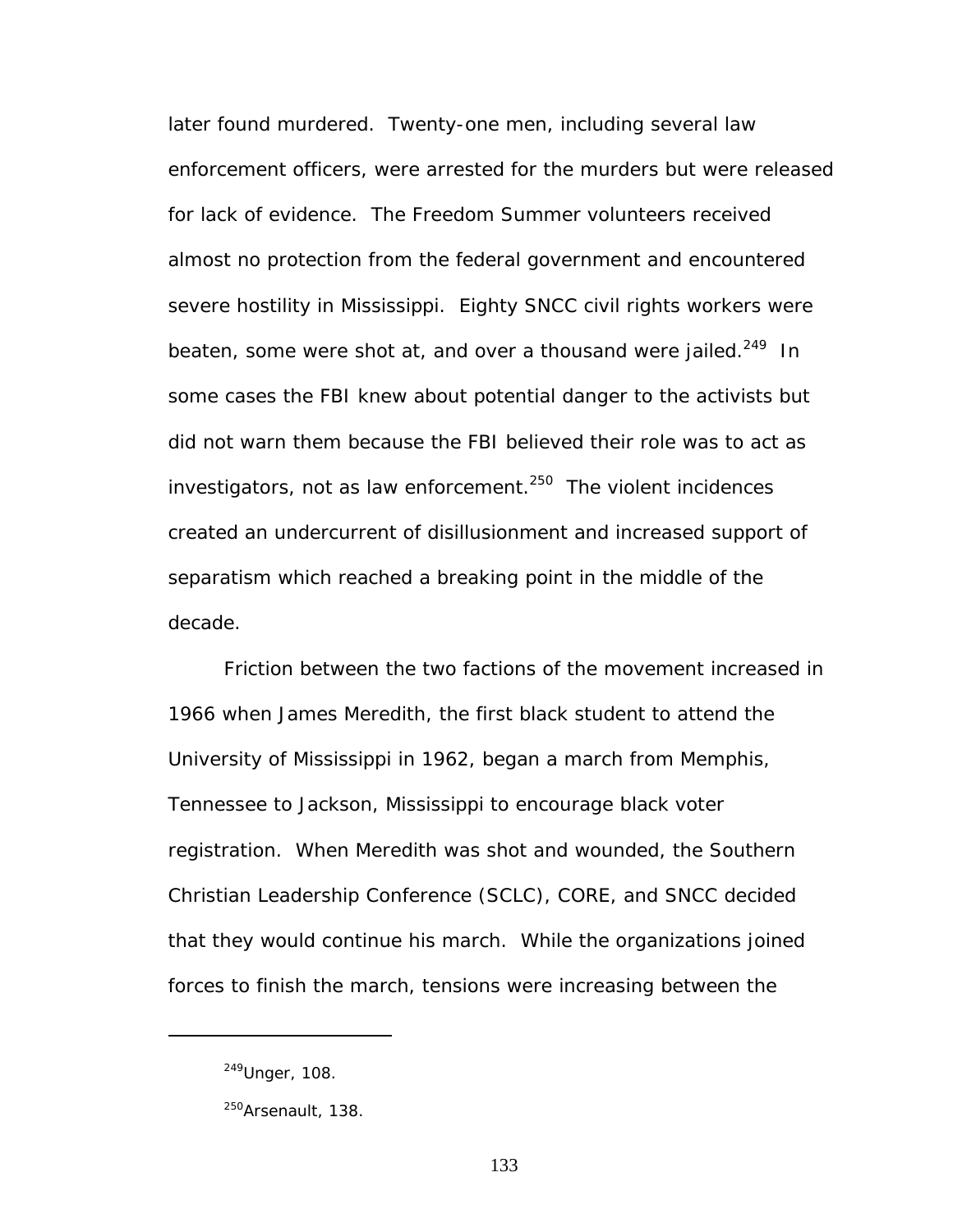later found murdered. Twenty-one men, including several law enforcement officers, were arrested for the murders but were released for lack of evidence. The Freedom Summer volunteers received almost no protection from the federal government and encountered severe hostility in Mississippi. Eighty SNCC civil rights workers were beaten, some were shot at, and over a thousand were jailed.[249] In some cases the FBI knew about potential danger to the activists but did not warn them because the FBI believed their role was to act as investigators, not as law enforcement.[250] The violent incidences created an undercurrent of disillusionment and increased support of separatism which reached a breaking point in the middle of the decade.

Friction between the two factions of the movement increased in 1966 when James Meredith, the first black student to attend the University of Mississippi in 1962, began a march from Memphis, Tennessee to Jackson, Mississippi to encourage black voter registration. When Meredith was shot and wounded, the Southern Christian Leadership Conference (SCLC), CORE, and SNCC decided that they would continue his march. While the organizations joined forces to finish the march, tensions were increasing between the

---

[249]Unger, 108.

[250]Arsenault, 138.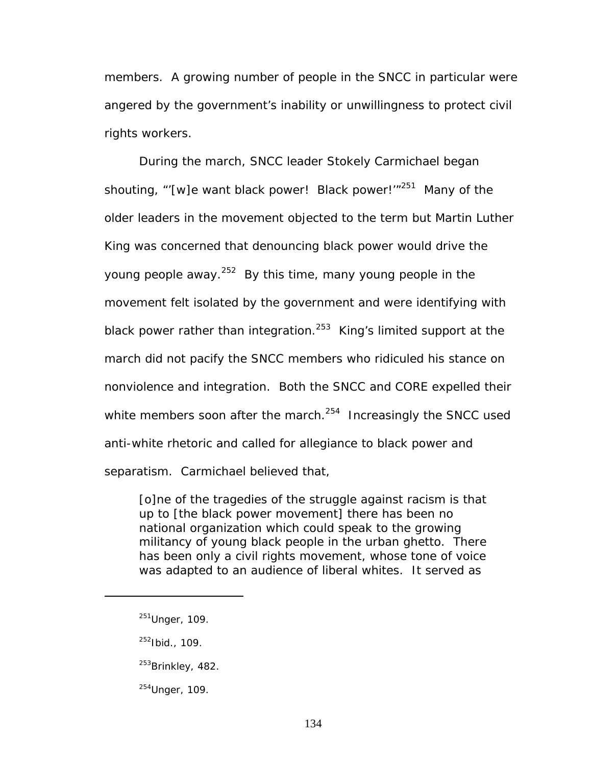members. A growing number of people in the SNCC in particular were angered by the government's inability or unwillingness to protect civil rights workers.

During the march, SNCC leader Stokely Carmichael began shouting, "'[w]e want black power! Black power!'"[251] Many of the older leaders in the movement objected to the term but Martin Luther King was concerned that denouncing black power would drive the young people away.[252] By this time, many young people in the movement felt isolated by the government and were identifying with black power rather than integration.[253] King's limited support at the march did not pacify the SNCC members who ridiculed his stance on nonviolence and integration. Both the SNCC and CORE expelled their white members soon after the march.[254] Increasingly the SNCC used anti-white rhetoric and called for allegiance to black power and separatism. Carmichael believed that,

> [o]ne of the tragedies of the struggle against racism is that up to [the black power movement] there has been no national organization which could speak to the growing militancy of young black people in the urban ghetto. There has been only a civil rights movement, whose tone of voice was adapted to an audience of liberal whites. It served as

---

[251]Unger, 109.

[252]Ibid., 109.

[253]Brinkley, 482.

[254]Unger, 109.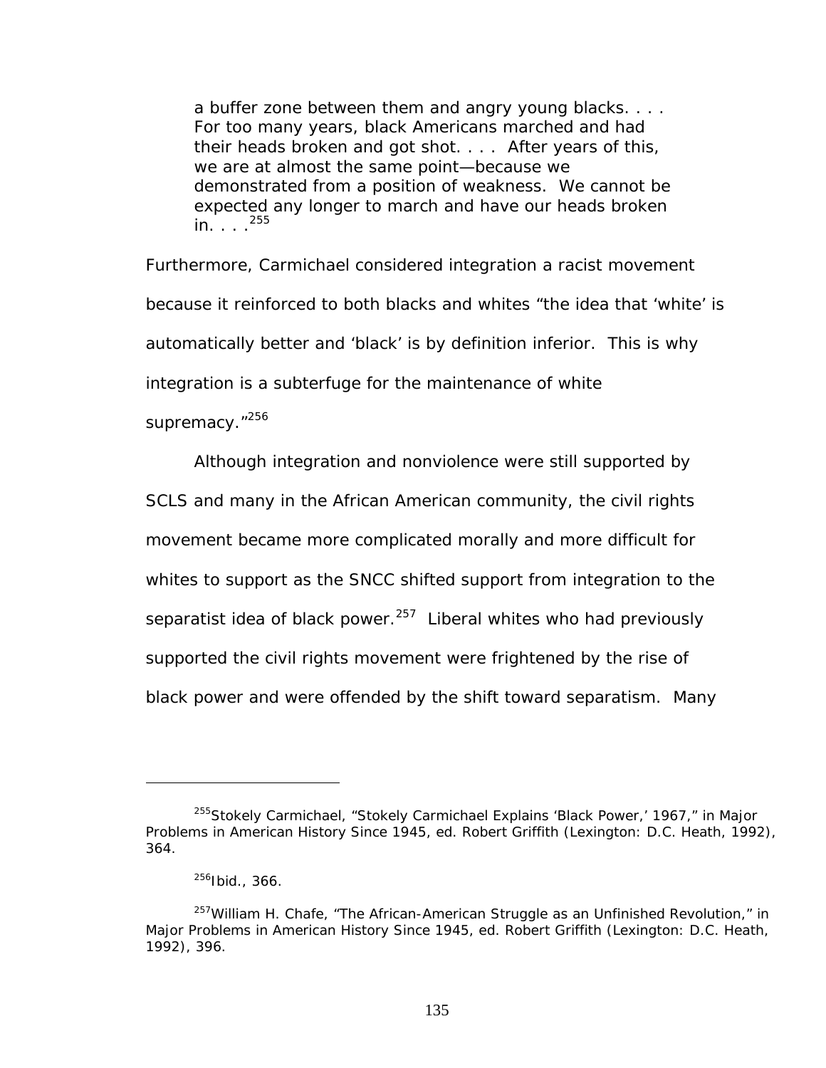> a buffer zone between them and angry young blacks. . . . For too many years, black Americans marched and had their heads broken and got shot. . . . After years of this, we are at almost the same point—because we demonstrated from a position of weakness. We cannot be expected any longer to march and have our heads broken in. . . .[255]

Furthermore, Carmichael considered integration a racist movement because it reinforced to both blacks and whites "the idea that 'white' is automatically better and 'black' is by definition inferior. This is why integration is a subterfuge for the maintenance of white supremacy."[256]

Although integration and nonviolence were still supported by SCLS and many in the African American community, the civil rights movement became more complicated morally and more difficult for whites to support as the SNCC shifted support from integration to the separatist idea of black power.[257] Liberal whites who had previously supported the civil rights movement were frightened by the rise of black power and were offended by the shift toward separatism. Many

---

[255]Stokely Carmichael, "Stokely Carmichael Explains 'Black Power,' 1967," in Major Problems in American History Since 1945, ed. Robert Griffith (Lexington: D.C. Heath, 1992), 364.

[256]Ibid., 366.

[257]William H. Chafe, "The African-American Struggle as an Unfinished Revolution," in Major Problems in American History Since 1945, ed. Robert Griffith (Lexington: D.C. Heath, 1992), 396.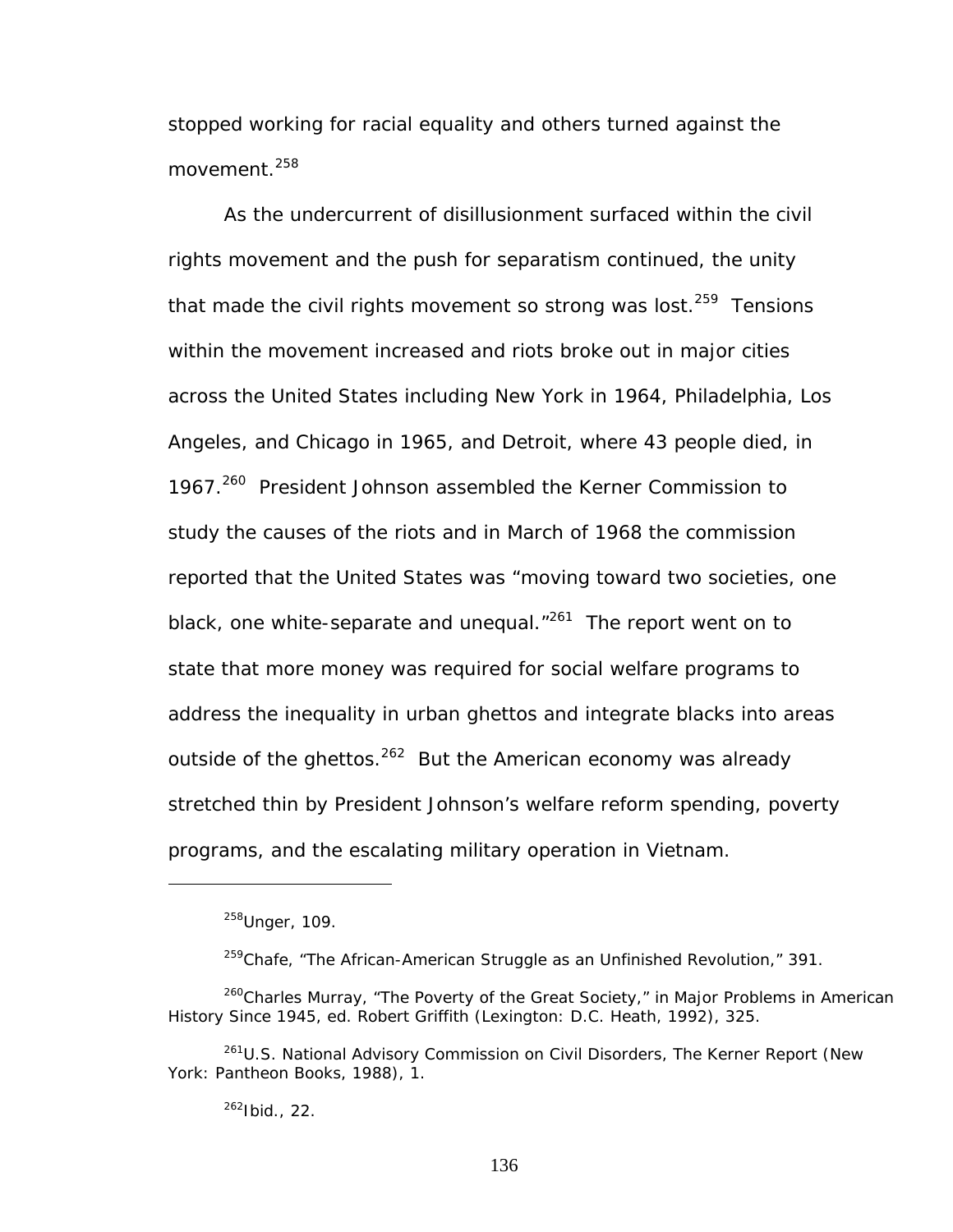stopped working for racial equality and others turned against the movement.[258]

As the undercurrent of disillusionment surfaced within the civil rights movement and the push for separatism continued, the unity that made the civil rights movement so strong was lost.[259] Tensions within the movement increased and riots broke out in major cities across the United States including New York in 1964, Philadelphia, Los Angeles, and Chicago in 1965, and Detroit, where 43 people died, in 1967.[260] President Johnson assembled the Kerner Commission to study the causes of the riots and in March of 1968 the commission reported that the United States was "moving toward two societies, one black, one white-separate and unequal."[261] The report went on to state that more money was required for social welfare programs to address the inequality in urban ghettos and integrate blacks into areas outside of the ghettos.[262] But the American economy was already stretched thin by President Johnson's welfare reform spending, poverty programs, and the escalating military operation in Vietnam.

---

[258]Unger, 109.

[259]Chafe, "The African-American Struggle as an Unfinished Revolution," 391.

[260]Charles Murray, "The Poverty of the Great Society," in Major Problems in American History Since 1945, ed. Robert Griffith (Lexington: D.C. Heath, 1992), 325.

[261]U.S. National Advisory Commission on Civil Disorders, The Kerner Report (New York: Pantheon Books, 1988), 1.

[262]Ibid., 22.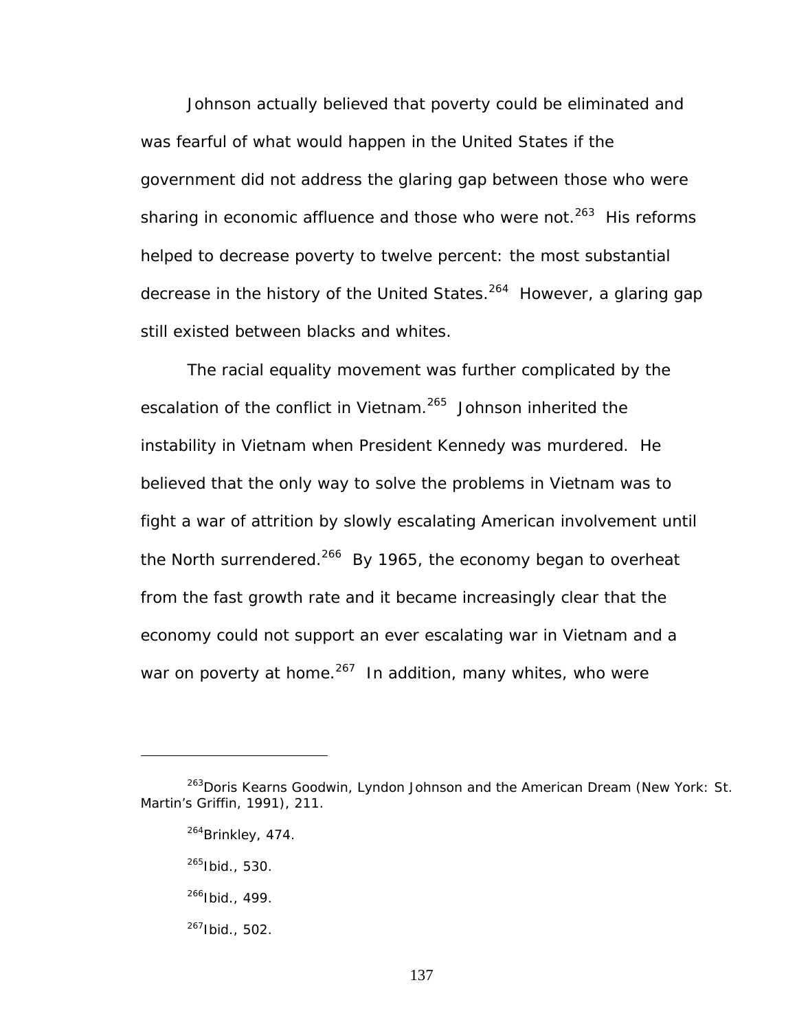Johnson actually believed that poverty could be eliminated and was fearful of what would happen in the United States if the government did not address the glaring gap between those who were sharing in economic affluence and those who were not.[263] His reforms helped to decrease poverty to twelve percent: the most substantial decrease in the history of the United States.[264] However, a glaring gap still existed between blacks and whites.

The racial equality movement was further complicated by the escalation of the conflict in Vietnam.[265] Johnson inherited the instability in Vietnam when President Kennedy was murdered. He believed that the only way to solve the problems in Vietnam was to fight a war of attrition by slowly escalating American involvement until the North surrendered.[266] By 1965, the economy began to overheat from the fast growth rate and it became increasingly clear that the economy could not support an ever escalating war in Vietnam and a war on poverty at home.[267] In addition, many whites, who were

---

[263] Doris Kearns Goodwin, Lyndon Johnson and the American Dream (New York: St. Martin's Griffin, 1991), 211.

[264] Brinkley, 474.

[265] Ibid., 530.

[266] Ibid., 499.

[267] Ibid., 502.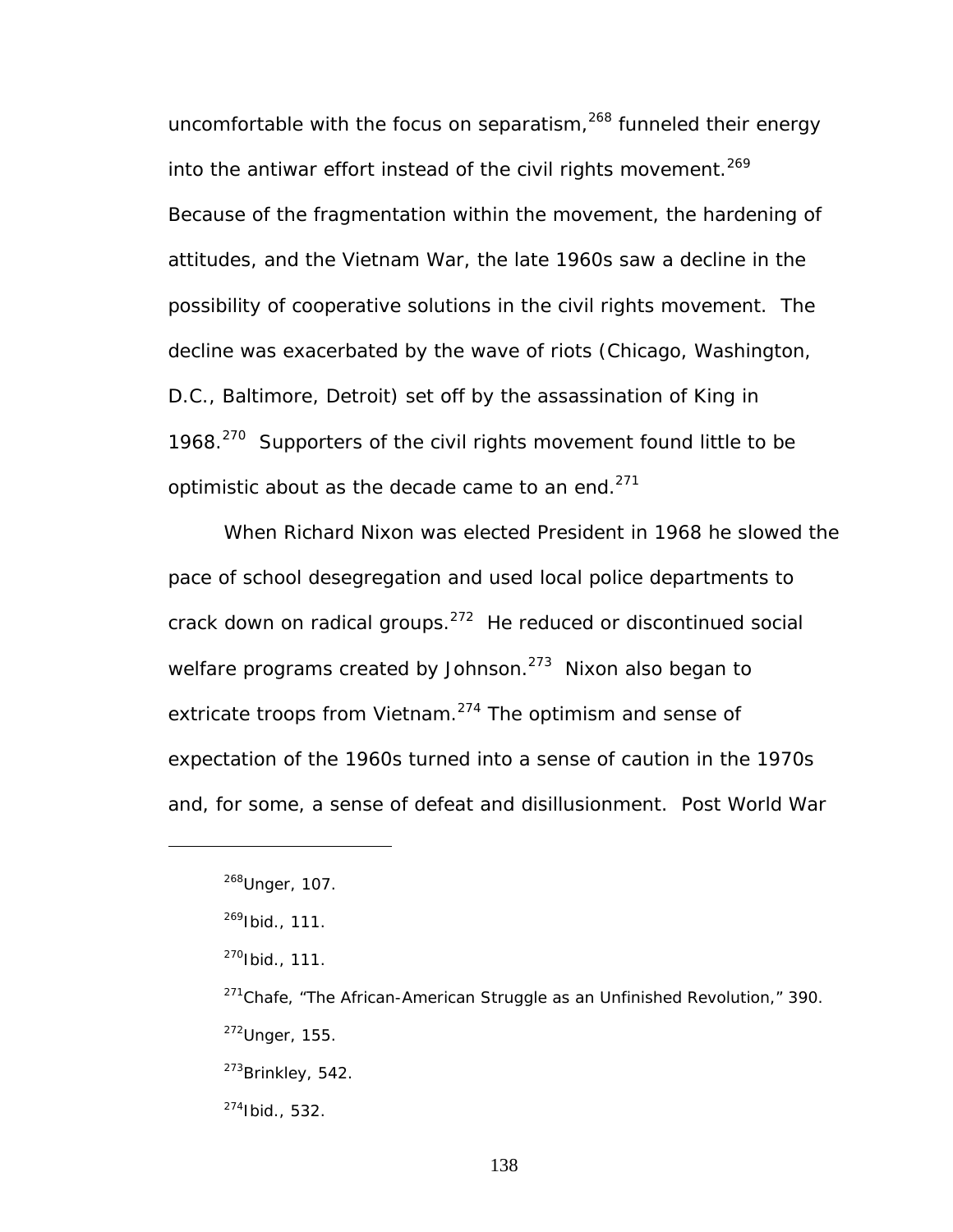uncomfortable with the focus on separatism,[268] funneled their energy into the antiwar effort instead of the civil rights movement.[269] Because of the fragmentation within the movement, the hardening of attitudes, and the Vietnam War, the late 1960s saw a decline in the possibility of cooperative solutions in the civil rights movement. The decline was exacerbated by the wave of riots (Chicago, Washington, D.C., Baltimore, Detroit) set off by the assassination of King in 1968.[270] Supporters of the civil rights movement found little to be optimistic about as the decade came to an end.[271]

When Richard Nixon was elected President in 1968 he slowed the pace of school desegregation and used local police departments to crack down on radical groups.[272] He reduced or discontinued social welfare programs created by Johnson.[273] Nixon also began to extricate troops from Vietnam.[274] The optimism and sense of expectation of the 1960s turned into a sense of caution in the 1970s and, for some, a sense of defeat and disillusionment. Post World War

---

[268] Unger, 107.

[269] Ibid., 111.

[270] Ibid., 111.

[271] Chafe, "The African-American Struggle as an Unfinished Revolution," 390.

[272] Unger, 155.

[273] Brinkley, 542.

[274] Ibid., 532.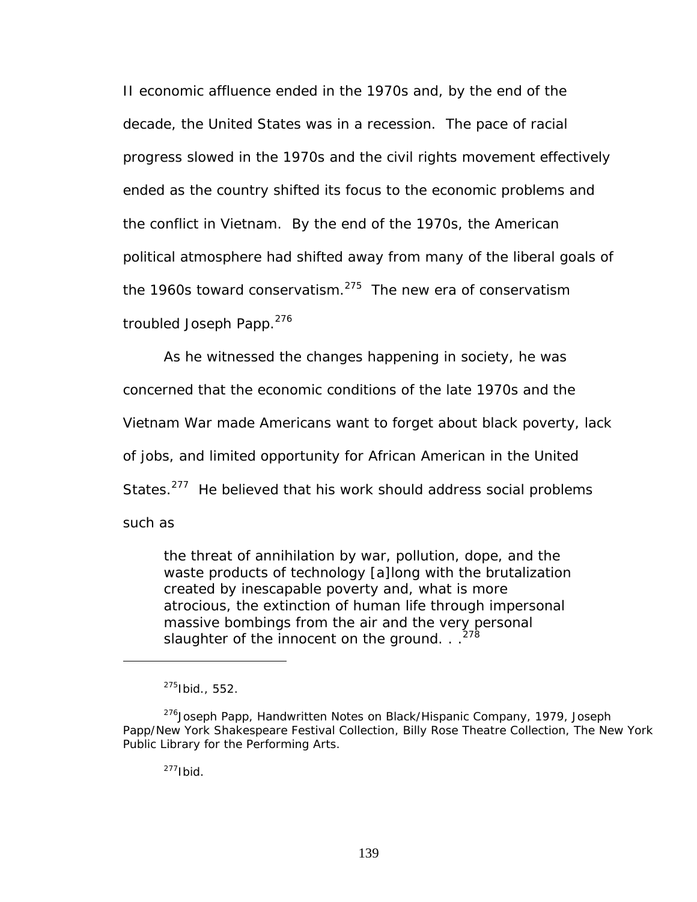II economic affluence ended in the 1970s and, by the end of the decade, the United States was in a recession. The pace of racial progress slowed in the 1970s and the civil rights movement effectively ended as the country shifted its focus to the economic problems and the conflict in Vietnam. By the end of the 1970s, the American political atmosphere had shifted away from many of the liberal goals of the 1960s toward conservatism.[275] The new era of conservatism troubled Joseph Papp.[276]

As he witnessed the changes happening in society, he was concerned that the economic conditions of the late 1970s and the Vietnam War made Americans want to forget about black poverty, lack of jobs, and limited opportunity for African American in the United States.[277] He believed that his work should address social problems such as

> the threat of annihilation by war, pollution, dope, and the waste products of technology [a]long with the brutalization created by inescapable poverty and, what is more atrocious, the extinction of human life through impersonal massive bombings from the air and the very personal slaughter of the innocent on the ground. . .[278]

---

[275]Ibid., 552.

[276]Joseph Papp, Handwritten Notes on Black/Hispanic Company, 1979, Joseph Papp/New York Shakespeare Festival Collection, Billy Rose Theatre Collection, The New York Public Library for the Performing Arts.

[277]Ibid.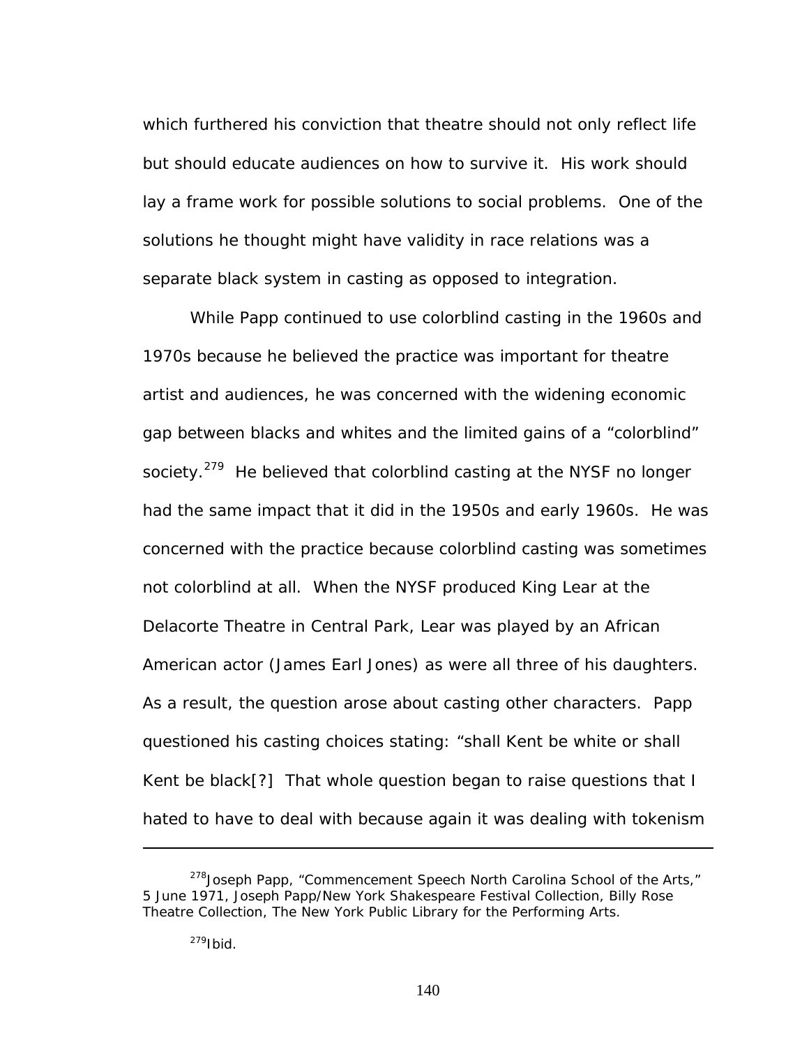which furthered his conviction that theatre should not only reflect life but should educate audiences on how to survive it. His work should lay a frame work for possible solutions to social problems. One of the solutions he thought might have validity in race relations was a separate black system in casting as opposed to integration.

While Papp continued to use colorblind casting in the 1960s and 1970s because he believed the practice was important for theatre artist and audiences, he was concerned with the widening economic gap between blacks and whites and the limited gains of a "colorblind" society.[279] He believed that colorblind casting at the NYSF no longer had the same impact that it did in the 1950s and early 1960s. He was concerned with the practice because colorblind casting was sometimes not colorblind at all. When the NYSF produced King Lear at the Delacorte Theatre in Central Park, Lear was played by an African American actor (James Earl Jones) as were all three of his daughters. As a result, the question arose about casting other characters. Papp questioned his casting choices stating: "shall Kent be white or shall Kent be black[?] That whole question began to raise questions that I hated to have to deal with because again it was dealing with tokenism

---

[278]Joseph Papp, "Commencement Speech North Carolina School of the Arts," 5 June 1971, Joseph Papp/New York Shakespeare Festival Collection, Billy Rose Theatre Collection, The New York Public Library for the Performing Arts.

[279]Ibid.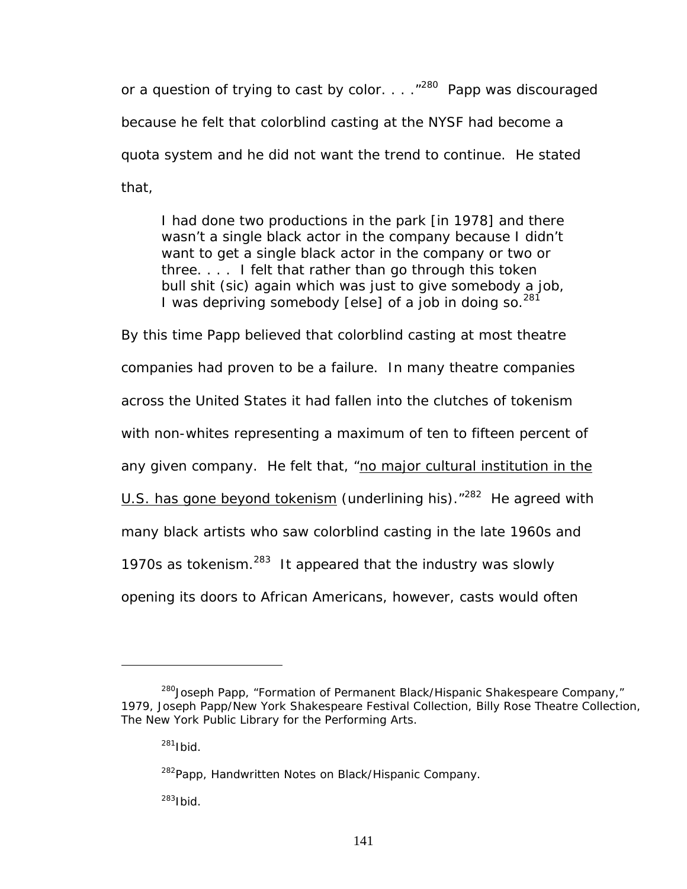or a question of trying to cast by color. . . ."[280] Papp was discouraged because he felt that colorblind casting at the NYSF had become a quota system and he did not want the trend to continue. He stated that,

> I had done two productions in the park [in 1978] and there wasn't a single black actor in the company because I didn't want to get a single black actor in the company or two or three. . . . I felt that rather than go through this token bull shit (sic) again which was just to give somebody a job, I was depriving somebody [else] of a job in doing so.[281]

By this time Papp believed that colorblind casting at most theatre companies had proven to be a failure. In many theatre companies across the United States it had fallen into the clutches of tokenism with non-whites representing a maximum of ten to fifteen percent of any given company. He felt that, "<u>no major cultural institution in the U.S. has gone beyond tokenism</u> (underlining his)."[282] He agreed with many black artists who saw colorblind casting in the late 1960s and 1970s as tokenism.[283] It appeared that the industry was slowly opening its doors to African Americans, however, casts would often

---

[280] Joseph Papp, "Formation of Permanent Black/Hispanic Shakespeare Company," 1979, Joseph Papp/New York Shakespeare Festival Collection, Billy Rose Theatre Collection, The New York Public Library for the Performing Arts.

[281] Ibid.

[282] Papp, Handwritten Notes on Black/Hispanic Company.

[283] Ibid.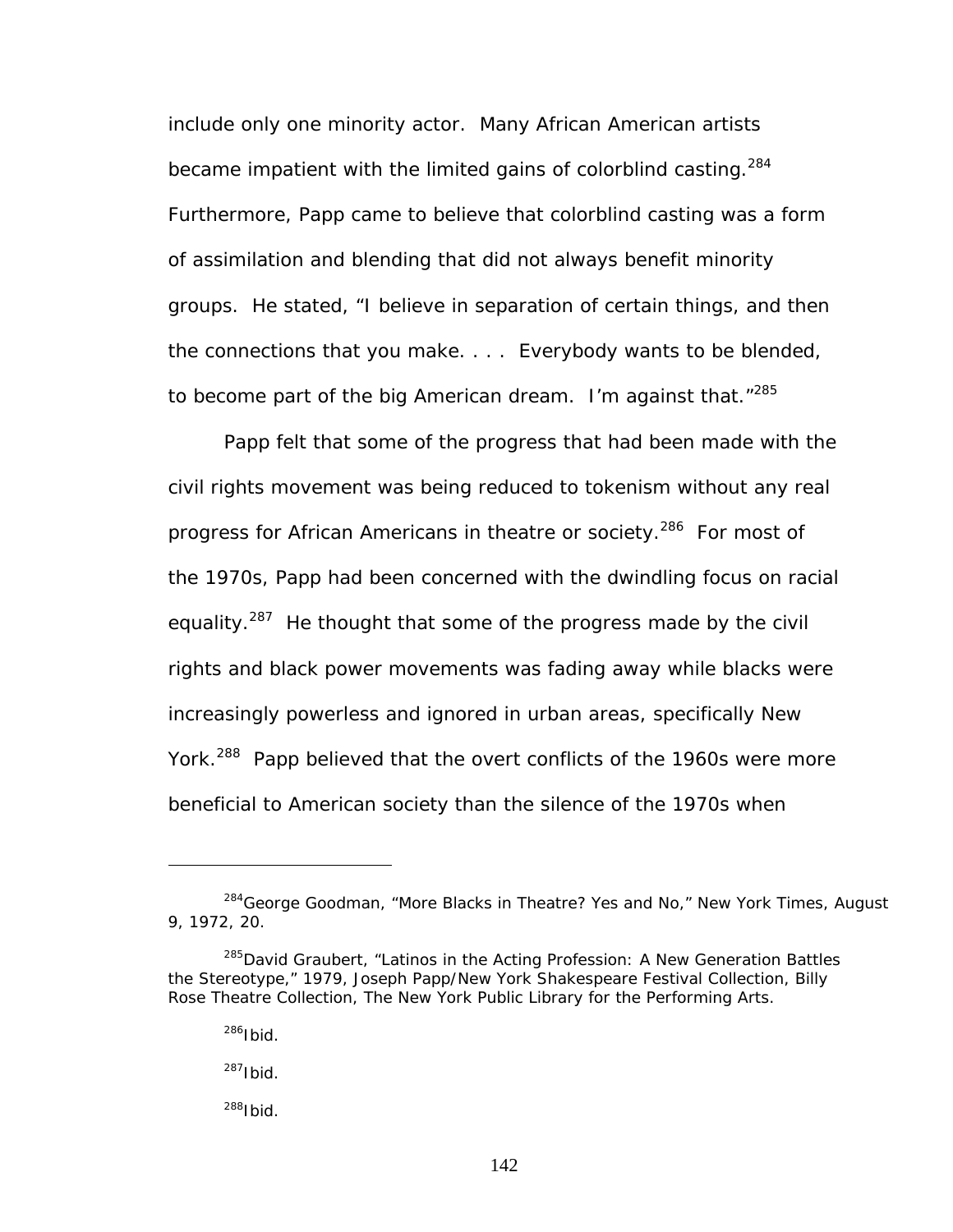include only one minority actor. Many African American artists became impatient with the limited gains of colorblind casting.[284] Furthermore, Papp came to believe that colorblind casting was a form of assimilation and blending that did not always benefit minority groups. He stated, "I believe in separation of certain things, and then the connections that you make. . . . Everybody wants to be blended, to become part of the big American dream. I'm against that."[285]

Papp felt that some of the progress that had been made with the civil rights movement was being reduced to tokenism without any real progress for African Americans in theatre or society.[286] For most of the 1970s, Papp had been concerned with the dwindling focus on racial equality.[287] He thought that some of the progress made by the civil rights and black power movements was fading away while blacks were increasingly powerless and ignored in urban areas, specifically New York.[288] Papp believed that the overt conflicts of the 1960s were more beneficial to American society than the silence of the 1970s when

---

[284] George Goodman, "More Blacks in Theatre? Yes and No," New York Times, August 9, 1972, 20.

[285] David Graubert, "Latinos in the Acting Profession: A New Generation Battles the Stereotype," 1979, Joseph Papp/New York Shakespeare Festival Collection, Billy Rose Theatre Collection, The New York Public Library for the Performing Arts.

[286] Ibid.

[287] Ibid.

[288] Ibid.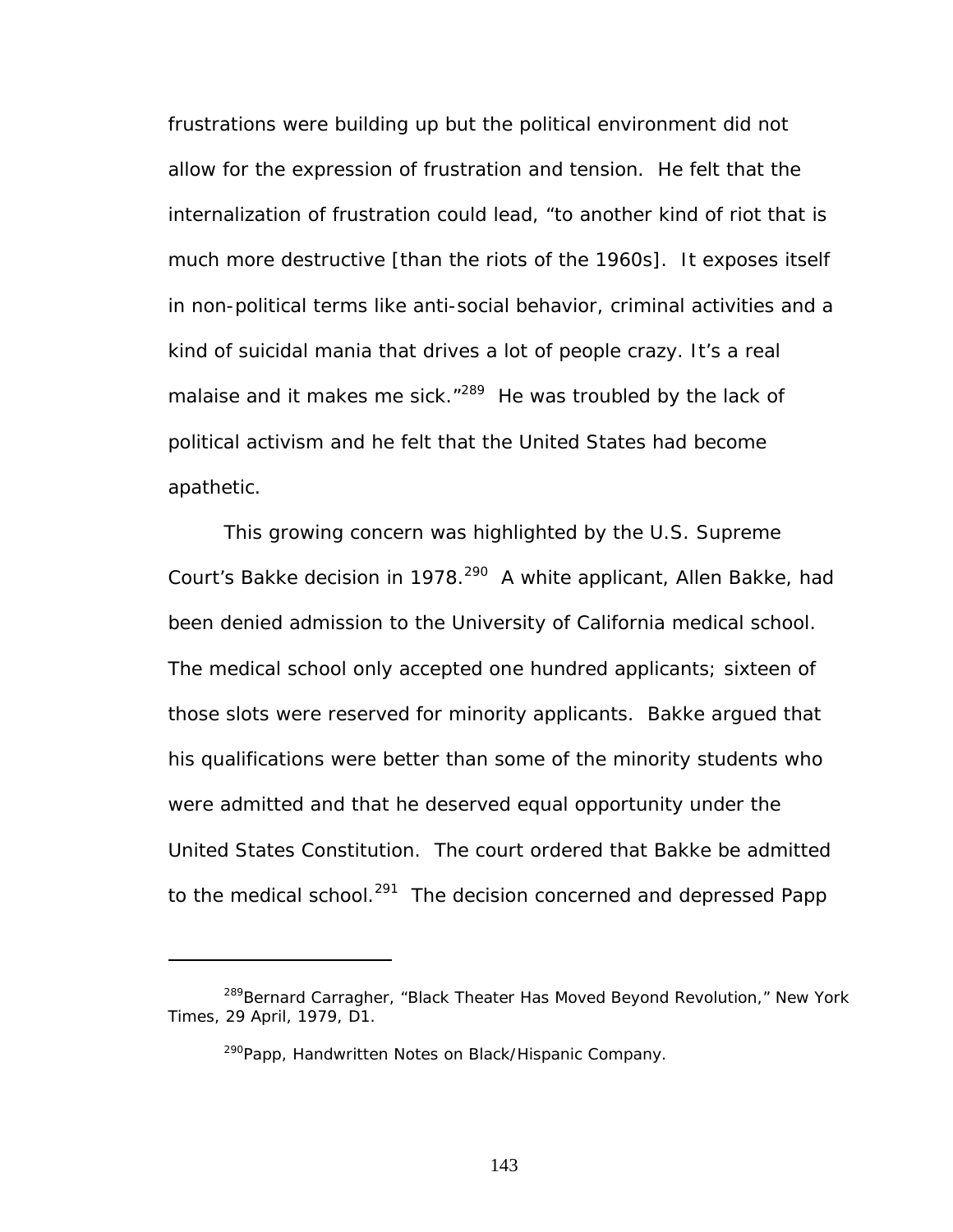frustrations were building up but the political environment did not allow for the expression of frustration and tension. He felt that the internalization of frustration could lead, "to another kind of riot that is much more destructive [than the riots of the 1960s]. It exposes itself in non-political terms like anti-social behavior, criminal activities and a kind of suicidal mania that drives a lot of people crazy. It's a real malaise and it makes me sick."[289] He was troubled by the lack of political activism and he felt that the United States had become apathetic.

This growing concern was highlighted by the U.S. Supreme Court's Bakke decision in 1978.[290] A white applicant, Allen Bakke, had been denied admission to the University of California medical school. The medical school only accepted one hundred applicants; sixteen of those slots were reserved for minority applicants. Bakke argued that his qualifications were better than some of the minority students who were admitted and that he deserved equal opportunity under the United States Constitution. The court ordered that Bakke be admitted to the medical school.[291] The decision concerned and depressed Papp

---

[289]Bernard Carragher, "Black Theater Has Moved Beyond Revolution," New York Times, 29 April, 1979, D1.

[290]Papp, Handwritten Notes on Black/Hispanic Company.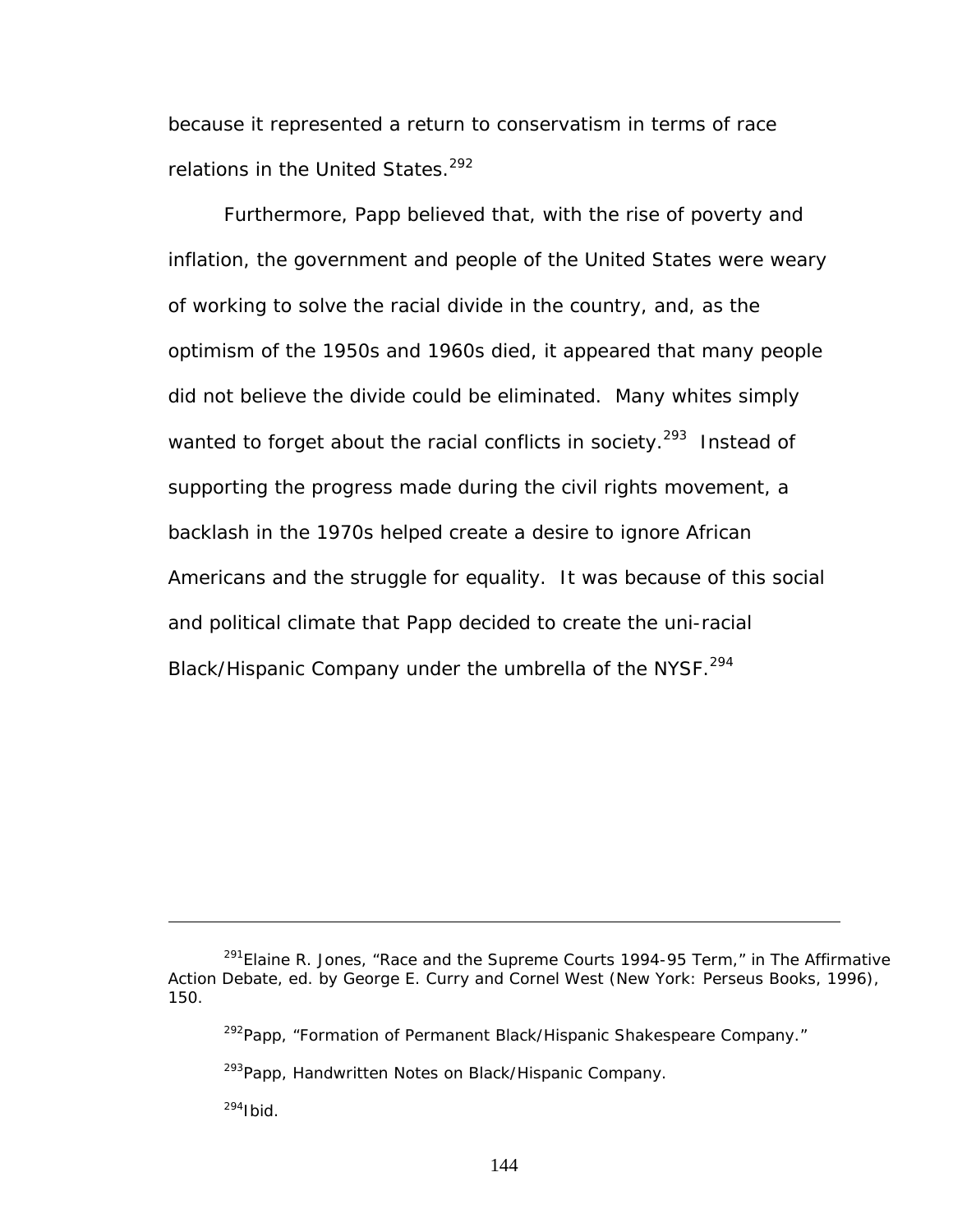because it represented a return to conservatism in terms of race relations in the United States.[292]

Furthermore, Papp believed that, with the rise of poverty and inflation, the government and people of the United States were weary of working to solve the racial divide in the country, and, as the optimism of the 1950s and 1960s died, it appeared that many people did not believe the divide could be eliminated. Many whites simply wanted to forget about the racial conflicts in society.[293] Instead of supporting the progress made during the civil rights movement, a backlash in the 1970s helped create a desire to ignore African Americans and the struggle for equality. It was because of this social and political climate that Papp decided to create the uni-racial Black/Hispanic Company under the umbrella of the NYSF.[294]

---

[291]Elaine R. Jones, "Race and the Supreme Courts 1994-95 Term," in The Affirmative Action Debate, ed. by George E. Curry and Cornel West (New York: Perseus Books, 1996), 150.

[292]Papp, "Formation of Permanent Black/Hispanic Shakespeare Company."

[293]Papp, Handwritten Notes on Black/Hispanic Company.

[294]Ibid.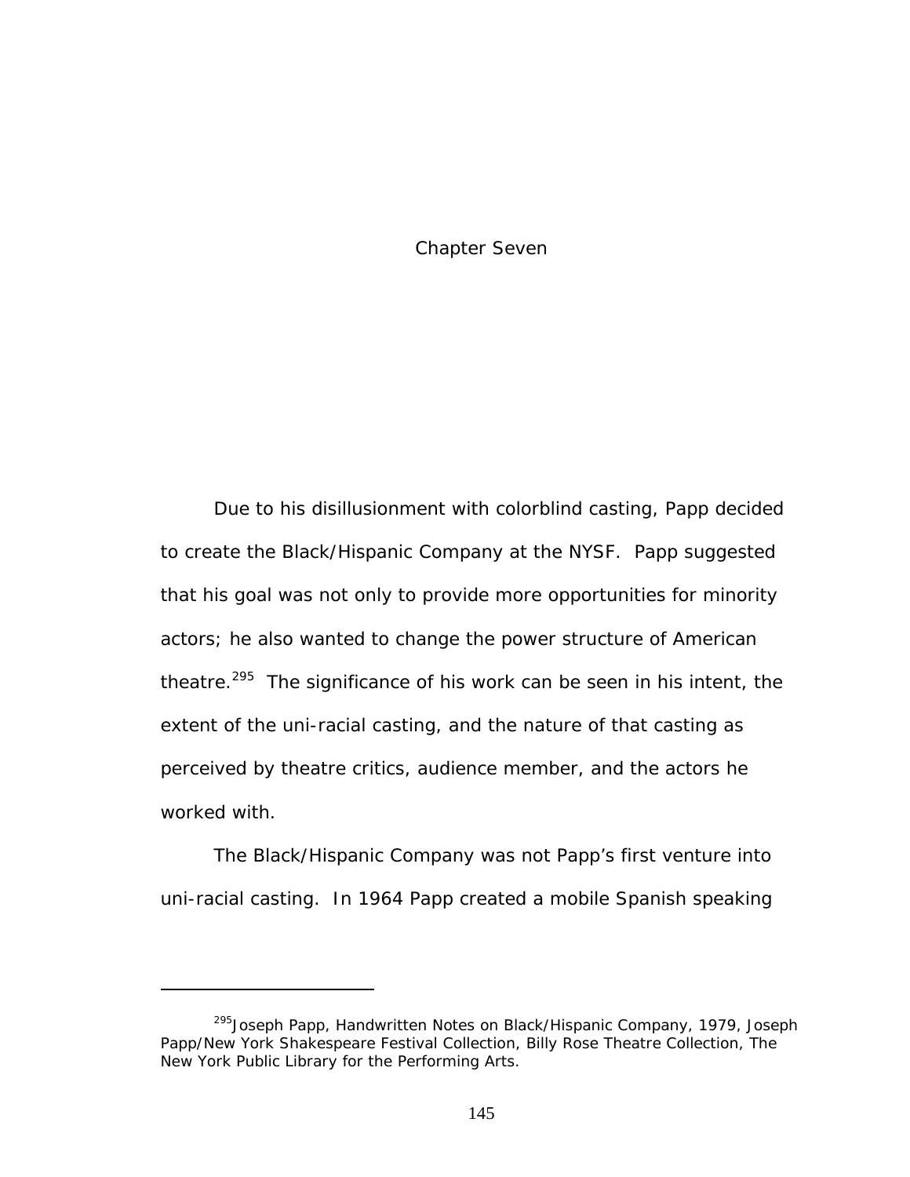# Chapter Seven

Due to his disillusionment with colorblind casting, Papp decided to create the Black/Hispanic Company at the NYSF. Papp suggested that his goal was not only to provide more opportunities for minority actors; he also wanted to change the power structure of American theatre.[295] The significance of his work can be seen in his intent, the extent of the uni-racial casting, and the nature of that casting as perceived by theatre critics, audience member, and the actors he worked with.

The Black/Hispanic Company was not Papp's first venture into uni-racial casting. In 1964 Papp created a mobile Spanish speaking

---

[295] Joseph Papp, Handwritten Notes on Black/Hispanic Company, 1979, Joseph Papp/New York Shakespeare Festival Collection, Billy Rose Theatre Collection, The New York Public Library for the Performing Arts.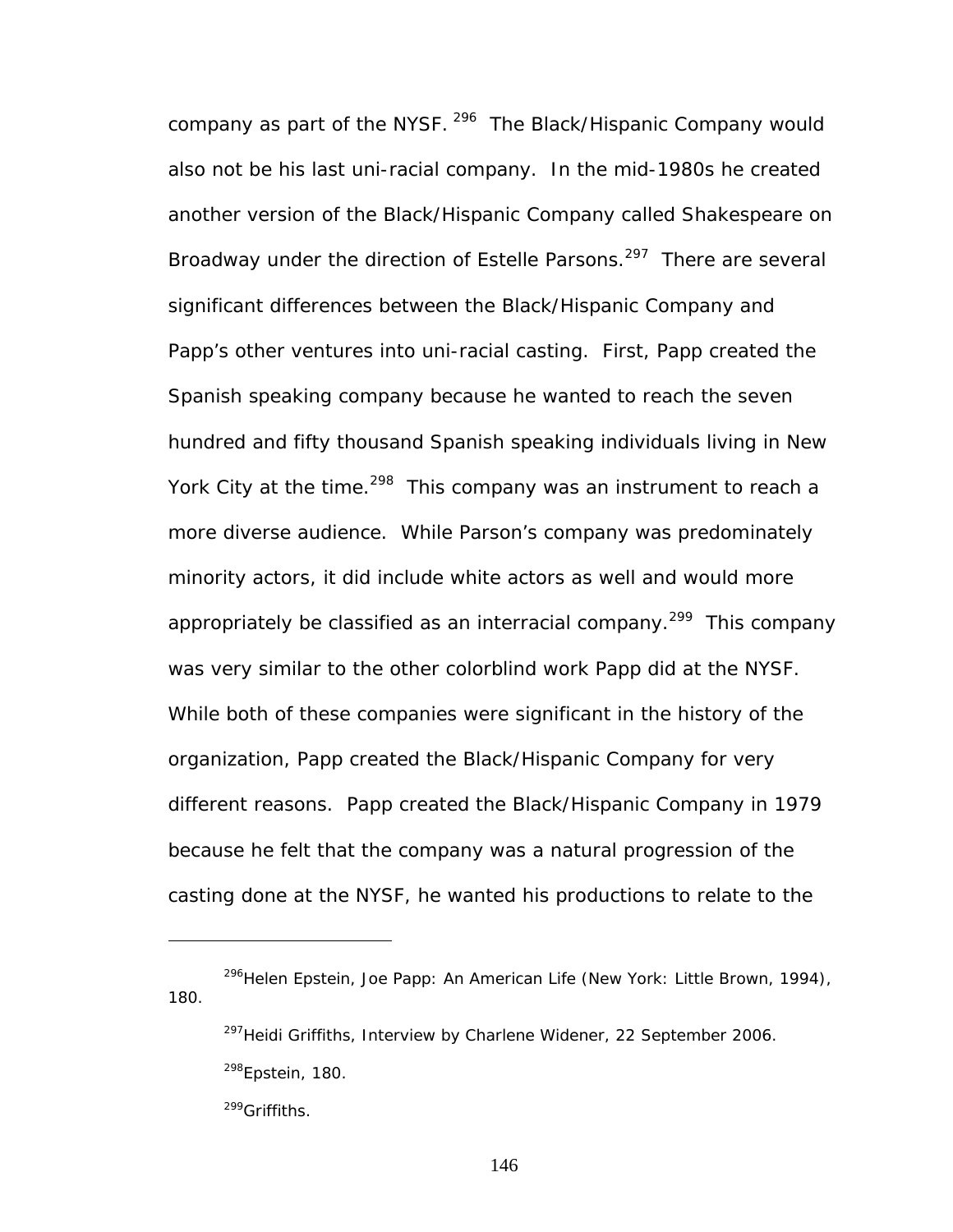company as part of the NYSF. [296] The Black/Hispanic Company would also not be his last uni-racial company. In the mid-1980s he created another version of the Black/Hispanic Company called Shakespeare on Broadway under the direction of Estelle Parsons.[297] There are several significant differences between the Black/Hispanic Company and Papp's other ventures into uni-racial casting. First, Papp created the Spanish speaking company because he wanted to reach the seven hundred and fifty thousand Spanish speaking individuals living in New York City at the time.[298] This company was an instrument to reach a more diverse audience. While Parson's company was predominately minority actors, it did include white actors as well and would more appropriately be classified as an interracial company.[299] This company was very similar to the other colorblind work Papp did at the NYSF. While both of these companies were significant in the history of the organization, Papp created the Black/Hispanic Company for very different reasons. Papp created the Black/Hispanic Company in 1979 because he felt that the company was a natural progression of the casting done at the NYSF, he wanted his productions to relate to the

---

[296] Helen Epstein, Joe Papp: An American Life (New York: Little Brown, 1994), 180.

[297] Heidi Griffiths, Interview by Charlene Widener, 22 September 2006.

[298] Epstein, 180.

[299] Griffiths.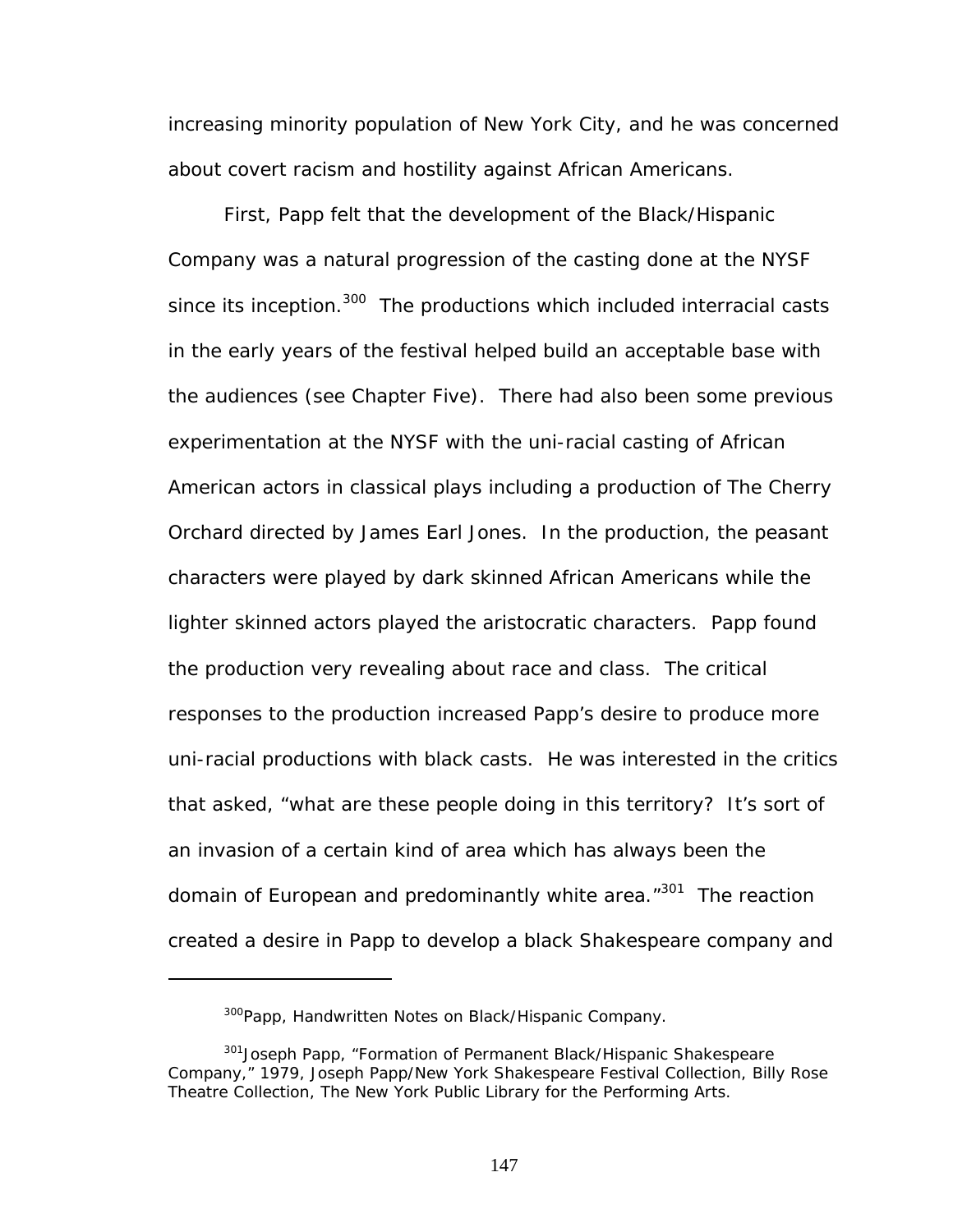increasing minority population of New York City, and he was concerned about covert racism and hostility against African Americans.

First, Papp felt that the development of the Black/Hispanic Company was a natural progression of the casting done at the NYSF since its inception.[300] The productions which included interracial casts in the early years of the festival helped build an acceptable base with the audiences (see Chapter Five). There had also been some previous experimentation at the NYSF with the uni-racial casting of African American actors in classical plays including a production of The Cherry Orchard directed by James Earl Jones. In the production, the peasant characters were played by dark skinned African Americans while the lighter skinned actors played the aristocratic characters. Papp found the production very revealing about race and class. The critical responses to the production increased Papp's desire to produce more uni-racial productions with black casts. He was interested in the critics that asked, "what are these people doing in this territory? It's sort of an invasion of a certain kind of area which has always been the domain of European and predominantly white area."[301] The reaction created a desire in Papp to develop a black Shakespeare company and

---

[300]Papp, Handwritten Notes on Black/Hispanic Company.

[301]Joseph Papp, "Formation of Permanent Black/Hispanic Shakespeare Company," 1979, Joseph Papp/New York Shakespeare Festival Collection, Billy Rose Theatre Collection, The New York Public Library for the Performing Arts.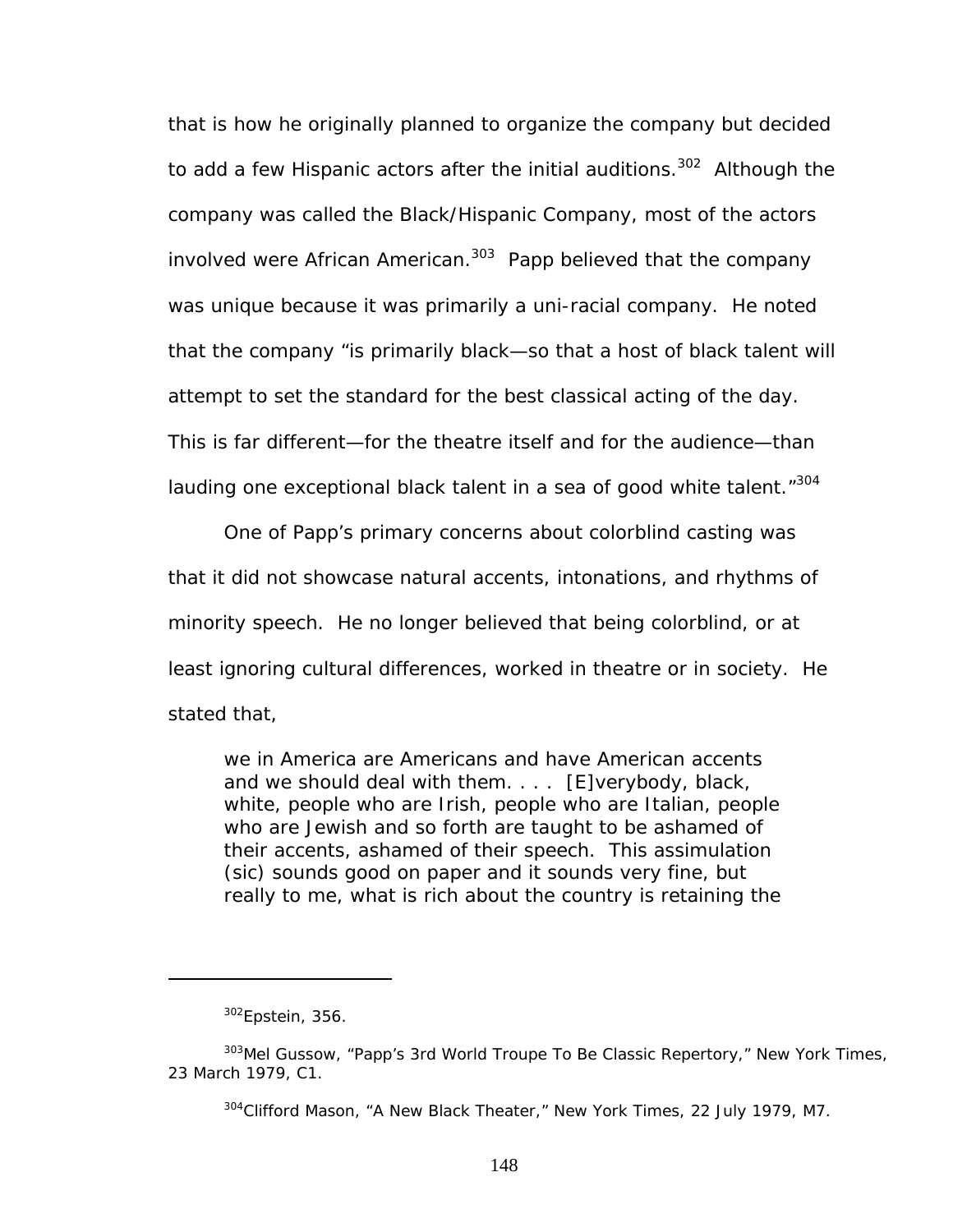that is how he originally planned to organize the company but decided to add a few Hispanic actors after the initial auditions.[302] Although the company was called the Black/Hispanic Company, most of the actors involved were African American.[303] Papp believed that the company was unique because it was primarily a uni-racial company. He noted that the company "is primarily black—so that a host of black talent will attempt to set the standard for the best classical acting of the day. This is far different—for the theatre itself and for the audience—than lauding one exceptional black talent in a sea of good white talent."[304]

One of Papp's primary concerns about colorblind casting was that it did not showcase natural accents, intonations, and rhythms of minority speech. He no longer believed that being colorblind, or at least ignoring cultural differences, worked in theatre or in society. He stated that,

> we in America are Americans and have American accents and we should deal with them. . . . [E]verybody, black, white, people who are Irish, people who are Italian, people who are Jewish and so forth are taught to be ashamed of their accents, ashamed of their speech. This assimulation (sic) sounds good on paper and it sounds very fine, but really to me, what is rich about the country is retaining the

---

[302] Epstein, 356.

[303] Mel Gussow, "Papp's 3rd World Troupe To Be Classic Repertory," New York Times, 23 March 1979, C1.

[304] Clifford Mason, "A New Black Theater," New York Times, 22 July 1979, M7.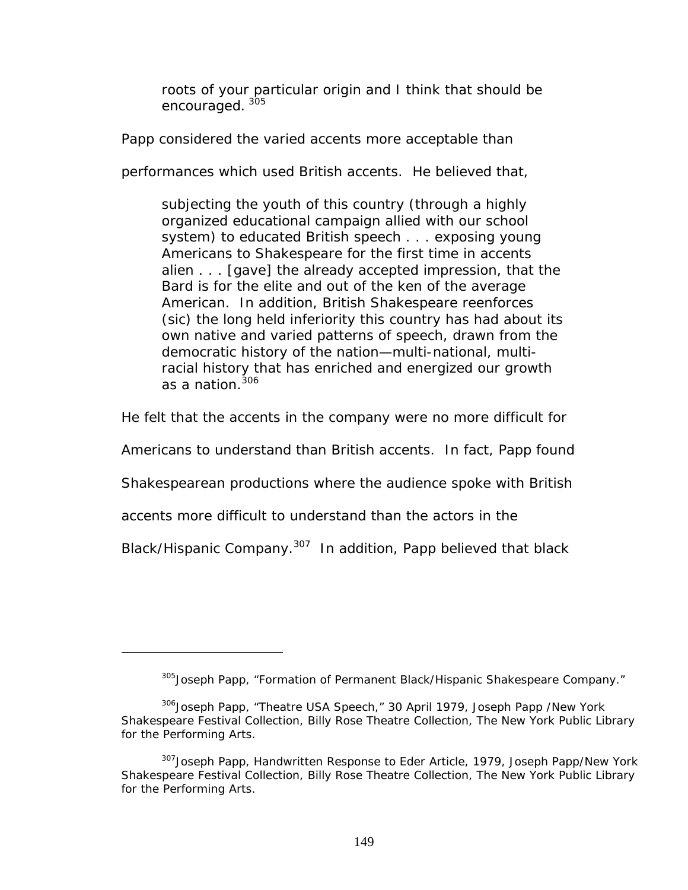> roots of your particular origin and I think that should be encouraged.[305]

Papp considered the varied accents more acceptable than performances which used British accents. He believed that,

> subjecting the youth of this country (through a highly organized educational campaign allied with our school system) to educated British speech . . . exposing young Americans to Shakespeare for the first time in accents alien . . . [gave] the already accepted impression, that the Bard is for the elite and out of the ken of the average American. In addition, British Shakespeare reenforces (sic) the long held inferiority this country has had about its own native and varied patterns of speech, drawn from the democratic history of the nation—multi-national, multi-racial history that has enriched and energized our growth as a nation.[306]

He felt that the accents in the company were no more difficult for Americans to understand than British accents. In fact, Papp found Shakespearean productions where the audience spoke with British accents more difficult to understand than the actors in the Black/Hispanic Company.[307] In addition, Papp believed that black

---

[305] Joseph Papp, "Formation of Permanent Black/Hispanic Shakespeare Company."

[306] Joseph Papp, "Theatre USA Speech," 30 April 1979, Joseph Papp /New York Shakespeare Festival Collection, Billy Rose Theatre Collection, The New York Public Library for the Performing Arts.

[307] Joseph Papp, Handwritten Response to Eder Article, 1979, Joseph Papp/New York Shakespeare Festival Collection, Billy Rose Theatre Collection, The New York Public Library for the Performing Arts.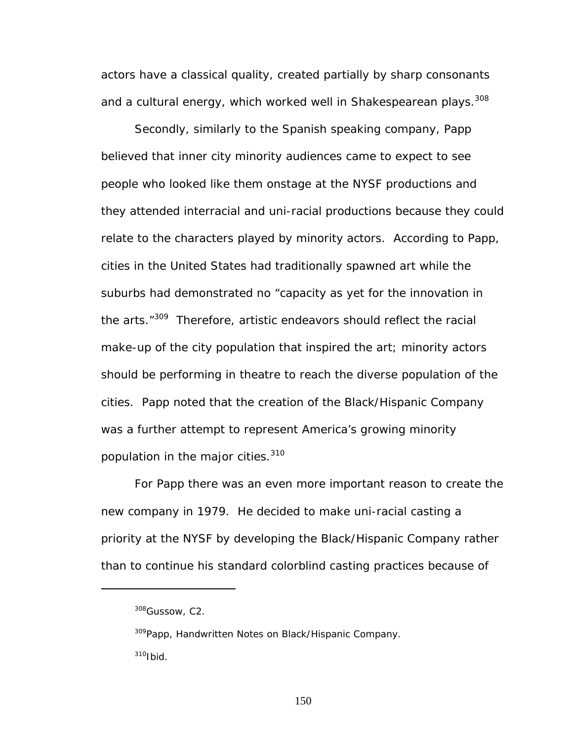actors have a classical quality, created partially by sharp consonants and a cultural energy, which worked well in Shakespearean plays.[308]

Secondly, similarly to the Spanish speaking company, Papp believed that inner city minority audiences came to expect to see people who looked like them onstage at the NYSF productions and they attended interracial and uni-racial productions because they could relate to the characters played by minority actors. According to Papp, cities in the United States had traditionally spawned art while the suburbs had demonstrated no "capacity as yet for the innovation in the arts."[309] Therefore, artistic endeavors should reflect the racial make-up of the city population that inspired the art; minority actors should be performing in theatre to reach the diverse population of the cities. Papp noted that the creation of the Black/Hispanic Company was a further attempt to represent America's growing minority population in the major cities.[310]

For Papp there was an even more important reason to create the new company in 1979. He decided to make uni-racial casting a priority at the NYSF by developing the Black/Hispanic Company rather than to continue his standard colorblind casting practices because of

---

[308] Gussow, C2.

[309] Papp, Handwritten Notes on Black/Hispanic Company.

[310] Ibid.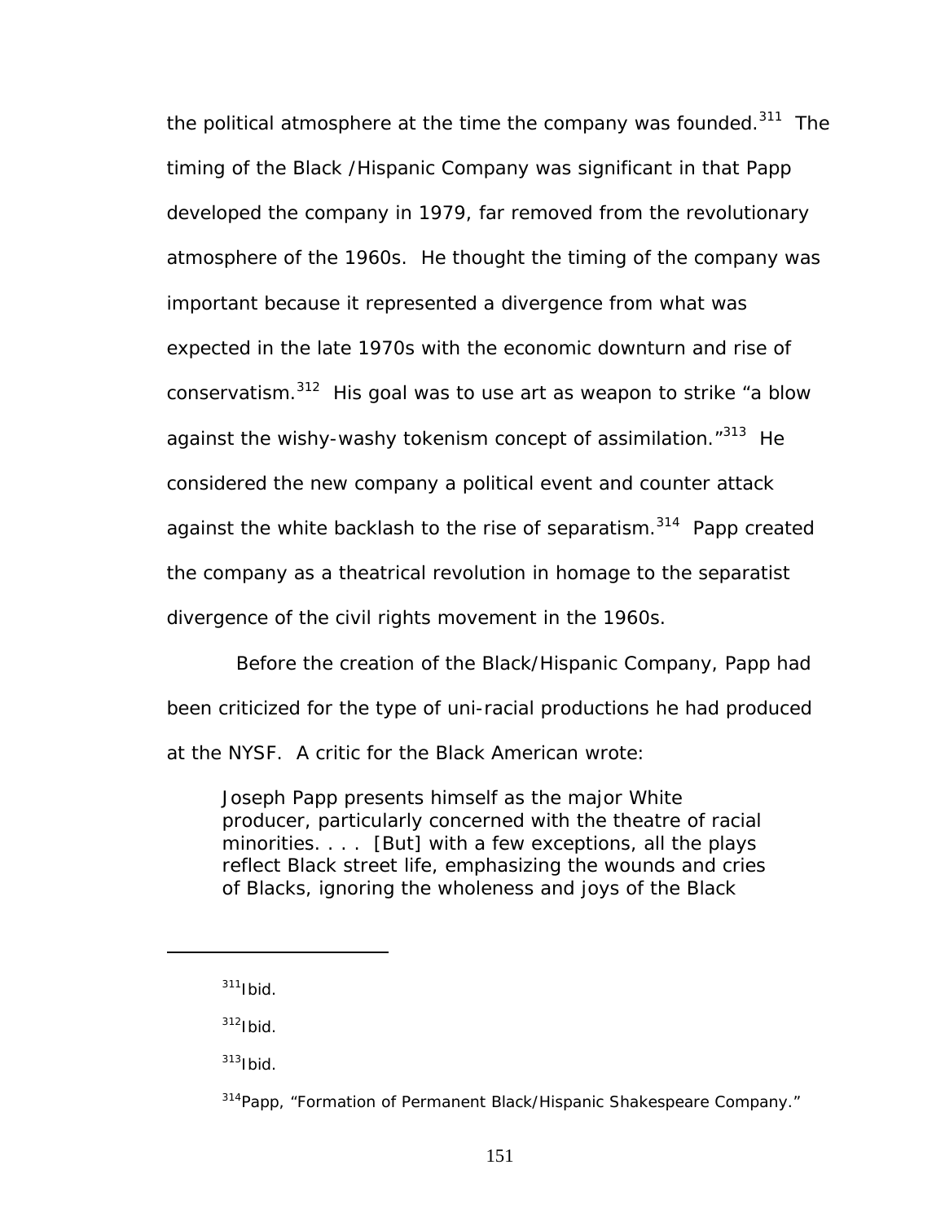the political atmosphere at the time the company was founded.[311] The timing of the Black /Hispanic Company was significant in that Papp developed the company in 1979, far removed from the revolutionary atmosphere of the 1960s. He thought the timing of the company was important because it represented a divergence from what was expected in the late 1970s with the economic downturn and rise of conservatism.[312] His goal was to use art as weapon to strike "a blow against the wishy-washy tokenism concept of assimilation."[313] He considered the new company a political event and counter attack against the white backlash to the rise of separatism.[314] Papp created the company as a theatrical revolution in homage to the separatist divergence of the civil rights movement in the 1960s.

Before the creation of the Black/Hispanic Company, Papp had been criticized for the type of uni-racial productions he had produced at the NYSF. A critic for the Black American wrote:

> Joseph Papp presents himself as the major White producer, particularly concerned with the theatre of racial minorities. . . . [But] with a few exceptions, all the plays reflect Black street life, emphasizing the wounds and cries of Blacks, ignoring the wholeness and joys of the Black

---

[311] Ibid.

[312] Ibid.

[313] Ibid.

[314] Papp, "Formation of Permanent Black/Hispanic Shakespeare Company."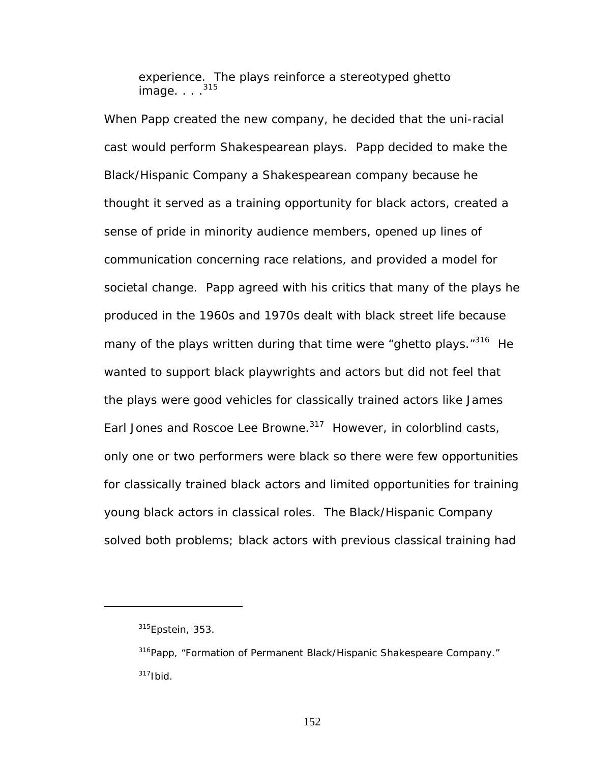> experience. The plays reinforce a stereotyped ghetto image. . . .[315]

When Papp created the new company, he decided that the uni-racial cast would perform Shakespearean plays. Papp decided to make the Black/Hispanic Company a Shakespearean company because he thought it served as a training opportunity for black actors, created a sense of pride in minority audience members, opened up lines of communication concerning race relations, and provided a model for societal change. Papp agreed with his critics that many of the plays he produced in the 1960s and 1970s dealt with black street life because many of the plays written during that time were "ghetto plays."[316] He wanted to support black playwrights and actors but did not feel that the plays were good vehicles for classically trained actors like James Earl Jones and Roscoe Lee Browne.[317] However, in colorblind casts, only one or two performers were black so there were few opportunities for classically trained black actors and limited opportunities for training young black actors in classical roles. The Black/Hispanic Company solved both problems; black actors with previous classical training had

---

[315]Epstein, 353.

[316]Papp, "Formation of Permanent Black/Hispanic Shakespeare Company."

[317]Ibid.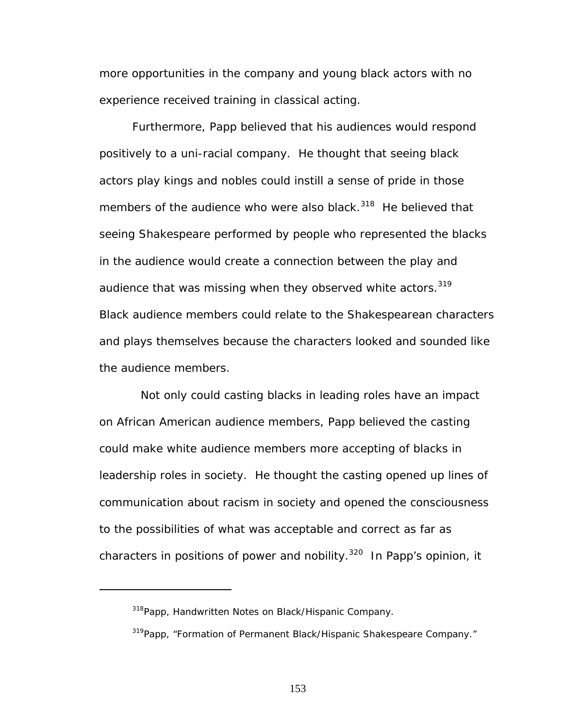more opportunities in the company and young black actors with no experience received training in classical acting.

Furthermore, Papp believed that his audiences would respond positively to a uni-racial company. He thought that seeing black actors play kings and nobles could instill a sense of pride in those members of the audience who were also black.[318] He believed that seeing Shakespeare performed by people who represented the blacks in the audience would create a connection between the play and audience that was missing when they observed white actors.[319] Black audience members could relate to the Shakespearean characters and plays themselves because the characters looked and sounded like the audience members.

Not only could casting blacks in leading roles have an impact on African American audience members, Papp believed the casting could make white audience members more accepting of blacks in leadership roles in society. He thought the casting opened up lines of communication about racism in society and opened the consciousness to the possibilities of what was acceptable and correct as far as characters in positions of power and nobility.[320] In Papp's opinion, it

---

[318] Papp, Handwritten Notes on Black/Hispanic Company.

[319] Papp, "Formation of Permanent Black/Hispanic Shakespeare Company."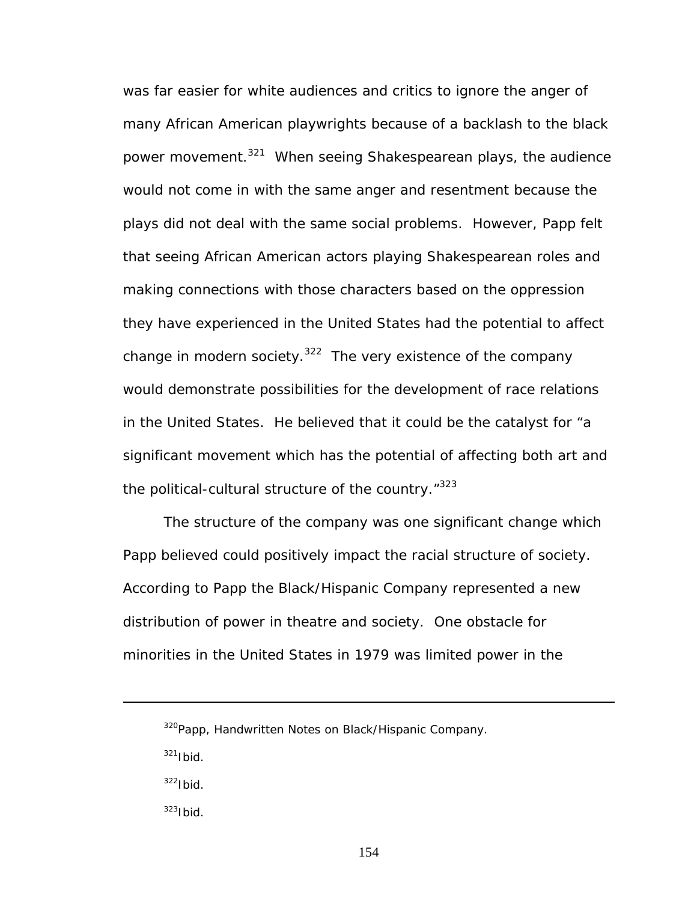was far easier for white audiences and critics to ignore the anger of many African American playwrights because of a backlash to the black power movement.[321] When seeing Shakespearean plays, the audience would not come in with the same anger and resentment because the plays did not deal with the same social problems. However, Papp felt that seeing African American actors playing Shakespearean roles and making connections with those characters based on the oppression they have experienced in the United States had the potential to affect change in modern society.[322] The very existence of the company would demonstrate possibilities for the development of race relations in the United States. He believed that it could be the catalyst for "a significant movement which has the potential of affecting both art and the political-cultural structure of the country."[323]

The structure of the company was one significant change which Papp believed could positively impact the racial structure of society. According to Papp the Black/Hispanic Company represented a new distribution of power in theatre and society. One obstacle for minorities in the United States in 1979 was limited power in the

---

[320]Papp, Handwritten Notes on Black/Hispanic Company.

[321]Ibid.

[322]Ibid.

[323]Ibid.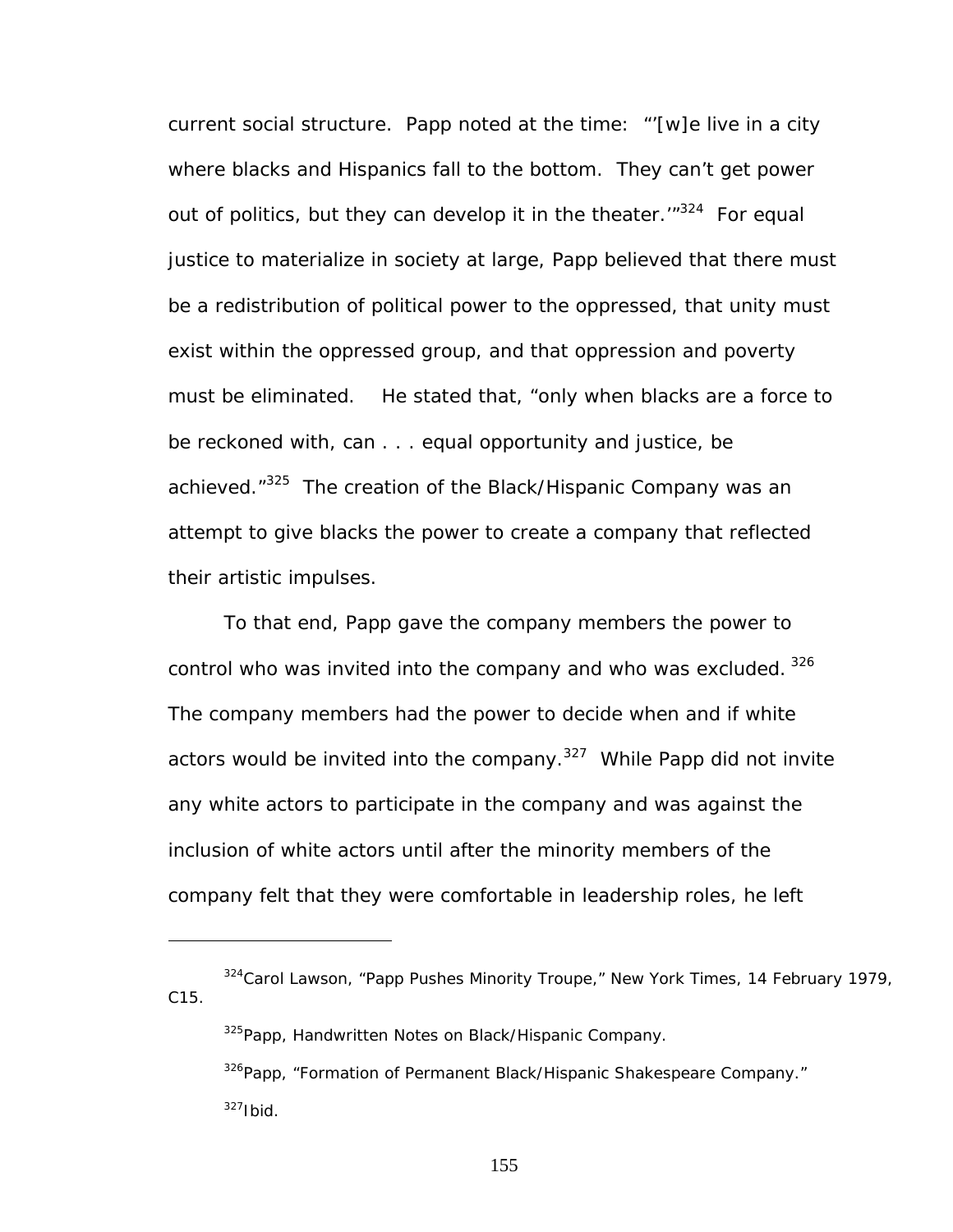current social structure. Papp noted at the time: "'[w]e live in a city where blacks and Hispanics fall to the bottom. They can't get power out of politics, but they can develop it in the theater.'"[324] For equal justice to materialize in society at large, Papp believed that there must be a redistribution of political power to the oppressed, that unity must exist within the oppressed group, and that oppression and poverty must be eliminated. He stated that, "only when blacks are a force to be reckoned with, can . . . equal opportunity and justice, be achieved."[325] The creation of the Black/Hispanic Company was an attempt to give blacks the power to create a company that reflected their artistic impulses.

To that end, Papp gave the company members the power to control who was invited into the company and who was excluded.[326] The company members had the power to decide when and if white actors would be invited into the company.[327] While Papp did not invite any white actors to participate in the company and was against the inclusion of white actors until after the minority members of the company felt that they were comfortable in leadership roles, he left

---

[324]Carol Lawson, "Papp Pushes Minority Troupe," New York Times, 14 February 1979, C15.

[325]Papp, Handwritten Notes on Black/Hispanic Company.

[326]Papp, "Formation of Permanent Black/Hispanic Shakespeare Company."

[327]Ibid.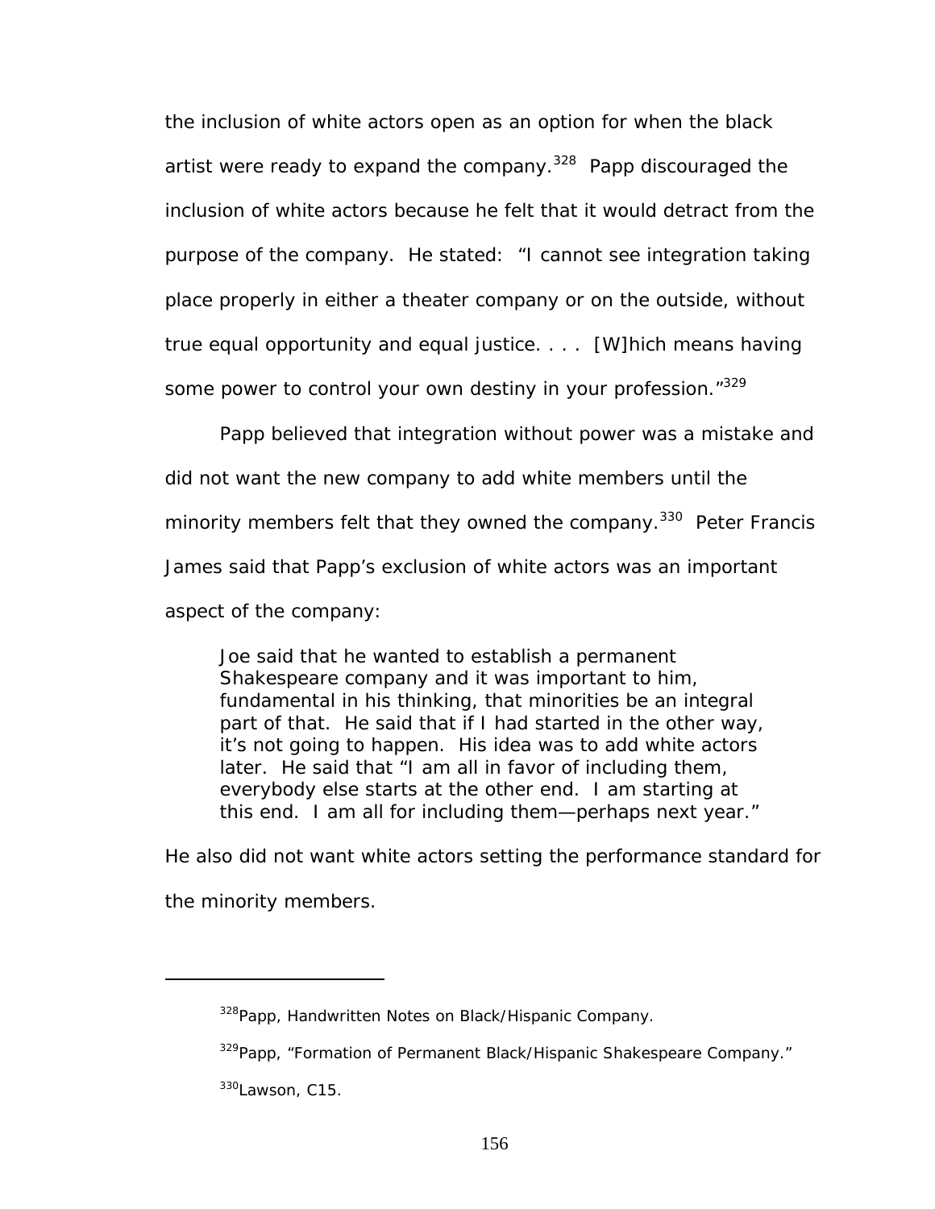the inclusion of white actors open as an option for when the black artist were ready to expand the company.[328] Papp discouraged the inclusion of white actors because he felt that it would detract from the purpose of the company. He stated: "I cannot see integration taking place properly in either a theater company or on the outside, without true equal opportunity and equal justice. . . . [W]hich means having some power to control your own destiny in your profession."[329]

Papp believed that integration without power was a mistake and did not want the new company to add white members until the minority members felt that they owned the company.[330] Peter Francis James said that Papp's exclusion of white actors was an important aspect of the company:

> Joe said that he wanted to establish a permanent Shakespeare company and it was important to him, fundamental in his thinking, that minorities be an integral part of that. He said that if I had started in the other way, it's not going to happen. His idea was to add white actors later. He said that "I am all in favor of including them, everybody else starts at the other end. I am starting at this end. I am all for including them—perhaps next year."

He also did not want white actors setting the performance standard for the minority members.

---

[328] Papp, Handwritten Notes on Black/Hispanic Company.

[329] Papp, "Formation of Permanent Black/Hispanic Shakespeare Company."

[330] Lawson, C15.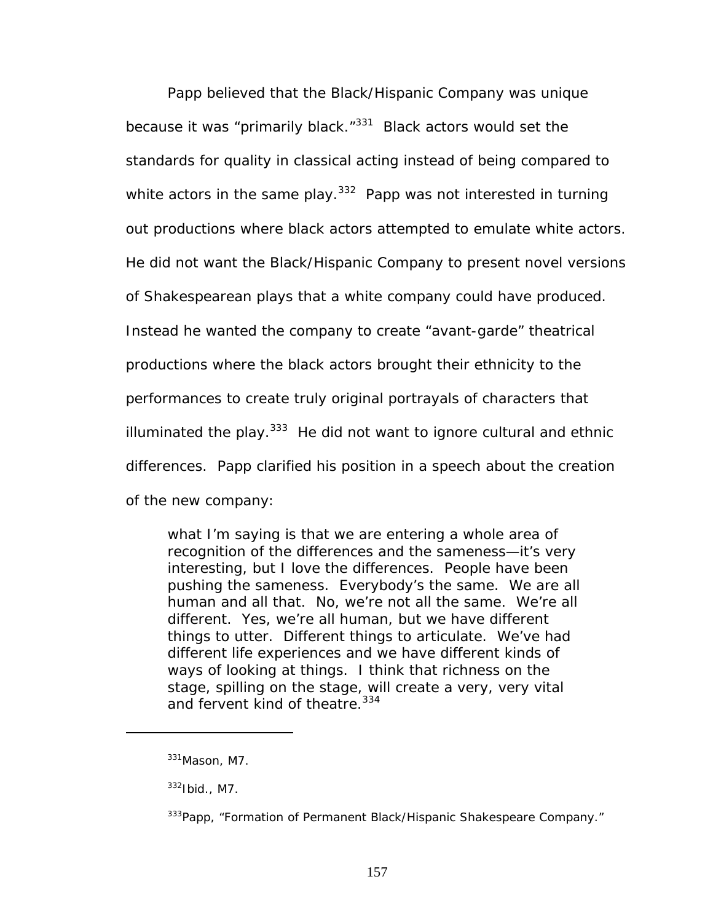Papp believed that the Black/Hispanic Company was unique because it was "primarily black."[331] Black actors would set the standards for quality in classical acting instead of being compared to white actors in the same play.[332] Papp was not interested in turning out productions where black actors attempted to emulate white actors. He did not want the Black/Hispanic Company to present novel versions of Shakespearean plays that a white company could have produced. Instead he wanted the company to create "avant-garde" theatrical productions where the black actors brought their ethnicity to the performances to create truly original portrayals of characters that illuminated the play.[333] He did not want to ignore cultural and ethnic differences. Papp clarified his position in a speech about the creation of the new company:

> what I'm saying is that we are entering a whole area of recognition of the differences and the sameness—it's very interesting, but I love the differences. People have been pushing the sameness. Everybody's the same. We are all human and all that. No, we're not all the same. We're all different. Yes, we're all human, but we have different things to utter. Different things to articulate. We've had different life experiences and we have different kinds of ways of looking at things. I think that richness on the stage, spilling on the stage, will create a very, very vital and fervent kind of theatre.[334]

---

[331] Mason, M7.

[332] Ibid., M7.

[333] Papp, "Formation of Permanent Black/Hispanic Shakespeare Company."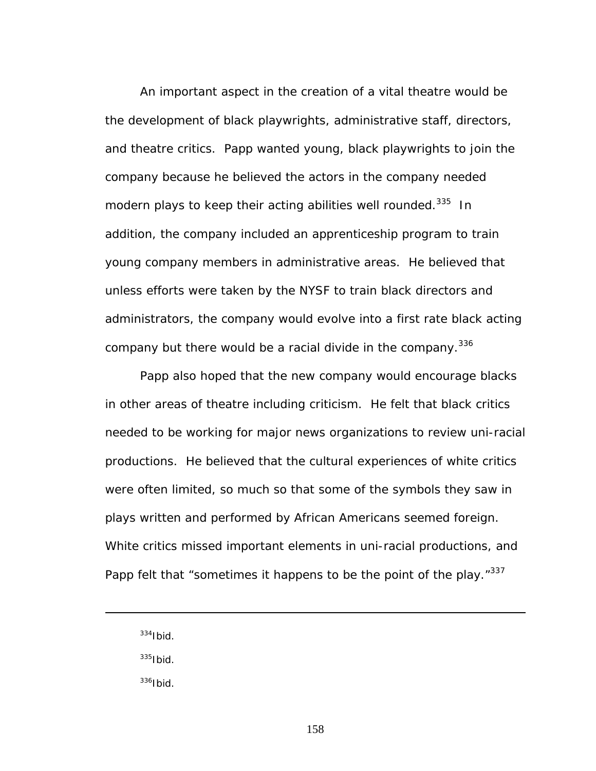An important aspect in the creation of a vital theatre would be the development of black playwrights, administrative staff, directors, and theatre critics. Papp wanted young, black playwrights to join the company because he believed the actors in the company needed modern plays to keep their acting abilities well rounded.[335] In addition, the company included an apprenticeship program to train young company members in administrative areas. He believed that unless efforts were taken by the NYSF to train black directors and administrators, the company would evolve into a first rate black acting company but there would be a racial divide in the company.[336]

Papp also hoped that the new company would encourage blacks in other areas of theatre including criticism. He felt that black critics needed to be working for major news organizations to review uni-racial productions. He believed that the cultural experiences of white critics were often limited, so much so that some of the symbols they saw in plays written and performed by African Americans seemed foreign. White critics missed important elements in uni-racial productions, and Papp felt that "sometimes it happens to be the point of the play."[337]

---

[334]Ibid.

[335]Ibid.

[336]Ibid.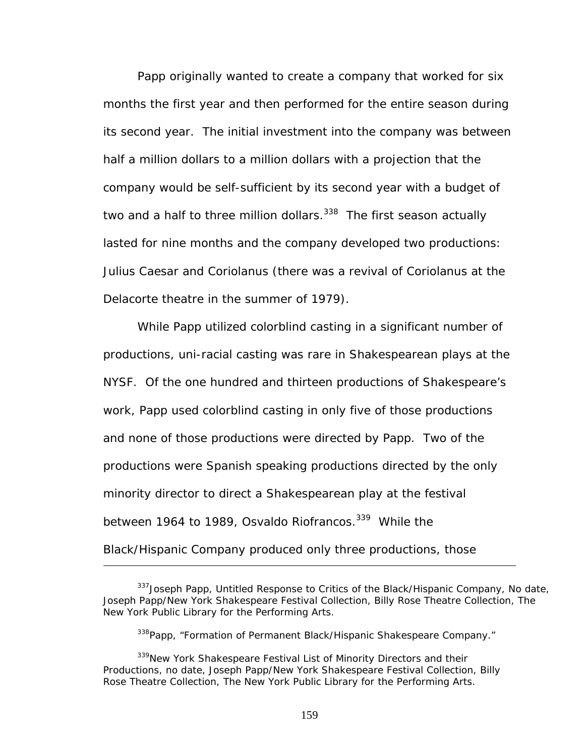Papp originally wanted to create a company that worked for six months the first year and then performed for the entire season during its second year. The initial investment into the company was between half a million dollars to a million dollars with a projection that the company would be self-sufficient by its second year with a budget of two and a half to three million dollars.[338] The first season actually lasted for nine months and the company developed two productions: Julius Caesar and Coriolanus (there was a revival of Coriolanus at the Delacorte theatre in the summer of 1979).

While Papp utilized colorblind casting in a significant number of productions, uni-racial casting was rare in Shakespearean plays at the NYSF. Of the one hundred and thirteen productions of Shakespeare's work, Papp used colorblind casting in only five of those productions and none of those productions were directed by Papp. Two of the productions were Spanish speaking productions directed by the only minority director to direct a Shakespearean play at the festival between 1964 to 1989, Osvaldo Riofrancos.[339] While the Black/Hispanic Company produced only three productions, those

---

[337] Joseph Papp, Untitled Response to Critics of the Black/Hispanic Company, No date, Joseph Papp/New York Shakespeare Festival Collection, Billy Rose Theatre Collection, The New York Public Library for the Performing Arts.

[338] Papp, "Formation of Permanent Black/Hispanic Shakespeare Company."

[339] New York Shakespeare Festival List of Minority Directors and their Productions, no date, Joseph Papp/New York Shakespeare Festival Collection, Billy Rose Theatre Collection, The New York Public Library for the Performing Arts.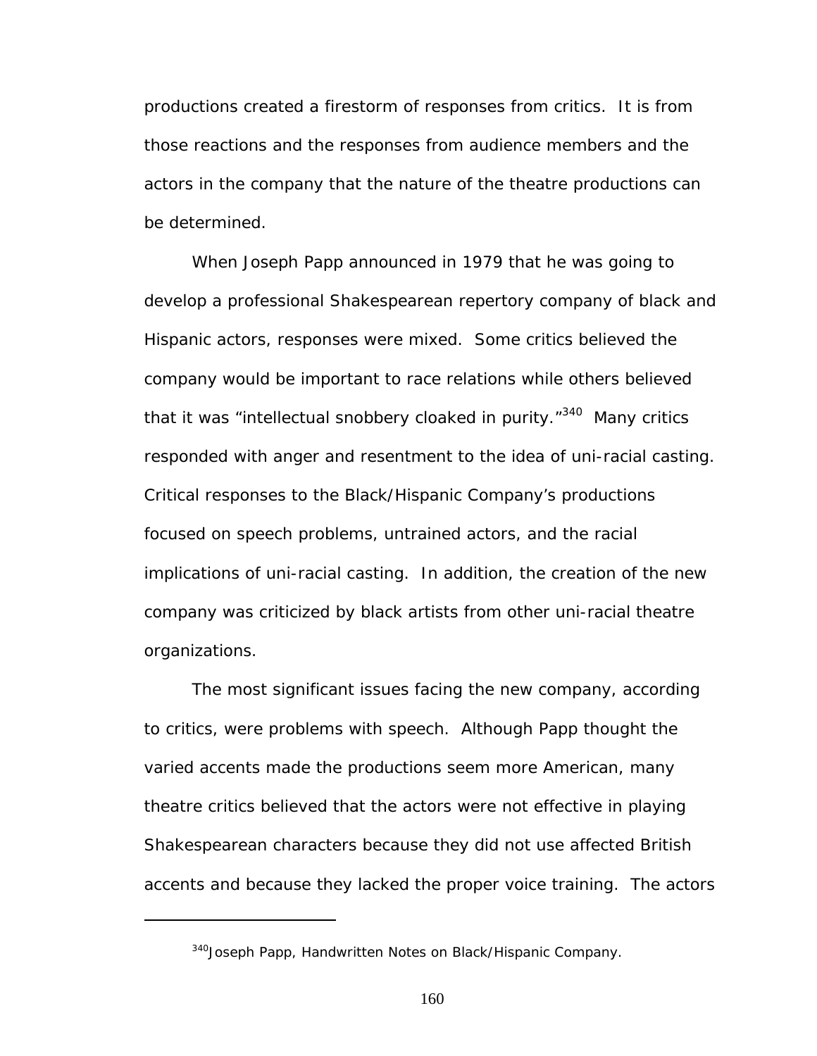productions created a firestorm of responses from critics. It is from those reactions and the responses from audience members and the actors in the company that the nature of the theatre productions can be determined.

When Joseph Papp announced in 1979 that he was going to develop a professional Shakespearean repertory company of black and Hispanic actors, responses were mixed. Some critics believed the company would be important to race relations while others believed that it was "intellectual snobbery cloaked in purity."[340] Many critics responded with anger and resentment to the idea of uni-racial casting. Critical responses to the Black/Hispanic Company's productions focused on speech problems, untrained actors, and the racial implications of uni-racial casting. In addition, the creation of the new company was criticized by black artists from other uni-racial theatre organizations.

The most significant issues facing the new company, according to critics, were problems with speech. Although Papp thought the varied accents made the productions seem more American, many theatre critics believed that the actors were not effective in playing Shakespearean characters because they did not use affected British accents and because they lacked the proper voice training. The actors

---

[340] Joseph Papp, Handwritten Notes on Black/Hispanic Company.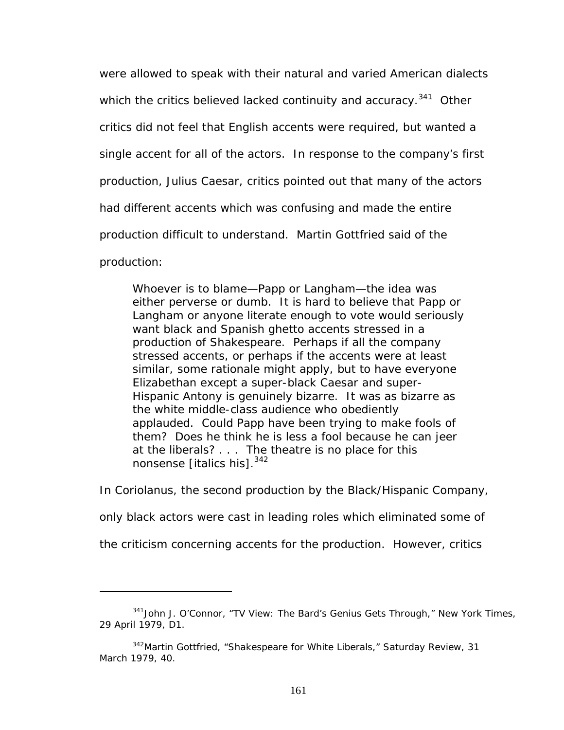were allowed to speak with their natural and varied American dialects which the critics believed lacked continuity and accuracy.[341] Other critics did not feel that English accents were required, but wanted a single accent for all of the actors. In response to the company's first production, Julius Caesar, critics pointed out that many of the actors had different accents which was confusing and made the entire production difficult to understand. Martin Gottfried said of the production:

> Whoever is to blame—Papp or Langham—the idea was either perverse or dumb. It is hard to believe that Papp or Langham or anyone literate enough to vote would seriously want black and Spanish ghetto accents stressed in a production of Shakespeare. Perhaps if all the company stressed accents, or perhaps if the accents were at least similar, some rationale might apply, but to have everyone Elizabethan except a super-black Caesar and super-Hispanic Antony is genuinely bizarre. It was as bizarre as the white middle-class audience who obediently applauded. Could Papp have been trying to make fools of them? Does he think he is less a fool because he can jeer at the liberals? . . . The theatre is no place for this nonsense [italics his].[342]

In Coriolanus, the second production by the Black/Hispanic Company, only black actors were cast in leading roles which eliminated some of the criticism concerning accents for the production. However, critics

---

[341] John J. O'Connor, "TV View: The Bard's Genius Gets Through," New York Times, 29 April 1979, D1.

[342] Martin Gottfried, "Shakespeare for White Liberals," Saturday Review, 31 March 1979, 40.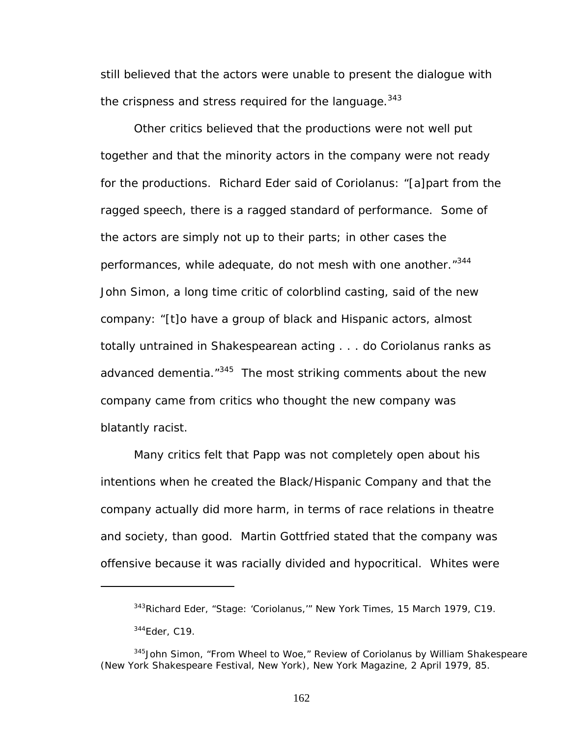still believed that the actors were unable to present the dialogue with the crispness and stress required for the language.[343]

Other critics believed that the productions were not well put together and that the minority actors in the company were not ready for the productions. Richard Eder said of Coriolanus: "[a]part from the ragged speech, there is a ragged standard of performance. Some of the actors are simply not up to their parts; in other cases the performances, while adequate, do not mesh with one another."[344] John Simon, a long time critic of colorblind casting, said of the new company: "[t]o have a group of black and Hispanic actors, almost totally untrained in Shakespearean acting . . . do Coriolanus ranks as advanced dementia."[345] The most striking comments about the new company came from critics who thought the new company was blatantly racist.

Many critics felt that Papp was not completely open about his intentions when he created the Black/Hispanic Company and that the company actually did more harm, in terms of race relations in theatre and society, than good. Martin Gottfried stated that the company was offensive because it was racially divided and hypocritical. Whites were

---

[343]Richard Eder, "Stage: 'Coriolanus,'" New York Times, 15 March 1979, C19.

[344]Eder, C19.

[345]John Simon, "From Wheel to Woe," Review of Coriolanus by William Shakespeare (New York Shakespeare Festival, New York), New York Magazine, 2 April 1979, 85.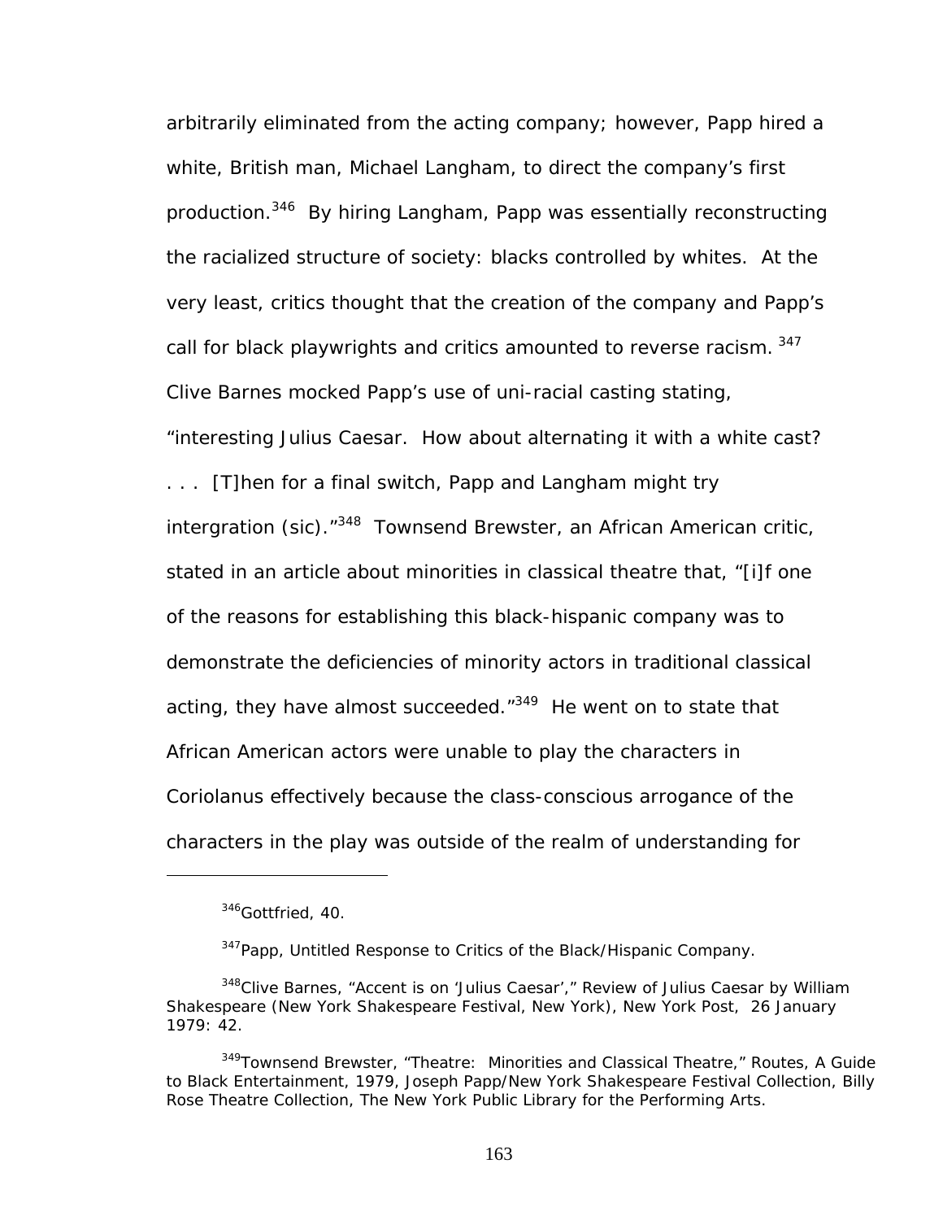arbitrarily eliminated from the acting company; however, Papp hired a white, British man, Michael Langham, to direct the company's first production.[346] By hiring Langham, Papp was essentially reconstructing the racialized structure of society: blacks controlled by whites. At the very least, critics thought that the creation of the company and Papp's call for black playwrights and critics amounted to reverse racism.[347] Clive Barnes mocked Papp's use of uni-racial casting stating, "interesting Julius Caesar. How about alternating it with a white cast? . . . [T]hen for a final switch, Papp and Langham might try intergration (sic)."[348] Townsend Brewster, an African American critic, stated in an article about minorities in classical theatre that, "[i]f one of the reasons for establishing this black-hispanic company was to demonstrate the deficiencies of minority actors in traditional classical acting, they have almost succeeded."[349] He went on to state that African American actors were unable to play the characters in Coriolanus effectively because the class-conscious arrogance of the characters in the play was outside of the realm of understanding for

---

[346] Gottfried, 40.

[347] Papp, Untitled Response to Critics of the Black/Hispanic Company.

[348] Clive Barnes, "Accent is on 'Julius Caesar'," Review of Julius Caesar by William Shakespeare (New York Shakespeare Festival, New York), New York Post, 26 January 1979: 42.

[349] Townsend Brewster, "Theatre: Minorities and Classical Theatre," Routes, A Guide to Black Entertainment, 1979, Joseph Papp/New York Shakespeare Festival Collection, Billy Rose Theatre Collection, The New York Public Library for the Performing Arts.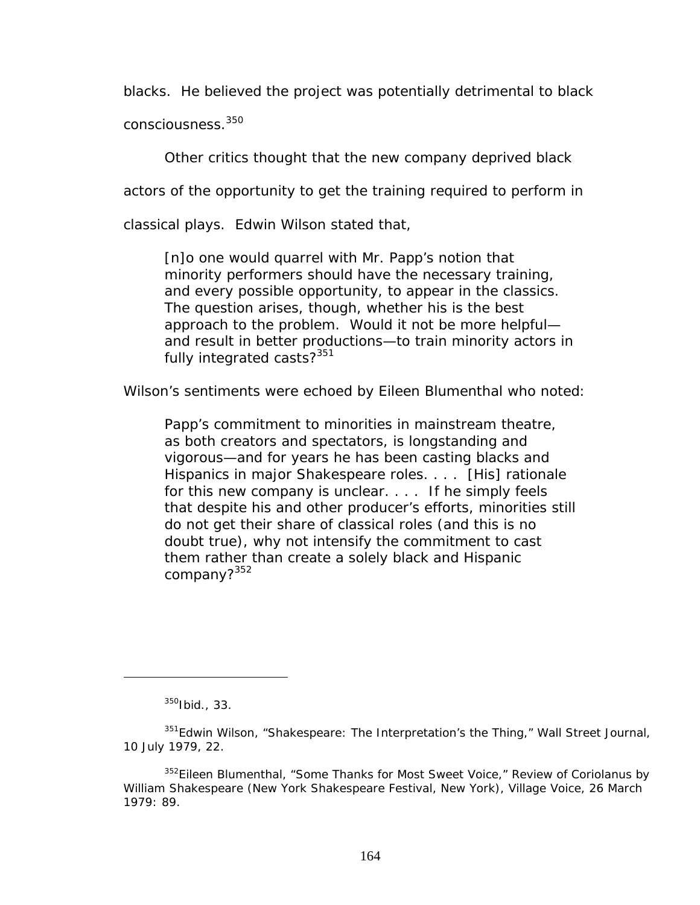blacks. He believed the project was potentially detrimental to black consciousness.[350]

Other critics thought that the new company deprived black actors of the opportunity to get the training required to perform in classical plays. Edwin Wilson stated that,

> [n]o one would quarrel with Mr. Papp's notion that minority performers should have the necessary training, and every possible opportunity, to appear in the classics. The question arises, though, whether his is the best approach to the problem. Would it not be more helpful—and result in better productions—to train minority actors in fully integrated casts?[351]

Wilson's sentiments were echoed by Eileen Blumenthal who noted:

> Papp's commitment to minorities in mainstream theatre, as both creators and spectators, is longstanding and vigorous—and for years he has been casting blacks and Hispanics in major Shakespeare roles. . . . [His] rationale for this new company is unclear. . . . If he simply feels that despite his and other producer's efforts, minorities still do not get their share of classical roles (and this is no doubt true), why not intensify the commitment to cast them rather than create a solely black and Hispanic company?[352]

---

[350]Ibid., 33.

[351]Edwin Wilson, "Shakespeare: The Interpretation's the Thing," Wall Street Journal, 10 July 1979, 22.

[352]Eileen Blumenthal, "Some Thanks for Most Sweet Voice," Review of Coriolanus by William Shakespeare (New York Shakespeare Festival, New York), Village Voice, 26 March 1979: 89.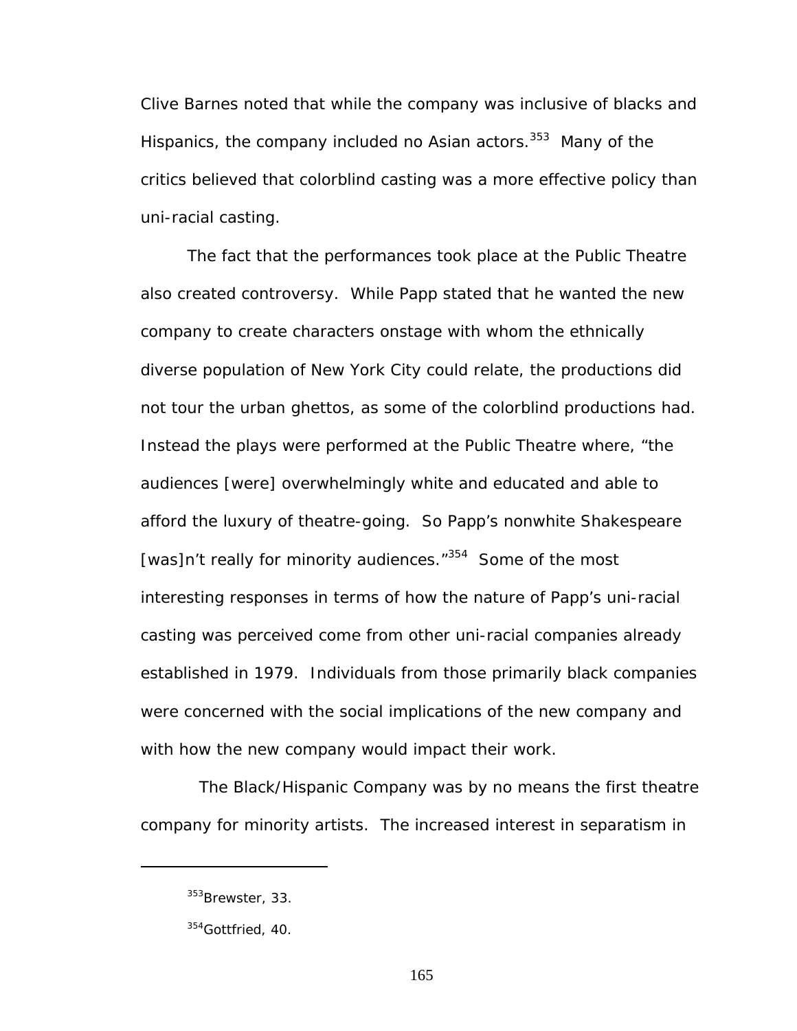Clive Barnes noted that while the company was inclusive of blacks and Hispanics, the company included no Asian actors.[353] Many of the critics believed that colorblind casting was a more effective policy than uni-racial casting.

The fact that the performances took place at the Public Theatre also created controversy. While Papp stated that he wanted the new company to create characters onstage with whom the ethnically diverse population of New York City could relate, the productions did not tour the urban ghettos, as some of the colorblind productions had. Instead the plays were performed at the Public Theatre where, "the audiences [were] overwhelmingly white and educated and able to afford the luxury of theatre-going. So Papp's nonwhite Shakespeare [was]n't really for minority audiences."[354] Some of the most interesting responses in terms of how the nature of Papp's uni-racial casting was perceived come from other uni-racial companies already established in 1979. Individuals from those primarily black companies were concerned with the social implications of the new company and with how the new company would impact their work.

The Black/Hispanic Company was by no means the first theatre company for minority artists. The increased interest in separatism in

---

[353] Brewster, 33.

[354] Gottfried, 40.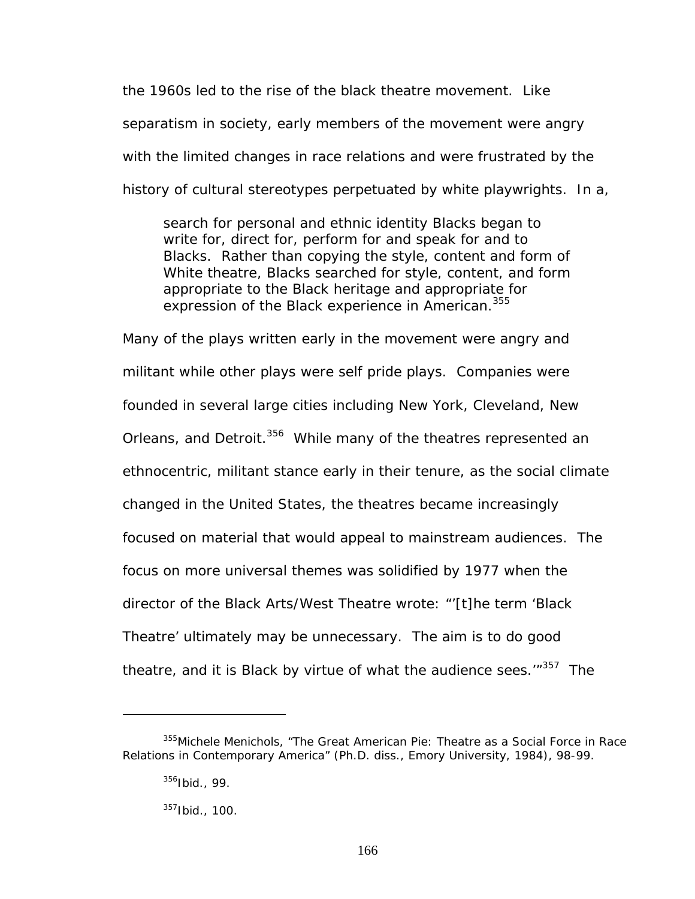the 1960s led to the rise of the black theatre movement. Like separatism in society, early members of the movement were angry with the limited changes in race relations and were frustrated by the history of cultural stereotypes perpetuated by white playwrights. In a,

> search for personal and ethnic identity Blacks began to write for, direct for, perform for and speak for and to Blacks. Rather than copying the style, content and form of White theatre, Blacks searched for style, content, and form appropriate to the Black heritage and appropriate for expression of the Black experience in American.[355]

Many of the plays written early in the movement were angry and militant while other plays were self pride plays. Companies were founded in several large cities including New York, Cleveland, New Orleans, and Detroit.[356] While many of the theatres represented an ethnocentric, militant stance early in their tenure, as the social climate changed in the United States, the theatres became increasingly focused on material that would appeal to mainstream audiences. The focus on more universal themes was solidified by 1977 when the director of the Black Arts/West Theatre wrote: "'[t]he term 'Black Theatre' ultimately may be unnecessary. The aim is to do good theatre, and it is Black by virtue of what the audience sees.'"[357] The

---

[355]Michele Menichols, "The Great American Pie: Theatre as a Social Force in Race Relations in Contemporary America" (Ph.D. diss., Emory University, 1984), 98-99.

[356]Ibid., 99.

[357]Ibid., 100.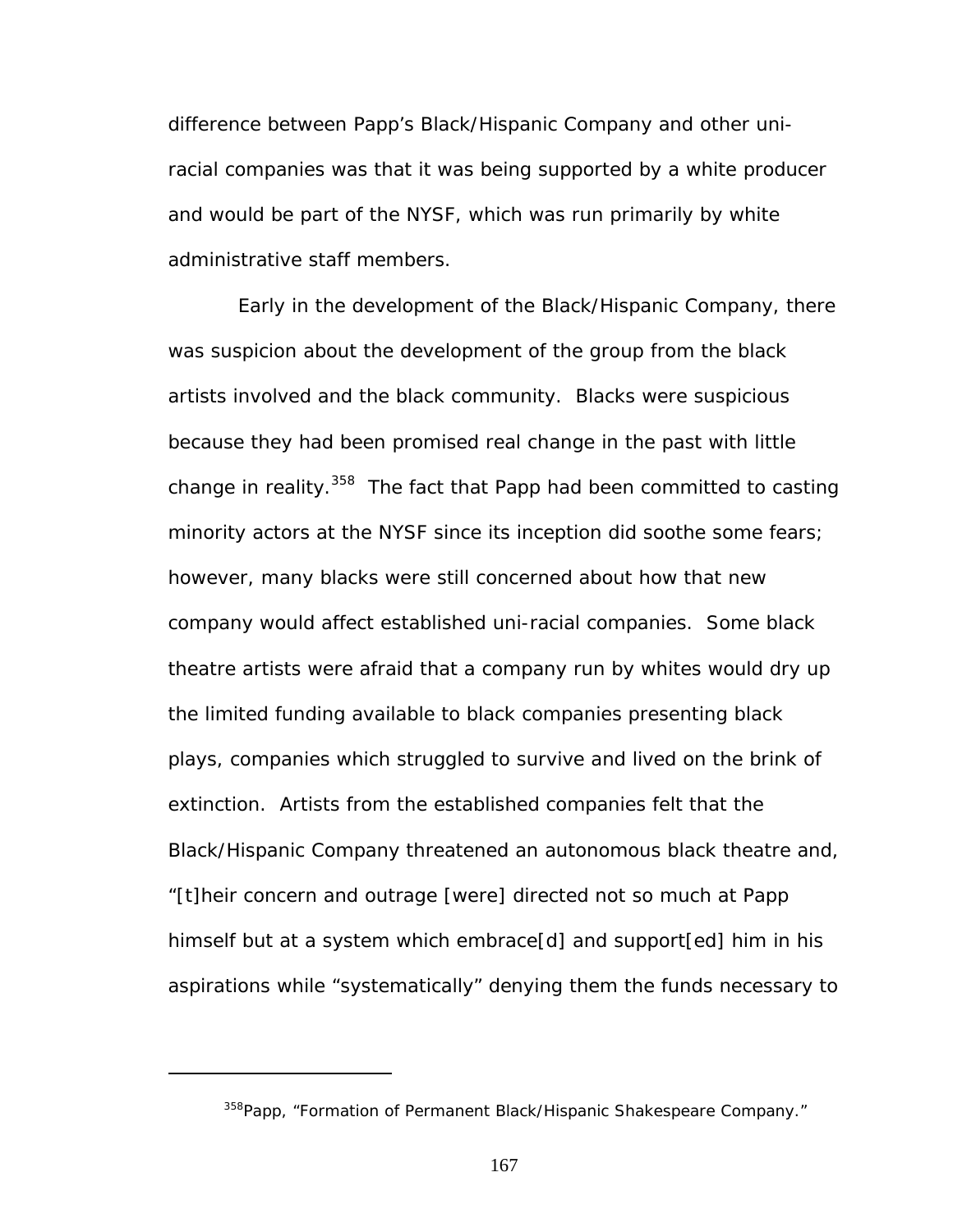difference between Papp's Black/Hispanic Company and other uni-racial companies was that it was being supported by a white producer and would be part of the NYSF, which was run primarily by white administrative staff members.

Early in the development of the Black/Hispanic Company, there was suspicion about the development of the group from the black artists involved and the black community. Blacks were suspicious because they had been promised real change in the past with little change in reality.[358] The fact that Papp had been committed to casting minority actors at the NYSF since its inception did soothe some fears; however, many blacks were still concerned about how that new company would affect established uni-racial companies. Some black theatre artists were afraid that a company run by whites would dry up the limited funding available to black companies presenting black plays, companies which struggled to survive and lived on the brink of extinction. Artists from the established companies felt that the Black/Hispanic Company threatened an autonomous black theatre and, "[t]heir concern and outrage [were] directed not so much at Papp himself but at a system which embrace[d] and support[ed] him in his aspirations while "systematically" denying them the funds necessary to

---

[358] Papp, "Formation of Permanent Black/Hispanic Shakespeare Company."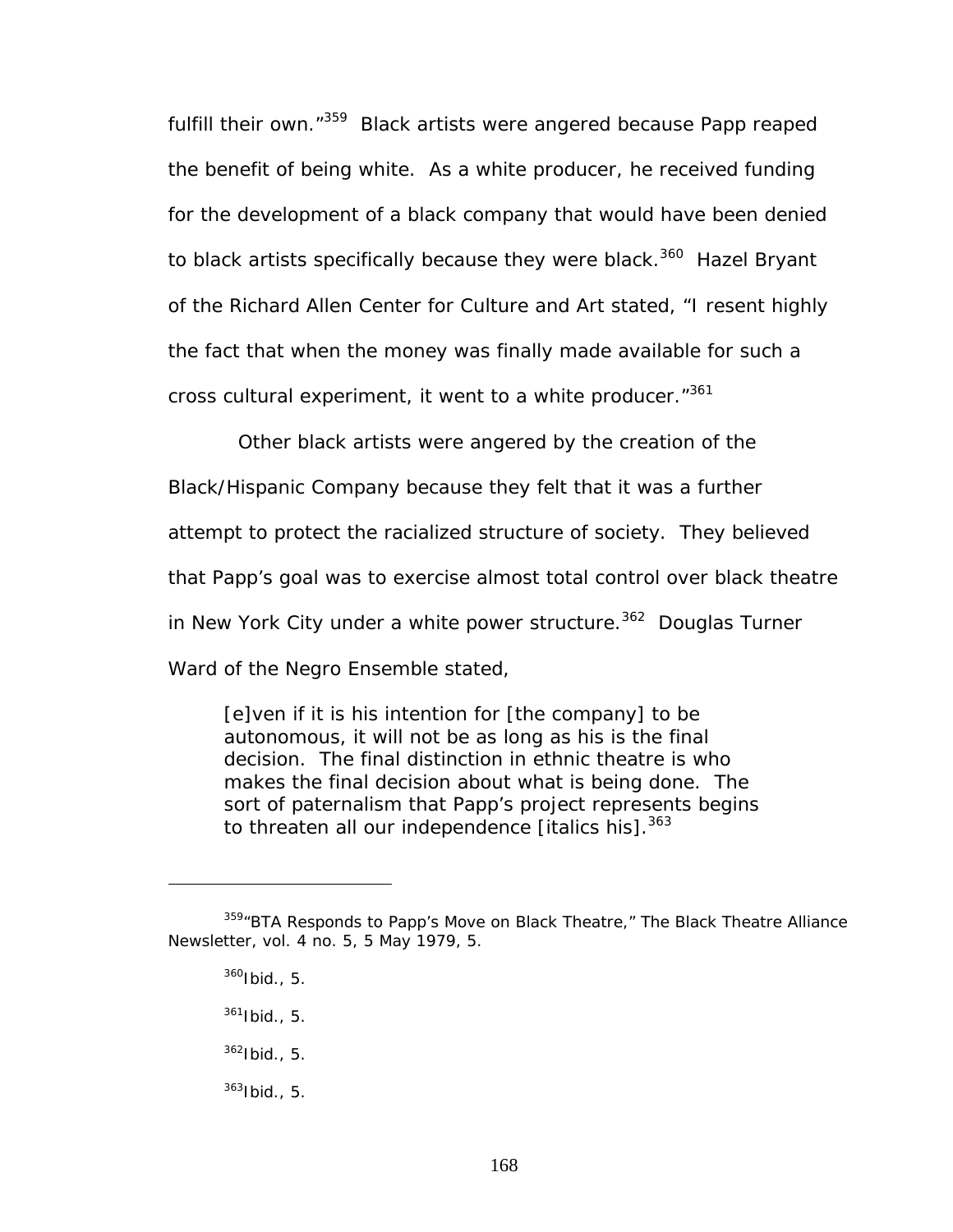fulfill their own."[359] Black artists were angered because Papp reaped the benefit of being white. As a white producer, he received funding for the development of a black company that would have been denied to black artists specifically because they were black.[360] Hazel Bryant of the Richard Allen Center for Culture and Art stated, "I resent highly the fact that when the money was finally made available for such a cross cultural experiment, it went to a white producer."[361]

Other black artists were angered by the creation of the Black/Hispanic Company because they felt that it was a further attempt to protect the racialized structure of society. They believed that Papp's goal was to exercise almost total control over black theatre in New York City under a white power structure.[362] Douglas Turner Ward of the Negro Ensemble stated,

> [e]ven if it is his intention for [the company] to be autonomous, it will not be as long as his is the final decision. The final distinction in ethnic theatre is who makes the final decision about what is being done. The sort of paternalism that Papp's project represents begins to threaten all our independence [italics his].[363]

---

[359]"BTA Responds to Papp's Move on Black Theatre," The Black Theatre Alliance Newsletter, vol. 4 no. 5, 5 May 1979, 5.

[360]Ibid., 5.

[361]Ibid., 5.

[362]Ibid., 5.

[363]Ibid., 5.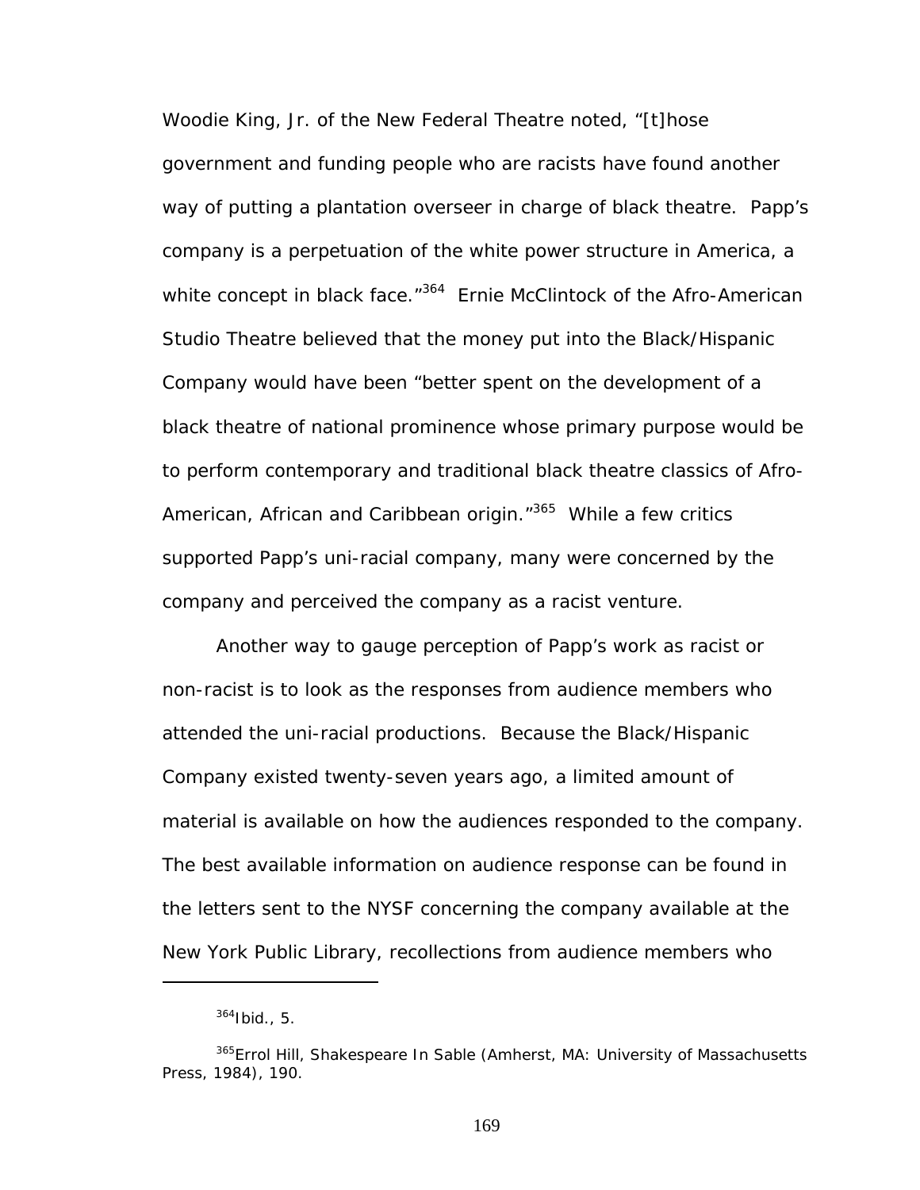Woodie King, Jr. of the New Federal Theatre noted, "[t]hose government and funding people who are racists have found another way of putting a plantation overseer in charge of black theatre. Papp's company is a perpetuation of the white power structure in America, a white concept in black face."[364] Ernie McClintock of the Afro-American Studio Theatre believed that the money put into the Black/Hispanic Company would have been "better spent on the development of a black theatre of national prominence whose primary purpose would be to perform contemporary and traditional black theatre classics of Afro-American, African and Caribbean origin."[365] While a few critics supported Papp's uni-racial company, many were concerned by the company and perceived the company as a racist venture.

Another way to gauge perception of Papp's work as racist or non-racist is to look as the responses from audience members who attended the uni-racial productions. Because the Black/Hispanic Company existed twenty-seven years ago, a limited amount of material is available on how the audiences responded to the company. The best available information on audience response can be found in the letters sent to the NYSF concerning the company available at the New York Public Library, recollections from audience members who

---

[364] Ibid., 5.

[365] Errol Hill, *Shakespeare In Sable* (Amherst, MA: University of Massachusetts Press, 1984), 190.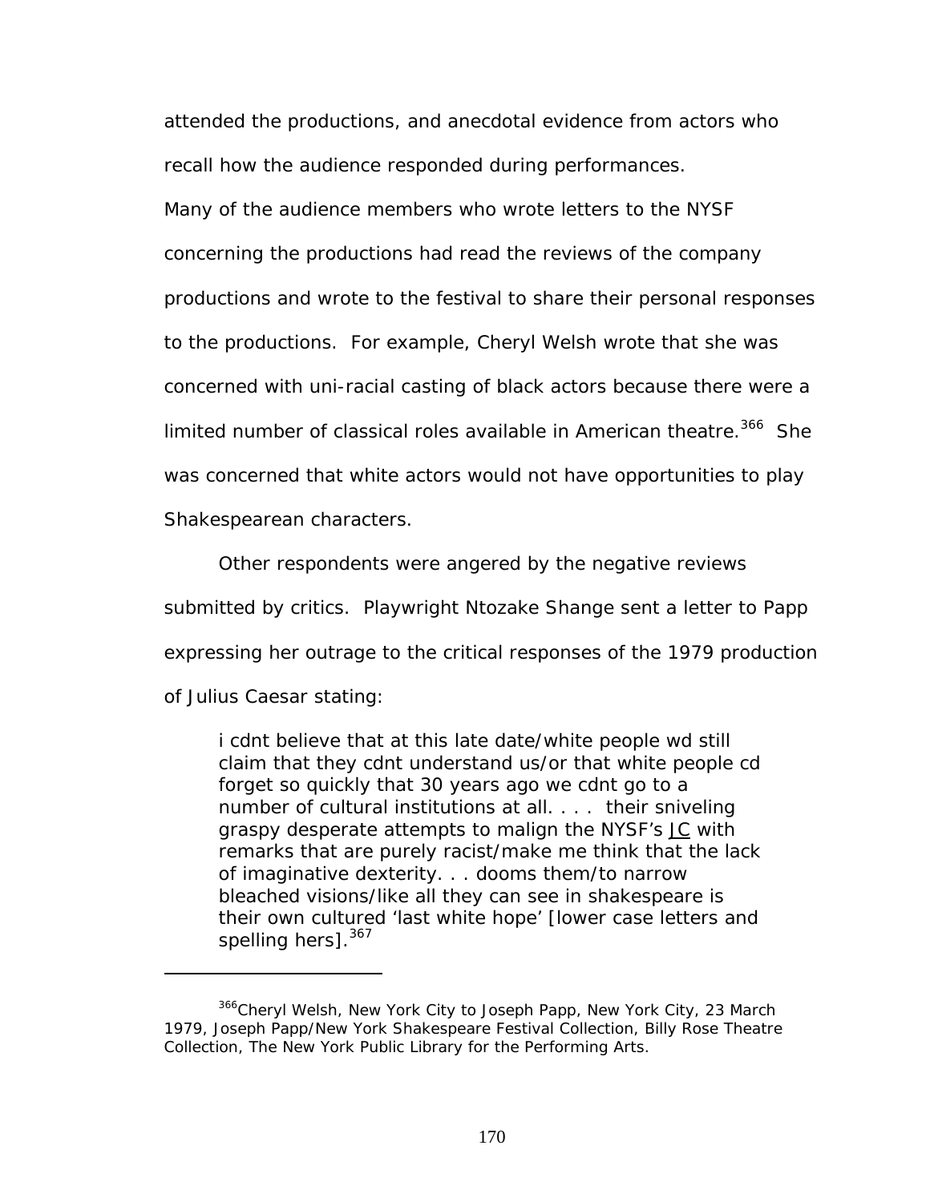attended the productions, and anecdotal evidence from actors who recall how the audience responded during performances.

Many of the audience members who wrote letters to the NYSF concerning the productions had read the reviews of the company productions and wrote to the festival to share their personal responses to the productions. For example, Cheryl Welsh wrote that she was concerned with uni-racial casting of black actors because there were a limited number of classical roles available in American theatre.[366] She was concerned that white actors would not have opportunities to play Shakespearean characters.

Other respondents were angered by the negative reviews submitted by critics. Playwright Ntozake Shange sent a letter to Papp expressing her outrage to the critical responses of the 1979 production of Julius Caesar stating:

> i cdnt believe that at this late date/white people wd still claim that they cdnt understand us/or that white people cd forget so quickly that 30 years ago we cdnt go to a number of cultural institutions at all. . . . their sniveling graspy desperate attempts to malign the NYSF's JC with remarks that are purely racist/make me think that the lack of imaginative dexterity. . . dooms them/to narrow bleached visions/like all they can see in shakespeare is their own cultured 'last white hope' [lower case letters and spelling hers].[367]

---

[366] Cheryl Welsh, New York City to Joseph Papp, New York City, 23 March 1979, Joseph Papp/New York Shakespeare Festival Collection, Billy Rose Theatre Collection, The New York Public Library for the Performing Arts.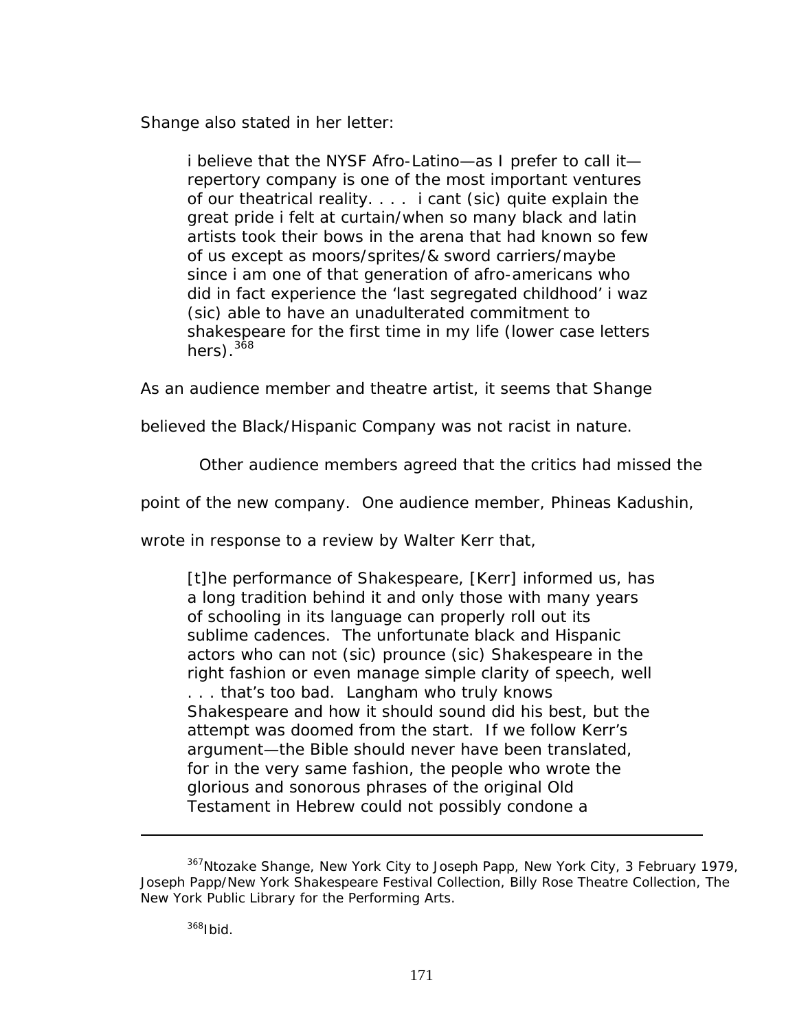Shange also stated in her letter:

> i believe that the NYSF Afro-Latino—as I prefer to call it—repertory company is one of the most important ventures of our theatrical reality. . . . i cant (sic) quite explain the great pride i felt at curtain/when so many black and latin artists took their bows in the arena that had known so few of us except as moors/sprites/& sword carriers/maybe since i am one of that generation of afro-americans who did in fact experience the 'last segregated childhood' i waz (sic) able to have an unadulterated commitment to shakespeare for the first time in my life (lower case letters hers).[368]

As an audience member and theatre artist, it seems that Shange believed the Black/Hispanic Company was not racist in nature.

Other audience members agreed that the critics had missed the point of the new company. One audience member, Phineas Kadushin, wrote in response to a review by Walter Kerr that,

> [t]he performance of Shakespeare, [Kerr] informed us, has a long tradition behind it and only those with many years of schooling in its language can properly roll out its sublime cadences. The unfortunate black and Hispanic actors who can not (sic) prounce (sic) Shakespeare in the right fashion or even manage simple clarity of speech, well . . . that's too bad. Langham who truly knows Shakespeare and how it should sound did his best, but the attempt was doomed from the start. If we follow Kerr's argument—the Bible should never have been translated, for in the very same fashion, the people who wrote the glorious and sonorous phrases of the original Old Testament in Hebrew could not possibly condone a

---

[367] Ntozake Shange, New York City to Joseph Papp, New York City, 3 February 1979, Joseph Papp/New York Shakespeare Festival Collection, Billy Rose Theatre Collection, The New York Public Library for the Performing Arts.

[368] Ibid.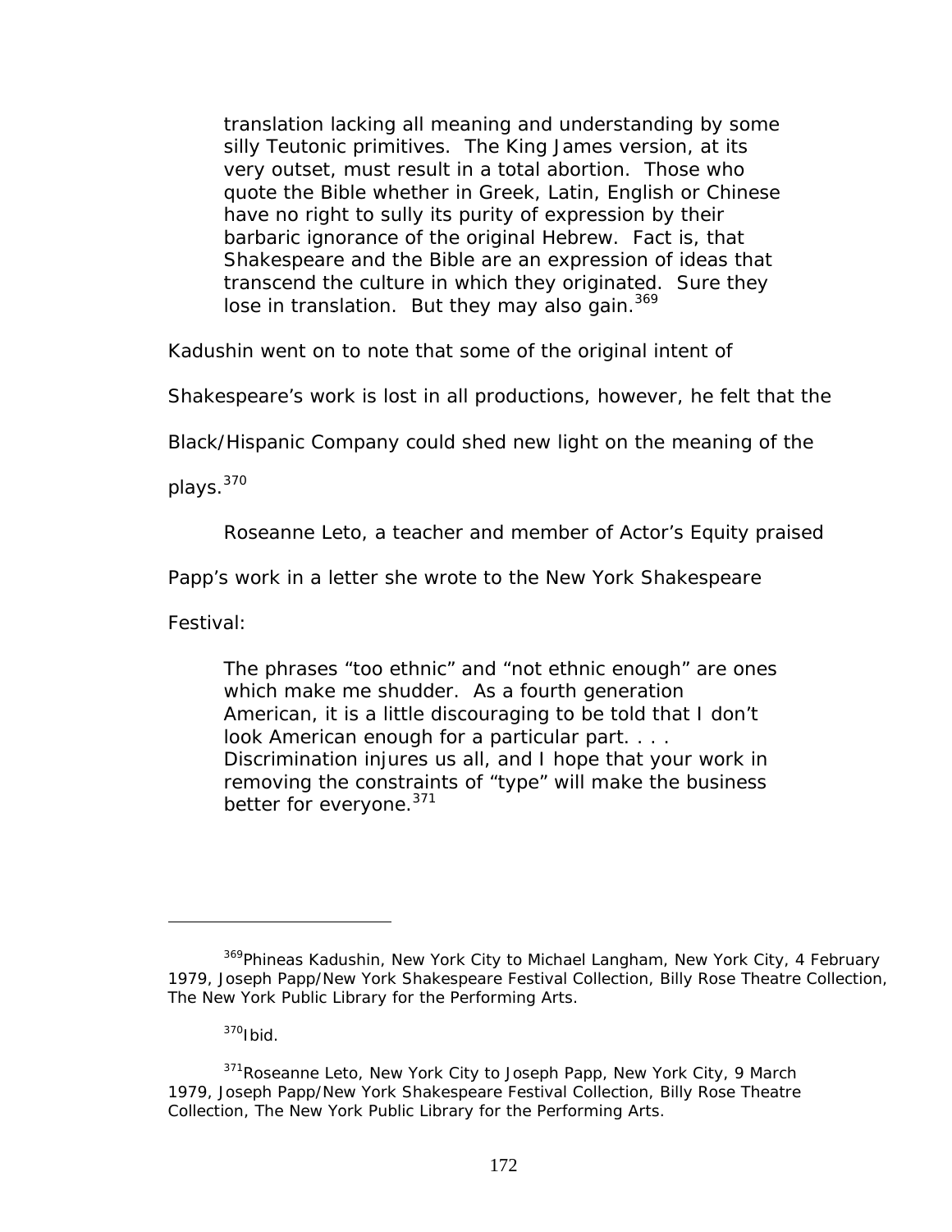> translation lacking all meaning and understanding by some silly Teutonic primitives. The King James version, at its very outset, must result in a total abortion. Those who quote the Bible whether in Greek, Latin, English or Chinese have no right to sully its purity of expression by their barbaric ignorance of the original Hebrew. Fact is, that Shakespeare and the Bible are an expression of ideas that transcend the culture in which they originated. Sure they lose in translation. But they may also gain.[369]

Kadushin went on to note that some of the original intent of Shakespeare's work is lost in all productions, however, he felt that the Black/Hispanic Company could shed new light on the meaning of the plays.[370]

Roseanne Leto, a teacher and member of Actor's Equity praised Papp's work in a letter she wrote to the New York Shakespeare Festival:

> The phrases "too ethnic" and "not ethnic enough" are ones which make me shudder. As a fourth generation American, it is a little discouraging to be told that I don't look American enough for a particular part. . . . Discrimination injures us all, and I hope that your work in removing the constraints of "type" will make the business better for everyone.[371]

---

[369] Phineas Kadushin, New York City to Michael Langham, New York City, 4 February 1979, Joseph Papp/New York Shakespeare Festival Collection, Billy Rose Theatre Collection, The New York Public Library for the Performing Arts.

[370] Ibid.

[371] Roseanne Leto, New York City to Joseph Papp, New York City, 9 March 1979, Joseph Papp/New York Shakespeare Festival Collection, Billy Rose Theatre Collection, The New York Public Library for the Performing Arts.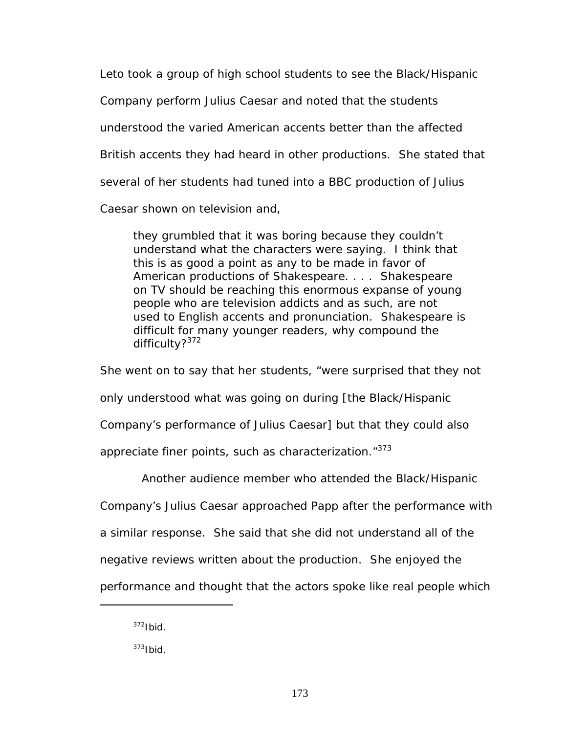Leto took a group of high school students to see the Black/Hispanic Company perform Julius Caesar and noted that the students understood the varied American accents better than the affected British accents they had heard in other productions. She stated that several of her students had tuned into a BBC production of Julius Caesar shown on television and,

> they grumbled that it was boring because they couldn't understand what the characters were saying. I think that this is as good a point as any to be made in favor of American productions of Shakespeare. . . . Shakespeare on TV should be reaching this enormous expanse of young people who are television addicts and as such, are not used to English accents and pronunciation. Shakespeare is difficult for many younger readers, why compound the difficulty?[372]

She went on to say that her students, "were surprised that they not only understood what was going on during [the Black/Hispanic Company's performance of Julius Caesar] but that they could also appreciate finer points, such as characterization."[373]

Another audience member who attended the Black/Hispanic Company's Julius Caesar approached Papp after the performance with a similar response. She said that she did not understand all of the negative reviews written about the production. She enjoyed the performance and thought that the actors spoke like real people which

---

[372] Ibid.

[373] Ibid.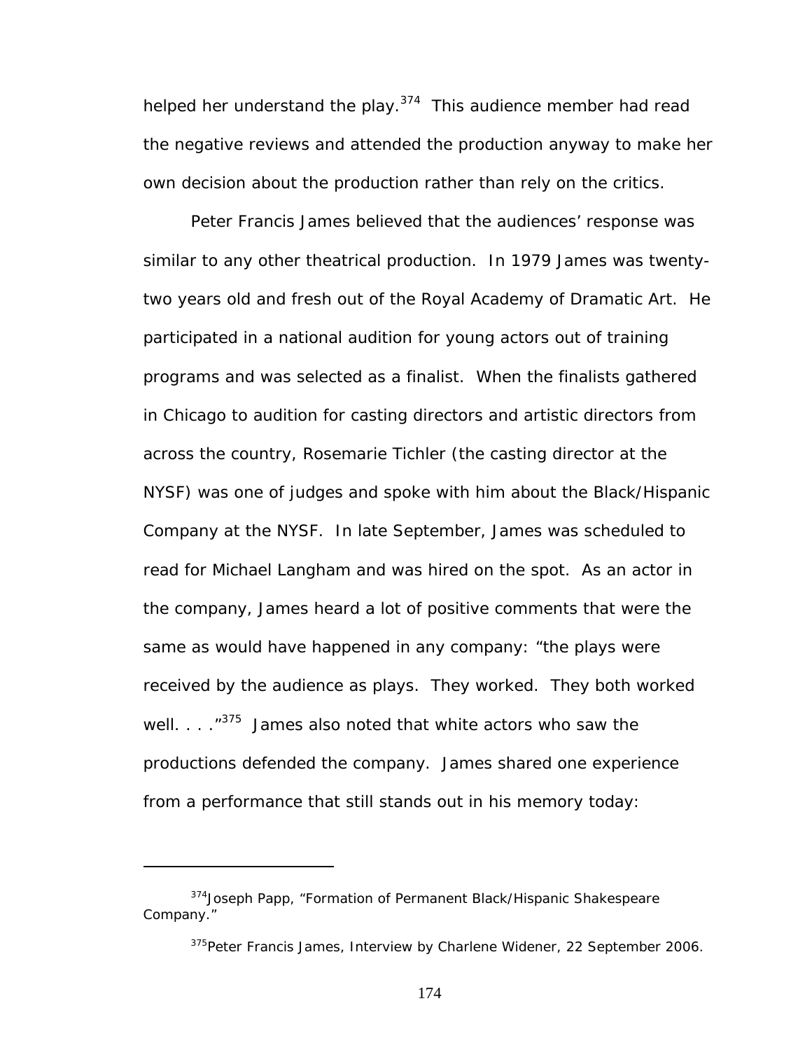helped her understand the play.[374] This audience member had read the negative reviews and attended the production anyway to make her own decision about the production rather than rely on the critics.

Peter Francis James believed that the audiences' response was similar to any other theatrical production. In 1979 James was twenty-two years old and fresh out of the Royal Academy of Dramatic Art. He participated in a national audition for young actors out of training programs and was selected as a finalist. When the finalists gathered in Chicago to audition for casting directors and artistic directors from across the country, Rosemarie Tichler (the casting director at the NYSF) was one of judges and spoke with him about the Black/Hispanic Company at the NYSF. In late September, James was scheduled to read for Michael Langham and was hired on the spot. As an actor in the company, James heard a lot of positive comments that were the same as would have happened in any company: "the plays were received by the audience as plays. They worked. They both worked well. . . ."[375] James also noted that white actors who saw the productions defended the company. James shared one experience from a performance that still stands out in his memory today:

---

[374]Joseph Papp, "Formation of Permanent Black/Hispanic Shakespeare Company."

[375]Peter Francis James, Interview by Charlene Widener, 22 September 2006.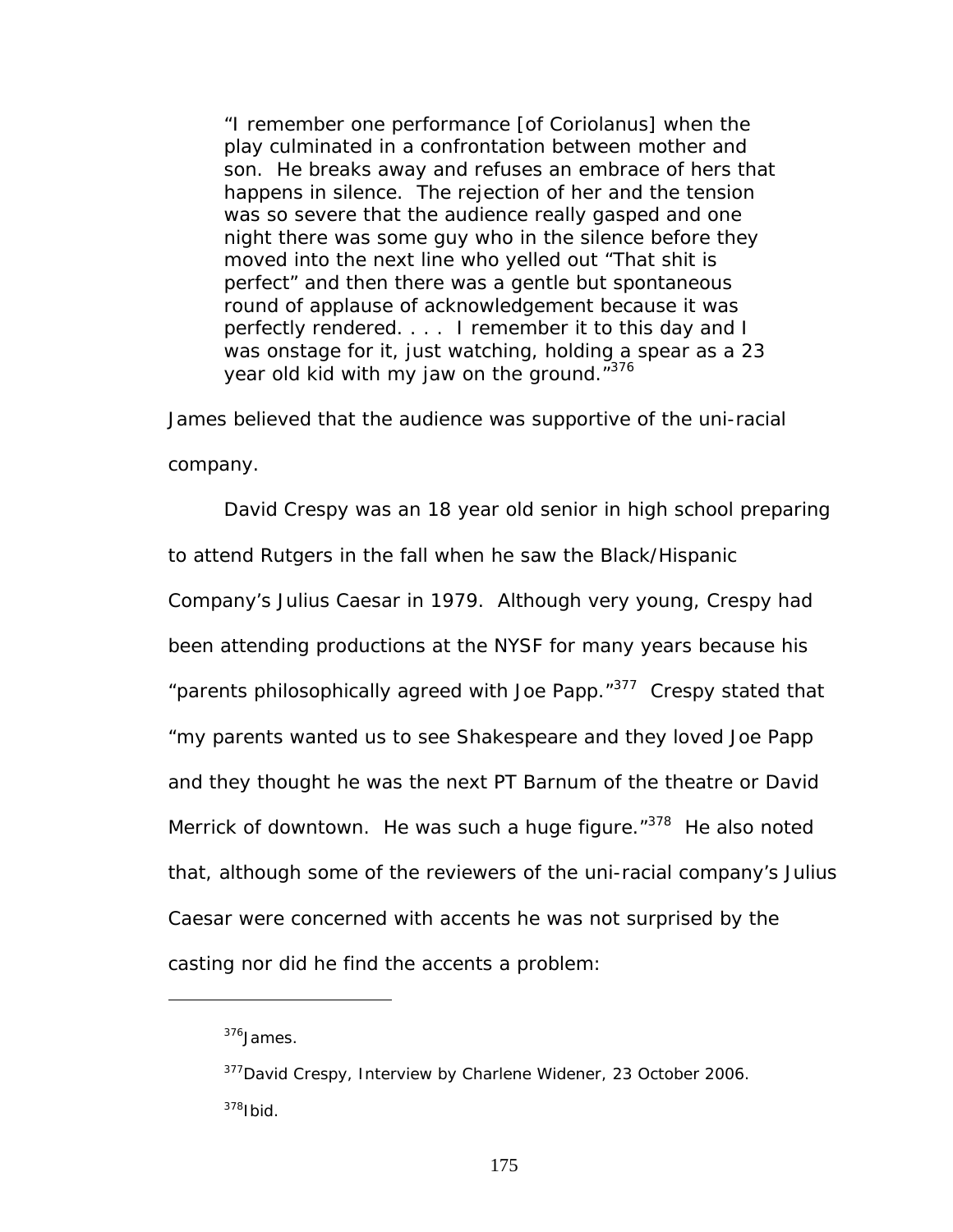> "I remember one performance [of Coriolanus] when the play culminated in a confrontation between mother and son. He breaks away and refuses an embrace of hers that happens in silence. The rejection of her and the tension was so severe that the audience really gasped and one night there was some guy who in the silence before they moved into the next line who yelled out "That shit is perfect" and then there was a gentle but spontaneous round of applause of acknowledgement because it was perfectly rendered. . . . I remember it to this day and I was onstage for it, just watching, holding a spear as a 23 year old kid with my jaw on the ground."[376]

James believed that the audience was supportive of the uni-racial company.

David Crespy was an 18 year old senior in high school preparing to attend Rutgers in the fall when he saw the Black/Hispanic Company's Julius Caesar in 1979. Although very young, Crespy had been attending productions at the NYSF for many years because his "parents philosophically agreed with Joe Papp."[377] Crespy stated that "my parents wanted us to see Shakespeare and they loved Joe Papp and they thought he was the next PT Barnum of the theatre or David Merrick of downtown. He was such a huge figure."[378] He also noted that, although some of the reviewers of the uni-racial company's Julius Caesar were concerned with accents he was not surprised by the casting nor did he find the accents a problem:

---

[376] James.

[377] David Crespy, Interview by Charlene Widener, 23 October 2006.

[378] Ibid.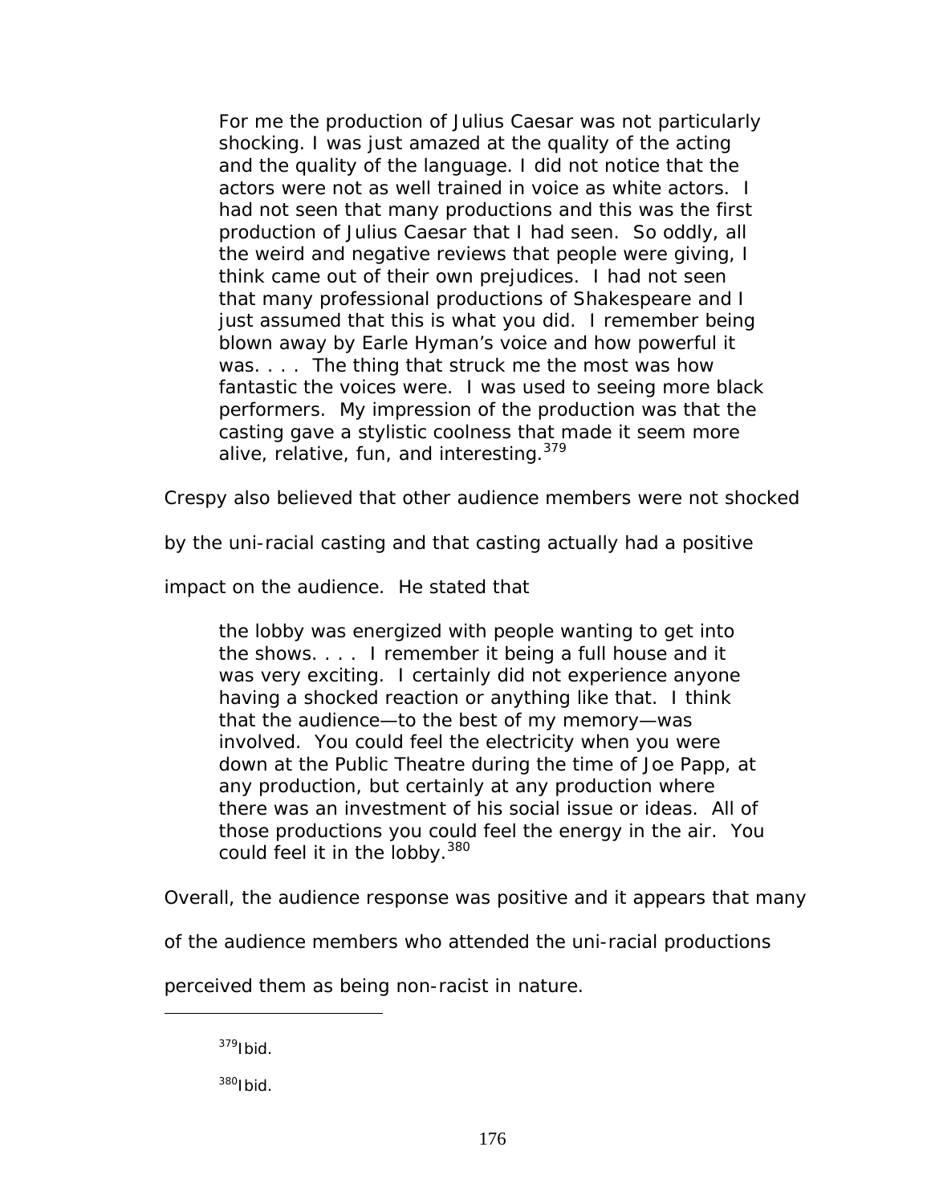> For me the production of Julius Caesar was not particularly shocking. I was just amazed at the quality of the acting and the quality of the language. I did not notice that the actors were not as well trained in voice as white actors. I had not seen that many productions and this was the first production of Julius Caesar that I had seen. So oddly, all the weird and negative reviews that people were giving, I think came out of their own prejudices. I had not seen that many professional productions of Shakespeare and I just assumed that this is what you did. I remember being blown away by Earle Hyman's voice and how powerful it was. . . . The thing that struck me the most was how fantastic the voices were. I was used to seeing more black performers. My impression of the production was that the casting gave a stylistic coolness that made it seem more alive, relative, fun, and interesting.[379]

Crespy also believed that other audience members were not shocked by the uni-racial casting and that casting actually had a positive impact on the audience. He stated that

> the lobby was energized with people wanting to get into the shows. . . . I remember it being a full house and it was very exciting. I certainly did not experience anyone having a shocked reaction or anything like that. I think that the audience—to the best of my memory—was involved. You could feel the electricity when you were down at the Public Theatre during the time of Joe Papp, at any production, but certainly at any production where there was an investment of his social issue or ideas. All of those productions you could feel the energy in the air. You could feel it in the lobby.[380]

Overall, the audience response was positive and it appears that many of the audience members who attended the uni-racial productions perceived them as being non-racist in nature.

---

[379]Ibid.

[380]Ibid.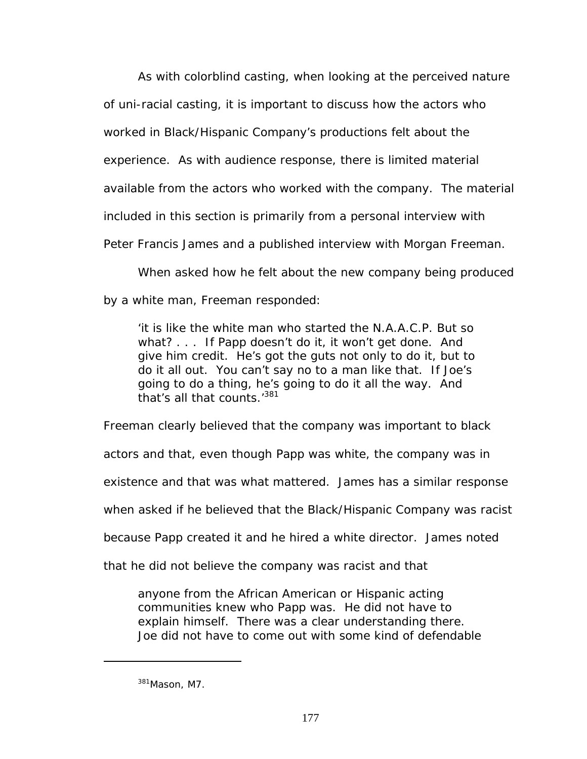As with colorblind casting, when looking at the perceived nature of uni-racial casting, it is important to discuss how the actors who worked in Black/Hispanic Company's productions felt about the experience. As with audience response, there is limited material available from the actors who worked with the company. The material included in this section is primarily from a personal interview with Peter Francis James and a published interview with Morgan Freeman.

When asked how he felt about the new company being produced by a white man, Freeman responded:

> 'it is like the white man who started the N.A.A.C.P. But so what? . . . If Papp doesn't do it, it won't get done. And give him credit. He's got the guts not only to do it, but to do it all out. You can't say no to a man like that. If Joe's going to do a thing, he's going to do it all the way. And that's all that counts.'[381]

Freeman clearly believed that the company was important to black actors and that, even though Papp was white, the company was in existence and that was what mattered. James has a similar response when asked if he believed that the Black/Hispanic Company was racist because Papp created it and he hired a white director. James noted that he did not believe the company was racist and that

> anyone from the African American or Hispanic acting communities knew who Papp was. He did not have to explain himself. There was a clear understanding there. Joe did not have to come out with some kind of defendable

---

[381]Mason, M7.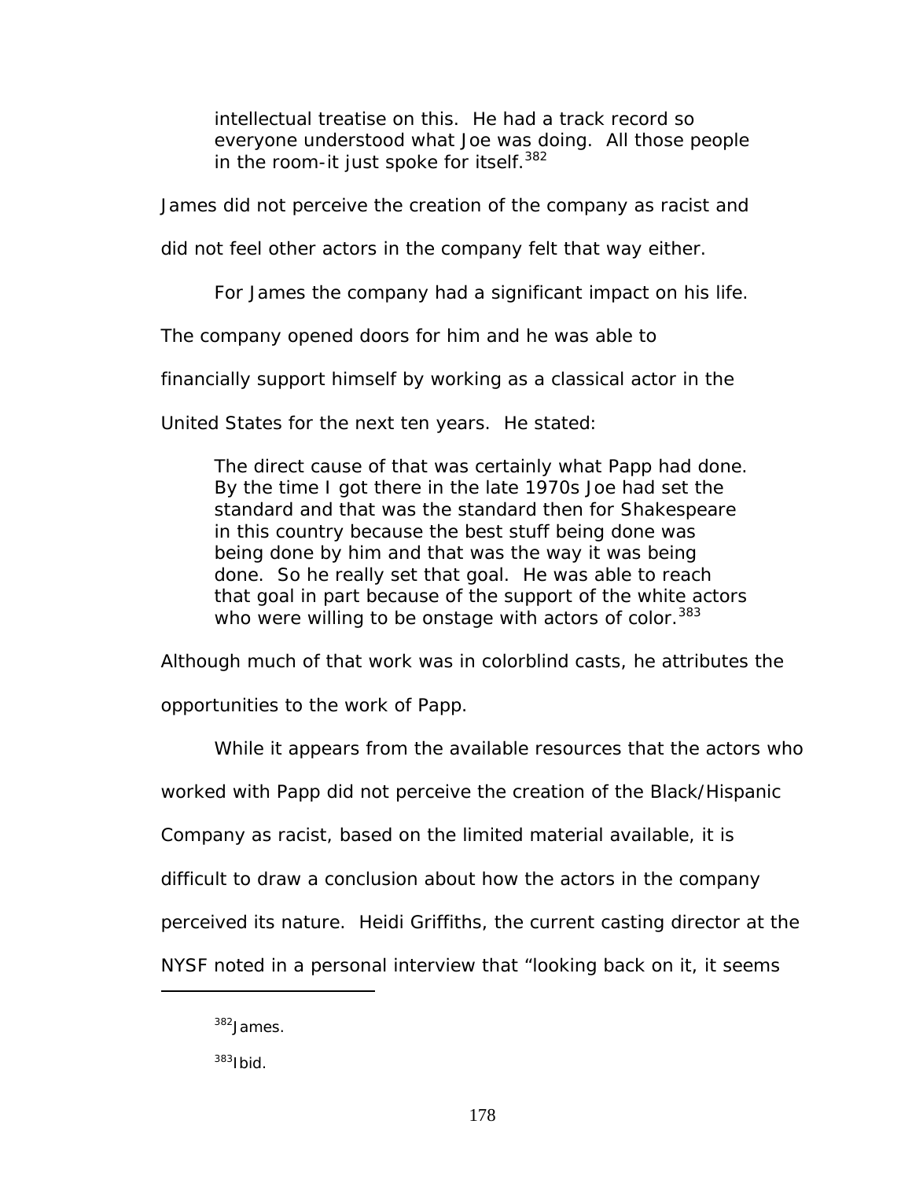> intellectual treatise on this. He had a track record so everyone understood what Joe was doing. All those people in the room-it just spoke for itself.[382]

James did not perceive the creation of the company as racist and did not feel other actors in the company felt that way either.

For James the company had a significant impact on his life. The company opened doors for him and he was able to financially support himself by working as a classical actor in the United States for the next ten years. He stated:

> The direct cause of that was certainly what Papp had done. By the time I got there in the late 1970s Joe had set the standard and that was the standard then for Shakespeare in this country because the best stuff being done was being done by him and that was the way it was being done. So he really set that goal. He was able to reach that goal in part because of the support of the white actors who were willing to be onstage with actors of color.[383]

Although much of that work was in colorblind casts, he attributes the opportunities to the work of Papp.

While it appears from the available resources that the actors who worked with Papp did not perceive the creation of the Black/Hispanic Company as racist, based on the limited material available, it is difficult to draw a conclusion about how the actors in the company perceived its nature. Heidi Griffiths, the current casting director at the NYSF noted in a personal interview that "looking back on it, it seems

---

[382] James.

[383] Ibid.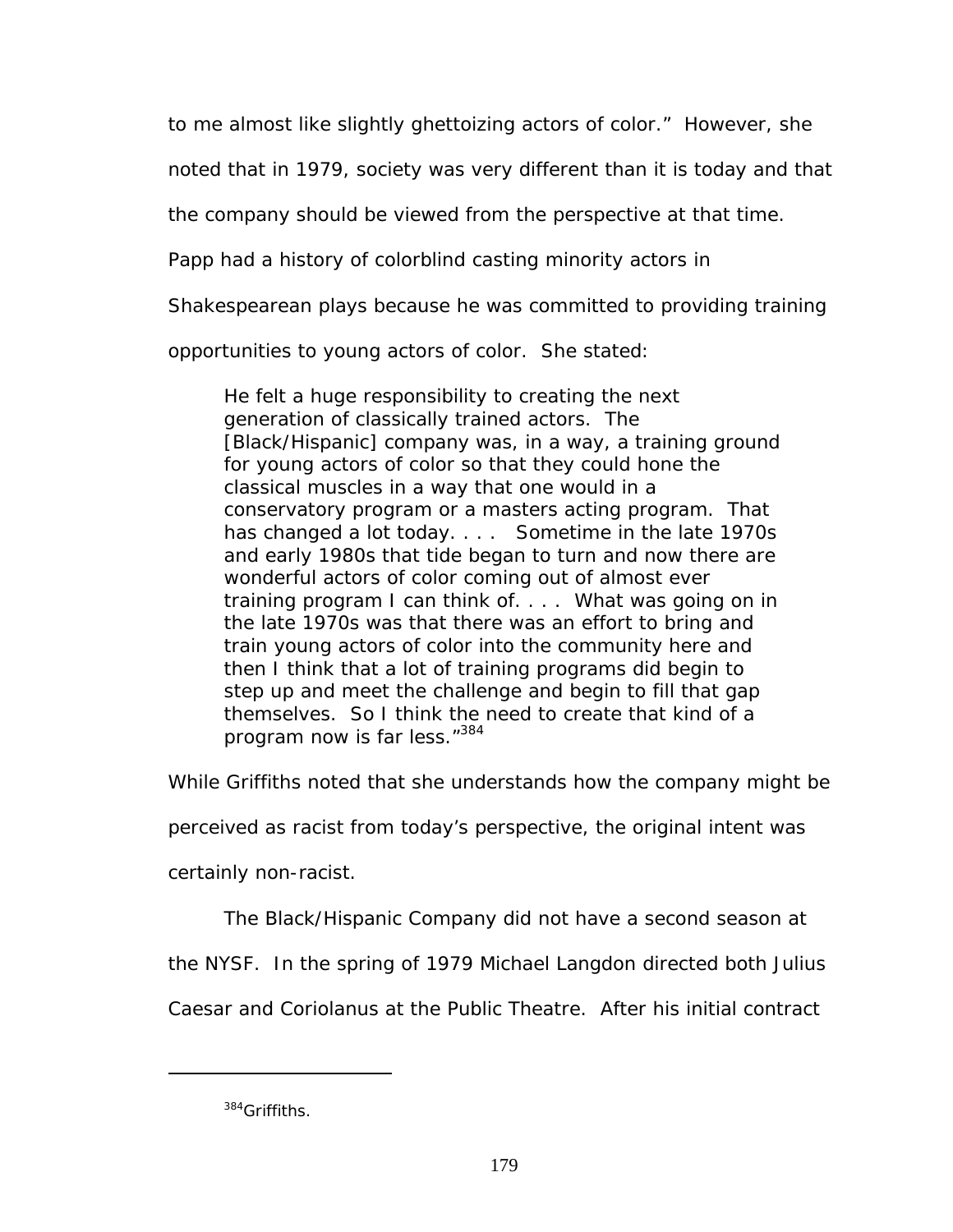to me almost like slightly ghettoizing actors of color." However, she noted that in 1979, society was very different than it is today and that the company should be viewed from the perspective at that time. Papp had a history of colorblind casting minority actors in Shakespearean plays because he was committed to providing training opportunities to young actors of color. She stated:

> He felt a huge responsibility to creating the next generation of classically trained actors. The [Black/Hispanic] company was, in a way, a training ground for young actors of color so that they could hone the classical muscles in a way that one would in a conservatory program or a masters acting program. That has changed a lot today. . . . Sometime in the late 1970s and early 1980s that tide began to turn and now there are wonderful actors of color coming out of almost ever training program I can think of. . . . What was going on in the late 1970s was that there was an effort to bring and train young actors of color into the community here and then I think that a lot of training programs did begin to step up and meet the challenge and begin to fill that gap themselves. So I think the need to create that kind of a program now is far less."[384]

While Griffiths noted that she understands how the company might be perceived as racist from today's perspective, the original intent was certainly non-racist.

The Black/Hispanic Company did not have a second season at the NYSF. In the spring of 1979 Michael Langdon directed both Julius Caesar and Coriolanus at the Public Theatre. After his initial contract

---

[384]Griffiths.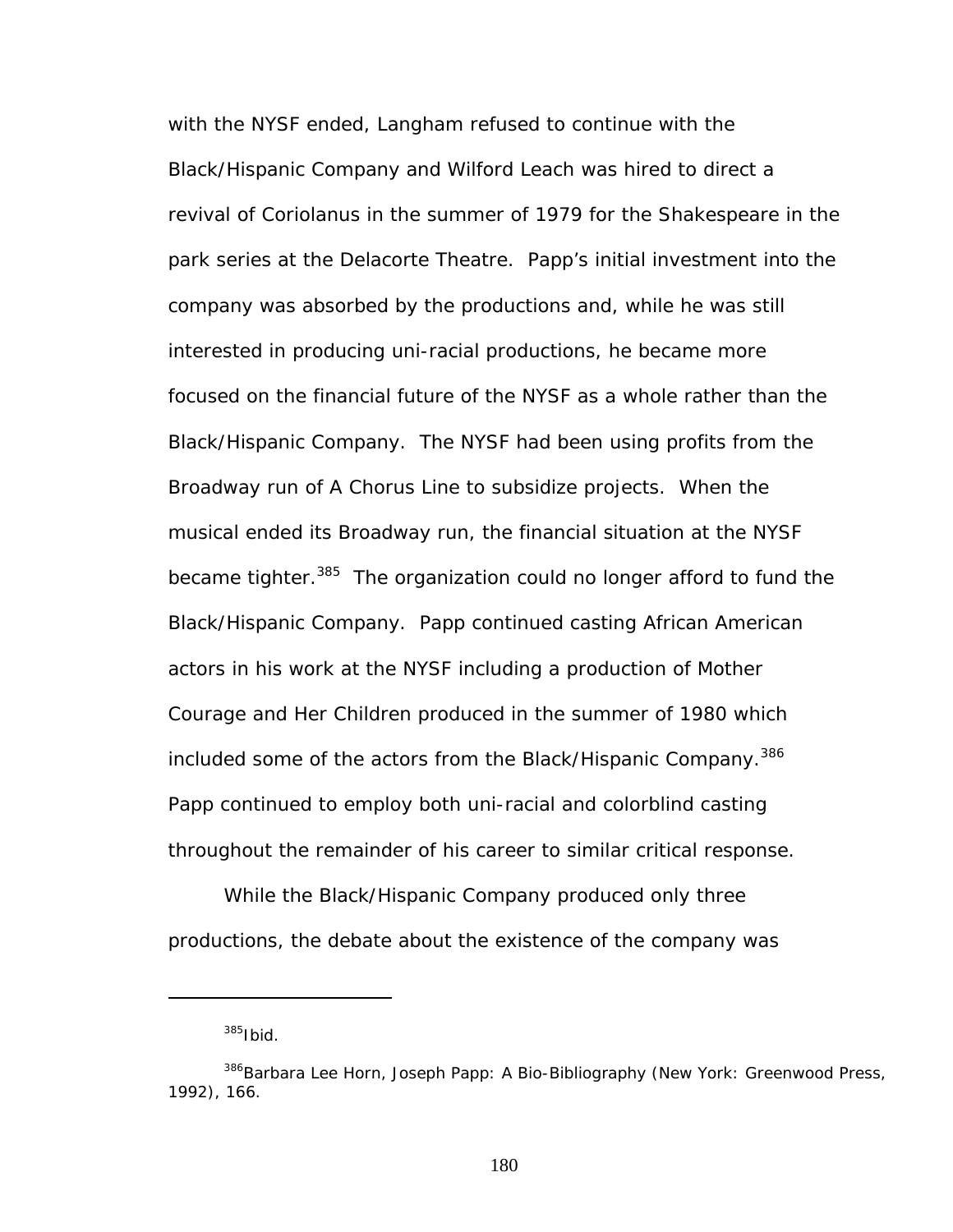with the NYSF ended, Langham refused to continue with the Black/Hispanic Company and Wilford Leach was hired to direct a revival of Coriolanus in the summer of 1979 for the Shakespeare in the park series at the Delacorte Theatre. Papp's initial investment into the company was absorbed by the productions and, while he was still interested in producing uni-racial productions, he became more focused on the financial future of the NYSF as a whole rather than the Black/Hispanic Company. The NYSF had been using profits from the Broadway run of A Chorus Line to subsidize projects. When the musical ended its Broadway run, the financial situation at the NYSF became tighter.[385] The organization could no longer afford to fund the Black/Hispanic Company. Papp continued casting African American actors in his work at the NYSF including a production of Mother Courage and Her Children produced in the summer of 1980 which included some of the actors from the Black/Hispanic Company.[386] Papp continued to employ both uni-racial and colorblind casting throughout the remainder of his career to similar critical response.

While the Black/Hispanic Company produced only three productions, the debate about the existence of the company was

---

[385] Ibid.

[386] Barbara Lee Horn, Joseph Papp: A Bio-Bibliography (New York: Greenwood Press, 1992), 166.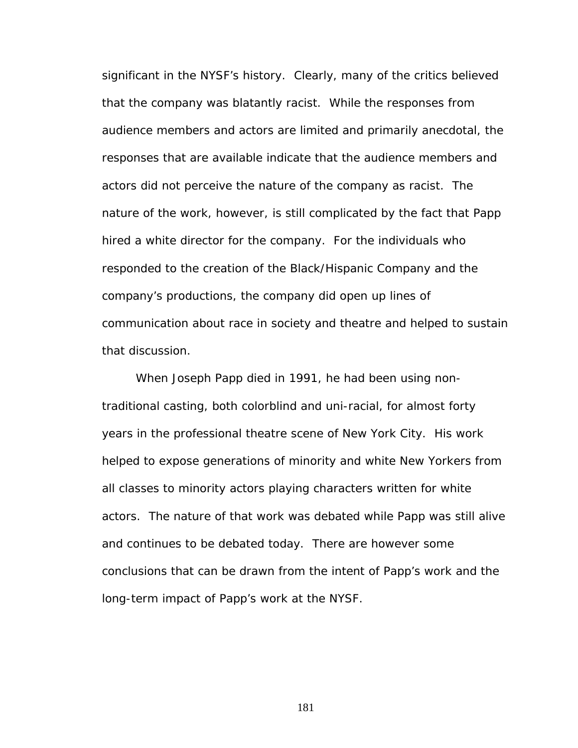significant in the NYSF's history. Clearly, many of the critics believed that the company was blatantly racist. While the responses from audience members and actors are limited and primarily anecdotal, the responses that are available indicate that the audience members and actors did not perceive the nature of the company as racist. The nature of the work, however, is still complicated by the fact that Papp hired a white director for the company. For the individuals who responded to the creation of the Black/Hispanic Company and the company's productions, the company did open up lines of communication about race in society and theatre and helped to sustain that discussion.

When Joseph Papp died in 1991, he had been using non-traditional casting, both colorblind and uni-racial, for almost forty years in the professional theatre scene of New York City. His work helped to expose generations of minority and white New Yorkers from all classes to minority actors playing characters written for white actors. The nature of that work was debated while Papp was still alive and continues to be debated today. There are however some conclusions that can be drawn from the intent of Papp's work and the long-term impact of Papp's work at the NYSF.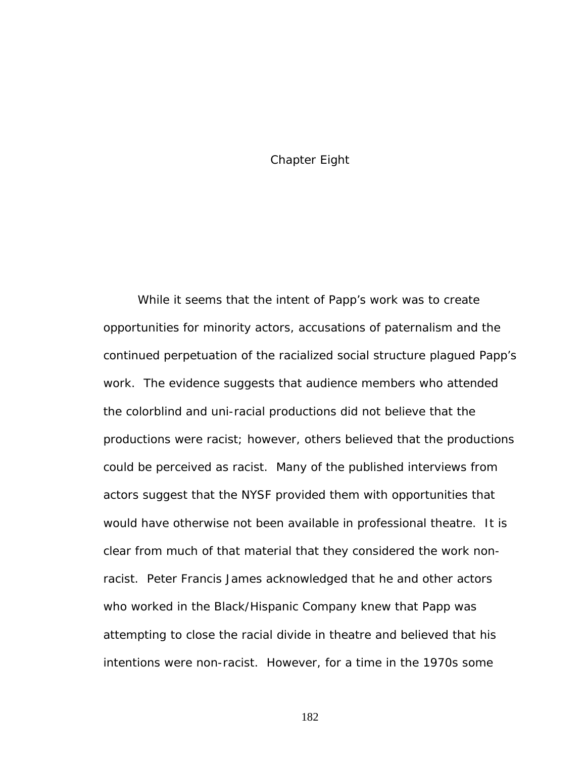# Chapter Eight

While it seems that the intent of Papp's work was to create opportunities for minority actors, accusations of paternalism and the continued perpetuation of the racialized social structure plagued Papp's work. The evidence suggests that audience members who attended the colorblind and uni-racial productions did not believe that the productions were racist; however, others believed that the productions could be perceived as racist. Many of the published interviews from actors suggest that the NYSF provided them with opportunities that would have otherwise not been available in professional theatre. It is clear from much of that material that they considered the work non-racist. Peter Francis James acknowledged that he and other actors who worked in the Black/Hispanic Company knew that Papp was attempting to close the racial divide in theatre and believed that his intentions were non-racist. However, for a time in the 1970s some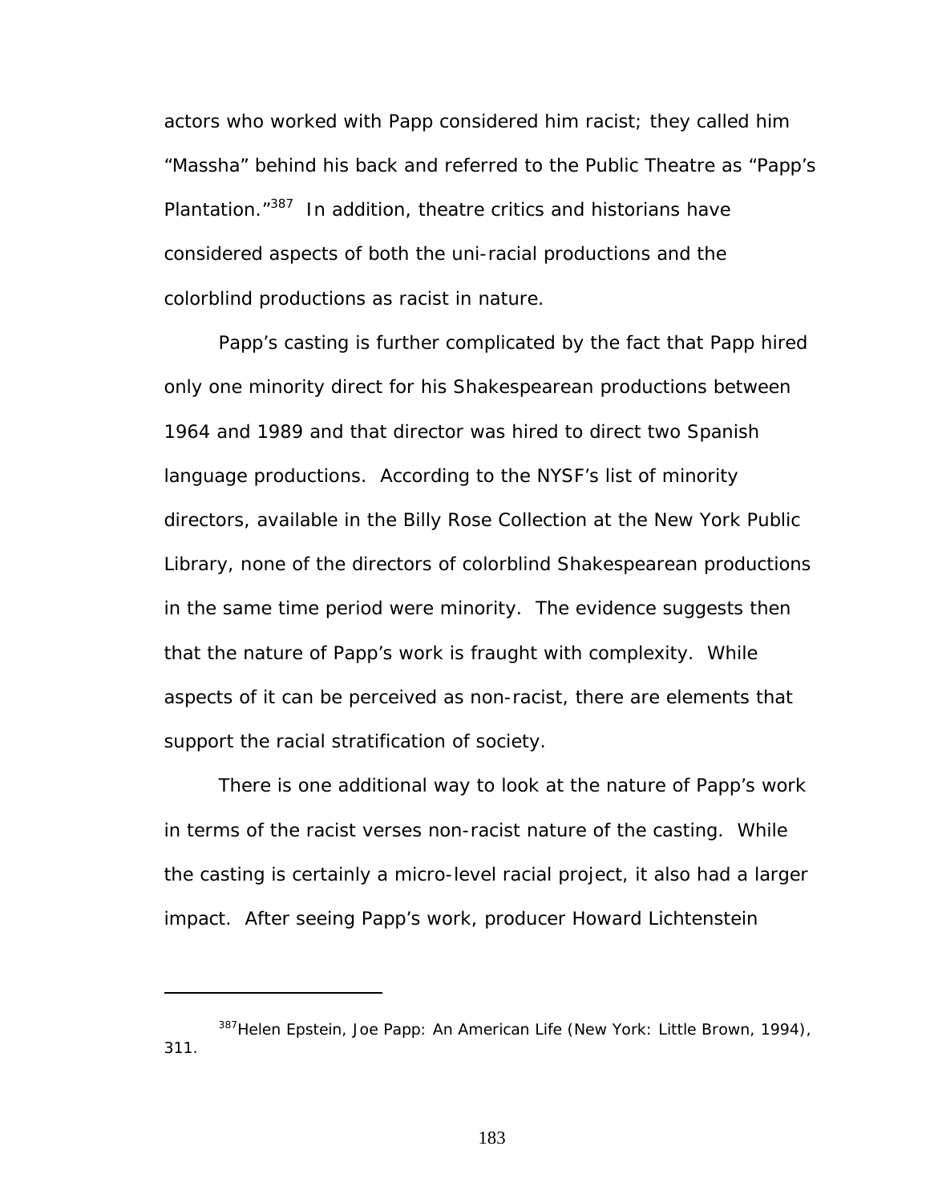actors who worked with Papp considered him racist; they called him "Massha" behind his back and referred to the Public Theatre as "Papp's Plantation."[387] In addition, theatre critics and historians have considered aspects of both the uni-racial productions and the colorblind productions as racist in nature.

Papp's casting is further complicated by the fact that Papp hired only one minority direct for his Shakespearean productions between 1964 and 1989 and that director was hired to direct two Spanish language productions. According to the NYSF's list of minority directors, available in the Billy Rose Collection at the New York Public Library, none of the directors of colorblind Shakespearean productions in the same time period were minority. The evidence suggests then that the nature of Papp's work is fraught with complexity. While aspects of it can be perceived as non-racist, there are elements that support the racial stratification of society.

There is one additional way to look at the nature of Papp's work in terms of the racist verses non-racist nature of the casting. While the casting is certainly a micro-level racial project, it also had a larger impact. After seeing Papp's work, producer Howard Lichtenstein

---

[387] Helen Epstein, *Joe Papp: An American Life* (New York: Little Brown, 1994), 311.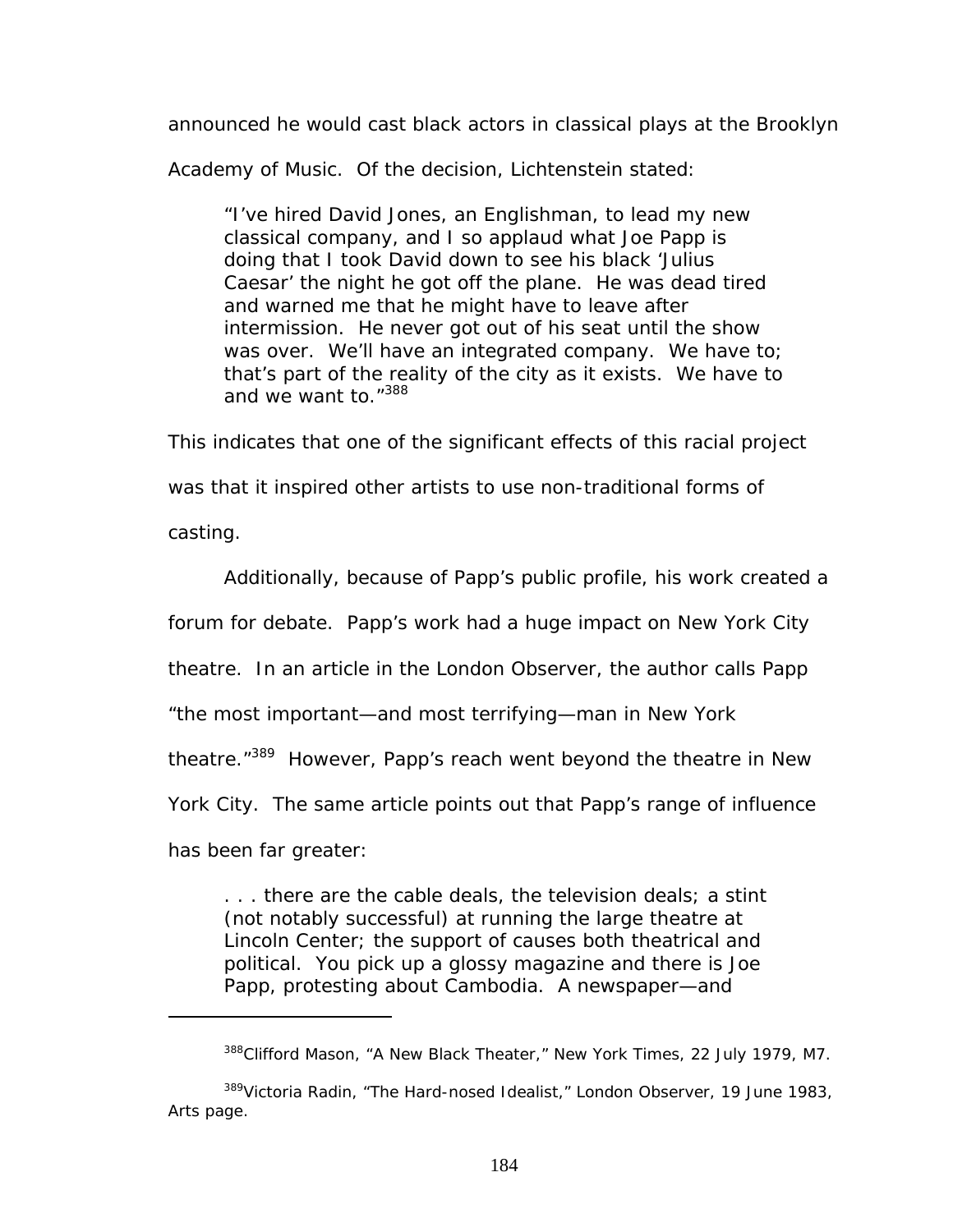announced he would cast black actors in classical plays at the Brooklyn Academy of Music. Of the decision, Lichtenstein stated:

> "I've hired David Jones, an Englishman, to lead my new classical company, and I so applaud what Joe Papp is doing that I took David down to see his black 'Julius Caesar' the night he got off the plane. He was dead tired and warned me that he might have to leave after intermission. He never got out of his seat until the show was over. We'll have an integrated company. We have to; that's part of the reality of the city as it exists. We have to and we want to."[388]

This indicates that one of the significant effects of this racial project was that it inspired other artists to use non-traditional forms of casting.

Additionally, because of Papp's public profile, his work created a forum for debate. Papp's work had a huge impact on New York City theatre. In an article in the London Observer, the author calls Papp "the most important—and most terrifying—man in New York theatre."[389] However, Papp's reach went beyond the theatre in New York City. The same article points out that Papp's range of influence has been far greater:

> . . . there are the cable deals, the television deals; a stint (not notably successful) at running the large theatre at Lincoln Center; the support of causes both theatrical and political. You pick up a glossy magazine and there is Joe Papp, protesting about Cambodia. A newspaper—and

---

[388] Clifford Mason, "A New Black Theater," New York Times, 22 July 1979, M7.

[389] Victoria Radin, "The Hard-nosed Idealist," London Observer, 19 June 1983, Arts page.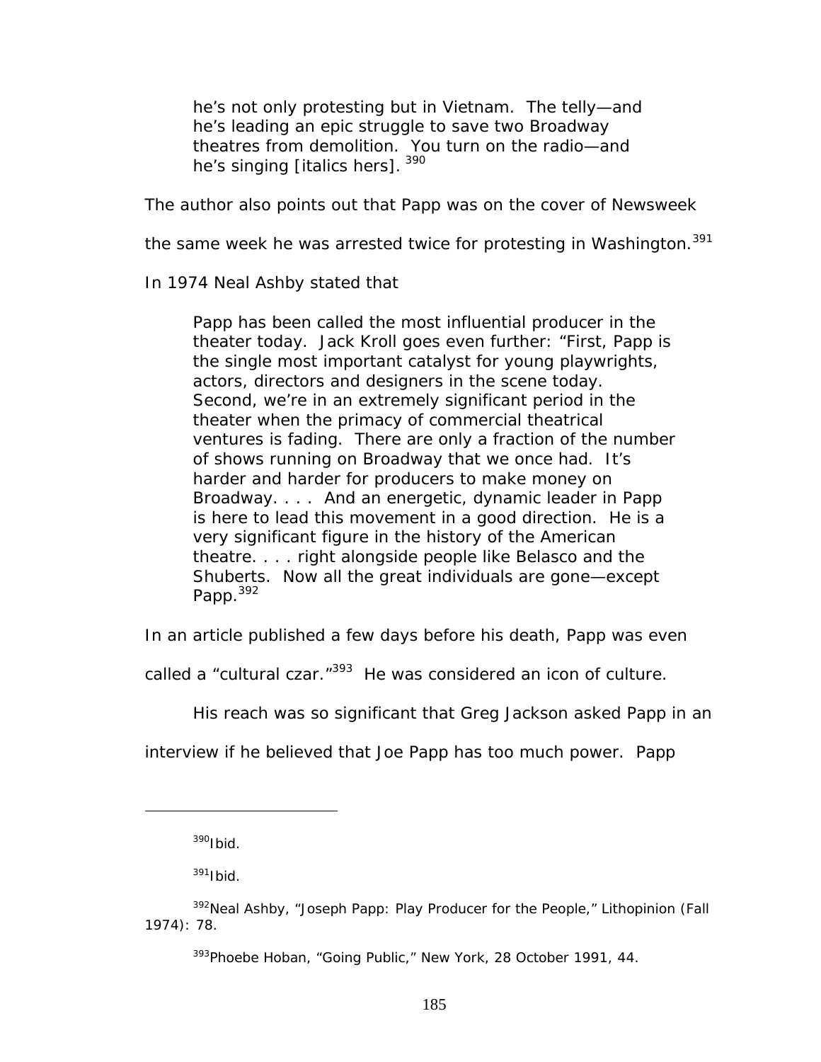> he's not only protesting but in Vietnam. The telly—and he's leading an epic struggle to save two Broadway theatres from demolition. You turn on the radio—and he's singing [italics hers]. [390]

The author also points out that Papp was on the cover of Newsweek the same week he was arrested twice for protesting in Washington.[391]

In 1974 Neal Ashby stated that

> Papp has been called the most influential producer in the theater today. Jack Kroll goes even further: "First, Papp is the single most important catalyst for young playwrights, actors, directors and designers in the scene today. Second, we're in an extremely significant period in the theater when the primacy of commercial theatrical ventures is fading. There are only a fraction of the number of shows running on Broadway that we once had. It's harder and harder for producers to make money on Broadway. . . . And an energetic, dynamic leader in Papp is here to lead this movement in a good direction. He is a very significant figure in the history of the American theatre. . . . right alongside people like Belasco and the Shuberts. Now all the great individuals are gone—except Papp.[392]

In an article published a few days before his death, Papp was even called a "cultural czar."[393] He was considered an icon of culture.

His reach was so significant that Greg Jackson asked Papp in an interview if he believed that Joe Papp has too much power. Papp

---

[390]Ibid.

[391]Ibid.

[392]Neal Ashby, "Joseph Papp: Play Producer for the People," Lithopinion (Fall 1974): 78.

[393]Phoebe Hoban, "Going Public," New York, 28 October 1991, 44.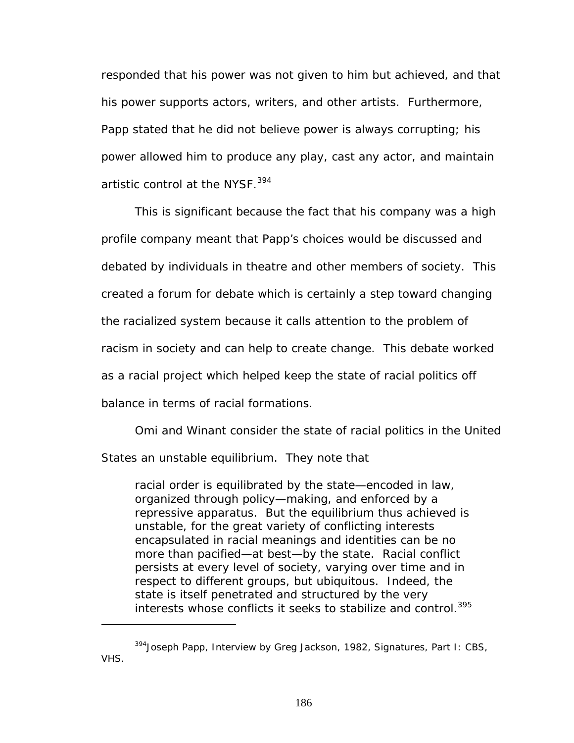responded that his power was not given to him but achieved, and that his power supports actors, writers, and other artists. Furthermore, Papp stated that he did not believe power is always corrupting; his power allowed him to produce any play, cast any actor, and maintain artistic control at the NYSF.[394]

This is significant because the fact that his company was a high profile company meant that Papp's choices would be discussed and debated by individuals in theatre and other members of society. This created a forum for debate which is certainly a step toward changing the racialized system because it calls attention to the problem of racism in society and can help to create change. This debate worked as a racial project which helped keep the state of racial politics off balance in terms of racial formations.

Omi and Winant consider the state of racial politics in the United States an unstable equilibrium. They note that

> racial order is equilibrated by the state—encoded in law, organized through policy—making, and enforced by a repressive apparatus. But the equilibrium thus achieved is unstable, for the great variety of conflicting interests encapsulated in racial meanings and identities can be no more than pacified—at best—by the state. Racial conflict persists at every level of society, varying over time and in respect to different groups, but ubiquitous. Indeed, the state is itself penetrated and structured by the very interests whose conflicts it seeks to stabilize and control.[395]

---

[394] Joseph Papp, Interview by Greg Jackson, 1982, Signatures, Part I: CBS, VHS.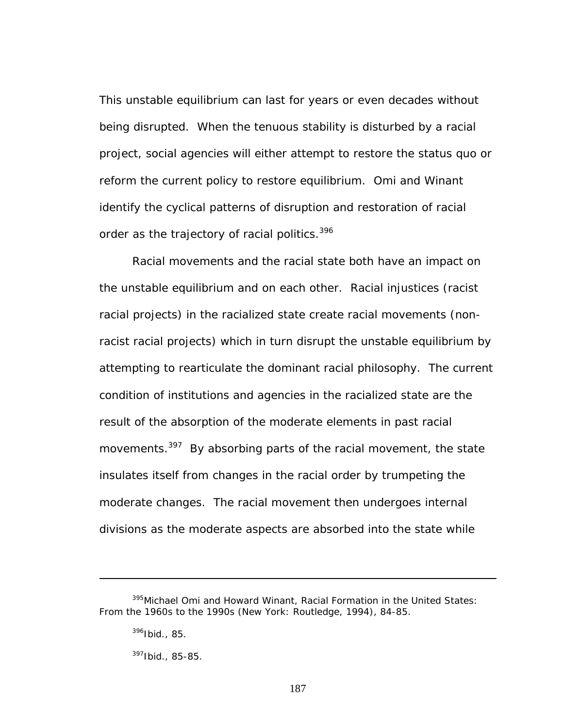This unstable equilibrium can last for years or even decades without being disrupted. When the tenuous stability is disturbed by a racial project, social agencies will either attempt to restore the status quo or reform the current policy to restore equilibrium. Omi and Winant identify the cyclical patterns of disruption and restoration of racial order as the trajectory of racial politics.[396]

Racial movements and the racial state both have an impact on the unstable equilibrium and on each other. Racial injustices (racist racial projects) in the racialized state create racial movements (non-racist racial projects) which in turn disrupt the unstable equilibrium by attempting to rearticulate the dominant racial philosophy. The current condition of institutions and agencies in the racialized state are the result of the absorption of the moderate elements in past racial movements.[397] By absorbing parts of the racial movement, the state insulates itself from changes in the racial order by trumpeting the moderate changes. The racial movement then undergoes internal divisions as the moderate aspects are absorbed into the state while

---

[395]Michael Omi and Howard Winant, Racial Formation in the United States: From the 1960s to the 1990s (New York: Routledge, 1994), 84-85.

[396]Ibid., 85.

[397]Ibid., 85-85.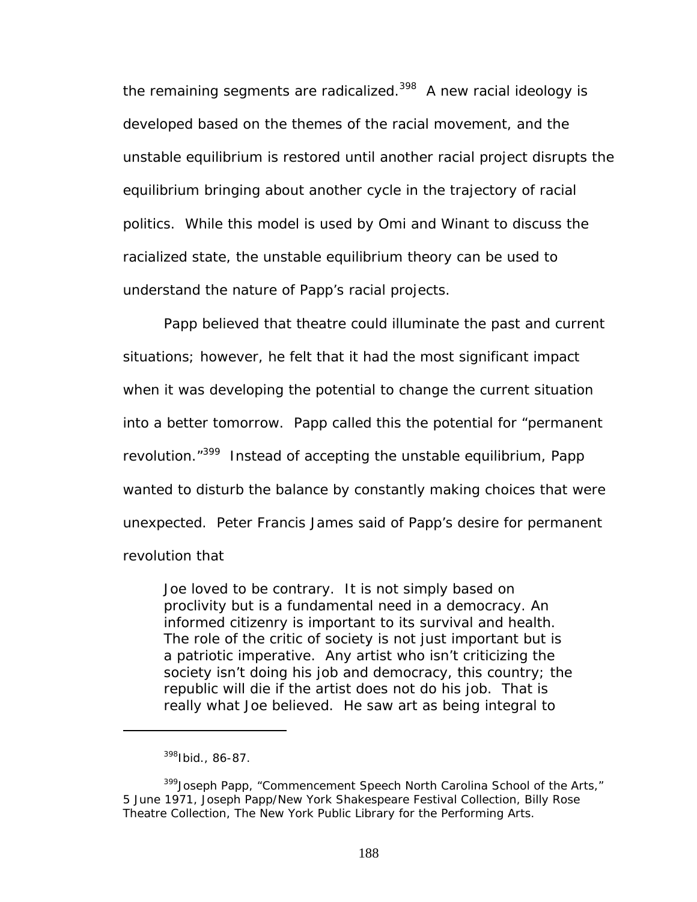the remaining segments are radicalized.[398] A new racial ideology is developed based on the themes of the racial movement, and the unstable equilibrium is restored until another racial project disrupts the equilibrium bringing about another cycle in the trajectory of racial politics. While this model is used by Omi and Winant to discuss the racialized state, the unstable equilibrium theory can be used to understand the nature of Papp's racial projects.

Papp believed that theatre could illuminate the past and current situations; however, he felt that it had the most significant impact when it was developing the potential to change the current situation into a better tomorrow. Papp called this the potential for "permanent revolution."[399] Instead of accepting the unstable equilibrium, Papp wanted to disturb the balance by constantly making choices that were unexpected. Peter Francis James said of Papp's desire for permanent revolution that

> Joe loved to be contrary. It is not simply based on proclivity but is a fundamental need in a democracy. An informed citizenry is important to its survival and health. The role of the critic of society is not just important but is a patriotic imperative. Any artist who isn't criticizing the society isn't doing his job and democracy, this country; the republic will die if the artist does not do his job. That is really what Joe believed. He saw art as being integral to

---

[398] Ibid., 86-87.

[399] Joseph Papp, "Commencement Speech North Carolina School of the Arts," 5 June 1971, Joseph Papp/New York Shakespeare Festival Collection, Billy Rose Theatre Collection, The New York Public Library for the Performing Arts.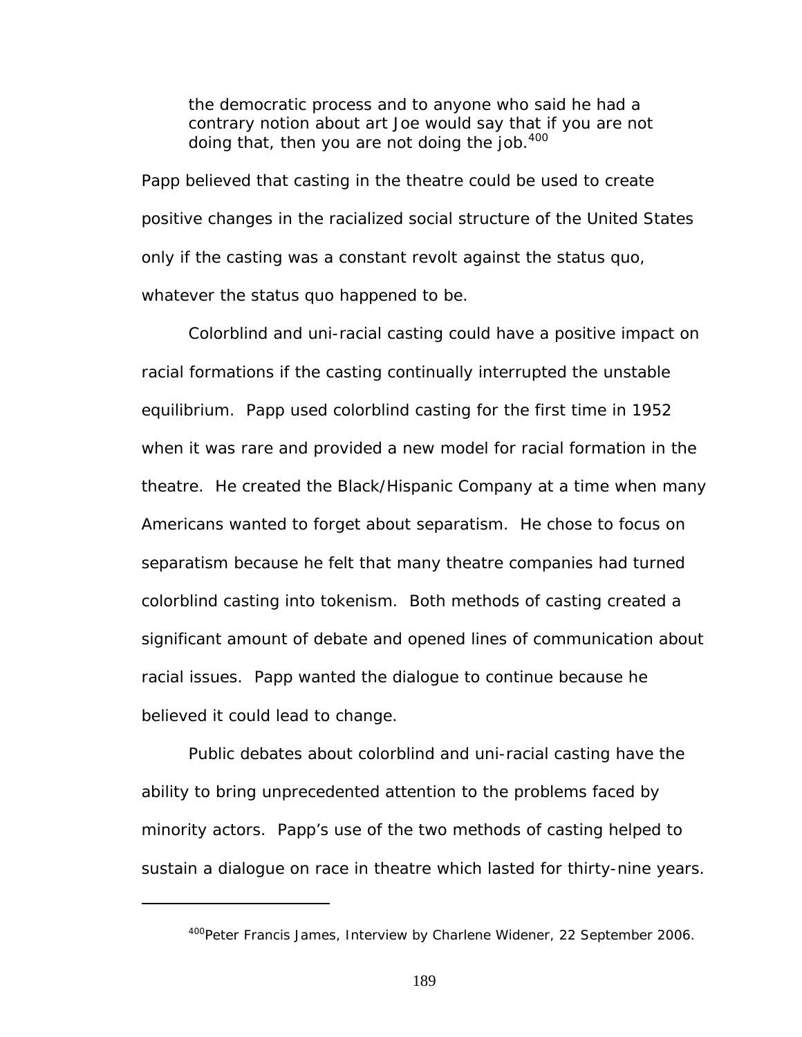> the democratic process and to anyone who said he had a contrary notion about art Joe would say that if you are not doing that, then you are not doing the job.[400]

Papp believed that casting in the theatre could be used to create positive changes in the racialized social structure of the United States only if the casting was a constant revolt against the status quo, whatever the status quo happened to be.

Colorblind and uni-racial casting could have a positive impact on racial formations if the casting continually interrupted the unstable equilibrium. Papp used colorblind casting for the first time in 1952 when it was rare and provided a new model for racial formation in the theatre. He created the Black/Hispanic Company at a time when many Americans wanted to forget about separatism. He chose to focus on separatism because he felt that many theatre companies had turned colorblind casting into tokenism. Both methods of casting created a significant amount of debate and opened lines of communication about racial issues. Papp wanted the dialogue to continue because he believed it could lead to change.

Public debates about colorblind and uni-racial casting have the ability to bring unprecedented attention to the problems faced by minority actors. Papp's use of the two methods of casting helped to sustain a dialogue on race in theatre which lasted for thirty-nine years.

---

[400] Peter Francis James, Interview by Charlene Widener, 22 September 2006.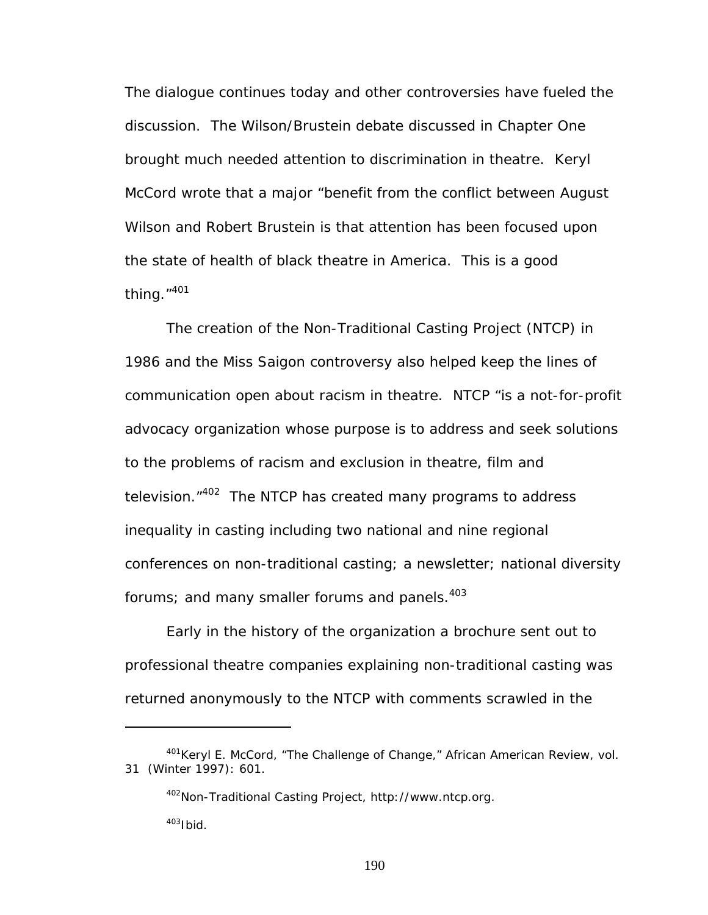The dialogue continues today and other controversies have fueled the discussion. The Wilson/Brustein debate discussed in Chapter One brought much needed attention to discrimination in theatre. Keryl McCord wrote that a major "benefit from the conflict between August Wilson and Robert Brustein is that attention has been focused upon the state of health of black theatre in America. This is a good thing."[401]

The creation of the Non-Traditional Casting Project (NTCP) in 1986 and the Miss Saigon controversy also helped keep the lines of communication open about racism in theatre. NTCP "is a not-for-profit advocacy organization whose purpose is to address and seek solutions to the problems of racism and exclusion in theatre, film and television."[402] The NTCP has created many programs to address inequality in casting including two national and nine regional conferences on non-traditional casting; a newsletter; national diversity forums; and many smaller forums and panels.[403]

Early in the history of the organization a brochure sent out to professional theatre companies explaining non-traditional casting was returned anonymously to the NTCP with comments scrawled in the

---

[401]Keryl E. McCord, "The Challenge of Change," African American Review, vol. 31 (Winter 1997): 601.

[402]Non-Traditional Casting Project, http://www.ntcp.org.

[403]Ibid.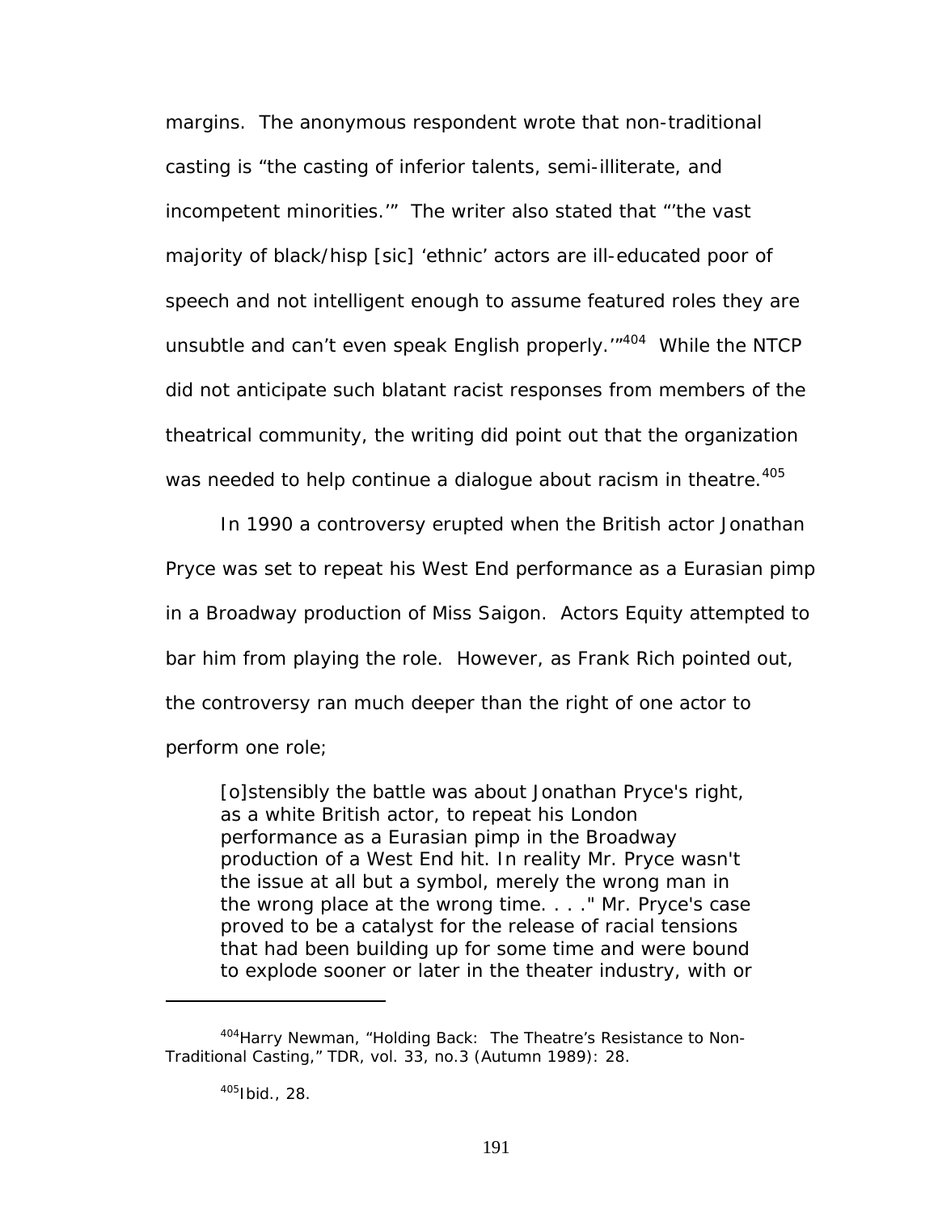margins. The anonymous respondent wrote that non-traditional casting is "the casting of inferior talents, semi-illiterate, and incompetent minorities.'" The writer also stated that "'the vast majority of black/hisp [sic] 'ethnic' actors are ill-educated poor of speech and not intelligent enough to assume featured roles they are unsubtle and can't even speak English properly.'"[404] While the NTCP did not anticipate such blatant racist responses from members of the theatrical community, the writing did point out that the organization was needed to help continue a dialogue about racism in theatre.[405]

In 1990 a controversy erupted when the British actor Jonathan Pryce was set to repeat his West End performance as a Eurasian pimp in a Broadway production of Miss Saigon. Actors Equity attempted to bar him from playing the role. However, as Frank Rich pointed out, the controversy ran much deeper than the right of one actor to perform one role;

> [o]stensibly the battle was about Jonathan Pryce's right, as a white British actor, to repeat his London performance as a Eurasian pimp in the Broadway production of a West End hit. In reality Mr. Pryce wasn't the issue at all but a symbol, merely the wrong man in the wrong place at the wrong time. . . ." Mr. Pryce's case proved to be a catalyst for the release of racial tensions that had been building up for some time and were bound to explode sooner or later in the theater industry, with or

---

[404] Harry Newman, "Holding Back: The Theatre's Resistance to Non-Traditional Casting," TDR, vol. 33, no.3 (Autumn 1989): 28.

[405] Ibid., 28.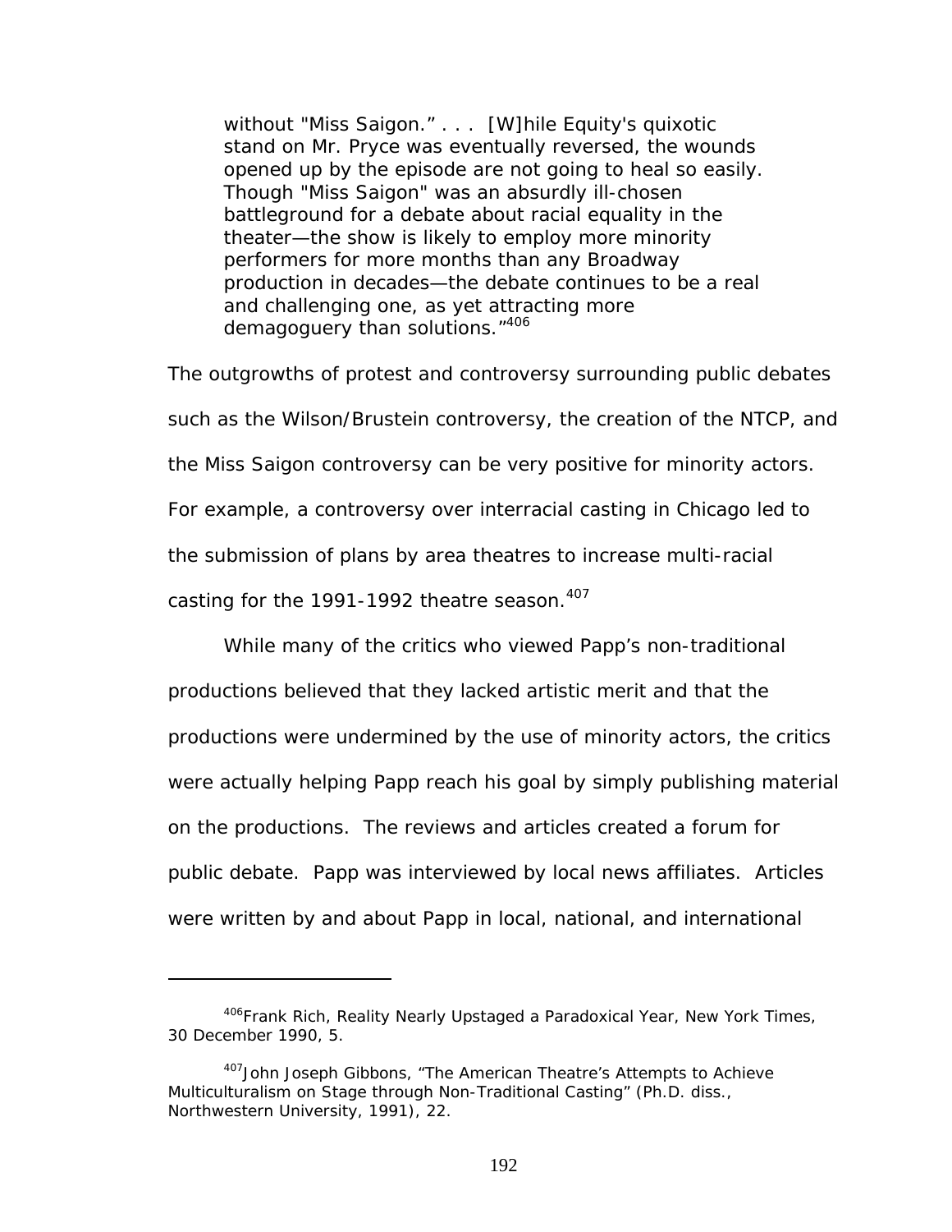> without "Miss Saigon." . . . [W]hile Equity's quixotic stand on Mr. Pryce was eventually reversed, the wounds opened up by the episode are not going to heal so easily. Though "Miss Saigon" was an absurdly ill-chosen battleground for a debate about racial equality in the theater—the show is likely to employ more minority performers for more months than any Broadway production in decades—the debate continues to be a real and challenging one, as yet attracting more demagoguery than solutions."[406]

The outgrowths of protest and controversy surrounding public debates such as the Wilson/Brustein controversy, the creation of the NTCP, and the Miss Saigon controversy can be very positive for minority actors. For example, a controversy over interracial casting in Chicago led to the submission of plans by area theatres to increase multi-racial casting for the 1991-1992 theatre season.[407]

While many of the critics who viewed Papp's non-traditional productions believed that they lacked artistic merit and that the productions were undermined by the use of minority actors, the critics were actually helping Papp reach his goal by simply publishing material on the productions. The reviews and articles created a forum for public debate. Papp was interviewed by local news affiliates. Articles were written by and about Papp in local, national, and international

---

[406] Frank Rich, Reality Nearly Upstaged a Paradoxical Year, New York Times, 30 December 1990, 5.

[407] John Joseph Gibbons, "The American Theatre's Attempts to Achieve Multiculturalism on Stage through Non-Traditional Casting" (Ph.D. diss., Northwestern University, 1991), 22.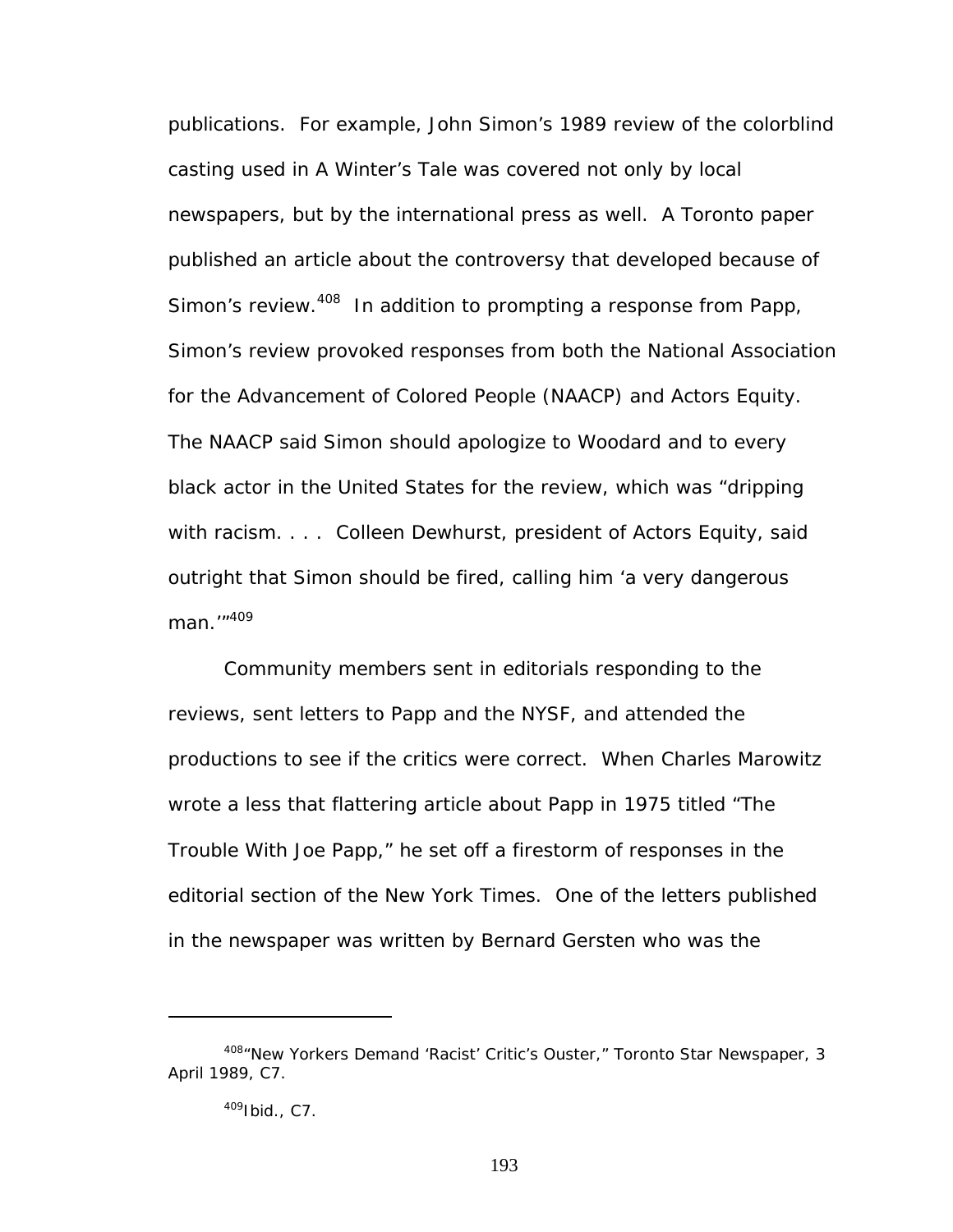publications. For example, John Simon's 1989 review of the colorblind casting used in A Winter's Tale was covered not only by local newspapers, but by the international press as well. A Toronto paper published an article about the controversy that developed because of Simon's review.[408] In addition to prompting a response from Papp, Simon's review provoked responses from both the National Association for the Advancement of Colored People (NAACP) and Actors Equity. The NAACP said Simon should apologize to Woodard and to every black actor in the United States for the review, which was "dripping with racism. . . . Colleen Dewhurst, president of Actors Equity, said outright that Simon should be fired, calling him 'a very dangerous man.'"[409]

Community members sent in editorials responding to the reviews, sent letters to Papp and the NYSF, and attended the productions to see if the critics were correct. When Charles Marowitz wrote a less that flattering article about Papp in 1975 titled "The Trouble With Joe Papp," he set off a firestorm of responses in the editorial section of the New York Times. One of the letters published in the newspaper was written by Bernard Gersten who was the

---

[408]"New Yorkers Demand 'Racist' Critic's Ouster," Toronto Star Newspaper, 3 April 1989, C7.

[409]Ibid., C7.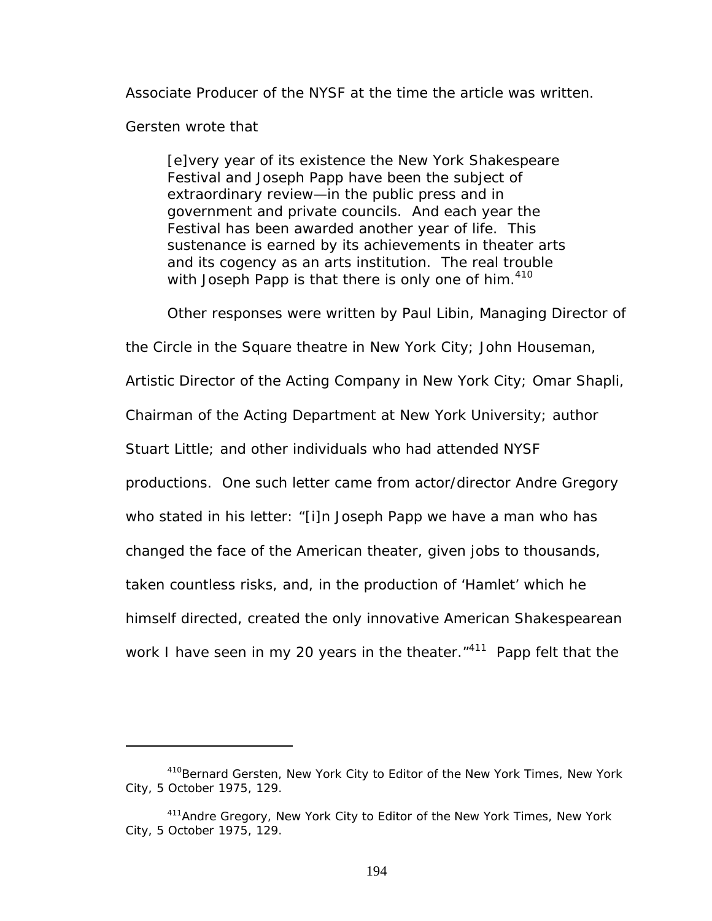Associate Producer of the NYSF at the time the article was written. Gersten wrote that

> [e]very year of its existence the New York Shakespeare Festival and Joseph Papp have been the subject of extraordinary review—in the public press and in government and private councils. And each year the Festival has been awarded another year of life. This sustenance is earned by its achievements in theater arts and its cogency as an arts institution. The real trouble with Joseph Papp is that there is only one of him.[410]

Other responses were written by Paul Libin, Managing Director of the Circle in the Square theatre in New York City; John Houseman, Artistic Director of the Acting Company in New York City; Omar Shapli, Chairman of the Acting Department at New York University; author Stuart Little; and other individuals who had attended NYSF productions. One such letter came from actor/director Andre Gregory who stated in his letter: "[i]n Joseph Papp we have a man who has changed the face of the American theater, given jobs to thousands, taken countless risks, and, in the production of 'Hamlet' which he himself directed, created the only innovative American Shakespearean work I have seen in my 20 years in the theater."[411] Papp felt that the

---

[410]Bernard Gersten, New York City to Editor of the New York Times, New York City, 5 October 1975, 129.

[411]Andre Gregory, New York City to Editor of the New York Times, New York City, 5 October 1975, 129.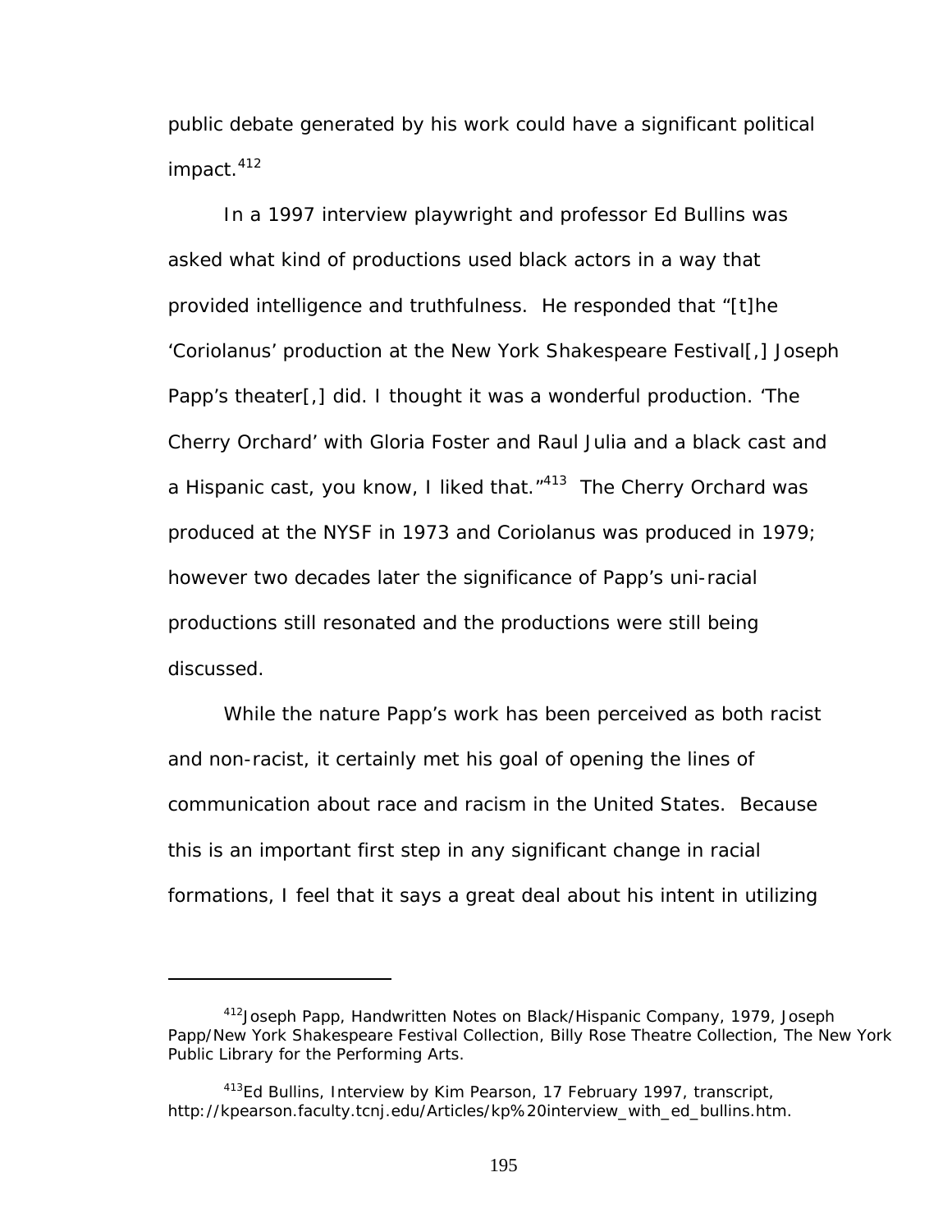public debate generated by his work could have a significant political impact.[412]

In a 1997 interview playwright and professor Ed Bullins was asked what kind of productions used black actors in a way that provided intelligence and truthfulness. He responded that "[t]he 'Coriolanus' production at the New York Shakespeare Festival[,] Joseph Papp's theater[,] did. I thought it was a wonderful production. 'The Cherry Orchard' with Gloria Foster and Raul Julia and a black cast and a Hispanic cast, you know, I liked that."[413] The Cherry Orchard was produced at the NYSF in 1973 and Coriolanus was produced in 1979; however two decades later the significance of Papp's uni-racial productions still resonated and the productions were still being discussed.

While the nature Papp's work has been perceived as both racist and non-racist, it certainly met his goal of opening the lines of communication about race and racism in the United States. Because this is an important first step in any significant change in racial formations, I feel that it says a great deal about his intent in utilizing

---

[412] Joseph Papp, Handwritten Notes on Black/Hispanic Company, 1979, Joseph Papp/New York Shakespeare Festival Collection, Billy Rose Theatre Collection, The New York Public Library for the Performing Arts.

[413] Ed Bullins, Interview by Kim Pearson, 17 February 1997, transcript, http://kpearson.faculty.tcnj.edu/Articles/kp%20interview_with_ed_bullins.htm.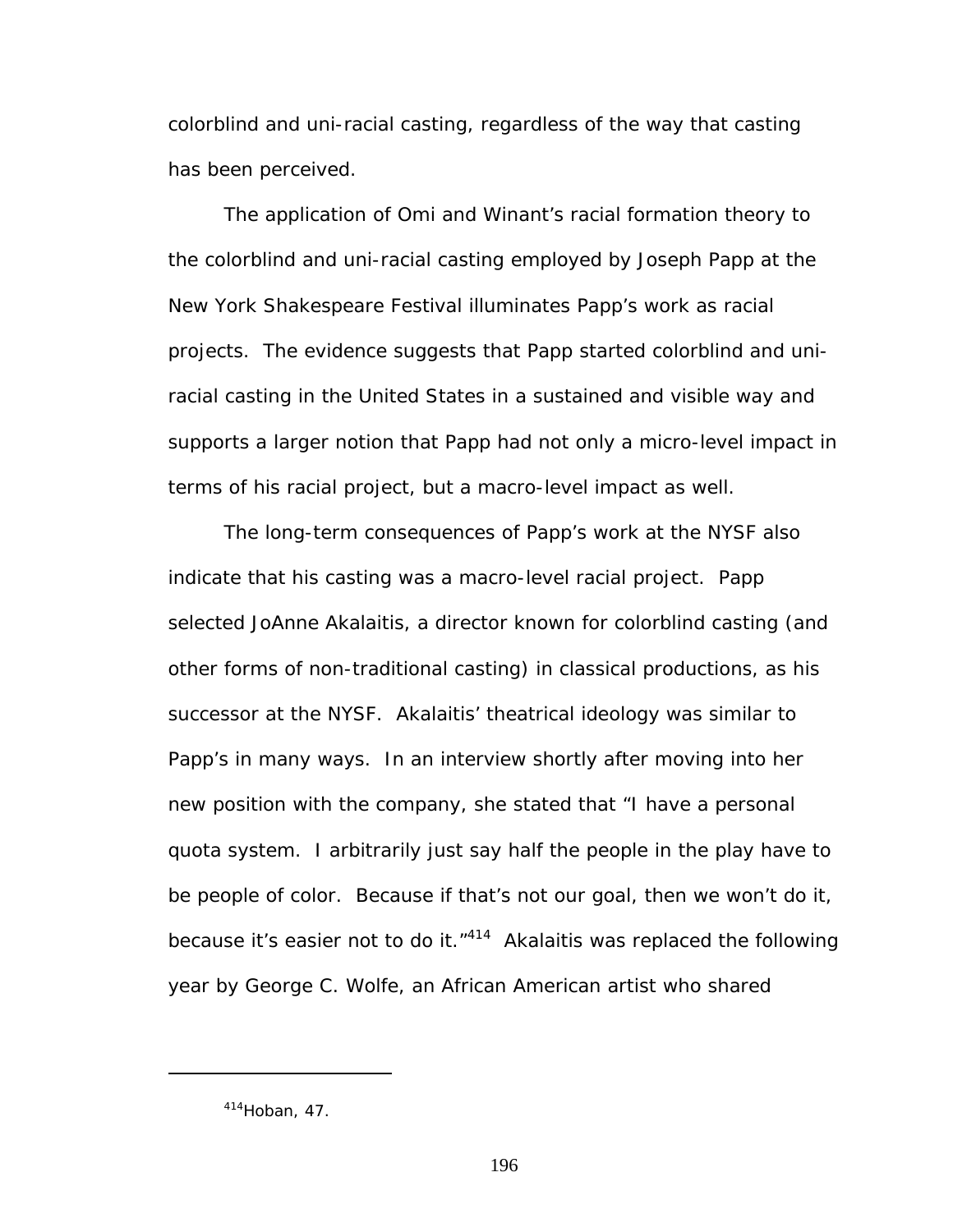colorblind and uni-racial casting, regardless of the way that casting has been perceived.

The application of Omi and Winant's racial formation theory to the colorblind and uni-racial casting employed by Joseph Papp at the New York Shakespeare Festival illuminates Papp's work as racial projects. The evidence suggests that Papp started colorblind and uni-racial casting in the United States in a sustained and visible way and supports a larger notion that Papp had not only a micro-level impact in terms of his racial project, but a macro-level impact as well.

The long-term consequences of Papp's work at the NYSF also indicate that his casting was a macro-level racial project. Papp selected JoAnne Akalaitis, a director known for colorblind casting (and other forms of non-traditional casting) in classical productions, as his successor at the NYSF. Akalaitis' theatrical ideology was similar to Papp's in many ways. In an interview shortly after moving into her new position with the company, she stated that "I have a personal quota system. I arbitrarily just say half the people in the play have to be people of color. Because if that's not our goal, then we won't do it, because it's easier not to do it."[414] Akalaitis was replaced the following year by George C. Wolfe, an African American artist who shared

---

[414]Hoban, 47.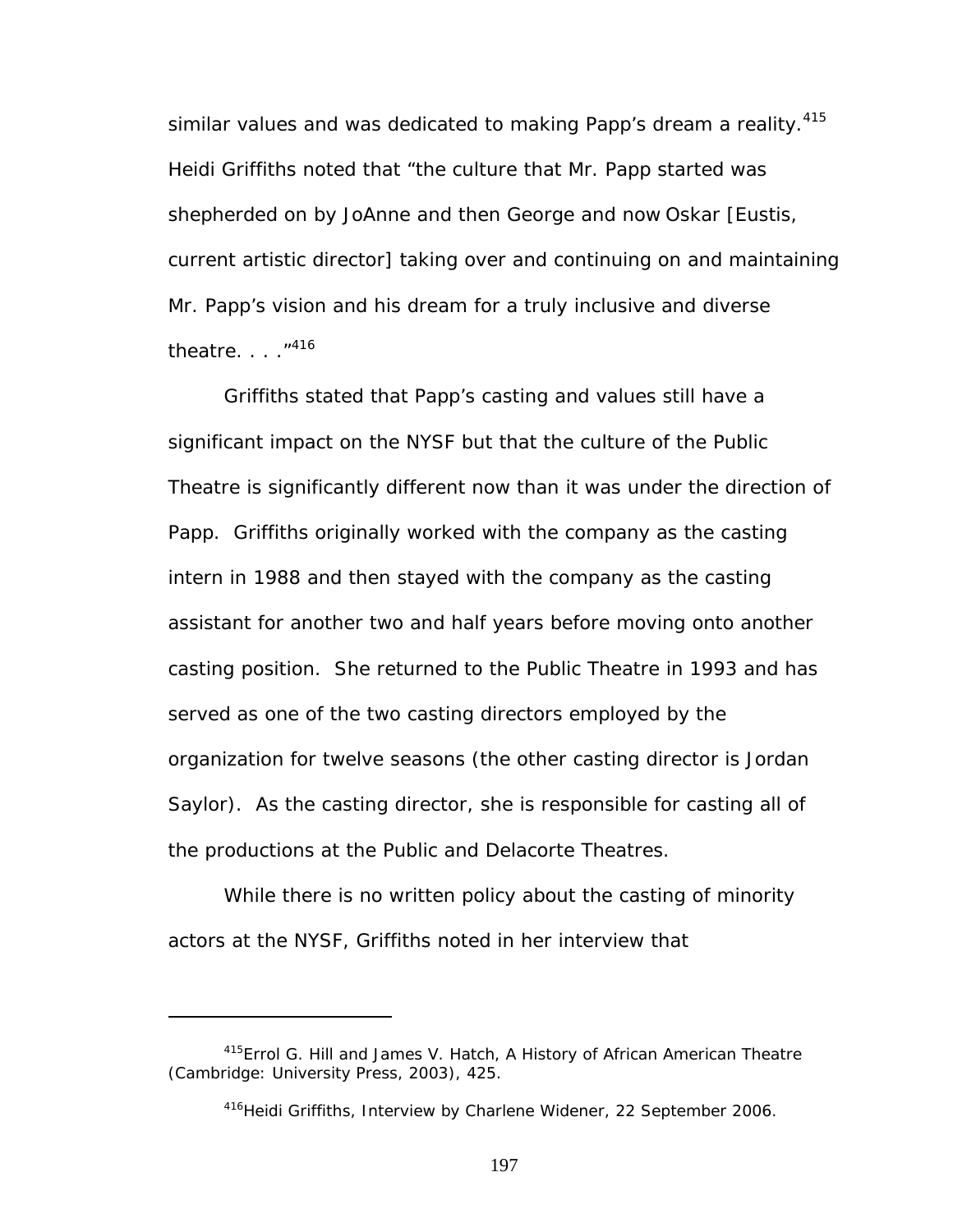similar values and was dedicated to making Papp's dream a reality.[415] Heidi Griffiths noted that "the culture that Mr. Papp started was shepherded on by JoAnne and then George and now Oskar [Eustis, current artistic director] taking over and continuing on and maintaining Mr. Papp's vision and his dream for a truly inclusive and diverse theatre. . . ."[416]

Griffiths stated that Papp's casting and values still have a significant impact on the NYSF but that the culture of the Public Theatre is significantly different now than it was under the direction of Papp. Griffiths originally worked with the company as the casting intern in 1988 and then stayed with the company as the casting assistant for another two and half years before moving onto another casting position. She returned to the Public Theatre in 1993 and has served as one of the two casting directors employed by the organization for twelve seasons (the other casting director is Jordan Saylor). As the casting director, she is responsible for casting all of the productions at the Public and Delacorte Theatres.

While there is no written policy about the casting of minority actors at the NYSF, Griffiths noted in her interview that

---

[415] Errol G. Hill and James V. Hatch, A History of African American Theatre (Cambridge: University Press, 2003), 425.

[416] Heidi Griffiths, Interview by Charlene Widener, 22 September 2006.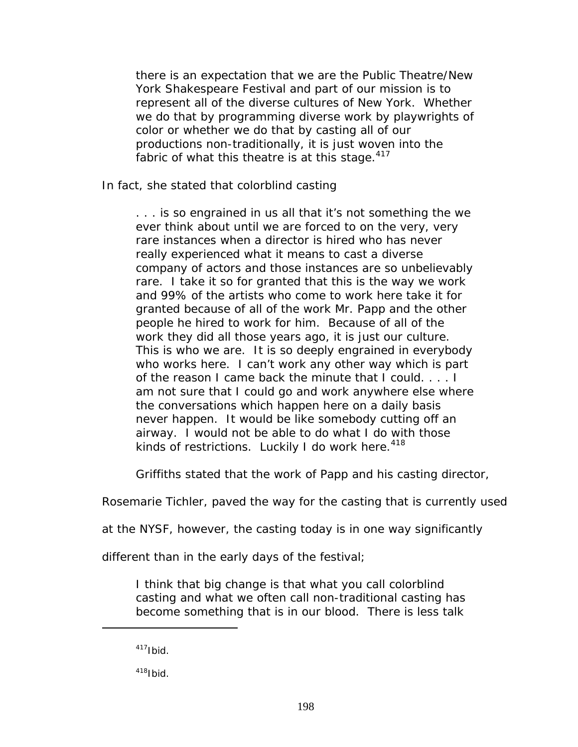> there is an expectation that we are the Public Theatre/New York Shakespeare Festival and part of our mission is to represent all of the diverse cultures of New York. Whether we do that by programming diverse work by playwrights of color or whether we do that by casting all of our productions non-traditionally, it is just woven into the fabric of what this theatre is at this stage.[417]

In fact, she stated that colorblind casting

> . . . is so engrained in us all that it's not something the we ever think about until we are forced to on the very, very rare instances when a director is hired who has never really experienced what it means to cast a diverse company of actors and those instances are so unbelievably rare. I take it so for granted that this is the way we work and 99% of the artists who come to work here take it for granted because of all of the work Mr. Papp and the other people he hired to work for him. Because of all of the work they did all those years ago, it is just our culture. This is who we are. It is so deeply engrained in everybody who works here. I can't work any other way which is part of the reason I came back the minute that I could. . . . I am not sure that I could go and work anywhere else where the conversations which happen here on a daily basis never happen. It would be like somebody cutting off an airway. I would not be able to do what I do with those kinds of restrictions. Luckily I do work here.[418]

Griffiths stated that the work of Papp and his casting director, Rosemarie Tichler, paved the way for the casting that is currently used at the NYSF, however, the casting today is in one way significantly different than in the early days of the festival;

> I think that big change is that what you call colorblind casting and what we often call non-traditional casting has become something that is in our blood. There is less talk

[417]Ibid.

[418]Ibid.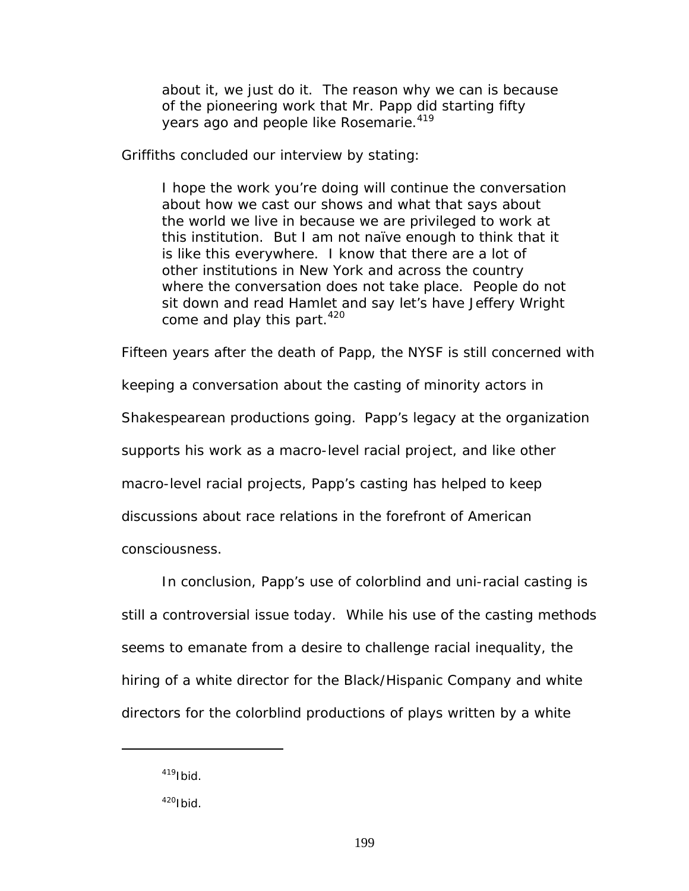> about it, we just do it. The reason why we can is because of the pioneering work that Mr. Papp did starting fifty years ago and people like Rosemarie.[419]

Griffiths concluded our interview by stating:

> I hope the work you're doing will continue the conversation about how we cast our shows and what that says about the world we live in because we are privileged to work at this institution. But I am not naïve enough to think that it is like this everywhere. I know that there are a lot of other institutions in New York and across the country where the conversation does not take place. People do not sit down and read Hamlet and say let's have Jeffery Wright come and play this part.[420]

Fifteen years after the death of Papp, the NYSF is still concerned with keeping a conversation about the casting of minority actors in Shakespearean productions going. Papp's legacy at the organization supports his work as a macro-level racial project, and like other macro-level racial projects, Papp's casting has helped to keep discussions about race relations in the forefront of American consciousness.

In conclusion, Papp's use of colorblind and uni-racial casting is still a controversial issue today. While his use of the casting methods seems to emanate from a desire to challenge racial inequality, the hiring of a white director for the Black/Hispanic Company and white directors for the colorblind productions of plays written by a white

---

[419] Ibid.

[420] Ibid.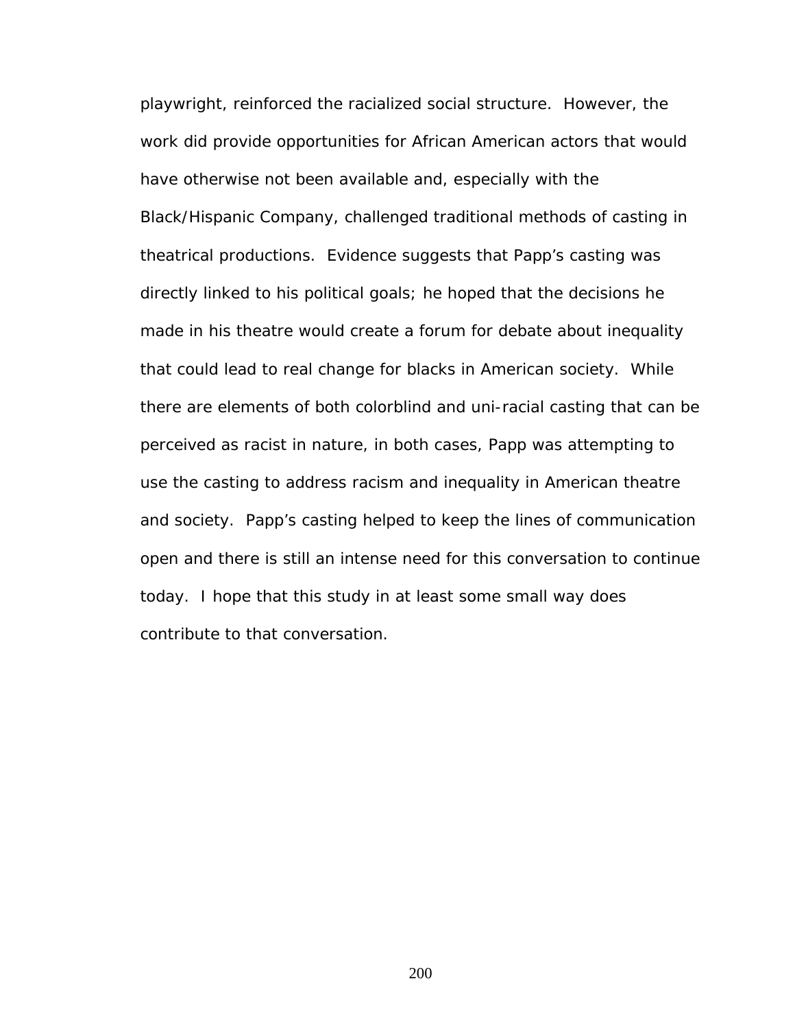playwright, reinforced the racialized social structure.  However, the work did provide opportunities for African American actors that would have otherwise not been available and, especially with the Black/Hispanic Company, challenged traditional methods of casting in theatrical productions.  Evidence suggests that Papp's casting was directly linked to his political goals; he hoped that the decisions he made in his theatre would create a forum for debate about inequality that could lead to real change for blacks in American society.  While there are elements of both colorblind and uni-racial casting that can be perceived as racist in nature, in both cases, Papp was attempting to use the casting to address racism and inequality in American theatre and society.  Papp's casting helped to keep the lines of communication open and there is still an intense need for this conversation to continue today.  I hope that this study in at least some small way does contribute to that conversation.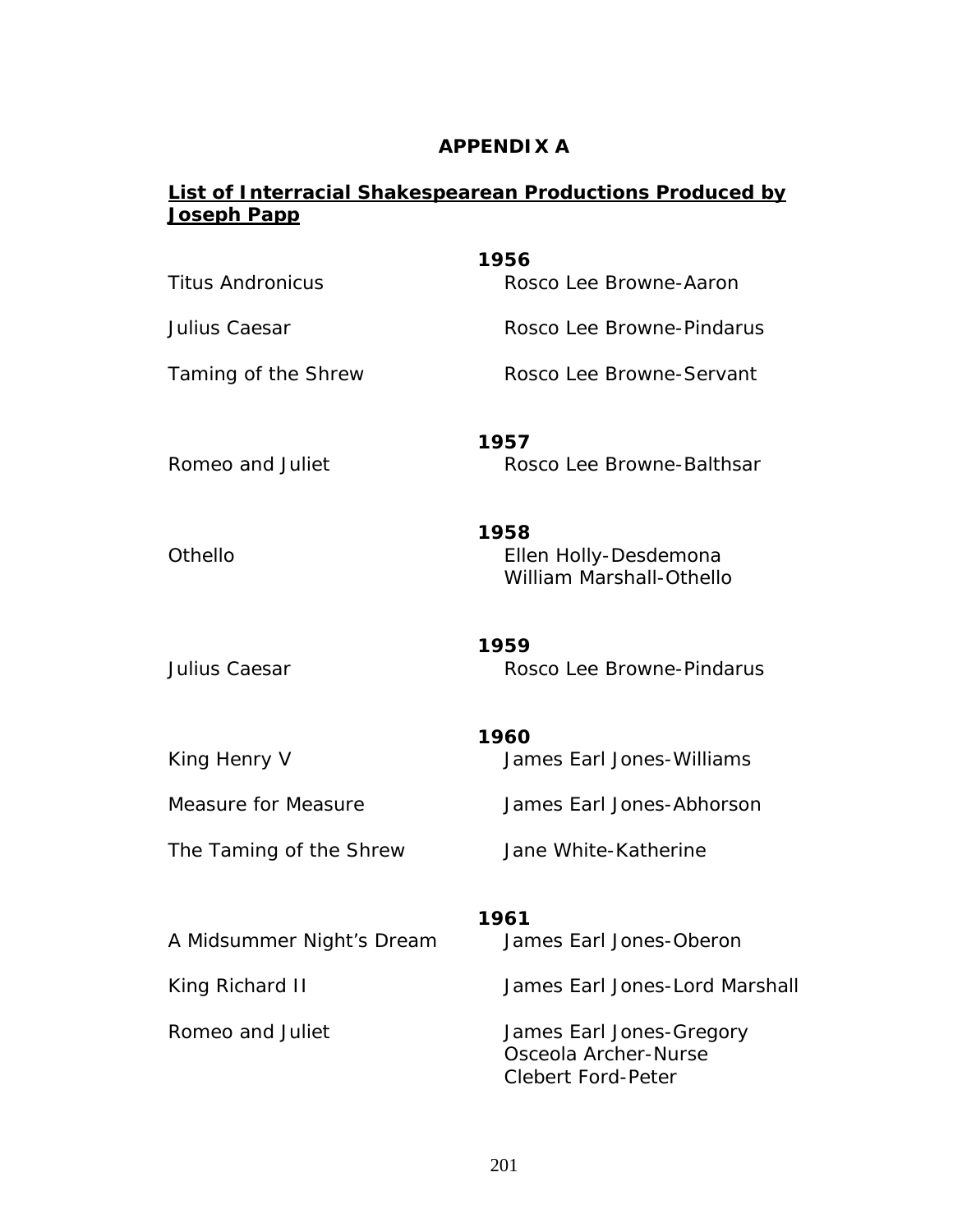# APPENDIX A

## List of Interracial Shakespearean Productions Produced by Joseph Papp

**1956**

| | |
|---|---|
| Titus Andronicus | Rosco Lee Browne-Aaron |
| Julius Caesar | Rosco Lee Browne-Pindarus |
| Taming of the Shrew | Rosco Lee Browne-Servant |

**1957**

| | |
|---|---|
| Romeo and Juliet | Rosco Lee Browne-Balthsar |

**1958**

| | |
|---|---|
| Othello | Ellen Holly-Desdemona<br>William Marshall-Othello |

**1959**

| | |
|---|---|
| Julius Caesar | Rosco Lee Browne-Pindarus |

**1960**

| | |
|---|---|
| King Henry V | James Earl Jones-Williams |
| Measure for Measure | James Earl Jones-Abhorson |
| The Taming of the Shrew | Jane White-Katherine |

**1961**

| | |
|---|---|
| A Midsummer Night's Dream | James Earl Jones-Oberon |
| King Richard II | James Earl Jones-Lord Marshall |
| Romeo and Juliet | James Earl Jones-Gregory<br>Osceola Archer-Nurse<br>Clebert Ford-Peter |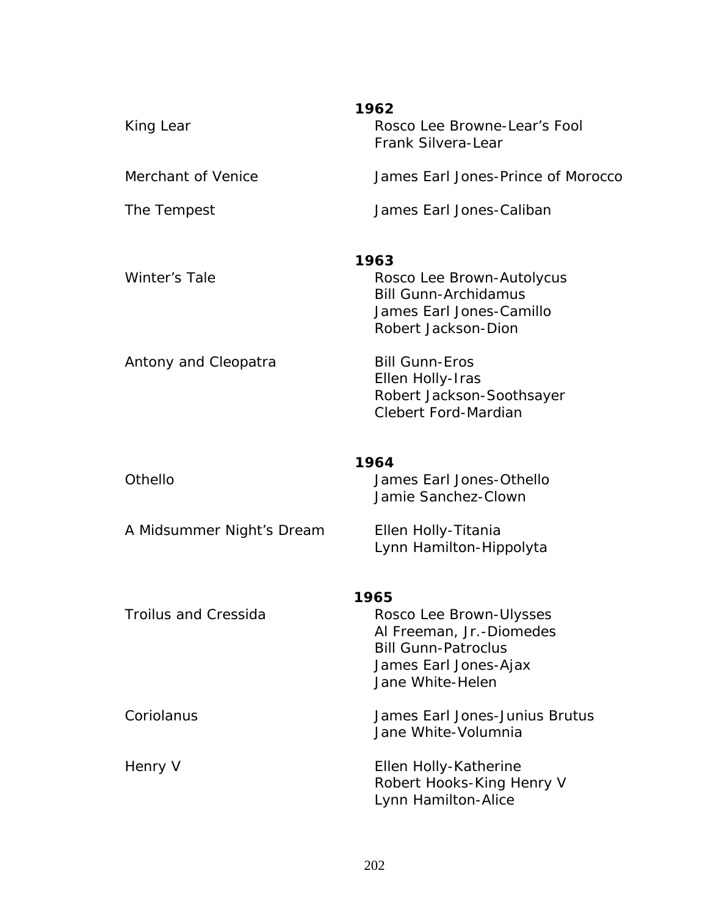**1962**

| | |
|---|---|
| King Lear | Rosco Lee Browne-Lear's Fool<br>Frank Silvera-Lear |
| Merchant of Venice | James Earl Jones-Prince of Morocco |
| The Tempest | James Earl Jones-Caliban |

**1963**

| | |
|---|---|
| Winter's Tale | Rosco Lee Brown-Autolycus<br>Bill Gunn-Archidamus<br>James Earl Jones-Camillo<br>Robert Jackson-Dion |
| Antony and Cleopatra | Bill Gunn-Eros<br>Ellen Holly-Iras<br>Robert Jackson-Soothsayer<br>Clebert Ford-Mardian |

**1964**

| | |
|---|---|
| Othello | James Earl Jones-Othello<br>Jamie Sanchez-Clown |
| A Midsummer Night's Dream | Ellen Holly-Titania<br>Lynn Hamilton-Hippolyta |

**1965**

| | |
|---|---|
| Troilus and Cressida | Rosco Lee Brown-Ulysses<br>Al Freeman, Jr.-Diomedes<br>Bill Gunn-Patroclus<br>James Earl Jones-Ajax<br>Jane White-Helen |
| Coriolanus | James Earl Jones-Junius Brutus<br>Jane White-Volumnia |
| Henry V | Ellen Holly-Katherine<br>Robert Hooks-King Henry V<br>Lynn Hamilton-Alice |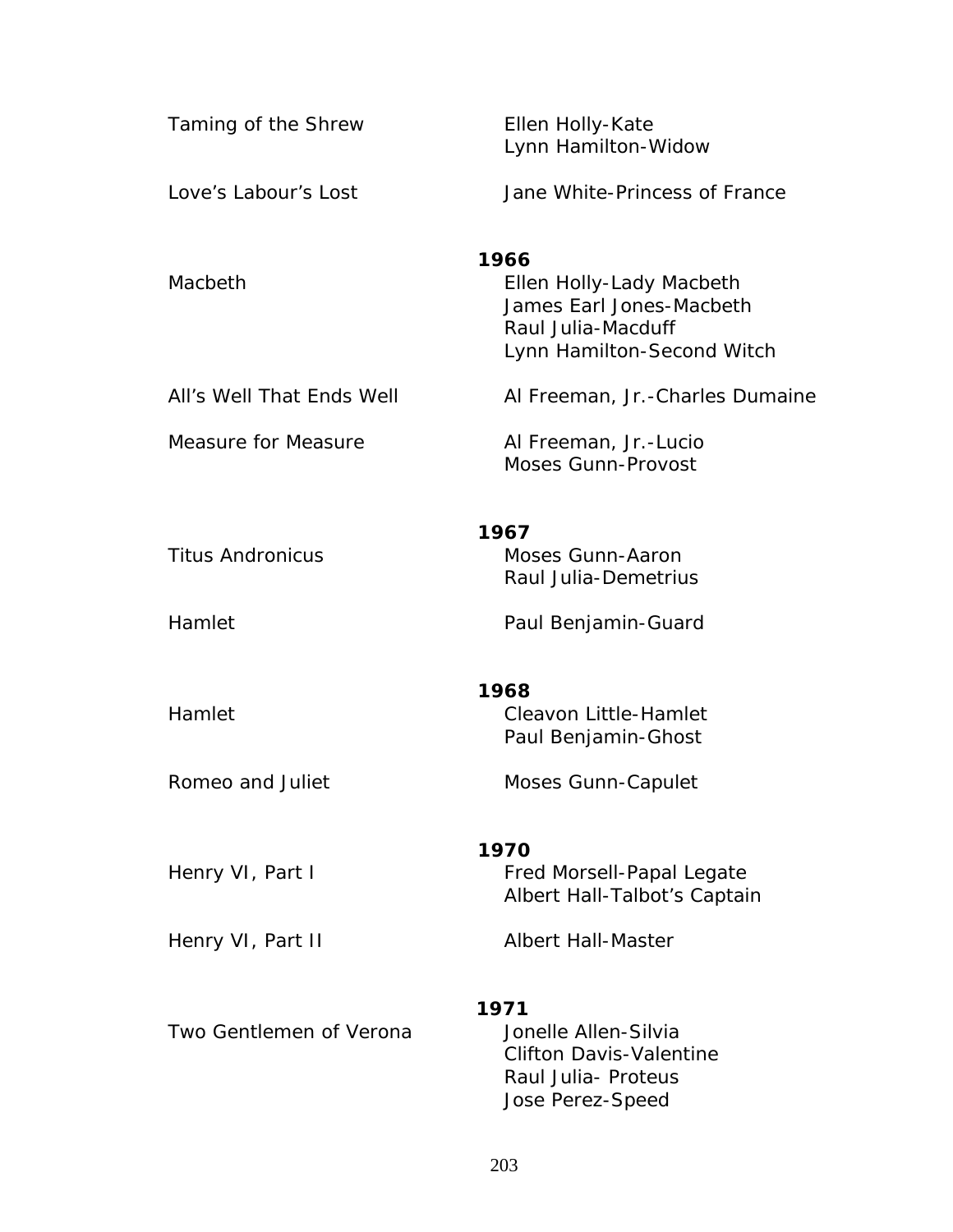| | |
|---|---|
| Taming of the Shrew | Ellen Holly-Kate<br>Lynn Hamilton-Widow |
| Love's Labour's Lost | Jane White-Princess of France |
| | **1966** |
| Macbeth | Ellen Holly-Lady Macbeth<br>James Earl Jones-Macbeth<br>Raul Julia-Macduff<br>Lynn Hamilton-Second Witch |
| All's Well That Ends Well | Al Freeman, Jr.-Charles Dumaine |
| Measure for Measure | Al Freeman, Jr.-Lucio<br>Moses Gunn-Provost |
| | **1967** |
| Titus Andronicus | Moses Gunn-Aaron<br>Raul Julia-Demetrius |
| Hamlet | Paul Benjamin-Guard |
| | **1968** |
| Hamlet | Cleavon Little-Hamlet<br>Paul Benjamin-Ghost |
| Romeo and Juliet | Moses Gunn-Capulet |
| | **1970** |
| Henry VI, Part I | Fred Morsell-Papal Legate<br>Albert Hall-Talbot's Captain |
| Henry VI, Part II | Albert Hall-Master |
| | **1971** |
| Two Gentlemen of Verona | Jonelle Allen-Silvia<br>Clifton Davis-Valentine<br>Raul Julia- Proteus<br>Jose Perez-Speed |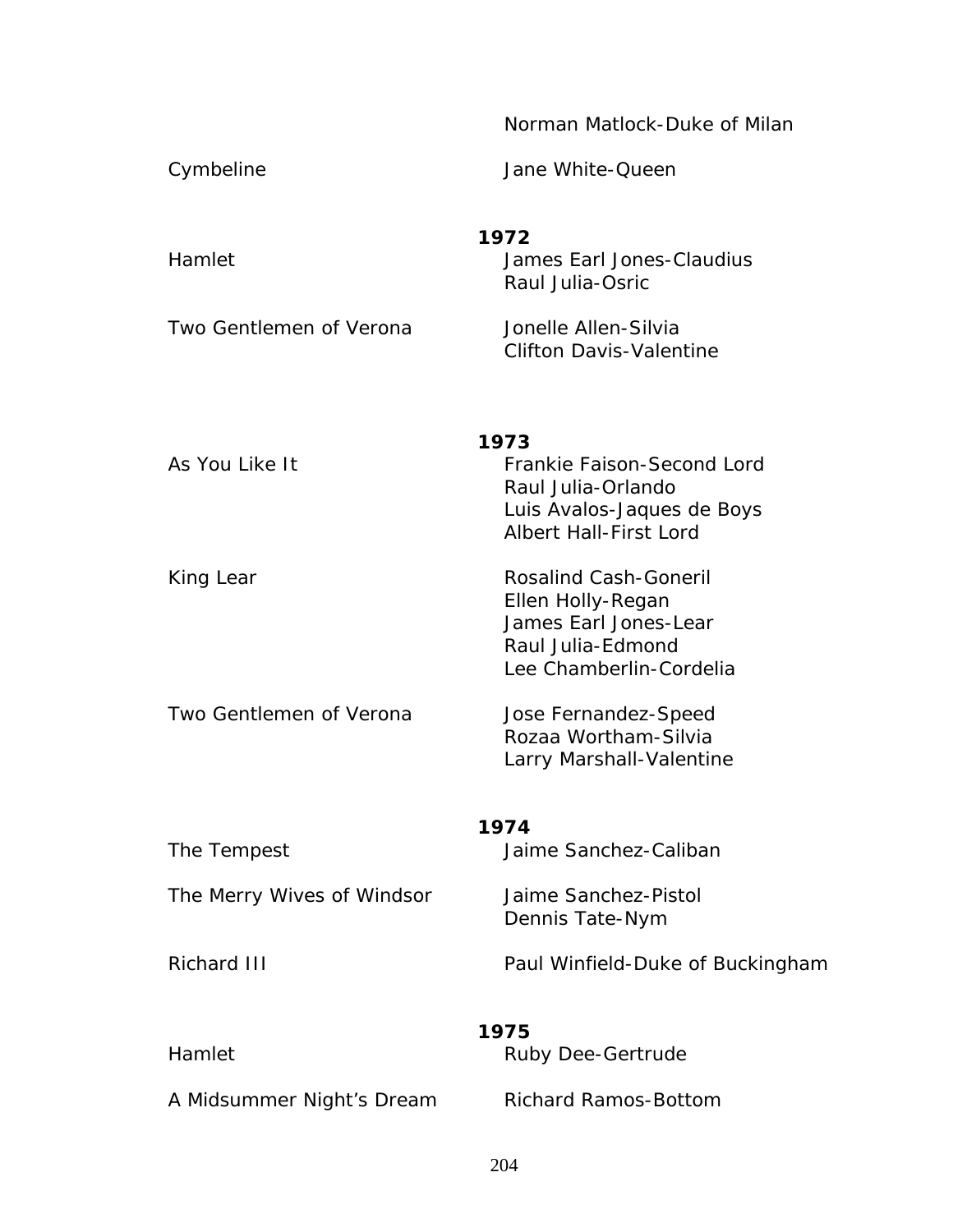| | |
|---|---|
| | Norman Matlock-Duke of Milan |
| Cymbeline | Jane White-Queen |
| | **1972** |
| Hamlet | James Earl Jones-Claudius<br>Raul Julia-Osric |
| Two Gentlemen of Verona | Jonelle Allen-Silvia<br>Clifton Davis-Valentine |
| | **1973** |
| As You Like It | Frankie Faison-Second Lord<br>Raul Julia-Orlando<br>Luis Avalos-Jaques de Boys<br>Albert Hall-First Lord |
| King Lear | Rosalind Cash-Goneril<br>Ellen Holly-Regan<br>James Earl Jones-Lear<br>Raul Julia-Edmond<br>Lee Chamberlin-Cordelia |
| Two Gentlemen of Verona | Jose Fernandez-Speed<br>Rozaa Wortham-Silvia<br>Larry Marshall-Valentine |
| | **1974** |
| The Tempest | Jaime Sanchez-Caliban |
| The Merry Wives of Windsor | Jaime Sanchez-Pistol<br>Dennis Tate-Nym |
| Richard III | Paul Winfield-Duke of Buckingham |
| | **1975** |
| Hamlet | Ruby Dee-Gertrude |
| A Midsummer Night's Dream | Richard Ramos-Bottom |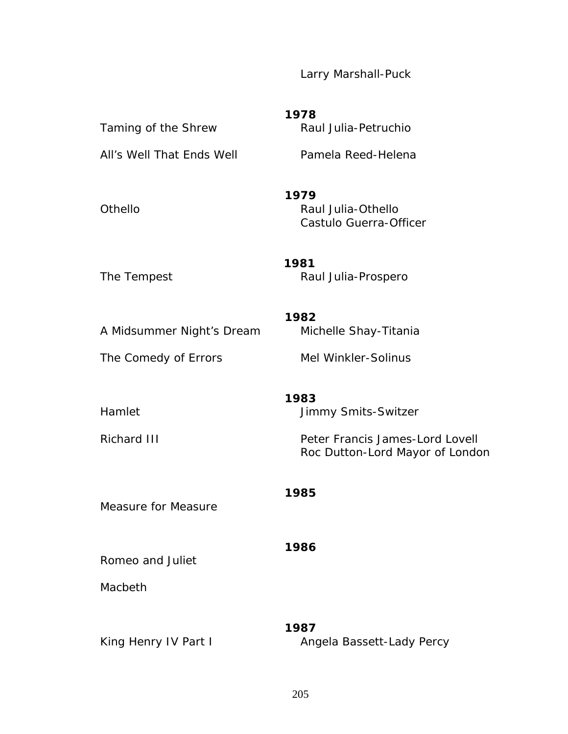Larry Marshall-Puck

**1978**

| | |
|---|---|
| Taming of the Shrew | Raul Julia-Petruchio |
| All's Well That Ends Well | Pamela Reed-Helena |

**1979**

| | |
|---|---|
| Othello | Raul Julia-Othello<br>Castulo Guerra-Officer |

**1981**

| | |
|---|---|
| The Tempest | Raul Julia-Prospero |

**1982**

| | |
|---|---|
| A Midsummer Night's Dream | Michelle Shay-Titania |
| The Comedy of Errors | Mel Winkler-Solinus |

**1983**

| | |
|---|---|
| Hamlet | Jimmy Smits-Switzer |
| Richard III | Peter Francis James-Lord Lovell<br>Roc Dutton-Lord Mayor of London |

**1985**

Measure for Measure

**1986**

Romeo and Juliet

Macbeth

**1987**

| | |
|---|---|
| King Henry IV Part I | Angela Bassett-Lady Percy |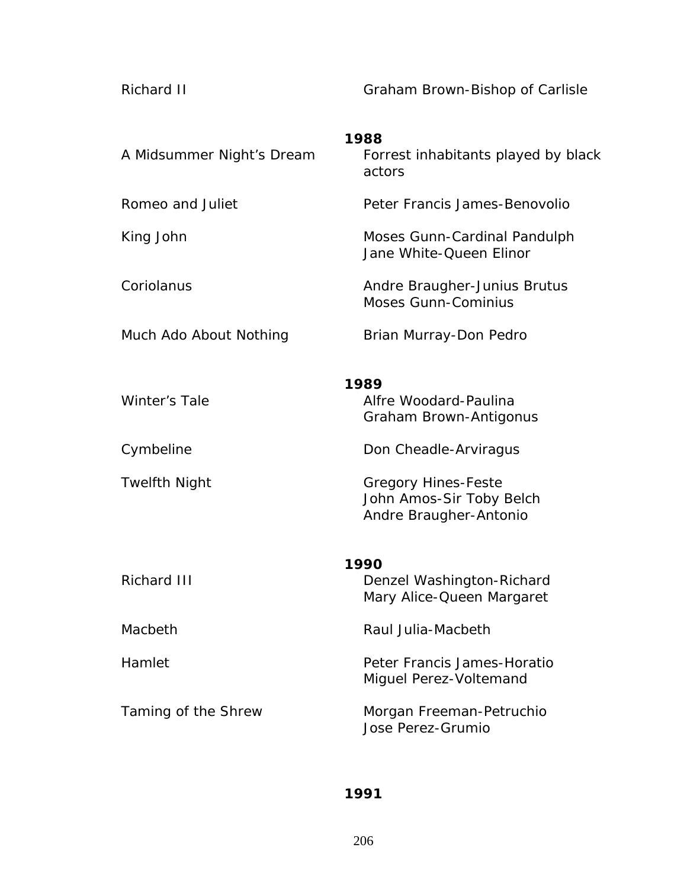| | |
|---|---|
| Richard II | Graham Brown-Bishop of Carlisle |

**1988**

| | |
|---|---|
| A Midsummer Night's Dream | Forrest inhabitants played by black actors |
| Romeo and Juliet | Peter Francis James-Benovolio |
| King John | Moses Gunn-Cardinal Pandulph<br>Jane White-Queen Elinor |
| Coriolanus | Andre Braugher-Junius Brutus<br>Moses Gunn-Cominius |
| Much Ado About Nothing | Brian Murray-Don Pedro |

**1989**

| | |
|---|---|
| Winter's Tale | Alfre Woodard-Paulina<br>Graham Brown-Antigonus |
| Cymbeline | Don Cheadle-Arviragus |
| Twelfth Night | Gregory Hines-Feste<br>John Amos-Sir Toby Belch<br>Andre Braugher-Antonio |

**1990**

| | |
|---|---|
| Richard III | Denzel Washington-Richard<br>Mary Alice-Queen Margaret |
| Macbeth | Raul Julia-Macbeth |
| Hamlet | Peter Francis James-Horatio<br>Miguel Perez-Voltemand |
| Taming of the Shrew | Morgan Freeman-Petruchio<br>Jose Perez-Grumio |

**1991**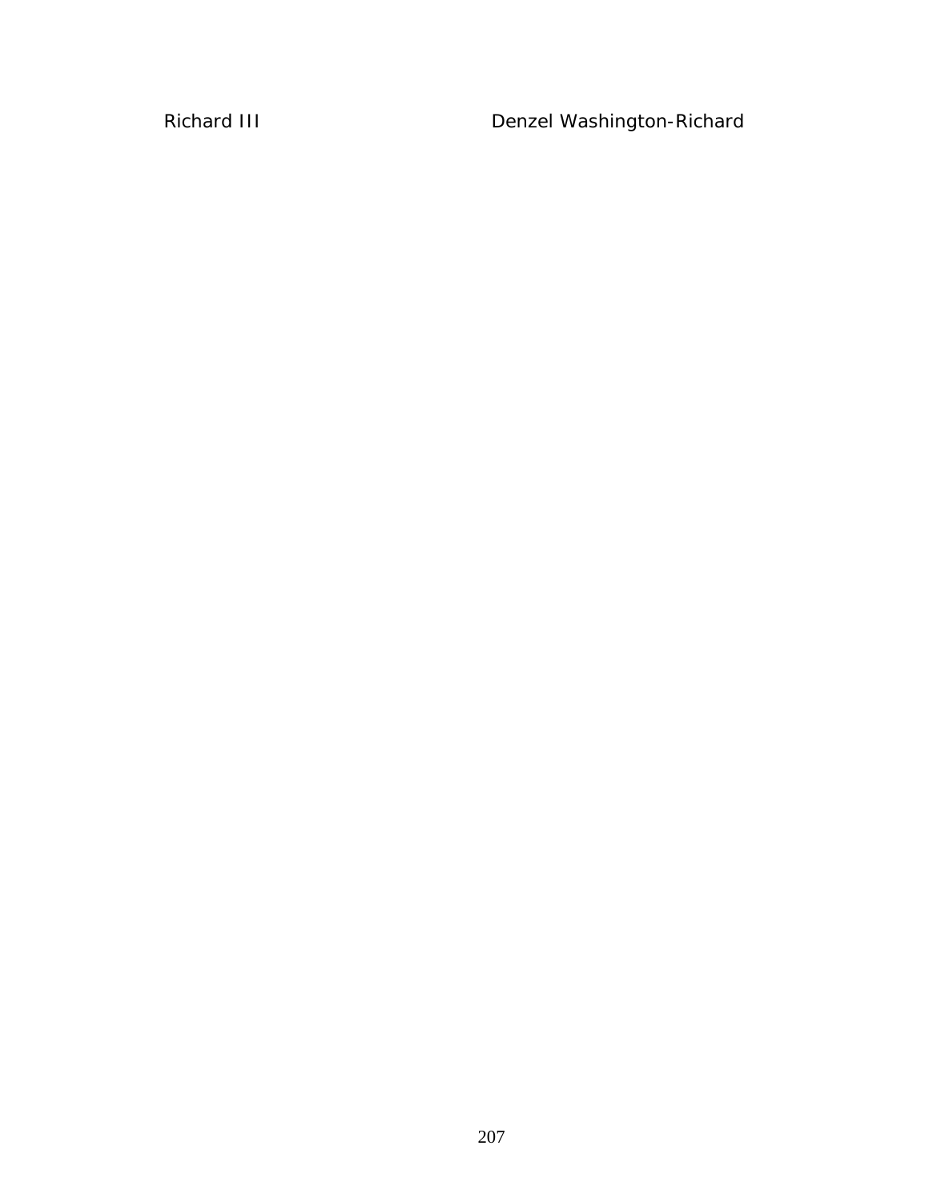Richard III Denzel Washington-Richard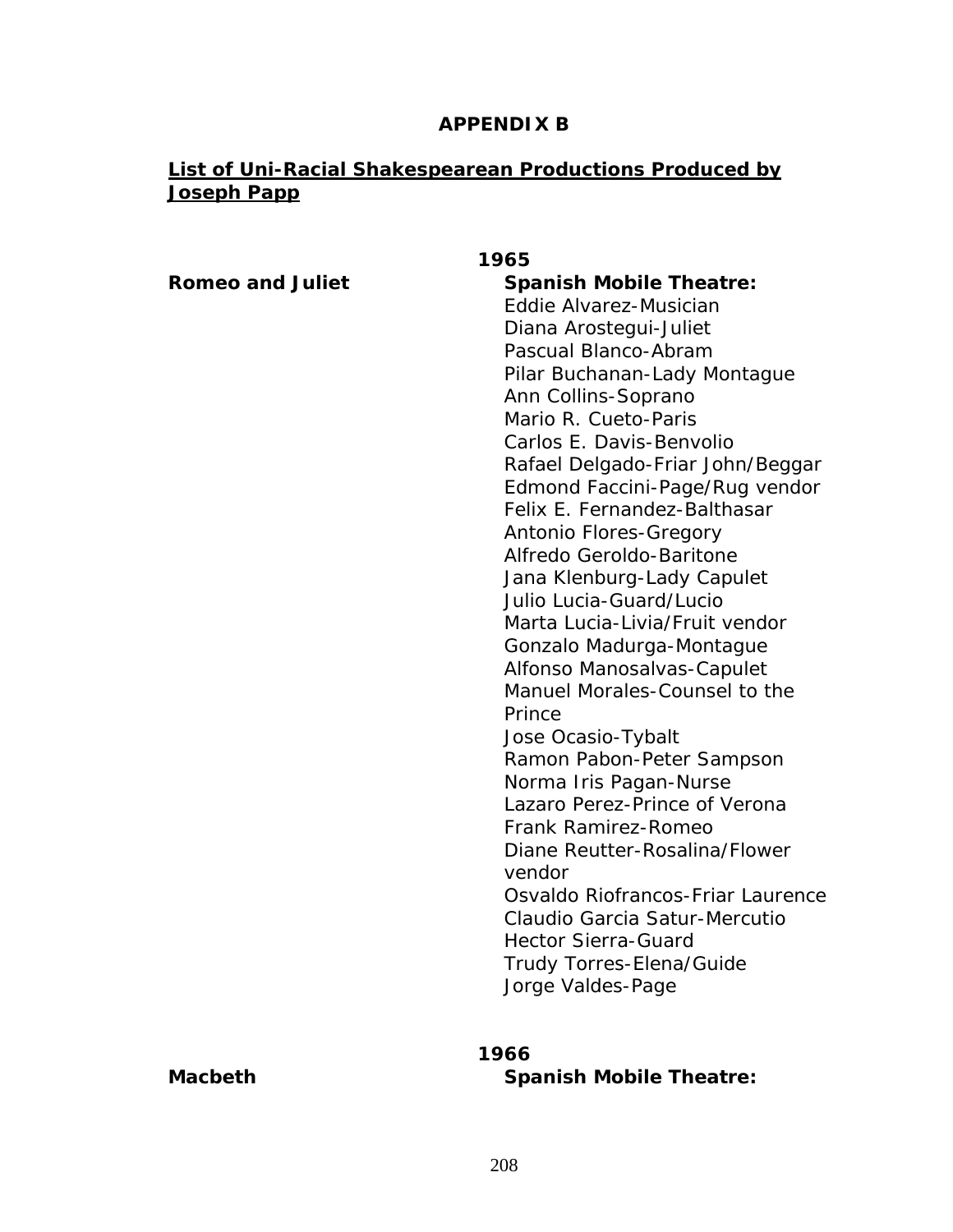# APPENDIX B

**List of Uni-Racial Shakespearean Productions Produced by Joseph Papp**

### 1965

**Romeo and Juliet**

**Spanish Mobile Theatre:**

Eddie Alvarez-Musician
Diana Arostegui-Juliet
Pascual Blanco-Abram
Pilar Buchanan-Lady Montague
Ann Collins-Soprano
Mario R. Cueto-Paris
Carlos E. Davis-Benvolio
Rafael Delgado-Friar John/Beggar
Edmond Faccini-Page/Rug vendor
Felix E. Fernandez-Balthasar
Antonio Flores-Gregory
Alfredo Geroldo-Baritone
Jana Klenburg-Lady Capulet
Julio Lucia-Guard/Lucio
Marta Lucia-Livia/Fruit vendor
Gonzalo Madurga-Montague
Alfonso Manosalvas-Capulet
Manuel Morales-Counsel to the Prince
Jose Ocasio-Tybalt
Ramon Pabon-Peter Sampson
Norma Iris Pagan-Nurse
Lazaro Perez-Prince of Verona
Frank Ramirez-Romeo
Diane Reutter-Rosalina/Flower vendor
Osvaldo Riofrancos-Friar Laurence
Claudio Garcia Satur-Mercutio
Hector Sierra-Guard
Trudy Torres-Elena/Guide
Jorge Valdes-Page

### 1966

**Macbeth**

**Spanish Mobile Theatre:**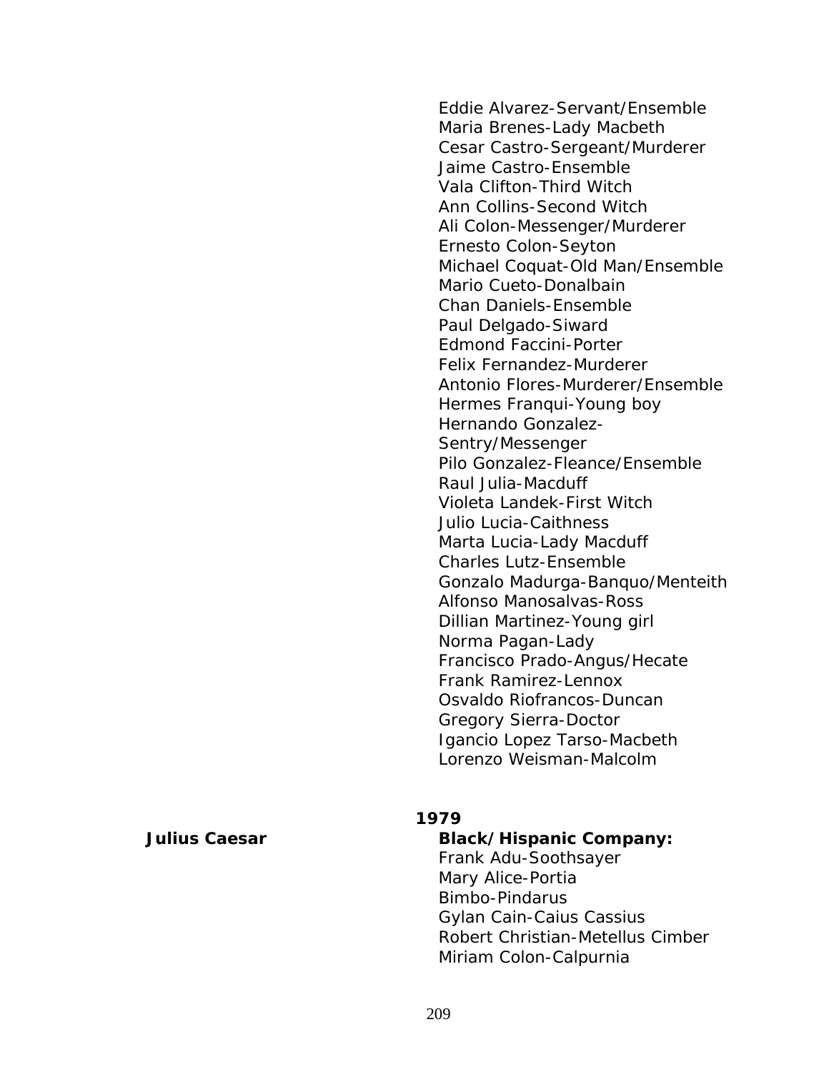Eddie Alvarez-Servant/Ensemble
Maria Brenes-Lady Macbeth
Cesar Castro-Sergeant/Murderer
Jaime Castro-Ensemble
Vala Clifton-Third Witch
Ann Collins-Second Witch
Ali Colon-Messenger/Murderer
Ernesto Colon-Seyton
Michael Coquat-Old Man/Ensemble
Mario Cueto-Donalbain
Chan Daniels-Ensemble
Paul Delgado-Siward
Edmond Faccini-Porter
Felix Fernandez-Murderer
Antonio Flores-Murderer/Ensemble
Hermes Franqui-Young boy
Hernando Gonzalez-Sentry/Messenger
Pilo Gonzalez-Fleance/Ensemble
Raul Julia-Macduff
Violeta Landek-First Witch
Julio Lucia-Caithness
Marta Lucia-Lady Macduff
Charles Lutz-Ensemble
Gonzalo Madurga-Banquo/Menteith
Alfonso Manosalvas-Ross
Dillian Martinez-Young girl
Norma Pagan-Lady
Francisco Prado-Angus/Hecate
Frank Ramirez-Lennox
Osvaldo Riofrancos-Duncan
Gregory Sierra-Doctor
Igancio Lopez Tarso-Macbeth
Lorenzo Weisman-Malcolm

**1979**

**Julius Caesar**

**Black/Hispanic Company:**
Frank Adu-Soothsayer
Mary Alice-Portia
Bimbo-Pindarus
Gylan Cain-Caius Cassius
Robert Christian-Metellus Cimber
Miriam Colon-Calpurnia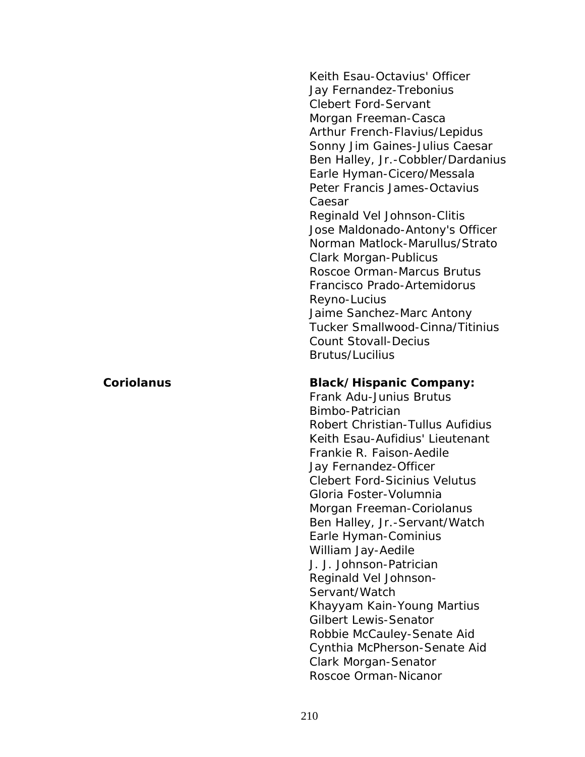Keith Esau-Octavius' Officer
Jay Fernandez-Trebonius
Clebert Ford-Servant
Morgan Freeman-Casca
Arthur French-Flavius/Lepidus
Sonny Jim Gaines-Julius Caesar
Ben Halley, Jr.-Cobbler/Dardanius
Earle Hyman-Cicero/Messala
Peter Francis James-Octavius Caesar
Reginald Vel Johnson-Clitis
Jose Maldonado-Antony's Officer
Norman Matlock-Marullus/Strato
Clark Morgan-Publicus
Roscoe Orman-Marcus Brutus
Francisco Prado-Artemidorus
Reyno-Lucius
Jaime Sanchez-Marc Antony
Tucker Smallwood-Cinna/Titinius
Count Stovall-Decius Brutus/Lucilius

**Coriolanus**

**Black/Hispanic Company:**
Frank Adu-Junius Brutus
Bimbo-Patrician
Robert Christian-Tullus Aufidius
Keith Esau-Aufidius' Lieutenant
Frankie R. Faison-Aedile
Jay Fernandez-Officer
Clebert Ford-Sicinius Velutus
Gloria Foster-Volumnia
Morgan Freeman-Coriolanus
Ben Halley, Jr.-Servant/Watch
Earle Hyman-Cominius
William Jay-Aedile
J. J. Johnson-Patrician
Reginald Vel Johnson-Servant/Watch
Khayyam Kain-Young Martius
Gilbert Lewis-Senator
Robbie McCauley-Senate Aid
Cynthia McPherson-Senate Aid
Clark Morgan-Senator
Roscoe Orman-Nicanor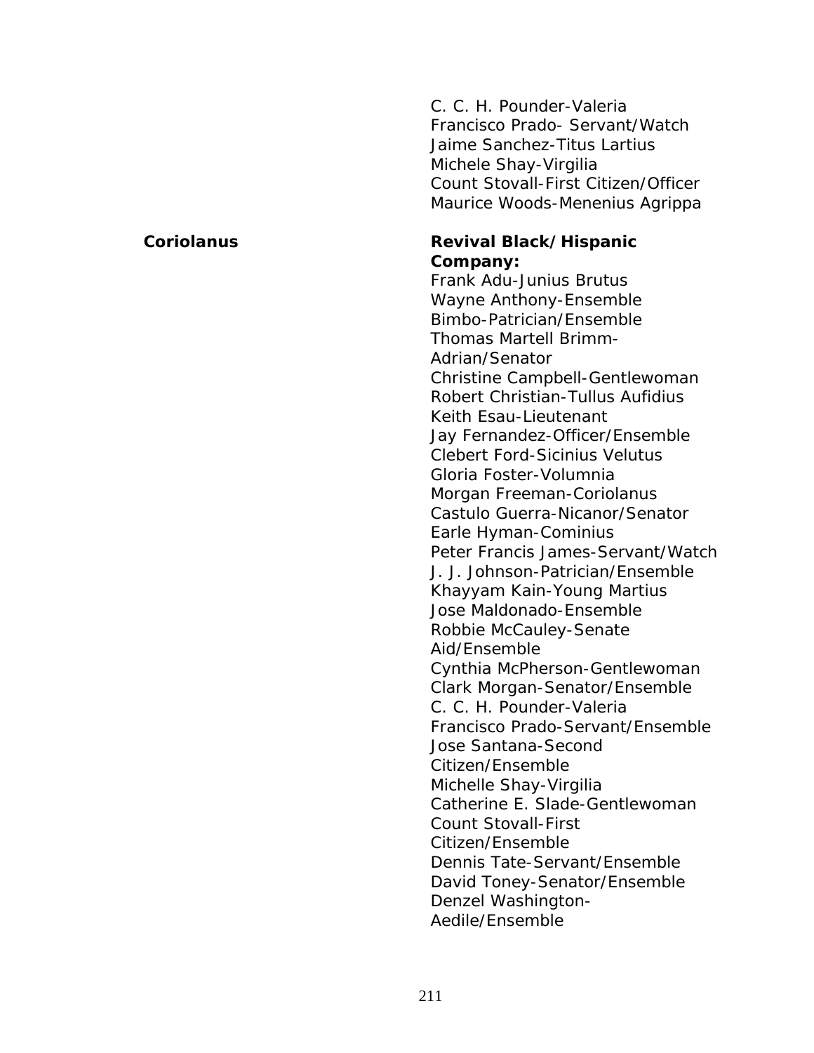C. C. H. Pounder-Valeria
Francisco Prado- Servant/Watch
Jaime Sanchez-Titus Lartius
Michele Shay-Virgilia
Count Stovall-First Citizen/Officer
Maurice Woods-Menenius Agrippa

| **Coriolanus** | **Revival Black/Hispanic Company:**<br>Frank Adu-Junius Brutus<br>Wayne Anthony-Ensemble<br>Bimbo-Patrician/Ensemble<br>Thomas Martell Brimm-Adrian/Senator<br>Christine Campbell-Gentlewoman<br>Robert Christian-Tullus Aufidius<br>Keith Esau-Lieutenant<br>Jay Fernandez-Officer/Ensemble<br>Clebert Ford-Sicinius Velutus<br>Gloria Foster-Volumnia<br>Morgan Freeman-Coriolanus<br>Castulo Guerra-Nicanor/Senator<br>Earle Hyman-Cominius<br>Peter Francis James-Servant/Watch<br>J. J. Johnson-Patrician/Ensemble<br>Khayyam Kain-Young Martius<br>Jose Maldonado-Ensemble<br>Robbie McCauley-Senate Aid/Ensemble<br>Cynthia McPherson-Gentlewoman<br>Clark Morgan-Senator/Ensemble<br>C. C. H. Pounder-Valeria<br>Francisco Prado-Servant/Ensemble<br>Jose Santana-Second Citizen/Ensemble<br>Michelle Shay-Virgilia<br>Catherine E. Slade-Gentlewoman<br>Count Stovall-First Citizen/Ensemble<br>Dennis Tate-Servant/Ensemble<br>David Toney-Senator/Ensemble<br>Denzel Washington-Aedile/Ensemble |
| --- | --- |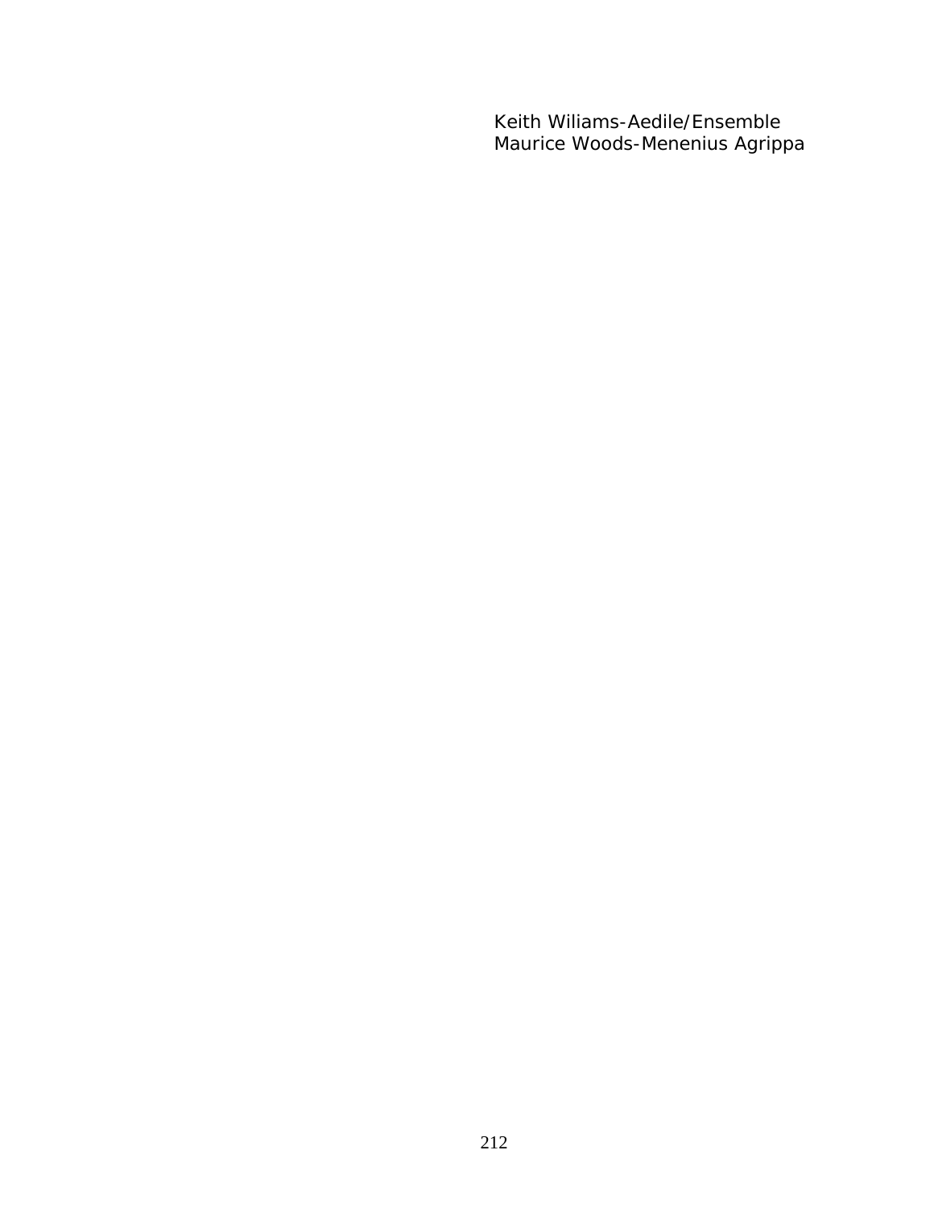Keith Wiliams-Aedile/Ensemble
Maurice Woods-Menenius Agrippa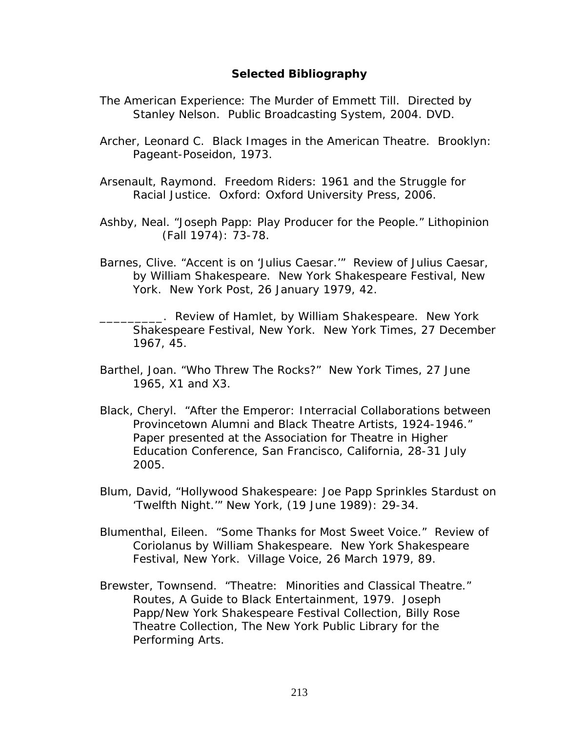## Selected Bibliography

The American Experience: The Murder of Emmett Till. Directed by Stanley Nelson. Public Broadcasting System, 2004. DVD.

Archer, Leonard C. Black Images in the American Theatre. Brooklyn: Pageant-Poseidon, 1973.

Arsenault, Raymond. Freedom Riders: 1961 and the Struggle for Racial Justice. Oxford: Oxford University Press, 2006.

Ashby, Neal. "Joseph Papp: Play Producer for the People." Lithopinion (Fall 1974): 73-78.

Barnes, Clive. "Accent is on 'Julius Caesar.'" Review of Julius Caesar, by William Shakespeare. New York Shakespeare Festival, New York. New York Post, 26 January 1979, 42.

_________. Review of Hamlet, by William Shakespeare. New York Shakespeare Festival, New York. New York Times, 27 December 1967, 45.

Barthel, Joan. "Who Threw The Rocks?" New York Times, 27 June 1965, X1 and X3.

Black, Cheryl. "After the Emperor: Interracial Collaborations between Provincetown Alumni and Black Theatre Artists, 1924-1946." Paper presented at the Association for Theatre in Higher Education Conference, San Francisco, California, 28-31 July 2005.

Blum, David, "Hollywood Shakespeare: Joe Papp Sprinkles Stardust on 'Twelfth Night.'" New York, (19 June 1989): 29-34.

Blumenthal, Eileen. "Some Thanks for Most Sweet Voice." Review of Coriolanus by William Shakespeare. New York Shakespeare Festival, New York. Village Voice, 26 March 1979, 89.

Brewster, Townsend. "Theatre: Minorities and Classical Theatre." Routes, A Guide to Black Entertainment, 1979. Joseph Papp/New York Shakespeare Festival Collection, Billy Rose Theatre Collection, The New York Public Library for the Performing Arts.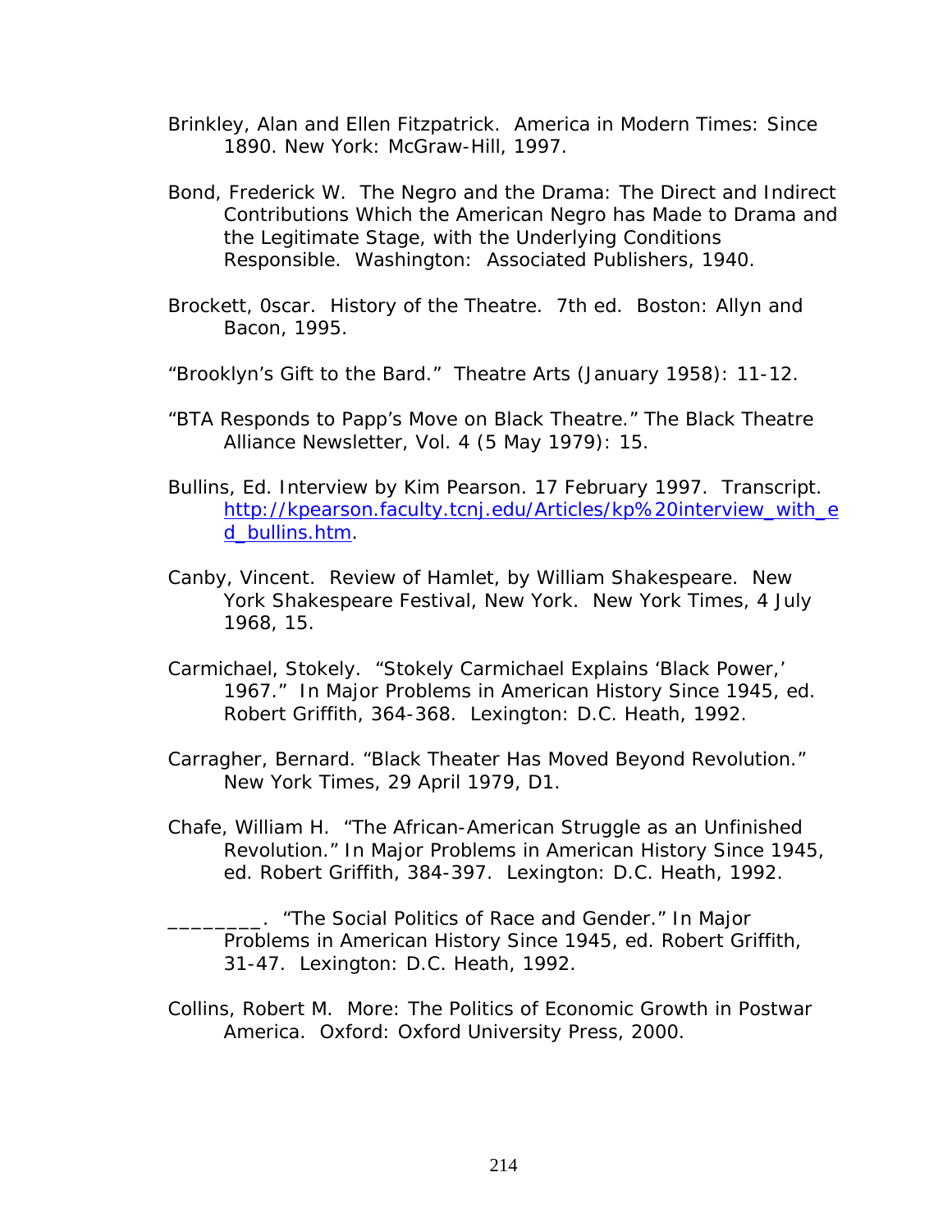Brinkley, Alan and Ellen Fitzpatrick. America in Modern Times: Since 1890. New York: McGraw-Hill, 1997.

Bond, Frederick W. The Negro and the Drama: The Direct and Indirect Contributions Which the American Negro has Made to Drama and the Legitimate Stage, with the Underlying Conditions Responsible. Washington: Associated Publishers, 1940.

Brockett, 0scar. History of the Theatre. 7th ed. Boston: Allyn and Bacon, 1995.

"Brooklyn's Gift to the Bard." Theatre Arts (January 1958): 11-12.

"BTA Responds to Papp's Move on Black Theatre." The Black Theatre Alliance Newsletter, Vol. 4 (5 May 1979): 15.

Bullins, Ed. Interview by Kim Pearson. 17 February 1997. Transcript. http://kpearson.faculty.tcnj.edu/Articles/kp%20interview_with_ed_bullins.htm.

Canby, Vincent. Review of Hamlet, by William Shakespeare. New York Shakespeare Festival, New York. New York Times, 4 July 1968, 15.

Carmichael, Stokely. "Stokely Carmichael Explains 'Black Power,' 1967." In Major Problems in American History Since 1945, ed. Robert Griffith, 364-368. Lexington: D.C. Heath, 1992.

Carragher, Bernard. "Black Theater Has Moved Beyond Revolution." New York Times, 29 April 1979, D1.

Chafe, William H. "The African-American Struggle as an Unfinished Revolution." In Major Problems in American History Since 1945, ed. Robert Griffith, 384-397. Lexington: D.C. Heath, 1992.

________. "The Social Politics of Race and Gender." In Major Problems in American History Since 1945, ed. Robert Griffith, 31-47. Lexington: D.C. Heath, 1992.

Collins, Robert M. More: The Politics of Economic Growth in Postwar America. Oxford: Oxford University Press, 2000.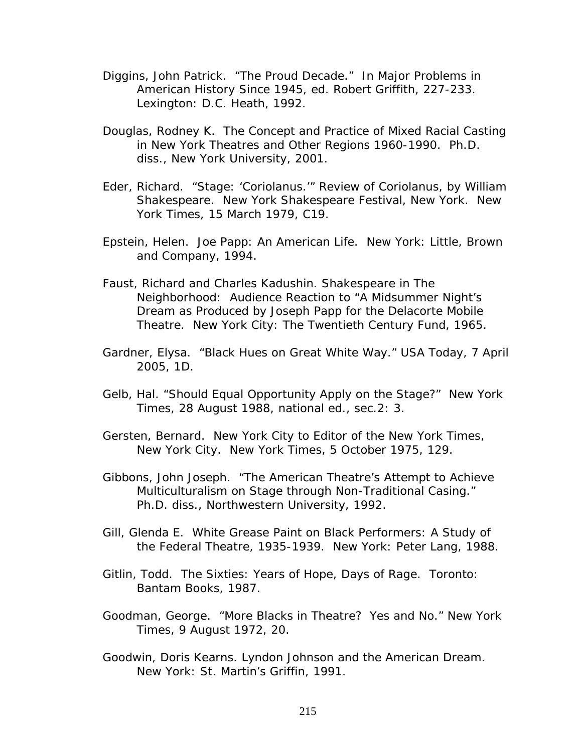Diggins, John Patrick. "The Proud Decade." In Major Problems in American History Since 1945, ed. Robert Griffith, 227-233. Lexington: D.C. Heath, 1992.

Douglas, Rodney K. The Concept and Practice of Mixed Racial Casting in New York Theatres and Other Regions 1960-1990. Ph.D. diss., New York University, 2001.

Eder, Richard. "Stage: 'Coriolanus.'" Review of Coriolanus, by William Shakespeare. New York Shakespeare Festival, New York. New York Times, 15 March 1979, C19.

Epstein, Helen. Joe Papp: An American Life. New York: Little, Brown and Company, 1994.

Faust, Richard and Charles Kadushin. Shakespeare in The Neighborhood: Audience Reaction to "A Midsummer Night's Dream as Produced by Joseph Papp for the Delacorte Mobile Theatre. New York City: The Twentieth Century Fund, 1965.

Gardner, Elysa. "Black Hues on Great White Way." USA Today, 7 April 2005, 1D.

Gelb, Hal. "Should Equal Opportunity Apply on the Stage?" New York Times, 28 August 1988, national ed., sec.2: 3.

Gersten, Bernard. New York City to Editor of the New York Times, New York City. New York Times, 5 October 1975, 129.

Gibbons, John Joseph. "The American Theatre's Attempt to Achieve Multiculturalism on Stage through Non-Traditional Casing." Ph.D. diss., Northwestern University, 1992.

Gill, Glenda E. White Grease Paint on Black Performers: A Study of the Federal Theatre, 1935-1939. New York: Peter Lang, 1988.

Gitlin, Todd. The Sixties: Years of Hope, Days of Rage. Toronto: Bantam Books, 1987.

Goodman, George. "More Blacks in Theatre? Yes and No." New York Times, 9 August 1972, 20.

Goodwin, Doris Kearns. Lyndon Johnson and the American Dream. New York: St. Martin's Griffin, 1991.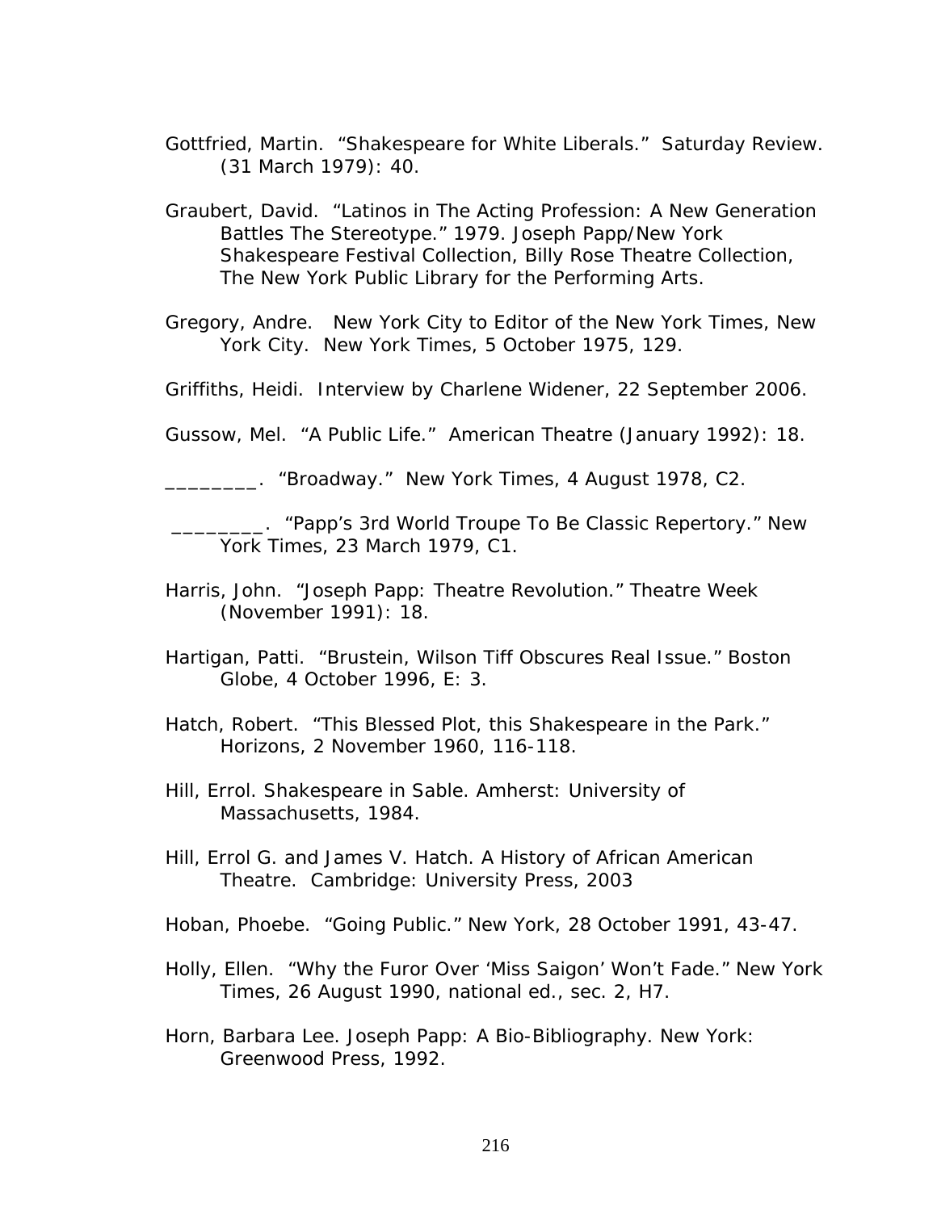Gottfried, Martin. "Shakespeare for White Liberals." Saturday Review. (31 March 1979): 40.

Graubert, David. "Latinos in The Acting Profession: A New Generation Battles The Stereotype." 1979. Joseph Papp/New York Shakespeare Festival Collection, Billy Rose Theatre Collection, The New York Public Library for the Performing Arts.

Gregory, Andre. New York City to Editor of the New York Times, New York City. New York Times, 5 October 1975, 129.

Griffiths, Heidi. Interview by Charlene Widener, 22 September 2006.

Gussow, Mel. "A Public Life." American Theatre (January 1992): 18.

________. "Broadway." New York Times, 4 August 1978, C2.

________. "Papp's 3rd World Troupe To Be Classic Repertory." New York Times, 23 March 1979, C1.

Harris, John. "Joseph Papp: Theatre Revolution." Theatre Week (November 1991): 18.

Hartigan, Patti. "Brustein, Wilson Tiff Obscures Real Issue." Boston Globe, 4 October 1996, E: 3.

Hatch, Robert. "This Blessed Plot, this Shakespeare in the Park." Horizons, 2 November 1960, 116-118.

Hill, Errol. Shakespeare in Sable. Amherst: University of Massachusetts, 1984.

Hill, Errol G. and James V. Hatch. A History of African American Theatre. Cambridge: University Press, 2003

Hoban, Phoebe. "Going Public." New York, 28 October 1991, 43-47.

Holly, Ellen. "Why the Furor Over 'Miss Saigon' Won't Fade." New York Times, 26 August 1990, national ed., sec. 2, H7.

Horn, Barbara Lee. Joseph Papp: A Bio-Bibliography. New York: Greenwood Press, 1992.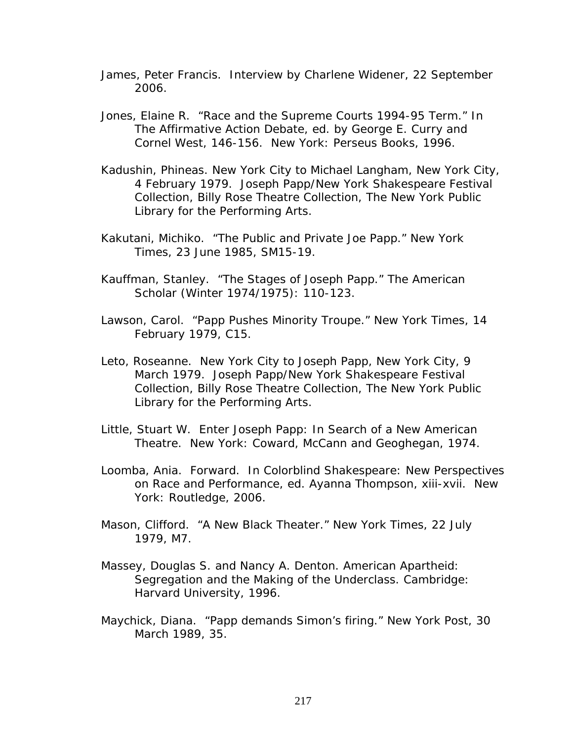James, Peter Francis. Interview by Charlene Widener, 22 September 2006.

Jones, Elaine R. "Race and the Supreme Courts 1994-95 Term." In The Affirmative Action Debate, ed. by George E. Curry and Cornel West, 146-156. New York: Perseus Books, 1996.

Kadushin, Phineas. New York City to Michael Langham, New York City, 4 February 1979. Joseph Papp/New York Shakespeare Festival Collection, Billy Rose Theatre Collection, The New York Public Library for the Performing Arts.

Kakutani, Michiko. "The Public and Private Joe Papp." New York Times, 23 June 1985, SM15-19.

Kauffman, Stanley. "The Stages of Joseph Papp." The American Scholar (Winter 1974/1975): 110-123.

Lawson, Carol. "Papp Pushes Minority Troupe." New York Times, 14 February 1979, C15.

Leto, Roseanne. New York City to Joseph Papp, New York City, 9 March 1979. Joseph Papp/New York Shakespeare Festival Collection, Billy Rose Theatre Collection, The New York Public Library for the Performing Arts.

Little, Stuart W. Enter Joseph Papp: In Search of a New American Theatre. New York: Coward, McCann and Geoghegan, 1974.

Loomba, Ania. Forward. In Colorblind Shakespeare: New Perspectives on Race and Performance, ed. Ayanna Thompson, xiii-xvii. New York: Routledge, 2006.

Mason, Clifford. "A New Black Theater." New York Times, 22 July 1979, M7.

Massey, Douglas S. and Nancy A. Denton. American Apartheid: Segregation and the Making of the Underclass. Cambridge: Harvard University, 1996.

Maychick, Diana. "Papp demands Simon's firing." New York Post, 30 March 1989, 35.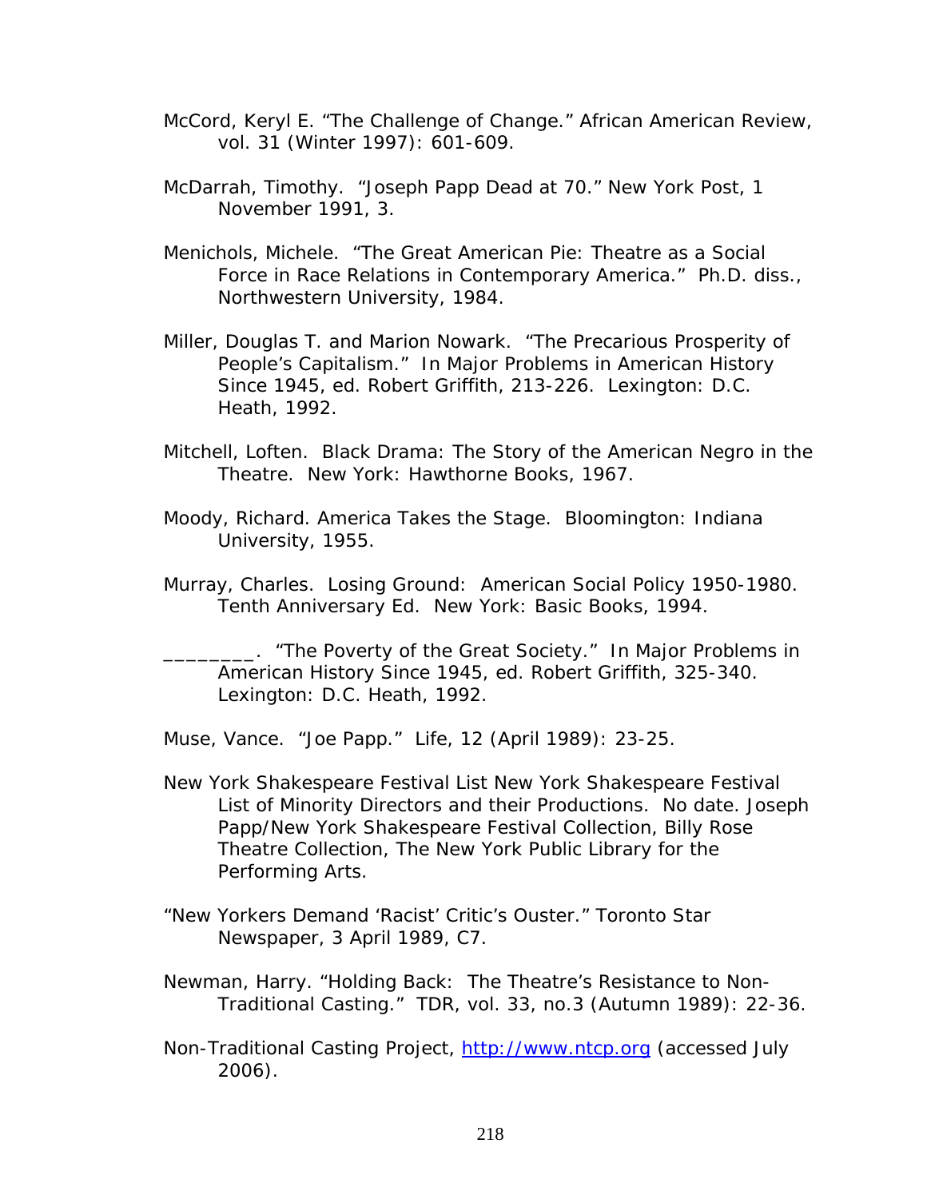McCord, Keryl E. "The Challenge of Change." African American Review, vol. 31 (Winter 1997): 601-609.

McDarrah, Timothy. "Joseph Papp Dead at 70." New York Post, 1 November 1991, 3.

Menichols, Michele. "The Great American Pie: Theatre as a Social Force in Race Relations in Contemporary America." Ph.D. diss., Northwestern University, 1984.

Miller, Douglas T. and Marion Nowark. "The Precarious Prosperity of People's Capitalism." In Major Problems in American History Since 1945, ed. Robert Griffith, 213-226. Lexington: D.C. Heath, 1992.

Mitchell, Loften. Black Drama: The Story of the American Negro in the Theatre. New York: Hawthorne Books, 1967.

Moody, Richard. America Takes the Stage. Bloomington: Indiana University, 1955.

Murray, Charles. Losing Ground: American Social Policy 1950-1980. Tenth Anniversary Ed. New York: Basic Books, 1994.

________. "The Poverty of the Great Society." In Major Problems in American History Since 1945, ed. Robert Griffith, 325-340. Lexington: D.C. Heath, 1992.

Muse, Vance. "Joe Papp." Life, 12 (April 1989): 23-25.

New York Shakespeare Festival List New York Shakespeare Festival List of Minority Directors and their Productions. No date. Joseph Papp/New York Shakespeare Festival Collection, Billy Rose Theatre Collection, The New York Public Library for the Performing Arts.

"New Yorkers Demand 'Racist' Critic's Ouster." Toronto Star Newspaper, 3 April 1989, C7.

Newman, Harry. "Holding Back: The Theatre's Resistance to Non-Traditional Casting." TDR, vol. 33, no.3 (Autumn 1989): 22-36.

Non-Traditional Casting Project, http://www.ntcp.org (accessed July 2006).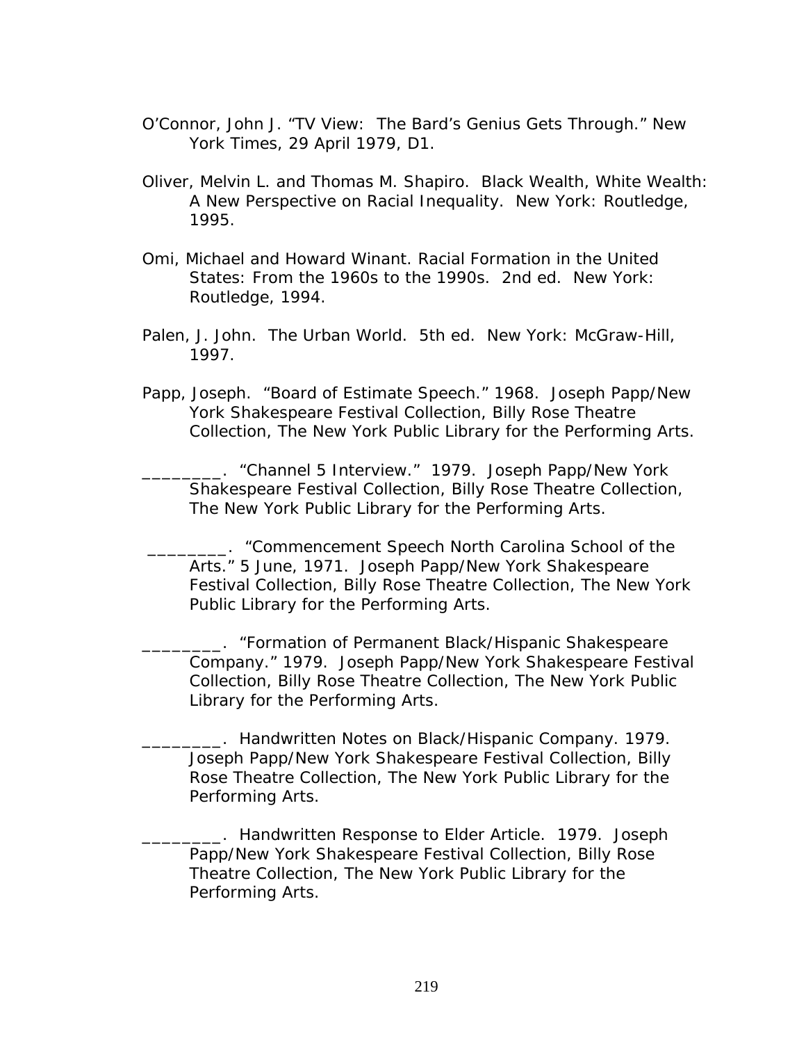O'Connor, John J. "TV View: The Bard's Genius Gets Through." New York Times, 29 April 1979, D1.

Oliver, Melvin L. and Thomas M. Shapiro. Black Wealth, White Wealth: A New Perspective on Racial Inequality. New York: Routledge, 1995.

Omi, Michael and Howard Winant. Racial Formation in the United States: From the 1960s to the 1990s. 2nd ed. New York: Routledge, 1994.

Palen, J. John. The Urban World. 5th ed. New York: McGraw-Hill, 1997.

Papp, Joseph. "Board of Estimate Speech." 1968. Joseph Papp/New York Shakespeare Festival Collection, Billy Rose Theatre Collection, The New York Public Library for the Performing Arts.

________. "Channel 5 Interview." 1979. Joseph Papp/New York Shakespeare Festival Collection, Billy Rose Theatre Collection, The New York Public Library for the Performing Arts.

________. "Commencement Speech North Carolina School of the Arts." 5 June, 1971. Joseph Papp/New York Shakespeare Festival Collection, Billy Rose Theatre Collection, The New York Public Library for the Performing Arts.

________. "Formation of Permanent Black/Hispanic Shakespeare Company." 1979. Joseph Papp/New York Shakespeare Festival Collection, Billy Rose Theatre Collection, The New York Public Library for the Performing Arts.

________. Handwritten Notes on Black/Hispanic Company. 1979. Joseph Papp/New York Shakespeare Festival Collection, Billy Rose Theatre Collection, The New York Public Library for the Performing Arts.

________. Handwritten Response to Elder Article. 1979. Joseph Papp/New York Shakespeare Festival Collection, Billy Rose Theatre Collection, The New York Public Library for the Performing Arts.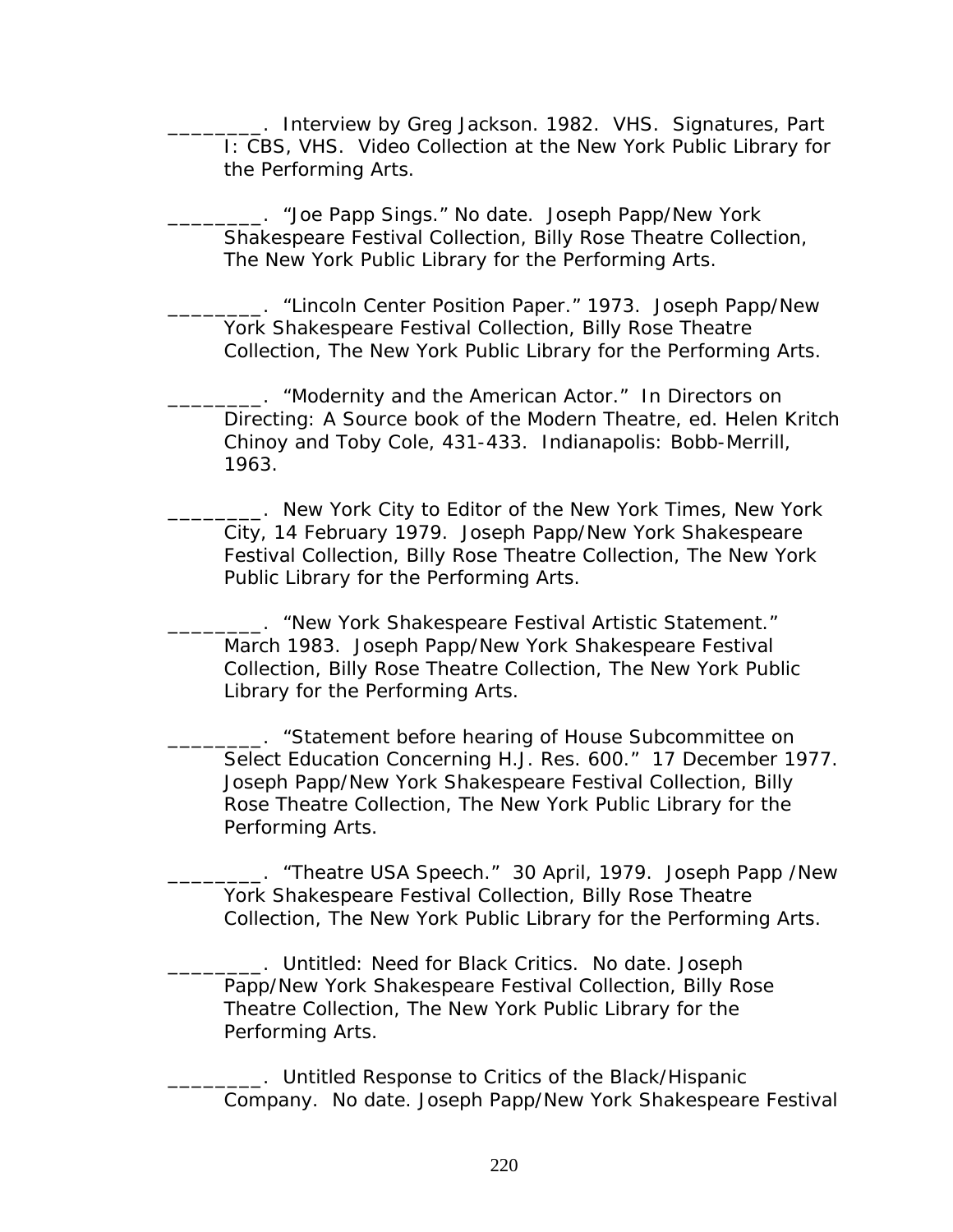________. Interview by Greg Jackson. 1982. VHS. Signatures, Part I: CBS, VHS. Video Collection at the New York Public Library for the Performing Arts.

________. "Joe Papp Sings." No date. Joseph Papp/New York Shakespeare Festival Collection, Billy Rose Theatre Collection, The New York Public Library for the Performing Arts.

________. "Lincoln Center Position Paper." 1973. Joseph Papp/New York Shakespeare Festival Collection, Billy Rose Theatre Collection, The New York Public Library for the Performing Arts.

________. "Modernity and the American Actor." In Directors on Directing: A Source book of the Modern Theatre, ed. Helen Kritch Chinoy and Toby Cole, 431-433. Indianapolis: Bobb-Merrill, 1963.

________. New York City to Editor of the New York Times, New York City, 14 February 1979. Joseph Papp/New York Shakespeare Festival Collection, Billy Rose Theatre Collection, The New York Public Library for the Performing Arts.

________. "New York Shakespeare Festival Artistic Statement." March 1983. Joseph Papp/New York Shakespeare Festival Collection, Billy Rose Theatre Collection, The New York Public Library for the Performing Arts.

________. "Statement before hearing of House Subcommittee on Select Education Concerning H.J. Res. 600." 17 December 1977. Joseph Papp/New York Shakespeare Festival Collection, Billy Rose Theatre Collection, The New York Public Library for the Performing Arts.

________. "Theatre USA Speech." 30 April, 1979. Joseph Papp /New York Shakespeare Festival Collection, Billy Rose Theatre Collection, The New York Public Library for the Performing Arts.

________. Untitled: Need for Black Critics. No date. Joseph Papp/New York Shakespeare Festival Collection, Billy Rose Theatre Collection, The New York Public Library for the Performing Arts.

________. Untitled Response to Critics of the Black/Hispanic Company. No date. Joseph Papp/New York Shakespeare Festival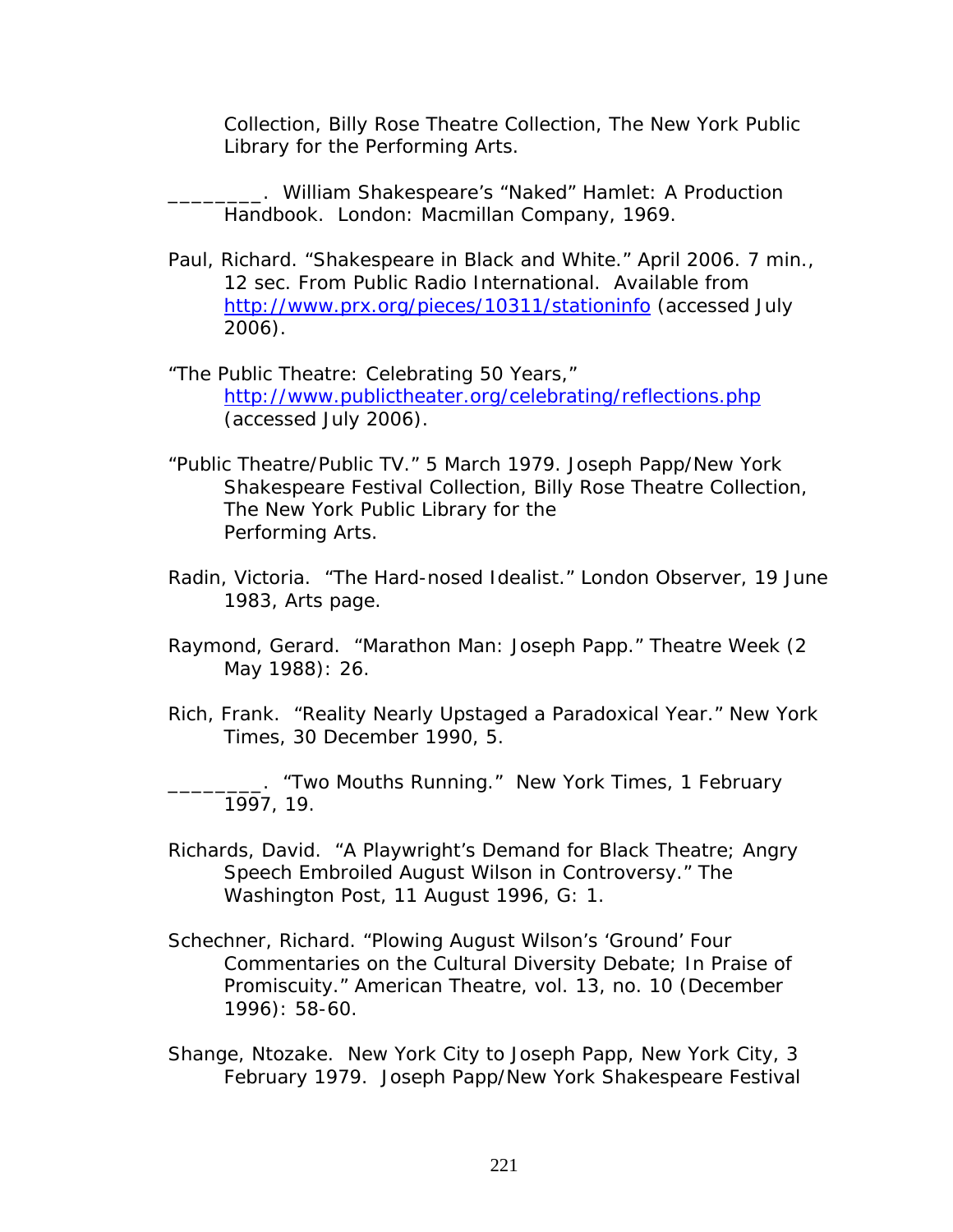Collection, Billy Rose Theatre Collection, The New York Public Library for the Performing Arts.

________. William Shakespeare's "Naked" Hamlet: A Production Handbook. London: Macmillan Company, 1969.

Paul, Richard. "Shakespeare in Black and White." April 2006. 7 min., 12 sec. From Public Radio International. Available from http://www.prx.org/pieces/10311/stationinfo (accessed July 2006).

"The Public Theatre: Celebrating 50 Years," http://www.publictheater.org/celebrating/reflections.php (accessed July 2006).

"Public Theatre/Public TV." 5 March 1979. Joseph Papp/New York Shakespeare Festival Collection, Billy Rose Theatre Collection, The New York Public Library for the Performing Arts.

Radin, Victoria. "The Hard-nosed Idealist." London Observer, 19 June 1983, Arts page.

Raymond, Gerard. "Marathon Man: Joseph Papp." Theatre Week (2 May 1988): 26.

Rich, Frank. "Reality Nearly Upstaged a Paradoxical Year." New York Times, 30 December 1990, 5.

________. "Two Mouths Running." New York Times, 1 February 1997, 19.

Richards, David. "A Playwright's Demand for Black Theatre; Angry Speech Embroiled August Wilson in Controversy." The Washington Post, 11 August 1996, G: 1.

Schechner, Richard. "Plowing August Wilson's 'Ground' Four Commentaries on the Cultural Diversity Debate; In Praise of Promiscuity." American Theatre, vol. 13, no. 10 (December 1996): 58-60.

Shange, Ntozake. New York City to Joseph Papp, New York City, 3 February 1979. Joseph Papp/New York Shakespeare Festival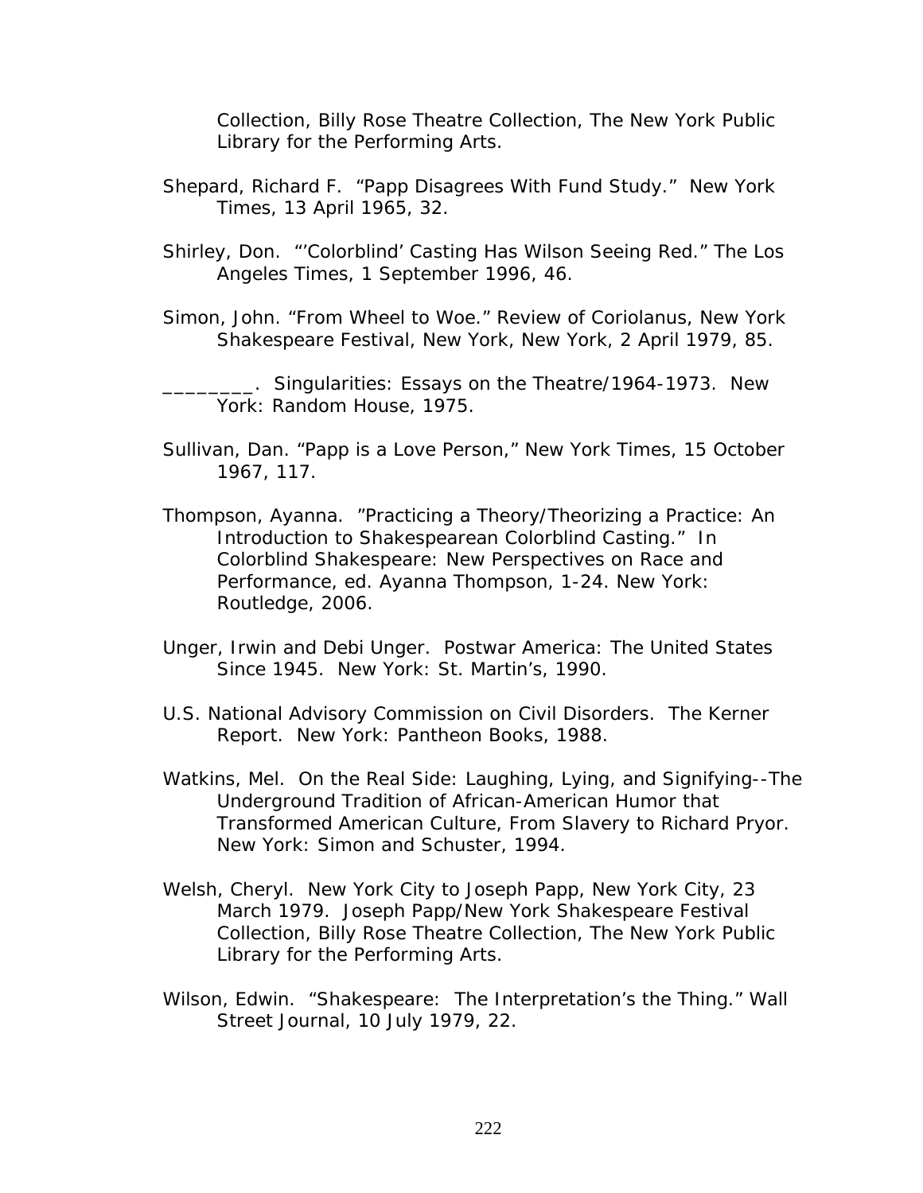Collection, Billy Rose Theatre Collection, The New York Public Library for the Performing Arts.

Shepard, Richard F. "Papp Disagrees With Fund Study." New York Times, 13 April 1965, 32.

Shirley, Don. "'Colorblind' Casting Has Wilson Seeing Red." The Los Angeles Times, 1 September 1996, 46.

Simon, John. "From Wheel to Woe." Review of Coriolanus, New York Shakespeare Festival, New York, New York, 2 April 1979, 85.

________. Singularities: Essays on the Theatre/1964-1973. New York: Random House, 1975.

Sullivan, Dan. "Papp is a Love Person," New York Times, 15 October 1967, 117.

Thompson, Ayanna. "Practicing a Theory/Theorizing a Practice: An Introduction to Shakespearean Colorblind Casting." In Colorblind Shakespeare: New Perspectives on Race and Performance, ed. Ayanna Thompson, 1-24. New York: Routledge, 2006.

Unger, Irwin and Debi Unger. Postwar America: The United States Since 1945. New York: St. Martin's, 1990.

U.S. National Advisory Commission on Civil Disorders. The Kerner Report. New York: Pantheon Books, 1988.

Watkins, Mel. On the Real Side: Laughing, Lying, and Signifying--The Underground Tradition of African-American Humor that Transformed American Culture, From Slavery to Richard Pryor. New York: Simon and Schuster, 1994.

Welsh, Cheryl. New York City to Joseph Papp, New York City, 23 March 1979. Joseph Papp/New York Shakespeare Festival Collection, Billy Rose Theatre Collection, The New York Public Library for the Performing Arts.

Wilson, Edwin. "Shakespeare: The Interpretation's the Thing." Wall Street Journal, 10 July 1979, 22.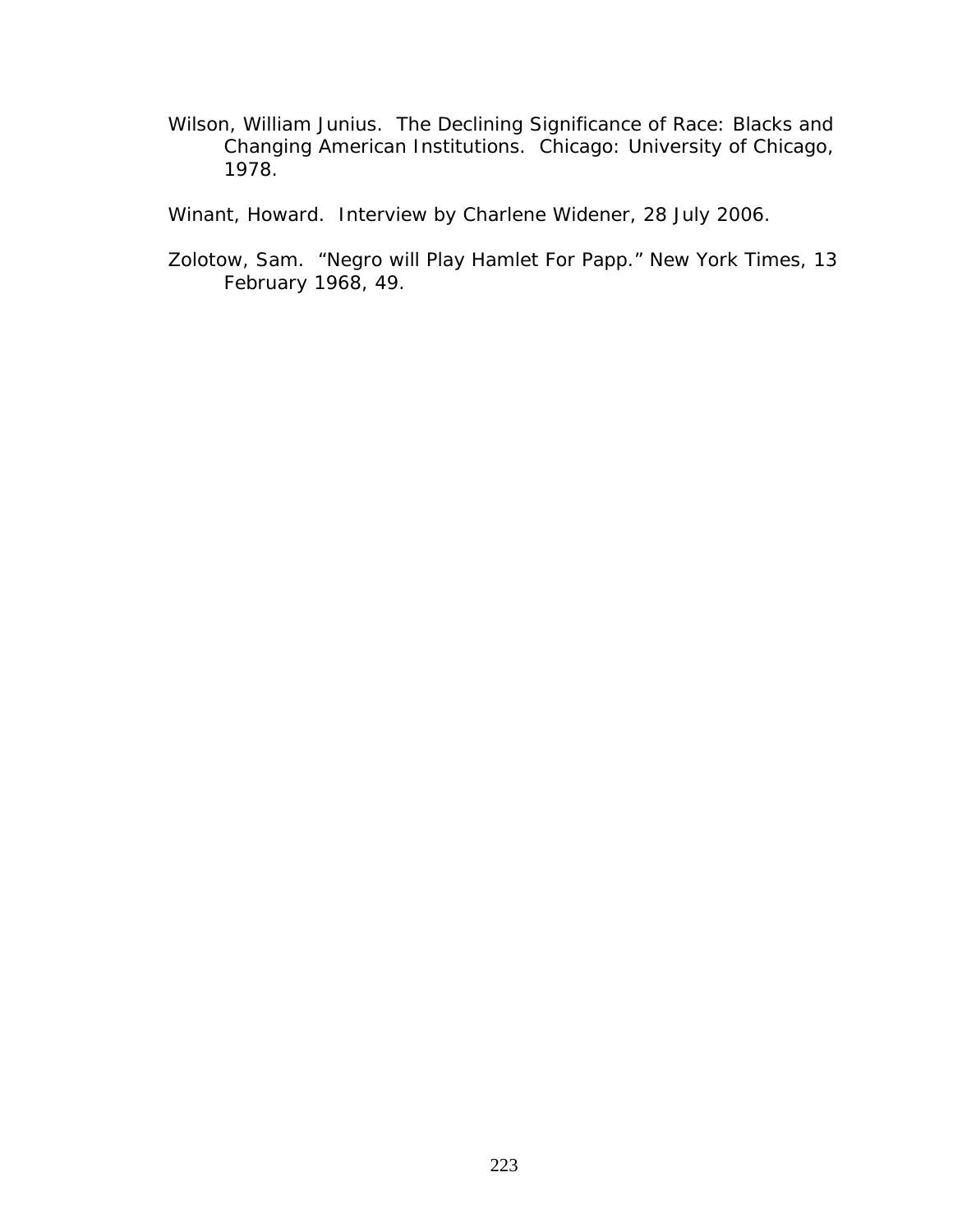Wilson, William Junius. The Declining Significance of Race: Blacks and Changing American Institutions. Chicago: University of Chicago, 1978.

Winant, Howard. Interview by Charlene Widener, 28 July 2006.

Zolotow, Sam. "Negro will Play Hamlet For Papp." New York Times, 13 February 1968, 49.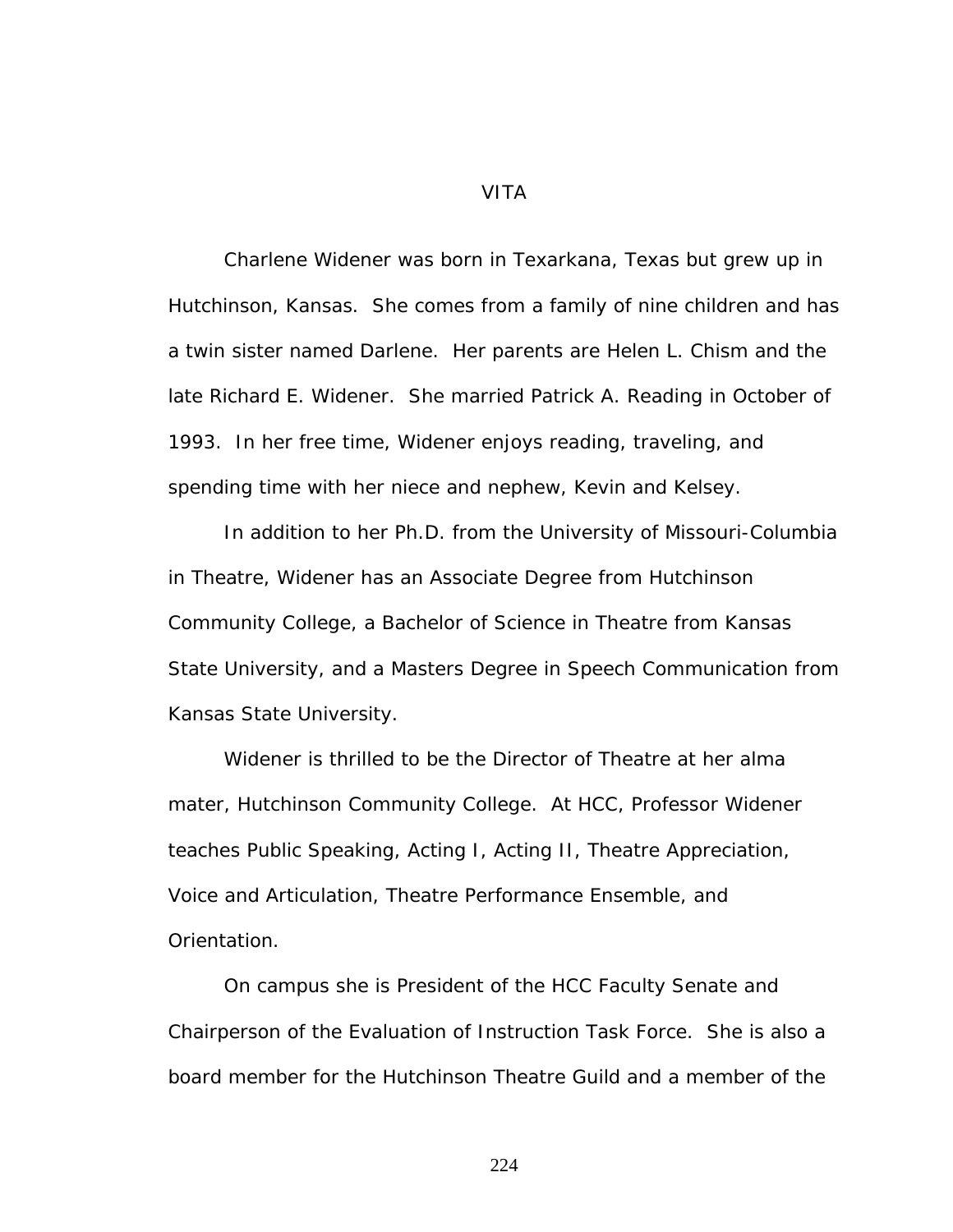# VITA

Charlene Widener was born in Texarkana, Texas but grew up in Hutchinson, Kansas. She comes from a family of nine children and has a twin sister named Darlene. Her parents are Helen L. Chism and the late Richard E. Widener. She married Patrick A. Reading in October of 1993. In her free time, Widener enjoys reading, traveling, and spending time with her niece and nephew, Kevin and Kelsey.

In addition to her Ph.D. from the University of Missouri-Columbia in Theatre, Widener has an Associate Degree from Hutchinson Community College, a Bachelor of Science in Theatre from Kansas State University, and a Masters Degree in Speech Communication from Kansas State University.

Widener is thrilled to be the Director of Theatre at her alma mater, Hutchinson Community College. At HCC, Professor Widener teaches Public Speaking, Acting I, Acting II, Theatre Appreciation, Voice and Articulation, Theatre Performance Ensemble, and Orientation.

On campus she is President of the HCC Faculty Senate and Chairperson of the Evaluation of Instruction Task Force. She is also a board member for the Hutchinson Theatre Guild and a member of the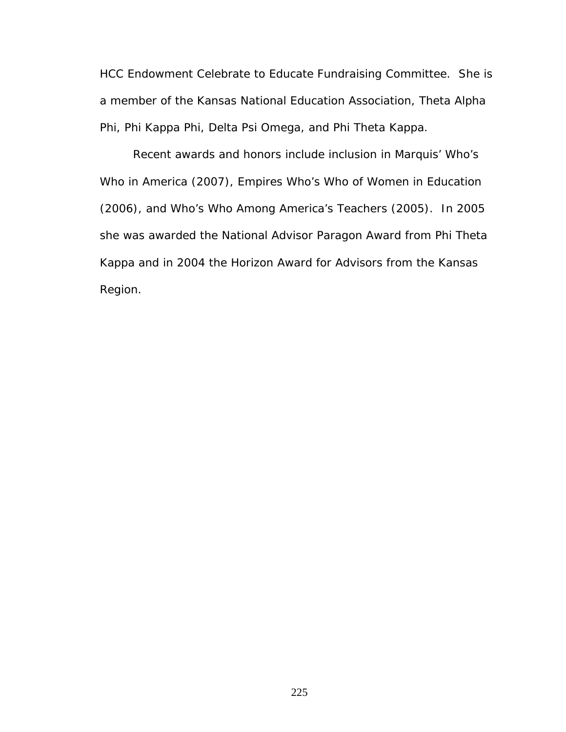HCC Endowment Celebrate to Educate Fundraising Committee. She is a member of the Kansas National Education Association, Theta Alpha Phi, Phi Kappa Phi, Delta Psi Omega, and Phi Theta Kappa.

Recent awards and honors include inclusion in Marquis' Who's Who in America (2007), Empires Who's Who of Women in Education (2006), and Who's Who Among America's Teachers (2005). In 2005 she was awarded the National Advisor Paragon Award from Phi Theta Kappa and in 2004 the Horizon Award for Advisors from the Kansas Region.